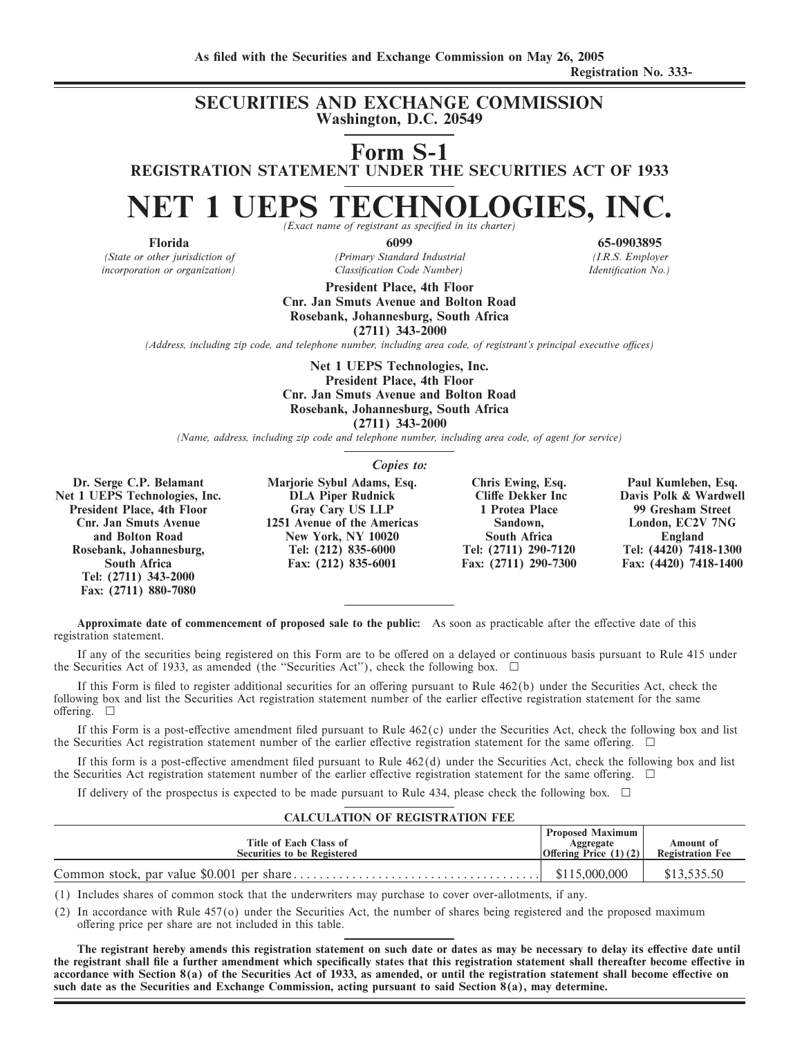As filed with the Securities and Exchange Commission on May 26, 2005

Registration No. 333-

# SECURITIES AND EXCHANGE COMMISSION
**Washington, D.C. 20549**

# Form S-1
**REGISTRATION STATEMENT UNDER THE SECURITIES ACT OF 1933**

# NET 1 UEPS TECHNOLOGIES, INC.
*(Exact name of registrant as specified in its charter)*

| **Florida** | **6099** | **65-0903895** |
|---|---|---|
| *(State or other jurisdiction of incorporation or organization)* | *(Primary Standard Industrial Classification Code Number)* | *(I.R.S. Employer Identification No.)* |

**President Place, 4th Floor**
**Cnr. Jan Smuts Avenue and Bolton Road**
**Rosebank, Johannesburg, South Africa**
**(2711) 343-2000**
*(Address, including zip code, and telephone number, including area code, of registrant's principal executive offices)*

**Net 1 UEPS Technologies, Inc.**
**President Place, 4th Floor**
**Cnr. Jan Smuts Avenue and Bolton Road**
**Rosebank, Johannesburg, South Africa**
**(2711) 343-2000**
*(Name, address, including zip code and telephone number, including area code, of agent for service)*

*Copies to:*

| Dr. Serge C.P. Belamant | Marjorie Sybul Adams, Esq. | Chris Ewing, Esq. | Paul Kumleben, Esq. |
|---|---|---|---|
| Net 1 UEPS Technologies, Inc. | DLA Piper Rudnick | Cliffe Dekker Inc | Davis Polk & Wardwell |
| President Place, 4th Floor | Gray Cary US LLP | 1 Protea Place | 99 Gresham Street |
| Cnr. Jan Smuts Avenue | 1251 Avenue of the Americas | Sandown, | London, EC2V 7NG |
| and Bolton Road | New York, NY 10020 | South Africa | England |
| Rosebank, Johannesburg, | Tel: (212) 835-6000 | Tel: (2711) 290-7120 | Tel: (4420) 7418-1300 |
| South Africa | Fax: (212) 835-6001 | Fax: (2711) 290-7300 | Fax: (4420) 7418-1400 |
| Tel: (2711) 343-2000 | | | |
| Fax: (2711) 880-7080 | | | |

**Approximate date of commencement of proposed sale to the public:** As soon as practicable after the effective date of this registration statement.

If any of the securities being registered on this Form are to be offered on a delayed or continuous basis pursuant to Rule 415 under the Securities Act of 1933, as amended (the "Securities Act"), check the following box. ☐

If this Form is filed to register additional securities for an offering pursuant to Rule 462(b) under the Securities Act, check the following box and list the Securities Act registration statement number of the earlier effective registration statement for the same offering. ☐

If this Form is a post-effective amendment filed pursuant to Rule 462(c) under the Securities Act, check the following box and list the Securities Act registration statement number of the earlier effective registration statement for the same offering. ☐

If this form is a post-effective amendment filed pursuant to Rule 462(d) under the Securities Act, check the following box and list the Securities Act registration statement number of the earlier effective registration statement for the same offering. ☐

If delivery of the prospectus is expected to be made pursuant to Rule 434, please check the following box. ☐

**CALCULATION OF REGISTRATION FEE**

| Title of Each Class of Securities to be Registered | Proposed Maximum Aggregate Offering Price (1)(2) | Amount of Registration Fee |
|---|---|---|
| Common stock, par value $0.001 per share | $115,000,000 | $13,535.50 |

(1) Includes shares of common stock that the underwriters may purchase to cover over-allotments, if any.

(2) In accordance with Rule 457(o) under the Securities Act, the number of shares being registered and the proposed maximum offering price per share are not included in this table.

**The registrant hereby amends this registration statement on such date or dates as may be necessary to delay its effective date until the registrant shall file a further amendment which specifically states that this registration statement shall thereafter become effective in accordance with Section 8(a) of the Securities Act of 1933, as amended, or until the registration statement shall become effective on such date as the Securities and Exchange Commission, acting pursuant to said Section 8(a), may determine.**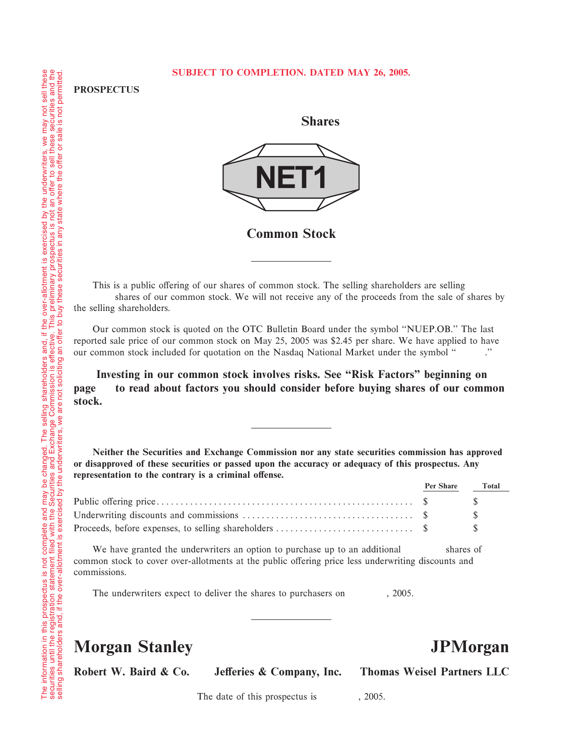The information in this prospectus is not complete and may be changed. The selling shareholders and, if the over-allotment is exercised by the underwriters, we may not sell these securities until the registration statement filed with the Securities and Exchange Commission is effective. This preliminary prospectus is not an offer to sell these securities and the selling shareholders and, if the over-allotment is exercised by the underwriters, we are not soliciting an offer to buy these securities in any state where the offer or sale is not permitted.

**SUBJECT TO COMPLETION. DATED MAY 26, 2005.**

**PROSPECTUS**

# Shares

**NET1**

# Common Stock

---

This is a public offering of our shares of common stock. The selling shareholders are selling shares of our common stock. We will not receive any of the proceeds from the sale of shares by the selling shareholders.

Our common stock is quoted on the OTC Bulletin Board under the symbol "NUEP.OB." The last reported sale price of our common stock on May 25, 2005 was $2.45 per share. We have applied to have our common stock included for quotation on the Nasdaq National Market under the symbol " ."

**Investing in our common stock involves risks. See "Risk Factors" beginning on page to read about factors you should consider before buying shares of our common stock.**

---

**Neither the Securities and Exchange Commission nor any state securities commission has approved or disapproved of these securities or passed upon the accuracy or adequacy of this prospectus. Any representation to the contrary is a criminal offense.**

| | Per Share | Total |
|---|---|---|
| Public offering price | $ | $ |
| Underwriting discounts and commissions | $ | $ |
| Proceeds, before expenses, to selling shareholders | $ | $ |

We have granted the underwriters an option to purchase up to an additional shares of common stock to cover over-allotments at the public offering price less underwriting discounts and commissions.

The underwriters expect to deliver the shares to purchasers on , 2005.

---

**Morgan Stanley** **JPMorgan**

**Robert W. Baird & Co.** **Jefferies & Company, Inc.** **Thomas Weisel Partners LLC**

The date of this prospectus is , 2005.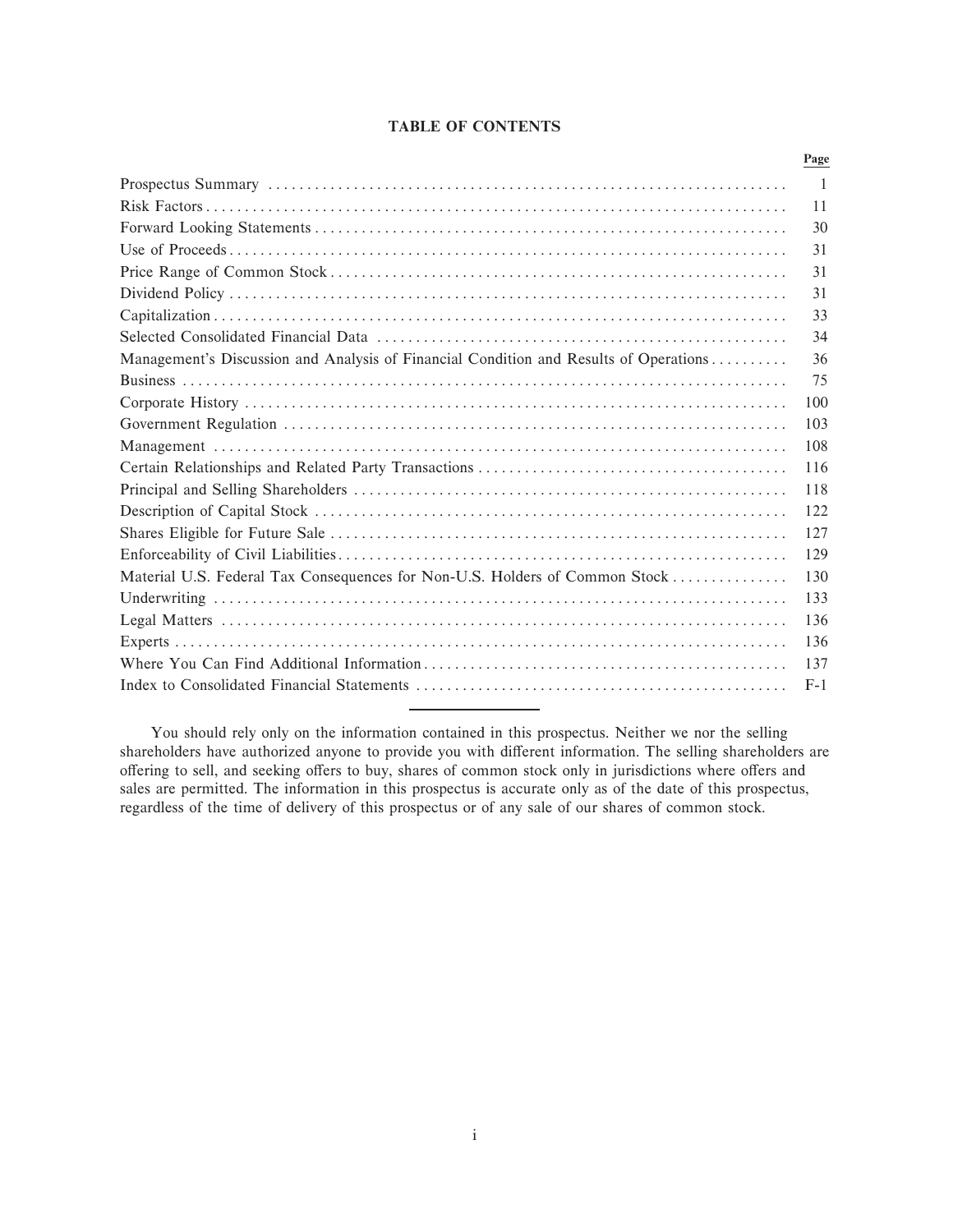## TABLE OF CONTENTS

| | Page |
|---|---|
| Prospectus Summary | 1 |
| Risk Factors | 11 |
| Forward Looking Statements | 30 |
| Use of Proceeds | 31 |
| Price Range of Common Stock | 31 |
| Dividend Policy | 31 |
| Capitalization | 33 |
| Selected Consolidated Financial Data | 34 |
| Management's Discussion and Analysis of Financial Condition and Results of Operations | 36 |
| Business | 75 |
| Corporate History | 100 |
| Government Regulation | 103 |
| Management | 108 |
| Certain Relationships and Related Party Transactions | 116 |
| Principal and Selling Shareholders | 118 |
| Description of Capital Stock | 122 |
| Shares Eligible for Future Sale | 127 |
| Enforceability of Civil Liabilities | 129 |
| Material U.S. Federal Tax Consequences for Non-U.S. Holders of Common Stock | 130 |
| Underwriting | 133 |
| Legal Matters | 136 |
| Experts | 136 |
| Where You Can Find Additional Information | 137 |
| Index to Consolidated Financial Statements | F-1 |

You should rely only on the information contained in this prospectus. Neither we nor the selling shareholders have authorized anyone to provide you with different information. The selling shareholders are offering to sell, and seeking offers to buy, shares of common stock only in jurisdictions where offers and sales are permitted. The information in this prospectus is accurate only as of the date of this prospectus, regardless of the time of delivery of this prospectus or of any sale of our shares of common stock.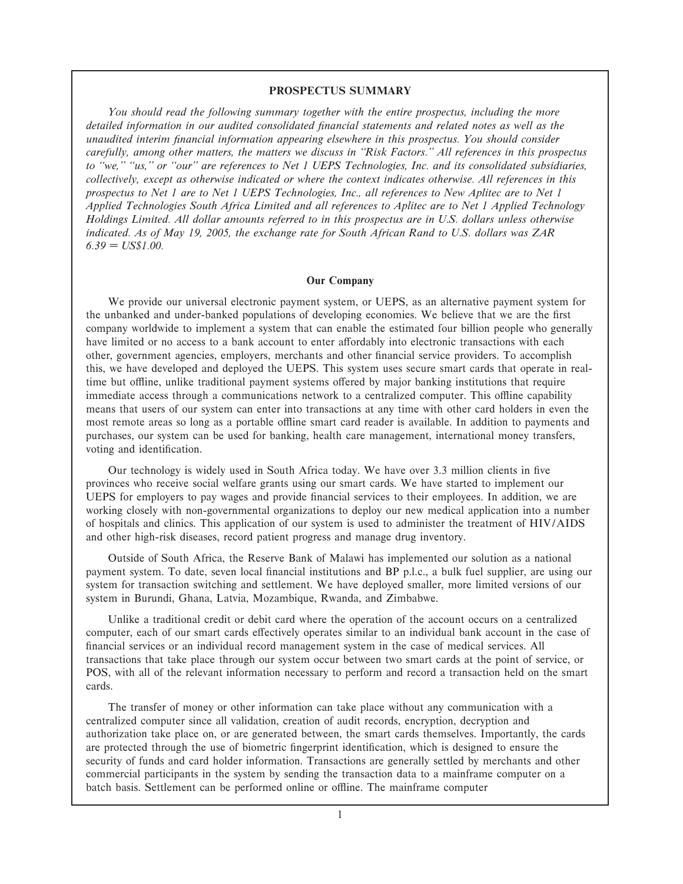# PROSPECTUS SUMMARY

*You should read the following summary together with the entire prospectus, including the more detailed information in our audited consolidated financial statements and related notes as well as the unaudited interim financial information appearing elsewhere in this prospectus. You should consider carefully, among other matters, the matters we discuss in "Risk Factors." All references in this prospectus to "we," "us," or "our" are references to Net 1 UEPS Technologies, Inc. and its consolidated subsidiaries, collectively, except as otherwise indicated or where the context indicates otherwise. All references in this prospectus to Net 1 are to Net 1 UEPS Technologies, Inc., all references to New Aplitec are to Net 1 Applied Technologies South Africa Limited and all references to Aplitec are to Net 1 Applied Technology Holdings Limited. All dollar amounts referred to in this prospectus are in U.S. dollars unless otherwise indicated. As of May 19, 2005, the exchange rate for South African Rand to U.S. dollars was ZAR 6.39 = US$1.00.*

## Our Company

We provide our universal electronic payment system, or UEPS, as an alternative payment system for the unbanked and under-banked populations of developing economies. We believe that we are the first company worldwide to implement a system that can enable the estimated four billion people who generally have limited or no access to a bank account to enter affordably into electronic transactions with each other, government agencies, employers, merchants and other financial service providers. To accomplish this, we have developed and deployed the UEPS. This system uses secure smart cards that operate in real-time but offline, unlike traditional payment systems offered by major banking institutions that require immediate access through a communications network to a centralized computer. This offline capability means that users of our system can enter into transactions at any time with other card holders in even the most remote areas so long as a portable offline smart card reader is available. In addition to payments and purchases, our system can be used for banking, health care management, international money transfers, voting and identification.

Our technology is widely used in South Africa today. We have over 3.3 million clients in five provinces who receive social welfare grants using our smart cards. We have started to implement our UEPS for employers to pay wages and provide financial services to their employees. In addition, we are working closely with non-governmental organizations to deploy our new medical application into a number of hospitals and clinics. This application of our system is used to administer the treatment of HIV/AIDS and other high-risk diseases, record patient progress and manage drug inventory.

Outside of South Africa, the Reserve Bank of Malawi has implemented our solution as a national payment system. To date, seven local financial institutions and BP p.l.c., a bulk fuel supplier, are using our system for transaction switching and settlement. We have deployed smaller, more limited versions of our system in Burundi, Ghana, Latvia, Mozambique, Rwanda, and Zimbabwe.

Unlike a traditional credit or debit card where the operation of the account occurs on a centralized computer, each of our smart cards effectively operates similar to an individual bank account in the case of financial services or an individual record management system in the case of medical services. All transactions that take place through our system occur between two smart cards at the point of service, or POS, with all of the relevant information necessary to perform and record a transaction held on the smart cards.

The transfer of money or other information can take place without any communication with a centralized computer since all validation, creation of audit records, encryption, decryption and authorization take place on, or are generated between, the smart cards themselves. Importantly, the cards are protected through the use of biometric fingerprint identification, which is designed to ensure the security of funds and card holder information. Transactions are generally settled by merchants and other commercial participants in the system by sending the transaction data to a mainframe computer on a batch basis. Settlement can be performed online or offline. The mainframe computer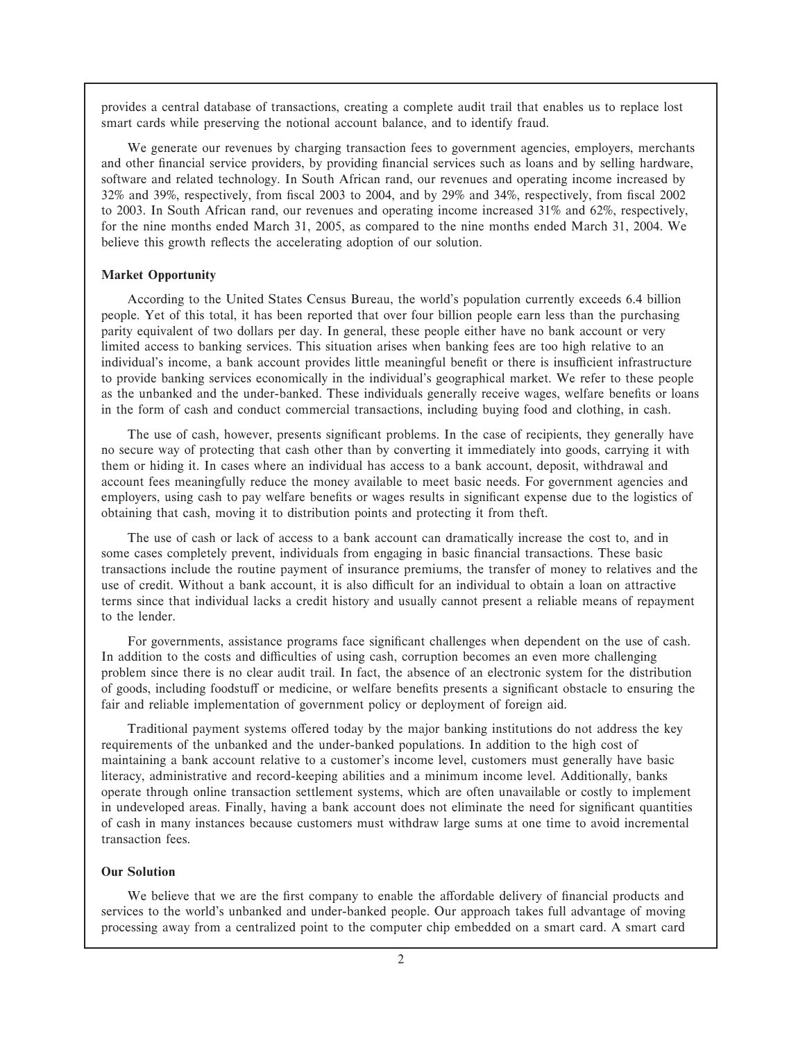provides a central database of transactions, creating a complete audit trail that enables us to replace lost smart cards while preserving the notional account balance, and to identify fraud.

We generate our revenues by charging transaction fees to government agencies, employers, merchants and other financial service providers, by providing financial services such as loans and by selling hardware, software and related technology. In South African rand, our revenues and operating income increased by 32% and 39%, respectively, from fiscal 2003 to 2004, and by 29% and 34%, respectively, from fiscal 2002 to 2003. In South African rand, our revenues and operating income increased 31% and 62%, respectively, for the nine months ended March 31, 2005, as compared to the nine months ended March 31, 2004. We believe this growth reflects the accelerating adoption of our solution.

**Market Opportunity**

According to the United States Census Bureau, the world's population currently exceeds 6.4 billion people. Yet of this total, it has been reported that over four billion people earn less than the purchasing parity equivalent of two dollars per day. In general, these people either have no bank account or very limited access to banking services. This situation arises when banking fees are too high relative to an individual's income, a bank account provides little meaningful benefit or there is insufficient infrastructure to provide banking services economically in the individual's geographical market. We refer to these people as the unbanked and the under-banked. These individuals generally receive wages, welfare benefits or loans in the form of cash and conduct commercial transactions, including buying food and clothing, in cash.

The use of cash, however, presents significant problems. In the case of recipients, they generally have no secure way of protecting that cash other than by converting it immediately into goods, carrying it with them or hiding it. In cases where an individual has access to a bank account, deposit, withdrawal and account fees meaningfully reduce the money available to meet basic needs. For government agencies and employers, using cash to pay welfare benefits or wages results in significant expense due to the logistics of obtaining that cash, moving it to distribution points and protecting it from theft.

The use of cash or lack of access to a bank account can dramatically increase the cost to, and in some cases completely prevent, individuals from engaging in basic financial transactions. These basic transactions include the routine payment of insurance premiums, the transfer of money to relatives and the use of credit. Without a bank account, it is also difficult for an individual to obtain a loan on attractive terms since that individual lacks a credit history and usually cannot present a reliable means of repayment to the lender.

For governments, assistance programs face significant challenges when dependent on the use of cash. In addition to the costs and difficulties of using cash, corruption becomes an even more challenging problem since there is no clear audit trail. In fact, the absence of an electronic system for the distribution of goods, including foodstuff or medicine, or welfare benefits presents a significant obstacle to ensuring the fair and reliable implementation of government policy or deployment of foreign aid.

Traditional payment systems offered today by the major banking institutions do not address the key requirements of the unbanked and the under-banked populations. In addition to the high cost of maintaining a bank account relative to a customer's income level, customers must generally have basic literacy, administrative and record-keeping abilities and a minimum income level. Additionally, banks operate through online transaction settlement systems, which are often unavailable or costly to implement in undeveloped areas. Finally, having a bank account does not eliminate the need for significant quantities of cash in many instances because customers must withdraw large sums at one time to avoid incremental transaction fees.

**Our Solution**

We believe that we are the first company to enable the affordable delivery of financial products and services to the world's unbanked and under-banked people. Our approach takes full advantage of moving processing away from a centralized point to the computer chip embedded on a smart card. A smart card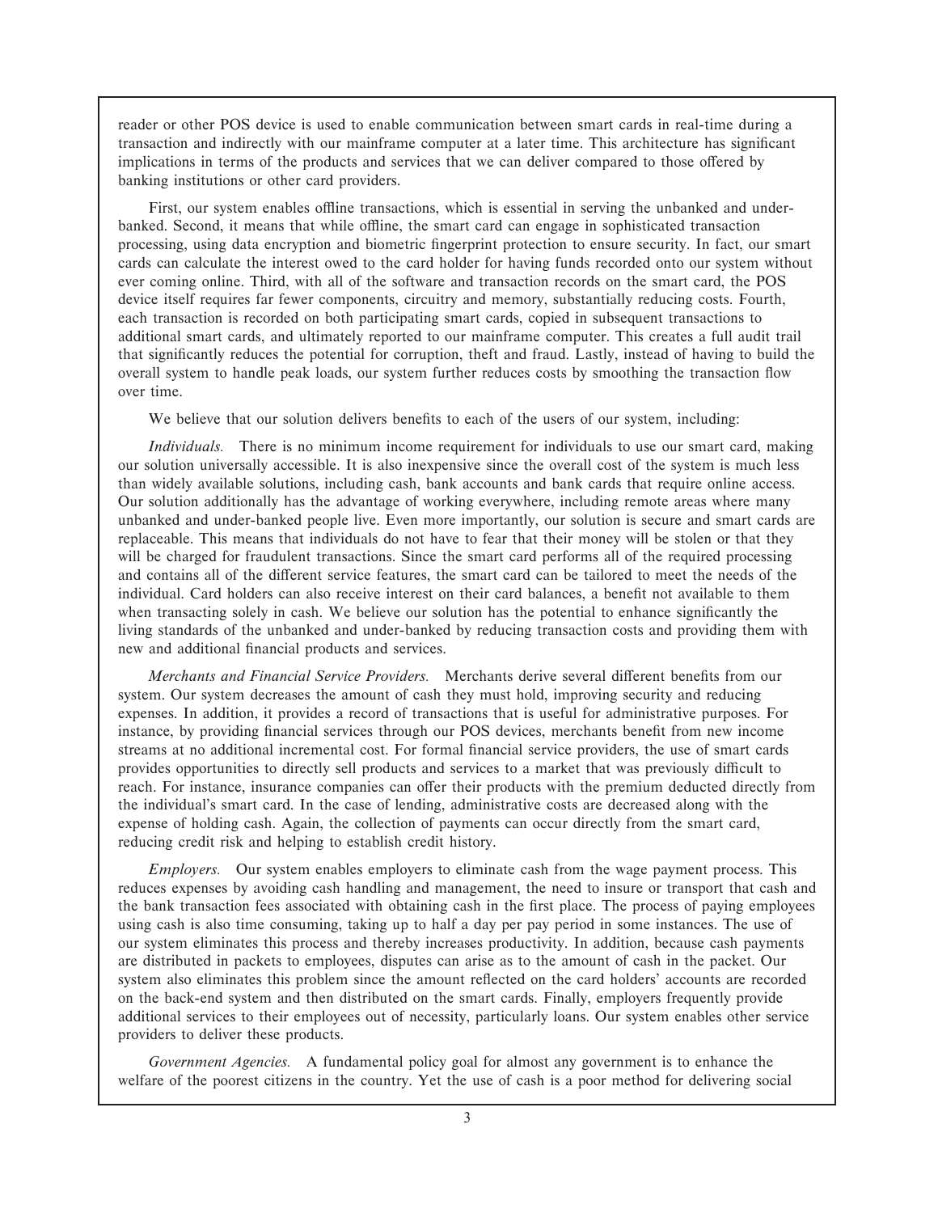reader or other POS device is used to enable communication between smart cards in real-time during a transaction and indirectly with our mainframe computer at a later time. This architecture has significant implications in terms of the products and services that we can deliver compared to those offered by banking institutions or other card providers.

First, our system enables offline transactions, which is essential in serving the unbanked and under-banked. Second, it means that while offline, the smart card can engage in sophisticated transaction processing, using data encryption and biometric fingerprint protection to ensure security. In fact, our smart cards can calculate the interest owed to the card holder for having funds recorded onto our system without ever coming online. Third, with all of the software and transaction records on the smart card, the POS device itself requires far fewer components, circuitry and memory, substantially reducing costs. Fourth, each transaction is recorded on both participating smart cards, copied in subsequent transactions to additional smart cards, and ultimately reported to our mainframe computer. This creates a full audit trail that significantly reduces the potential for corruption, theft and fraud. Lastly, instead of having to build the overall system to handle peak loads, our system further reduces costs by smoothing the transaction flow over time.

We believe that our solution delivers benefits to each of the users of our system, including:

*Individuals.* There is no minimum income requirement for individuals to use our smart card, making our solution universally accessible. It is also inexpensive since the overall cost of the system is much less than widely available solutions, including cash, bank accounts and bank cards that require online access. Our solution additionally has the advantage of working everywhere, including remote areas where many unbanked and under-banked people live. Even more importantly, our solution is secure and smart cards are replaceable. This means that individuals do not have to fear that their money will be stolen or that they will be charged for fraudulent transactions. Since the smart card performs all of the required processing and contains all of the different service features, the smart card can be tailored to meet the needs of the individual. Card holders can also receive interest on their card balances, a benefit not available to them when transacting solely in cash. We believe our solution has the potential to enhance significantly the living standards of the unbanked and under-banked by reducing transaction costs and providing them with new and additional financial products and services.

*Merchants and Financial Service Providers.* Merchants derive several different benefits from our system. Our system decreases the amount of cash they must hold, improving security and reducing expenses. In addition, it provides a record of transactions that is useful for administrative purposes. For instance, by providing financial services through our POS devices, merchants benefit from new income streams at no additional incremental cost. For formal financial service providers, the use of smart cards provides opportunities to directly sell products and services to a market that was previously difficult to reach. For instance, insurance companies can offer their products with the premium deducted directly from the individual's smart card. In the case of lending, administrative costs are decreased along with the expense of holding cash. Again, the collection of payments can occur directly from the smart card, reducing credit risk and helping to establish credit history.

*Employers.* Our system enables employers to eliminate cash from the wage payment process. This reduces expenses by avoiding cash handling and management, the need to insure or transport that cash and the bank transaction fees associated with obtaining cash in the first place. The process of paying employees using cash is also time consuming, taking up to half a day per pay period in some instances. The use of our system eliminates this process and thereby increases productivity. In addition, because cash payments are distributed in packets to employees, disputes can arise as to the amount of cash in the packet. Our system also eliminates this problem since the amount reflected on the card holders' accounts are recorded on the back-end system and then distributed on the smart cards. Finally, employers frequently provide additional services to their employees out of necessity, particularly loans. Our system enables other service providers to deliver these products.

*Government Agencies.* A fundamental policy goal for almost any government is to enhance the welfare of the poorest citizens in the country. Yet the use of cash is a poor method for delivering social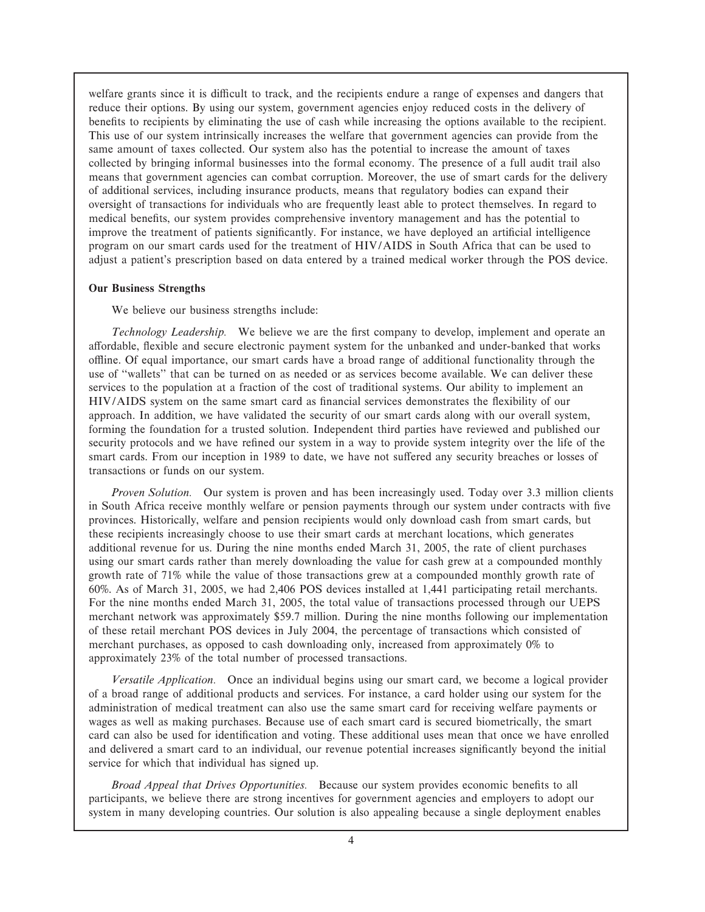welfare grants since it is difficult to track, and the recipients endure a range of expenses and dangers that reduce their options. By using our system, government agencies enjoy reduced costs in the delivery of benefits to recipients by eliminating the use of cash while increasing the options available to the recipient. This use of our system intrinsically increases the welfare that government agencies can provide from the same amount of taxes collected. Our system also has the potential to increase the amount of taxes collected by bringing informal businesses into the formal economy. The presence of a full audit trail also means that government agencies can combat corruption. Moreover, the use of smart cards for the delivery of additional services, including insurance products, means that regulatory bodies can expand their oversight of transactions for individuals who are frequently least able to protect themselves. In regard to medical benefits, our system provides comprehensive inventory management and has the potential to improve the treatment of patients significantly. For instance, we have deployed an artificial intelligence program on our smart cards used for the treatment of HIV/AIDS in South Africa that can be used to adjust a patient's prescription based on data entered by a trained medical worker through the POS device.

**Our Business Strengths**

We believe our business strengths include:

*Technology Leadership.* We believe we are the first company to develop, implement and operate an affordable, flexible and secure electronic payment system for the unbanked and under-banked that works offline. Of equal importance, our smart cards have a broad range of additional functionality through the use of ''wallets'' that can be turned on as needed or as services become available. We can deliver these services to the population at a fraction of the cost of traditional systems. Our ability to implement an HIV/AIDS system on the same smart card as financial services demonstrates the flexibility of our approach. In addition, we have validated the security of our smart cards along with our overall system, forming the foundation for a trusted solution. Independent third parties have reviewed and published our security protocols and we have refined our system in a way to provide system integrity over the life of the smart cards. From our inception in 1989 to date, we have not suffered any security breaches or losses of transactions or funds on our system.

*Proven Solution.* Our system is proven and has been increasingly used. Today over 3.3 million clients in South Africa receive monthly welfare or pension payments through our system under contracts with five provinces. Historically, welfare and pension recipients would only download cash from smart cards, but these recipients increasingly choose to use their smart cards at merchant locations, which generates additional revenue for us. During the nine months ended March 31, 2005, the rate of client purchases using our smart cards rather than merely downloading the value for cash grew at a compounded monthly growth rate of 71% while the value of those transactions grew at a compounded monthly growth rate of 60%. As of March 31, 2005, we had 2,406 POS devices installed at 1,441 participating retail merchants. For the nine months ended March 31, 2005, the total value of transactions processed through our UEPS merchant network was approximately $59.7 million. During the nine months following our implementation of these retail merchant POS devices in July 2004, the percentage of transactions which consisted of merchant purchases, as opposed to cash downloading only, increased from approximately 0% to approximately 23% of the total number of processed transactions.

*Versatile Application.* Once an individual begins using our smart card, we become a logical provider of a broad range of additional products and services. For instance, a card holder using our system for the administration of medical treatment can also use the same smart card for receiving welfare payments or wages as well as making purchases. Because use of each smart card is secured biometrically, the smart card can also be used for identification and voting. These additional uses mean that once we have enrolled and delivered a smart card to an individual, our revenue potential increases significantly beyond the initial service for which that individual has signed up.

*Broad Appeal that Drives Opportunities.* Because our system provides economic benefits to all participants, we believe there are strong incentives for government agencies and employers to adopt our system in many developing countries. Our solution is also appealing because a single deployment enables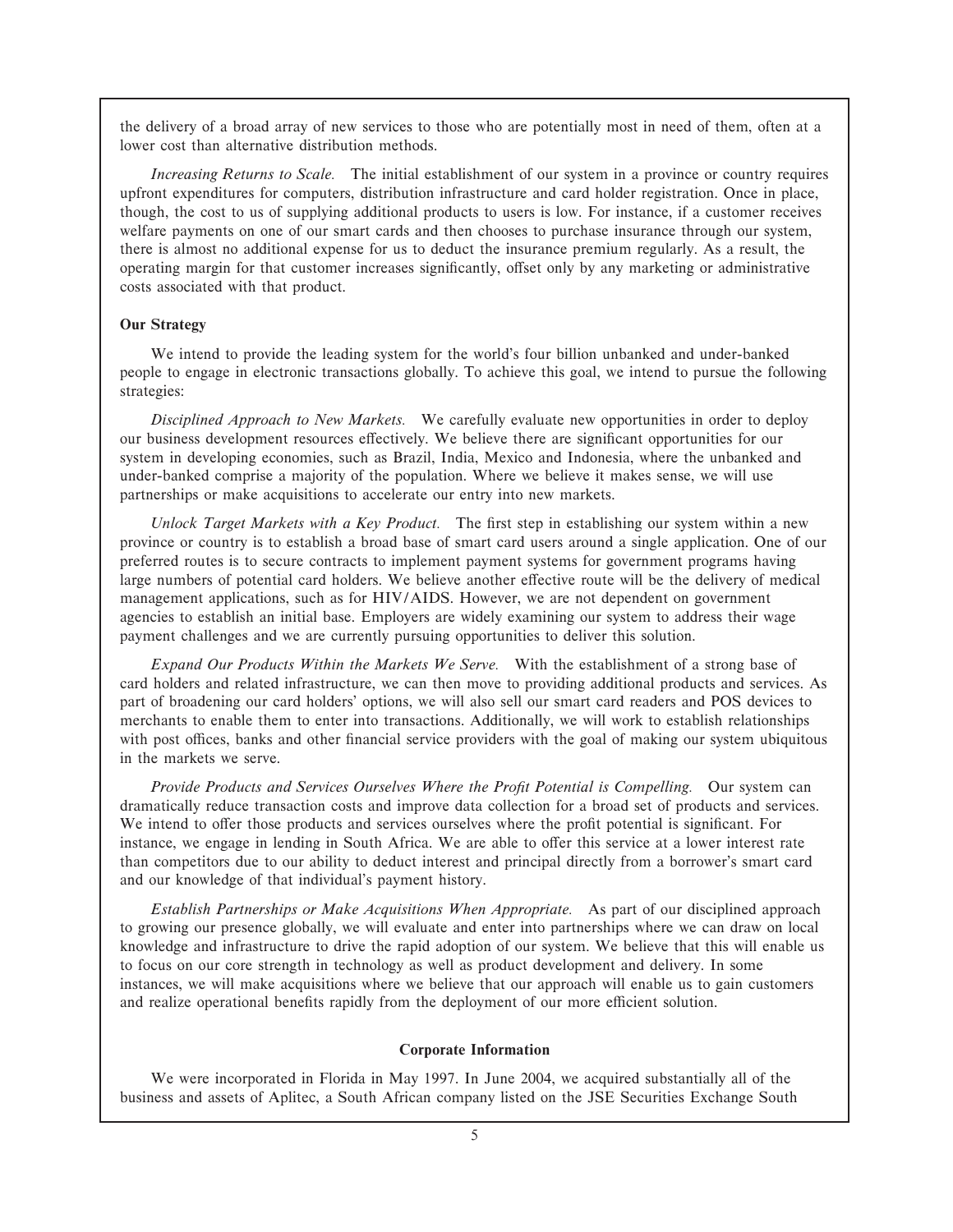the delivery of a broad array of new services to those who are potentially most in need of them, often at a lower cost than alternative distribution methods.

*Increasing Returns to Scale.* The initial establishment of our system in a province or country requires upfront expenditures for computers, distribution infrastructure and card holder registration. Once in place, though, the cost to us of supplying additional products to users is low. For instance, if a customer receives welfare payments on one of our smart cards and then chooses to purchase insurance through our system, there is almost no additional expense for us to deduct the insurance premium regularly. As a result, the operating margin for that customer increases significantly, offset only by any marketing or administrative costs associated with that product.

**Our Strategy**

We intend to provide the leading system for the world's four billion unbanked and under-banked people to engage in electronic transactions globally. To achieve this goal, we intend to pursue the following strategies:

*Disciplined Approach to New Markets.* We carefully evaluate new opportunities in order to deploy our business development resources effectively. We believe there are significant opportunities for our system in developing economies, such as Brazil, India, Mexico and Indonesia, where the unbanked and under-banked comprise a majority of the population. Where we believe it makes sense, we will use partnerships or make acquisitions to accelerate our entry into new markets.

*Unlock Target Markets with a Key Product.* The first step in establishing our system within a new province or country is to establish a broad base of smart card users around a single application. One of our preferred routes is to secure contracts to implement payment systems for government programs having large numbers of potential card holders. We believe another effective route will be the delivery of medical management applications, such as for HIV/AIDS. However, we are not dependent on government agencies to establish an initial base. Employers are widely examining our system to address their wage payment challenges and we are currently pursuing opportunities to deliver this solution.

*Expand Our Products Within the Markets We Serve.* With the establishment of a strong base of card holders and related infrastructure, we can then move to providing additional products and services. As part of broadening our card holders' options, we will also sell our smart card readers and POS devices to merchants to enable them to enter into transactions. Additionally, we will work to establish relationships with post offices, banks and other financial service providers with the goal of making our system ubiquitous in the markets we serve.

*Provide Products and Services Ourselves Where the Profit Potential is Compelling.* Our system can dramatically reduce transaction costs and improve data collection for a broad set of products and services. We intend to offer those products and services ourselves where the profit potential is significant. For instance, we engage in lending in South Africa. We are able to offer this service at a lower interest rate than competitors due to our ability to deduct interest and principal directly from a borrower's smart card and our knowledge of that individual's payment history.

*Establish Partnerships or Make Acquisitions When Appropriate.* As part of our disciplined approach to growing our presence globally, we will evaluate and enter into partnerships where we can draw on local knowledge and infrastructure to drive the rapid adoption of our system. We believe that this will enable us to focus on our core strength in technology as well as product development and delivery. In some instances, we will make acquisitions where we believe that our approach will enable us to gain customers and realize operational benefits rapidly from the deployment of our more efficient solution.

## Corporate Information

We were incorporated in Florida in May 1997. In June 2004, we acquired substantially all of the business and assets of Aplitec, a South African company listed on the JSE Securities Exchange South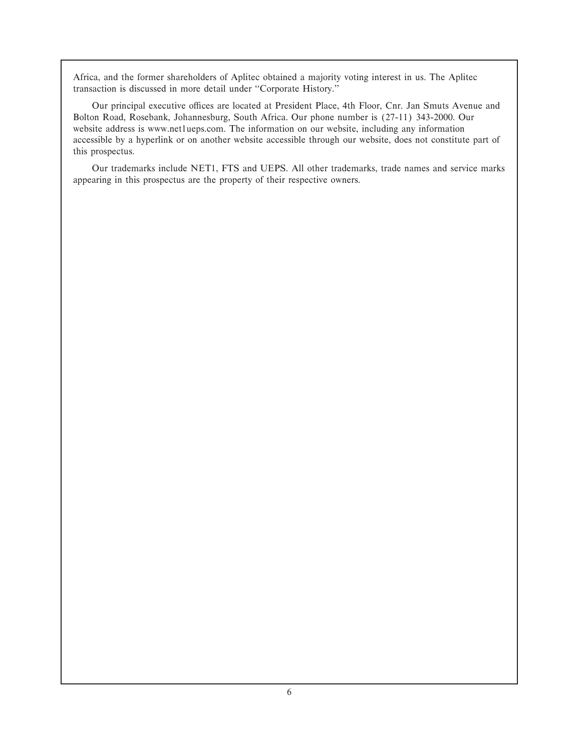Africa, and the former shareholders of Aplitec obtained a majority voting interest in us. The Aplitec transaction is discussed in more detail under ''Corporate History.''

Our principal executive offices are located at President Place, 4th Floor, Cnr. Jan Smuts Avenue and Bolton Road, Rosebank, Johannesburg, South Africa. Our phone number is (27-11) 343-2000. Our website address is www.net1ueps.com. The information on our website, including any information accessible by a hyperlink or on another website accessible through our website, does not constitute part of this prospectus.

Our trademarks include NET1, FTS and UEPS. All other trademarks, trade names and service marks appearing in this prospectus are the property of their respective owners.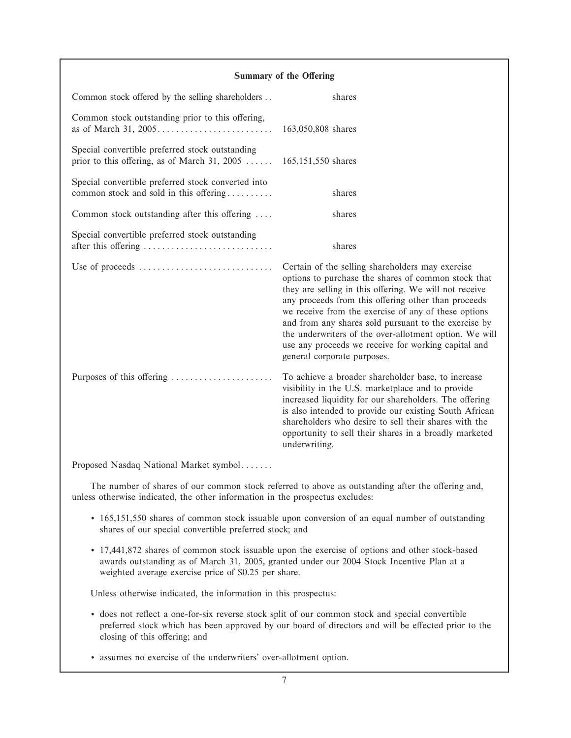### Summary of the Offering

| | |
|---|---|
| Common stock offered by the selling shareholders | shares |
| Common stock outstanding prior to this offering, as of March 31, 2005 | 163,050,808 shares |
| Special convertible preferred stock outstanding prior to this offering, as of March 31, 2005 | 165,151,550 shares |
| Special convertible preferred stock converted into common stock and sold in this offering | shares |
| Common stock outstanding after this offering | shares |
| Special convertible preferred stock outstanding after this offering | shares |
| Use of proceeds | Certain of the selling shareholders may exercise options to purchase the shares of common stock that they are selling in this offering. We will not receive any proceeds from this offering other than proceeds we receive from the exercise of any of these options and from any shares sold pursuant to the exercise by the underwriters of the over-allotment option. We will use any proceeds we receive for working capital and general corporate purposes. |
| Purposes of this offering | To achieve a broader shareholder base, to increase visibility in the U.S. marketplace and to provide increased liquidity for our shareholders. The offering is also intended to provide our existing South African shareholders who desire to sell their shares with the opportunity to sell their shares in a broadly marketed underwriting. |
| Proposed Nasdaq National Market symbol | |

The number of shares of our common stock referred to above as outstanding after the offering and, unless otherwise indicated, the other information in the prospectus excludes:

- 165,151,550 shares of common stock issuable upon conversion of an equal number of outstanding shares of our special convertible preferred stock; and
- 17,441,872 shares of common stock issuable upon the exercise of options and other stock-based awards outstanding as of March 31, 2005, granted under our 2004 Stock Incentive Plan at a weighted average exercise price of $0.25 per share.

Unless otherwise indicated, the information in this prospectus:

- does not reflect a one-for-six reverse stock split of our common stock and special convertible preferred stock which has been approved by our board of directors and will be effected prior to the closing of this offering; and
- assumes no exercise of the underwriters' over-allotment option.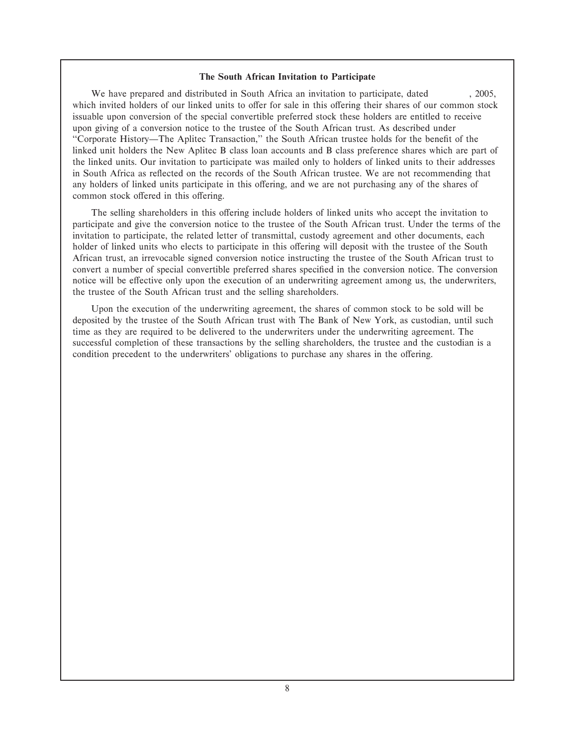### The South African Invitation to Participate

We have prepared and distributed in South Africa an invitation to participate, dated , 2005, which invited holders of our linked units to offer for sale in this offering their shares of our common stock issuable upon conversion of the special convertible preferred stock these holders are entitled to receive upon giving of a conversion notice to the trustee of the South African trust. As described under "Corporate History—The Aplitec Transaction," the South African trustee holds for the benefit of the linked unit holders the New Aplitec B class loan accounts and B class preference shares which are part of the linked units. Our invitation to participate was mailed only to holders of linked units to their addresses in South Africa as reflected on the records of the South African trustee. We are not recommending that any holders of linked units participate in this offering, and we are not purchasing any of the shares of common stock offered in this offering.

The selling shareholders in this offering include holders of linked units who accept the invitation to participate and give the conversion notice to the trustee of the South African trust. Under the terms of the invitation to participate, the related letter of transmittal, custody agreement and other documents, each holder of linked units who elects to participate in this offering will deposit with the trustee of the South African trust, an irrevocable signed conversion notice instructing the trustee of the South African trust to convert a number of special convertible preferred shares specified in the conversion notice. The conversion notice will be effective only upon the execution of an underwriting agreement among us, the underwriters, the trustee of the South African trust and the selling shareholders.

Upon the execution of the underwriting agreement, the shares of common stock to be sold will be deposited by the trustee of the South African trust with The Bank of New York, as custodian, until such time as they are required to be delivered to the underwriters under the underwriting agreement. The successful completion of these transactions by the selling shareholders, the trustee and the custodian is a condition precedent to the underwriters' obligations to purchase any shares in the offering.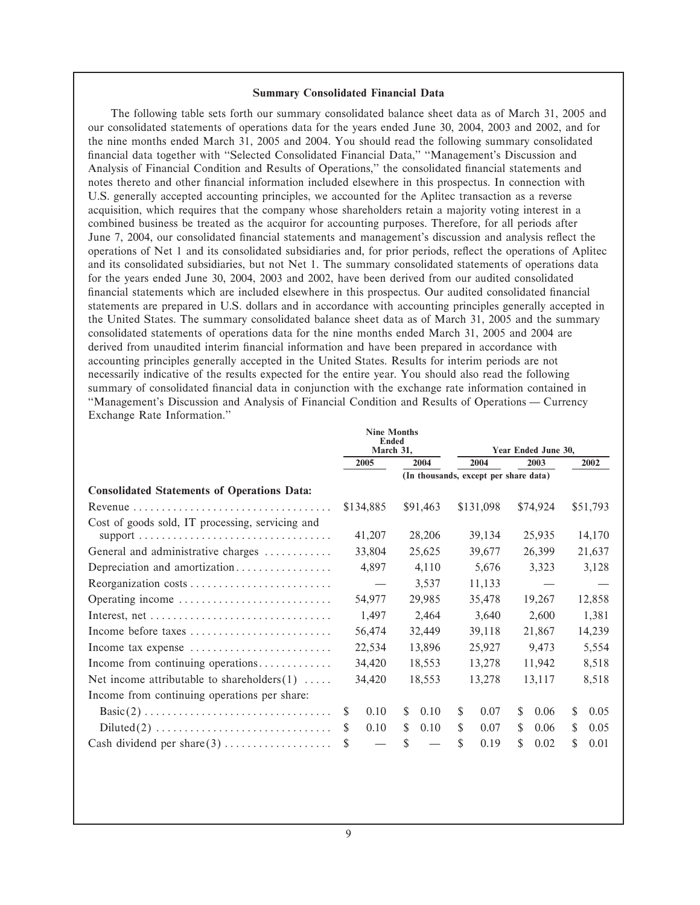### Summary Consolidated Financial Data

The following table sets forth our summary consolidated balance sheet data as of March 31, 2005 and our consolidated statements of operations data for the years ended June 30, 2004, 2003 and 2002, and for the nine months ended March 31, 2005 and 2004. You should read the following summary consolidated financial data together with "Selected Consolidated Financial Data," "Management's Discussion and Analysis of Financial Condition and Results of Operations," the consolidated financial statements and notes thereto and other financial information included elsewhere in this prospectus. In connection with U.S. generally accepted accounting principles, we accounted for the Aplitec transaction as a reverse acquisition, which requires that the company whose shareholders retain a majority voting interest in a combined business be treated as the acquiror for accounting purposes. Therefore, for all periods after June 7, 2004, our consolidated financial statements and management's discussion and analysis reflect the operations of Net 1 and its consolidated subsidiaries and, for prior periods, reflect the operations of Aplitec and its consolidated subsidiaries, but not Net 1. The summary consolidated statements of operations data for the years ended June 30, 2004, 2003 and 2002, have been derived from our audited consolidated financial statements which are included elsewhere in this prospectus. Our audited consolidated financial statements are prepared in U.S. dollars and in accordance with accounting principles generally accepted in the United States. The summary consolidated balance sheet data as of March 31, 2005 and the summary consolidated statements of operations data for the nine months ended March 31, 2005 and 2004 are derived from unaudited interim financial information and have been prepared in accordance with accounting principles generally accepted in the United States. Results for interim periods are not necessarily indicative of the results expected for the entire year. You should also read the following summary of consolidated financial data in conjunction with the exchange rate information contained in "Management's Discussion and Analysis of Financial Condition and Results of Operations — Currency Exchange Rate Information."

| | Nine Months Ended March 31, | | Year Ended June 30, | | |
|---|---|---|---|---|---|
| | 2005 | 2004 | 2004 | 2003 | 2002 |
| | (In thousands, except per share data) | | | | |
| **Consolidated Statements of Operations Data:** | | | | | |
| Revenue | $134,885 | $91,463 | $131,098 | $74,924 | $51,793 |
| Cost of goods sold, IT processing, servicing and support | 41,207 | 28,206 | 39,134 | 25,935 | 14,170 |
| General and administrative charges | 33,804 | 25,625 | 39,677 | 26,399 | 21,637 |
| Depreciation and amortization | 4,897 | 4,110 | 5,676 | 3,323 | 3,128 |
| Reorganization costs | — | 3,537 | 11,133 | — | — |
| Operating income | 54,977 | 29,985 | 35,478 | 19,267 | 12,858 |
| Interest, net | 1,497 | 2,464 | 3,640 | 2,600 | 1,381 |
| Income before taxes | 56,474 | 32,449 | 39,118 | 21,867 | 14,239 |
| Income tax expense | 22,534 | 13,896 | 25,927 | 9,473 | 5,554 |
| Income from continuing operations | 34,420 | 18,553 | 13,278 | 11,942 | 8,518 |
| Net income attributable to shareholders(1) | 34,420 | 18,553 | 13,278 | 13,117 | 8,518 |
| Income from continuing operations per share: | | | | | |
| Basic(2) | $ 0.10 | $ 0.10 | $ 0.07 | $ 0.06 | $ 0.05 |
| Diluted(2) | $ 0.10 | $ 0.10 | $ 0.07 | $ 0.06 | $ 0.05 |
| Cash dividend per share(3) | $ — | $ — | $ 0.19 | $ 0.02 | $ 0.01 |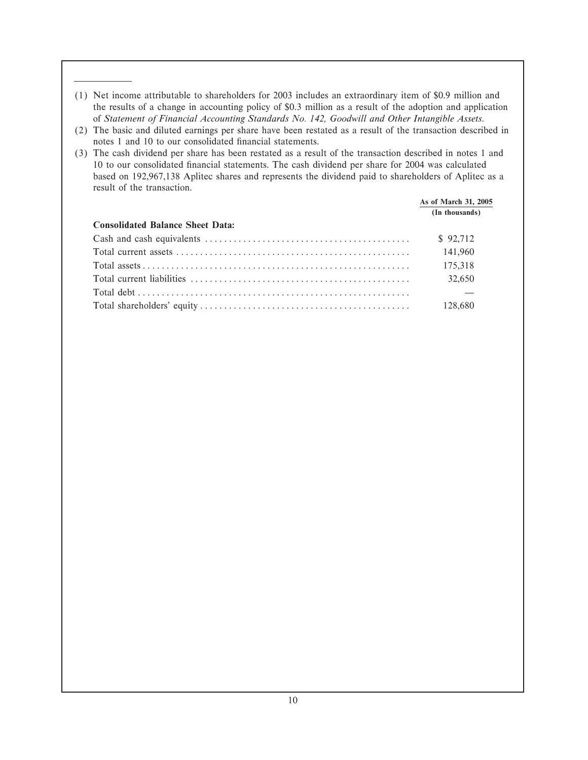(1) Net income attributable to shareholders for 2003 includes an extraordinary item of $0.9 million and the results of a change in accounting policy of $0.3 million as a result of the adoption and application of *Statement of Financial Accounting Standards No. 142, Goodwill and Other Intangible Assets*.

(2) The basic and diluted earnings per share have been restated as a result of the transaction described in notes 1 and 10 to our consolidated financial statements.

(3) The cash dividend per share has been restated as a result of the transaction described in notes 1 and 10 to our consolidated financial statements. The cash dividend per share for 2004 was calculated based on 192,967,138 Aplitec shares and represents the dividend paid to shareholders of Aplitec as a result of the transaction.

| | As of March 31, 2005 |
|---|---|
| | (In thousands) |
| **Consolidated Balance Sheet Data:** | |
| Cash and cash equivalents | $ 92,712 |
| Total current assets | 141,960 |
| Total assets | 175,318 |
| Total current liabilities | 32,650 |
| Total debt | — |
| Total shareholders' equity | 128,680 |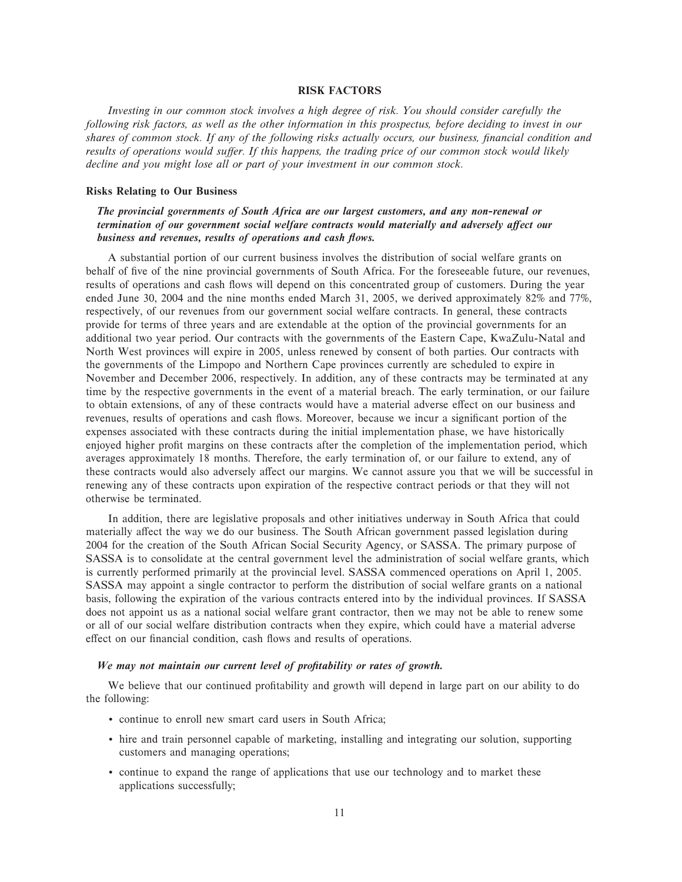## RISK FACTORS

*Investing in our common stock involves a high degree of risk. You should consider carefully the following risk factors, as well as the other information in this prospectus, before deciding to invest in our shares of common stock. If any of the following risks actually occurs, our business, financial condition and results of operations would suffer. If this happens, the trading price of our common stock would likely decline and you might lose all or part of your investment in our common stock.*

### Risks Relating to Our Business

***The provincial governments of South Africa are our largest customers, and any non-renewal or termination of our government social welfare contracts would materially and adversely affect our business and revenues, results of operations and cash flows.***

A substantial portion of our current business involves the distribution of social welfare grants on behalf of five of the nine provincial governments of South Africa. For the foreseeable future, our revenues, results of operations and cash flows will depend on this concentrated group of customers. During the year ended June 30, 2004 and the nine months ended March 31, 2005, we derived approximately 82% and 77%, respectively, of our revenues from our government social welfare contracts. In general, these contracts provide for terms of three years and are extendable at the option of the provincial governments for an additional two year period. Our contracts with the governments of the Eastern Cape, KwaZulu-Natal and North West provinces will expire in 2005, unless renewed by consent of both parties. Our contracts with the governments of the Limpopo and Northern Cape provinces currently are scheduled to expire in November and December 2006, respectively. In addition, any of these contracts may be terminated at any time by the respective governments in the event of a material breach. The early termination, or our failure to obtain extensions, of any of these contracts would have a material adverse effect on our business and revenues, results of operations and cash flows. Moreover, because we incur a significant portion of the expenses associated with these contracts during the initial implementation phase, we have historically enjoyed higher profit margins on these contracts after the completion of the implementation period, which averages approximately 18 months. Therefore, the early termination of, or our failure to extend, any of these contracts would also adversely affect our margins. We cannot assure you that we will be successful in renewing any of these contracts upon expiration of the respective contract periods or that they will not otherwise be terminated.

In addition, there are legislative proposals and other initiatives underway in South Africa that could materially affect the way we do our business. The South African government passed legislation during 2004 for the creation of the South African Social Security Agency, or SASSA. The primary purpose of SASSA is to consolidate at the central government level the administration of social welfare grants, which is currently performed primarily at the provincial level. SASSA commenced operations on April 1, 2005. SASSA may appoint a single contractor to perform the distribution of social welfare grants on a national basis, following the expiration of the various contracts entered into by the individual provinces. If SASSA does not appoint us as a national social welfare grant contractor, then we may not be able to renew some or all of our social welfare distribution contracts when they expire, which could have a material adverse effect on our financial condition, cash flows and results of operations.

***We may not maintain our current level of profitability or rates of growth.***

We believe that our continued profitability and growth will depend in large part on our ability to do the following:

- continue to enroll new smart card users in South Africa;
- hire and train personnel capable of marketing, installing and integrating our solution, supporting customers and managing operations;
- continue to expand the range of applications that use our technology and to market these applications successfully;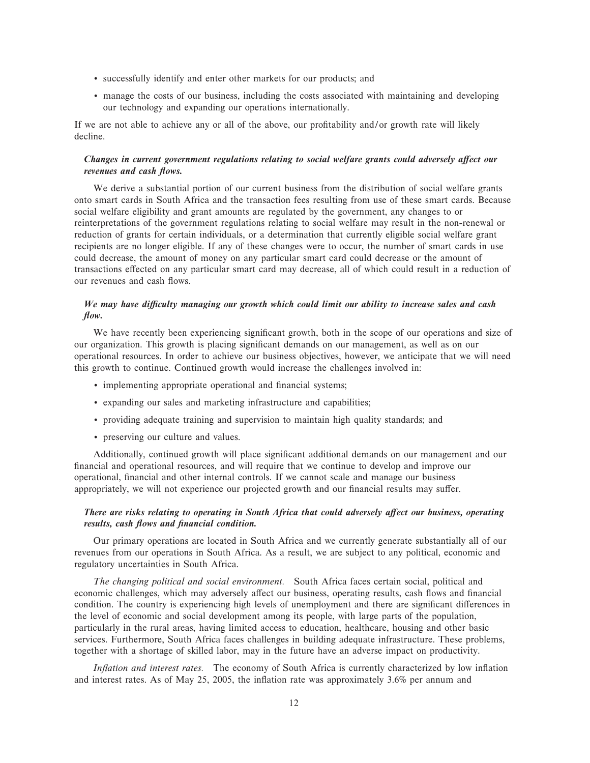- successfully identify and enter other markets for our products; and
- manage the costs of our business, including the costs associated with maintaining and developing our technology and expanding our operations internationally.

If we are not able to achieve any or all of the above, our profitability and/or growth rate will likely decline.

***Changes in current government regulations relating to social welfare grants could adversely affect our revenues and cash flows.***

We derive a substantial portion of our current business from the distribution of social welfare grants onto smart cards in South Africa and the transaction fees resulting from use of these smart cards. Because social welfare eligibility and grant amounts are regulated by the government, any changes to or reinterpretations of the government regulations relating to social welfare may result in the non-renewal or reduction of grants for certain individuals, or a determination that currently eligible social welfare grant recipients are no longer eligible. If any of these changes were to occur, the number of smart cards in use could decrease, the amount of money on any particular smart card could decrease or the amount of transactions effected on any particular smart card may decrease, all of which could result in a reduction of our revenues and cash flows.

***We may have difficulty managing our growth which could limit our ability to increase sales and cash flow.***

We have recently been experiencing significant growth, both in the scope of our operations and size of our organization. This growth is placing significant demands on our management, as well as on our operational resources. In order to achieve our business objectives, however, we anticipate that we will need this growth to continue. Continued growth would increase the challenges involved in:

- implementing appropriate operational and financial systems;
- expanding our sales and marketing infrastructure and capabilities;
- providing adequate training and supervision to maintain high quality standards; and
- preserving our culture and values.

Additionally, continued growth will place significant additional demands on our management and our financial and operational resources, and will require that we continue to develop and improve our operational, financial and other internal controls. If we cannot scale and manage our business appropriately, we will not experience our projected growth and our financial results may suffer.

***There are risks relating to operating in South Africa that could adversely affect our business, operating results, cash flows and financial condition.***

Our primary operations are located in South Africa and we currently generate substantially all of our revenues from our operations in South Africa. As a result, we are subject to any political, economic and regulatory uncertainties in South Africa.

*The changing political and social environment.* South Africa faces certain social, political and economic challenges, which may adversely affect our business, operating results, cash flows and financial condition. The country is experiencing high levels of unemployment and there are significant differences in the level of economic and social development among its people, with large parts of the population, particularly in the rural areas, having limited access to education, healthcare, housing and other basic services. Furthermore, South Africa faces challenges in building adequate infrastructure. These problems, together with a shortage of skilled labor, may in the future have an adverse impact on productivity.

*Inflation and interest rates.* The economy of South Africa is currently characterized by low inflation and interest rates. As of May 25, 2005, the inflation rate was approximately 3.6% per annum and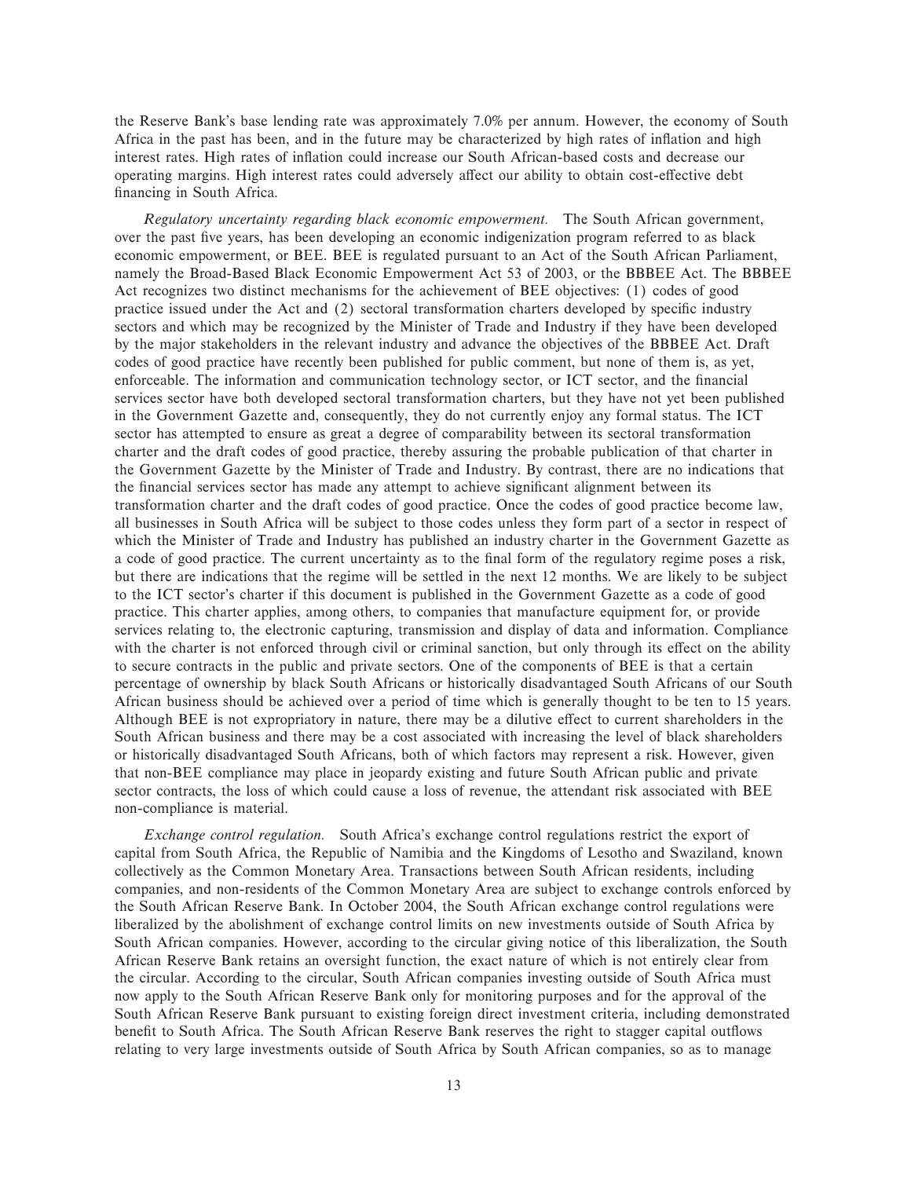the Reserve Bank's base lending rate was approximately 7.0% per annum. However, the economy of South Africa in the past has been, and in the future may be characterized by high rates of inflation and high interest rates. High rates of inflation could increase our South African-based costs and decrease our operating margins. High interest rates could adversely affect our ability to obtain cost-effective debt financing in South Africa.

*Regulatory uncertainty regarding black economic empowerment.* The South African government, over the past five years, has been developing an economic indigenization program referred to as black economic empowerment, or BEE. BEE is regulated pursuant to an Act of the South African Parliament, namely the Broad-Based Black Economic Empowerment Act 53 of 2003, or the BBBEE Act. The BBBEE Act recognizes two distinct mechanisms for the achievement of BEE objectives: (1) codes of good practice issued under the Act and (2) sectoral transformation charters developed by specific industry sectors and which may be recognized by the Minister of Trade and Industry if they have been developed by the major stakeholders in the relevant industry and advance the objectives of the BBBEE Act. Draft codes of good practice have recently been published for public comment, but none of them is, as yet, enforceable. The information and communication technology sector, or ICT sector, and the financial services sector have both developed sectoral transformation charters, but they have not yet been published in the Government Gazette and, consequently, they do not currently enjoy any formal status. The ICT sector has attempted to ensure as great a degree of comparability between its sectoral transformation charter and the draft codes of good practice, thereby assuring the probable publication of that charter in the Government Gazette by the Minister of Trade and Industry. By contrast, there are no indications that the financial services sector has made any attempt to achieve significant alignment between its transformation charter and the draft codes of good practice. Once the codes of good practice become law, all businesses in South Africa will be subject to those codes unless they form part of a sector in respect of which the Minister of Trade and Industry has published an industry charter in the Government Gazette as a code of good practice. The current uncertainty as to the final form of the regulatory regime poses a risk, but there are indications that the regime will be settled in the next 12 months. We are likely to be subject to the ICT sector's charter if this document is published in the Government Gazette as a code of good practice. This charter applies, among others, to companies that manufacture equipment for, or provide services relating to, the electronic capturing, transmission and display of data and information. Compliance with the charter is not enforced through civil or criminal sanction, but only through its effect on the ability to secure contracts in the public and private sectors. One of the components of BEE is that a certain percentage of ownership by black South Africans or historically disadvantaged South Africans of our South African business should be achieved over a period of time which is generally thought to be ten to 15 years. Although BEE is not expropriatory in nature, there may be a dilutive effect to current shareholders in the South African business and there may be a cost associated with increasing the level of black shareholders or historically disadvantaged South Africans, both of which factors may represent a risk. However, given that non-BEE compliance may place in jeopardy existing and future South African public and private sector contracts, the loss of which could cause a loss of revenue, the attendant risk associated with BEE non-compliance is material.

*Exchange control regulation.* South Africa's exchange control regulations restrict the export of capital from South Africa, the Republic of Namibia and the Kingdoms of Lesotho and Swaziland, known collectively as the Common Monetary Area. Transactions between South African residents, including companies, and non-residents of the Common Monetary Area are subject to exchange controls enforced by the South African Reserve Bank. In October 2004, the South African exchange control regulations were liberalized by the abolishment of exchange control limits on new investments outside of South Africa by South African companies. However, according to the circular giving notice of this liberalization, the South African Reserve Bank retains an oversight function, the exact nature of which is not entirely clear from the circular. According to the circular, South African companies investing outside of South Africa must now apply to the South African Reserve Bank only for monitoring purposes and for the approval of the South African Reserve Bank pursuant to existing foreign direct investment criteria, including demonstrated benefit to South Africa. The South African Reserve Bank reserves the right to stagger capital outflows relating to very large investments outside of South Africa by South African companies, so as to manage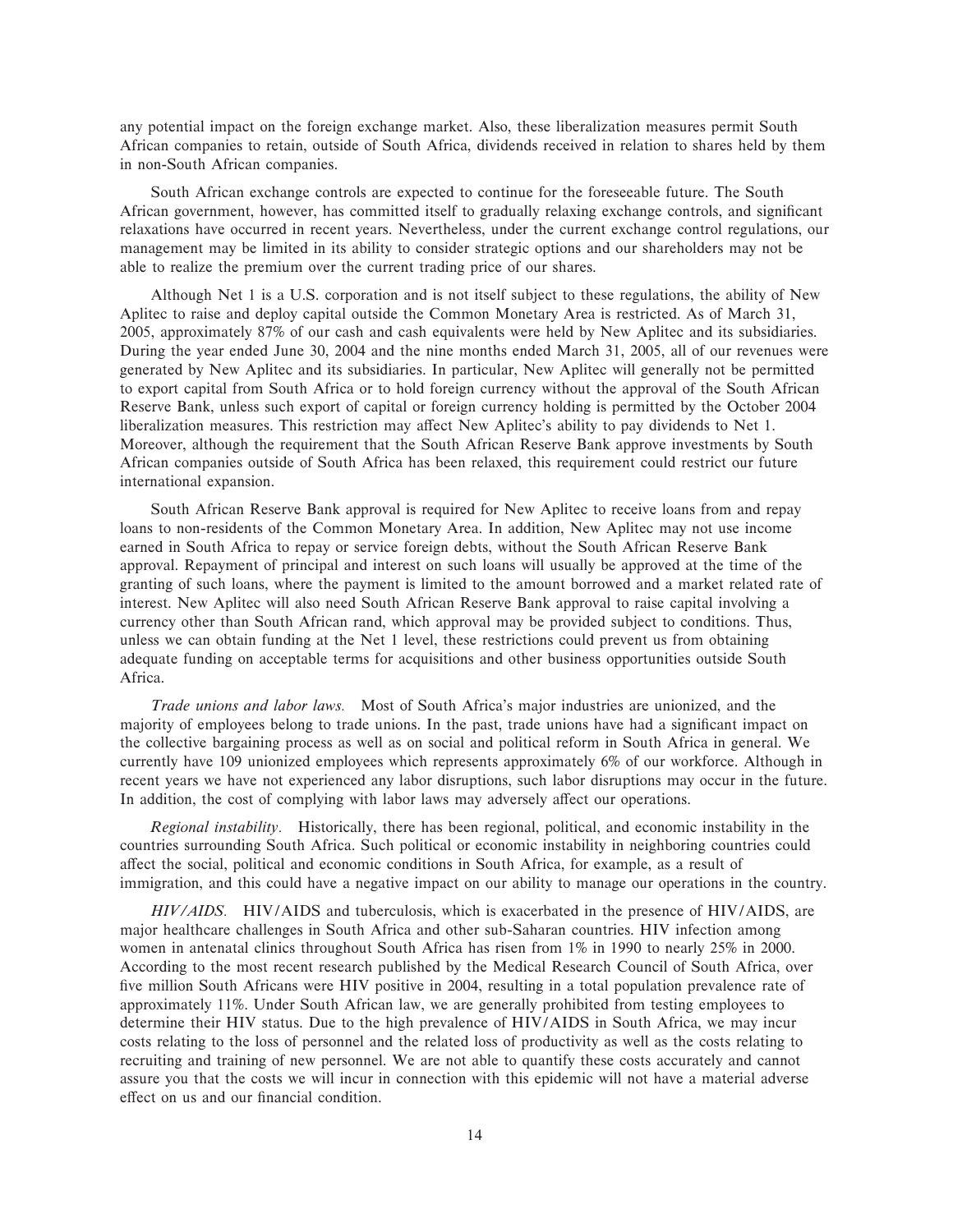any potential impact on the foreign exchange market. Also, these liberalization measures permit South African companies to retain, outside of South Africa, dividends received in relation to shares held by them in non-South African companies.

South African exchange controls are expected to continue for the foreseeable future. The South African government, however, has committed itself to gradually relaxing exchange controls, and significant relaxations have occurred in recent years. Nevertheless, under the current exchange control regulations, our management may be limited in its ability to consider strategic options and our shareholders may not be able to realize the premium over the current trading price of our shares.

Although Net 1 is a U.S. corporation and is not itself subject to these regulations, the ability of New Aplitec to raise and deploy capital outside the Common Monetary Area is restricted. As of March 31, 2005, approximately 87% of our cash and cash equivalents were held by New Aplitec and its subsidiaries. During the year ended June 30, 2004 and the nine months ended March 31, 2005, all of our revenues were generated by New Aplitec and its subsidiaries. In particular, New Aplitec will generally not be permitted to export capital from South Africa or to hold foreign currency without the approval of the South African Reserve Bank, unless such export of capital or foreign currency holding is permitted by the October 2004 liberalization measures. This restriction may affect New Aplitec's ability to pay dividends to Net 1. Moreover, although the requirement that the South African Reserve Bank approve investments by South African companies outside of South Africa has been relaxed, this requirement could restrict our future international expansion.

South African Reserve Bank approval is required for New Aplitec to receive loans from and repay loans to non-residents of the Common Monetary Area. In addition, New Aplitec may not use income earned in South Africa to repay or service foreign debts, without the South African Reserve Bank approval. Repayment of principal and interest on such loans will usually be approved at the time of the granting of such loans, where the payment is limited to the amount borrowed and a market related rate of interest. New Aplitec will also need South African Reserve Bank approval to raise capital involving a currency other than South African rand, which approval may be provided subject to conditions. Thus, unless we can obtain funding at the Net 1 level, these restrictions could prevent us from obtaining adequate funding on acceptable terms for acquisitions and other business opportunities outside South Africa.

*Trade unions and labor laws.* Most of South Africa's major industries are unionized, and the majority of employees belong to trade unions. In the past, trade unions have had a significant impact on the collective bargaining process as well as on social and political reform in South Africa in general. We currently have 109 unionized employees which represents approximately 6% of our workforce. Although in recent years we have not experienced any labor disruptions, such labor disruptions may occur in the future. In addition, the cost of complying with labor laws may adversely affect our operations.

*Regional instability.* Historically, there has been regional, political, and economic instability in the countries surrounding South Africa. Such political or economic instability in neighboring countries could affect the social, political and economic conditions in South Africa, for example, as a result of immigration, and this could have a negative impact on our ability to manage our operations in the country.

*HIV/AIDS.* HIV/AIDS and tuberculosis, which is exacerbated in the presence of HIV/AIDS, are major healthcare challenges in South Africa and other sub-Saharan countries. HIV infection among women in antenatal clinics throughout South Africa has risen from 1% in 1990 to nearly 25% in 2000. According to the most recent research published by the Medical Research Council of South Africa, over five million South Africans were HIV positive in 2004, resulting in a total population prevalence rate of approximately 11%. Under South African law, we are generally prohibited from testing employees to determine their HIV status. Due to the high prevalence of HIV/AIDS in South Africa, we may incur costs relating to the loss of personnel and the related loss of productivity as well as the costs relating to recruiting and training of new personnel. We are not able to quantify these costs accurately and cannot assure you that the costs we will incur in connection with this epidemic will not have a material adverse effect on us and our financial condition.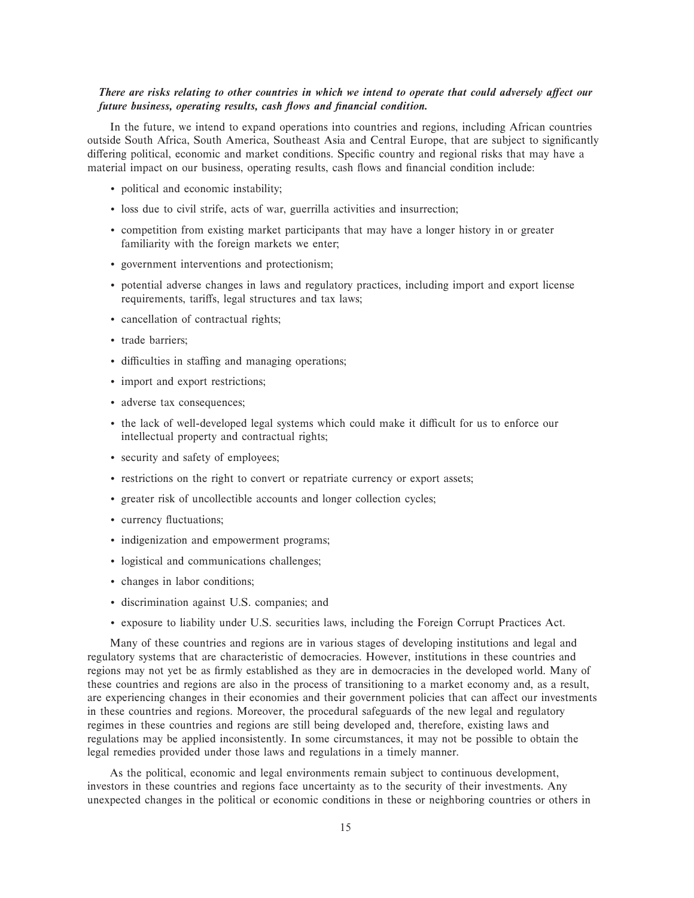***There are risks relating to other countries in which we intend to operate that could adversely affect our future business, operating results, cash flows and financial condition.***

In the future, we intend to expand operations into countries and regions, including African countries outside South Africa, South America, Southeast Asia and Central Europe, that are subject to significantly differing political, economic and market conditions. Specific country and regional risks that may have a material impact on our business, operating results, cash flows and financial condition include:

- political and economic instability;
- loss due to civil strife, acts of war, guerrilla activities and insurrection;
- competition from existing market participants that may have a longer history in or greater familiarity with the foreign markets we enter;
- government interventions and protectionism;
- potential adverse changes in laws and regulatory practices, including import and export license requirements, tariffs, legal structures and tax laws;
- cancellation of contractual rights;
- trade barriers;
- difficulties in staffing and managing operations;
- import and export restrictions;
- adverse tax consequences;
- the lack of well-developed legal systems which could make it difficult for us to enforce our intellectual property and contractual rights;
- security and safety of employees;
- restrictions on the right to convert or repatriate currency or export assets;
- greater risk of uncollectible accounts and longer collection cycles;
- currency fluctuations;
- indigenization and empowerment programs;
- logistical and communications challenges;
- changes in labor conditions;
- discrimination against U.S. companies; and
- exposure to liability under U.S. securities laws, including the Foreign Corrupt Practices Act.

Many of these countries and regions are in various stages of developing institutions and legal and regulatory systems that are characteristic of democracies. However, institutions in these countries and regions may not yet be as firmly established as they are in democracies in the developed world. Many of these countries and regions are also in the process of transitioning to a market economy and, as a result, are experiencing changes in their economies and their government policies that can affect our investments in these countries and regions. Moreover, the procedural safeguards of the new legal and regulatory regimes in these countries and regions are still being developed and, therefore, existing laws and regulations may be applied inconsistently. In some circumstances, it may not be possible to obtain the legal remedies provided under those laws and regulations in a timely manner.

As the political, economic and legal environments remain subject to continuous development, investors in these countries and regions face uncertainty as to the security of their investments. Any unexpected changes in the political or economic conditions in these or neighboring countries or others in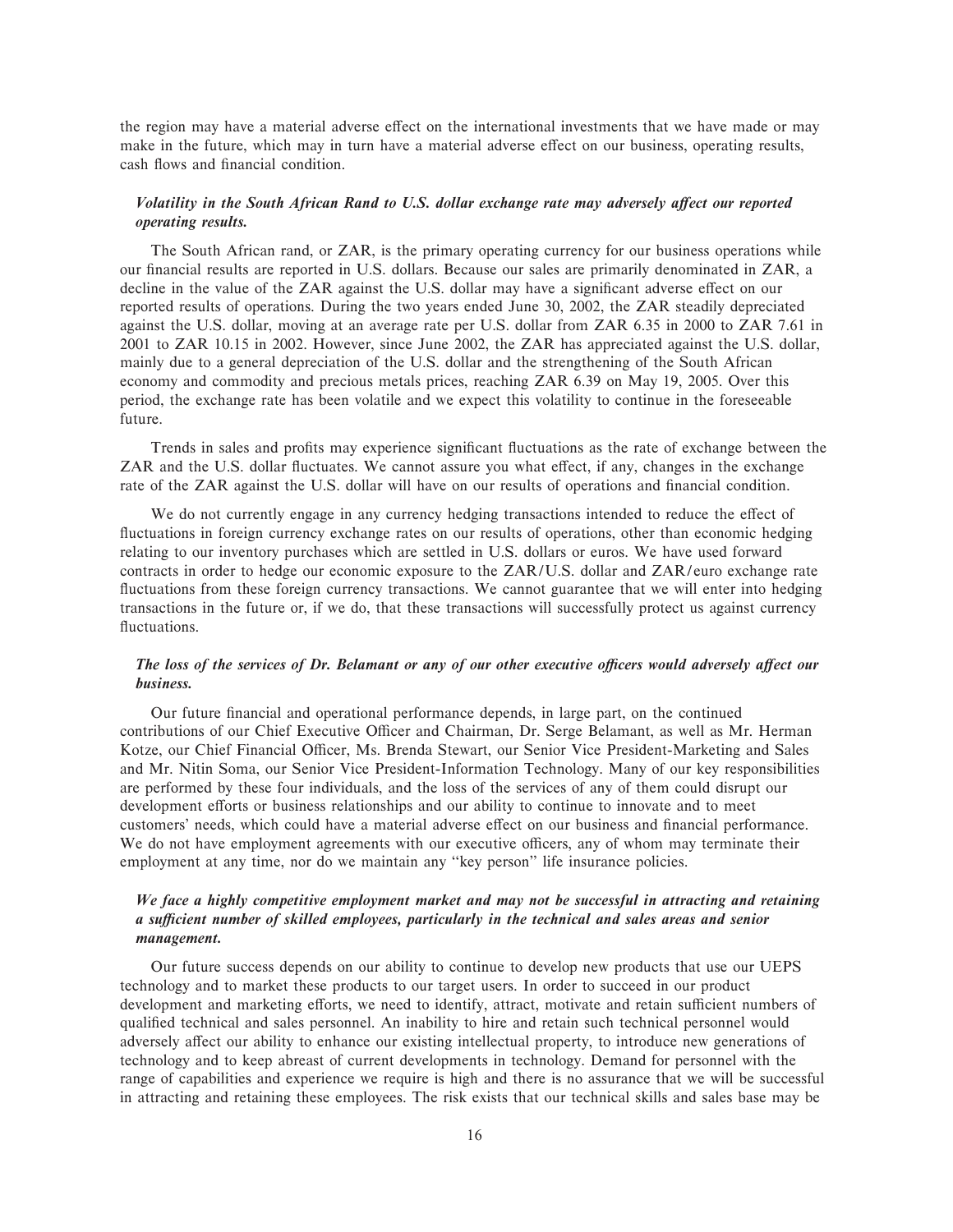the region may have a material adverse effect on the international investments that we have made or may make in the future, which may in turn have a material adverse effect on our business, operating results, cash flows and financial condition.

***Volatility in the South African Rand to U.S. dollar exchange rate may adversely affect our reported operating results.***

The South African rand, or ZAR, is the primary operating currency for our business operations while our financial results are reported in U.S. dollars. Because our sales are primarily denominated in ZAR, a decline in the value of the ZAR against the U.S. dollar may have a significant adverse effect on our reported results of operations. During the two years ended June 30, 2002, the ZAR steadily depreciated against the U.S. dollar, moving at an average rate per U.S. dollar from ZAR 6.35 in 2000 to ZAR 7.61 in 2001 to ZAR 10.15 in 2002. However, since June 2002, the ZAR has appreciated against the U.S. dollar, mainly due to a general depreciation of the U.S. dollar and the strengthening of the South African economy and commodity and precious metals prices, reaching ZAR 6.39 on May 19, 2005. Over this period, the exchange rate has been volatile and we expect this volatility to continue in the foreseeable future.

Trends in sales and profits may experience significant fluctuations as the rate of exchange between the ZAR and the U.S. dollar fluctuates. We cannot assure you what effect, if any, changes in the exchange rate of the ZAR against the U.S. dollar will have on our results of operations and financial condition.

We do not currently engage in any currency hedging transactions intended to reduce the effect of fluctuations in foreign currency exchange rates on our results of operations, other than economic hedging relating to our inventory purchases which are settled in U.S. dollars or euros. We have used forward contracts in order to hedge our economic exposure to the ZAR/U.S. dollar and ZAR/euro exchange rate fluctuations from these foreign currency transactions. We cannot guarantee that we will enter into hedging transactions in the future or, if we do, that these transactions will successfully protect us against currency fluctuations.

***The loss of the services of Dr. Belamant or any of our other executive officers would adversely affect our business.***

Our future financial and operational performance depends, in large part, on the continued contributions of our Chief Executive Officer and Chairman, Dr. Serge Belamant, as well as Mr. Herman Kotze, our Chief Financial Officer, Ms. Brenda Stewart, our Senior Vice President-Marketing and Sales and Mr. Nitin Soma, our Senior Vice President-Information Technology. Many of our key responsibilities are performed by these four individuals, and the loss of the services of any of them could disrupt our development efforts or business relationships and our ability to continue to innovate and to meet customers' needs, which could have a material adverse effect on our business and financial performance. We do not have employment agreements with our executive officers, any of whom may terminate their employment at any time, nor do we maintain any "key person" life insurance policies.

***We face a highly competitive employment market and may not be successful in attracting and retaining a sufficient number of skilled employees, particularly in the technical and sales areas and senior management.***

Our future success depends on our ability to continue to develop new products that use our UEPS technology and to market these products to our target users. In order to succeed in our product development and marketing efforts, we need to identify, attract, motivate and retain sufficient numbers of qualified technical and sales personnel. An inability to hire and retain such technical personnel would adversely affect our ability to enhance our existing intellectual property, to introduce new generations of technology and to keep abreast of current developments in technology. Demand for personnel with the range of capabilities and experience we require is high and there is no assurance that we will be successful in attracting and retaining these employees. The risk exists that our technical skills and sales base may be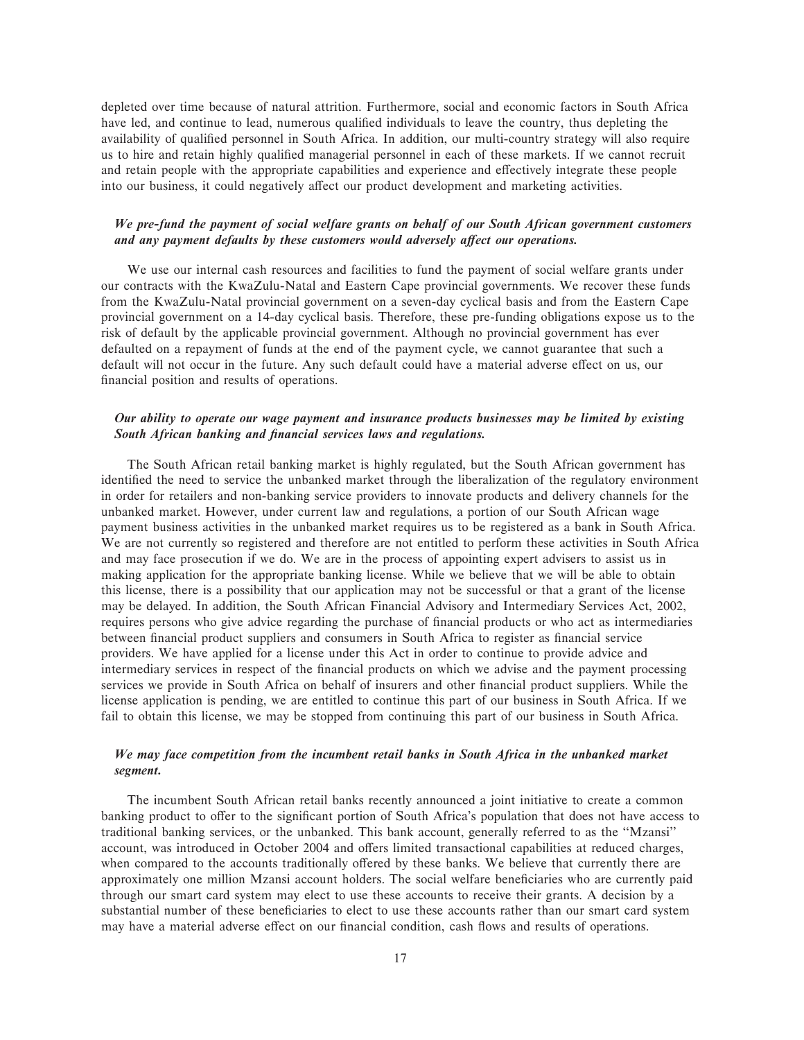depleted over time because of natural attrition. Furthermore, social and economic factors in South Africa have led, and continue to lead, numerous qualified individuals to leave the country, thus depleting the availability of qualified personnel in South Africa. In addition, our multi-country strategy will also require us to hire and retain highly qualified managerial personnel in each of these markets. If we cannot recruit and retain people with the appropriate capabilities and experience and effectively integrate these people into our business, it could negatively affect our product development and marketing activities.

***We pre-fund the payment of social welfare grants on behalf of our South African government customers and any payment defaults by these customers would adversely affect our operations.***

We use our internal cash resources and facilities to fund the payment of social welfare grants under our contracts with the KwaZulu-Natal and Eastern Cape provincial governments. We recover these funds from the KwaZulu-Natal provincial government on a seven-day cyclical basis and from the Eastern Cape provincial government on a 14-day cyclical basis. Therefore, these pre-funding obligations expose us to the risk of default by the applicable provincial government. Although no provincial government has ever defaulted on a repayment of funds at the end of the payment cycle, we cannot guarantee that such a default will not occur in the future. Any such default could have a material adverse effect on us, our financial position and results of operations.

***Our ability to operate our wage payment and insurance products businesses may be limited by existing South African banking and financial services laws and regulations.***

The South African retail banking market is highly regulated, but the South African government has identified the need to service the unbanked market through the liberalization of the regulatory environment in order for retailers and non-banking service providers to innovate products and delivery channels for the unbanked market. However, under current law and regulations, a portion of our South African wage payment business activities in the unbanked market requires us to be registered as a bank in South Africa. We are not currently so registered and therefore are not entitled to perform these activities in South Africa and may face prosecution if we do. We are in the process of appointing expert advisers to assist us in making application for the appropriate banking license. While we believe that we will be able to obtain this license, there is a possibility that our application may not be successful or that a grant of the license may be delayed. In addition, the South African Financial Advisory and Intermediary Services Act, 2002, requires persons who give advice regarding the purchase of financial products or who act as intermediaries between financial product suppliers and consumers in South Africa to register as financial service providers. We have applied for a license under this Act in order to continue to provide advice and intermediary services in respect of the financial products on which we advise and the payment processing services we provide in South Africa on behalf of insurers and other financial product suppliers. While the license application is pending, we are entitled to continue this part of our business in South Africa. If we fail to obtain this license, we may be stopped from continuing this part of our business in South Africa.

***We may face competition from the incumbent retail banks in South Africa in the unbanked market segment.***

The incumbent South African retail banks recently announced a joint initiative to create a common banking product to offer to the significant portion of South Africa's population that does not have access to traditional banking services, or the unbanked. This bank account, generally referred to as the "Mzansi" account, was introduced in October 2004 and offers limited transactional capabilities at reduced charges, when compared to the accounts traditionally offered by these banks. We believe that currently there are approximately one million Mzansi account holders. The social welfare beneficiaries who are currently paid through our smart card system may elect to use these accounts to receive their grants. A decision by a substantial number of these beneficiaries to elect to use these accounts rather than our smart card system may have a material adverse effect on our financial condition, cash flows and results of operations.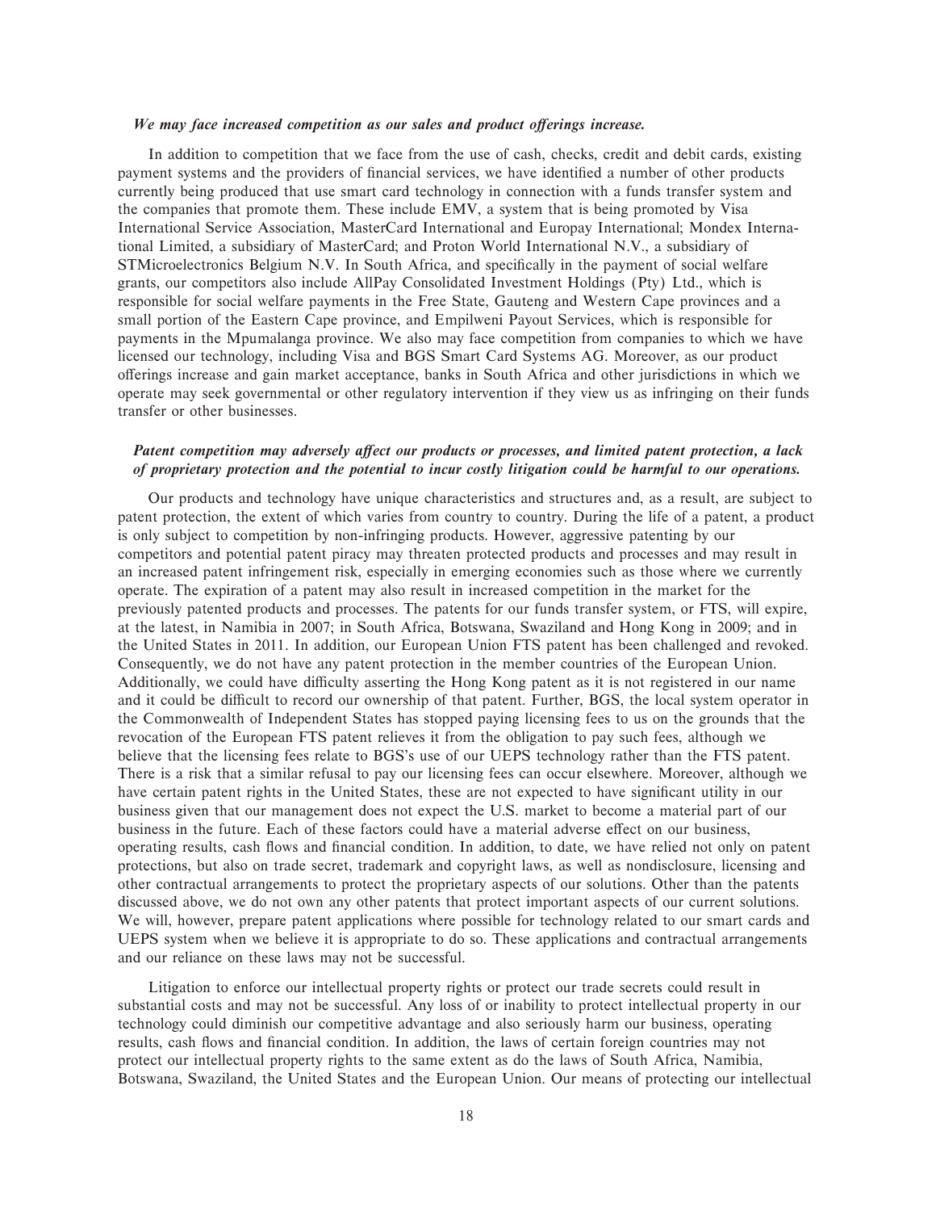***We may face increased competition as our sales and product offerings increase.***

In addition to competition that we face from the use of cash, checks, credit and debit cards, existing payment systems and the providers of financial services, we have identified a number of other products currently being produced that use smart card technology in connection with a funds transfer system and the companies that promote them. These include EMV, a system that is being promoted by Visa International Service Association, MasterCard International and Europay International; Mondex International Limited, a subsidiary of MasterCard; and Proton World International N.V., a subsidiary of STMicroelectronics Belgium N.V. In South Africa, and specifically in the payment of social welfare grants, our competitors also include AllPay Consolidated Investment Holdings (Pty) Ltd., which is responsible for social welfare payments in the Free State, Gauteng and Western Cape provinces and a small portion of the Eastern Cape province, and Empilweni Payout Services, which is responsible for payments in the Mpumalanga province. We also may face competition from companies to which we have licensed our technology, including Visa and BGS Smart Card Systems AG. Moreover, as our product offerings increase and gain market acceptance, banks in South Africa and other jurisdictions in which we operate may seek governmental or other regulatory intervention if they view us as infringing on their funds transfer or other businesses.

***Patent competition may adversely affect our products or processes, and limited patent protection, a lack of proprietary protection and the potential to incur costly litigation could be harmful to our operations.***

Our products and technology have unique characteristics and structures and, as a result, are subject to patent protection, the extent of which varies from country to country. During the life of a patent, a product is only subject to competition by non-infringing products. However, aggressive patenting by our competitors and potential patent piracy may threaten protected products and processes and may result in an increased patent infringement risk, especially in emerging economies such as those where we currently operate. The expiration of a patent may also result in increased competition in the market for the previously patented products and processes. The patents for our funds transfer system, or FTS, will expire, at the latest, in Namibia in 2007; in South Africa, Botswana, Swaziland and Hong Kong in 2009; and in the United States in 2011. In addition, our European Union FTS patent has been challenged and revoked. Consequently, we do not have any patent protection in the member countries of the European Union. Additionally, we could have difficulty asserting the Hong Kong patent as it is not registered in our name and it could be difficult to record our ownership of that patent. Further, BGS, the local system operator in the Commonwealth of Independent States has stopped paying licensing fees to us on the grounds that the revocation of the European FTS patent relieves it from the obligation to pay such fees, although we believe that the licensing fees relate to BGS's use of our UEPS technology rather than the FTS patent. There is a risk that a similar refusal to pay our licensing fees can occur elsewhere. Moreover, although we have certain patent rights in the United States, these are not expected to have significant utility in our business given that our management does not expect the U.S. market to become a material part of our business in the future. Each of these factors could have a material adverse effect on our business, operating results, cash flows and financial condition. In addition, to date, we have relied not only on patent protections, but also on trade secret, trademark and copyright laws, as well as nondisclosure, licensing and other contractual arrangements to protect the proprietary aspects of our solutions. Other than the patents discussed above, we do not own any other patents that protect important aspects of our current solutions. We will, however, prepare patent applications where possible for technology related to our smart cards and UEPS system when we believe it is appropriate to do so. These applications and contractual arrangements and our reliance on these laws may not be successful.

Litigation to enforce our intellectual property rights or protect our trade secrets could result in substantial costs and may not be successful. Any loss of or inability to protect intellectual property in our technology could diminish our competitive advantage and also seriously harm our business, operating results, cash flows and financial condition. In addition, the laws of certain foreign countries may not protect our intellectual property rights to the same extent as do the laws of South Africa, Namibia, Botswana, Swaziland, the United States and the European Union. Our means of protecting our intellectual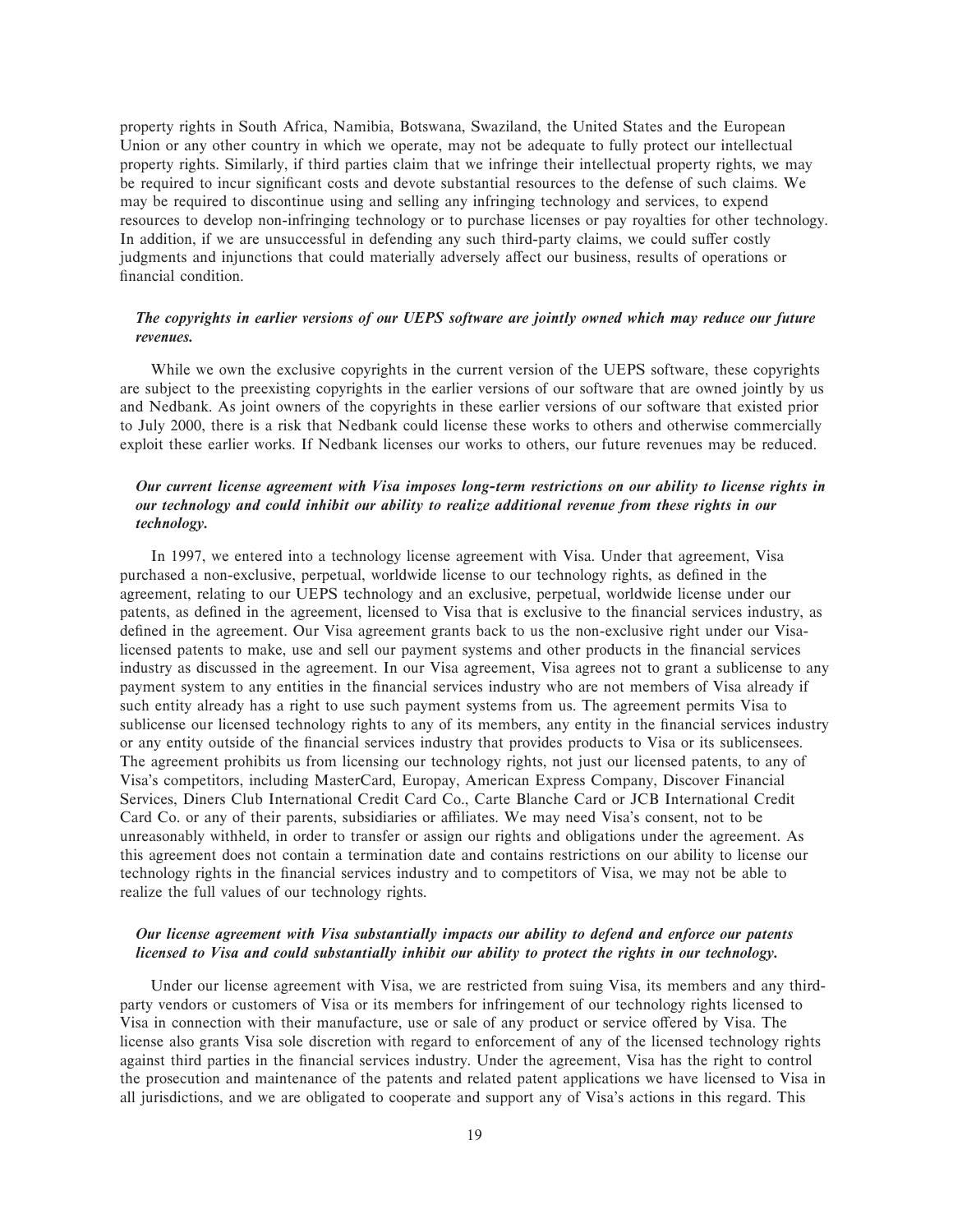property rights in South Africa, Namibia, Botswana, Swaziland, the United States and the European Union or any other country in which we operate, may not be adequate to fully protect our intellectual property rights. Similarly, if third parties claim that we infringe their intellectual property rights, we may be required to incur significant costs and devote substantial resources to the defense of such claims. We may be required to discontinue using and selling any infringing technology and services, to expend resources to develop non-infringing technology or to purchase licenses or pay royalties for other technology. In addition, if we are unsuccessful in defending any such third-party claims, we could suffer costly judgments and injunctions that could materially adversely affect our business, results of operations or financial condition.

***The copyrights in earlier versions of our UEPS software are jointly owned which may reduce our future revenues.***

While we own the exclusive copyrights in the current version of the UEPS software, these copyrights are subject to the preexisting copyrights in the earlier versions of our software that are owned jointly by us and Nedbank. As joint owners of the copyrights in these earlier versions of our software that existed prior to July 2000, there is a risk that Nedbank could license these works to others and otherwise commercially exploit these earlier works. If Nedbank licenses our works to others, our future revenues may be reduced.

***Our current license agreement with Visa imposes long-term restrictions on our ability to license rights in our technology and could inhibit our ability to realize additional revenue from these rights in our technology.***

In 1997, we entered into a technology license agreement with Visa. Under that agreement, Visa purchased a non-exclusive, perpetual, worldwide license to our technology rights, as defined in the agreement, relating to our UEPS technology and an exclusive, perpetual, worldwide license under our patents, as defined in the agreement, licensed to Visa that is exclusive to the financial services industry, as defined in the agreement. Our Visa agreement grants back to us the non-exclusive right under our Visa-licensed patents to make, use and sell our payment systems and other products in the financial services industry as discussed in the agreement. In our Visa agreement, Visa agrees not to grant a sublicense to any payment system to any entities in the financial services industry who are not members of Visa already if such entity already has a right to use such payment systems from us. The agreement permits Visa to sublicense our licensed technology rights to any of its members, any entity in the financial services industry or any entity outside of the financial services industry that provides products to Visa or its sublicensees. The agreement prohibits us from licensing our technology rights, not just our licensed patents, to any of Visa's competitors, including MasterCard, Europay, American Express Company, Discover Financial Services, Diners Club International Credit Card Co., Carte Blanche Card or JCB International Credit Card Co. or any of their parents, subsidiaries or affiliates. We may need Visa's consent, not to be unreasonably withheld, in order to transfer or assign our rights and obligations under the agreement. As this agreement does not contain a termination date and contains restrictions on our ability to license our technology rights in the financial services industry and to competitors of Visa, we may not be able to realize the full values of our technology rights.

***Our license agreement with Visa substantially impacts our ability to defend and enforce our patents licensed to Visa and could substantially inhibit our ability to protect the rights in our technology.***

Under our license agreement with Visa, we are restricted from suing Visa, its members and any third-party vendors or customers of Visa or its members for infringement of our technology rights licensed to Visa in connection with their manufacture, use or sale of any product or service offered by Visa. The license also grants Visa sole discretion with regard to enforcement of any of the licensed technology rights against third parties in the financial services industry. Under the agreement, Visa has the right to control the prosecution and maintenance of the patents and related patent applications we have licensed to Visa in all jurisdictions, and we are obligated to cooperate and support any of Visa's actions in this regard. This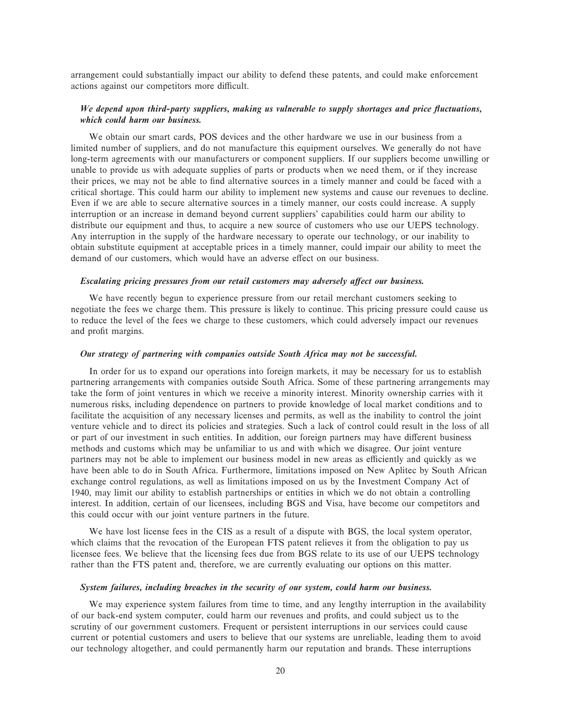arrangement could substantially impact our ability to defend these patents, and could make enforcement actions against our competitors more difficult.

***We depend upon third-party suppliers, making us vulnerable to supply shortages and price fluctuations, which could harm our business.***

We obtain our smart cards, POS devices and the other hardware we use in our business from a limited number of suppliers, and do not manufacture this equipment ourselves. We generally do not have long-term agreements with our manufacturers or component suppliers. If our suppliers become unwilling or unable to provide us with adequate supplies of parts or products when we need them, or if they increase their prices, we may not be able to find alternative sources in a timely manner and could be faced with a critical shortage. This could harm our ability to implement new systems and cause our revenues to decline. Even if we are able to secure alternative sources in a timely manner, our costs could increase. A supply interruption or an increase in demand beyond current suppliers' capabilities could harm our ability to distribute our equipment and thus, to acquire a new source of customers who use our UEPS technology. Any interruption in the supply of the hardware necessary to operate our technology, or our inability to obtain substitute equipment at acceptable prices in a timely manner, could impair our ability to meet the demand of our customers, which would have an adverse effect on our business.

***Escalating pricing pressures from our retail customers may adversely affect our business.***

We have recently begun to experience pressure from our retail merchant customers seeking to negotiate the fees we charge them. This pressure is likely to continue. This pricing pressure could cause us to reduce the level of the fees we charge to these customers, which could adversely impact our revenues and profit margins.

***Our strategy of partnering with companies outside South Africa may not be successful.***

In order for us to expand our operations into foreign markets, it may be necessary for us to establish partnering arrangements with companies outside South Africa. Some of these partnering arrangements may take the form of joint ventures in which we receive a minority interest. Minority ownership carries with it numerous risks, including dependence on partners to provide knowledge of local market conditions and to facilitate the acquisition of any necessary licenses and permits, as well as the inability to control the joint venture vehicle and to direct its policies and strategies. Such a lack of control could result in the loss of all or part of our investment in such entities. In addition, our foreign partners may have different business methods and customs which may be unfamiliar to us and with which we disagree. Our joint venture partners may not be able to implement our business model in new areas as efficiently and quickly as we have been able to do in South Africa. Furthermore, limitations imposed on New Aplitec by South African exchange control regulations, as well as limitations imposed on us by the Investment Company Act of 1940, may limit our ability to establish partnerships or entities in which we do not obtain a controlling interest. In addition, certain of our licensees, including BGS and Visa, have become our competitors and this could occur with our joint venture partners in the future.

We have lost license fees in the CIS as a result of a dispute with BGS, the local system operator, which claims that the revocation of the European FTS patent relieves it from the obligation to pay us licensee fees. We believe that the licensing fees due from BGS relate to its use of our UEPS technology rather than the FTS patent and, therefore, we are currently evaluating our options on this matter.

***System failures, including breaches in the security of our system, could harm our business.***

We may experience system failures from time to time, and any lengthy interruption in the availability of our back-end system computer, could harm our revenues and profits, and could subject us to the scrutiny of our government customers. Frequent or persistent interruptions in our services could cause current or potential customers and users to believe that our systems are unreliable, leading them to avoid our technology altogether, and could permanently harm our reputation and brands. These interruptions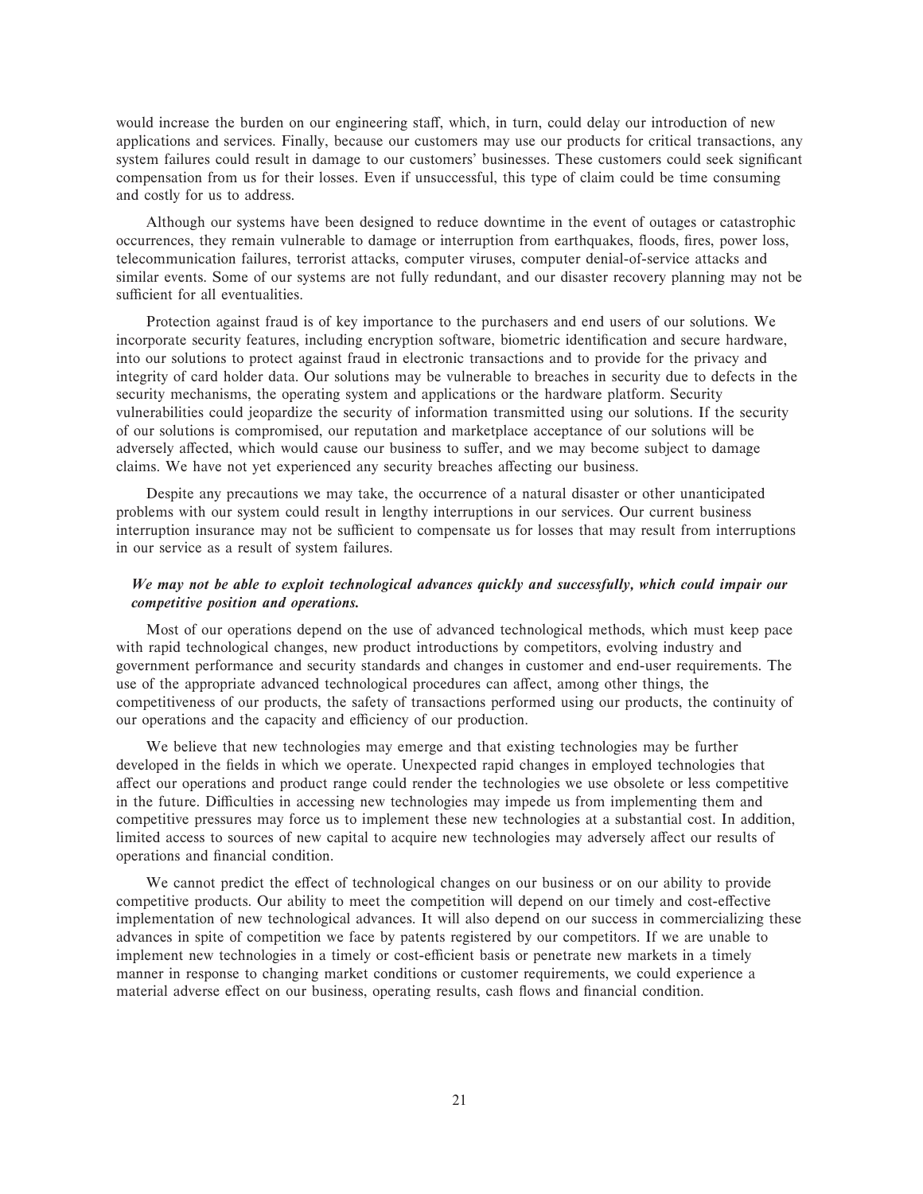would increase the burden on our engineering staff, which, in turn, could delay our introduction of new applications and services. Finally, because our customers may use our products for critical transactions, any system failures could result in damage to our customers' businesses. These customers could seek significant compensation from us for their losses. Even if unsuccessful, this type of claim could be time consuming and costly for us to address.

Although our systems have been designed to reduce downtime in the event of outages or catastrophic occurrences, they remain vulnerable to damage or interruption from earthquakes, floods, fires, power loss, telecommunication failures, terrorist attacks, computer viruses, computer denial-of-service attacks and similar events. Some of our systems are not fully redundant, and our disaster recovery planning may not be sufficient for all eventualities.

Protection against fraud is of key importance to the purchasers and end users of our solutions. We incorporate security features, including encryption software, biometric identification and secure hardware, into our solutions to protect against fraud in electronic transactions and to provide for the privacy and integrity of card holder data. Our solutions may be vulnerable to breaches in security due to defects in the security mechanisms, the operating system and applications or the hardware platform. Security vulnerabilities could jeopardize the security of information transmitted using our solutions. If the security of our solutions is compromised, our reputation and marketplace acceptance of our solutions will be adversely affected, which would cause our business to suffer, and we may become subject to damage claims. We have not yet experienced any security breaches affecting our business.

Despite any precautions we may take, the occurrence of a natural disaster or other unanticipated problems with our system could result in lengthy interruptions in our services. Our current business interruption insurance may not be sufficient to compensate us for losses that may result from interruptions in our service as a result of system failures.

***We may not be able to exploit technological advances quickly and successfully, which could impair our competitive position and operations.***

Most of our operations depend on the use of advanced technological methods, which must keep pace with rapid technological changes, new product introductions by competitors, evolving industry and government performance and security standards and changes in customer and end-user requirements. The use of the appropriate advanced technological procedures can affect, among other things, the competitiveness of our products, the safety of transactions performed using our products, the continuity of our operations and the capacity and efficiency of our production.

We believe that new technologies may emerge and that existing technologies may be further developed in the fields in which we operate. Unexpected rapid changes in employed technologies that affect our operations and product range could render the technologies we use obsolete or less competitive in the future. Difficulties in accessing new technologies may impede us from implementing them and competitive pressures may force us to implement these new technologies at a substantial cost. In addition, limited access to sources of new capital to acquire new technologies may adversely affect our results of operations and financial condition.

We cannot predict the effect of technological changes on our business or on our ability to provide competitive products. Our ability to meet the competition will depend on our timely and cost-effective implementation of new technological advances. It will also depend on our success in commercializing these advances in spite of competition we face by patents registered by our competitors. If we are unable to implement new technologies in a timely or cost-efficient basis or penetrate new markets in a timely manner in response to changing market conditions or customer requirements, we could experience a material adverse effect on our business, operating results, cash flows and financial condition.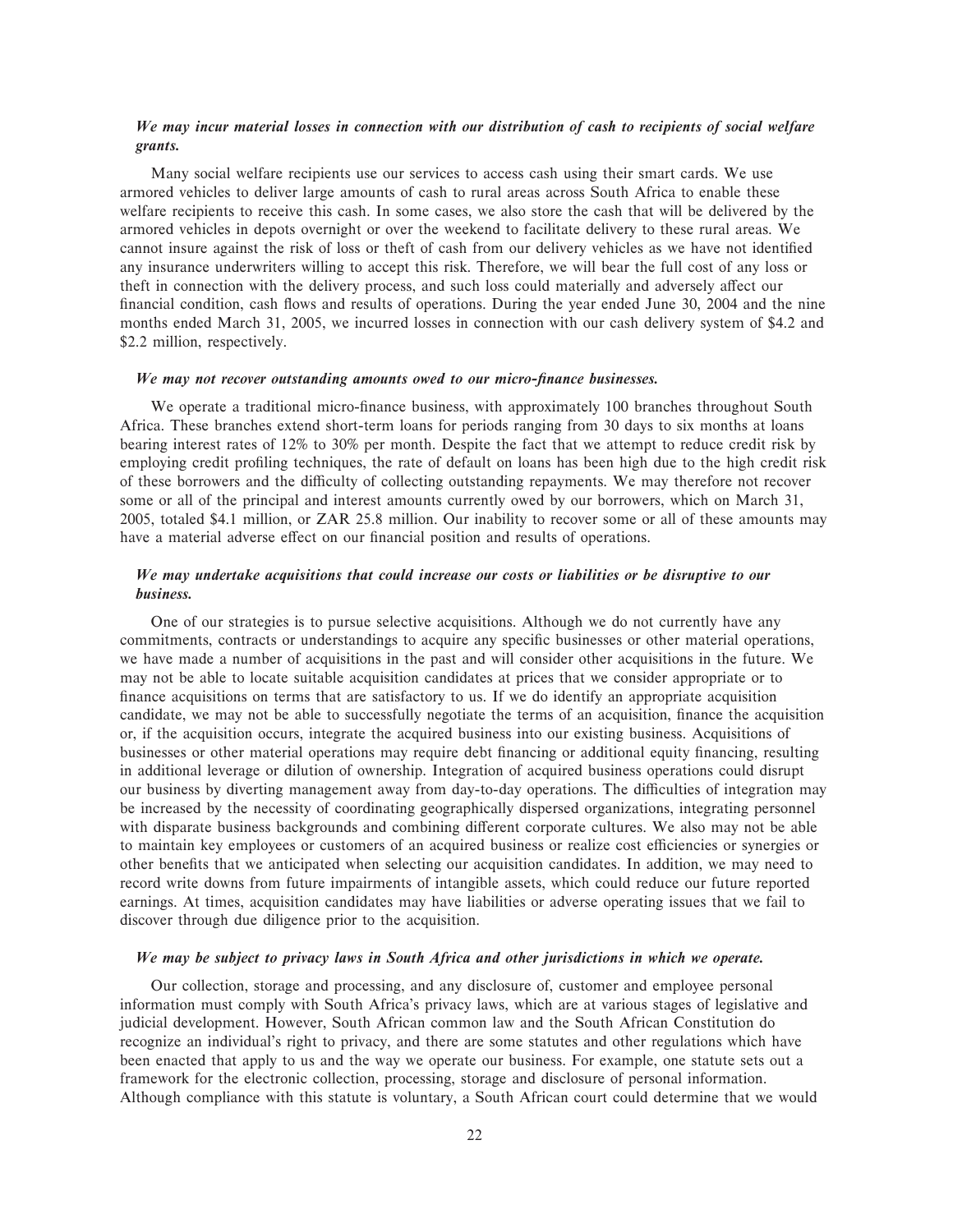***We may incur material losses in connection with our distribution of cash to recipients of social welfare grants.***

Many social welfare recipients use our services to access cash using their smart cards. We use armored vehicles to deliver large amounts of cash to rural areas across South Africa to enable these welfare recipients to receive this cash. In some cases, we also store the cash that will be delivered by the armored vehicles in depots overnight or over the weekend to facilitate delivery to these rural areas. We cannot insure against the risk of loss or theft of cash from our delivery vehicles as we have not identified any insurance underwriters willing to accept this risk. Therefore, we will bear the full cost of any loss or theft in connection with the delivery process, and such loss could materially and adversely affect our financial condition, cash flows and results of operations. During the year ended June 30, 2004 and the nine months ended March 31, 2005, we incurred losses in connection with our cash delivery system of $4.2 and $2.2 million, respectively.

***We may not recover outstanding amounts owed to our micro-finance businesses.***

We operate a traditional micro-finance business, with approximately 100 branches throughout South Africa. These branches extend short-term loans for periods ranging from 30 days to six months at loans bearing interest rates of 12% to 30% per month. Despite the fact that we attempt to reduce credit risk by employing credit profiling techniques, the rate of default on loans has been high due to the high credit risk of these borrowers and the difficulty of collecting outstanding repayments. We may therefore not recover some or all of the principal and interest amounts currently owed by our borrowers, which on March 31, 2005, totaled $4.1 million, or ZAR 25.8 million. Our inability to recover some or all of these amounts may have a material adverse effect on our financial position and results of operations.

***We may undertake acquisitions that could increase our costs or liabilities or be disruptive to our business.***

One of our strategies is to pursue selective acquisitions. Although we do not currently have any commitments, contracts or understandings to acquire any specific businesses or other material operations, we have made a number of acquisitions in the past and will consider other acquisitions in the future. We may not be able to locate suitable acquisition candidates at prices that we consider appropriate or to finance acquisitions on terms that are satisfactory to us. If we do identify an appropriate acquisition candidate, we may not be able to successfully negotiate the terms of an acquisition, finance the acquisition or, if the acquisition occurs, integrate the acquired business into our existing business. Acquisitions of businesses or other material operations may require debt financing or additional equity financing, resulting in additional leverage or dilution of ownership. Integration of acquired business operations could disrupt our business by diverting management away from day-to-day operations. The difficulties of integration may be increased by the necessity of coordinating geographically dispersed organizations, integrating personnel with disparate business backgrounds and combining different corporate cultures. We also may not be able to maintain key employees or customers of an acquired business or realize cost efficiencies or synergies or other benefits that we anticipated when selecting our acquisition candidates. In addition, we may need to record write downs from future impairments of intangible assets, which could reduce our future reported earnings. At times, acquisition candidates may have liabilities or adverse operating issues that we fail to discover through due diligence prior to the acquisition.

***We may be subject to privacy laws in South Africa and other jurisdictions in which we operate.***

Our collection, storage and processing, and any disclosure of, customer and employee personal information must comply with South Africa's privacy laws, which are at various stages of legislative and judicial development. However, South African common law and the South African Constitution do recognize an individual's right to privacy, and there are some statutes and other regulations which have been enacted that apply to us and the way we operate our business. For example, one statute sets out a framework for the electronic collection, processing, storage and disclosure of personal information. Although compliance with this statute is voluntary, a South African court could determine that we would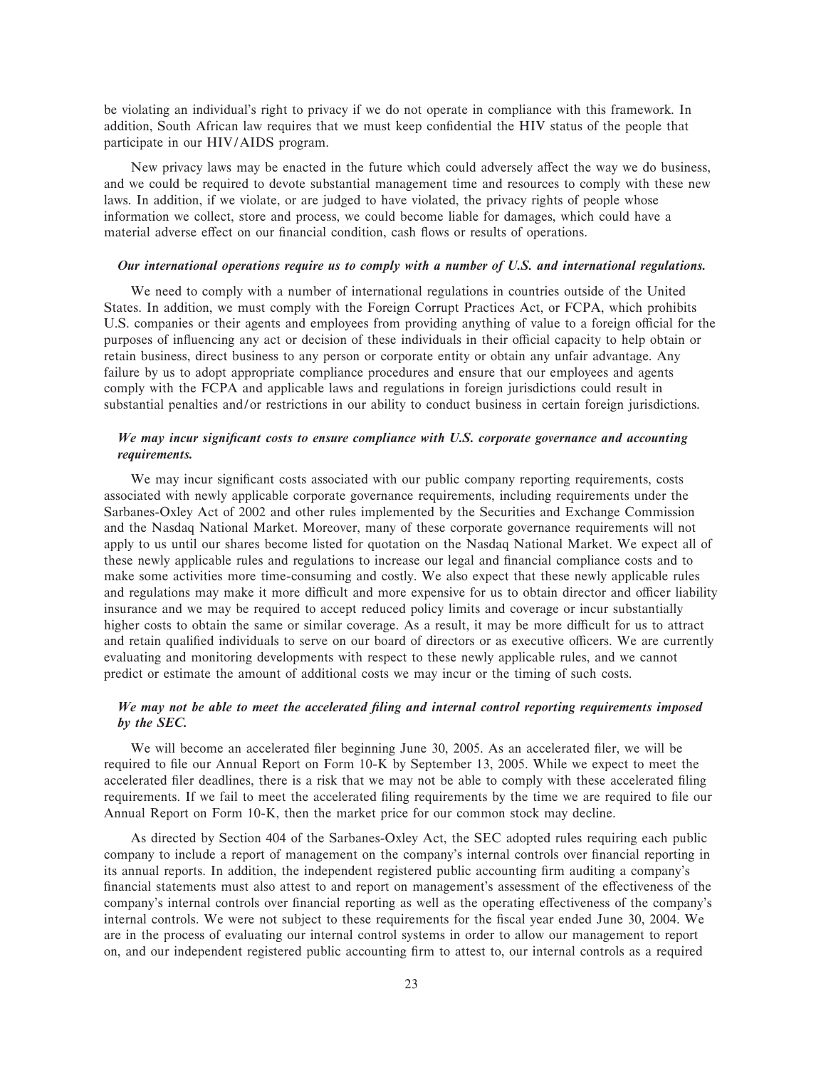be violating an individual's right to privacy if we do not operate in compliance with this framework. In addition, South African law requires that we must keep confidential the HIV status of the people that participate in our HIV/AIDS program.

New privacy laws may be enacted in the future which could adversely affect the way we do business, and we could be required to devote substantial management time and resources to comply with these new laws. In addition, if we violate, or are judged to have violated, the privacy rights of people whose information we collect, store and process, we could become liable for damages, which could have a material adverse effect on our financial condition, cash flows or results of operations.

***Our international operations require us to comply with a number of U.S. and international regulations.***

We need to comply with a number of international regulations in countries outside of the United States. In addition, we must comply with the Foreign Corrupt Practices Act, or FCPA, which prohibits U.S. companies or their agents and employees from providing anything of value to a foreign official for the purposes of influencing any act or decision of these individuals in their official capacity to help obtain or retain business, direct business to any person or corporate entity or obtain any unfair advantage. Any failure by us to adopt appropriate compliance procedures and ensure that our employees and agents comply with the FCPA and applicable laws and regulations in foreign jurisdictions could result in substantial penalties and/or restrictions in our ability to conduct business in certain foreign jurisdictions.

***We may incur significant costs to ensure compliance with U.S. corporate governance and accounting requirements.***

We may incur significant costs associated with our public company reporting requirements, costs associated with newly applicable corporate governance requirements, including requirements under the Sarbanes-Oxley Act of 2002 and other rules implemented by the Securities and Exchange Commission and the Nasdaq National Market. Moreover, many of these corporate governance requirements will not apply to us until our shares become listed for quotation on the Nasdaq National Market. We expect all of these newly applicable rules and regulations to increase our legal and financial compliance costs and to make some activities more time-consuming and costly. We also expect that these newly applicable rules and regulations may make it more difficult and more expensive for us to obtain director and officer liability insurance and we may be required to accept reduced policy limits and coverage or incur substantially higher costs to obtain the same or similar coverage. As a result, it may be more difficult for us to attract and retain qualified individuals to serve on our board of directors or as executive officers. We are currently evaluating and monitoring developments with respect to these newly applicable rules, and we cannot predict or estimate the amount of additional costs we may incur or the timing of such costs.

***We may not be able to meet the accelerated filing and internal control reporting requirements imposed by the SEC.***

We will become an accelerated filer beginning June 30, 2005. As an accelerated filer, we will be required to file our Annual Report on Form 10-K by September 13, 2005. While we expect to meet the accelerated filer deadlines, there is a risk that we may not be able to comply with these accelerated filing requirements. If we fail to meet the accelerated filing requirements by the time we are required to file our Annual Report on Form 10-K, then the market price for our common stock may decline.

As directed by Section 404 of the Sarbanes-Oxley Act, the SEC adopted rules requiring each public company to include a report of management on the company's internal controls over financial reporting in its annual reports. In addition, the independent registered public accounting firm auditing a company's financial statements must also attest to and report on management's assessment of the effectiveness of the company's internal controls over financial reporting as well as the operating effectiveness of the company's internal controls. We were not subject to these requirements for the fiscal year ended June 30, 2004. We are in the process of evaluating our internal control systems in order to allow our management to report on, and our independent registered public accounting firm to attest to, our internal controls as a required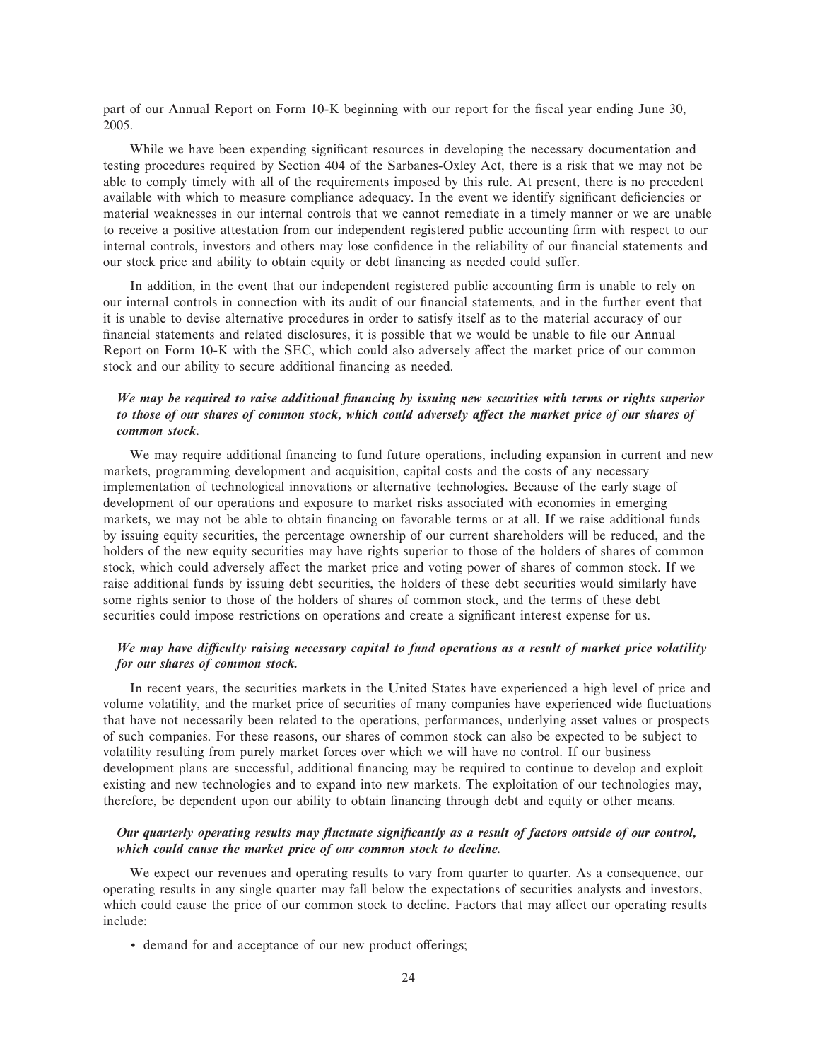part of our Annual Report on Form 10-K beginning with our report for the fiscal year ending June 30, 2005.

While we have been expending significant resources in developing the necessary documentation and testing procedures required by Section 404 of the Sarbanes-Oxley Act, there is a risk that we may not be able to comply timely with all of the requirements imposed by this rule. At present, there is no precedent available with which to measure compliance adequacy. In the event we identify significant deficiencies or material weaknesses in our internal controls that we cannot remediate in a timely manner or we are unable to receive a positive attestation from our independent registered public accounting firm with respect to our internal controls, investors and others may lose confidence in the reliability of our financial statements and our stock price and ability to obtain equity or debt financing as needed could suffer.

In addition, in the event that our independent registered public accounting firm is unable to rely on our internal controls in connection with its audit of our financial statements, and in the further event that it is unable to devise alternative procedures in order to satisfy itself as to the material accuracy of our financial statements and related disclosures, it is possible that we would be unable to file our Annual Report on Form 10-K with the SEC, which could also adversely affect the market price of our common stock and our ability to secure additional financing as needed.

***We may be required to raise additional financing by issuing new securities with terms or rights superior to those of our shares of common stock, which could adversely affect the market price of our shares of common stock.***

We may require additional financing to fund future operations, including expansion in current and new markets, programming development and acquisition, capital costs and the costs of any necessary implementation of technological innovations or alternative technologies. Because of the early stage of development of our operations and exposure to market risks associated with economies in emerging markets, we may not be able to obtain financing on favorable terms or at all. If we raise additional funds by issuing equity securities, the percentage ownership of our current shareholders will be reduced, and the holders of the new equity securities may have rights superior to those of the holders of shares of common stock, which could adversely affect the market price and voting power of shares of common stock. If we raise additional funds by issuing debt securities, the holders of these debt securities would similarly have some rights senior to those of the holders of shares of common stock, and the terms of these debt securities could impose restrictions on operations and create a significant interest expense for us.

***We may have difficulty raising necessary capital to fund operations as a result of market price volatility for our shares of common stock.***

In recent years, the securities markets in the United States have experienced a high level of price and volume volatility, and the market price of securities of many companies have experienced wide fluctuations that have not necessarily been related to the operations, performances, underlying asset values or prospects of such companies. For these reasons, our shares of common stock can also be expected to be subject to volatility resulting from purely market forces over which we will have no control. If our business development plans are successful, additional financing may be required to continue to develop and exploit existing and new technologies and to expand into new markets. The exploitation of our technologies may, therefore, be dependent upon our ability to obtain financing through debt and equity or other means.

***Our quarterly operating results may fluctuate significantly as a result of factors outside of our control, which could cause the market price of our common stock to decline.***

We expect our revenues and operating results to vary from quarter to quarter. As a consequence, our operating results in any single quarter may fall below the expectations of securities analysts and investors, which could cause the price of our common stock to decline. Factors that may affect our operating results include:

- demand for and acceptance of our new product offerings;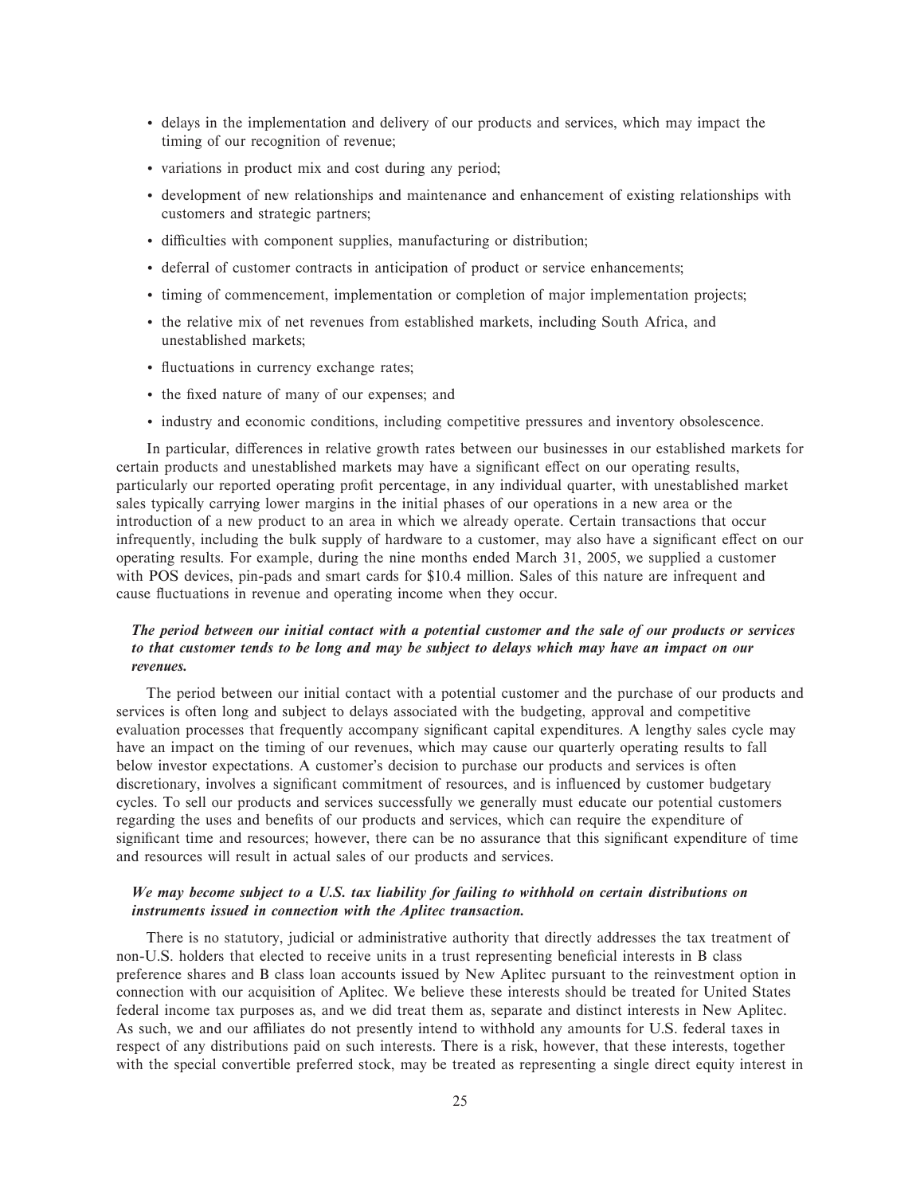- delays in the implementation and delivery of our products and services, which may impact the timing of our recognition of revenue;
- variations in product mix and cost during any period;
- development of new relationships and maintenance and enhancement of existing relationships with customers and strategic partners;
- difficulties with component supplies, manufacturing or distribution;
- deferral of customer contracts in anticipation of product or service enhancements;
- timing of commencement, implementation or completion of major implementation projects;
- the relative mix of net revenues from established markets, including South Africa, and unestablished markets;
- fluctuations in currency exchange rates;
- the fixed nature of many of our expenses; and
- industry and economic conditions, including competitive pressures and inventory obsolescence.

In particular, differences in relative growth rates between our businesses in our established markets for certain products and unestablished markets may have a significant effect on our operating results, particularly our reported operating profit percentage, in any individual quarter, with unestablished market sales typically carrying lower margins in the initial phases of our operations in a new area or the introduction of a new product to an area in which we already operate. Certain transactions that occur infrequently, including the bulk supply of hardware to a customer, may also have a significant effect on our operating results. For example, during the nine months ended March 31, 2005, we supplied a customer with POS devices, pin-pads and smart cards for $10.4 million. Sales of this nature are infrequent and cause fluctuations in revenue and operating income when they occur.

***The period between our initial contact with a potential customer and the sale of our products or services to that customer tends to be long and may be subject to delays which may have an impact on our revenues.***

The period between our initial contact with a potential customer and the purchase of our products and services is often long and subject to delays associated with the budgeting, approval and competitive evaluation processes that frequently accompany significant capital expenditures. A lengthy sales cycle may have an impact on the timing of our revenues, which may cause our quarterly operating results to fall below investor expectations. A customer's decision to purchase our products and services is often discretionary, involves a significant commitment of resources, and is influenced by customer budgetary cycles. To sell our products and services successfully we generally must educate our potential customers regarding the uses and benefits of our products and services, which can require the expenditure of significant time and resources; however, there can be no assurance that this significant expenditure of time and resources will result in actual sales of our products and services.

***We may become subject to a U.S. tax liability for failing to withhold on certain distributions on instruments issued in connection with the Aplitec transaction.***

There is no statutory, judicial or administrative authority that directly addresses the tax treatment of non-U.S. holders that elected to receive units in a trust representing beneficial interests in B class preference shares and B class loan accounts issued by New Aplitec pursuant to the reinvestment option in connection with our acquisition of Aplitec. We believe these interests should be treated for United States federal income tax purposes as, and we did treat them as, separate and distinct interests in New Aplitec. As such, we and our affiliates do not presently intend to withhold any amounts for U.S. federal taxes in respect of any distributions paid on such interests. There is a risk, however, that these interests, together with the special convertible preferred stock, may be treated as representing a single direct equity interest in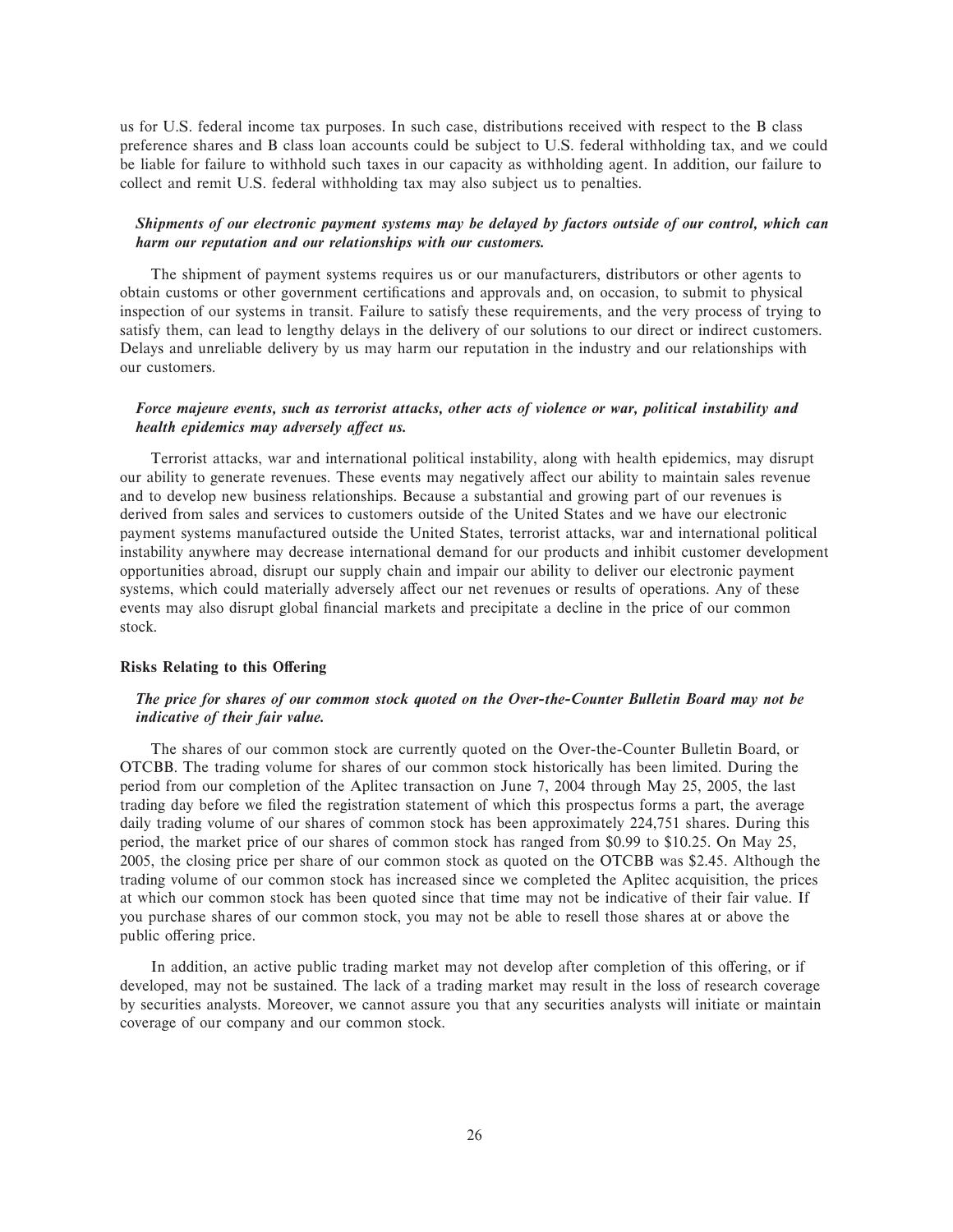us for U.S. federal income tax purposes. In such case, distributions received with respect to the B class preference shares and B class loan accounts could be subject to U.S. federal withholding tax, and we could be liable for failure to withhold such taxes in our capacity as withholding agent. In addition, our failure to collect and remit U.S. federal withholding tax may also subject us to penalties.

***Shipments of our electronic payment systems may be delayed by factors outside of our control, which can harm our reputation and our relationships with our customers.***

The shipment of payment systems requires us or our manufacturers, distributors or other agents to obtain customs or other government certifications and approvals and, on occasion, to submit to physical inspection of our systems in transit. Failure to satisfy these requirements, and the very process of trying to satisfy them, can lead to lengthy delays in the delivery of our solutions to our direct or indirect customers. Delays and unreliable delivery by us may harm our reputation in the industry and our relationships with our customers.

***Force majeure events, such as terrorist attacks, other acts of violence or war, political instability and health epidemics may adversely affect us.***

Terrorist attacks, war and international political instability, along with health epidemics, may disrupt our ability to generate revenues. These events may negatively affect our ability to maintain sales revenue and to develop new business relationships. Because a substantial and growing part of our revenues is derived from sales and services to customers outside of the United States and we have our electronic payment systems manufactured outside the United States, terrorist attacks, war and international political instability anywhere may decrease international demand for our products and inhibit customer development opportunities abroad, disrupt our supply chain and impair our ability to deliver our electronic payment systems, which could materially adversely affect our net revenues or results of operations. Any of these events may also disrupt global financial markets and precipitate a decline in the price of our common stock.

**Risks Relating to this Offering**

***The price for shares of our common stock quoted on the Over-the-Counter Bulletin Board may not be indicative of their fair value.***

The shares of our common stock are currently quoted on the Over-the-Counter Bulletin Board, or OTCBB. The trading volume for shares of our common stock historically has been limited. During the period from our completion of the Aplitec transaction on June 7, 2004 through May 25, 2005, the last trading day before we filed the registration statement of which this prospectus forms a part, the average daily trading volume of our shares of common stock has been approximately 224,751 shares. During this period, the market price of our shares of common stock has ranged from $0.99 to $10.25. On May 25, 2005, the closing price per share of our common stock as quoted on the OTCBB was $2.45. Although the trading volume of our common stock has increased since we completed the Aplitec acquisition, the prices at which our common stock has been quoted since that time may not be indicative of their fair value. If you purchase shares of our common stock, you may not be able to resell those shares at or above the public offering price.

In addition, an active public trading market may not develop after completion of this offering, or if developed, may not be sustained. The lack of a trading market may result in the loss of research coverage by securities analysts. Moreover, we cannot assure you that any securities analysts will initiate or maintain coverage of our company and our common stock.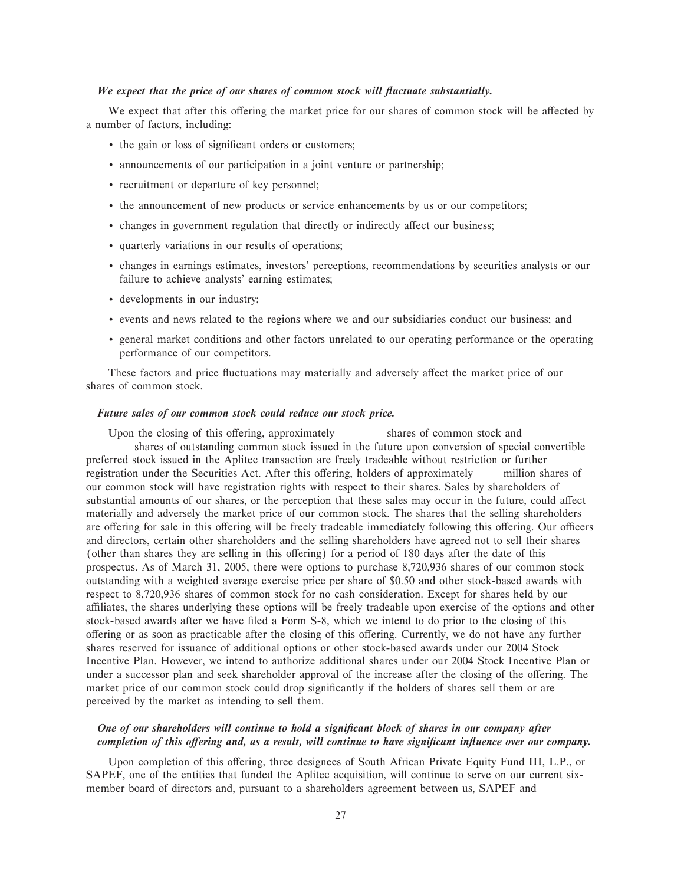***We expect that the price of our shares of common stock will fluctuate substantially.***

We expect that after this offering the market price for our shares of common stock will be affected by a number of factors, including:

- the gain or loss of significant orders or customers;
- announcements of our participation in a joint venture or partnership;
- recruitment or departure of key personnel;
- the announcement of new products or service enhancements by us or our competitors;
- changes in government regulation that directly or indirectly affect our business;
- quarterly variations in our results of operations;
- changes in earnings estimates, investors' perceptions, recommendations by securities analysts or our failure to achieve analysts' earning estimates;
- developments in our industry;
- events and news related to the regions where we and our subsidiaries conduct our business; and
- general market conditions and other factors unrelated to our operating performance or the operating performance of our competitors.

These factors and price fluctuations may materially and adversely affect the market price of our shares of common stock.

***Future sales of our common stock could reduce our stock price.***

Upon the closing of this offering, approximately shares of common stock and shares of outstanding common stock issued in the future upon conversion of special convertible preferred stock issued in the Aplitec transaction are freely tradeable without restriction or further registration under the Securities Act. After this offering, holders of approximately million shares of our common stock will have registration rights with respect to their shares. Sales by shareholders of substantial amounts of our shares, or the perception that these sales may occur in the future, could affect materially and adversely the market price of our common stock. The shares that the selling shareholders are offering for sale in this offering will be freely tradeable immediately following this offering. Our officers and directors, certain other shareholders and the selling shareholders have agreed not to sell their shares (other than shares they are selling in this offering) for a period of 180 days after the date of this prospectus. As of March 31, 2005, there were options to purchase 8,720,936 shares of our common stock outstanding with a weighted average exercise price per share of $0.50 and other stock-based awards with respect to 8,720,936 shares of common stock for no cash consideration. Except for shares held by our affiliates, the shares underlying these options will be freely tradeable upon exercise of the options and other stock-based awards after we have filed a Form S-8, which we intend to do prior to the closing of this offering or as soon as practicable after the closing of this offering. Currently, we do not have any further shares reserved for issuance of additional options or other stock-based awards under our 2004 Stock Incentive Plan. However, we intend to authorize additional shares under our 2004 Stock Incentive Plan or under a successor plan and seek shareholder approval of the increase after the closing of the offering. The market price of our common stock could drop significantly if the holders of shares sell them or are perceived by the market as intending to sell them.

***One of our shareholders will continue to hold a significant block of shares in our company after completion of this offering and, as a result, will continue to have significant influence over our company.***

Upon completion of this offering, three designees of South African Private Equity Fund III, L.P., or SAPEF, one of the entities that funded the Aplitec acquisition, will continue to serve on our current six-member board of directors and, pursuant to a shareholders agreement between us, SAPEF and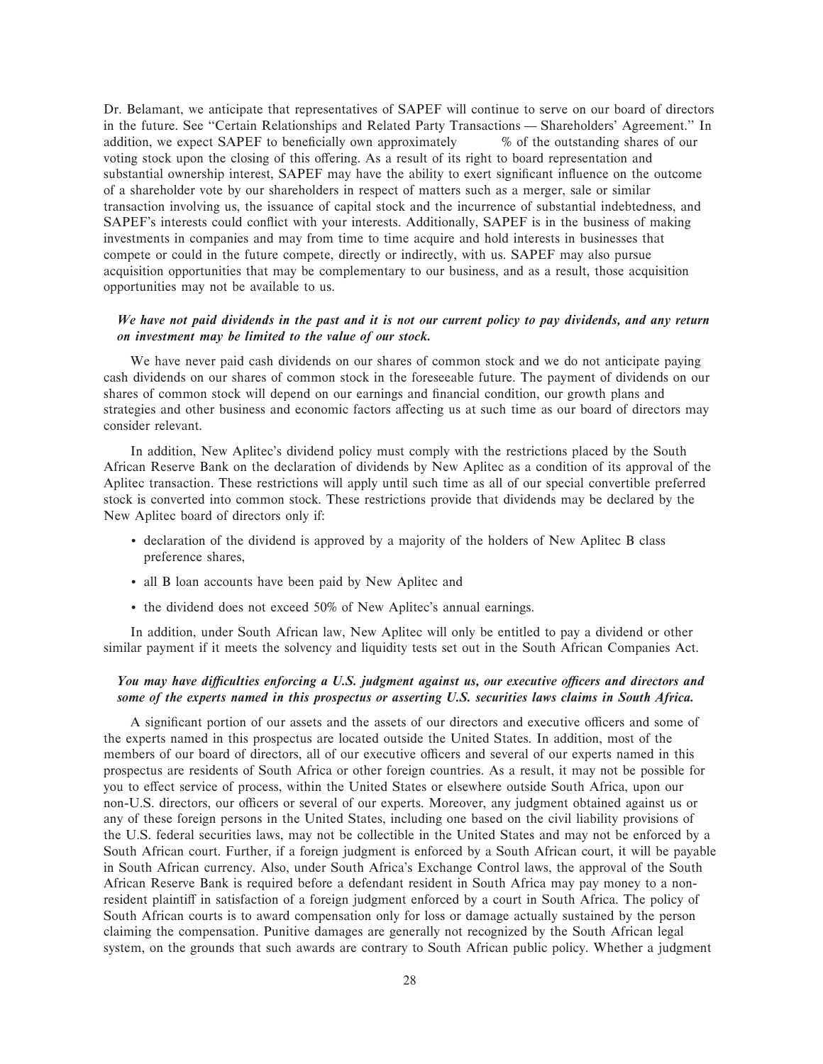Dr. Belamant, we anticipate that representatives of SAPEF will continue to serve on our board of directors in the future. See "Certain Relationships and Related Party Transactions — Shareholders' Agreement." In addition, we expect SAPEF to beneficially own approximately % of the outstanding shares of our voting stock upon the closing of this offering. As a result of its right to board representation and substantial ownership interest, SAPEF may have the ability to exert significant influence on the outcome of a shareholder vote by our shareholders in respect of matters such as a merger, sale or similar transaction involving us, the issuance of capital stock and the incurrence of substantial indebtedness, and SAPEF's interests could conflict with your interests. Additionally, SAPEF is in the business of making investments in companies and may from time to time acquire and hold interests in businesses that compete or could in the future compete, directly or indirectly, with us. SAPEF may also pursue acquisition opportunities that may be complementary to our business, and as a result, those acquisition opportunities may not be available to us.

***We have not paid dividends in the past and it is not our current policy to pay dividends, and any return on investment may be limited to the value of our stock.***

We have never paid cash dividends on our shares of common stock and we do not anticipate paying cash dividends on our shares of common stock in the foreseeable future. The payment of dividends on our shares of common stock will depend on our earnings and financial condition, our growth plans and strategies and other business and economic factors affecting us at such time as our board of directors may consider relevant.

In addition, New Aplitec's dividend policy must comply with the restrictions placed by the South African Reserve Bank on the declaration of dividends by New Aplitec as a condition of its approval of the Aplitec transaction. These restrictions will apply until such time as all of our special convertible preferred stock is converted into common stock. These restrictions provide that dividends may be declared by the New Aplitec board of directors only if:

- declaration of the dividend is approved by a majority of the holders of New Aplitec B class preference shares,
- all B loan accounts have been paid by New Aplitec and
- the dividend does not exceed 50% of New Aplitec's annual earnings.

In addition, under South African law, New Aplitec will only be entitled to pay a dividend or other similar payment if it meets the solvency and liquidity tests set out in the South African Companies Act.

***You may have difficulties enforcing a U.S. judgment against us, our executive officers and directors and some of the experts named in this prospectus or asserting U.S. securities laws claims in South Africa.***

A significant portion of our assets and the assets of our directors and executive officers and some of the experts named in this prospectus are located outside the United States. In addition, most of the members of our board of directors, all of our executive officers and several of our experts named in this prospectus are residents of South Africa or other foreign countries. As a result, it may not be possible for you to effect service of process, within the United States or elsewhere outside South Africa, upon our non-U.S. directors, our officers or several of our experts. Moreover, any judgment obtained against us or any of these foreign persons in the United States, including one based on the civil liability provisions of the U.S. federal securities laws, may not be collectible in the United States and may not be enforced by a South African court. Further, if a foreign judgment is enforced by a South African court, it will be payable in South African currency. Also, under South Africa's Exchange Control laws, the approval of the South African Reserve Bank is required before a defendant resident in South Africa may pay money to a non-resident plaintiff in satisfaction of a foreign judgment enforced by a court in South Africa. The policy of South African courts is to award compensation only for loss or damage actually sustained by the person claiming the compensation. Punitive damages are generally not recognized by the South African legal system, on the grounds that such awards are contrary to South African public policy. Whether a judgment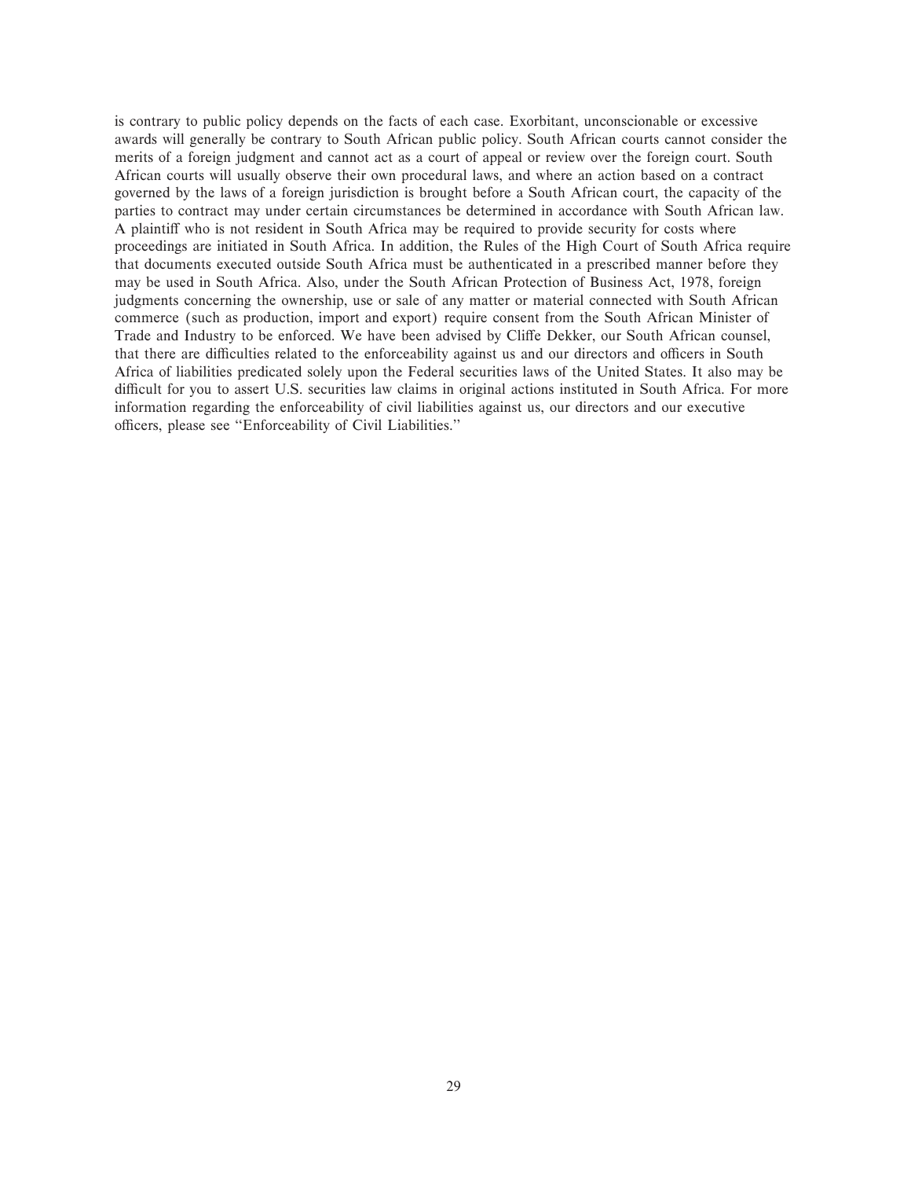is contrary to public policy depends on the facts of each case. Exorbitant, unconscionable or excessive awards will generally be contrary to South African public policy. South African courts cannot consider the merits of a foreign judgment and cannot act as a court of appeal or review over the foreign court. South African courts will usually observe their own procedural laws, and where an action based on a contract governed by the laws of a foreign jurisdiction is brought before a South African court, the capacity of the parties to contract may under certain circumstances be determined in accordance with South African law. A plaintiff who is not resident in South Africa may be required to provide security for costs where proceedings are initiated in South Africa. In addition, the Rules of the High Court of South Africa require that documents executed outside South Africa must be authenticated in a prescribed manner before they may be used in South Africa. Also, under the South African Protection of Business Act, 1978, foreign judgments concerning the ownership, use or sale of any matter or material connected with South African commerce (such as production, import and export) require consent from the South African Minister of Trade and Industry to be enforced. We have been advised by Cliffe Dekker, our South African counsel, that there are difficulties related to the enforceability against us and our directors and officers in South Africa of liabilities predicated solely upon the Federal securities laws of the United States. It also may be difficult for you to assert U.S. securities law claims in original actions instituted in South Africa. For more information regarding the enforceability of civil liabilities against us, our directors and our executive officers, please see ''Enforceability of Civil Liabilities.''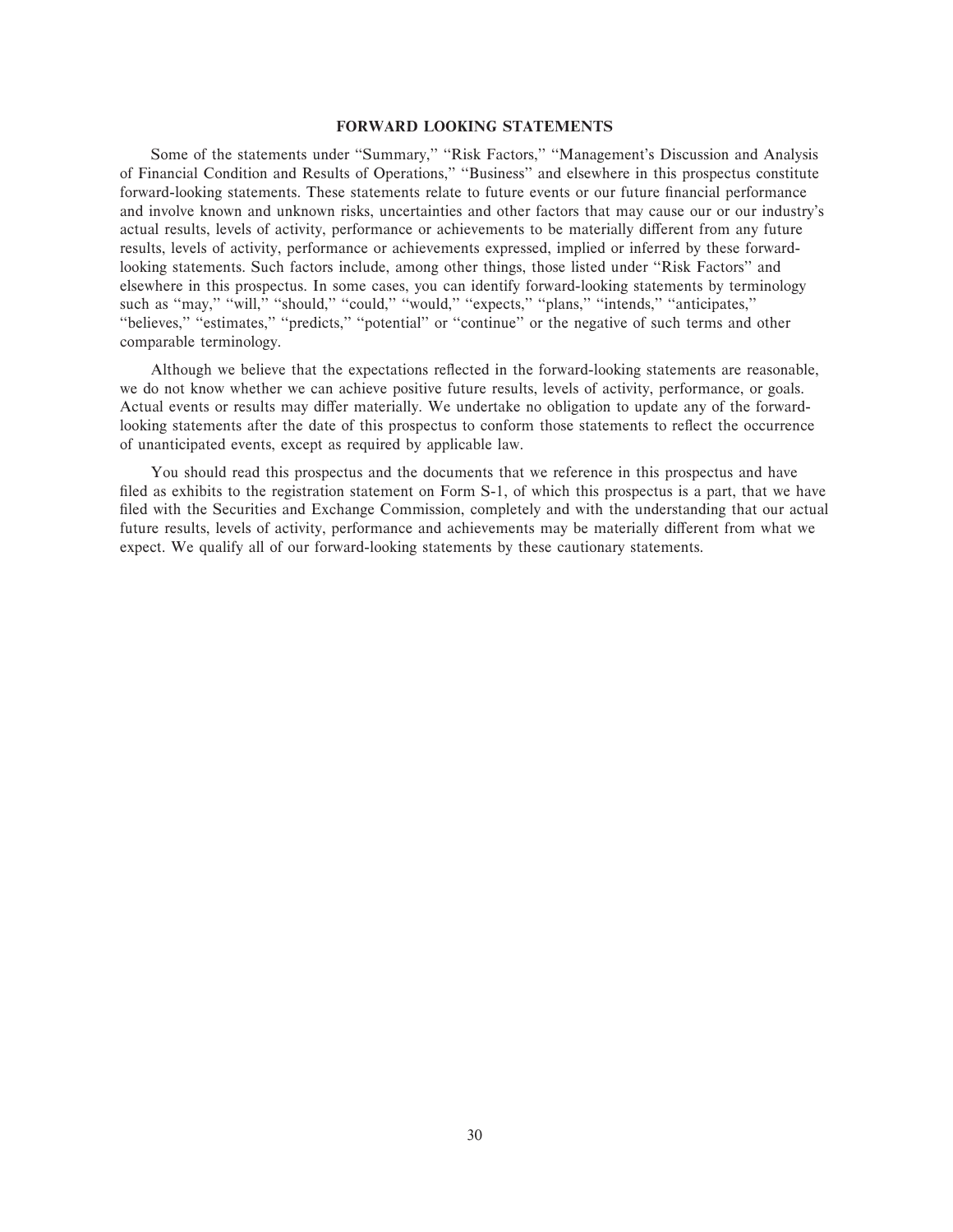## FORWARD LOOKING STATEMENTS

Some of the statements under "Summary," "Risk Factors," "Management's Discussion and Analysis of Financial Condition and Results of Operations," "Business" and elsewhere in this prospectus constitute forward-looking statements. These statements relate to future events or our future financial performance and involve known and unknown risks, uncertainties and other factors that may cause our or our industry's actual results, levels of activity, performance or achievements to be materially different from any future results, levels of activity, performance or achievements expressed, implied or inferred by these forward-looking statements. Such factors include, among other things, those listed under "Risk Factors" and elsewhere in this prospectus. In some cases, you can identify forward-looking statements by terminology such as "may," "will," "should," "could," "would," "expects," "plans," "intends," "anticipates," "believes," "estimates," "predicts," "potential" or "continue" or the negative of such terms and other comparable terminology.

Although we believe that the expectations reflected in the forward-looking statements are reasonable, we do not know whether we can achieve positive future results, levels of activity, performance, or goals. Actual events or results may differ materially. We undertake no obligation to update any of the forward-looking statements after the date of this prospectus to conform those statements to reflect the occurrence of unanticipated events, except as required by applicable law.

You should read this prospectus and the documents that we reference in this prospectus and have filed as exhibits to the registration statement on Form S-1, of which this prospectus is a part, that we have filed with the Securities and Exchange Commission, completely and with the understanding that our actual future results, levels of activity, performance and achievements may be materially different from what we expect. We qualify all of our forward-looking statements by these cautionary statements.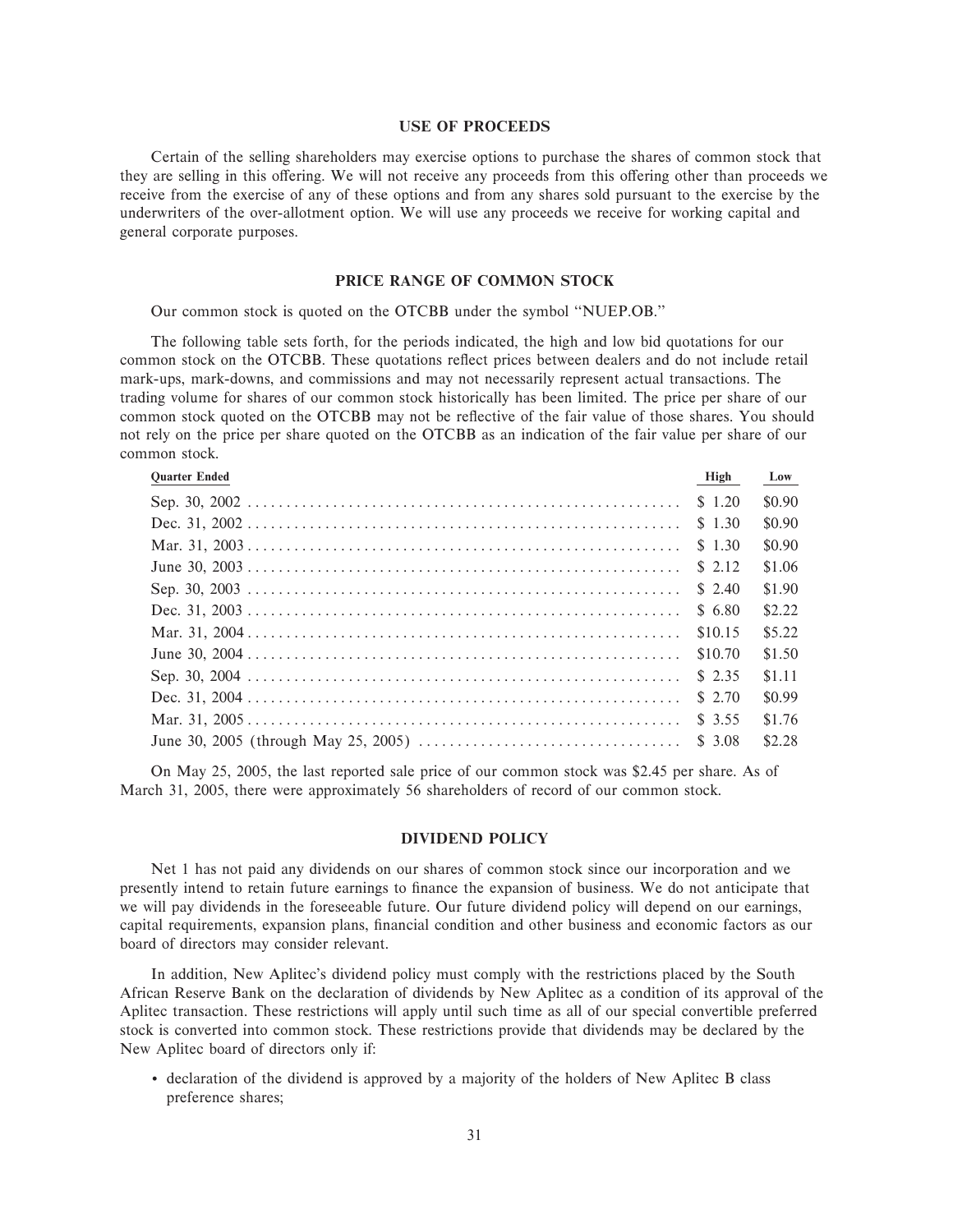## USE OF PROCEEDS

Certain of the selling shareholders may exercise options to purchase the shares of common stock that they are selling in this offering. We will not receive any proceeds from this offering other than proceeds we receive from the exercise of any of these options and from any shares sold pursuant to the exercise by the underwriters of the over-allotment option. We will use any proceeds we receive for working capital and general corporate purposes.

## PRICE RANGE OF COMMON STOCK

Our common stock is quoted on the OTCBB under the symbol "NUEP.OB."

The following table sets forth, for the periods indicated, the high and low bid quotations for our common stock on the OTCBB. These quotations reflect prices between dealers and do not include retail mark-ups, mark-downs, and commissions and may not necessarily represent actual transactions. The trading volume for shares of our common stock historically has been limited. The price per share of our common stock quoted on the OTCBB may not be reflective of the fair value of those shares. You should not rely on the price per share quoted on the OTCBB as an indication of the fair value per share of our common stock.

| Quarter Ended | High | Low |
|---|---|---|
| Sep. 30, 2002 | $ 1.20 | $0.90 |
| Dec. 31, 2002 | $ 1.30 | $0.90 |
| Mar. 31, 2003 | $ 1.30 | $0.90 |
| June 30, 2003 | $ 2.12 | $1.06 |
| Sep. 30, 2003 | $ 2.40 | $1.90 |
| Dec. 31, 2003 | $ 6.80 | $2.22 |
| Mar. 31, 2004 | $10.15 | $5.22 |
| June 30, 2004 | $10.70 | $1.50 |
| Sep. 30, 2004 | $ 2.35 | $1.11 |
| Dec. 31, 2004 | $ 2.70 | $0.99 |
| Mar. 31, 2005 | $ 3.55 | $1.76 |
| June 30, 2005 (through May 25, 2005) | $ 3.08 | $2.28 |

On May 25, 2005, the last reported sale price of our common stock was $2.45 per share. As of March 31, 2005, there were approximately 56 shareholders of record of our common stock.

## DIVIDEND POLICY

Net 1 has not paid any dividends on our shares of common stock since our incorporation and we presently intend to retain future earnings to finance the expansion of business. We do not anticipate that we will pay dividends in the foreseeable future. Our future dividend policy will depend on our earnings, capital requirements, expansion plans, financial condition and other business and economic factors as our board of directors may consider relevant.

In addition, New Aplitec's dividend policy must comply with the restrictions placed by the South African Reserve Bank on the declaration of dividends by New Aplitec as a condition of its approval of the Aplitec transaction. These restrictions will apply until such time as all of our special convertible preferred stock is converted into common stock. These restrictions provide that dividends may be declared by the New Aplitec board of directors only if:

- declaration of the dividend is approved by a majority of the holders of New Aplitec B class preference shares;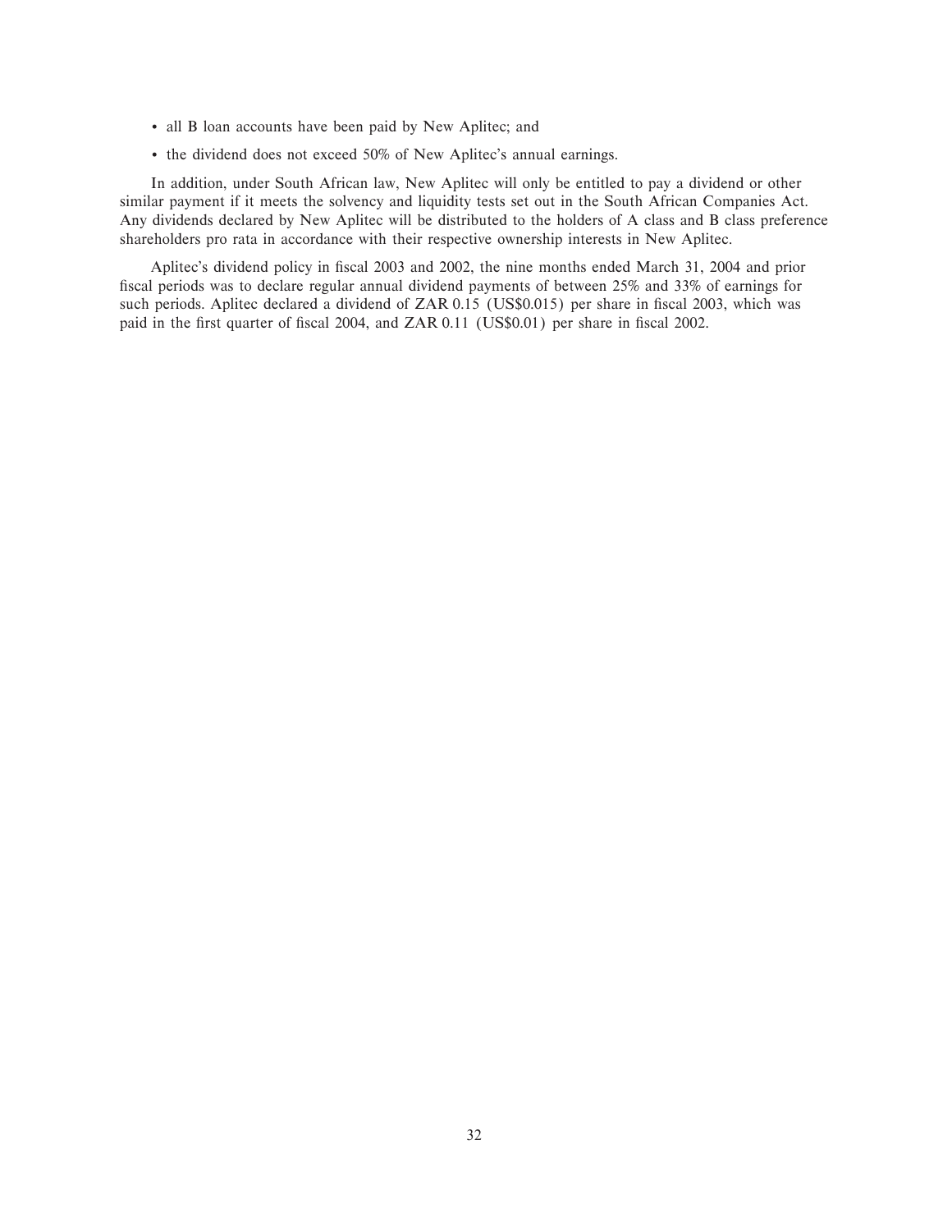- all B loan accounts have been paid by New Aplitec; and
- the dividend does not exceed 50% of New Aplitec's annual earnings.

In addition, under South African law, New Aplitec will only be entitled to pay a dividend or other similar payment if it meets the solvency and liquidity tests set out in the South African Companies Act. Any dividends declared by New Aplitec will be distributed to the holders of A class and B class preference shareholders pro rata in accordance with their respective ownership interests in New Aplitec.

Aplitec's dividend policy in fiscal 2003 and 2002, the nine months ended March 31, 2004 and prior fiscal periods was to declare regular annual dividend payments of between 25% and 33% of earnings for such periods. Aplitec declared a dividend of ZAR 0.15 (US$0.015) per share in fiscal 2003, which was paid in the first quarter of fiscal 2004, and ZAR 0.11 (US$0.01) per share in fiscal 2002.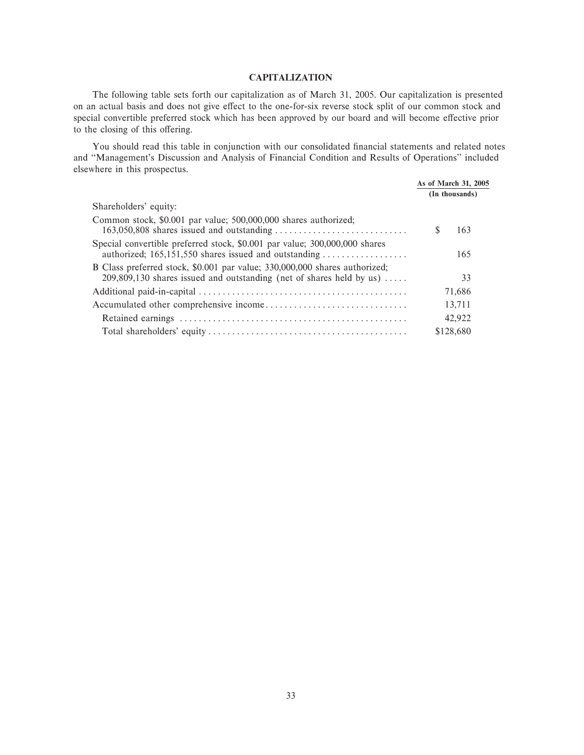## CAPITALIZATION

The following table sets forth our capitalization as of March 31, 2005. Our capitalization is presented on an actual basis and does not give effect to the one-for-six reverse stock split of our common stock and special convertible preferred stock which has been approved by our board and will become effective prior to the closing of this offering.

You should read this table in conjunction with our consolidated financial statements and related notes and "Management's Discussion and Analysis of Financial Condition and Results of Operations" included elsewhere in this prospectus.

| | As of March 31, 2005 (In thousands) |
|---|---|
| Shareholders' equity: | |
| Common stock, $0.001 par value; 500,000,000 shares authorized; 163,050,808 shares issued and outstanding | $ 163 |
| Special convertible preferred stock, $0.001 par value; 300,000,000 shares authorized; 165,151,550 shares issued and outstanding | 165 |
| B Class preferred stock, $0.001 par value; 330,000,000 shares authorized; 209,809,130 shares issued and outstanding (net of shares held by us) | 33 |
| Additional paid-in-capital | 71,686 |
| Accumulated other comprehensive income | 13,711 |
| Retained earnings | 42,922 |
| Total shareholders' equity | $128,680 |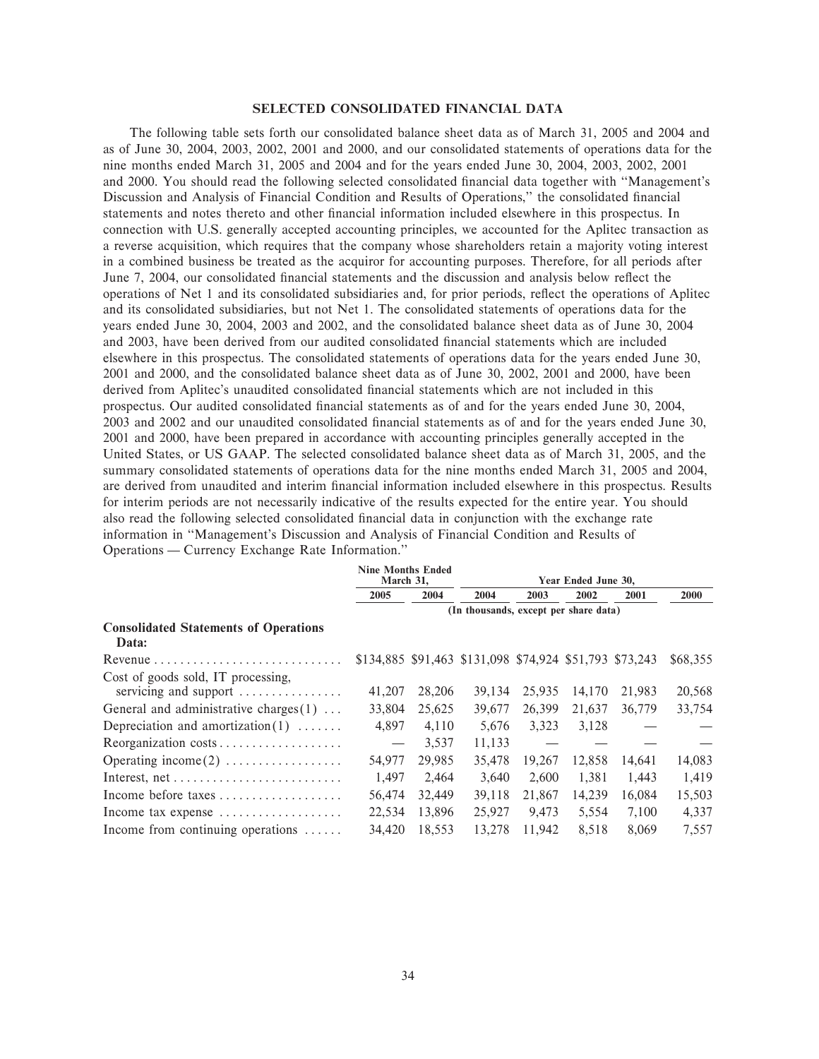## SELECTED CONSOLIDATED FINANCIAL DATA

The following table sets forth our consolidated balance sheet data as of March 31, 2005 and 2004 and as of June 30, 2004, 2003, 2002, 2001 and 2000, and our consolidated statements of operations data for the nine months ended March 31, 2005 and 2004 and for the years ended June 30, 2004, 2003, 2002, 2001 and 2000. You should read the following selected consolidated financial data together with "Management's Discussion and Analysis of Financial Condition and Results of Operations," the consolidated financial statements and notes thereto and other financial information included elsewhere in this prospectus. In connection with U.S. generally accepted accounting principles, we accounted for the Aplitec transaction as a reverse acquisition, which requires that the company whose shareholders retain a majority voting interest in a combined business be treated as the acquiror for accounting purposes. Therefore, for all periods after June 7, 2004, our consolidated financial statements and the discussion and analysis below reflect the operations of Net 1 and its consolidated subsidiaries and, for prior periods, reflect the operations of Aplitec and its consolidated subsidiaries, but not Net 1. The consolidated statements of operations data for the years ended June 30, 2004, 2003 and 2002, and the consolidated balance sheet data as of June 30, 2004 and 2003, have been derived from our audited consolidated financial statements which are included elsewhere in this prospectus. The consolidated statements of operations data for the years ended June 30, 2001 and 2000, and the consolidated balance sheet data as of June 30, 2002, 2001 and 2000, have been derived from Aplitec's unaudited consolidated financial statements which are not included in this prospectus. Our audited consolidated financial statements as of and for the years ended June 30, 2004, 2003 and 2002 and our unaudited consolidated financial statements as of and for the years ended June 30, 2001 and 2000, have been prepared in accordance with accounting principles generally accepted in the United States, or US GAAP. The selected consolidated balance sheet data as of March 31, 2005, and the summary consolidated statements of operations data for the nine months ended March 31, 2005 and 2004, are derived from unaudited and interim financial information included elsewhere in this prospectus. Results for interim periods are not necessarily indicative of the results expected for the entire year. You should also read the following selected consolidated financial data in conjunction with the exchange rate information in "Management's Discussion and Analysis of Financial Condition and Results of Operations — Currency Exchange Rate Information."

| | Nine Months Ended March 31, | | Year Ended June 30, | | | | |
|---|---|---|---|---|---|---|---|
| | 2005 | 2004 | 2004 | 2003 | 2002 | 2001 | 2000 |
| | (In thousands, except per share data) | | | | | | |
| **Consolidated Statements of Operations Data:** | | | | | | | |
| Revenue | $134,885 | $91,463 | $131,098 | $74,924 | $51,793 | $73,243 | $68,355 |
| Cost of goods sold, IT processing, servicing and support | 41,207 | 28,206 | 39,134 | 25,935 | 14,170 | 21,983 | 20,568 |
| General and administrative charges(1) | 33,804 | 25,625 | 39,677 | 26,399 | 21,637 | 36,779 | 33,754 |
| Depreciation and amortization(1) | 4,897 | 4,110 | 5,676 | 3,323 | 3,128 | — | — |
| Reorganization costs | — | 3,537 | 11,133 | — | — | — | — |
| Operating income(2) | 54,977 | 29,985 | 35,478 | 19,267 | 12,858 | 14,641 | 14,083 |
| Interest, net | 1,497 | 2,464 | 3,640 | 2,600 | 1,381 | 1,443 | 1,419 |
| Income before taxes | 56,474 | 32,449 | 39,118 | 21,867 | 14,239 | 16,084 | 15,503 |
| Income tax expense | 22,534 | 13,896 | 25,927 | 9,473 | 5,554 | 7,100 | 4,337 |
| Income from continuing operations | 34,420 | 18,553 | 13,278 | 11,942 | 8,518 | 8,069 | 7,557 |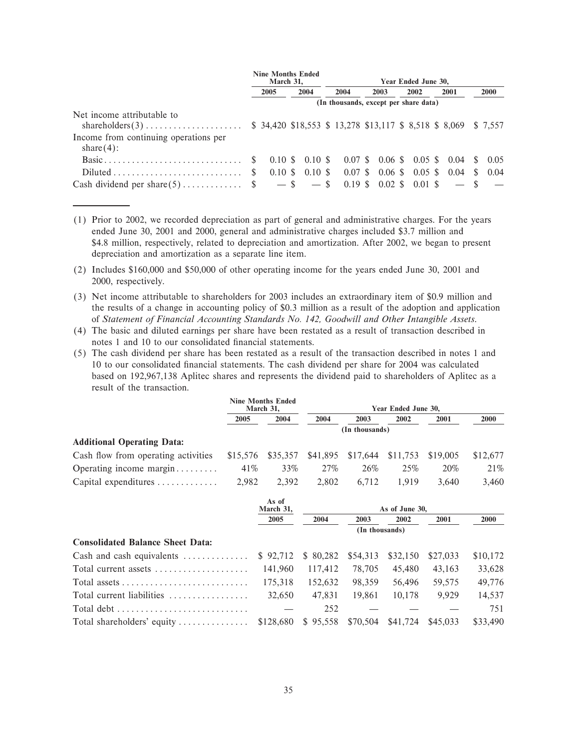| | Nine Months Ended March 31, | | Year Ended June 30, | | | | |
|---|---|---|---|---|---|---|---|
| | 2005 | 2004 | 2004 | 2003 | 2002 | 2001 | 2000 |
| | (In thousands, except per share data) | | | | | | |
| Net income attributable to shareholders(3) | $ 34,420 | $18,553 | $ 13,278 | $13,117 | $ 8,518 | $ 8,069 | $ 7,557 |
| Income from continuing operations per share(4): | | | | | | | |
| Basic | $ 0.10 | $ 0.10 | $ 0.07 | $ 0.06 | $ 0.05 | $ 0.04 | $ 0.05 |
| Diluted | $ 0.10 | $ 0.10 | $ 0.07 | $ 0.06 | $ 0.05 | $ 0.04 | $ 0.04 |
| Cash dividend per share(5) | $ — | $ — | $ 0.19 | $ 0.02 | $ 0.01 | $ — | $ — |

(1) Prior to 2002, we recorded depreciation as part of general and administrative charges. For the years ended June 30, 2001 and 2000, general and administrative charges included $3.7 million and $4.8 million, respectively, related to depreciation and amortization. After 2002, we began to present depreciation and amortization as a separate line item.

(2) Includes $160,000 and $50,000 of other operating income for the years ended June 30, 2001 and 2000, respectively.

(3) Net income attributable to shareholders for 2003 includes an extraordinary item of $0.9 million and the results of a change in accounting policy of $0.3 million as a result of the adoption and application of *Statement of Financial Accounting Standards No. 142, Goodwill and Other Intangible Assets.*

(4) The basic and diluted earnings per share have been restated as a result of transaction described in notes 1 and 10 to our consolidated financial statements.

(5) The cash dividend per share has been restated as a result of the transaction described in notes 1 and 10 to our consolidated financial statements. The cash dividend per share for 2004 was calculated based on 192,967,138 Aplitec shares and represents the dividend paid to shareholders of Aplitec as a result of the transaction.

| | Nine Months Ended March 31, | | Year Ended June 30, | | | | |
|---|---|---|---|---|---|---|---|
| | 2005 | 2004 | 2004 | 2003 | 2002 | 2001 | 2000 |
| | (In thousands) | | | | | | |
| **Additional Operating Data:** | | | | | | | |
| Cash flow from operating activities | $15,576 | $35,357 | $41,895 | $17,644 | $11,753 | $19,005 | $12,677 |
| Operating income margin | 41% | 33% | 27% | 26% | 25% | 20% | 21% |
| Capital expenditures | 2,982 | 2,392 | 2,802 | 6,712 | 1,919 | 3,640 | 3,460 |

| | As of March 31, | As of June 30, | | | | |
|---|---|---|---|---|---|---|
| | 2005 | 2004 | 2003 | 2002 | 2001 | 2000 |
| | (In thousands) | | | | | |
| **Consolidated Balance Sheet Data:** | | | | | | |
| Cash and cash equivalents | $ 92,712 | $ 80,282 | $54,313 | $32,150 | $27,033 | $10,172 |
| Total current assets | 141,960 | 117,412 | 78,705 | 45,480 | 43,163 | 33,628 |
| Total assets | 175,318 | 152,632 | 98,359 | 56,496 | 59,575 | 49,776 |
| Total current liabilities | 32,650 | 47,831 | 19,861 | 10,178 | 9,929 | 14,537 |
| Total debt | — | 252 | — | — | — | 751 |
| Total shareholders' equity | $128,680 | $ 95,558 | $70,504 | $41,724 | $45,033 | $33,490 |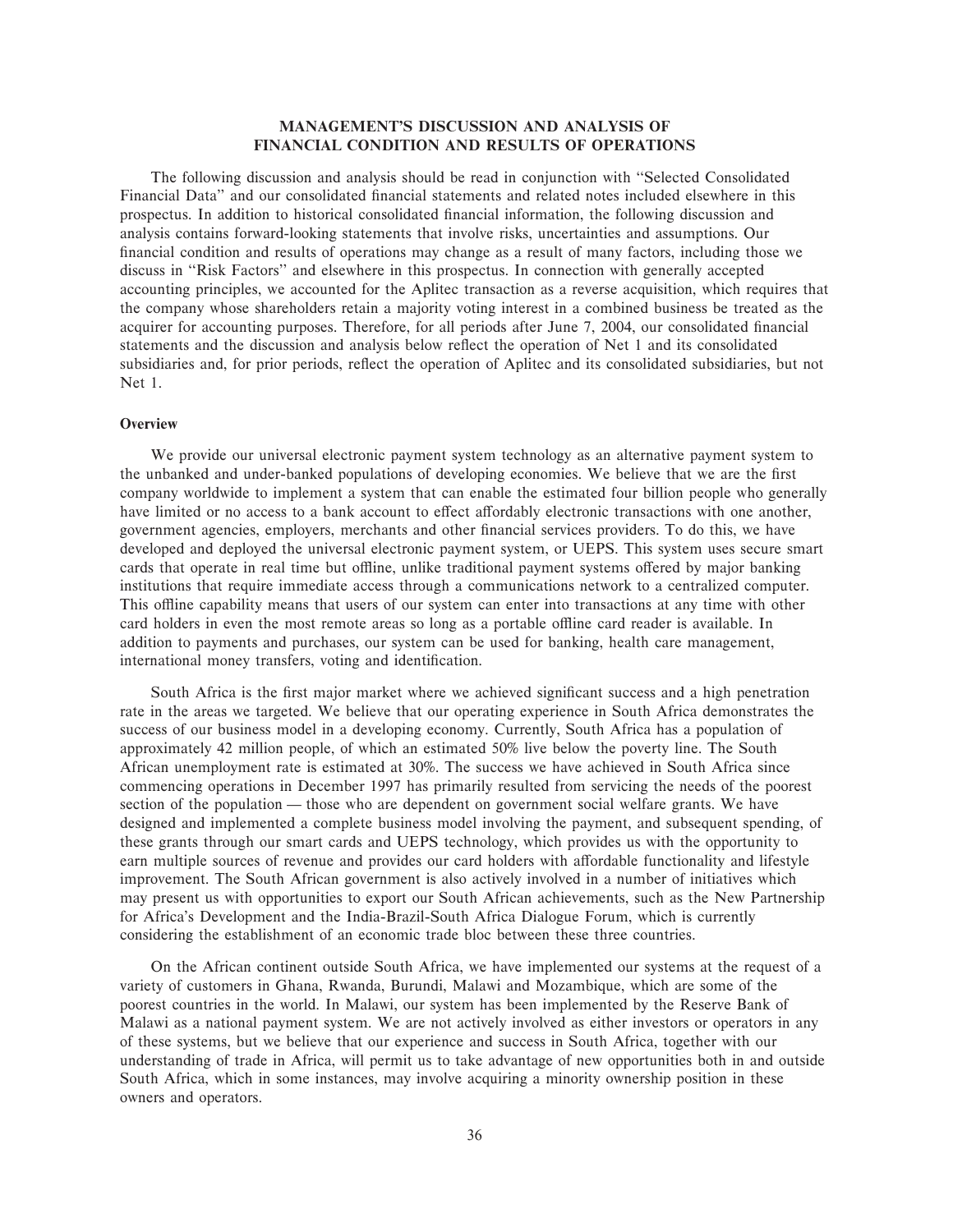## MANAGEMENT'S DISCUSSION AND ANALYSIS OF FINANCIAL CONDITION AND RESULTS OF OPERATIONS

The following discussion and analysis should be read in conjunction with "Selected Consolidated Financial Data" and our consolidated financial statements and related notes included elsewhere in this prospectus. In addition to historical consolidated financial information, the following discussion and analysis contains forward-looking statements that involve risks, uncertainties and assumptions. Our financial condition and results of operations may change as a result of many factors, including those we discuss in "Risk Factors" and elsewhere in this prospectus. In connection with generally accepted accounting principles, we accounted for the Aplitec transaction as a reverse acquisition, which requires that the company whose shareholders retain a majority voting interest in a combined business be treated as the acquirer for accounting purposes. Therefore, for all periods after June 7, 2004, our consolidated financial statements and the discussion and analysis below reflect the operation of Net 1 and its consolidated subsidiaries and, for prior periods, reflect the operation of Aplitec and its consolidated subsidiaries, but not Net 1.

### Overview

We provide our universal electronic payment system technology as an alternative payment system to the unbanked and under-banked populations of developing economies. We believe that we are the first company worldwide to implement a system that can enable the estimated four billion people who generally have limited or no access to a bank account to effect affordably electronic transactions with one another, government agencies, employers, merchants and other financial services providers. To do this, we have developed and deployed the universal electronic payment system, or UEPS. This system uses secure smart cards that operate in real time but offline, unlike traditional payment systems offered by major banking institutions that require immediate access through a communications network to a centralized computer. This offline capability means that users of our system can enter into transactions at any time with other card holders in even the most remote areas so long as a portable offline card reader is available. In addition to payments and purchases, our system can be used for banking, health care management, international money transfers, voting and identification.

South Africa is the first major market where we achieved significant success and a high penetration rate in the areas we targeted. We believe that our operating experience in South Africa demonstrates the success of our business model in a developing economy. Currently, South Africa has a population of approximately 42 million people, of which an estimated 50% live below the poverty line. The South African unemployment rate is estimated at 30%. The success we have achieved in South Africa since commencing operations in December 1997 has primarily resulted from servicing the needs of the poorest section of the population — those who are dependent on government social welfare grants. We have designed and implemented a complete business model involving the payment, and subsequent spending, of these grants through our smart cards and UEPS technology, which provides us with the opportunity to earn multiple sources of revenue and provides our card holders with affordable functionality and lifestyle improvement. The South African government is also actively involved in a number of initiatives which may present us with opportunities to export our South African achievements, such as the New Partnership for Africa's Development and the India-Brazil-South Africa Dialogue Forum, which is currently considering the establishment of an economic trade bloc between these three countries.

On the African continent outside South Africa, we have implemented our systems at the request of a variety of customers in Ghana, Rwanda, Burundi, Malawi and Mozambique, which are some of the poorest countries in the world. In Malawi, our system has been implemented by the Reserve Bank of Malawi as a national payment system. We are not actively involved as either investors or operators in any of these systems, but we believe that our experience and success in South Africa, together with our understanding of trade in Africa, will permit us to take advantage of new opportunities both in and outside South Africa, which in some instances, may involve acquiring a minority ownership position in these owners and operators.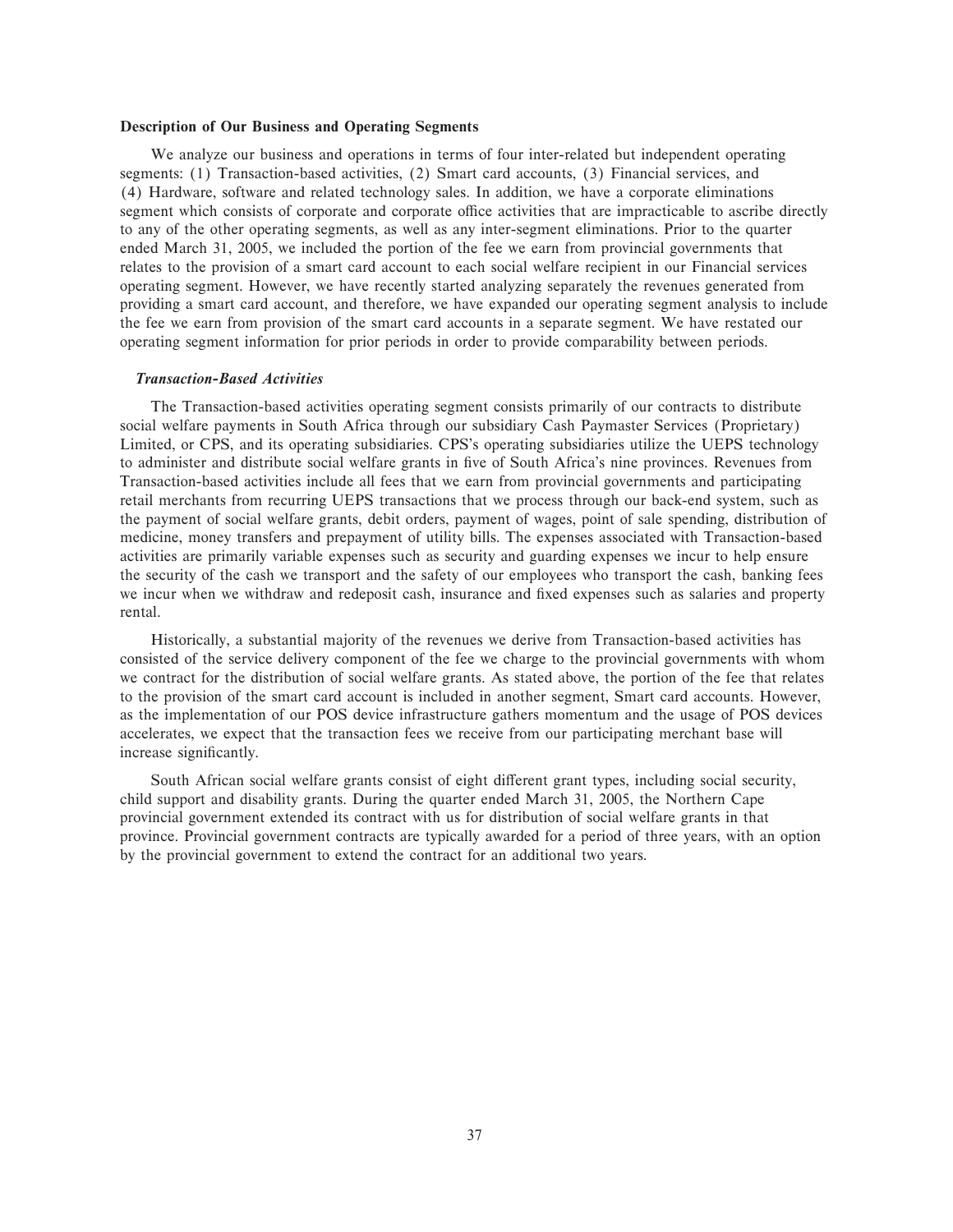### Description of Our Business and Operating Segments

We analyze our business and operations in terms of four inter-related but independent operating segments: (1) Transaction-based activities, (2) Smart card accounts, (3) Financial services, and (4) Hardware, software and related technology sales. In addition, we have a corporate eliminations segment which consists of corporate and corporate office activities that are impracticable to ascribe directly to any of the other operating segments, as well as any inter-segment eliminations. Prior to the quarter ended March 31, 2005, we included the portion of the fee we earn from provincial governments that relates to the provision of a smart card account to each social welfare recipient in our Financial services operating segment. However, we have recently started analyzing separately the revenues generated from providing a smart card account, and therefore, we have expanded our operating segment analysis to include the fee we earn from provision of the smart card accounts in a separate segment. We have restated our operating segment information for prior periods in order to provide comparability between periods.

#### *Transaction-Based Activities*

The Transaction-based activities operating segment consists primarily of our contracts to distribute social welfare payments in South Africa through our subsidiary Cash Paymaster Services (Proprietary) Limited, or CPS, and its operating subsidiaries. CPS's operating subsidiaries utilize the UEPS technology to administer and distribute social welfare grants in five of South Africa's nine provinces. Revenues from Transaction-based activities include all fees that we earn from provincial governments and participating retail merchants from recurring UEPS transactions that we process through our back-end system, such as the payment of social welfare grants, debit orders, payment of wages, point of sale spending, distribution of medicine, money transfers and prepayment of utility bills. The expenses associated with Transaction-based activities are primarily variable expenses such as security and guarding expenses we incur to help ensure the security of the cash we transport and the safety of our employees who transport the cash, banking fees we incur when we withdraw and redeposit cash, insurance and fixed expenses such as salaries and property rental.

Historically, a substantial majority of the revenues we derive from Transaction-based activities has consisted of the service delivery component of the fee we charge to the provincial governments with whom we contract for the distribution of social welfare grants. As stated above, the portion of the fee that relates to the provision of the smart card account is included in another segment, Smart card accounts. However, as the implementation of our POS device infrastructure gathers momentum and the usage of POS devices accelerates, we expect that the transaction fees we receive from our participating merchant base will increase significantly.

South African social welfare grants consist of eight different grant types, including social security, child support and disability grants. During the quarter ended March 31, 2005, the Northern Cape provincial government extended its contract with us for distribution of social welfare grants in that province. Provincial government contracts are typically awarded for a period of three years, with an option by the provincial government to extend the contract for an additional two years.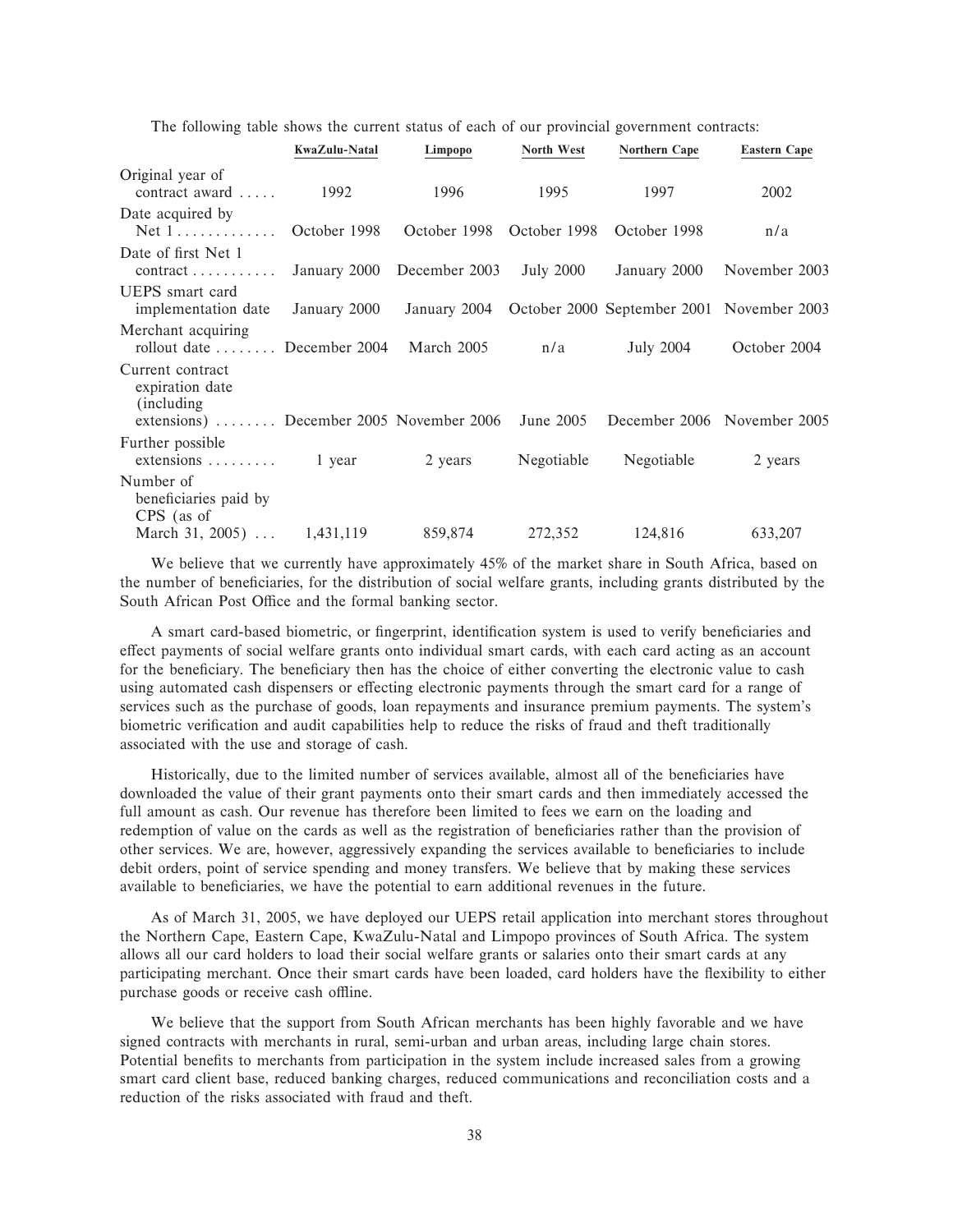The following table shows the current status of each of our provincial government contracts:

| | KwaZulu-Natal | Limpopo | North West | Northern Cape | Eastern Cape |
|---|---|---|---|---|---|
| Original year of contract award | 1992 | 1996 | 1995 | 1997 | 2002 |
| Date acquired by Net 1 | October 1998 | October 1998 | October 1998 | October 1998 | n/a |
| Date of first Net 1 contract | January 2000 | December 2003 | July 2000 | January 2000 | November 2003 |
| UEPS smart card implementation date | January 2000 | January 2004 | October 2000 | September 2001 | November 2003 |
| Merchant acquiring rollout date | December 2004 | March 2005 | n/a | July 2004 | October 2004 |
| Current contract expiration date (including extensions) | December 2005 | November 2006 | June 2005 | December 2006 | November 2005 |
| Further possible extensions | 1 year | 2 years | Negotiable | Negotiable | 2 years |
| Number of beneficiaries paid by CPS (as of March 31, 2005) | 1,431,119 | 859,874 | 272,352 | 124,816 | 633,207 |

We believe that we currently have approximately 45% of the market share in South Africa, based on the number of beneficiaries, for the distribution of social welfare grants, including grants distributed by the South African Post Office and the formal banking sector.

A smart card-based biometric, or fingerprint, identification system is used to verify beneficiaries and effect payments of social welfare grants onto individual smart cards, with each card acting as an account for the beneficiary. The beneficiary then has the choice of either converting the electronic value to cash using automated cash dispensers or effecting electronic payments through the smart card for a range of services such as the purchase of goods, loan repayments and insurance premium payments. The system's biometric verification and audit capabilities help to reduce the risks of fraud and theft traditionally associated with the use and storage of cash.

Historically, due to the limited number of services available, almost all of the beneficiaries have downloaded the value of their grant payments onto their smart cards and then immediately accessed the full amount as cash. Our revenue has therefore been limited to fees we earn on the loading and redemption of value on the cards as well as the registration of beneficiaries rather than the provision of other services. We are, however, aggressively expanding the services available to beneficiaries to include debit orders, point of service spending and money transfers. We believe that by making these services available to beneficiaries, we have the potential to earn additional revenues in the future.

As of March 31, 2005, we have deployed our UEPS retail application into merchant stores throughout the Northern Cape, Eastern Cape, KwaZulu-Natal and Limpopo provinces of South Africa. The system allows all our card holders to load their social welfare grants or salaries onto their smart cards at any participating merchant. Once their smart cards have been loaded, card holders have the flexibility to either purchase goods or receive cash offline.

We believe that the support from South African merchants has been highly favorable and we have signed contracts with merchants in rural, semi-urban and urban areas, including large chain stores. Potential benefits to merchants from participation in the system include increased sales from a growing smart card client base, reduced banking charges, reduced communications and reconciliation costs and a reduction of the risks associated with fraud and theft.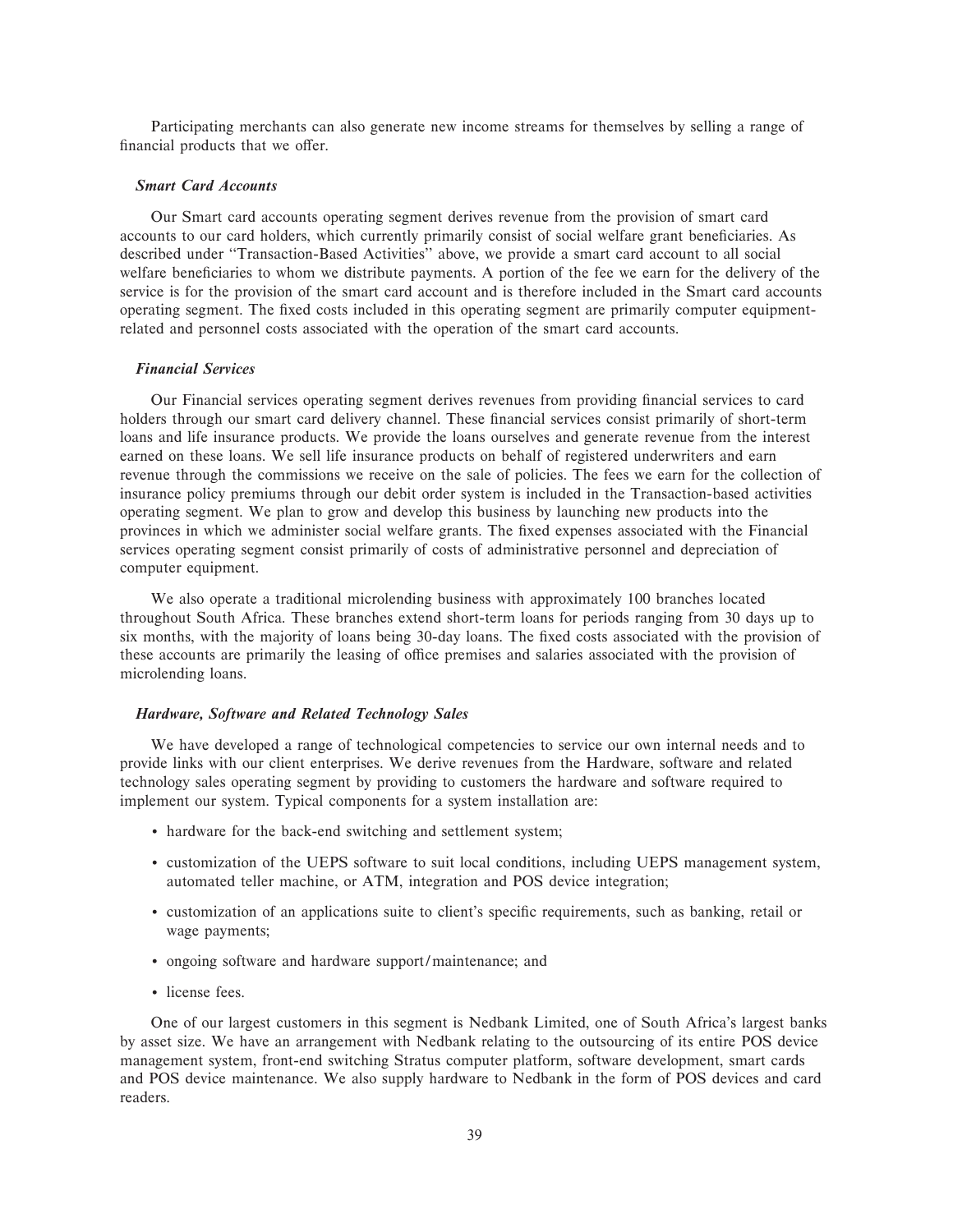Participating merchants can also generate new income streams for themselves by selling a range of financial products that we offer.

***Smart Card Accounts***

Our Smart card accounts operating segment derives revenue from the provision of smart card accounts to our card holders, which currently primarily consist of social welfare grant beneficiaries. As described under "Transaction-Based Activities" above, we provide a smart card account to all social welfare beneficiaries to whom we distribute payments. A portion of the fee we earn for the delivery of the service is for the provision of the smart card account and is therefore included in the Smart card accounts operating segment. The fixed costs included in this operating segment are primarily computer equipment-related and personnel costs associated with the operation of the smart card accounts.

***Financial Services***

Our Financial services operating segment derives revenues from providing financial services to card holders through our smart card delivery channel. These financial services consist primarily of short-term loans and life insurance products. We provide the loans ourselves and generate revenue from the interest earned on these loans. We sell life insurance products on behalf of registered underwriters and earn revenue through the commissions we receive on the sale of policies. The fees we earn for the collection of insurance policy premiums through our debit order system is included in the Transaction-based activities operating segment. We plan to grow and develop this business by launching new products into the provinces in which we administer social welfare grants. The fixed expenses associated with the Financial services operating segment consist primarily of costs of administrative personnel and depreciation of computer equipment.

We also operate a traditional microlending business with approximately 100 branches located throughout South Africa. These branches extend short-term loans for periods ranging from 30 days up to six months, with the majority of loans being 30-day loans. The fixed costs associated with the provision of these accounts are primarily the leasing of office premises and salaries associated with the provision of microlending loans.

***Hardware, Software and Related Technology Sales***

We have developed a range of technological competencies to service our own internal needs and to provide links with our client enterprises. We derive revenues from the Hardware, software and related technology sales operating segment by providing to customers the hardware and software required to implement our system. Typical components for a system installation are:

- hardware for the back-end switching and settlement system;
- customization of the UEPS software to suit local conditions, including UEPS management system, automated teller machine, or ATM, integration and POS device integration;
- customization of an applications suite to client's specific requirements, such as banking, retail or wage payments;
- ongoing software and hardware support/maintenance; and
- license fees.

One of our largest customers in this segment is Nedbank Limited, one of South Africa's largest banks by asset size. We have an arrangement with Nedbank relating to the outsourcing of its entire POS device management system, front-end switching Stratus computer platform, software development, smart cards and POS device maintenance. We also supply hardware to Nedbank in the form of POS devices and card readers.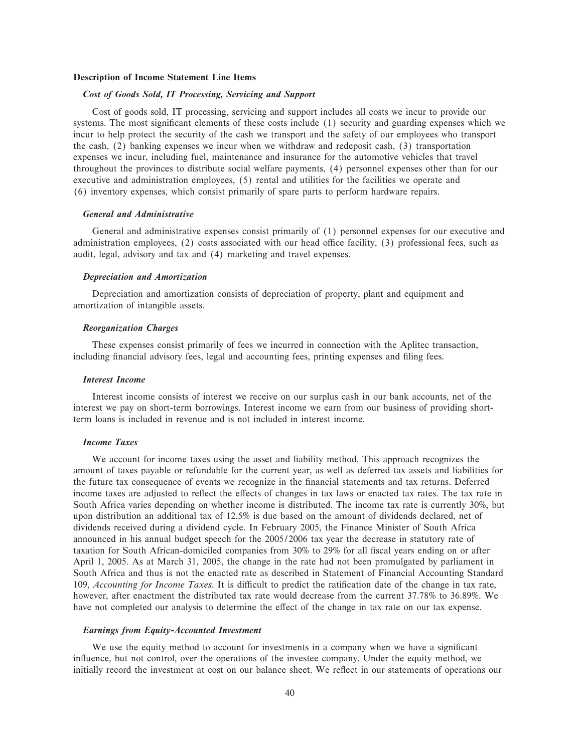### Description of Income Statement Line Items

#### *Cost of Goods Sold, IT Processing, Servicing and Support*

Cost of goods sold, IT processing, servicing and support includes all costs we incur to provide our systems. The most significant elements of these costs include (1) security and guarding expenses which we incur to help protect the security of the cash we transport and the safety of our employees who transport the cash, (2) banking expenses we incur when we withdraw and redeposit cash, (3) transportation expenses we incur, including fuel, maintenance and insurance for the automotive vehicles that travel throughout the provinces to distribute social welfare payments, (4) personnel expenses other than for our executive and administration employees, (5) rental and utilities for the facilities we operate and (6) inventory expenses, which consist primarily of spare parts to perform hardware repairs.

#### *General and Administrative*

General and administrative expenses consist primarily of (1) personnel expenses for our executive and administration employees, (2) costs associated with our head office facility, (3) professional fees, such as audit, legal, advisory and tax and (4) marketing and travel expenses.

#### *Depreciation and Amortization*

Depreciation and amortization consists of depreciation of property, plant and equipment and amortization of intangible assets.

#### *Reorganization Charges*

These expenses consist primarily of fees we incurred in connection with the Aplitec transaction, including financial advisory fees, legal and accounting fees, printing expenses and filing fees.

#### *Interest Income*

Interest income consists of interest we receive on our surplus cash in our bank accounts, net of the interest we pay on short-term borrowings. Interest income we earn from our business of providing short-term loans is included in revenue and is not included in interest income.

#### *Income Taxes*

We account for income taxes using the asset and liability method. This approach recognizes the amount of taxes payable or refundable for the current year, as well as deferred tax assets and liabilities for the future tax consequence of events we recognize in the financial statements and tax returns. Deferred income taxes are adjusted to reflect the effects of changes in tax laws or enacted tax rates. The tax rate in South Africa varies depending on whether income is distributed. The income tax rate is currently 30%, but upon distribution an additional tax of 12.5% is due based on the amount of dividends declared, net of dividends received during a dividend cycle. In February 2005, the Finance Minister of South Africa announced in his annual budget speech for the 2005/2006 tax year the decrease in statutory rate of taxation for South African-domiciled companies from 30% to 29% for all fiscal years ending on or after April 1, 2005. As at March 31, 2005, the change in the rate had not been promulgated by parliament in South Africa and thus is not the enacted rate as described in Statement of Financial Accounting Standard 109, *Accounting for Income Taxes*. It is difficult to predict the ratification date of the change in tax rate, however, after enactment the distributed tax rate would decrease from the current 37.78% to 36.89%. We have not completed our analysis to determine the effect of the change in tax rate on our tax expense.

#### *Earnings from Equity-Accounted Investment*

We use the equity method to account for investments in a company when we have a significant influence, but not control, over the operations of the investee company. Under the equity method, we initially record the investment at cost on our balance sheet. We reflect in our statements of operations our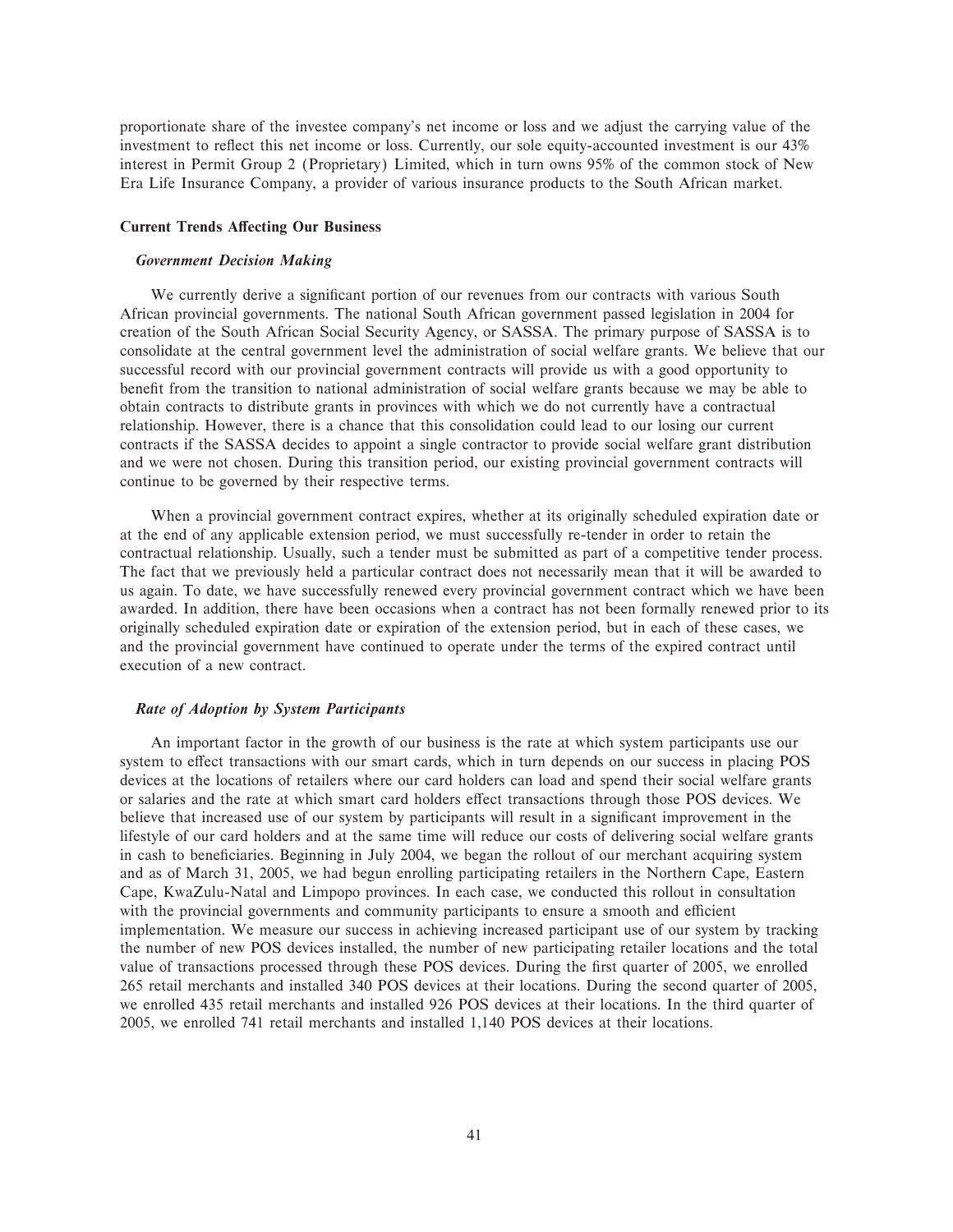proportionate share of the investee company's net income or loss and we adjust the carrying value of the investment to reflect this net income or loss. Currently, our sole equity-accounted investment is our 43% interest in Permit Group 2 (Proprietary) Limited, which in turn owns 95% of the common stock of New Era Life Insurance Company, a provider of various insurance products to the South African market.

### Current Trends Affecting Our Business

#### *Government Decision Making*

We currently derive a significant portion of our revenues from our contracts with various South African provincial governments. The national South African government passed legislation in 2004 for creation of the South African Social Security Agency, or SASSA. The primary purpose of SASSA is to consolidate at the central government level the administration of social welfare grants. We believe that our successful record with our provincial government contracts will provide us with a good opportunity to benefit from the transition to national administration of social welfare grants because we may be able to obtain contracts to distribute grants in provinces with which we do not currently have a contractual relationship. However, there is a chance that this consolidation could lead to our losing our current contracts if the SASSA decides to appoint a single contractor to provide social welfare grant distribution and we were not chosen. During this transition period, our existing provincial government contracts will continue to be governed by their respective terms.

When a provincial government contract expires, whether at its originally scheduled expiration date or at the end of any applicable extension period, we must successfully re-tender in order to retain the contractual relationship. Usually, such a tender must be submitted as part of a competitive tender process. The fact that we previously held a particular contract does not necessarily mean that it will be awarded to us again. To date, we have successfully renewed every provincial government contract which we have been awarded. In addition, there have been occasions when a contract has not been formally renewed prior to its originally scheduled expiration date or expiration of the extension period, but in each of these cases, we and the provincial government have continued to operate under the terms of the expired contract until execution of a new contract.

#### *Rate of Adoption by System Participants*

An important factor in the growth of our business is the rate at which system participants use our system to effect transactions with our smart cards, which in turn depends on our success in placing POS devices at the locations of retailers where our card holders can load and spend their social welfare grants or salaries and the rate at which smart card holders effect transactions through those POS devices. We believe that increased use of our system by participants will result in a significant improvement in the lifestyle of our card holders and at the same time will reduce our costs of delivering social welfare grants in cash to beneficiaries. Beginning in July 2004, we began the rollout of our merchant acquiring system and as of March 31, 2005, we had begun enrolling participating retailers in the Northern Cape, Eastern Cape, KwaZulu-Natal and Limpopo provinces. In each case, we conducted this rollout in consultation with the provincial governments and community participants to ensure a smooth and efficient implementation. We measure our success in achieving increased participant use of our system by tracking the number of new POS devices installed, the number of new participating retailer locations and the total value of transactions processed through these POS devices. During the first quarter of 2005, we enrolled 265 retail merchants and installed 340 POS devices at their locations. During the second quarter of 2005, we enrolled 435 retail merchants and installed 926 POS devices at their locations. In the third quarter of 2005, we enrolled 741 retail merchants and installed 1,140 POS devices at their locations.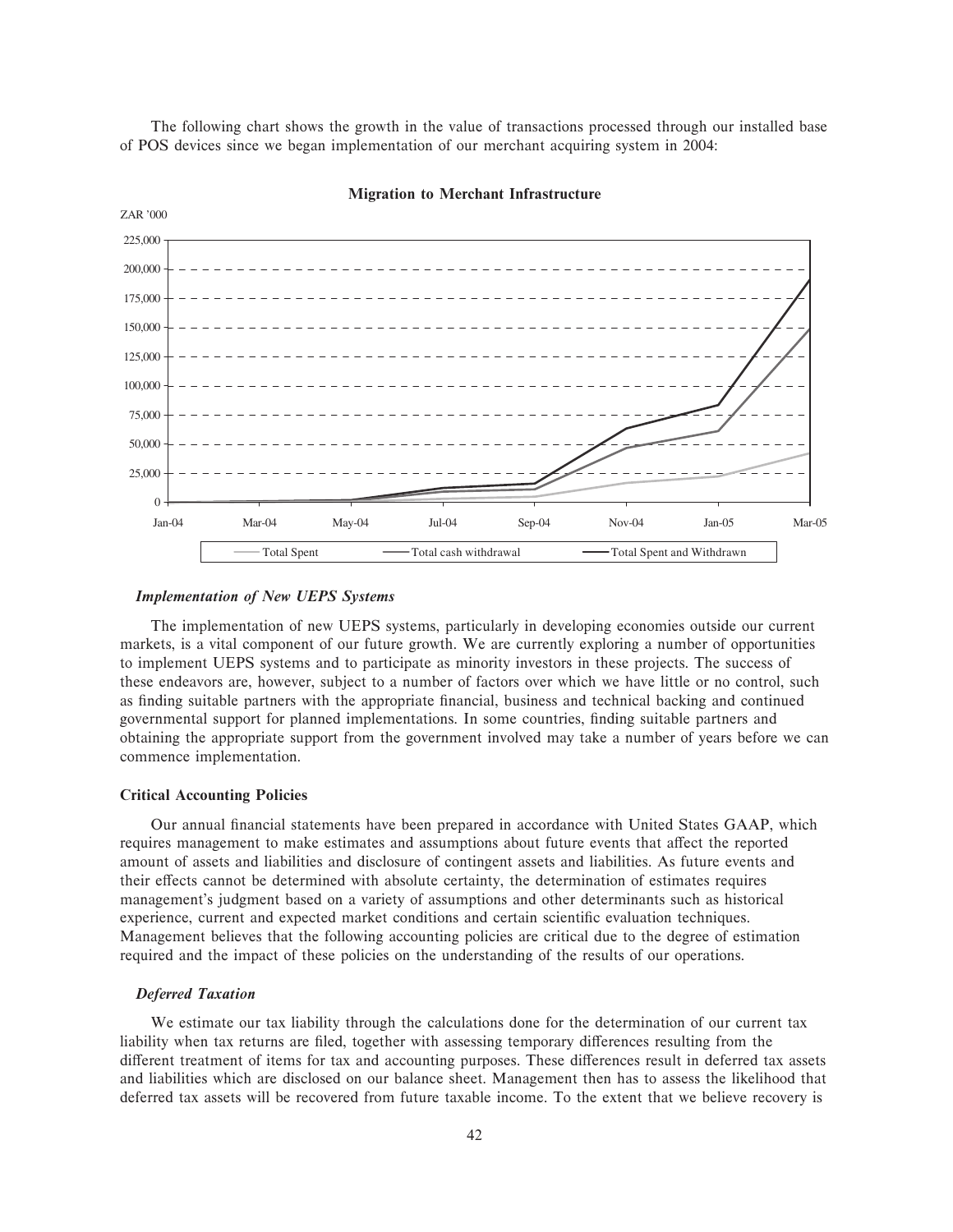The following chart shows the growth in the value of transactions processed through our installed base of POS devices since we began implementation of our merchant acquiring system in 2004:

**Migration to Merchant Infrastructure**

ZAR '000

225,000
200,000
175,000
150,000
125,000
100,000
75,000
50,000
25,000
0

Jan-04 Mar-04 May-04 Jul-04 Sep-04 Nov-04 Jan-05 Mar-05

Total Spent — Total cash withdrawal — Total Spent and Withdrawn

### *Implementation of New UEPS Systems*

The implementation of new UEPS systems, particularly in developing economies outside our current markets, is a vital component of our future growth. We are currently exploring a number of opportunities to implement UEPS systems and to participate as minority investors in these projects. The success of these endeavors are, however, subject to a number of factors over which we have little or no control, such as finding suitable partners with the appropriate financial, business and technical backing and continued governmental support for planned implementations. In some countries, finding suitable partners and obtaining the appropriate support from the government involved may take a number of years before we can commence implementation.

## Critical Accounting Policies

Our annual financial statements have been prepared in accordance with United States GAAP, which requires management to make estimates and assumptions about future events that affect the reported amount of assets and liabilities and disclosure of contingent assets and liabilities. As future events and their effects cannot be determined with absolute certainty, the determination of estimates requires management's judgment based on a variety of assumptions and other determinants such as historical experience, current and expected market conditions and certain scientific evaluation techniques. Management believes that the following accounting policies are critical due to the degree of estimation required and the impact of these policies on the understanding of the results of our operations.

### *Deferred Taxation*

We estimate our tax liability through the calculations done for the determination of our current tax liability when tax returns are filed, together with assessing temporary differences resulting from the different treatment of items for tax and accounting purposes. These differences result in deferred tax assets and liabilities which are disclosed on our balance sheet. Management then has to assess the likelihood that deferred tax assets will be recovered from future taxable income. To the extent that we believe recovery is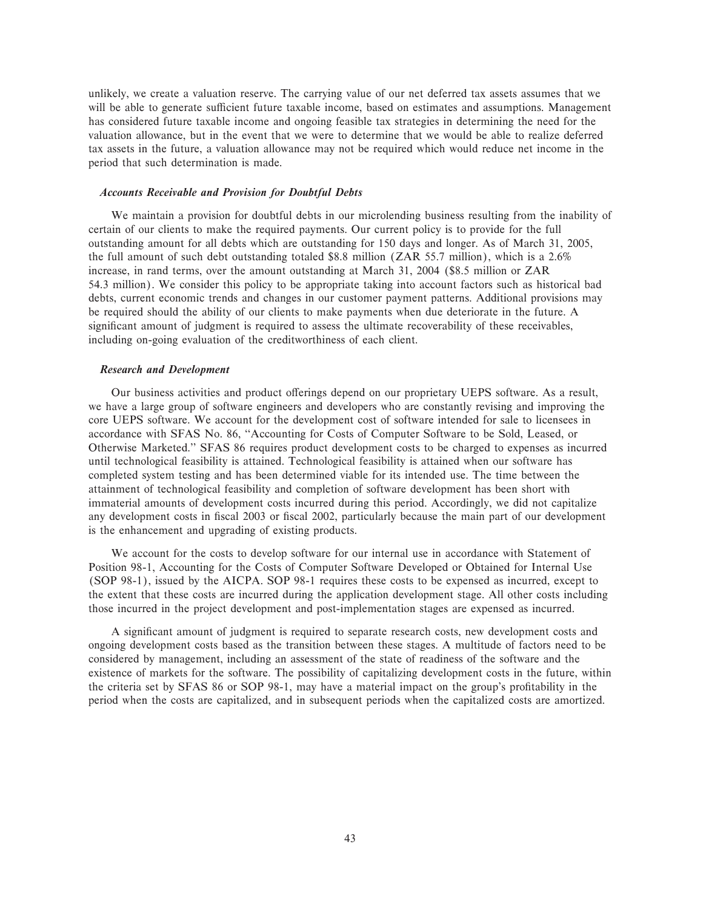unlikely, we create a valuation reserve. The carrying value of our net deferred tax assets assumes that we will be able to generate sufficient future taxable income, based on estimates and assumptions. Management has considered future taxable income and ongoing feasible tax strategies in determining the need for the valuation allowance, but in the event that we were to determine that we would be able to realize deferred tax assets in the future, a valuation allowance may not be required which would reduce net income in the period that such determination is made.

***Accounts Receivable and Provision for Doubtful Debts***

We maintain a provision for doubtful debts in our microlending business resulting from the inability of certain of our clients to make the required payments. Our current policy is to provide for the full outstanding amount for all debts which are outstanding for 150 days and longer. As of March 31, 2005, the full amount of such debt outstanding totaled $8.8 million (ZAR 55.7 million), which is a 2.6% increase, in rand terms, over the amount outstanding at March 31, 2004 ($8.5 million or ZAR 54.3 million). We consider this policy to be appropriate taking into account factors such as historical bad debts, current economic trends and changes in our customer payment patterns. Additional provisions may be required should the ability of our clients to make payments when due deteriorate in the future. A significant amount of judgment is required to assess the ultimate recoverability of these receivables, including on-going evaluation of the creditworthiness of each client.

***Research and Development***

Our business activities and product offerings depend on our proprietary UEPS software. As a result, we have a large group of software engineers and developers who are constantly revising and improving the core UEPS software. We account for the development cost of software intended for sale to licensees in accordance with SFAS No. 86, "Accounting for Costs of Computer Software to be Sold, Leased, or Otherwise Marketed." SFAS 86 requires product development costs to be charged to expenses as incurred until technological feasibility is attained. Technological feasibility is attained when our software has completed system testing and has been determined viable for its intended use. The time between the attainment of technological feasibility and completion of software development has been short with immaterial amounts of development costs incurred during this period. Accordingly, we did not capitalize any development costs in fiscal 2003 or fiscal 2002, particularly because the main part of our development is the enhancement and upgrading of existing products.

We account for the costs to develop software for our internal use in accordance with Statement of Position 98-1, Accounting for the Costs of Computer Software Developed or Obtained for Internal Use (SOP 98-1), issued by the AICPA. SOP 98-1 requires these costs to be expensed as incurred, except to the extent that these costs are incurred during the application development stage. All other costs including those incurred in the project development and post-implementation stages are expensed as incurred.

A significant amount of judgment is required to separate research costs, new development costs and ongoing development costs based as the transition between these stages. A multitude of factors need to be considered by management, including an assessment of the state of readiness of the software and the existence of markets for the software. The possibility of capitalizing development costs in the future, within the criteria set by SFAS 86 or SOP 98-1, may have a material impact on the group's profitability in the period when the costs are capitalized, and in subsequent periods when the capitalized costs are amortized.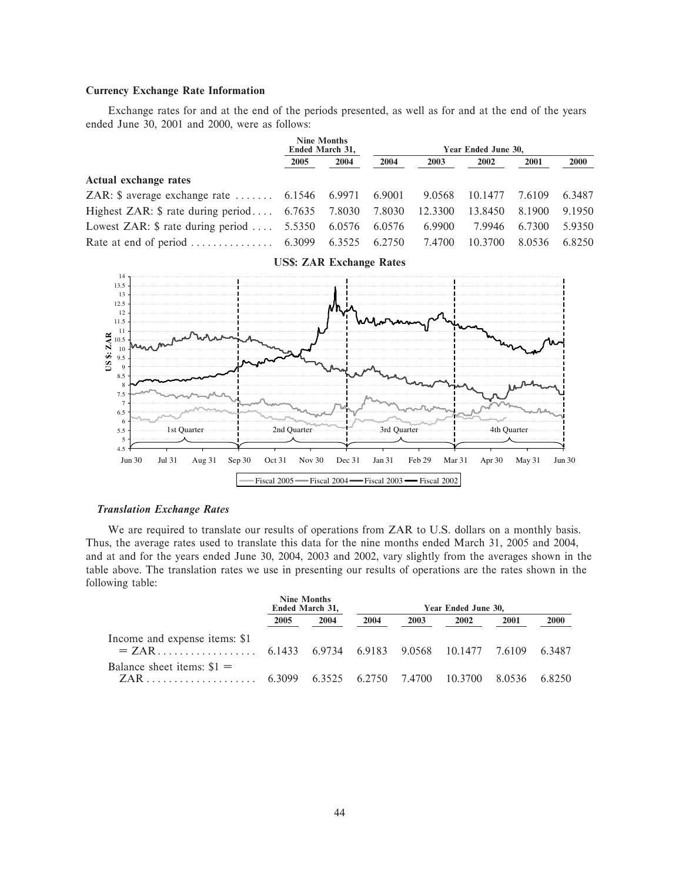### Currency Exchange Rate Information

Exchange rates for and at the end of the periods presented, as well as for and at the end of the years ended June 30, 2001 and 2000, were as follows:

| | Nine Months Ended March 31, | | Year Ended June 30, | | | | |
|---|---|---|---|---|---|---|---|
| | 2005 | 2004 | 2004 | 2003 | 2002 | 2001 | 2000 |
| **Actual exchange rates** | | | | | | | |
| ZAR: $ average exchange rate | 6.1546 | 6.9971 | 6.9001 | 9.0568 | 10.1477 | 7.6109 | 6.3487 |
| Highest ZAR: $ rate during period | 6.7635 | 7.8030 | 7.8030 | 12.3300 | 13.8450 | 8.1900 | 9.1950 |
| Lowest ZAR: $ rate during period | 5.5350 | 6.0576 | 6.0576 | 6.9900 | 7.9946 | 6.7300 | 5.9350 |
| Rate at end of period | 6.3099 | 6.3525 | 6.2750 | 7.4700 | 10.3700 | 8.0536 | 6.8250 |

**US$: ZAR Exchange Rates**

### *Translation Exchange Rates*

We are required to translate our results of operations from ZAR to U.S. dollars on a monthly basis. Thus, the average rates used to translate this data for the nine months ended March 31, 2005 and 2004, and at and for the years ended June 30, 2004, 2003 and 2002, vary slightly from the averages shown in the table above. The translation rates we use in presenting our results of operations are the rates shown in the following table:

| | Nine Months Ended March 31, | | Year Ended June 30, | | | | |
|---|---|---|---|---|---|---|---|
| | 2005 | 2004 | 2004 | 2003 | 2002 | 2001 | 2000 |
| Income and expense items: $1 = ZAR | 6.1433 | 6.9734 | 6.9183 | 9.0568 | 10.1477 | 7.6109 | 6.3487 |
| Balance sheet items: $1 = ZAR | 6.3099 | 6.3525 | 6.2750 | 7.4700 | 10.3700 | 8.0536 | 6.8250 |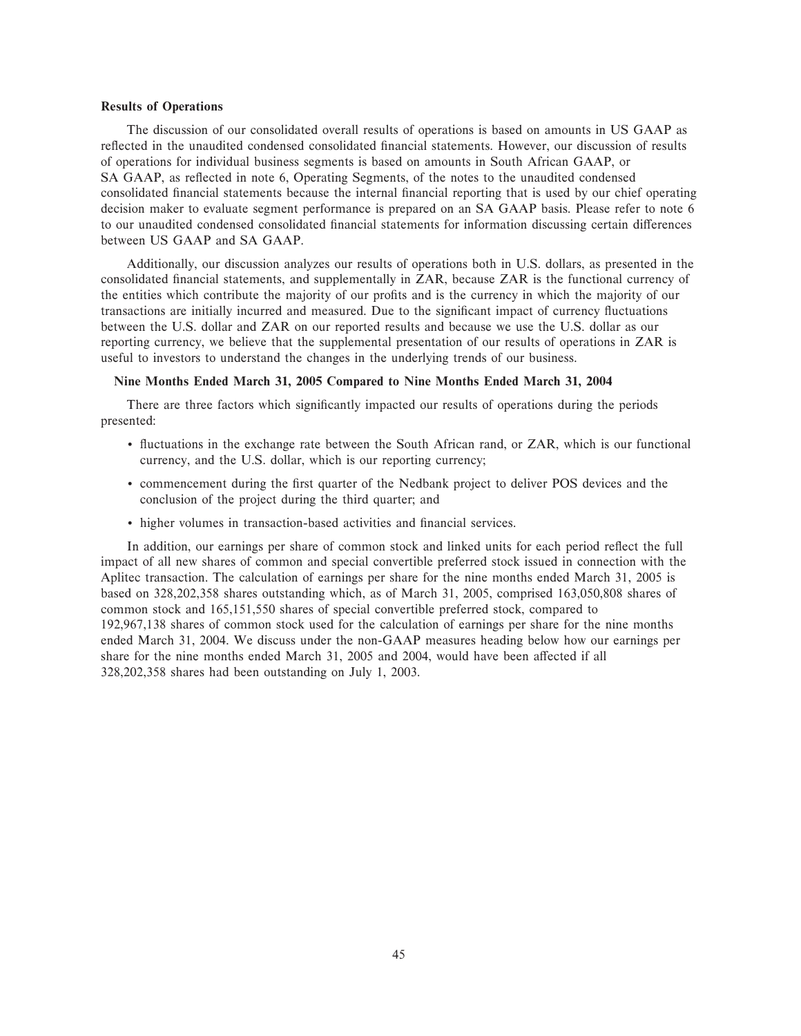### Results of Operations

The discussion of our consolidated overall results of operations is based on amounts in US GAAP as reflected in the unaudited condensed consolidated financial statements. However, our discussion of results of operations for individual business segments is based on amounts in South African GAAP, or SA GAAP, as reflected in note 6, Operating Segments, of the notes to the unaudited condensed consolidated financial statements because the internal financial reporting that is used by our chief operating decision maker to evaluate segment performance is prepared on an SA GAAP basis. Please refer to note 6 to our unaudited condensed consolidated financial statements for information discussing certain differences between US GAAP and SA GAAP.

Additionally, our discussion analyzes our results of operations both in U.S. dollars, as presented in the consolidated financial statements, and supplementally in ZAR, because ZAR is the functional currency of the entities which contribute the majority of our profits and is the currency in which the majority of our transactions are initially incurred and measured. Due to the significant impact of currency fluctuations between the U.S. dollar and ZAR on our reported results and because we use the U.S. dollar as our reporting currency, we believe that the supplemental presentation of our results of operations in ZAR is useful to investors to understand the changes in the underlying trends of our business.

#### Nine Months Ended March 31, 2005 Compared to Nine Months Ended March 31, 2004

There are three factors which significantly impacted our results of operations during the periods presented:

- fluctuations in the exchange rate between the South African rand, or ZAR, which is our functional currency, and the U.S. dollar, which is our reporting currency;
- commencement during the first quarter of the Nedbank project to deliver POS devices and the conclusion of the project during the third quarter; and
- higher volumes in transaction-based activities and financial services.

In addition, our earnings per share of common stock and linked units for each period reflect the full impact of all new shares of common and special convertible preferred stock issued in connection with the Aplitec transaction. The calculation of earnings per share for the nine months ended March 31, 2005 is based on 328,202,358 shares outstanding which, as of March 31, 2005, comprised 163,050,808 shares of common stock and 165,151,550 shares of special convertible preferred stock, compared to 192,967,138 shares of common stock used for the calculation of earnings per share for the nine months ended March 31, 2004. We discuss under the non-GAAP measures heading below how our earnings per share for the nine months ended March 31, 2005 and 2004, would have been affected if all 328,202,358 shares had been outstanding on July 1, 2003.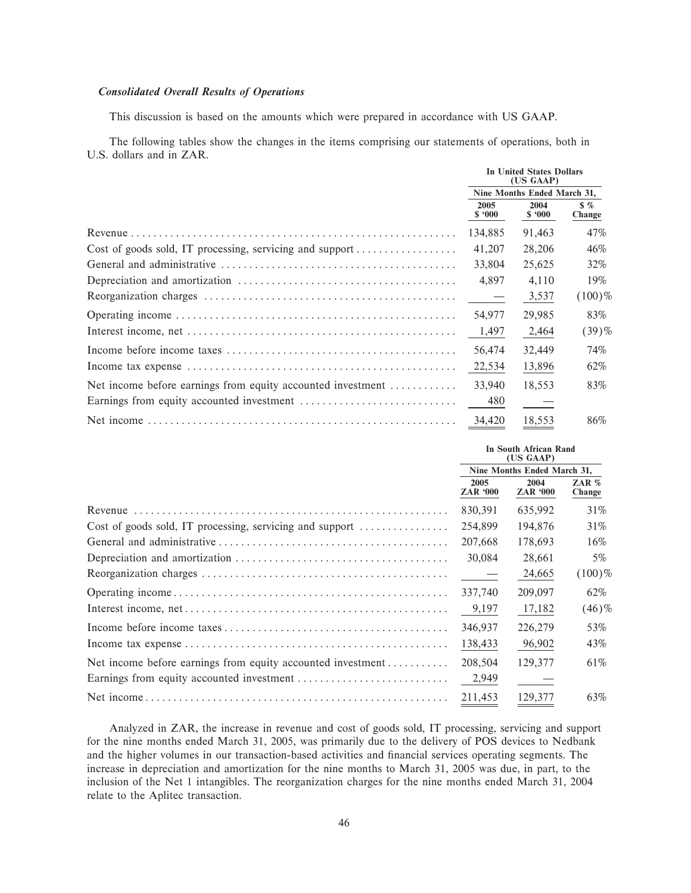***Consolidated Overall Results of Operations***

This discussion is based on the amounts which were prepared in accordance with US GAAP.

The following tables show the changes in the items comprising our statements of operations, both in U.S. dollars and in ZAR.

| | In United States Dollars (US GAAP) | | |
|---|---|---|---|
| | Nine Months Ended March 31, | | |
| | 2005 $ '000 | 2004 $ '000 | $ % Change |
| Revenue | 134,885 | 91,463 | 47% |
| Cost of goods sold, IT processing, servicing and support | 41,207 | 28,206 | 46% |
| General and administrative | 33,804 | 25,625 | 32% |
| Depreciation and amortization | 4,897 | 4,110 | 19% |
| Reorganization charges | — | 3,537 | (100)% |
| Operating income | 54,977 | 29,985 | 83% |
| Interest income, net | 1,497 | 2,464 | (39)% |
| Income before income taxes | 56,474 | 32,449 | 74% |
| Income tax expense | 22,534 | 13,896 | 62% |
| Net income before earnings from equity accounted investment | 33,940 | 18,553 | 83% |
| Earnings from equity accounted investment | 480 | — | |
| Net income | 34,420 | 18,553 | 86% |

| | In South African Rand (US GAAP) | | |
|---|---|---|---|
| | Nine Months Ended March 31, | | |
| | 2005 ZAR '000 | 2004 ZAR '000 | ZAR % Change |
| Revenue | 830,391 | 635,992 | 31% |
| Cost of goods sold, IT processing, servicing and support | 254,899 | 194,876 | 31% |
| General and administrative | 207,668 | 178,693 | 16% |
| Depreciation and amortization | 30,084 | 28,661 | 5% |
| Reorganization charges | — | 24,665 | (100)% |
| Operating income | 337,740 | 209,097 | 62% |
| Interest income, net | 9,197 | 17,182 | (46)% |
| Income before income taxes | 346,937 | 226,279 | 53% |
| Income tax expense | 138,433 | 96,902 | 43% |
| Net income before earnings from equity accounted investment | 208,504 | 129,377 | 61% |
| Earnings from equity accounted investment | 2,949 | — | |
| Net income | 211,453 | 129,377 | 63% |

Analyzed in ZAR, the increase in revenue and cost of goods sold, IT processing, servicing and support for the nine months ended March 31, 2005, was primarily due to the delivery of POS devices to Nedbank and the higher volumes in our transaction-based activities and financial services operating segments. The increase in depreciation and amortization for the nine months to March 31, 2005 was due, in part, to the inclusion of the Net 1 intangibles. The reorganization charges for the nine months ended March 31, 2004 relate to the Aplitec transaction.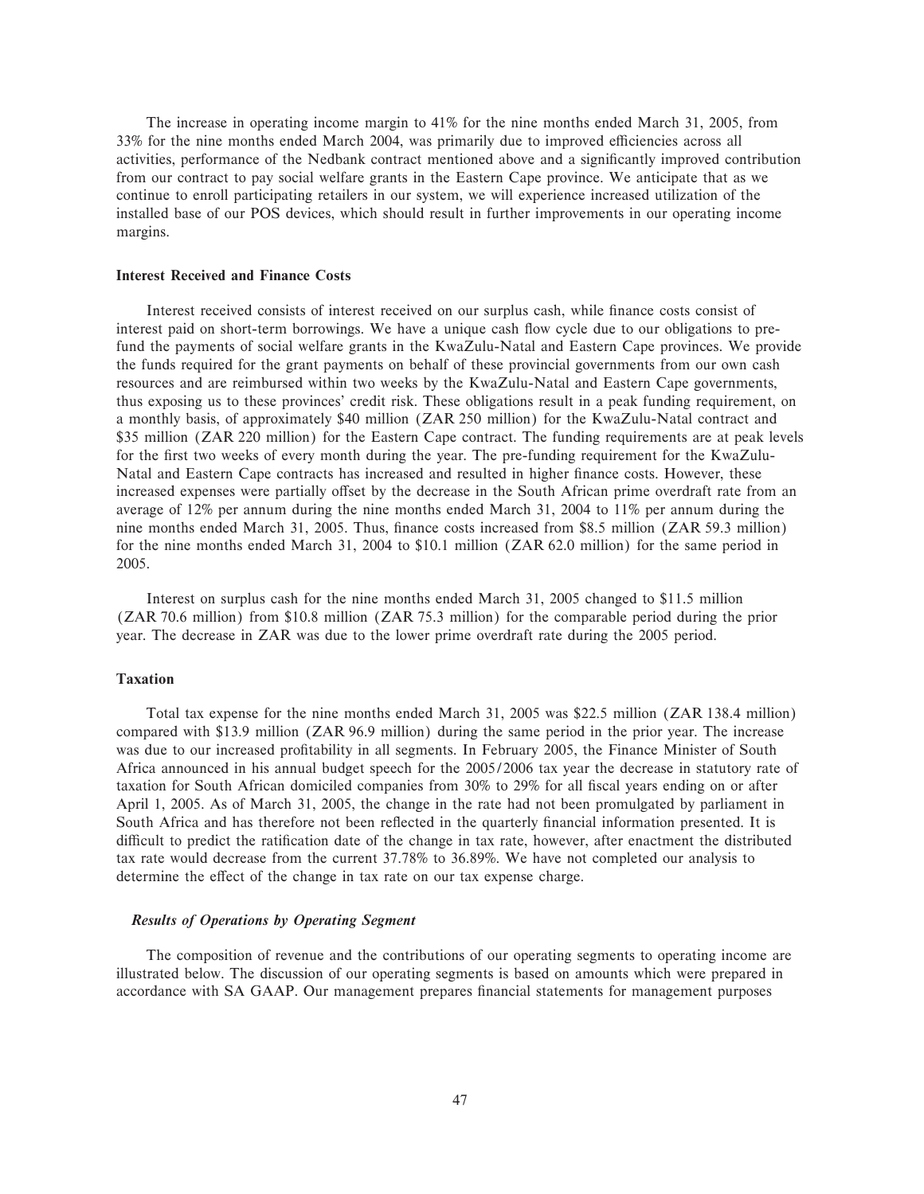The increase in operating income margin to 41% for the nine months ended March 31, 2005, from 33% for the nine months ended March 2004, was primarily due to improved efficiencies across all activities, performance of the Nedbank contract mentioned above and a significantly improved contribution from our contract to pay social welfare grants in the Eastern Cape province. We anticipate that as we continue to enroll participating retailers in our system, we will experience increased utilization of the installed base of our POS devices, which should result in further improvements in our operating income margins.

#### Interest Received and Finance Costs

Interest received consists of interest received on our surplus cash, while finance costs consist of interest paid on short-term borrowings. We have a unique cash flow cycle due to our obligations to pre-fund the payments of social welfare grants in the KwaZulu-Natal and Eastern Cape provinces. We provide the funds required for the grant payments on behalf of these provincial governments from our own cash resources and are reimbursed within two weeks by the KwaZulu-Natal and Eastern Cape governments, thus exposing us to these provinces' credit risk. These obligations result in a peak funding requirement, on a monthly basis, of approximately $40 million (ZAR 250 million) for the KwaZulu-Natal contract and $35 million (ZAR 220 million) for the Eastern Cape contract. The funding requirements are at peak levels for the first two weeks of every month during the year. The pre-funding requirement for the KwaZulu-Natal and Eastern Cape contracts has increased and resulted in higher finance costs. However, these increased expenses were partially offset by the decrease in the South African prime overdraft rate from an average of 12% per annum during the nine months ended March 31, 2004 to 11% per annum during the nine months ended March 31, 2005. Thus, finance costs increased from $8.5 million (ZAR 59.3 million) for the nine months ended March 31, 2004 to $10.1 million (ZAR 62.0 million) for the same period in 2005.

Interest on surplus cash for the nine months ended March 31, 2005 changed to $11.5 million (ZAR 70.6 million) from $10.8 million (ZAR 75.3 million) for the comparable period during the prior year. The decrease in ZAR was due to the lower prime overdraft rate during the 2005 period.

#### Taxation

Total tax expense for the nine months ended March 31, 2005 was $22.5 million (ZAR 138.4 million) compared with $13.9 million (ZAR 96.9 million) during the same period in the prior year. The increase was due to our increased profitability in all segments. In February 2005, the Finance Minister of South Africa announced in his annual budget speech for the 2005/2006 tax year the decrease in statutory rate of taxation for South African domiciled companies from 30% to 29% for all fiscal years ending on or after April 1, 2005. As of March 31, 2005, the change in the rate had not been promulgated by parliament in South Africa and has therefore not been reflected in the quarterly financial information presented. It is difficult to predict the ratification date of the change in tax rate, however, after enactment the distributed tax rate would decrease from the current 37.78% to 36.89%. We have not completed our analysis to determine the effect of the change in tax rate on our tax expense charge.

#### *Results of Operations by Operating Segment*

The composition of revenue and the contributions of our operating segments to operating income are illustrated below. The discussion of our operating segments is based on amounts which were prepared in accordance with SA GAAP. Our management prepares financial statements for management purposes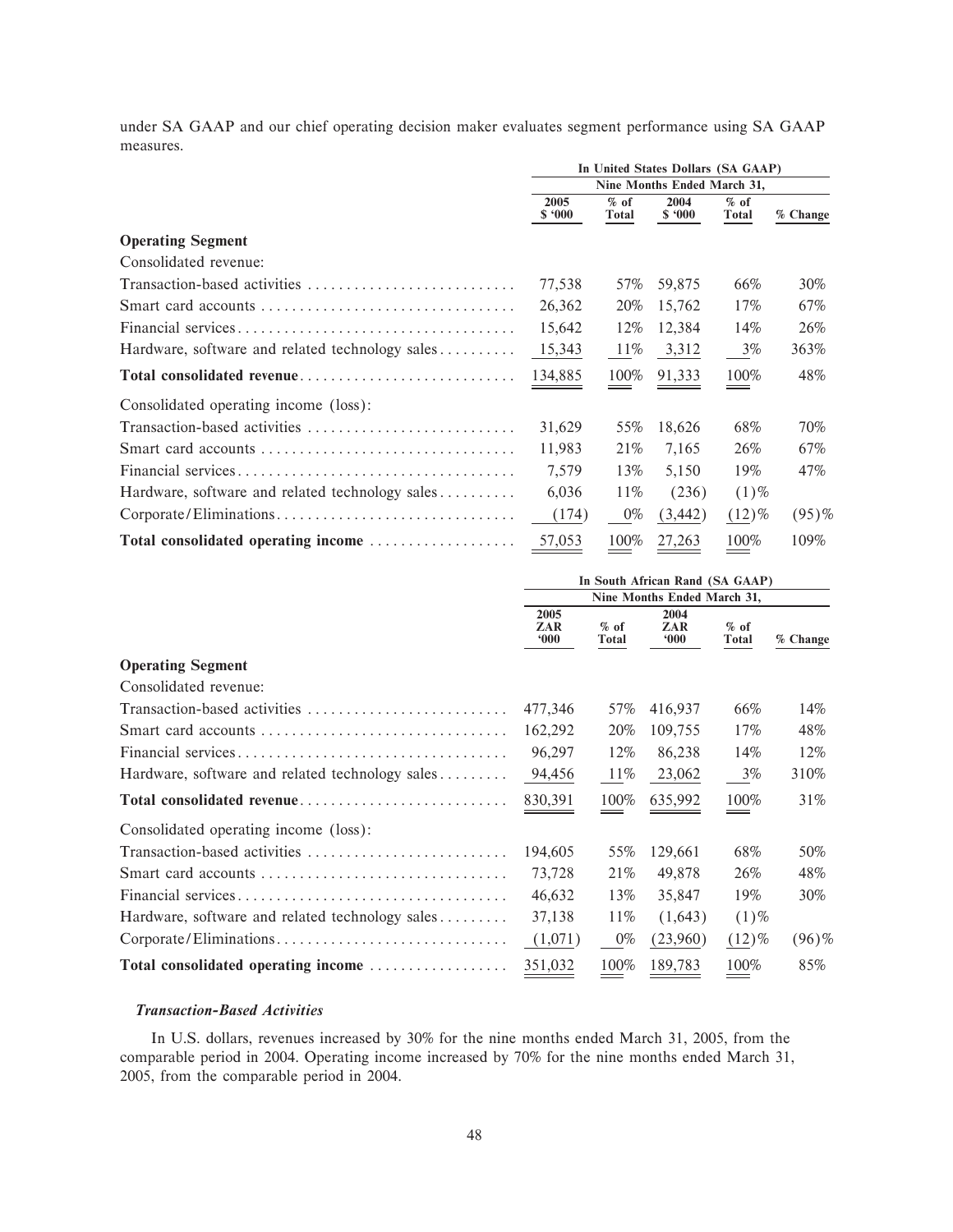under SA GAAP and our chief operating decision maker evaluates segment performance using SA GAAP measures.

| | In United States Dollars (SA GAAP) | | | | |
|---|---|---|---|---|---|
| | Nine Months Ended March 31, | | | | |
| | 2005 $ '000 | % of Total | 2004 $ '000 | % of Total | % Change |
| **Operating Segment** | | | | | |
| Consolidated revenue: | | | | | |
| Transaction-based activities | 77,538 | 57% | 59,875 | 66% | 30% |
| Smart card accounts | 26,362 | 20% | 15,762 | 17% | 67% |
| Financial services | 15,642 | 12% | 12,384 | 14% | 26% |
| Hardware, software and related technology sales | 15,343 | 11% | 3,312 | 3% | 363% |
| **Total consolidated revenue** | 134,885 | 100% | 91,333 | 100% | 48% |
| Consolidated operating income (loss): | | | | | |
| Transaction-based activities | 31,629 | 55% | 18,626 | 68% | 70% |
| Smart card accounts | 11,983 | 21% | 7,165 | 26% | 67% |
| Financial services | 7,579 | 13% | 5,150 | 19% | 47% |
| Hardware, software and related technology sales | 6,036 | 11% | (236) | (1)% | |
| Corporate/Eliminations | (174) | 0% | (3,442) | (12)% | (95)% |
| **Total consolidated operating income** | 57,053 | 100% | 27,263 | 100% | 109% |

| | In South African Rand (SA GAAP) | | | | |
|---|---|---|---|---|---|
| | Nine Months Ended March 31, | | | | |
| | 2005 ZAR '000 | % of Total | 2004 ZAR '000 | % of Total | % Change |
| **Operating Segment** | | | | | |
| Consolidated revenue: | | | | | |
| Transaction-based activities | 477,346 | 57% | 416,937 | 66% | 14% |
| Smart card accounts | 162,292 | 20% | 109,755 | 17% | 48% |
| Financial services | 96,297 | 12% | 86,238 | 14% | 12% |
| Hardware, software and related technology sales | 94,456 | 11% | 23,062 | 3% | 310% |
| **Total consolidated revenue** | 830,391 | 100% | 635,992 | 100% | 31% |
| Consolidated operating income (loss): | | | | | |
| Transaction-based activities | 194,605 | 55% | 129,661 | 68% | 50% |
| Smart card accounts | 73,728 | 21% | 49,878 | 26% | 48% |
| Financial services | 46,632 | 13% | 35,847 | 19% | 30% |
| Hardware, software and related technology sales | 37,138 | 11% | (1,643) | (1)% | |
| Corporate/Eliminations | (1,071) | 0% | (23,960) | (12)% | (96)% |
| **Total consolidated operating income** | 351,032 | 100% | 189,783 | 100% | 85% |

### *Transaction-Based Activities*

In U.S. dollars, revenues increased by 30% for the nine months ended March 31, 2005, from the comparable period in 2004. Operating income increased by 70% for the nine months ended March 31, 2005, from the comparable period in 2004.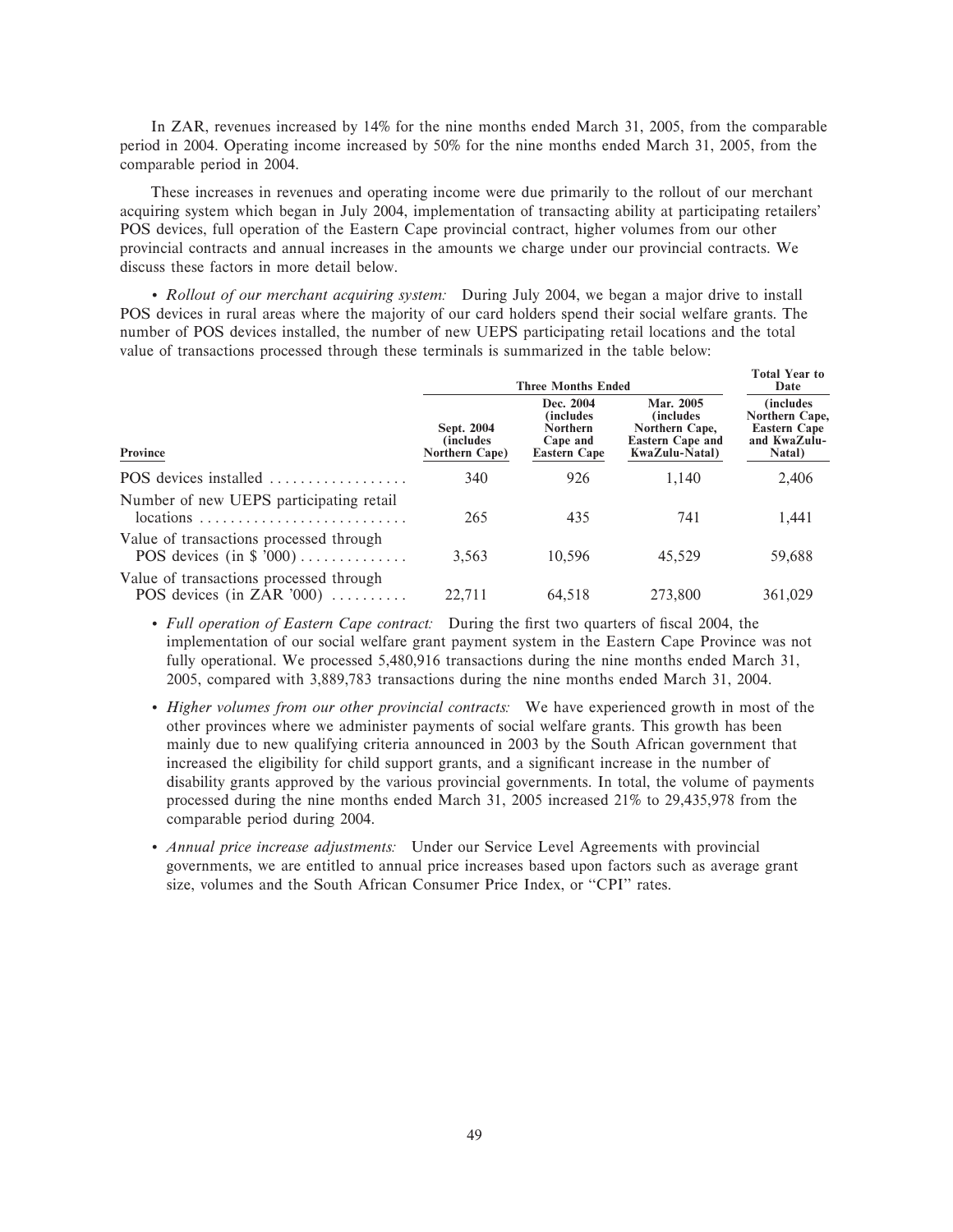In ZAR, revenues increased by 14% for the nine months ended March 31, 2005, from the comparable period in 2004. Operating income increased by 50% for the nine months ended March 31, 2005, from the comparable period in 2004.

These increases in revenues and operating income were due primarily to the rollout of our merchant acquiring system which began in July 2004, implementation of transacting ability at participating retailers' POS devices, full operation of the Eastern Cape provincial contract, higher volumes from our other provincial contracts and annual increases in the amounts we charge under our provincial contracts. We discuss these factors in more detail below.

- *Rollout of our merchant acquiring system:* During July 2004, we began a major drive to install POS devices in rural areas where the majority of our card holders spend their social welfare grants. The number of POS devices installed, the number of new UEPS participating retail locations and the total value of transactions processed through these terminals is summarized in the table below:

| | Three Months Ended | | | Total Year to Date |
|---|---|---|---|---|
| Province | Sept. 2004 (includes Northern Cape) | Dec. 2004 (includes Northern Cape and Eastern Cape | Mar. 2005 (includes Northern Cape, Eastern Cape and KwaZulu-Natal) | (includes Northern Cape, Eastern Cape and KwaZulu-Natal) |
| POS devices installed | 340 | 926 | 1,140 | 2,406 |
| Number of new UEPS participating retail locations | 265 | 435 | 741 | 1,441 |
| Value of transactions processed through POS devices (in $ '000) | 3,563 | 10,596 | 45,529 | 59,688 |
| Value of transactions processed through POS devices (in ZAR '000) | 22,711 | 64,518 | 273,800 | 361,029 |

- *Full operation of Eastern Cape contract:* During the first two quarters of fiscal 2004, the implementation of our social welfare grant payment system in the Eastern Cape Province was not fully operational. We processed 5,480,916 transactions during the nine months ended March 31, 2005, compared with 3,889,783 transactions during the nine months ended March 31, 2004.
- *Higher volumes from our other provincial contracts:* We have experienced growth in most of the other provinces where we administer payments of social welfare grants. This growth has been mainly due to new qualifying criteria announced in 2003 by the South African government that increased the eligibility for child support grants, and a significant increase in the number of disability grants approved by the various provincial governments. In total, the volume of payments processed during the nine months ended March 31, 2005 increased 21% to 29,435,978 from the comparable period during 2004.
- *Annual price increase adjustments:* Under our Service Level Agreements with provincial governments, we are entitled to annual price increases based upon factors such as average grant size, volumes and the South African Consumer Price Index, or "CPI" rates.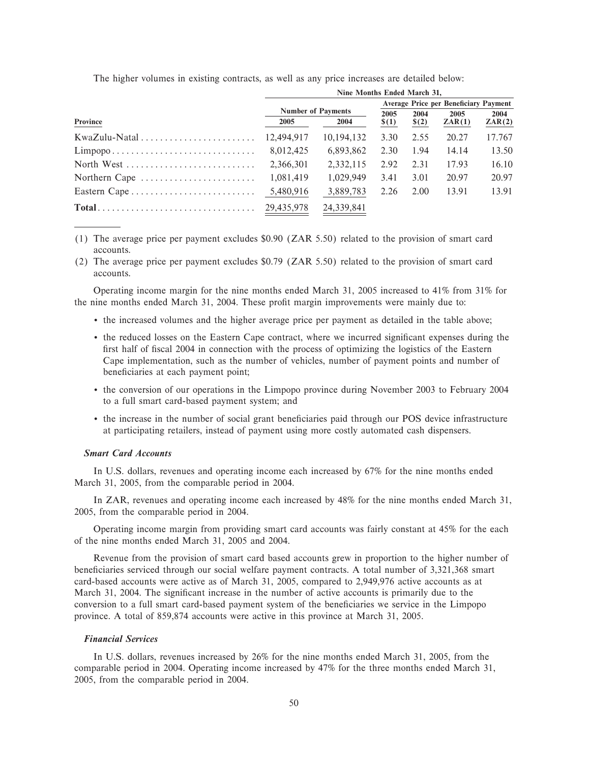The higher volumes in existing contracts, as well as any price increases are detailed below:

| | Nine Months Ended March 31, | | | | | |
|---|---|---|---|---|---|---|
| | Number of Payments | | Average Price per Beneficiary Payment | | | |
| Province | 2005 | 2004 | 2005 $(1) | 2004 $(2) | 2005 ZAR(1) | 2004 ZAR(2) |
| KwaZulu-Natal | 12,494,917 | 10,194,132 | 3.30 | 2.55 | 20.27 | 17.767 |
| Limpopo | 8,012,425 | 6,893,862 | 2.30 | 1.94 | 14.14 | 13.50 |
| North West | 2,366,301 | 2,332,115 | 2.92 | 2.31 | 17.93 | 16.10 |
| Northern Cape | 1,081,419 | 1,029,949 | 3.41 | 3.01 | 20.97 | 20.97 |
| Eastern Cape | 5,480,916 | 3,889,783 | 2.26 | 2.00 | 13.91 | 13.91 |
| **Total** | 29,435,978 | 24,339,841 | | | | |

(1) The average price per payment excludes $0.90 (ZAR 5.50) related to the provision of smart card accounts.

(2) The average price per payment excludes $0.79 (ZAR 5.50) related to the provision of smart card accounts.

Operating income margin for the nine months ended March 31, 2005 increased to 41% from 31% for the nine months ended March 31, 2004. These profit margin improvements were mainly due to:

- the increased volumes and the higher average price per payment as detailed in the table above;
- the reduced losses on the Eastern Cape contract, where we incurred significant expenses during the first half of fiscal 2004 in connection with the process of optimizing the logistics of the Eastern Cape implementation, such as the number of vehicles, number of payment points and number of beneficiaries at each payment point;
- the conversion of our operations in the Limpopo province during November 2003 to February 2004 to a full smart card-based payment system; and
- the increase in the number of social grant beneficiaries paid through our POS device infrastructure at participating retailers, instead of payment using more costly automated cash dispensers.

***Smart Card Accounts***

In U.S. dollars, revenues and operating income each increased by 67% for the nine months ended March 31, 2005, from the comparable period in 2004.

In ZAR, revenues and operating income each increased by 48% for the nine months ended March 31, 2005, from the comparable period in 2004.

Operating income margin from providing smart card accounts was fairly constant at 45% for the each of the nine months ended March 31, 2005 and 2004.

Revenue from the provision of smart card based accounts grew in proportion to the higher number of beneficiaries serviced through our social welfare payment contracts. A total number of 3,321,368 smart card-based accounts were active as of March 31, 2005, compared to 2,949,976 active accounts as at March 31, 2004. The significant increase in the number of active accounts is primarily due to the conversion to a full smart card-based payment system of the beneficiaries we service in the Limpopo province. A total of 859,874 accounts were active in this province at March 31, 2005.

***Financial Services***

In U.S. dollars, revenues increased by 26% for the nine months ended March 31, 2005, from the comparable period in 2004. Operating income increased by 47% for the three months ended March 31, 2005, from the comparable period in 2004.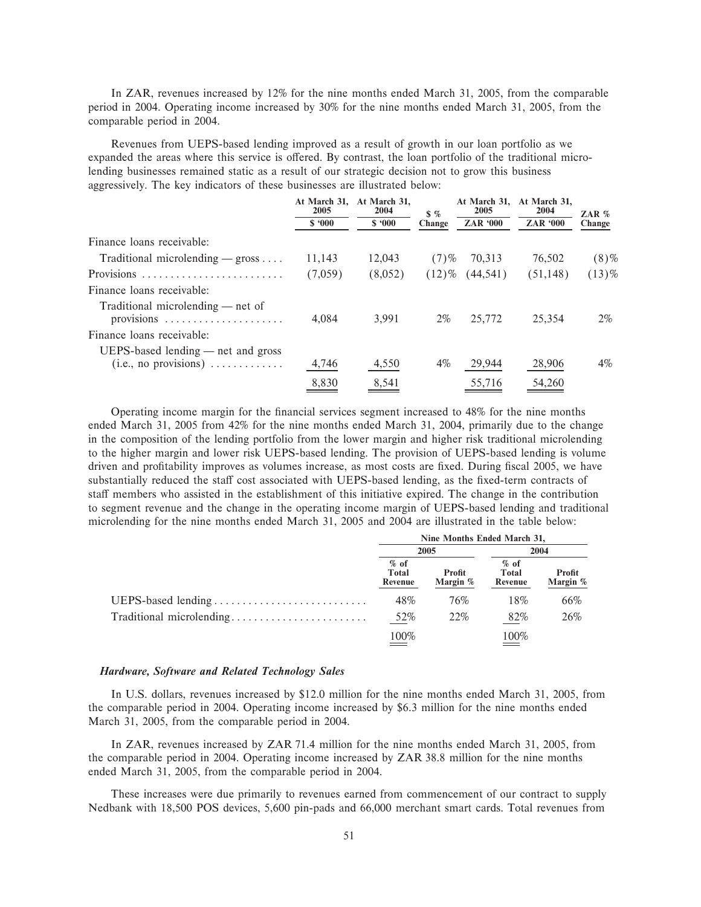In ZAR, revenues increased by 12% for the nine months ended March 31, 2005, from the comparable period in 2004. Operating income increased by 30% for the nine months ended March 31, 2005, from the comparable period in 2004.

Revenues from UEPS-based lending improved as a result of growth in our loan portfolio as we expanded the areas where this service is offered. By contrast, the loan portfolio of the traditional micro-lending businesses remained static as a result of our strategic decision not to grow this business aggressively. The key indicators of these businesses are illustrated below:

| | At March 31, 2005 | At March 31, 2004 | $ % Change | At March 31, 2005 | At March 31, 2004 | ZAR % Change |
|---|---|---|---|---|---|---|
| | $ '000 | $ '000 | | ZAR '000 | ZAR '000 | |
| Finance loans receivable: | | | | | | |
| Traditional microlending — gross | 11,143 | 12,043 | (7)% | 70,313 | 76,502 | (8)% |
| Provisions | (7,059) | (8,052) | (12)% | (44,541) | (51,148) | (13)% |
| Finance loans receivable: | | | | | | |
| Traditional microlending — net of provisions | 4,084 | 3,991 | 2% | 25,772 | 25,354 | 2% |
| Finance loans receivable: | | | | | | |
| UEPS-based lending — net and gross (i.e., no provisions) | 4,746 | 4,550 | 4% | 29,944 | 28,906 | 4% |
| | 8,830 | 8,541 | | 55,716 | 54,260 | |

Operating income margin for the financial services segment increased to 48% for the nine months ended March 31, 2005 from 42% for the nine months ended March 31, 2004, primarily due to the change in the composition of the lending portfolio from the lower margin and higher risk traditional microlending to the higher margin and lower risk UEPS-based lending. The provision of UEPS-based lending is volume driven and profitability improves as volumes increase, as most costs are fixed. During fiscal 2005, we have substantially reduced the staff cost associated with UEPS-based lending, as the fixed-term contracts of staff members who assisted in the establishment of this initiative expired. The change in the contribution to segment revenue and the change in the operating income margin of UEPS-based lending and traditional microlending for the nine months ended March 31, 2005 and 2004 are illustrated in the table below:

| | Nine Months Ended March 31, | | | |
|---|---|---|---|---|
| | 2005 | | 2004 | |
| | % of Total Revenue | Profit Margin % | % of Total Revenue | Profit Margin % |
| UEPS-based lending | 48% | 76% | 18% | 66% |
| Traditional microlending | 52% | 22% | 82% | 26% |
| | 100% | | 100% | |

### *Hardware, Software and Related Technology Sales*

In U.S. dollars, revenues increased by $12.0 million for the nine months ended March 31, 2005, from the comparable period in 2004. Operating income increased by $6.3 million for the nine months ended March 31, 2005, from the comparable period in 2004.

In ZAR, revenues increased by ZAR 71.4 million for the nine months ended March 31, 2005, from the comparable period in 2004. Operating income increased by ZAR 38.8 million for the nine months ended March 31, 2005, from the comparable period in 2004.

These increases were due primarily to revenues earned from commencement of our contract to supply Nedbank with 18,500 POS devices, 5,600 pin-pads and 66,000 merchant smart cards. Total revenues from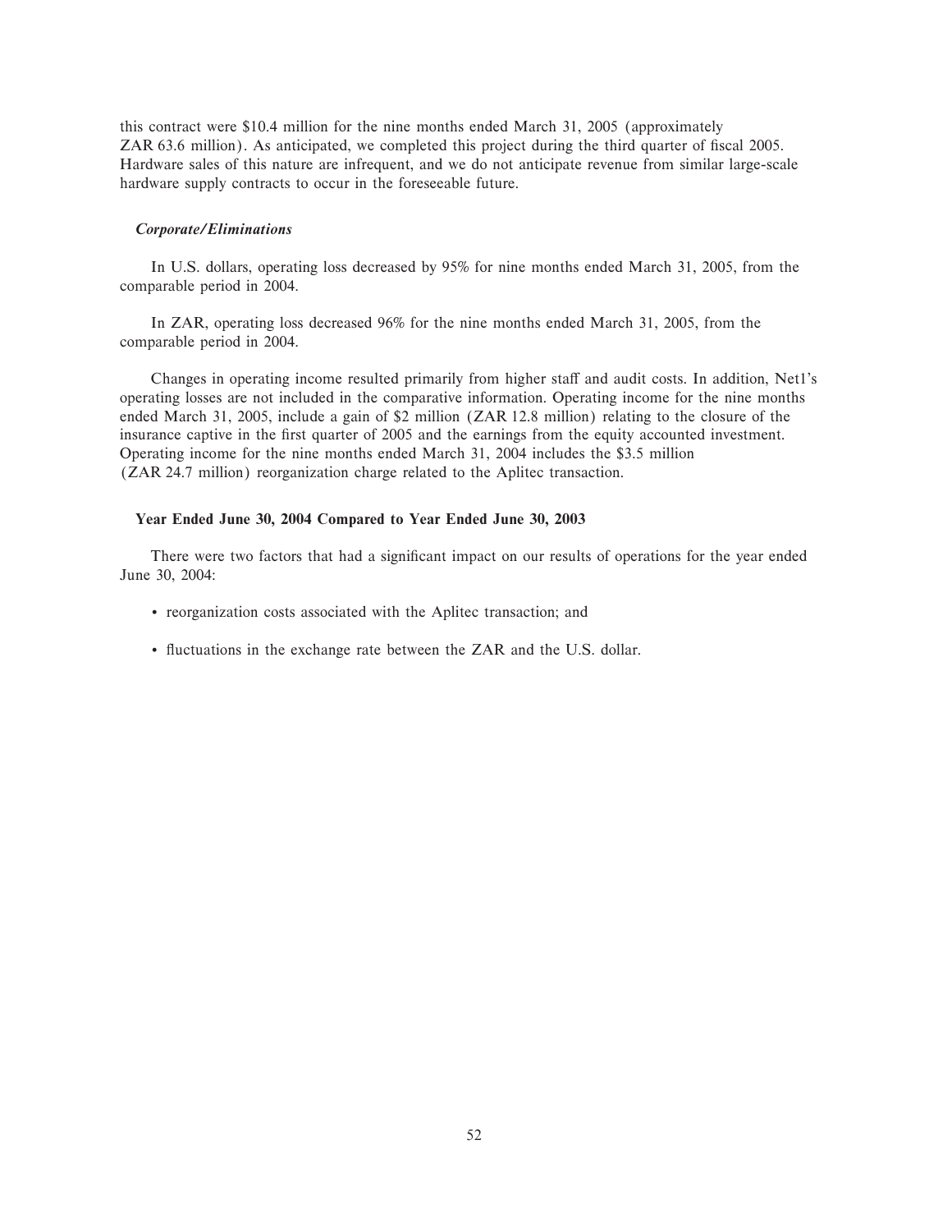this contract were $10.4 million for the nine months ended March 31, 2005 (approximately ZAR 63.6 million). As anticipated, we completed this project during the third quarter of fiscal 2005. Hardware sales of this nature are infrequent, and we do not anticipate revenue from similar large-scale hardware supply contracts to occur in the foreseeable future.

***Corporate/Eliminations***

In U.S. dollars, operating loss decreased by 95% for nine months ended March 31, 2005, from the comparable period in 2004.

In ZAR, operating loss decreased 96% for the nine months ended March 31, 2005, from the comparable period in 2004.

Changes in operating income resulted primarily from higher staff and audit costs. In addition, Net1's operating losses are not included in the comparative information. Operating income for the nine months ended March 31, 2005, include a gain of $2 million (ZAR 12.8 million) relating to the closure of the insurance captive in the first quarter of 2005 and the earnings from the equity accounted investment. Operating income for the nine months ended March 31, 2004 includes the $3.5 million (ZAR 24.7 million) reorganization charge related to the Aplitec transaction.

**Year Ended June 30, 2004 Compared to Year Ended June 30, 2003**

There were two factors that had a significant impact on our results of operations for the year ended June 30, 2004:

- reorganization costs associated with the Aplitec transaction; and
- fluctuations in the exchange rate between the ZAR and the U.S. dollar.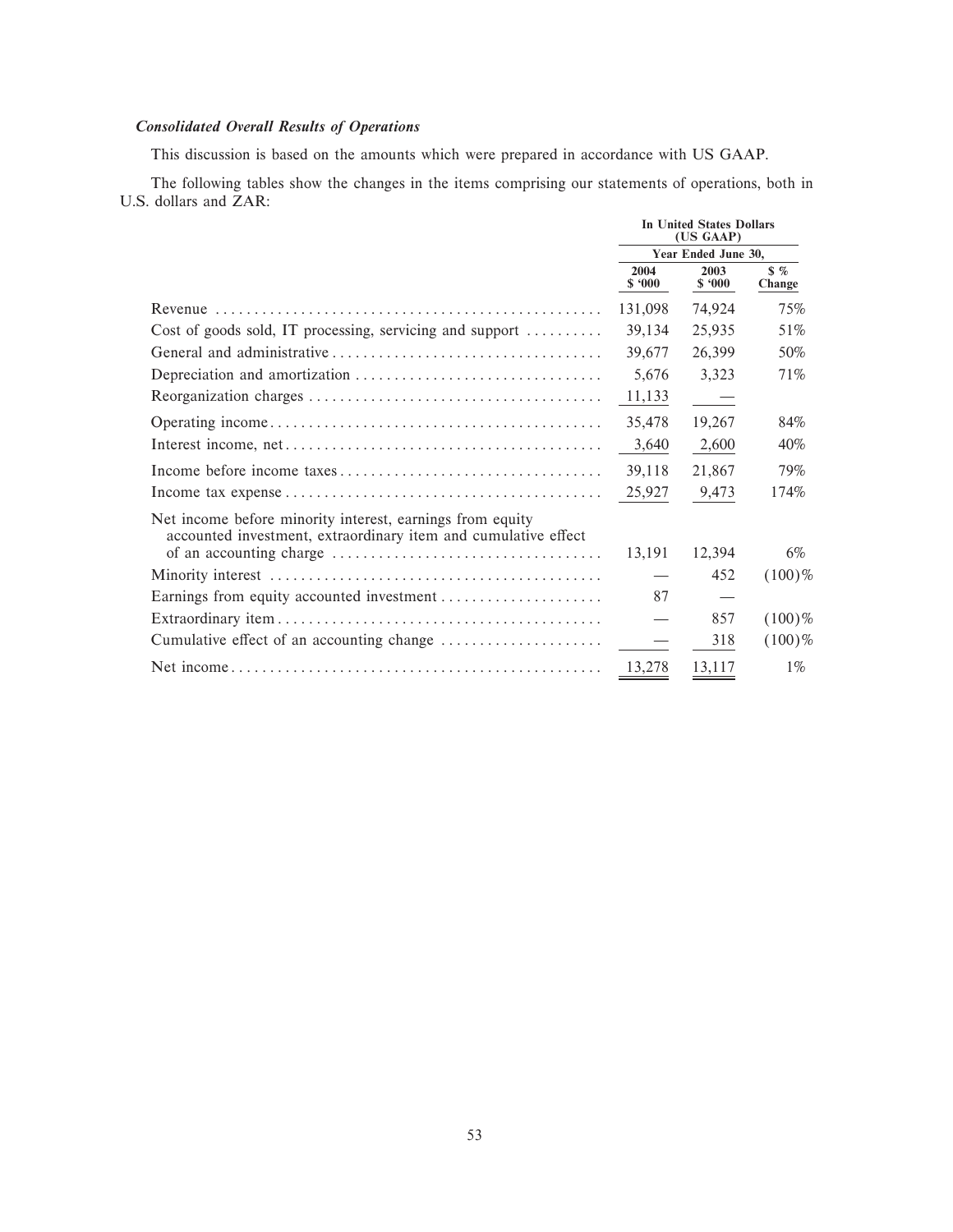***Consolidated Overall Results of Operations***

This discussion is based on the amounts which were prepared in accordance with US GAAP.

The following tables show the changes in the items comprising our statements of operations, both in U.S. dollars and ZAR:

| | In United States Dollars (US GAAP) | | |
|---|---|---|---|
| | Year Ended June 30, | | |
| | 2004 $ '000 | 2003 $ '000 | $ % Change |
| Revenue | 131,098 | 74,924 | 75% |
| Cost of goods sold, IT processing, servicing and support | 39,134 | 25,935 | 51% |
| General and administrative | 39,677 | 26,399 | 50% |
| Depreciation and amortization | 5,676 | 3,323 | 71% |
| Reorganization charges | 11,133 | — | |
| Operating income | 35,478 | 19,267 | 84% |
| Interest income, net | 3,640 | 2,600 | 40% |
| Income before income taxes | 39,118 | 21,867 | 79% |
| Income tax expense | 25,927 | 9,473 | 174% |
| Net income before minority interest, earnings from equity accounted investment, extraordinary item and cumulative effect of an accounting charge | 13,191 | 12,394 | 6% |
| Minority interest | — | 452 | (100)% |
| Earnings from equity accounted investment | 87 | — | |
| Extraordinary item | — | 857 | (100)% |
| Cumulative effect of an accounting change | — | 318 | (100)% |
| Net income | 13,278 | 13,117 | 1% |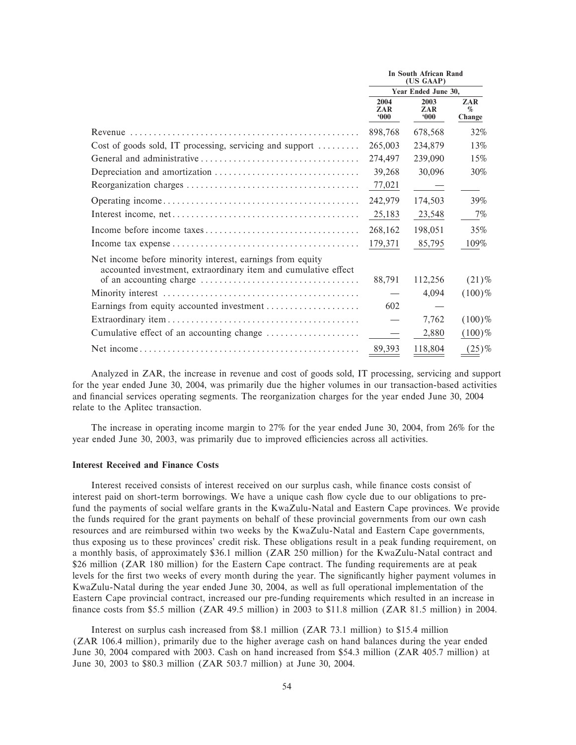| | In South African Rand (US GAAP) | | |
|---|---|---|---|
| | Year Ended June 30, | | |
| | 2004 ZAR '000 | 2003 ZAR '000 | ZAR % Change |
| Revenue | 898,768 | 678,568 | 32% |
| Cost of goods sold, IT processing, servicing and support | 265,003 | 234,879 | 13% |
| General and administrative | 274,497 | 239,090 | 15% |
| Depreciation and amortization | 39,268 | 30,096 | 30% |
| Reorganization charges | 77,021 | — | |
| Operating income | 242,979 | 174,503 | 39% |
| Interest income, net | 25,183 | 23,548 | 7% |
| Income before income taxes | 268,162 | 198,051 | 35% |
| Income tax expense | 179,371 | 85,795 | 109% |
| Net income before minority interest, earnings from equity accounted investment, extraordinary item and cumulative effect of an accounting charge | 88,791 | 112,256 | (21)% |
| Minority interest | — | 4,094 | (100)% |
| Earnings from equity accounted investment | 602 | — | |
| Extraordinary item | — | 7,762 | (100)% |
| Cumulative effect of an accounting change | — | 2,880 | (100)% |
| Net income | 89,393 | 118,804 | (25)% |

Analyzed in ZAR, the increase in revenue and cost of goods sold, IT processing, servicing and support for the year ended June 30, 2004, was primarily due the higher volumes in our transaction-based activities and financial services operating segments. The reorganization charges for the year ended June 30, 2004 relate to the Aplitec transaction.

The increase in operating income margin to 27% for the year ended June 30, 2004, from 26% for the year ended June 30, 2003, was primarily due to improved efficiencies across all activities.

### Interest Received and Finance Costs

Interest received consists of interest received on our surplus cash, while finance costs consist of interest paid on short-term borrowings. We have a unique cash flow cycle due to our obligations to pre-fund the payments of social welfare grants in the KwaZulu-Natal and Eastern Cape provinces. We provide the funds required for the grant payments on behalf of these provincial governments from our own cash resources and are reimbursed within two weeks by the KwaZulu-Natal and Eastern Cape governments, thus exposing us to these provinces' credit risk. These obligations result in a peak funding requirement, on a monthly basis, of approximately $36.1 million (ZAR 250 million) for the KwaZulu-Natal contract and $26 million (ZAR 180 million) for the Eastern Cape contract. The funding requirements are at peak levels for the first two weeks of every month during the year. The significantly higher payment volumes in KwaZulu-Natal during the year ended June 30, 2004, as well as full operational implementation of the Eastern Cape provincial contract, increased our pre-funding requirements which resulted in an increase in finance costs from $5.5 million (ZAR 49.5 million) in 2003 to $11.8 million (ZAR 81.5 million) in 2004.

Interest on surplus cash increased from $8.1 million (ZAR 73.1 million) to $15.4 million (ZAR 106.4 million), primarily due to the higher average cash on hand balances during the year ended June 30, 2004 compared with 2003. Cash on hand increased from $54.3 million (ZAR 405.7 million) at June 30, 2003 to $80.3 million (ZAR 503.7 million) at June 30, 2004.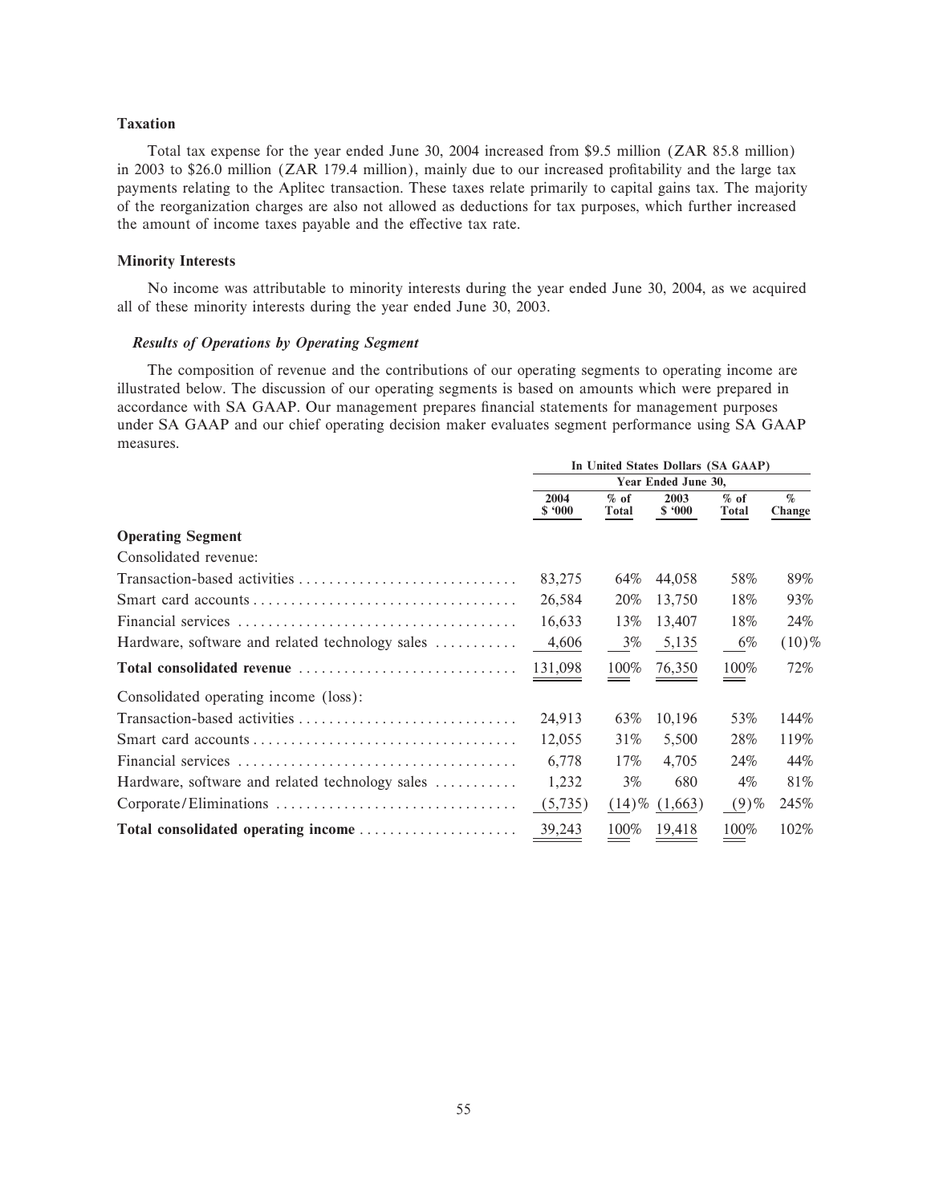### Taxation

Total tax expense for the year ended June 30, 2004 increased from $9.5 million (ZAR 85.8 million) in 2003 to $26.0 million (ZAR 179.4 million), mainly due to our increased profitability and the large tax payments relating to the Aplitec transaction. These taxes relate primarily to capital gains tax. The majority of the reorganization charges are also not allowed as deductions for tax purposes, which further increased the amount of income taxes payable and the effective tax rate.

### Minority Interests

No income was attributable to minority interests during the year ended June 30, 2004, as we acquired all of these minority interests during the year ended June 30, 2003.

#### *Results of Operations by Operating Segment*

The composition of revenue and the contributions of our operating segments to operating income are illustrated below. The discussion of our operating segments is based on amounts which were prepared in accordance with SA GAAP. Our management prepares financial statements for management purposes under SA GAAP and our chief operating decision maker evaluates segment performance using SA GAAP measures.

| | In United States Dollars (SA GAAP) | | | | |
|---|---|---|---|---|---|
| | Year Ended June 30, | | | | |
| | 2004 $ '000 | % of Total | 2003 $ '000 | % of Total | % Change |
| **Operating Segment** | | | | | |
| Consolidated revenue: | | | | | |
| Transaction-based activities | 83,275 | 64% | 44,058 | 58% | 89% |
| Smart card accounts | 26,584 | 20% | 13,750 | 18% | 93% |
| Financial services | 16,633 | 13% | 13,407 | 18% | 24% |
| Hardware, software and related technology sales | 4,606 | 3% | 5,135 | 6% | (10)% |
| **Total consolidated revenue** | 131,098 | 100% | 76,350 | 100% | 72% |
| Consolidated operating income (loss): | | | | | |
| Transaction-based activities | 24,913 | 63% | 10,196 | 53% | 144% |
| Smart card accounts | 12,055 | 31% | 5,500 | 28% | 119% |
| Financial services | 6,778 | 17% | 4,705 | 24% | 44% |
| Hardware, software and related technology sales | 1,232 | 3% | 680 | 4% | 81% |
| Corporate/Eliminations | (5,735) | (14)% | (1,663) | (9)% | 245% |
| **Total consolidated operating income** | 39,243 | 100% | 19,418 | 100% | 102% |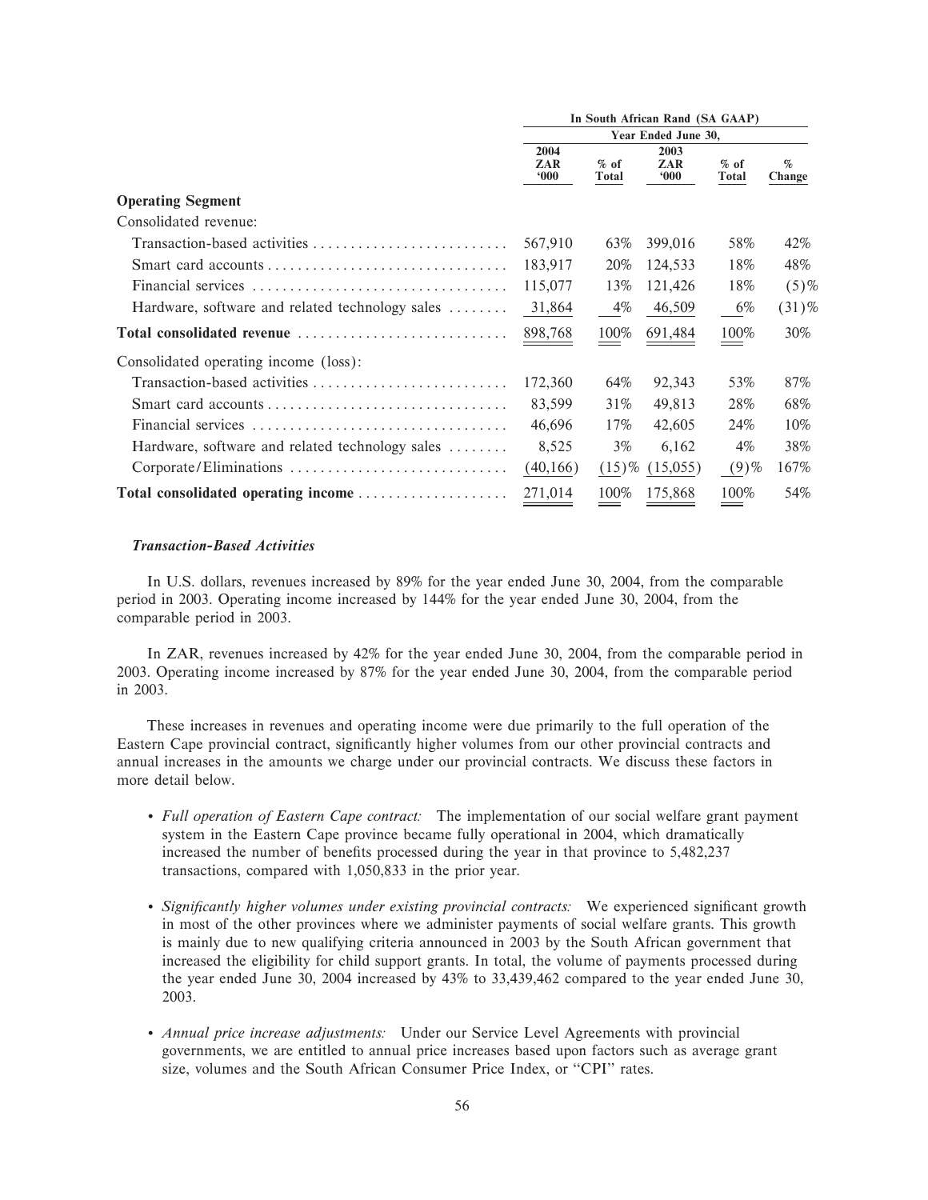| | In South African Rand (SA GAAP) | | | | |
|---|---|---|---|---|---|
| | Year Ended June 30, | | | | |
| | 2004 ZAR '000 | % of Total | 2003 ZAR '000 | % of Total | % Change |
| **Operating Segment** | | | | | |
| Consolidated revenue: | | | | | |
| Transaction-based activities | 567,910 | 63% | 399,016 | 58% | 42% |
| Smart card accounts | 183,917 | 20% | 124,533 | 18% | 48% |
| Financial services | 115,077 | 13% | 121,426 | 18% | (5)% |
| Hardware, software and related technology sales | 31,864 | 4% | 46,509 | 6% | (31)% |
| **Total consolidated revenue** | 898,768 | 100% | 691,484 | 100% | 30% |
| Consolidated operating income (loss): | | | | | |
| Transaction-based activities | 172,360 | 64% | 92,343 | 53% | 87% |
| Smart card accounts | 83,599 | 31% | 49,813 | 28% | 68% |
| Financial services | 46,696 | 17% | 42,605 | 24% | 10% |
| Hardware, software and related technology sales | 8,525 | 3% | 6,162 | 4% | 38% |
| Corporate/Eliminations | (40,166) | (15)% | (15,055) | (9)% | 167% |
| **Total consolidated operating income** | 271,014 | 100% | 175,868 | 100% | 54% |

***Transaction-Based Activities***

In U.S. dollars, revenues increased by 89% for the year ended June 30, 2004, from the comparable period in 2003. Operating income increased by 144% for the year ended June 30, 2004, from the comparable period in 2003.

In ZAR, revenues increased by 42% for the year ended June 30, 2004, from the comparable period in 2003. Operating income increased by 87% for the year ended June 30, 2004, from the comparable period in 2003.

These increases in revenues and operating income were due primarily to the full operation of the Eastern Cape provincial contract, significantly higher volumes from our other provincial contracts and annual increases in the amounts we charge under our provincial contracts. We discuss these factors in more detail below.

- *Full operation of Eastern Cape contract:* The implementation of our social welfare grant payment system in the Eastern Cape province became fully operational in 2004, which dramatically increased the number of benefits processed during the year in that province to 5,482,237 transactions, compared with 1,050,833 in the prior year.

- *Significantly higher volumes under existing provincial contracts:* We experienced significant growth in most of the other provinces where we administer payments of social welfare grants. This growth is mainly due to new qualifying criteria announced in 2003 by the South African government that increased the eligibility for child support grants. In total, the volume of payments processed during the year ended June 30, 2004 increased by 43% to 33,439,462 compared to the year ended June 30, 2003.

- *Annual price increase adjustments:* Under our Service Level Agreements with provincial governments, we are entitled to annual price increases based upon factors such as average grant size, volumes and the South African Consumer Price Index, or "CPI" rates.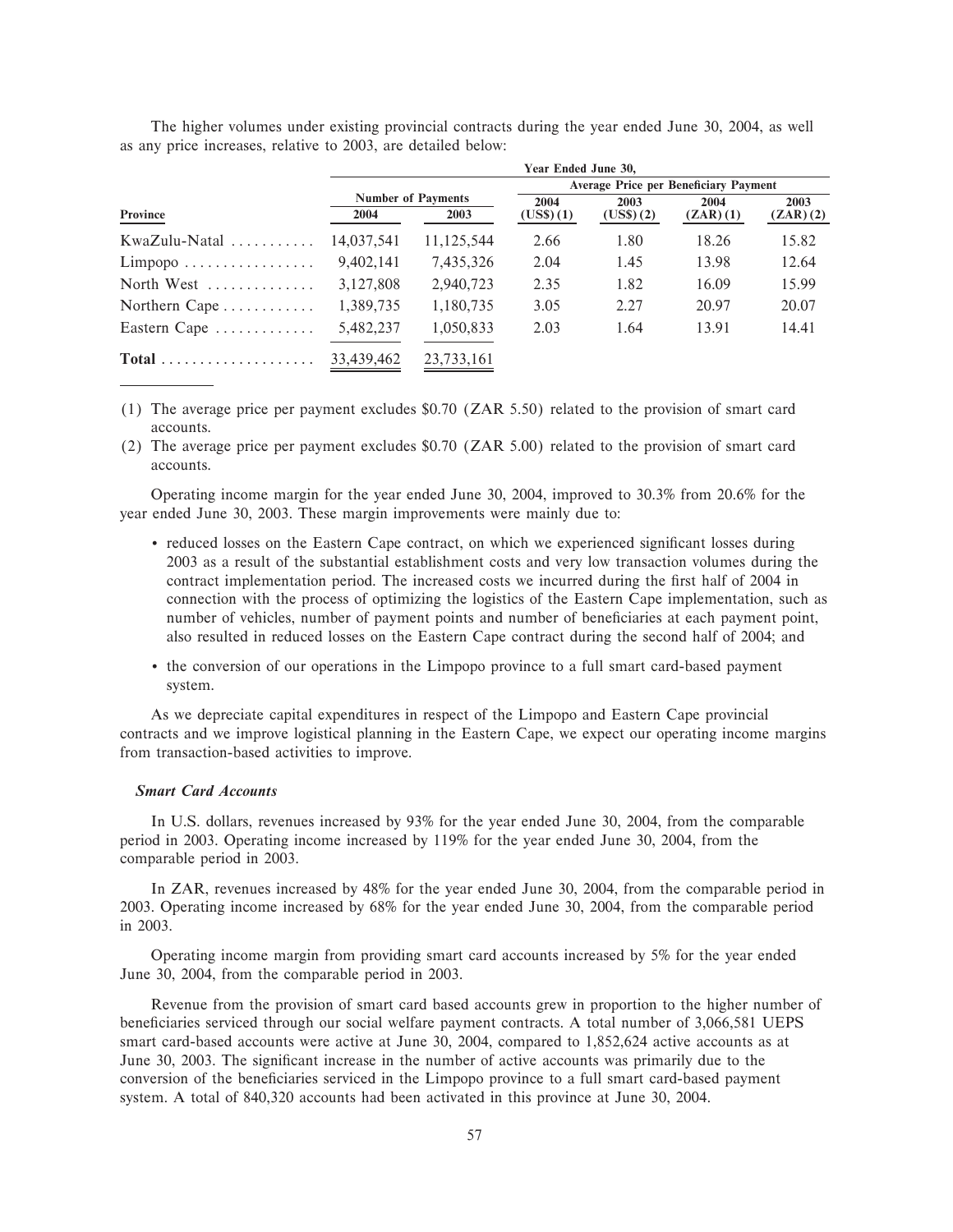The higher volumes under existing provincial contracts during the year ended June 30, 2004, as well as any price increases, relative to 2003, are detailed below:

| | Year Ended June 30, | | | | | |
|---|---|---|---|---|---|---|
| | Number of Payments | | Average Price per Beneficiary Payment | | | |
| Province | 2004 | 2003 | 2004 (US$) (1) | 2003 (US$) (2) | 2004 (ZAR) (1) | 2003 (ZAR) (2) |
| KwaZulu-Natal | 14,037,541 | 11,125,544 | 2.66 | 1.80 | 18.26 | 15.82 |
| Limpopo | 9,402,141 | 7,435,326 | 2.04 | 1.45 | 13.98 | 12.64 |
| North West | 3,127,808 | 2,940,723 | 2.35 | 1.82 | 16.09 | 15.99 |
| Northern Cape | 1,389,735 | 1,180,735 | 3.05 | 2.27 | 20.97 | 20.07 |
| Eastern Cape | 5,482,237 | 1,050,833 | 2.03 | 1.64 | 13.91 | 14.41 |
| **Total** | 33,439,462 | 23,733,161 | | | | |

(1) The average price per payment excludes $0.70 (ZAR 5.50) related to the provision of smart card accounts.

(2) The average price per payment excludes $0.70 (ZAR 5.00) related to the provision of smart card accounts.

Operating income margin for the year ended June 30, 2004, improved to 30.3% from 20.6% for the year ended June 30, 2003. These margin improvements were mainly due to:

- reduced losses on the Eastern Cape contract, on which we experienced significant losses during 2003 as a result of the substantial establishment costs and very low transaction volumes during the contract implementation period. The increased costs we incurred during the first half of 2004 in connection with the process of optimizing the logistics of the Eastern Cape implementation, such as number of vehicles, number of payment points and number of beneficiaries at each payment point, also resulted in reduced losses on the Eastern Cape contract during the second half of 2004; and
- the conversion of our operations in the Limpopo province to a full smart card-based payment system.

As we depreciate capital expenditures in respect of the Limpopo and Eastern Cape provincial contracts and we improve logistical planning in the Eastern Cape, we expect our operating income margins from transaction-based activities to improve.

***Smart Card Accounts***

In U.S. dollars, revenues increased by 93% for the year ended June 30, 2004, from the comparable period in 2003. Operating income increased by 119% for the year ended June 30, 2004, from the comparable period in 2003.

In ZAR, revenues increased by 48% for the year ended June 30, 2004, from the comparable period in 2003. Operating income increased by 68% for the year ended June 30, 2004, from the comparable period in 2003.

Operating income margin from providing smart card accounts increased by 5% for the year ended June 30, 2004, from the comparable period in 2003.

Revenue from the provision of smart card based accounts grew in proportion to the higher number of beneficiaries serviced through our social welfare payment contracts. A total number of 3,066,581 UEPS smart card-based accounts were active at June 30, 2004, compared to 1,852,624 active accounts as at June 30, 2003. The significant increase in the number of active accounts was primarily due to the conversion of the beneficiaries serviced in the Limpopo province to a full smart card-based payment system. A total of 840,320 accounts had been activated in this province at June 30, 2004.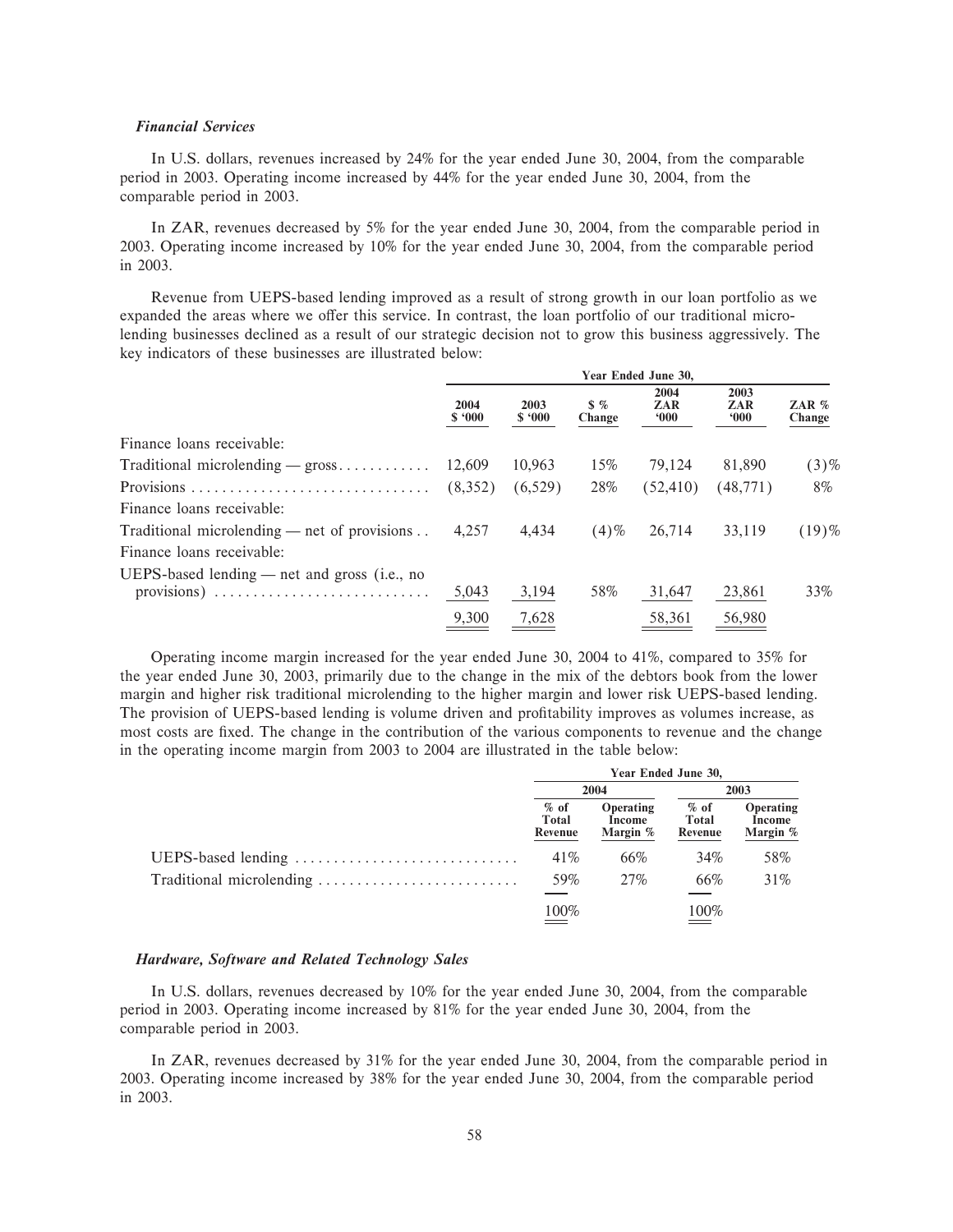### *Financial Services*

In U.S. dollars, revenues increased by 24% for the year ended June 30, 2004, from the comparable period in 2003. Operating income increased by 44% for the year ended June 30, 2004, from the comparable period in 2003.

In ZAR, revenues decreased by 5% for the year ended June 30, 2004, from the comparable period in 2003. Operating income increased by 10% for the year ended June 30, 2004, from the comparable period in 2003.

Revenue from UEPS-based lending improved as a result of strong growth in our loan portfolio as we expanded the areas where we offer this service. In contrast, the loan portfolio of our traditional micro-lending businesses declined as a result of our strategic decision not to grow this business aggressively. The key indicators of these businesses are illustrated below:

| | Year Ended June 30, | | | | | |
|---|---|---|---|---|---|---|
| | 2004 $ '000 | 2003 $ '000 | $ % Change | 2004 ZAR '000 | 2003 ZAR '000 | ZAR % Change |
| Finance loans receivable: | | | | | | |
| Traditional microlending — gross | 12,609 | 10,963 | 15% | 79,124 | 81,890 | (3)% |
| Provisions | (8,352) | (6,529) | 28% | (52,410) | (48,771) | 8% |
| Finance loans receivable: | | | | | | |
| Traditional microlending — net of provisions | 4,257 | 4,434 | (4)% | 26,714 | 33,119 | (19)% |
| Finance loans receivable: | | | | | | |
| UEPS-based lending — net and gross (i.e., no provisions) | 5,043 | 3,194 | 58% | 31,647 | 23,861 | 33% |
| | 9,300 | 7,628 | | 58,361 | 56,980 | |

Operating income margin increased for the year ended June 30, 2004 to 41%, compared to 35% for the year ended June 30, 2003, primarily due to the change in the mix of the debtors book from the lower margin and higher risk traditional microlending to the higher margin and lower risk UEPS-based lending. The provision of UEPS-based lending is volume driven and profitability improves as volumes increase, as most costs are fixed. The change in the contribution of the various components to revenue and the change in the operating income margin from 2003 to 2004 are illustrated in the table below:

| | Year Ended June 30, | | | |
|---|---|---|---|---|
| | 2004 | | 2003 | |
| | % of Total Revenue | Operating Income Margin % | % of Total Revenue | Operating Income Margin % |
| UEPS-based lending | 41% | 66% | 34% | 58% |
| Traditional microlending | 59% | 27% | 66% | 31% |
| | 100% | | 100% | |

### *Hardware, Software and Related Technology Sales*

In U.S. dollars, revenues decreased by 10% for the year ended June 30, 2004, from the comparable period in 2003. Operating income increased by 81% for the year ended June 30, 2004, from the comparable period in 2003.

In ZAR, revenues decreased by 31% for the year ended June 30, 2004, from the comparable period in 2003. Operating income increased by 38% for the year ended June 30, 2004, from the comparable period in 2003.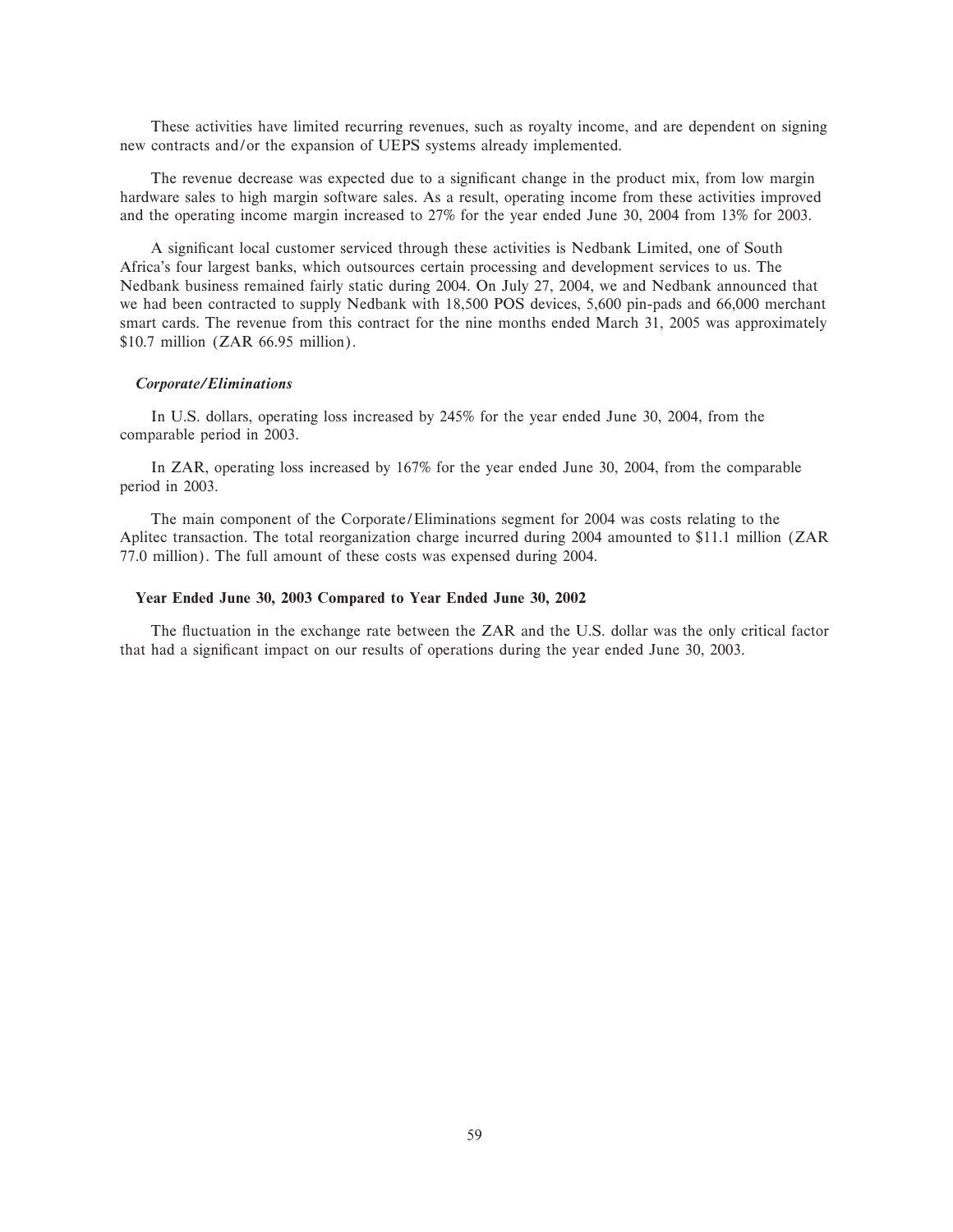These activities have limited recurring revenues, such as royalty income, and are dependent on signing new contracts and/or the expansion of UEPS systems already implemented.

The revenue decrease was expected due to a significant change in the product mix, from low margin hardware sales to high margin software sales. As a result, operating income from these activities improved and the operating income margin increased to 27% for the year ended June 30, 2004 from 13% for 2003.

A significant local customer serviced through these activities is Nedbank Limited, one of South Africa's four largest banks, which outsources certain processing and development services to us. The Nedbank business remained fairly static during 2004. On July 27, 2004, we and Nedbank announced that we had been contracted to supply Nedbank with 18,500 POS devices, 5,600 pin-pads and 66,000 merchant smart cards. The revenue from this contract for the nine months ended March 31, 2005 was approximately $10.7 million (ZAR 66.95 million).

***Corporate/Eliminations***

In U.S. dollars, operating loss increased by 245% for the year ended June 30, 2004, from the comparable period in 2003.

In ZAR, operating loss increased by 167% for the year ended June 30, 2004, from the comparable period in 2003.

The main component of the Corporate/Eliminations segment for 2004 was costs relating to the Aplitec transaction. The total reorganization charge incurred during 2004 amounted to $11.1 million (ZAR 77.0 million). The full amount of these costs was expensed during 2004.

## Year Ended June 30, 2003 Compared to Year Ended June 30, 2002

The fluctuation in the exchange rate between the ZAR and the U.S. dollar was the only critical factor that had a significant impact on our results of operations during the year ended June 30, 2003.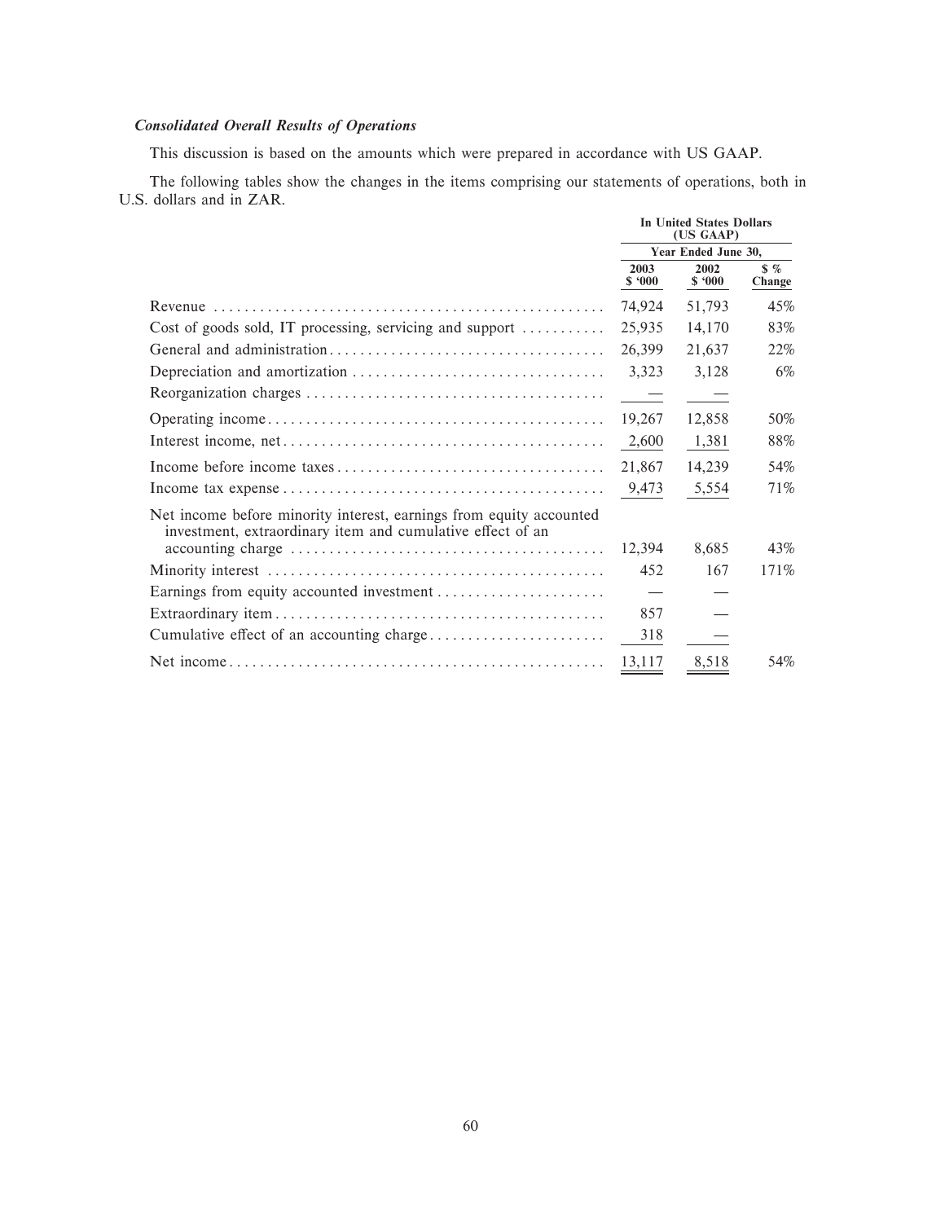### *Consolidated Overall Results of Operations*

This discussion is based on the amounts which were prepared in accordance with US GAAP.

The following tables show the changes in the items comprising our statements of operations, both in U.S. dollars and in ZAR.

| | In United States Dollars (US GAAP) | | |
|---|---|---|---|
| | Year Ended June 30, | | |
| | 2003 $ '000 | 2002 $ '000 | $ % Change |
| Revenue | 74,924 | 51,793 | 45% |
| Cost of goods sold, IT processing, servicing and support | 25,935 | 14,170 | 83% |
| General and administration | 26,399 | 21,637 | 22% |
| Depreciation and amortization | 3,323 | 3,128 | 6% |
| Reorganization charges | — | — | |
| Operating income | 19,267 | 12,858 | 50% |
| Interest income, net | 2,600 | 1,381 | 88% |
| Income before income taxes | 21,867 | 14,239 | 54% |
| Income tax expense | 9,473 | 5,554 | 71% |
| Net income before minority interest, earnings from equity accounted investment, extraordinary item and cumulative effect of an accounting charge | 12,394 | 8,685 | 43% |
| Minority interest | 452 | 167 | 171% |
| Earnings from equity accounted investment | — | — | |
| Extraordinary item | 857 | — | |
| Cumulative effect of an accounting charge | 318 | — | |
| Net income | 13,117 | 8,518 | 54% |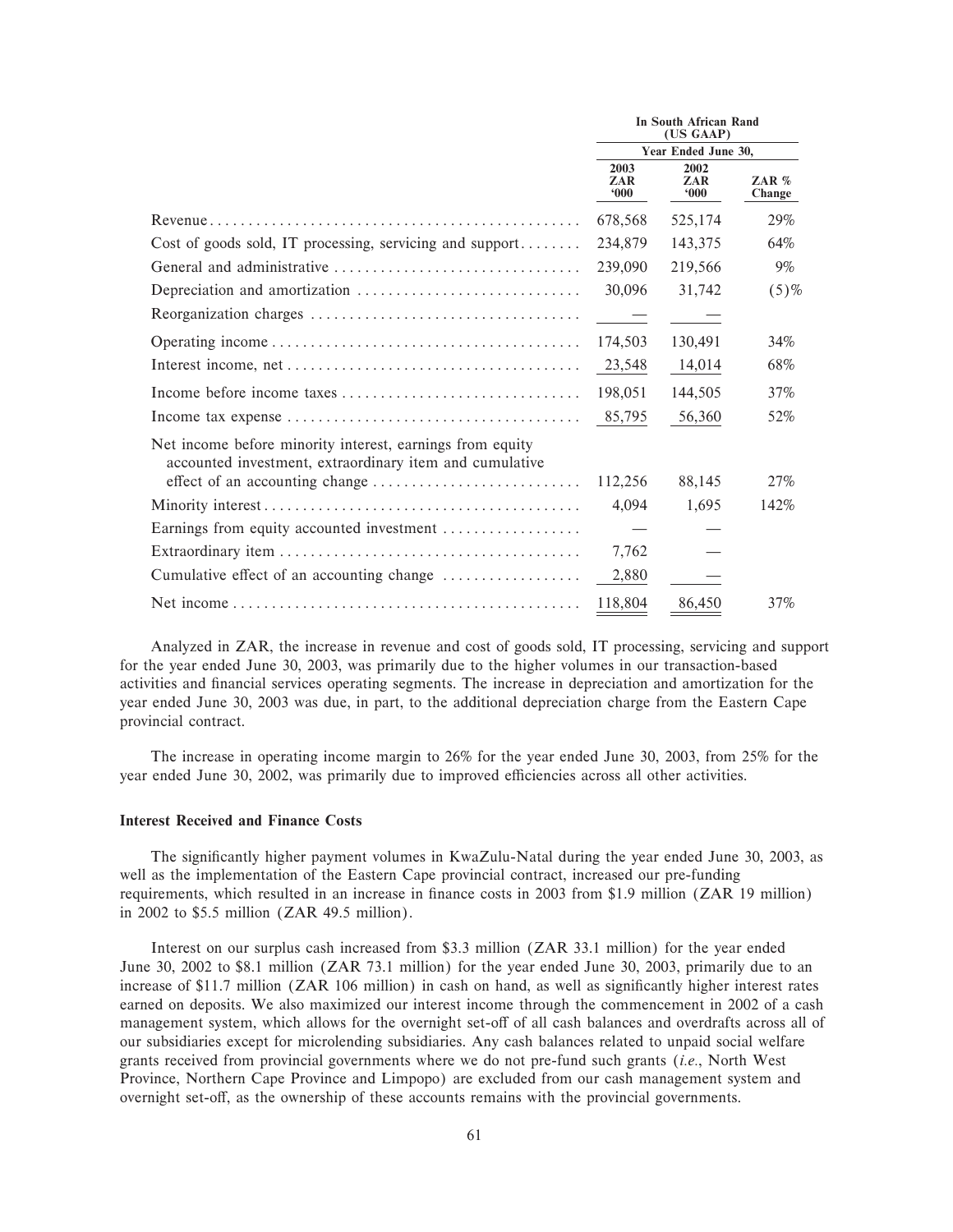| | In South African Rand (US GAAP) | | |
|---|---|---|---|
| | Year Ended June 30, | | |
| | 2003 ZAR '000 | 2002 ZAR '000 | ZAR % Change |
| Revenue | 678,568 | 525,174 | 29% |
| Cost of goods sold, IT processing, servicing and support | 234,879 | 143,375 | 64% |
| General and administrative | 239,090 | 219,566 | 9% |
| Depreciation and amortization | 30,096 | 31,742 | (5)% |
| Reorganization charges | — | — | |
| Operating income | 174,503 | 130,491 | 34% |
| Interest income, net | 23,548 | 14,014 | 68% |
| Income before income taxes | 198,051 | 144,505 | 37% |
| Income tax expense | 85,795 | 56,360 | 52% |
| Net income before minority interest, earnings from equity accounted investment, extraordinary item and cumulative effect of an accounting change | 112,256 | 88,145 | 27% |
| Minority interest | 4,094 | 1,695 | 142% |
| Earnings from equity accounted investment | — | — | |
| Extraordinary item | 7,762 | — | |
| Cumulative effect of an accounting change | 2,880 | — | |
| Net income | 118,804 | 86,450 | 37% |

Analyzed in ZAR, the increase in revenue and cost of goods sold, IT processing, servicing and support for the year ended June 30, 2003, was primarily due to the higher volumes in our transaction-based activities and financial services operating segments. The increase in depreciation and amortization for the year ended June 30, 2003 was due, in part, to the additional depreciation charge from the Eastern Cape provincial contract.

The increase in operating income margin to 26% for the year ended June 30, 2003, from 25% for the year ended June 30, 2002, was primarily due to improved efficiencies across all other activities.

### Interest Received and Finance Costs

The significantly higher payment volumes in KwaZulu-Natal during the year ended June 30, 2003, as well as the implementation of the Eastern Cape provincial contract, increased our pre-funding requirements, which resulted in an increase in finance costs in 2003 from $1.9 million (ZAR 19 million) in 2002 to $5.5 million (ZAR 49.5 million).

Interest on our surplus cash increased from $3.3 million (ZAR 33.1 million) for the year ended June 30, 2002 to $8.1 million (ZAR 73.1 million) for the year ended June 30, 2003, primarily due to an increase of $11.7 million (ZAR 106 million) in cash on hand, as well as significantly higher interest rates earned on deposits. We also maximized our interest income through the commencement in 2002 of a cash management system, which allows for the overnight set-off of all cash balances and overdrafts across all of our subsidiaries except for microlending subsidiaries. Any cash balances related to unpaid social welfare grants received from provincial governments where we do not pre-fund such grants (*i.e.*, North West Province, Northern Cape Province and Limpopo) are excluded from our cash management system and overnight set-off, as the ownership of these accounts remains with the provincial governments.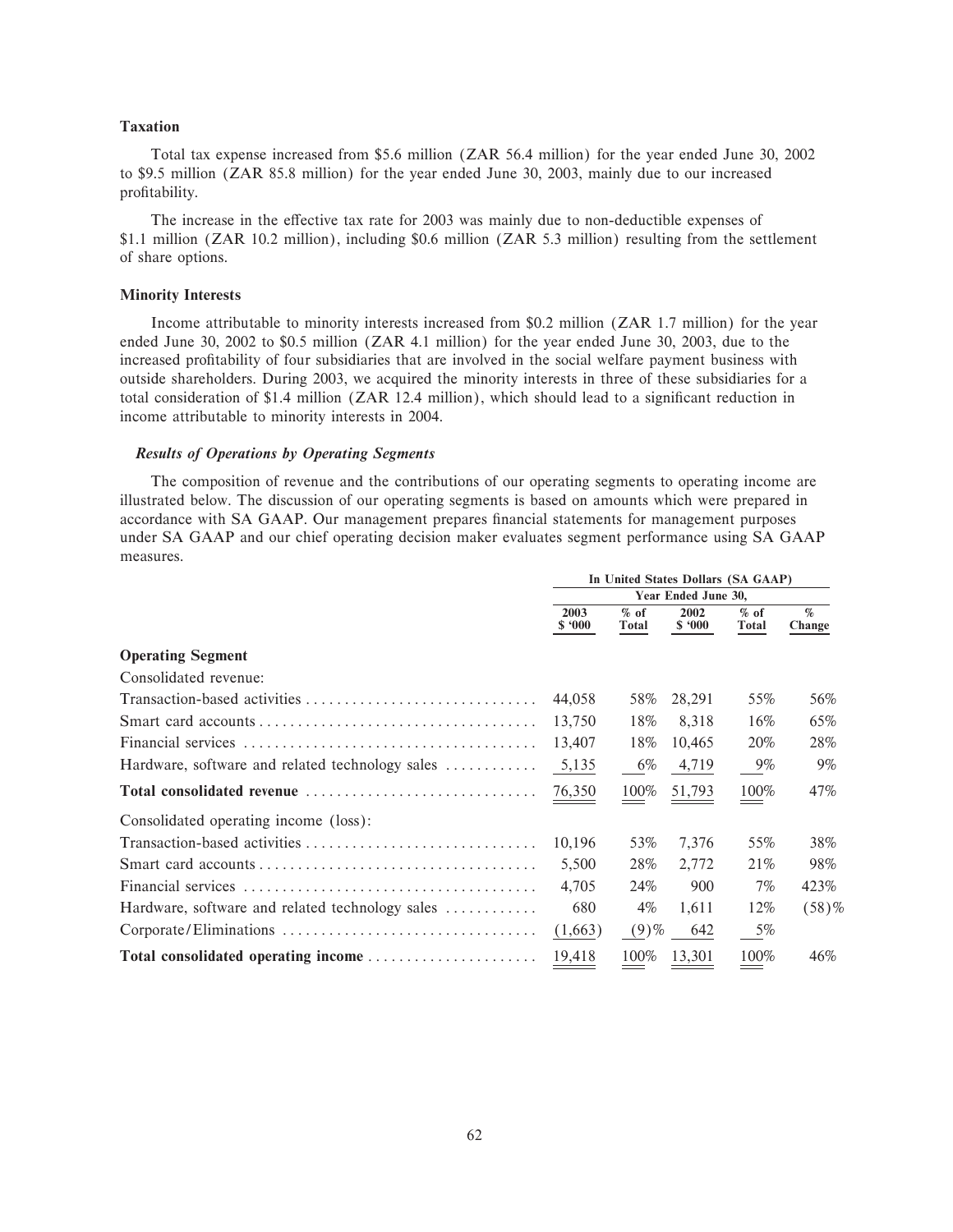### Taxation

Total tax expense increased from $5.6 million (ZAR 56.4 million) for the year ended June 30, 2002 to $9.5 million (ZAR 85.8 million) for the year ended June 30, 2003, mainly due to our increased profitability.

The increase in the effective tax rate for 2003 was mainly due to non-deductible expenses of $1.1 million (ZAR 10.2 million), including $0.6 million (ZAR 5.3 million) resulting from the settlement of share options.

### Minority Interests

Income attributable to minority interests increased from $0.2 million (ZAR 1.7 million) for the year ended June 30, 2002 to $0.5 million (ZAR 4.1 million) for the year ended June 30, 2003, due to the increased profitability of four subsidiaries that are involved in the social welfare payment business with outside shareholders. During 2003, we acquired the minority interests in three of these subsidiaries for a total consideration of $1.4 million (ZAR 12.4 million), which should lead to a significant reduction in income attributable to minority interests in 2004.

#### *Results of Operations by Operating Segments*

The composition of revenue and the contributions of our operating segments to operating income are illustrated below. The discussion of our operating segments is based on amounts which were prepared in accordance with SA GAAP. Our management prepares financial statements for management purposes under SA GAAP and our chief operating decision maker evaluates segment performance using SA GAAP measures.

| | In United States Dollars (SA GAAP) | | | | |
|---|---|---|---|---|---|
| | Year Ended June 30, | | | | |
| | 2003 $ '000 | % of Total | 2002 $ '000 | % of Total | % Change |
| **Operating Segment** | | | | | |
| Consolidated revenue: | | | | | |
| Transaction-based activities | 44,058 | 58% | 28,291 | 55% | 56% |
| Smart card accounts | 13,750 | 18% | 8,318 | 16% | 65% |
| Financial services | 13,407 | 18% | 10,465 | 20% | 28% |
| Hardware, software and related technology sales | 5,135 | 6% | 4,719 | 9% | 9% |
| **Total consolidated revenue** | 76,350 | 100% | 51,793 | 100% | 47% |
| Consolidated operating income (loss): | | | | | |
| Transaction-based activities | 10,196 | 53% | 7,376 | 55% | 38% |
| Smart card accounts | 5,500 | 28% | 2,772 | 21% | 98% |
| Financial services | 4,705 | 24% | 900 | 7% | 423% |
| Hardware, software and related technology sales | 680 | 4% | 1,611 | 12% | (58)% |
| Corporate/Eliminations | (1,663) | (9)% | 642 | 5% | |
| **Total consolidated operating income** | 19,418 | 100% | 13,301 | 100% | 46% |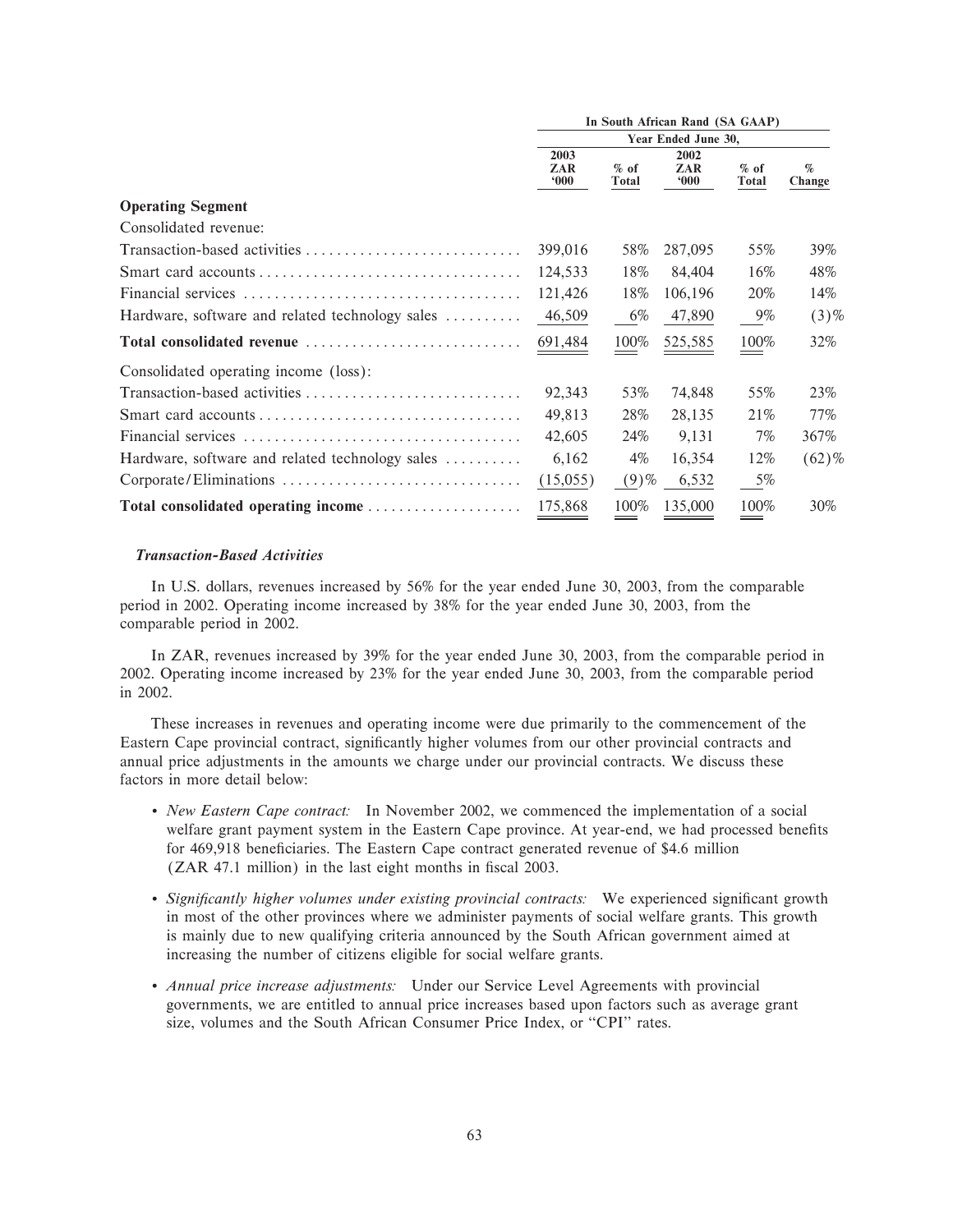| | In South African Rand (SA GAAP) | | | | |
|---|---|---|---|---|---|
| | Year Ended June 30, | | | | |
| | 2003 ZAR '000 | % of Total | 2002 ZAR '000 | % of Total | % Change |
| **Operating Segment** | | | | | |
| Consolidated revenue: | | | | | |
| Transaction-based activities | 399,016 | 58% | 287,095 | 55% | 39% |
| Smart card accounts | 124,533 | 18% | 84,404 | 16% | 48% |
| Financial services | 121,426 | 18% | 106,196 | 20% | 14% |
| Hardware, software and related technology sales | 46,509 | 6% | 47,890 | 9% | (3)% |
| **Total consolidated revenue** | 691,484 | 100% | 525,585 | 100% | 32% |
| Consolidated operating income (loss): | | | | | |
| Transaction-based activities | 92,343 | 53% | 74,848 | 55% | 23% |
| Smart card accounts | 49,813 | 28% | 28,135 | 21% | 77% |
| Financial services | 42,605 | 24% | 9,131 | 7% | 367% |
| Hardware, software and related technology sales | 6,162 | 4% | 16,354 | 12% | (62)% |
| Corporate/Eliminations | (15,055) | (9)% | 6,532 | 5% | |
| **Total consolidated operating income** | 175,868 | 100% | 135,000 | 100% | 30% |

### *Transaction-Based Activities*

In U.S. dollars, revenues increased by 56% for the year ended June 30, 2003, from the comparable period in 2002. Operating income increased by 38% for the year ended June 30, 2003, from the comparable period in 2002.

In ZAR, revenues increased by 39% for the year ended June 30, 2003, from the comparable period in 2002. Operating income increased by 23% for the year ended June 30, 2003, from the comparable period in 2002.

These increases in revenues and operating income were due primarily to the commencement of the Eastern Cape provincial contract, significantly higher volumes from our other provincial contracts and annual price adjustments in the amounts we charge under our provincial contracts. We discuss these factors in more detail below:

- *New Eastern Cape contract:* In November 2002, we commenced the implementation of a social welfare grant payment system in the Eastern Cape province. At year-end, we had processed benefits for 469,918 beneficiaries. The Eastern Cape contract generated revenue of $4.6 million (ZAR 47.1 million) in the last eight months in fiscal 2003.
- *Significantly higher volumes under existing provincial contracts:* We experienced significant growth in most of the other provinces where we administer payments of social welfare grants. This growth is mainly due to new qualifying criteria announced by the South African government aimed at increasing the number of citizens eligible for social welfare grants.
- *Annual price increase adjustments:* Under our Service Level Agreements with provincial governments, we are entitled to annual price increases based upon factors such as average grant size, volumes and the South African Consumer Price Index, or "CPI" rates.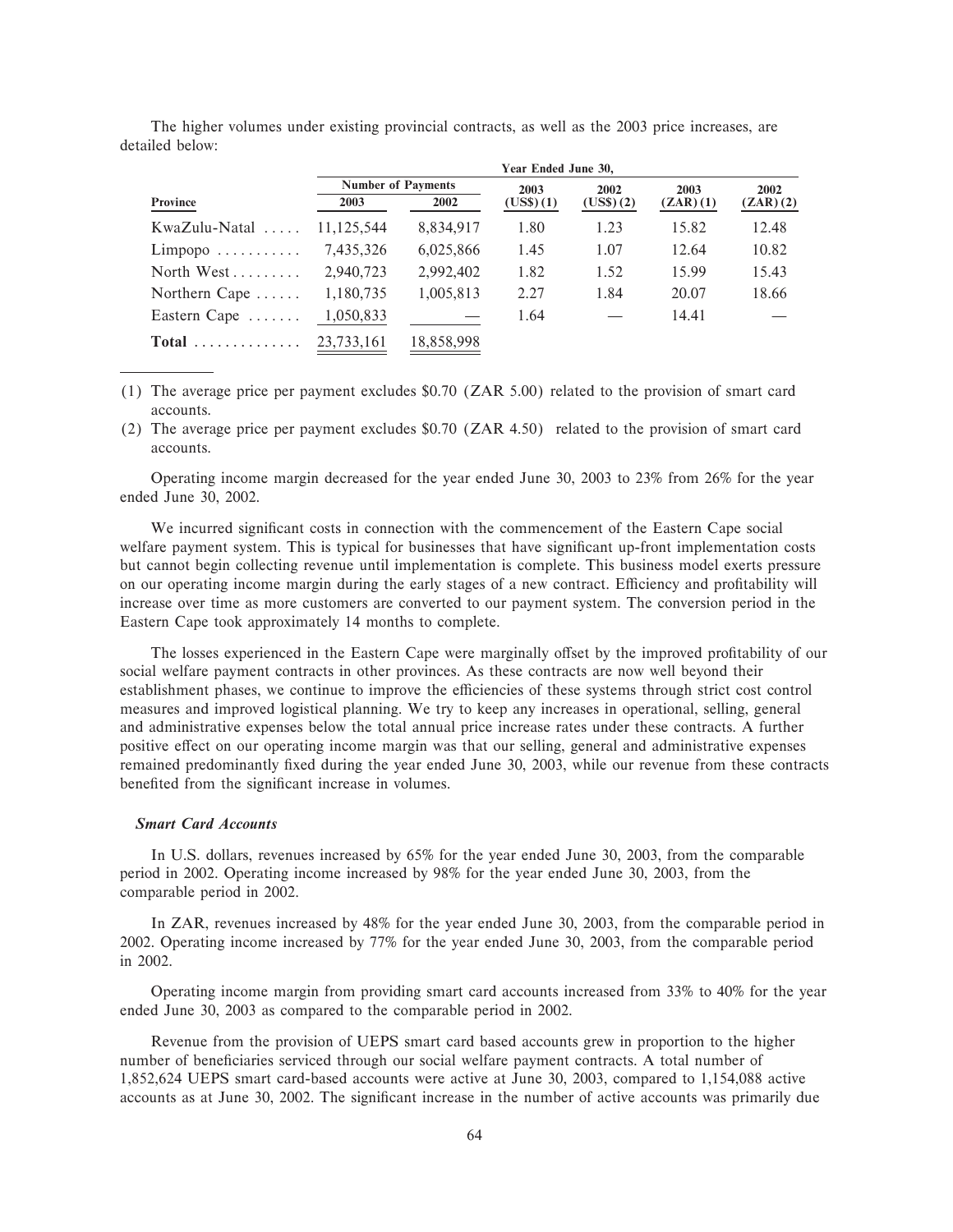The higher volumes under existing provincial contracts, as well as the 2003 price increases, are detailed below:

| | Year Ended June 30, | | | | | |
|---|---|---|---|---|---|---|
| | Number of Payments | | 2003 | 2002 | 2003 | 2002 |
| Province | 2003 | 2002 | (US$) (1) | (US$) (2) | (ZAR) (1) | (ZAR) (2) |
| KwaZulu-Natal | 11,125,544 | 8,834,917 | 1.80 | 1.23 | 15.82 | 12.48 |
| Limpopo | 7,435,326 | 6,025,866 | 1.45 | 1.07 | 12.64 | 10.82 |
| North West | 2,940,723 | 2,992,402 | 1.82 | 1.52 | 15.99 | 15.43 |
| Northern Cape | 1,180,735 | 1,005,813 | 2.27 | 1.84 | 20.07 | 18.66 |
| Eastern Cape | 1,050,833 | — | 1.64 | — | 14.41 | — |
| **Total** | 23,733,161 | 18,858,998 | | | | |

(1) The average price per payment excludes $0.70 (ZAR 5.00) related to the provision of smart card accounts.

(2) The average price per payment excludes $0.70 (ZAR 4.50) related to the provision of smart card accounts.

Operating income margin decreased for the year ended June 30, 2003 to 23% from 26% for the year ended June 30, 2002.

We incurred significant costs in connection with the commencement of the Eastern Cape social welfare payment system. This is typical for businesses that have significant up-front implementation costs but cannot begin collecting revenue until implementation is complete. This business model exerts pressure on our operating income margin during the early stages of a new contract. Efficiency and profitability will increase over time as more customers are converted to our payment system. The conversion period in the Eastern Cape took approximately 14 months to complete.

The losses experienced in the Eastern Cape were marginally offset by the improved profitability of our social welfare payment contracts in other provinces. As these contracts are now well beyond their establishment phases, we continue to improve the efficiencies of these systems through strict cost control measures and improved logistical planning. We try to keep any increases in operational, selling, general and administrative expenses below the total annual price increase rates under these contracts. A further positive effect on our operating income margin was that our selling, general and administrative expenses remained predominantly fixed during the year ended June 30, 2003, while our revenue from these contracts benefited from the significant increase in volumes.

***Smart Card Accounts***

In U.S. dollars, revenues increased by 65% for the year ended June 30, 2003, from the comparable period in 2002. Operating income increased by 98% for the year ended June 30, 2003, from the comparable period in 2002.

In ZAR, revenues increased by 48% for the year ended June 30, 2003, from the comparable period in 2002. Operating income increased by 77% for the year ended June 30, 2003, from the comparable period in 2002.

Operating income margin from providing smart card accounts increased from 33% to 40% for the year ended June 30, 2003 as compared to the comparable period in 2002.

Revenue from the provision of UEPS smart card based accounts grew in proportion to the higher number of beneficiaries serviced through our social welfare payment contracts. A total number of 1,852,624 UEPS smart card-based accounts were active at June 30, 2003, compared to 1,154,088 active accounts as at June 30, 2002. The significant increase in the number of active accounts was primarily due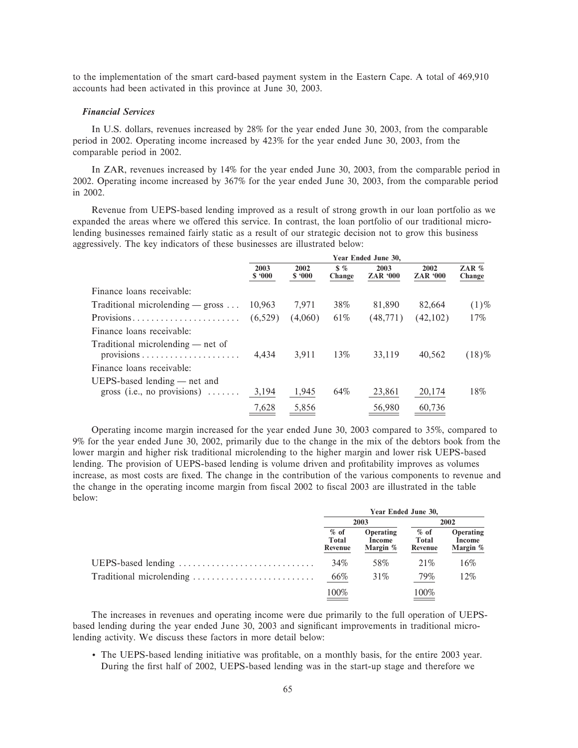to the implementation of the smart card-based payment system in the Eastern Cape. A total of 469,910 accounts had been activated in this province at June 30, 2003.

### *Financial Services*

In U.S. dollars, revenues increased by 28% for the year ended June 30, 2003, from the comparable period in 2002. Operating income increased by 423% for the year ended June 30, 2003, from the comparable period in 2002.

In ZAR, revenues increased by 14% for the year ended June 30, 2003, from the comparable period in 2002. Operating income increased by 367% for the year ended June 30, 2003, from the comparable period in 2002.

Revenue from UEPS-based lending improved as a result of strong growth in our loan portfolio as we expanded the areas where we offered this service. In contrast, the loan portfolio of our traditional micro-lending businesses remained fairly static as a result of our strategic decision not to grow this business aggressively. The key indicators of these businesses are illustrated below:

| | Year Ended June 30, | | | | | |
|---|---|---|---|---|---|---|
| | 2003 $ '000 | 2002 $ '000 | $ % Change | 2003 ZAR '000 | 2002 ZAR '000 | ZAR % Change |
| Finance loans receivable: | | | | | | |
| Traditional microlending — gross | 10,963 | 7,971 | 38% | 81,890 | 82,664 | (1)% |
| Provisions | (6,529) | (4,060) | 61% | (48,771) | (42,102) | 17% |
| Finance loans receivable: | | | | | | |
| Traditional microlending — net of provisions | 4,434 | 3,911 | 13% | 33,119 | 40,562 | (18)% |
| Finance loans receivable: | | | | | | |
| UEPS-based lending — net and gross (i.e., no provisions) | 3,194 | 1,945 | 64% | 23,861 | 20,174 | 18% |
| | 7,628 | 5,856 | | 56,980 | 60,736 | |

Operating income margin increased for the year ended June 30, 2003 compared to 35%, compared to 9% for the year ended June 30, 2002, primarily due to the change in the mix of the debtors book from the lower margin and higher risk traditional microlending to the higher margin and lower risk UEPS-based lending. The provision of UEPS-based lending is volume driven and profitability improves as volumes increase, as most costs are fixed. The change in the contribution of the various components to revenue and the change in the operating income margin from fiscal 2002 to fiscal 2003 are illustrated in the table below:

| | Year Ended June 30, | | | |
|---|---|---|---|---|
| | 2003 | | 2002 | |
| | % of Total Revenue | Operating Income Margin % | % of Total Revenue | Operating Income Margin % |
| UEPS-based lending | 34% | 58% | 21% | 16% |
| Traditional microlending | 66% | 31% | 79% | 12% |
| | 100% | | 100% | |

The increases in revenues and operating income were due primarily to the full operation of UEPS-based lending during the year ended June 30, 2003 and significant improvements in traditional micro-lending activity. We discuss these factors in more detail below:

- The UEPS-based lending initiative was profitable, on a monthly basis, for the entire 2003 year. During the first half of 2002, UEPS-based lending was in the start-up stage and therefore we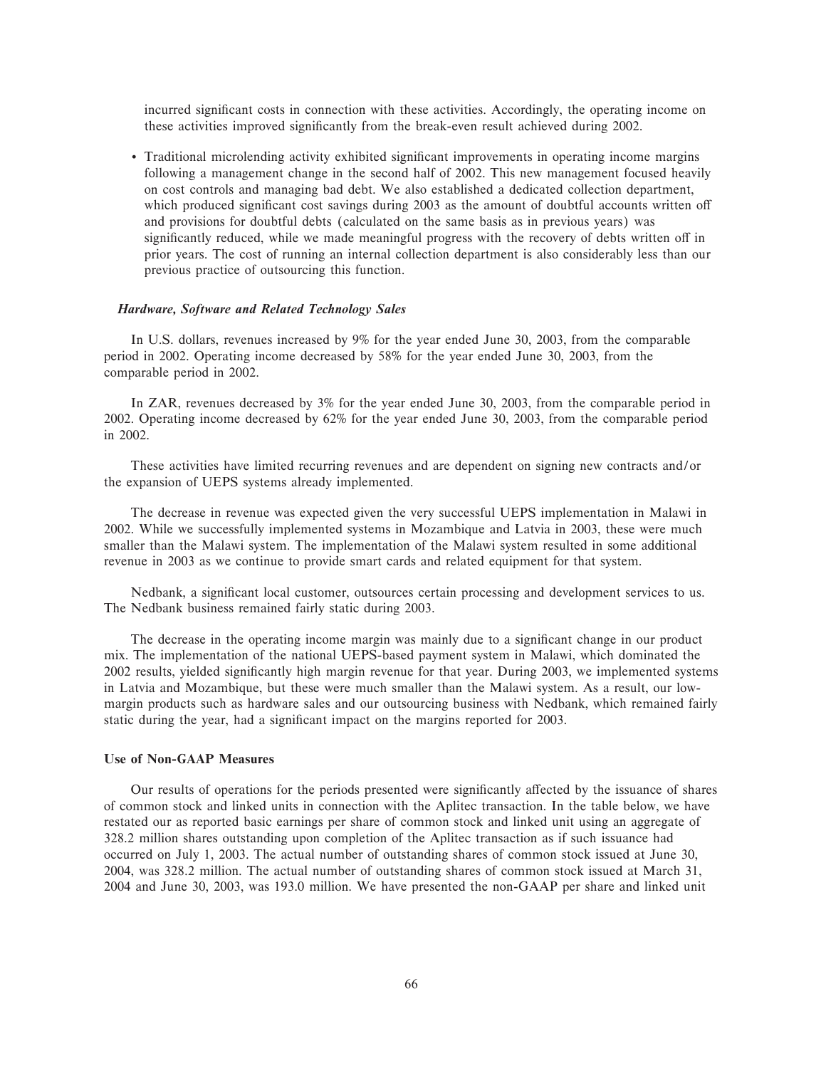incurred significant costs in connection with these activities. Accordingly, the operating income on these activities improved significantly from the break-even result achieved during 2002.

- Traditional microlending activity exhibited significant improvements in operating income margins following a management change in the second half of 2002. This new management focused heavily on cost controls and managing bad debt. We also established a dedicated collection department, which produced significant cost savings during 2003 as the amount of doubtful accounts written off and provisions for doubtful debts (calculated on the same basis as in previous years) was significantly reduced, while we made meaningful progress with the recovery of debts written off in prior years. The cost of running an internal collection department is also considerably less than our previous practice of outsourcing this function.

### *Hardware, Software and Related Technology Sales*

In U.S. dollars, revenues increased by 9% for the year ended June 30, 2003, from the comparable period in 2002. Operating income decreased by 58% for the year ended June 30, 2003, from the comparable period in 2002.

In ZAR, revenues decreased by 3% for the year ended June 30, 2003, from the comparable period in 2002. Operating income decreased by 62% for the year ended June 30, 2003, from the comparable period in 2002.

These activities have limited recurring revenues and are dependent on signing new contracts and/or the expansion of UEPS systems already implemented.

The decrease in revenue was expected given the very successful UEPS implementation in Malawi in 2002. While we successfully implemented systems in Mozambique and Latvia in 2003, these were much smaller than the Malawi system. The implementation of the Malawi system resulted in some additional revenue in 2003 as we continue to provide smart cards and related equipment for that system.

Nedbank, a significant local customer, outsources certain processing and development services to us. The Nedbank business remained fairly static during 2003.

The decrease in the operating income margin was mainly due to a significant change in our product mix. The implementation of the national UEPS-based payment system in Malawi, which dominated the 2002 results, yielded significantly high margin revenue for that year. During 2003, we implemented systems in Latvia and Mozambique, but these were much smaller than the Malawi system. As a result, our low-margin products such as hardware sales and our outsourcing business with Nedbank, which remained fairly static during the year, had a significant impact on the margins reported for 2003.

## Use of Non-GAAP Measures

Our results of operations for the periods presented were significantly affected by the issuance of shares of common stock and linked units in connection with the Aplitec transaction. In the table below, we have restated our as reported basic earnings per share of common stock and linked unit using an aggregate of 328.2 million shares outstanding upon completion of the Aplitec transaction as if such issuance had occurred on July 1, 2003. The actual number of outstanding shares of common stock issued at June 30, 2004, was 328.2 million. The actual number of outstanding shares of common stock issued at March 31, 2004 and June 30, 2003, was 193.0 million. We have presented the non-GAAP per share and linked unit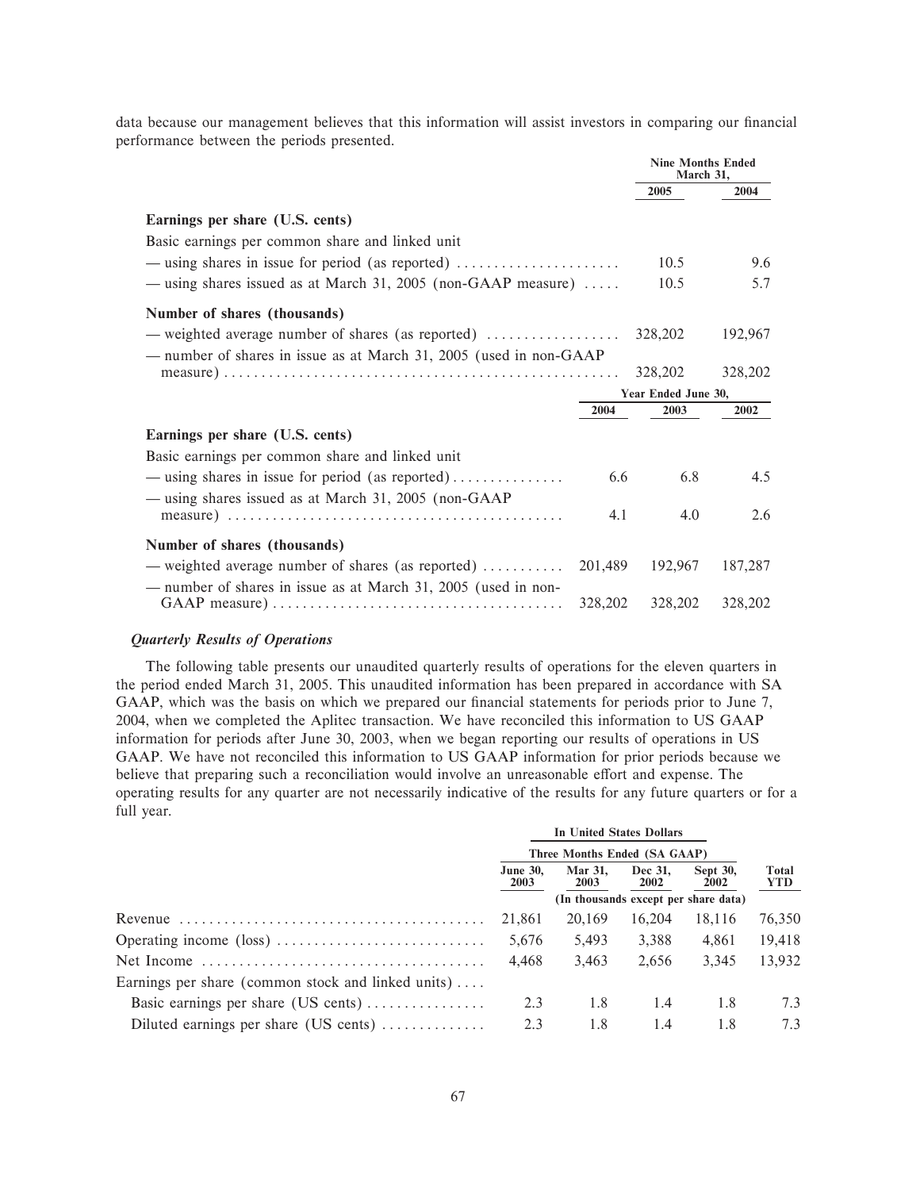data because our management believes that this information will assist investors in comparing our financial performance between the periods presented.

| | Nine Months Ended March 31, | |
|---|---|---|
| | 2005 | 2004 |
| **Earnings per share (U.S. cents)** | | |
| Basic earnings per common share and linked unit | | |
| — using shares in issue for period (as reported) | 10.5 | 9.6 |
| — using shares issued as at March 31, 2005 (non-GAAP measure) | 10.5 | 5.7 |
| **Number of shares (thousands)** | | |
| — weighted average number of shares (as reported) | 328,202 | 192,967 |
| — number of shares in issue as at March 31, 2005 (used in non-GAAP measure) | 328,202 | 328,202 |

| | Year Ended June 30, | | |
|---|---|---|---|
| | 2004 | 2003 | 2002 |
| **Earnings per share (U.S. cents)** | | | |
| Basic earnings per common share and linked unit | | | |
| — using shares in issue for period (as reported) | 6.6 | 6.8 | 4.5 |
| — using shares issued as at March 31, 2005 (non-GAAP measure) | 4.1 | 4.0 | 2.6 |
| **Number of shares (thousands)** | | | |
| — weighted average number of shares (as reported) | 201,489 | 192,967 | 187,287 |
| — number of shares in issue as at March 31, 2005 (used in non-GAAP measure) | 328,202 | 328,202 | 328,202 |

### *Quarterly Results of Operations*

The following table presents our unaudited quarterly results of operations for the eleven quarters in the period ended March 31, 2005. This unaudited information has been prepared in accordance with SA GAAP, which was the basis on which we prepared our financial statements for periods prior to June 7, 2004, when we completed the Aplitec transaction. We have reconciled this information to US GAAP information for periods after June 30, 2003, when we began reporting our results of operations in US GAAP. We have not reconciled this information to US GAAP information for prior periods because we believe that preparing such a reconciliation would involve an unreasonable effort and expense. The operating results for any quarter are not necessarily indicative of the results for any future quarters or for a full year.

| | In United States Dollars | | | | |
|---|---|---|---|---|---|
| | Three Months Ended (SA GAAP) | | | | |
| | June 30, 2003 | Mar 31, 2003 | Dec 31, 2002 | Sept 30, 2002 | Total YTD |
| | (In thousands except per share data) | | | | |
| Revenue | 21,861 | 20,169 | 16,204 | 18,116 | 76,350 |
| Operating income (loss) | 5,676 | 5,493 | 3,388 | 4,861 | 19,418 |
| Net Income | 4,468 | 3,463 | 2,656 | 3,345 | 13,932 |
| Earnings per share (common stock and linked units) | | | | | |
| Basic earnings per share (US cents) | 2.3 | 1.8 | 1.4 | 1.8 | 7.3 |
| Diluted earnings per share (US cents) | 2.3 | 1.8 | 1.4 | 1.8 | 7.3 |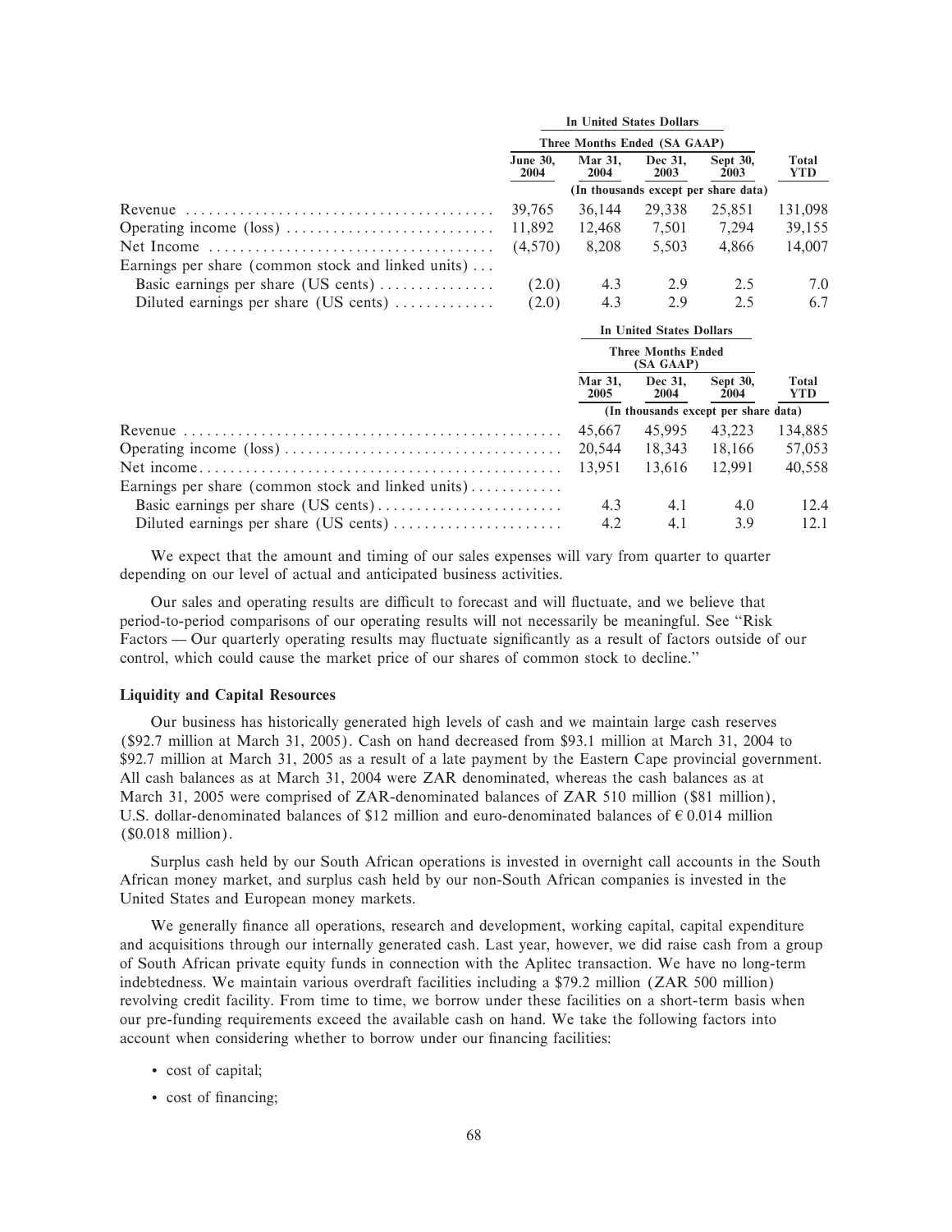| | In United States Dollars | | | | |
|---|---|---|---|---|---|
| | Three Months Ended (SA GAAP) | | | | |
| | June 30, 2004 | Mar 31, 2004 | Dec 31, 2003 | Sept 30, 2003 | Total YTD |
| | (In thousands except per share data) | | | | |
| Revenue | 39,765 | 36,144 | 29,338 | 25,851 | 131,098 |
| Operating income (loss) | 11,892 | 12,468 | 7,501 | 7,294 | 39,155 |
| Net Income | (4,570) | 8,208 | 5,503 | 4,866 | 14,007 |
| Earnings per share (common stock and linked units) | | | | | |
| Basic earnings per share (US cents) | (2.0) | 4.3 | 2.9 | 2.5 | 7.0 |
| Diluted earnings per share (US cents) | (2.0) | 4.3 | 2.9 | 2.5 | 6.7 |

| | In United States Dollars | | | |
|---|---|---|---|---|
| | Three Months Ended (SA GAAP) | | | |
| | Mar 31, 2005 | Dec 31, 2004 | Sept 30, 2004 | Total YTD |
| | (In thousands except per share data) | | | |
| Revenue | 45,667 | 45,995 | 43,223 | 134,885 |
| Operating income (loss) | 20,544 | 18,343 | 18,166 | 57,053 |
| Net income | 13,951 | 13,616 | 12,991 | 40,558 |
| Earnings per share (common stock and linked units) | | | | |
| Basic earnings per share (US cents) | 4.3 | 4.1 | 4.0 | 12.4 |
| Diluted earnings per share (US cents) | 4.2 | 4.1 | 3.9 | 12.1 |

We expect that the amount and timing of our sales expenses will vary from quarter to quarter depending on our level of actual and anticipated business activities.

Our sales and operating results are difficult to forecast and will fluctuate, and we believe that period-to-period comparisons of our operating results will not necessarily be meaningful. See "Risk Factors — Our quarterly operating results may fluctuate significantly as a result of factors outside of our control, which could cause the market price of our shares of common stock to decline."

**Liquidity and Capital Resources**

Our business has historically generated high levels of cash and we maintain large cash reserves ($92.7 million at March 31, 2005). Cash on hand decreased from $93.1 million at March 31, 2004 to $92.7 million at March 31, 2005 as a result of a late payment by the Eastern Cape provincial government. All cash balances as at March 31, 2004 were ZAR denominated, whereas the cash balances as at March 31, 2005 were comprised of ZAR-denominated balances of ZAR 510 million ($81 million), U.S. dollar-denominated balances of $12 million and euro-denominated balances of € 0.014 million ($0.018 million).

Surplus cash held by our South African operations is invested in overnight call accounts in the South African money market, and surplus cash held by our non-South African companies is invested in the United States and European money markets.

We generally finance all operations, research and development, working capital, capital expenditure and acquisitions through our internally generated cash. Last year, however, we did raise cash from a group of South African private equity funds in connection with the Aplitec transaction. We have no long-term indebtedness. We maintain various overdraft facilities including a $79.2 million (ZAR 500 million) revolving credit facility. From time to time, we borrow under these facilities on a short-term basis when our pre-funding requirements exceed the available cash on hand. We take the following factors into account when considering whether to borrow under our financing facilities:

- cost of capital;
- cost of financing;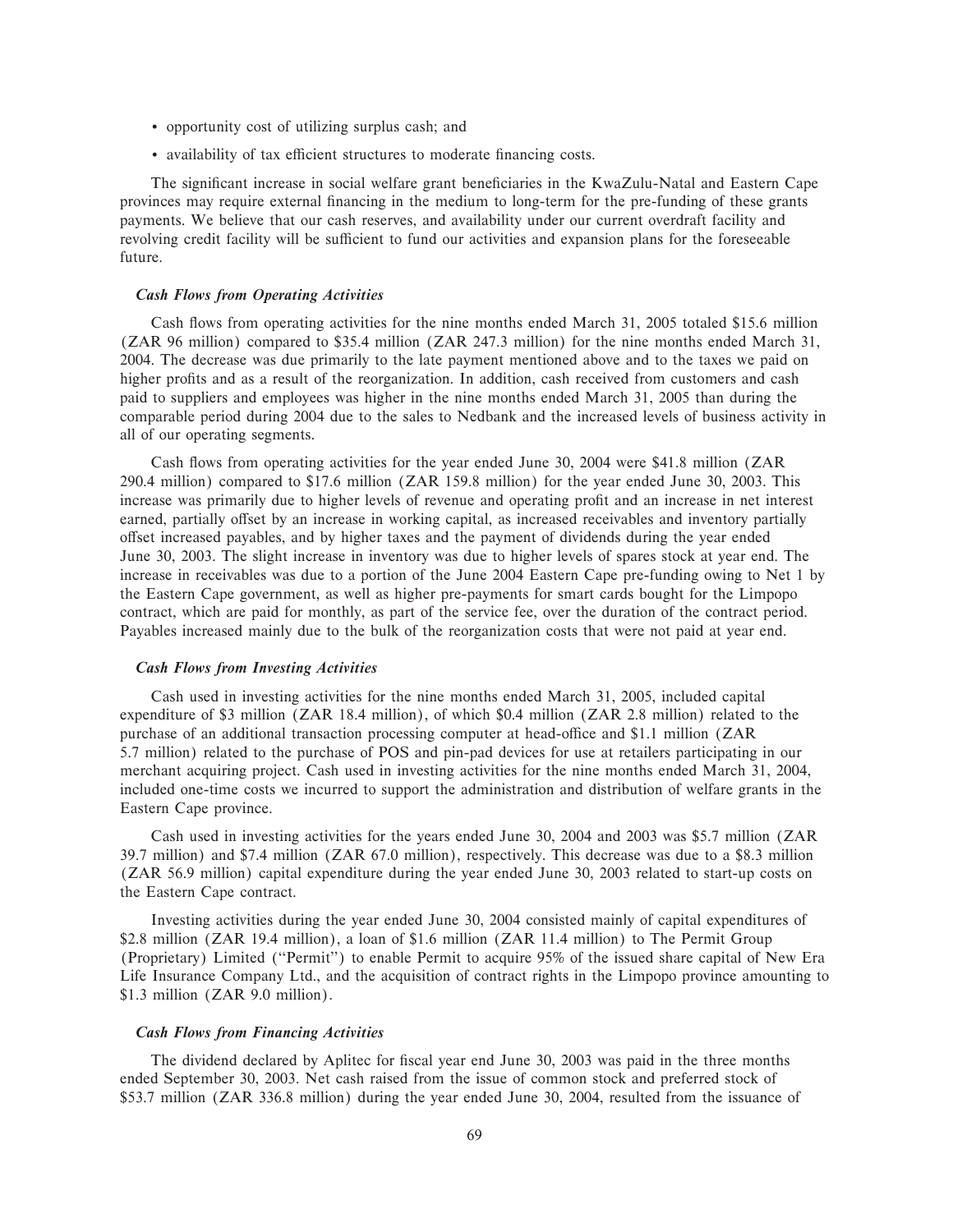- opportunity cost of utilizing surplus cash; and
- availability of tax efficient structures to moderate financing costs.

The significant increase in social welfare grant beneficiaries in the KwaZulu-Natal and Eastern Cape provinces may require external financing in the medium to long-term for the pre-funding of these grants payments. We believe that our cash reserves, and availability under our current overdraft facility and revolving credit facility will be sufficient to fund our activities and expansion plans for the foreseeable future.

### *Cash Flows from Operating Activities*

Cash flows from operating activities for the nine months ended March 31, 2005 totaled $15.6 million (ZAR 96 million) compared to $35.4 million (ZAR 247.3 million) for the nine months ended March 31, 2004. The decrease was due primarily to the late payment mentioned above and to the taxes we paid on higher profits and as a result of the reorganization. In addition, cash received from customers and cash paid to suppliers and employees was higher in the nine months ended March 31, 2005 than during the comparable period during 2004 due to the sales to Nedbank and the increased levels of business activity in all of our operating segments.

Cash flows from operating activities for the year ended June 30, 2004 were $41.8 million (ZAR 290.4 million) compared to $17.6 million (ZAR 159.8 million) for the year ended June 30, 2003. This increase was primarily due to higher levels of revenue and operating profit and an increase in net interest earned, partially offset by an increase in working capital, as increased receivables and inventory partially offset increased payables, and by higher taxes and the payment of dividends during the year ended June 30, 2003. The slight increase in inventory was due to higher levels of spares stock at year end. The increase in receivables was due to a portion of the June 2004 Eastern Cape pre-funding owing to Net 1 by the Eastern Cape government, as well as higher pre-payments for smart cards bought for the Limpopo contract, which are paid for monthly, as part of the service fee, over the duration of the contract period. Payables increased mainly due to the bulk of the reorganization costs that were not paid at year end.

### *Cash Flows from Investing Activities*

Cash used in investing activities for the nine months ended March 31, 2005, included capital expenditure of $3 million (ZAR 18.4 million), of which $0.4 million (ZAR 2.8 million) related to the purchase of an additional transaction processing computer at head-office and $1.1 million (ZAR 5.7 million) related to the purchase of POS and pin-pad devices for use at retailers participating in our merchant acquiring project. Cash used in investing activities for the nine months ended March 31, 2004, included one-time costs we incurred to support the administration and distribution of welfare grants in the Eastern Cape province.

Cash used in investing activities for the years ended June 30, 2004 and 2003 was $5.7 million (ZAR 39.7 million) and $7.4 million (ZAR 67.0 million), respectively. This decrease was due to a $8.3 million (ZAR 56.9 million) capital expenditure during the year ended June 30, 2003 related to start-up costs on the Eastern Cape contract.

Investing activities during the year ended June 30, 2004 consisted mainly of capital expenditures of $2.8 million (ZAR 19.4 million), a loan of $1.6 million (ZAR 11.4 million) to The Permit Group (Proprietary) Limited (''Permit'') to enable Permit to acquire 95% of the issued share capital of New Era Life Insurance Company Ltd., and the acquisition of contract rights in the Limpopo province amounting to $1.3 million (ZAR 9.0 million).

### *Cash Flows from Financing Activities*

The dividend declared by Aplitec for fiscal year end June 30, 2003 was paid in the three months ended September 30, 2003. Net cash raised from the issue of common stock and preferred stock of $53.7 million (ZAR 336.8 million) during the year ended June 30, 2004, resulted from the issuance of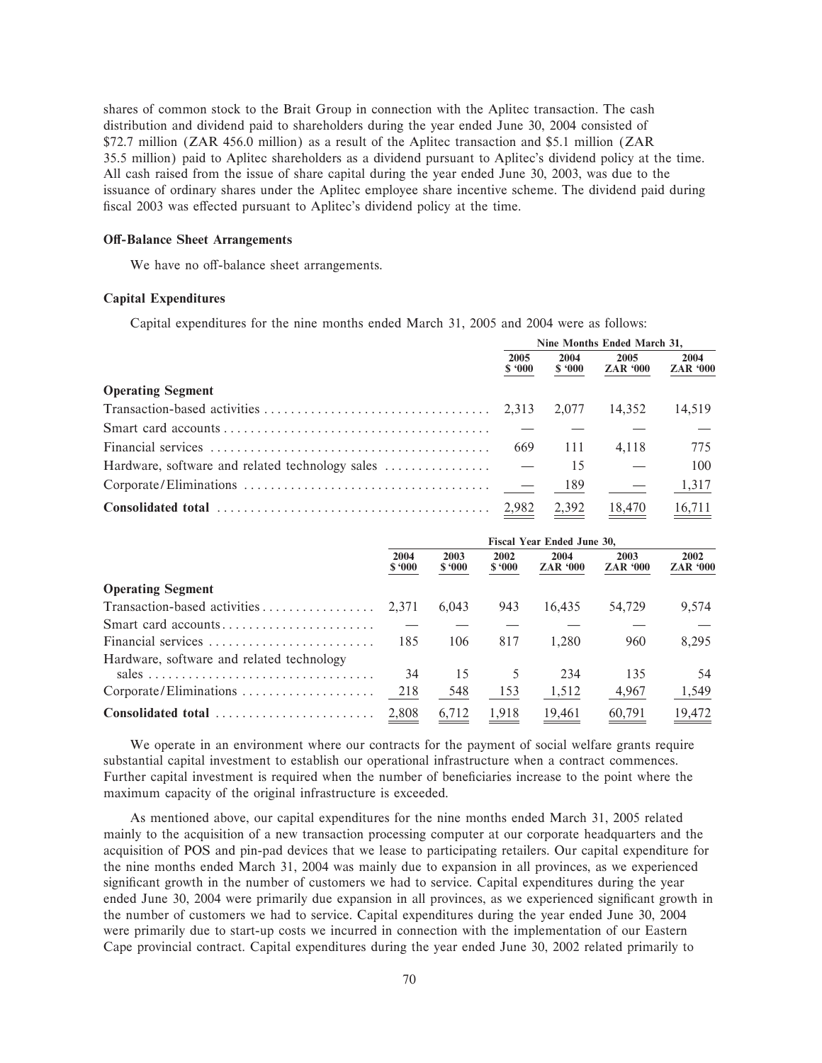shares of common stock to the Brait Group in connection with the Aplitec transaction. The cash distribution and dividend paid to shareholders during the year ended June 30, 2004 consisted of $72.7 million (ZAR 456.0 million) as a result of the Aplitec transaction and $5.1 million (ZAR 35.5 million) paid to Aplitec shareholders as a dividend pursuant to Aplitec's dividend policy at the time. All cash raised from the issue of share capital during the year ended June 30, 2003, was due to the issuance of ordinary shares under the Aplitec employee share incentive scheme. The dividend paid during fiscal 2003 was effected pursuant to Aplitec's dividend policy at the time.

### Off-Balance Sheet Arrangements

We have no off-balance sheet arrangements.

### Capital Expenditures

Capital expenditures for the nine months ended March 31, 2005 and 2004 were as follows:

| | Nine Months Ended March 31, | | | |
|---|---|---|---|---|
| | 2005 $ '000 | 2004 $ '000 | 2005 ZAR '000 | 2004 ZAR '000 |
| **Operating Segment** | | | | |
| Transaction-based activities | 2,313 | 2,077 | 14,352 | 14,519 |
| Smart card accounts | — | — | — | — |
| Financial services | 669 | 111 | 4,118 | 775 |
| Hardware, software and related technology sales | — | 15 | — | 100 |
| Corporate/Eliminations | — | 189 | — | 1,317 |
| **Consolidated total** | 2,982 | 2,392 | 18,470 | 16,711 |

| | Fiscal Year Ended June 30, | | | | | |
|---|---|---|---|---|---|---|
| | 2004 $ '000 | 2003 $ '000 | 2002 $ '000 | 2004 ZAR '000 | 2003 ZAR '000 | 2002 ZAR '000 |
| **Operating Segment** | | | | | | |
| Transaction-based activities | 2,371 | 6,043 | 943 | 16,435 | 54,729 | 9,574 |
| Smart card accounts | — | — | — | — | — | — |
| Financial services | 185 | 106 | 817 | 1,280 | 960 | 8,295 |
| Hardware, software and related technology sales | 34 | 15 | 5 | 234 | 135 | 54 |
| Corporate/Eliminations | 218 | 548 | 153 | 1,512 | 4,967 | 1,549 |
| **Consolidated total** | 2,808 | 6,712 | 1,918 | 19,461 | 60,791 | 19,472 |

We operate in an environment where our contracts for the payment of social welfare grants require substantial capital investment to establish our operational infrastructure when a contract commences. Further capital investment is required when the number of beneficiaries increase to the point where the maximum capacity of the original infrastructure is exceeded.

As mentioned above, our capital expenditures for the nine months ended March 31, 2005 related mainly to the acquisition of a new transaction processing computer at our corporate headquarters and the acquisition of POS and pin-pad devices that we lease to participating retailers. Our capital expenditure for the nine months ended March 31, 2004 was mainly due to expansion in all provinces, as we experienced significant growth in the number of customers we had to service. Capital expenditures during the year ended June 30, 2004 were primarily due expansion in all provinces, as we experienced significant growth in the number of customers we had to service. Capital expenditures during the year ended June 30, 2004 were primarily due to start-up costs we incurred in connection with the implementation of our Eastern Cape provincial contract. Capital expenditures during the year ended June 30, 2002 related primarily to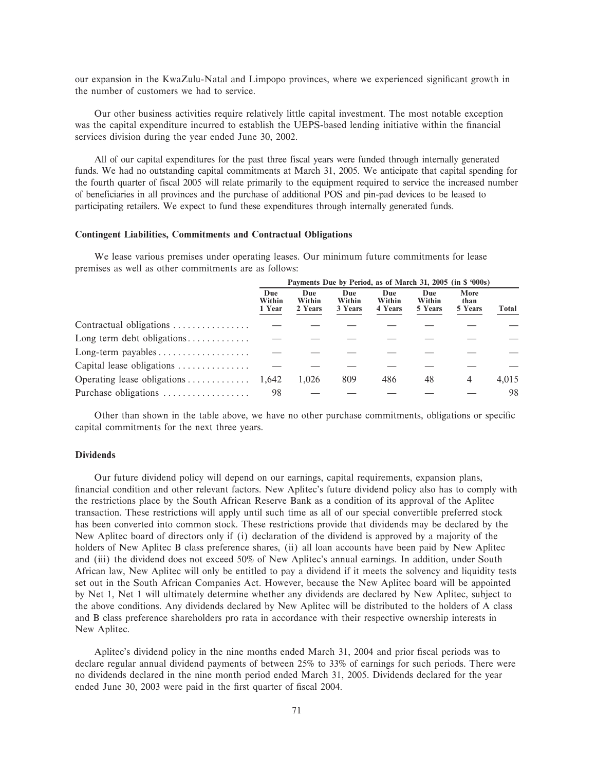our expansion in the KwaZulu-Natal and Limpopo provinces, where we experienced significant growth in the number of customers we had to service.

Our other business activities require relatively little capital investment. The most notable exception was the capital expenditure incurred to establish the UEPS-based lending initiative within the financial services division during the year ended June 30, 2002.

All of our capital expenditures for the past three fiscal years were funded through internally generated funds. We had no outstanding capital commitments at March 31, 2005. We anticipate that capital spending for the fourth quarter of fiscal 2005 will relate primarily to the equipment required to service the increased number of beneficiaries in all provinces and the purchase of additional POS and pin-pad devices to be leased to participating retailers. We expect to fund these expenditures through internally generated funds.

### Contingent Liabilities, Commitments and Contractual Obligations

We lease various premises under operating leases. Our minimum future commitments for lease premises as well as other commitments are as follows:

| | Payments Due by Period, as of March 31, 2005 (in $ '000s) | | | | | | |
|---|---|---|---|---|---|---|---|
| | Due Within 1 Year | Due Within 2 Years | Due Within 3 Years | Due Within 4 Years | Due Within 5 Years | More than 5 Years | Total |
| Contractual obligations | — | — | — | — | — | — | — |
| Long term debt obligations | — | — | — | — | — | — | — |
| Long-term payables | — | — | — | — | — | — | — |
| Capital lease obligations | — | — | — | — | — | — | — |
| Operating lease obligations | 1,642 | 1,026 | 809 | 486 | 48 | 4 | 4,015 |
| Purchase obligations | 98 | — | — | — | — | — | 98 |

Other than shown in the table above, we have no other purchase commitments, obligations or specific capital commitments for the next three years.

### Dividends

Our future dividend policy will depend on our earnings, capital requirements, expansion plans, financial condition and other relevant factors. New Aplitec's future dividend policy also has to comply with the restrictions place by the South African Reserve Bank as a condition of its approval of the Aplitec transaction. These restrictions will apply until such time as all of our special convertible preferred stock has been converted into common stock. These restrictions provide that dividends may be declared by the New Aplitec board of directors only if (i) declaration of the dividend is approved by a majority of the holders of New Aplitec B class preference shares, (ii) all loan accounts have been paid by New Aplitec and (iii) the dividend does not exceed 50% of New Aplitec's annual earnings. In addition, under South African law, New Aplitec will only be entitled to pay a dividend if it meets the solvency and liquidity tests set out in the South African Companies Act. However, because the New Aplitec board will be appointed by Net 1, Net 1 will ultimately determine whether any dividends are declared by New Aplitec, subject to the above conditions. Any dividends declared by New Aplitec will be distributed to the holders of A class and B class preference shareholders pro rata in accordance with their respective ownership interests in New Aplitec.

Aplitec's dividend policy in the nine months ended March 31, 2004 and prior fiscal periods was to declare regular annual dividend payments of between 25% to 33% of earnings for such periods. There were no dividends declared in the nine month period ended March 31, 2005. Dividends declared for the year ended June 30, 2003 were paid in the first quarter of fiscal 2004.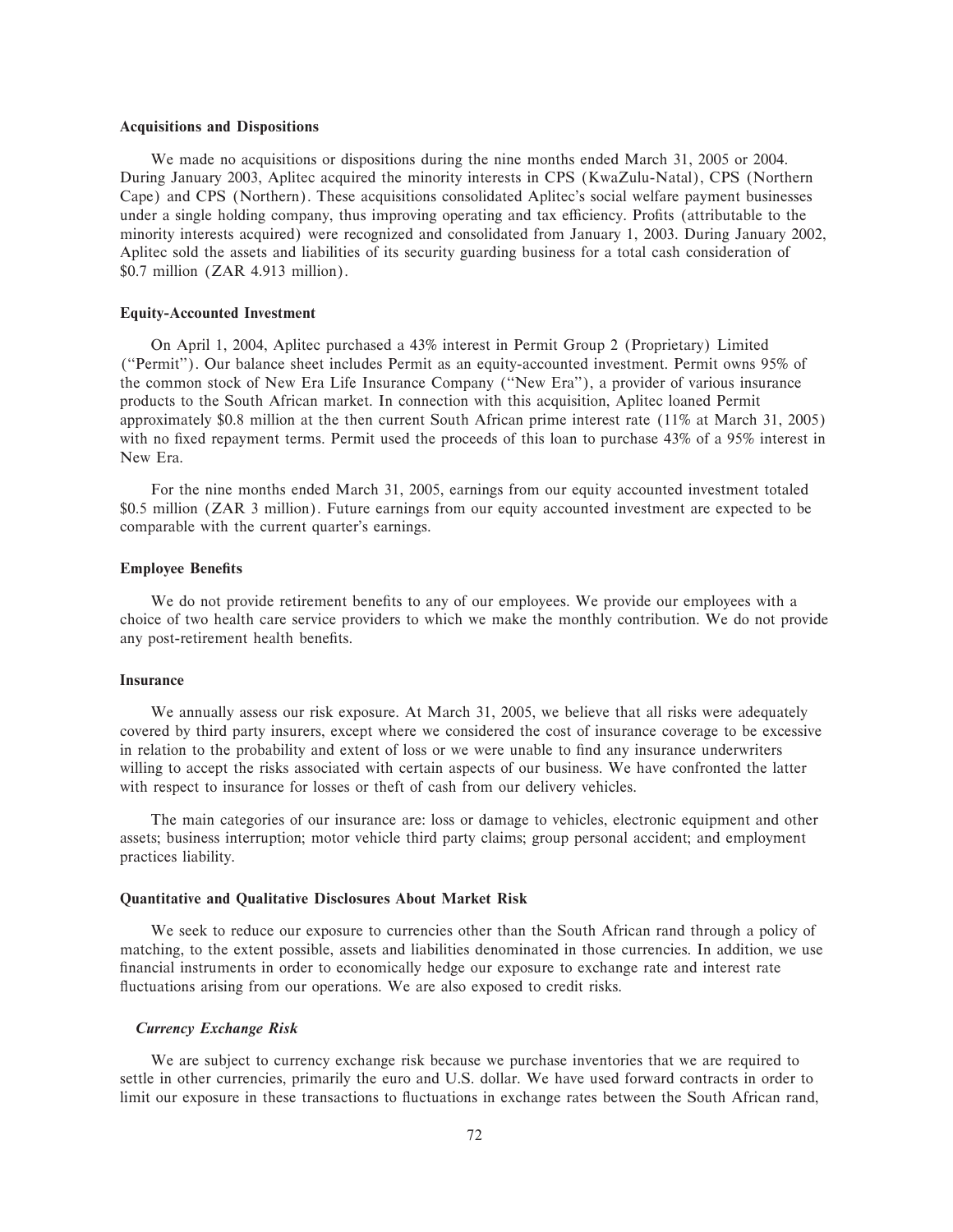### Acquisitions and Dispositions

We made no acquisitions or dispositions during the nine months ended March 31, 2005 or 2004. During January 2003, Aplitec acquired the minority interests in CPS (KwaZulu-Natal), CPS (Northern Cape) and CPS (Northern). These acquisitions consolidated Aplitec's social welfare payment businesses under a single holding company, thus improving operating and tax efficiency. Profits (attributable to the minority interests acquired) were recognized and consolidated from January 1, 2003. During January 2002, Aplitec sold the assets and liabilities of its security guarding business for a total cash consideration of $0.7 million (ZAR 4.913 million).

### Equity-Accounted Investment

On April 1, 2004, Aplitec purchased a 43% interest in Permit Group 2 (Proprietary) Limited ("Permit"). Our balance sheet includes Permit as an equity-accounted investment. Permit owns 95% of the common stock of New Era Life Insurance Company ("New Era"), a provider of various insurance products to the South African market. In connection with this acquisition, Aplitec loaned Permit approximately $0.8 million at the then current South African prime interest rate (11% at March 31, 2005) with no fixed repayment terms. Permit used the proceeds of this loan to purchase 43% of a 95% interest in New Era.

For the nine months ended March 31, 2005, earnings from our equity accounted investment totaled $0.5 million (ZAR 3 million). Future earnings from our equity accounted investment are expected to be comparable with the current quarter's earnings.

### Employee Benefits

We do not provide retirement benefits to any of our employees. We provide our employees with a choice of two health care service providers to which we make the monthly contribution. We do not provide any post-retirement health benefits.

### Insurance

We annually assess our risk exposure. At March 31, 2005, we believe that all risks were adequately covered by third party insurers, except where we considered the cost of insurance coverage to be excessive in relation to the probability and extent of loss or we were unable to find any insurance underwriters willing to accept the risks associated with certain aspects of our business. We have confronted the latter with respect to insurance for losses or theft of cash from our delivery vehicles.

The main categories of our insurance are: loss or damage to vehicles, electronic equipment and other assets; business interruption; motor vehicle third party claims; group personal accident; and employment practices liability.

### Quantitative and Qualitative Disclosures About Market Risk

We seek to reduce our exposure to currencies other than the South African rand through a policy of matching, to the extent possible, assets and liabilities denominated in those currencies. In addition, we use financial instruments in order to economically hedge our exposure to exchange rate and interest rate fluctuations arising from our operations. We are also exposed to credit risks.

#### *Currency Exchange Risk*

We are subject to currency exchange risk because we purchase inventories that we are required to settle in other currencies, primarily the euro and U.S. dollar. We have used forward contracts in order to limit our exposure in these transactions to fluctuations in exchange rates between the South African rand,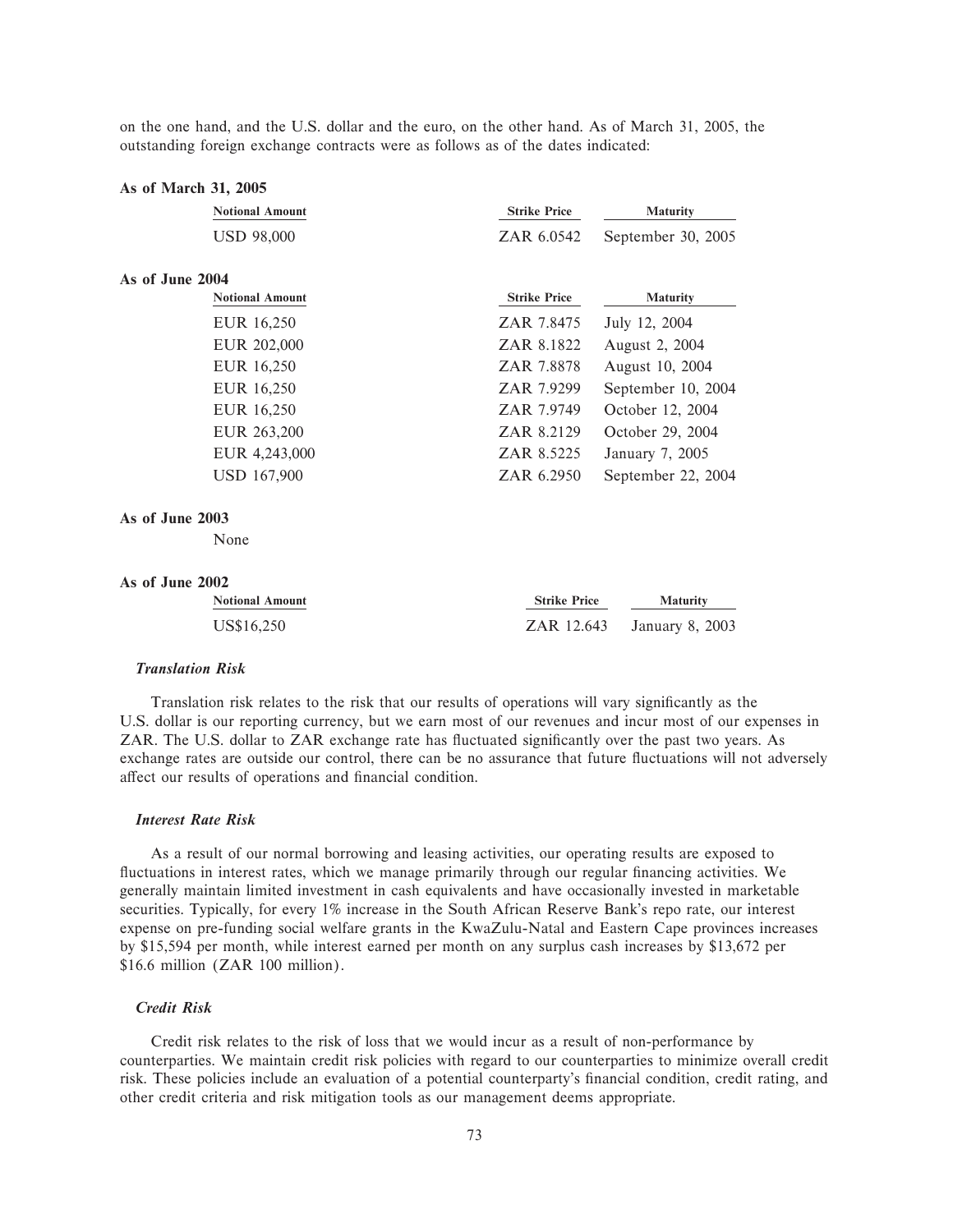on the one hand, and the U.S. dollar and the euro, on the other hand. As of March 31, 2005, the outstanding foreign exchange contracts were as follows as of the dates indicated:

**As of March 31, 2005**

| Notional Amount | Strike Price | Maturity |
|---|---|---|
| USD 98,000 | ZAR 6.0542 | September 30, 2005 |

**As of June 2004**

| Notional Amount | Strike Price | Maturity |
|---|---|---|
| EUR 16,250 | ZAR 7.8475 | July 12, 2004 |
| EUR 202,000 | ZAR 8.1822 | August 2, 2004 |
| EUR 16,250 | ZAR 7.8878 | August 10, 2004 |
| EUR 16,250 | ZAR 7.9299 | September 10, 2004 |
| EUR 16,250 | ZAR 7.9749 | October 12, 2004 |
| EUR 263,200 | ZAR 8.2129 | October 29, 2004 |
| EUR 4,243,000 | ZAR 8.5225 | January 7, 2005 |
| USD 167,900 | ZAR 6.2950 | September 22, 2004 |

**As of June 2003**

None

**As of June 2002**

| Notional Amount | Strike Price | Maturity |
|---|---|---|
| US$16,250 | ZAR 12.643 | January 8, 2003 |

***Translation Risk***

Translation risk relates to the risk that our results of operations will vary significantly as the U.S. dollar is our reporting currency, but we earn most of our revenues and incur most of our expenses in ZAR. The U.S. dollar to ZAR exchange rate has fluctuated significantly over the past two years. As exchange rates are outside our control, there can be no assurance that future fluctuations will not adversely affect our results of operations and financial condition.

***Interest Rate Risk***

As a result of our normal borrowing and leasing activities, our operating results are exposed to fluctuations in interest rates, which we manage primarily through our regular financing activities. We generally maintain limited investment in cash equivalents and have occasionally invested in marketable securities. Typically, for every 1% increase in the South African Reserve Bank's repo rate, our interest expense on pre-funding social welfare grants in the KwaZulu-Natal and Eastern Cape provinces increases by $15,594 per month, while interest earned per month on any surplus cash increases by $13,672 per $16.6 million (ZAR 100 million).

***Credit Risk***

Credit risk relates to the risk of loss that we would incur as a result of non-performance by counterparties. We maintain credit risk policies with regard to our counterparties to minimize overall credit risk. These policies include an evaluation of a potential counterparty's financial condition, credit rating, and other credit criteria and risk mitigation tools as our management deems appropriate.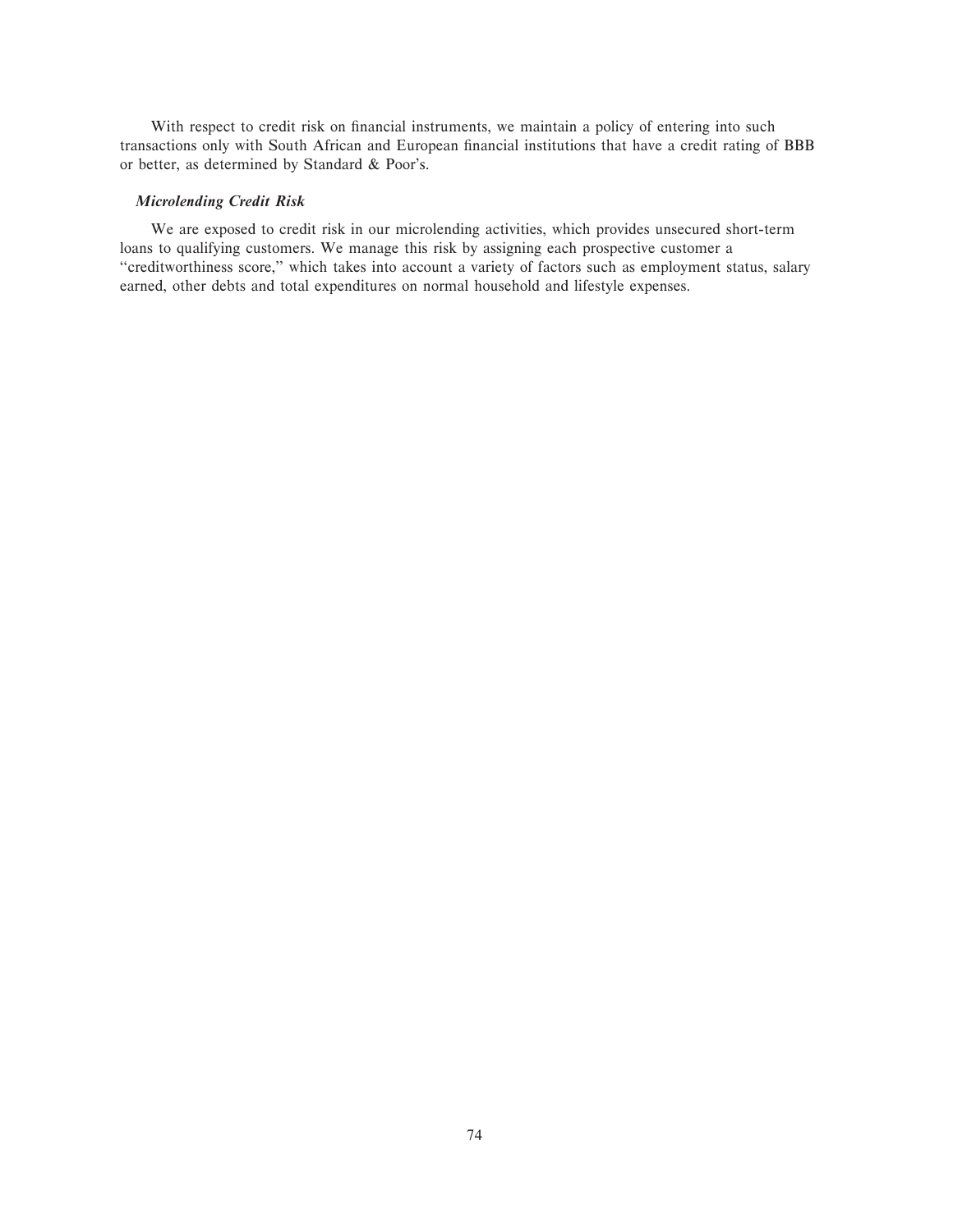With respect to credit risk on financial instruments, we maintain a policy of entering into such transactions only with South African and European financial institutions that have a credit rating of BBB or better, as determined by Standard & Poor's.

***Microlending Credit Risk***

We are exposed to credit risk in our microlending activities, which provides unsecured short-term loans to qualifying customers. We manage this risk by assigning each prospective customer a "creditworthiness score," which takes into account a variety of factors such as employment status, salary earned, other debts and total expenditures on normal household and lifestyle expenses.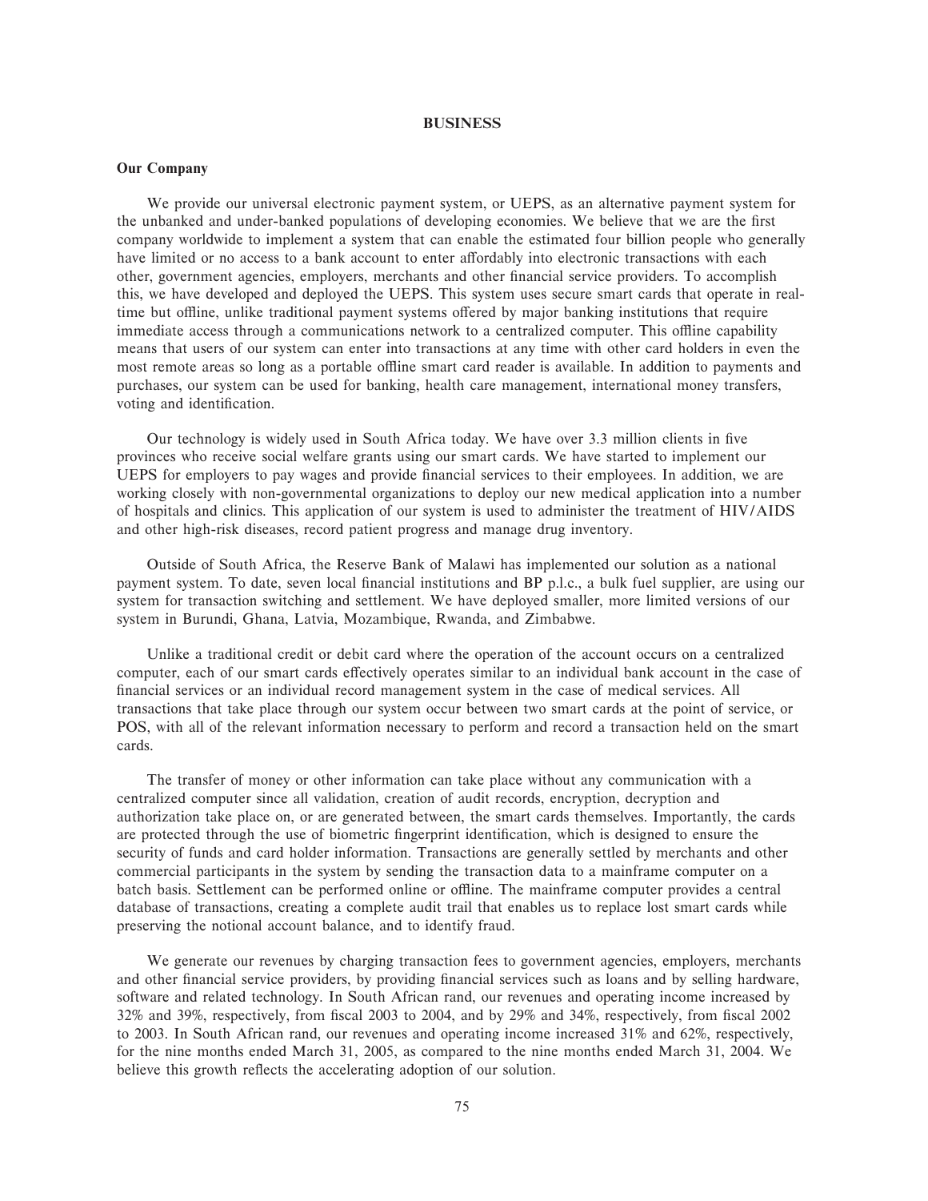# BUSINESS

## Our Company

We provide our universal electronic payment system, or UEPS, as an alternative payment system for the unbanked and under-banked populations of developing economies. We believe that we are the first company worldwide to implement a system that can enable the estimated four billion people who generally have limited or no access to a bank account to enter affordably into electronic transactions with each other, government agencies, employers, merchants and other financial service providers. To accomplish this, we have developed and deployed the UEPS. This system uses secure smart cards that operate in real-time but offline, unlike traditional payment systems offered by major banking institutions that require immediate access through a communications network to a centralized computer. This offline capability means that users of our system can enter into transactions at any time with other card holders in even the most remote areas so long as a portable offline smart card reader is available. In addition to payments and purchases, our system can be used for banking, health care management, international money transfers, voting and identification.

Our technology is widely used in South Africa today. We have over 3.3 million clients in five provinces who receive social welfare grants using our smart cards. We have started to implement our UEPS for employers to pay wages and provide financial services to their employees. In addition, we are working closely with non-governmental organizations to deploy our new medical application into a number of hospitals and clinics. This application of our system is used to administer the treatment of HIV/AIDS and other high-risk diseases, record patient progress and manage drug inventory.

Outside of South Africa, the Reserve Bank of Malawi has implemented our solution as a national payment system. To date, seven local financial institutions and BP p.l.c., a bulk fuel supplier, are using our system for transaction switching and settlement. We have deployed smaller, more limited versions of our system in Burundi, Ghana, Latvia, Mozambique, Rwanda, and Zimbabwe.

Unlike a traditional credit or debit card where the operation of the account occurs on a centralized computer, each of our smart cards effectively operates similar to an individual bank account in the case of financial services or an individual record management system in the case of medical services. All transactions that take place through our system occur between two smart cards at the point of service, or POS, with all of the relevant information necessary to perform and record a transaction held on the smart cards.

The transfer of money or other information can take place without any communication with a centralized computer since all validation, creation of audit records, encryption, decryption and authorization take place on, or are generated between, the smart cards themselves. Importantly, the cards are protected through the use of biometric fingerprint identification, which is designed to ensure the security of funds and card holder information. Transactions are generally settled by merchants and other commercial participants in the system by sending the transaction data to a mainframe computer on a batch basis. Settlement can be performed online or offline. The mainframe computer provides a central database of transactions, creating a complete audit trail that enables us to replace lost smart cards while preserving the notional account balance, and to identify fraud.

We generate our revenues by charging transaction fees to government agencies, employers, merchants and other financial service providers, by providing financial services such as loans and by selling hardware, software and related technology. In South African rand, our revenues and operating income increased by 32% and 39%, respectively, from fiscal 2003 to 2004, and by 29% and 34%, respectively, from fiscal 2002 to 2003. In South African rand, our revenues and operating income increased 31% and 62%, respectively, for the nine months ended March 31, 2005, as compared to the nine months ended March 31, 2004. We believe this growth reflects the accelerating adoption of our solution.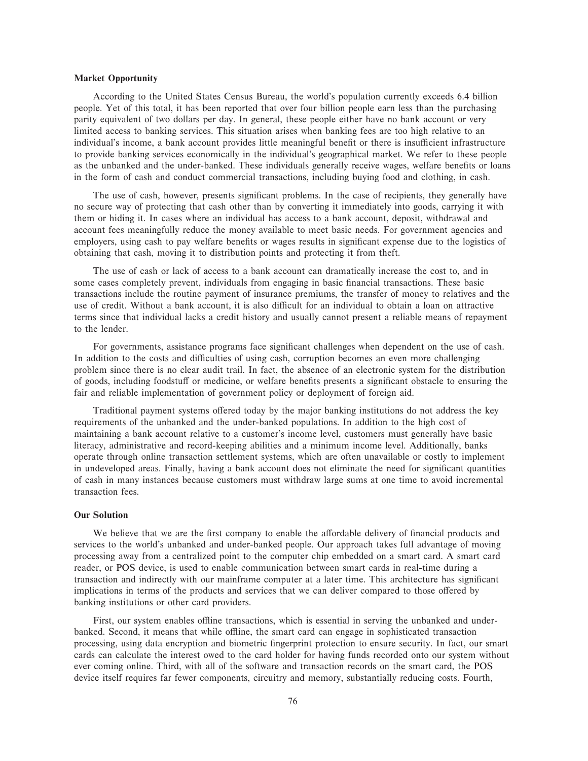### Market Opportunity

According to the United States Census Bureau, the world's population currently exceeds 6.4 billion people. Yet of this total, it has been reported that over four billion people earn less than the purchasing parity equivalent of two dollars per day. In general, these people either have no bank account or very limited access to banking services. This situation arises when banking fees are too high relative to an individual's income, a bank account provides little meaningful benefit or there is insufficient infrastructure to provide banking services economically in the individual's geographical market. We refer to these people as the unbanked and the under-banked. These individuals generally receive wages, welfare benefits or loans in the form of cash and conduct commercial transactions, including buying food and clothing, in cash.

The use of cash, however, presents significant problems. In the case of recipients, they generally have no secure way of protecting that cash other than by converting it immediately into goods, carrying it with them or hiding it. In cases where an individual has access to a bank account, deposit, withdrawal and account fees meaningfully reduce the money available to meet basic needs. For government agencies and employers, using cash to pay welfare benefits or wages results in significant expense due to the logistics of obtaining that cash, moving it to distribution points and protecting it from theft.

The use of cash or lack of access to a bank account can dramatically increase the cost to, and in some cases completely prevent, individuals from engaging in basic financial transactions. These basic transactions include the routine payment of insurance premiums, the transfer of money to relatives and the use of credit. Without a bank account, it is also difficult for an individual to obtain a loan on attractive terms since that individual lacks a credit history and usually cannot present a reliable means of repayment to the lender.

For governments, assistance programs face significant challenges when dependent on the use of cash. In addition to the costs and difficulties of using cash, corruption becomes an even more challenging problem since there is no clear audit trail. In fact, the absence of an electronic system for the distribution of goods, including foodstuff or medicine, or welfare benefits presents a significant obstacle to ensuring the fair and reliable implementation of government policy or deployment of foreign aid.

Traditional payment systems offered today by the major banking institutions do not address the key requirements of the unbanked and the under-banked populations. In addition to the high cost of maintaining a bank account relative to a customer's income level, customers must generally have basic literacy, administrative and record-keeping abilities and a minimum income level. Additionally, banks operate through online transaction settlement systems, which are often unavailable or costly to implement in undeveloped areas. Finally, having a bank account does not eliminate the need for significant quantities of cash in many instances because customers must withdraw large sums at one time to avoid incremental transaction fees.

### Our Solution

We believe that we are the first company to enable the affordable delivery of financial products and services to the world's unbanked and under-banked people. Our approach takes full advantage of moving processing away from a centralized point to the computer chip embedded on a smart card. A smart card reader, or POS device, is used to enable communication between smart cards in real-time during a transaction and indirectly with our mainframe computer at a later time. This architecture has significant implications in terms of the products and services that we can deliver compared to those offered by banking institutions or other card providers.

First, our system enables offline transactions, which is essential in serving the unbanked and under-banked. Second, it means that while offline, the smart card can engage in sophisticated transaction processing, using data encryption and biometric fingerprint protection to ensure security. In fact, our smart cards can calculate the interest owed to the card holder for having funds recorded onto our system without ever coming online. Third, with all of the software and transaction records on the smart card, the POS device itself requires far fewer components, circuitry and memory, substantially reducing costs. Fourth,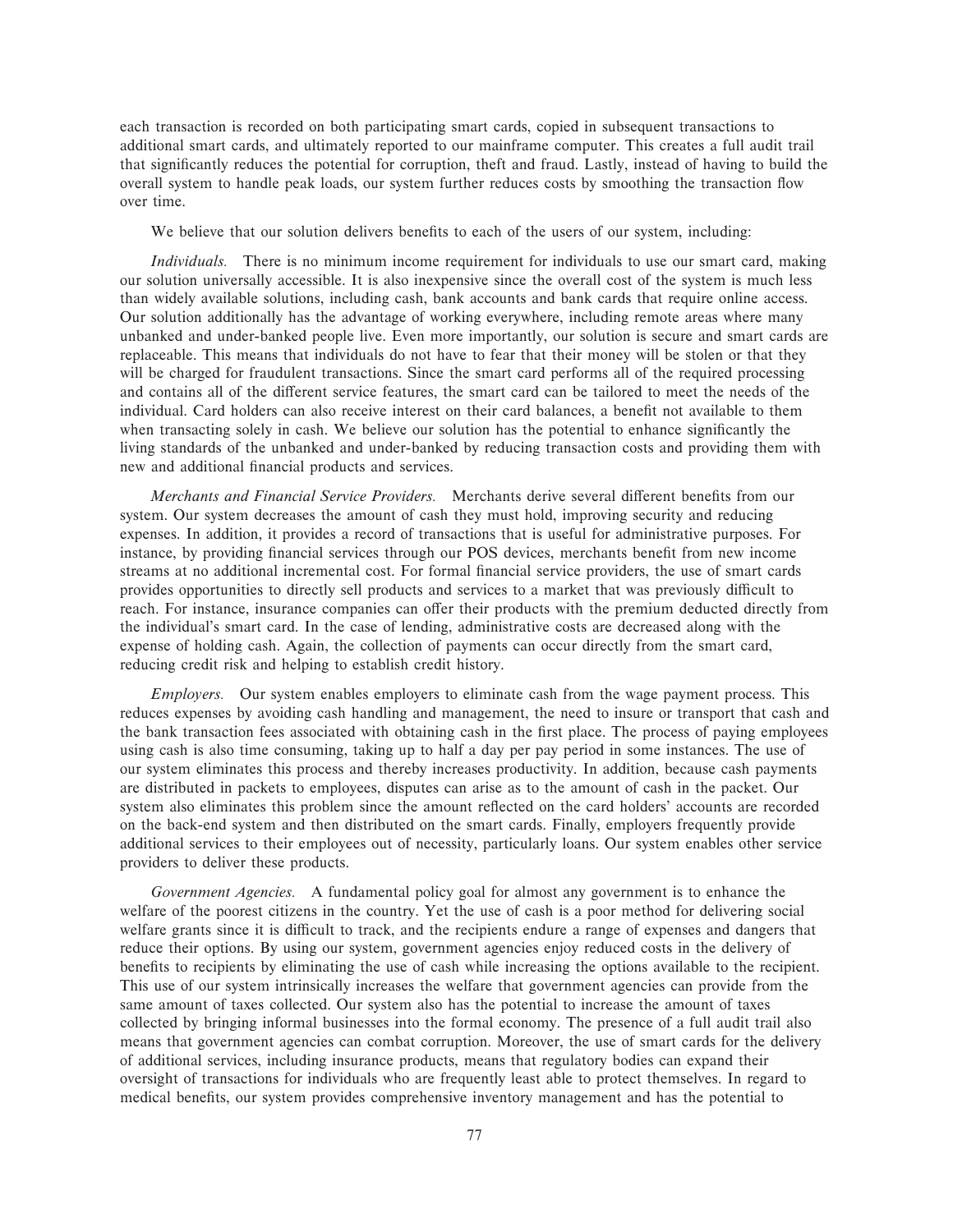each transaction is recorded on both participating smart cards, copied in subsequent transactions to additional smart cards, and ultimately reported to our mainframe computer. This creates a full audit trail that significantly reduces the potential for corruption, theft and fraud. Lastly, instead of having to build the overall system to handle peak loads, our system further reduces costs by smoothing the transaction flow over time.

We believe that our solution delivers benefits to each of the users of our system, including:

*Individuals.* There is no minimum income requirement for individuals to use our smart card, making our solution universally accessible. It is also inexpensive since the overall cost of the system is much less than widely available solutions, including cash, bank accounts and bank cards that require online access. Our solution additionally has the advantage of working everywhere, including remote areas where many unbanked and under-banked people live. Even more importantly, our solution is secure and smart cards are replaceable. This means that individuals do not have to fear that their money will be stolen or that they will be charged for fraudulent transactions. Since the smart card performs all of the required processing and contains all of the different service features, the smart card can be tailored to meet the needs of the individual. Card holders can also receive interest on their card balances, a benefit not available to them when transacting solely in cash. We believe our solution has the potential to enhance significantly the living standards of the unbanked and under-banked by reducing transaction costs and providing them with new and additional financial products and services.

*Merchants and Financial Service Providers.* Merchants derive several different benefits from our system. Our system decreases the amount of cash they must hold, improving security and reducing expenses. In addition, it provides a record of transactions that is useful for administrative purposes. For instance, by providing financial services through our POS devices, merchants benefit from new income streams at no additional incremental cost. For formal financial service providers, the use of smart cards provides opportunities to directly sell products and services to a market that was previously difficult to reach. For instance, insurance companies can offer their products with the premium deducted directly from the individual's smart card. In the case of lending, administrative costs are decreased along with the expense of holding cash. Again, the collection of payments can occur directly from the smart card, reducing credit risk and helping to establish credit history.

*Employers.* Our system enables employers to eliminate cash from the wage payment process. This reduces expenses by avoiding cash handling and management, the need to insure or transport that cash and the bank transaction fees associated with obtaining cash in the first place. The process of paying employees using cash is also time consuming, taking up to half a day per pay period in some instances. The use of our system eliminates this process and thereby increases productivity. In addition, because cash payments are distributed in packets to employees, disputes can arise as to the amount of cash in the packet. Our system also eliminates this problem since the amount reflected on the card holders' accounts are recorded on the back-end system and then distributed on the smart cards. Finally, employers frequently provide additional services to their employees out of necessity, particularly loans. Our system enables other service providers to deliver these products.

*Government Agencies.* A fundamental policy goal for almost any government is to enhance the welfare of the poorest citizens in the country. Yet the use of cash is a poor method for delivering social welfare grants since it is difficult to track, and the recipients endure a range of expenses and dangers that reduce their options. By using our system, government agencies enjoy reduced costs in the delivery of benefits to recipients by eliminating the use of cash while increasing the options available to the recipient. This use of our system intrinsically increases the welfare that government agencies can provide from the same amount of taxes collected. Our system also has the potential to increase the amount of taxes collected by bringing informal businesses into the formal economy. The presence of a full audit trail also means that government agencies can combat corruption. Moreover, the use of smart cards for the delivery of additional services, including insurance products, means that regulatory bodies can expand their oversight of transactions for individuals who are frequently least able to protect themselves. In regard to medical benefits, our system provides comprehensive inventory management and has the potential to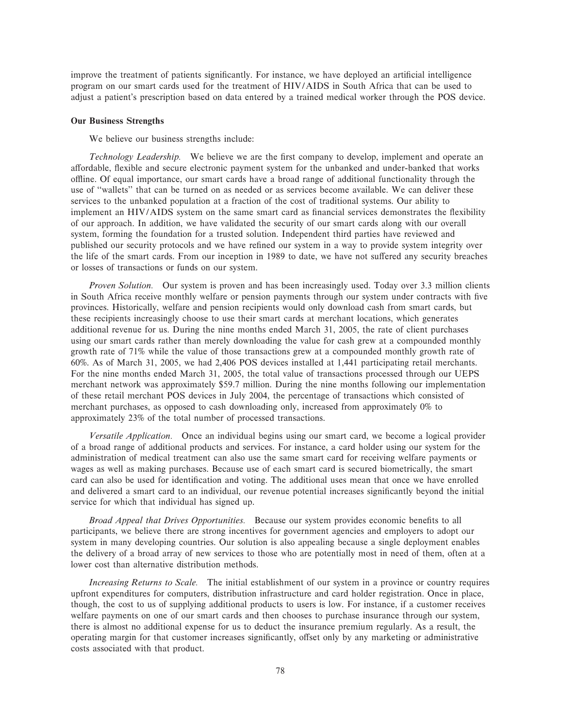improve the treatment of patients significantly. For instance, we have deployed an artificial intelligence program on our smart cards used for the treatment of HIV/AIDS in South Africa that can be used to adjust a patient's prescription based on data entered by a trained medical worker through the POS device.

**Our Business Strengths**

We believe our business strengths include:

*Technology Leadership.* We believe we are the first company to develop, implement and operate an affordable, flexible and secure electronic payment system for the unbanked and under-banked that works offline. Of equal importance, our smart cards have a broad range of additional functionality through the use of "wallets" that can be turned on as needed or as services become available. We can deliver these services to the unbanked population at a fraction of the cost of traditional systems. Our ability to implement an HIV/AIDS system on the same smart card as financial services demonstrates the flexibility of our approach. In addition, we have validated the security of our smart cards along with our overall system, forming the foundation for a trusted solution. Independent third parties have reviewed and published our security protocols and we have refined our system in a way to provide system integrity over the life of the smart cards. From our inception in 1989 to date, we have not suffered any security breaches or losses of transactions or funds on our system.

*Proven Solution.* Our system is proven and has been increasingly used. Today over 3.3 million clients in South Africa receive monthly welfare or pension payments through our system under contracts with five provinces. Historically, welfare and pension recipients would only download cash from smart cards, but these recipients increasingly choose to use their smart cards at merchant locations, which generates additional revenue for us. During the nine months ended March 31, 2005, the rate of client purchases using our smart cards rather than merely downloading the value for cash grew at a compounded monthly growth rate of 71% while the value of those transactions grew at a compounded monthly growth rate of 60%. As of March 31, 2005, we had 2,406 POS devices installed at 1,441 participating retail merchants. For the nine months ended March 31, 2005, the total value of transactions processed through our UEPS merchant network was approximately $59.7 million. During the nine months following our implementation of these retail merchant POS devices in July 2004, the percentage of transactions which consisted of merchant purchases, as opposed to cash downloading only, increased from approximately 0% to approximately 23% of the total number of processed transactions.

*Versatile Application.* Once an individual begins using our smart card, we become a logical provider of a broad range of additional products and services. For instance, a card holder using our system for the administration of medical treatment can also use the same smart card for receiving welfare payments or wages as well as making purchases. Because use of each smart card is secured biometrically, the smart card can also be used for identification and voting. The additional uses mean that once we have enrolled and delivered a smart card to an individual, our revenue potential increases significantly beyond the initial service for which that individual has signed up.

*Broad Appeal that Drives Opportunities.* Because our system provides economic benefits to all participants, we believe there are strong incentives for government agencies and employers to adopt our system in many developing countries. Our solution is also appealing because a single deployment enables the delivery of a broad array of new services to those who are potentially most in need of them, often at a lower cost than alternative distribution methods.

*Increasing Returns to Scale.* The initial establishment of our system in a province or country requires upfront expenditures for computers, distribution infrastructure and card holder registration. Once in place, though, the cost to us of supplying additional products to users is low. For instance, if a customer receives welfare payments on one of our smart cards and then chooses to purchase insurance through our system, there is almost no additional expense for us to deduct the insurance premium regularly. As a result, the operating margin for that customer increases significantly, offset only by any marketing or administrative costs associated with that product.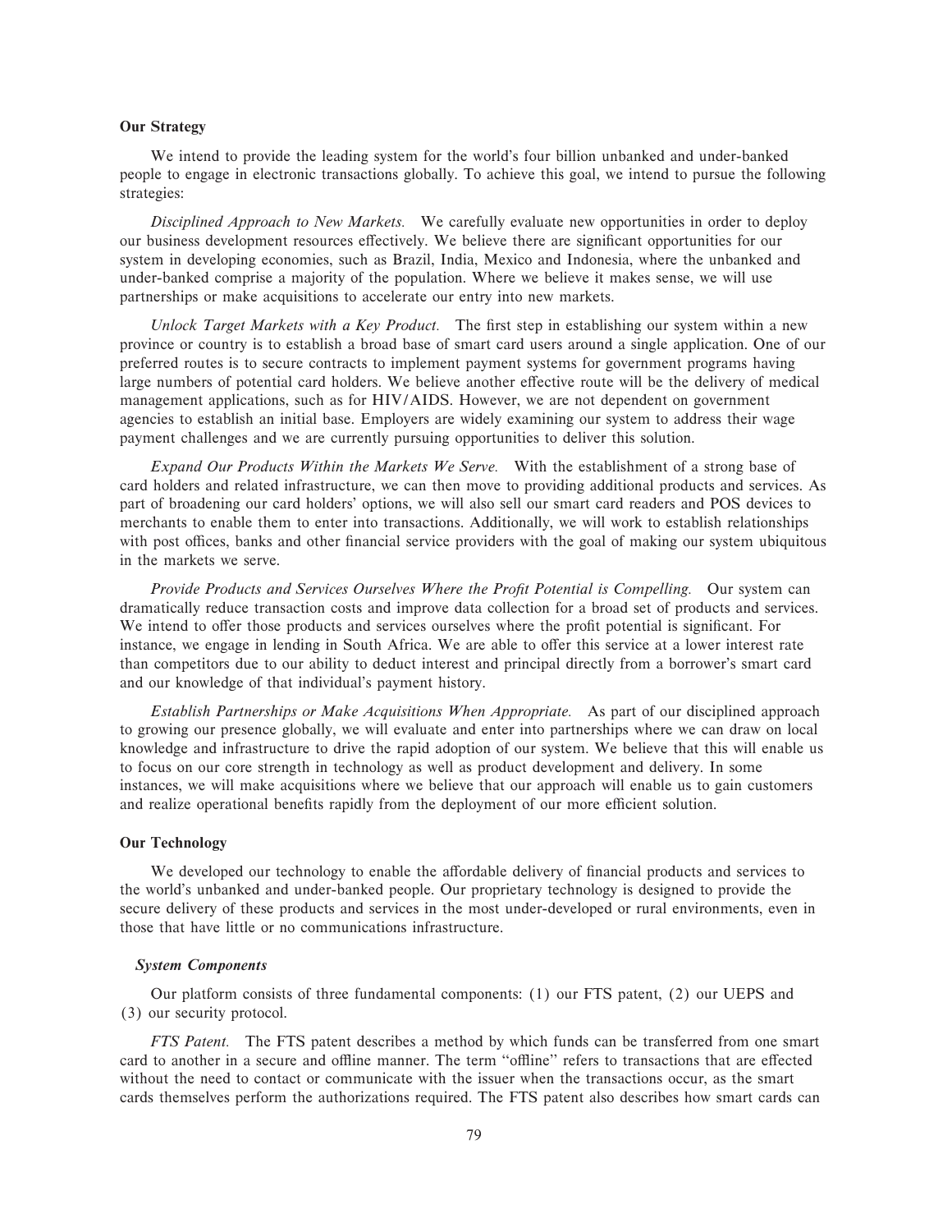## Our Strategy

We intend to provide the leading system for the world's four billion unbanked and under-banked people to engage in electronic transactions globally. To achieve this goal, we intend to pursue the following strategies:

*Disciplined Approach to New Markets.* We carefully evaluate new opportunities in order to deploy our business development resources effectively. We believe there are significant opportunities for our system in developing economies, such as Brazil, India, Mexico and Indonesia, where the unbanked and under-banked comprise a majority of the population. Where we believe it makes sense, we will use partnerships or make acquisitions to accelerate our entry into new markets.

*Unlock Target Markets with a Key Product.* The first step in establishing our system within a new province or country is to establish a broad base of smart card users around a single application. One of our preferred routes is to secure contracts to implement payment systems for government programs having large numbers of potential card holders. We believe another effective route will be the delivery of medical management applications, such as for HIV/AIDS. However, we are not dependent on government agencies to establish an initial base. Employers are widely examining our system to address their wage payment challenges and we are currently pursuing opportunities to deliver this solution.

*Expand Our Products Within the Markets We Serve.* With the establishment of a strong base of card holders and related infrastructure, we can then move to providing additional products and services. As part of broadening our card holders' options, we will also sell our smart card readers and POS devices to merchants to enable them to enter into transactions. Additionally, we will work to establish relationships with post offices, banks and other financial service providers with the goal of making our system ubiquitous in the markets we serve.

*Provide Products and Services Ourselves Where the Profit Potential is Compelling.* Our system can dramatically reduce transaction costs and improve data collection for a broad set of products and services. We intend to offer those products and services ourselves where the profit potential is significant. For instance, we engage in lending in South Africa. We are able to offer this service at a lower interest rate than competitors due to our ability to deduct interest and principal directly from a borrower's smart card and our knowledge of that individual's payment history.

*Establish Partnerships or Make Acquisitions When Appropriate.* As part of our disciplined approach to growing our presence globally, we will evaluate and enter into partnerships where we can draw on local knowledge and infrastructure to drive the rapid adoption of our system. We believe that this will enable us to focus on our core strength in technology as well as product development and delivery. In some instances, we will make acquisitions where we believe that our approach will enable us to gain customers and realize operational benefits rapidly from the deployment of our more efficient solution.

## Our Technology

We developed our technology to enable the affordable delivery of financial products and services to the world's unbanked and under-banked people. Our proprietary technology is designed to provide the secure delivery of these products and services in the most under-developed or rural environments, even in those that have little or no communications infrastructure.

### *System Components*

Our platform consists of three fundamental components: (1) our FTS patent, (2) our UEPS and (3) our security protocol.

*FTS Patent.* The FTS patent describes a method by which funds can be transferred from one smart card to another in a secure and offline manner. The term "offline" refers to transactions that are effected without the need to contact or communicate with the issuer when the transactions occur, as the smart cards themselves perform the authorizations required. The FTS patent also describes how smart cards can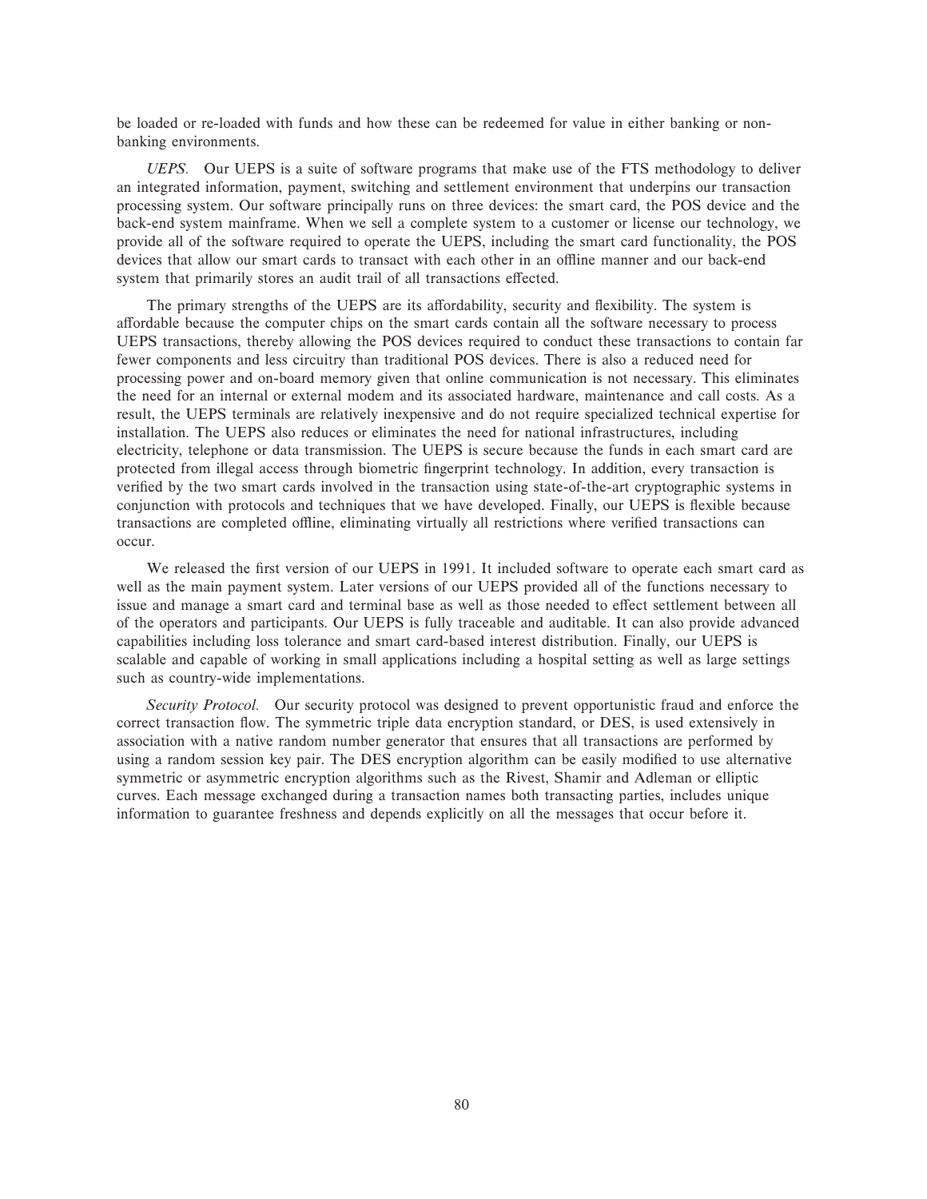be loaded or re-loaded with funds and how these can be redeemed for value in either banking or non-banking environments.

*UEPS.* Our UEPS is a suite of software programs that make use of the FTS methodology to deliver an integrated information, payment, switching and settlement environment that underpins our transaction processing system. Our software principally runs on three devices: the smart card, the POS device and the back-end system mainframe. When we sell a complete system to a customer or license our technology, we provide all of the software required to operate the UEPS, including the smart card functionality, the POS devices that allow our smart cards to transact with each other in an offline manner and our back-end system that primarily stores an audit trail of all transactions effected.

The primary strengths of the UEPS are its affordability, security and flexibility. The system is affordable because the computer chips on the smart cards contain all the software necessary to process UEPS transactions, thereby allowing the POS devices required to conduct these transactions to contain far fewer components and less circuitry than traditional POS devices. There is also a reduced need for processing power and on-board memory given that online communication is not necessary. This eliminates the need for an internal or external modem and its associated hardware, maintenance and call costs. As a result, the UEPS terminals are relatively inexpensive and do not require specialized technical expertise for installation. The UEPS also reduces or eliminates the need for national infrastructures, including electricity, telephone or data transmission. The UEPS is secure because the funds in each smart card are protected from illegal access through biometric fingerprint technology. In addition, every transaction is verified by the two smart cards involved in the transaction using state-of-the-art cryptographic systems in conjunction with protocols and techniques that we have developed. Finally, our UEPS is flexible because transactions are completed offline, eliminating virtually all restrictions where verified transactions can occur.

We released the first version of our UEPS in 1991. It included software to operate each smart card as well as the main payment system. Later versions of our UEPS provided all of the functions necessary to issue and manage a smart card and terminal base as well as those needed to effect settlement between all of the operators and participants. Our UEPS is fully traceable and auditable. It can also provide advanced capabilities including loss tolerance and smart card-based interest distribution. Finally, our UEPS is scalable and capable of working in small applications including a hospital setting as well as large settings such as country-wide implementations.

*Security Protocol.* Our security protocol was designed to prevent opportunistic fraud and enforce the correct transaction flow. The symmetric triple data encryption standard, or DES, is used extensively in association with a native random number generator that ensures that all transactions are performed by using a random session key pair. The DES encryption algorithm can be easily modified to use alternative symmetric or asymmetric encryption algorithms such as the Rivest, Shamir and Adleman or elliptic curves. Each message exchanged during a transaction names both transacting parties, includes unique information to guarantee freshness and depends explicitly on all the messages that occur before it.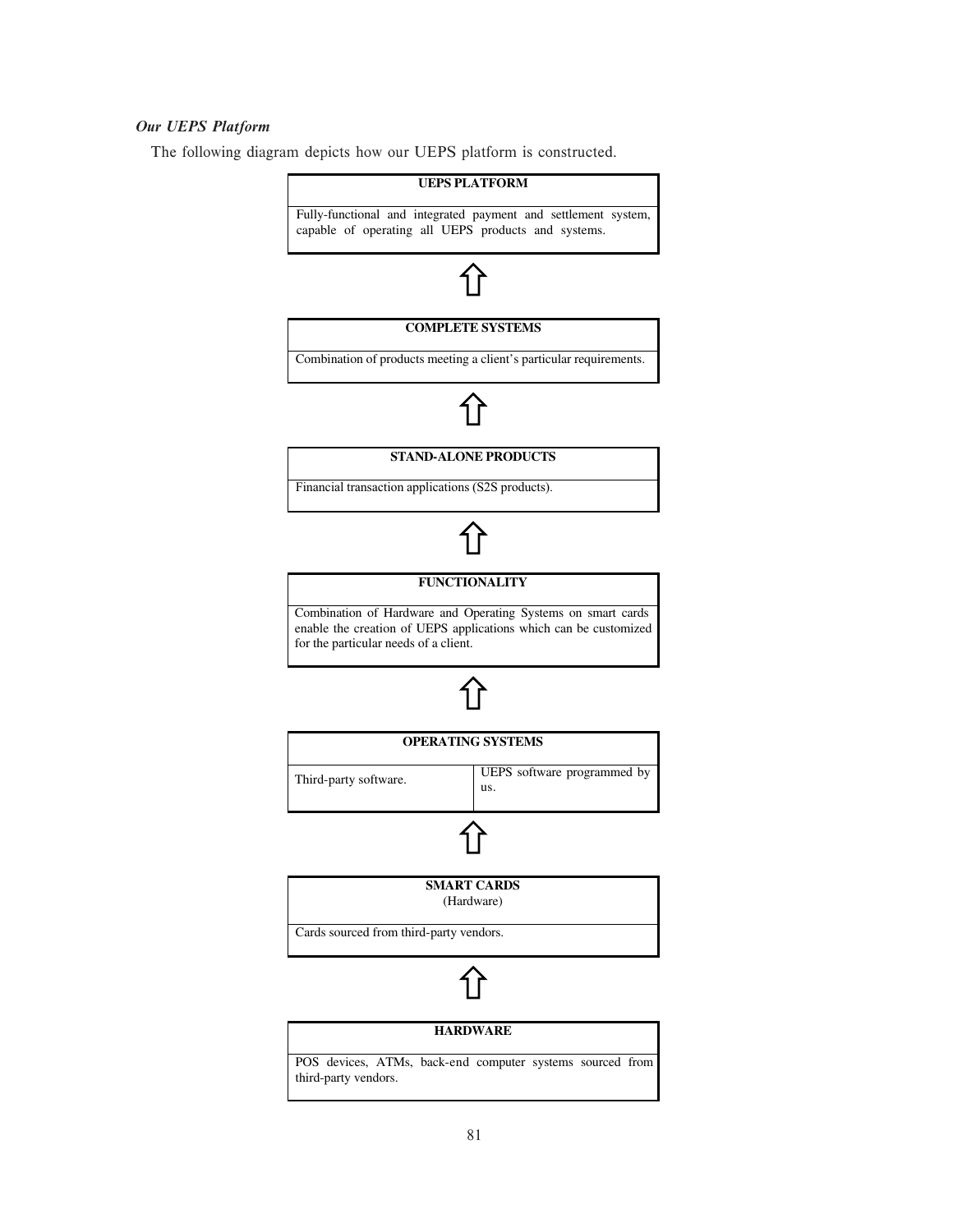***Our UEPS Platform***

The following diagram depicts how our UEPS platform is constructed.

| UEPS PLATFORM |
|---|
| Fully-functional and integrated payment and settlement system, capable of operating all UEPS products and systems. |

⇧

| COMPLETE SYSTEMS |
|---|
| Combination of products meeting a client's particular requirements. |

⇧

| STAND-ALONE PRODUCTS |
|---|
| Financial transaction applications (S2S products). |

⇧

| FUNCTIONALITY |
|---|
| Combination of Hardware and Operating Systems on smart cards enable the creation of UEPS applications which can be customized for the particular needs of a client. |

⇧

| OPERATING SYSTEMS | |
|---|---|
| Third-party software. | UEPS software programmed by us. |

⇧

| SMART CARDS (Hardware) |
|---|
| Cards sourced from third-party vendors. |

⇧

| HARDWARE |
|---|
| POS devices, ATMs, back-end computer systems sourced from third-party vendors. |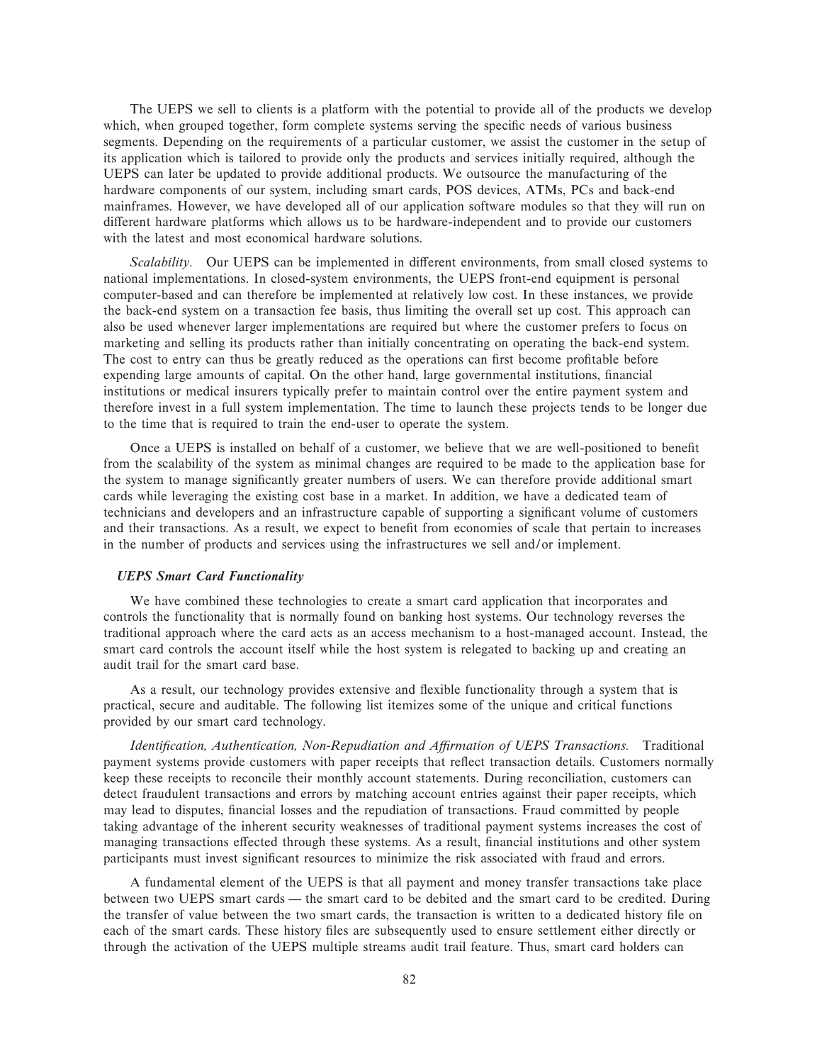The UEPS we sell to clients is a platform with the potential to provide all of the products we develop which, when grouped together, form complete systems serving the specific needs of various business segments. Depending on the requirements of a particular customer, we assist the customer in the setup of its application which is tailored to provide only the products and services initially required, although the UEPS can later be updated to provide additional products. We outsource the manufacturing of the hardware components of our system, including smart cards, POS devices, ATMs, PCs and back-end mainframes. However, we have developed all of our application software modules so that they will run on different hardware platforms which allows us to be hardware-independent and to provide our customers with the latest and most economical hardware solutions.

*Scalability.* Our UEPS can be implemented in different environments, from small closed systems to national implementations. In closed-system environments, the UEPS front-end equipment is personal computer-based and can therefore be implemented at relatively low cost. In these instances, we provide the back-end system on a transaction fee basis, thus limiting the overall set up cost. This approach can also be used whenever larger implementations are required but where the customer prefers to focus on marketing and selling its products rather than initially concentrating on operating the back-end system. The cost to entry can thus be greatly reduced as the operations can first become profitable before expending large amounts of capital. On the other hand, large governmental institutions, financial institutions or medical insurers typically prefer to maintain control over the entire payment system and therefore invest in a full system implementation. The time to launch these projects tends to be longer due to the time that is required to train the end-user to operate the system.

Once a UEPS is installed on behalf of a customer, we believe that we are well-positioned to benefit from the scalability of the system as minimal changes are required to be made to the application base for the system to manage significantly greater numbers of users. We can therefore provide additional smart cards while leveraging the existing cost base in a market. In addition, we have a dedicated team of technicians and developers and an infrastructure capable of supporting a significant volume of customers and their transactions. As a result, we expect to benefit from economies of scale that pertain to increases in the number of products and services using the infrastructures we sell and/or implement.

***UEPS Smart Card Functionality***

We have combined these technologies to create a smart card application that incorporates and controls the functionality that is normally found on banking host systems. Our technology reverses the traditional approach where the card acts as an access mechanism to a host-managed account. Instead, the smart card controls the account itself while the host system is relegated to backing up and creating an audit trail for the smart card base.

As a result, our technology provides extensive and flexible functionality through a system that is practical, secure and auditable. The following list itemizes some of the unique and critical functions provided by our smart card technology.

*Identification, Authentication, Non-Repudiation and Affirmation of UEPS Transactions.* Traditional payment systems provide customers with paper receipts that reflect transaction details. Customers normally keep these receipts to reconcile their monthly account statements. During reconciliation, customers can detect fraudulent transactions and errors by matching account entries against their paper receipts, which may lead to disputes, financial losses and the repudiation of transactions. Fraud committed by people taking advantage of the inherent security weaknesses of traditional payment systems increases the cost of managing transactions effected through these systems. As a result, financial institutions and other system participants must invest significant resources to minimize the risk associated with fraud and errors.

A fundamental element of the UEPS is that all payment and money transfer transactions take place between two UEPS smart cards — the smart card to be debited and the smart card to be credited. During the transfer of value between the two smart cards, the transaction is written to a dedicated history file on each of the smart cards. These history files are subsequently used to ensure settlement either directly or through the activation of the UEPS multiple streams audit trail feature. Thus, smart card holders can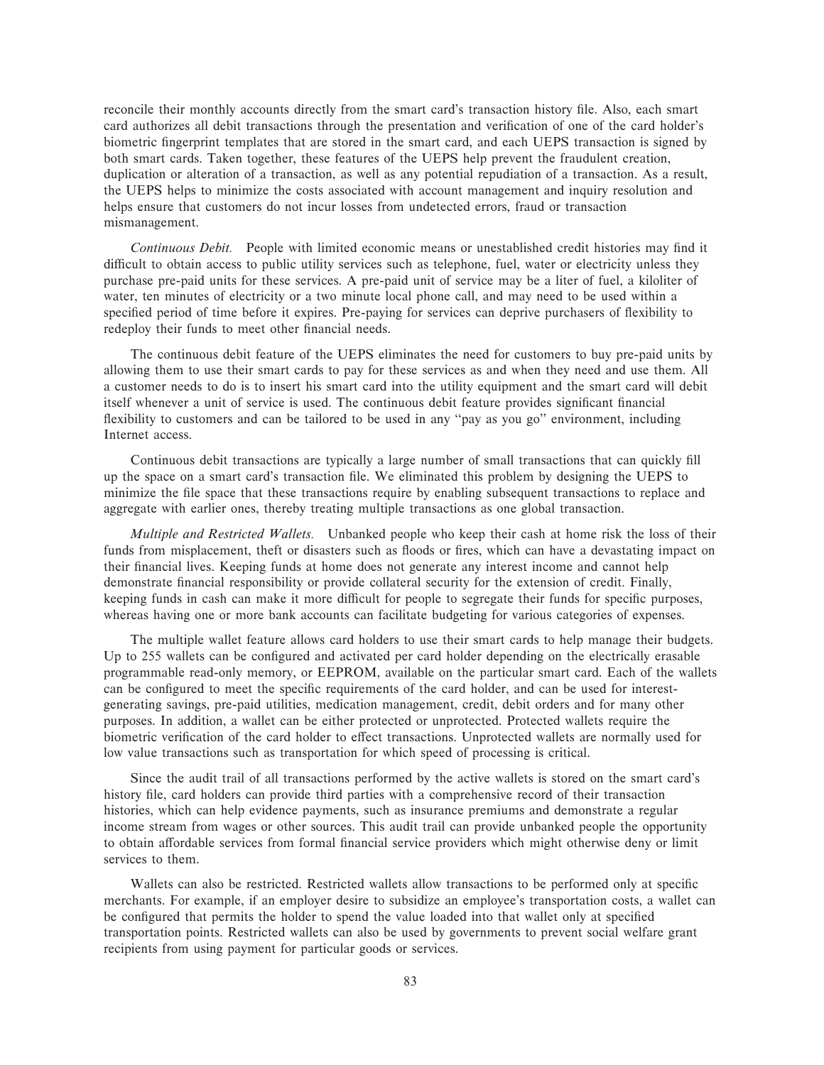reconcile their monthly accounts directly from the smart card's transaction history file. Also, each smart card authorizes all debit transactions through the presentation and verification of one of the card holder's biometric fingerprint templates that are stored in the smart card, and each UEPS transaction is signed by both smart cards. Taken together, these features of the UEPS help prevent the fraudulent creation, duplication or alteration of a transaction, as well as any potential repudiation of a transaction. As a result, the UEPS helps to minimize the costs associated with account management and inquiry resolution and helps ensure that customers do not incur losses from undetected errors, fraud or transaction mismanagement.

*Continuous Debit.* People with limited economic means or unestablished credit histories may find it difficult to obtain access to public utility services such as telephone, fuel, water or electricity unless they purchase pre-paid units for these services. A pre-paid unit of service may be a liter of fuel, a kiloliter of water, ten minutes of electricity or a two minute local phone call, and may need to be used within a specified period of time before it expires. Pre-paying for services can deprive purchasers of flexibility to redeploy their funds to meet other financial needs.

The continuous debit feature of the UEPS eliminates the need for customers to buy pre-paid units by allowing them to use their smart cards to pay for these services as and when they need and use them. All a customer needs to do is to insert his smart card into the utility equipment and the smart card will debit itself whenever a unit of service is used. The continuous debit feature provides significant financial flexibility to customers and can be tailored to be used in any "pay as you go" environment, including Internet access.

Continuous debit transactions are typically a large number of small transactions that can quickly fill up the space on a smart card's transaction file. We eliminated this problem by designing the UEPS to minimize the file space that these transactions require by enabling subsequent transactions to replace and aggregate with earlier ones, thereby treating multiple transactions as one global transaction.

*Multiple and Restricted Wallets.* Unbanked people who keep their cash at home risk the loss of their funds from misplacement, theft or disasters such as floods or fires, which can have a devastating impact on their financial lives. Keeping funds at home does not generate any interest income and cannot help demonstrate financial responsibility or provide collateral security for the extension of credit. Finally, keeping funds in cash can make it more difficult for people to segregate their funds for specific purposes, whereas having one or more bank accounts can facilitate budgeting for various categories of expenses.

The multiple wallet feature allows card holders to use their smart cards to help manage their budgets. Up to 255 wallets can be configured and activated per card holder depending on the electrically erasable programmable read-only memory, or EEPROM, available on the particular smart card. Each of the wallets can be configured to meet the specific requirements of the card holder, and can be used for interest-generating savings, pre-paid utilities, medication management, credit, debit orders and for many other purposes. In addition, a wallet can be either protected or unprotected. Protected wallets require the biometric verification of the card holder to effect transactions. Unprotected wallets are normally used for low value transactions such as transportation for which speed of processing is critical.

Since the audit trail of all transactions performed by the active wallets is stored on the smart card's history file, card holders can provide third parties with a comprehensive record of their transaction histories, which can help evidence payments, such as insurance premiums and demonstrate a regular income stream from wages or other sources. This audit trail can provide unbanked people the opportunity to obtain affordable services from formal financial service providers which might otherwise deny or limit services to them.

Wallets can also be restricted. Restricted wallets allow transactions to be performed only at specific merchants. For example, if an employer desire to subsidize an employee's transportation costs, a wallet can be configured that permits the holder to spend the value loaded into that wallet only at specified transportation points. Restricted wallets can also be used by governments to prevent social welfare grant recipients from using payment for particular goods or services.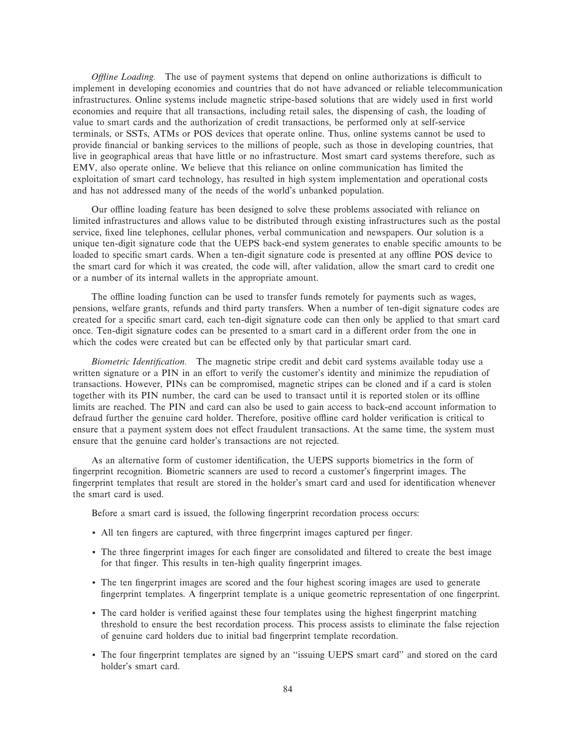*Offline Loading.* The use of payment systems that depend on online authorizations is difficult to implement in developing economies and countries that do not have advanced or reliable telecommunication infrastructures. Online systems include magnetic stripe-based solutions that are widely used in first world economies and require that all transactions, including retail sales, the dispensing of cash, the loading of value to smart cards and the authorization of credit transactions, be performed only at self-service terminals, or SSTs, ATMs or POS devices that operate online. Thus, online systems cannot be used to provide financial or banking services to the millions of people, such as those in developing countries, that live in geographical areas that have little or no infrastructure. Most smart card systems therefore, such as EMV, also operate online. We believe that this reliance on online communication has limited the exploitation of smart card technology, has resulted in high system implementation and operational costs and has not addressed many of the needs of the world's unbanked population.

Our offline loading feature has been designed to solve these problems associated with reliance on limited infrastructures and allows value to be distributed through existing infrastructures such as the postal service, fixed line telephones, cellular phones, verbal communication and newspapers. Our solution is a unique ten-digit signature code that the UEPS back-end system generates to enable specific amounts to be loaded to specific smart cards. When a ten-digit signature code is presented at any offline POS device to the smart card for which it was created, the code will, after validation, allow the smart card to credit one or a number of its internal wallets in the appropriate amount.

The offline loading function can be used to transfer funds remotely for payments such as wages, pensions, welfare grants, refunds and third party transfers. When a number of ten-digit signature codes are created for a specific smart card, each ten-digit signature code can then only be applied to that smart card once. Ten-digit signature codes can be presented to a smart card in a different order from the one in which the codes were created but can be effected only by that particular smart card.

*Biometric Identification.* The magnetic stripe credit and debit card systems available today use a written signature or a PIN in an effort to verify the customer's identity and minimize the repudiation of transactions. However, PINs can be compromised, magnetic stripes can be cloned and if a card is stolen together with its PIN number, the card can be used to transact until it is reported stolen or its offline limits are reached. The PIN and card can also be used to gain access to back-end account information to defraud further the genuine card holder. Therefore, positive offline card holder verification is critical to ensure that a payment system does not effect fraudulent transactions. At the same time, the system must ensure that the genuine card holder's transactions are not rejected.

As an alternative form of customer identification, the UEPS supports biometrics in the form of fingerprint recognition. Biometric scanners are used to record a customer's fingerprint images. The fingerprint templates that result are stored in the holder's smart card and used for identification whenever the smart card is used.

Before a smart card is issued, the following fingerprint recordation process occurs:

- All ten fingers are captured, with three fingerprint images captured per finger.
- The three fingerprint images for each finger are consolidated and filtered to create the best image for that finger. This results in ten-high quality fingerprint images.
- The ten fingerprint images are scored and the four highest scoring images are used to generate fingerprint templates. A fingerprint template is a unique geometric representation of one fingerprint.
- The card holder is verified against these four templates using the highest fingerprint matching threshold to ensure the best recordation process. This process assists to eliminate the false rejection of genuine card holders due to initial bad fingerprint template recordation.
- The four fingerprint templates are signed by an "issuing UEPS smart card" and stored on the card holder's smart card.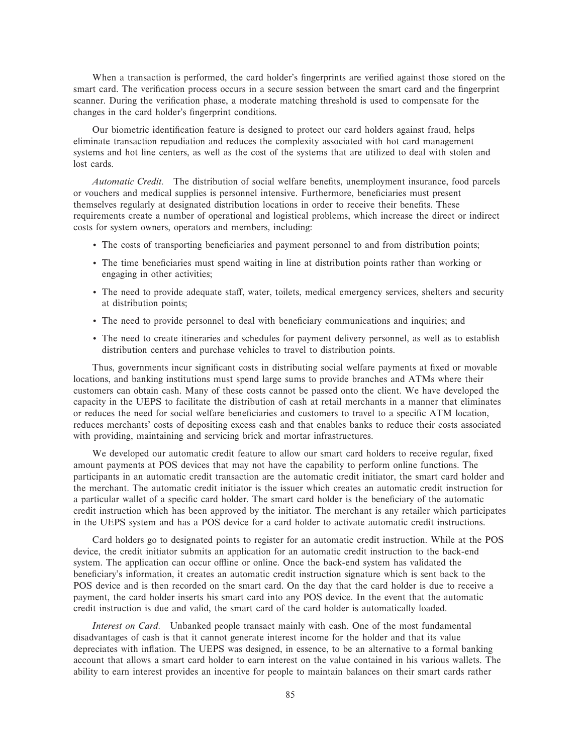When a transaction is performed, the card holder's fingerprints are verified against those stored on the smart card. The verification process occurs in a secure session between the smart card and the fingerprint scanner. During the verification phase, a moderate matching threshold is used to compensate for the changes in the card holder's fingerprint conditions.

Our biometric identification feature is designed to protect our card holders against fraud, helps eliminate transaction repudiation and reduces the complexity associated with hot card management systems and hot line centers, as well as the cost of the systems that are utilized to deal with stolen and lost cards.

*Automatic Credit.* The distribution of social welfare benefits, unemployment insurance, food parcels or vouchers and medical supplies is personnel intensive. Furthermore, beneficiaries must present themselves regularly at designated distribution locations in order to receive their benefits. These requirements create a number of operational and logistical problems, which increase the direct or indirect costs for system owners, operators and members, including:

- The costs of transporting beneficiaries and payment personnel to and from distribution points;
- The time beneficiaries must spend waiting in line at distribution points rather than working or engaging in other activities;
- The need to provide adequate staff, water, toilets, medical emergency services, shelters and security at distribution points;
- The need to provide personnel to deal with beneficiary communications and inquiries; and
- The need to create itineraries and schedules for payment delivery personnel, as well as to establish distribution centers and purchase vehicles to travel to distribution points.

Thus, governments incur significant costs in distributing social welfare payments at fixed or movable locations, and banking institutions must spend large sums to provide branches and ATMs where their customers can obtain cash. Many of these costs cannot be passed onto the client. We have developed the capacity in the UEPS to facilitate the distribution of cash at retail merchants in a manner that eliminates or reduces the need for social welfare beneficiaries and customers to travel to a specific ATM location, reduces merchants' costs of depositing excess cash and that enables banks to reduce their costs associated with providing, maintaining and servicing brick and mortar infrastructures.

We developed our automatic credit feature to allow our smart card holders to receive regular, fixed amount payments at POS devices that may not have the capability to perform online functions. The participants in an automatic credit transaction are the automatic credit initiator, the smart card holder and the merchant. The automatic credit initiator is the issuer which creates an automatic credit instruction for a particular wallet of a specific card holder. The smart card holder is the beneficiary of the automatic credit instruction which has been approved by the initiator. The merchant is any retailer which participates in the UEPS system and has a POS device for a card holder to activate automatic credit instructions.

Card holders go to designated points to register for an automatic credit instruction. While at the POS device, the credit initiator submits an application for an automatic credit instruction to the back-end system. The application can occur offline or online. Once the back-end system has validated the beneficiary's information, it creates an automatic credit instruction signature which is sent back to the POS device and is then recorded on the smart card. On the day that the card holder is due to receive a payment, the card holder inserts his smart card into any POS device. In the event that the automatic credit instruction is due and valid, the smart card of the card holder is automatically loaded.

*Interest on Card.* Unbanked people transact mainly with cash. One of the most fundamental disadvantages of cash is that it cannot generate interest income for the holder and that its value depreciates with inflation. The UEPS was designed, in essence, to be an alternative to a formal banking account that allows a smart card holder to earn interest on the value contained in his various wallets. The ability to earn interest provides an incentive for people to maintain balances on their smart cards rather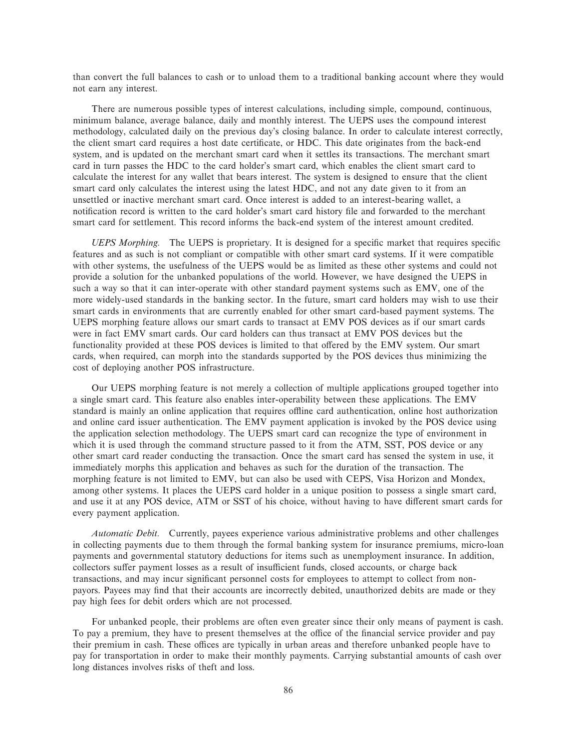than convert the full balances to cash or to unload them to a traditional banking account where they would not earn any interest.

There are numerous possible types of interest calculations, including simple, compound, continuous, minimum balance, average balance, daily and monthly interest. The UEPS uses the compound interest methodology, calculated daily on the previous day's closing balance. In order to calculate interest correctly, the client smart card requires a host date certificate, or HDC. This date originates from the back-end system, and is updated on the merchant smart card when it settles its transactions. The merchant smart card in turn passes the HDC to the card holder's smart card, which enables the client smart card to calculate the interest for any wallet that bears interest. The system is designed to ensure that the client smart card only calculates the interest using the latest HDC, and not any date given to it from an unsettled or inactive merchant smart card. Once interest is added to an interest-bearing wallet, a notification record is written to the card holder's smart card history file and forwarded to the merchant smart card for settlement. This record informs the back-end system of the interest amount credited.

*UEPS Morphing.* The UEPS is proprietary. It is designed for a specific market that requires specific features and as such is not compliant or compatible with other smart card systems. If it were compatible with other systems, the usefulness of the UEPS would be as limited as these other systems and could not provide a solution for the unbanked populations of the world. However, we have designed the UEPS in such a way so that it can inter-operate with other standard payment systems such as EMV, one of the more widely-used standards in the banking sector. In the future, smart card holders may wish to use their smart cards in environments that are currently enabled for other smart card-based payment systems. The UEPS morphing feature allows our smart cards to transact at EMV POS devices as if our smart cards were in fact EMV smart cards. Our card holders can thus transact at EMV POS devices but the functionality provided at these POS devices is limited to that offered by the EMV system. Our smart cards, when required, can morph into the standards supported by the POS devices thus minimizing the cost of deploying another POS infrastructure.

Our UEPS morphing feature is not merely a collection of multiple applications grouped together into a single smart card. This feature also enables inter-operability between these applications. The EMV standard is mainly an online application that requires offline card authentication, online host authorization and online card issuer authentication. The EMV payment application is invoked by the POS device using the application selection methodology. The UEPS smart card can recognize the type of environment in which it is used through the command structure passed to it from the ATM, SST, POS device or any other smart card reader conducting the transaction. Once the smart card has sensed the system in use, it immediately morphs this application and behaves as such for the duration of the transaction. The morphing feature is not limited to EMV, but can also be used with CEPS, Visa Horizon and Mondex, among other systems. It places the UEPS card holder in a unique position to possess a single smart card, and use it at any POS device, ATM or SST of his choice, without having to have different smart cards for every payment application.

*Automatic Debit.* Currently, payees experience various administrative problems and other challenges in collecting payments due to them through the formal banking system for insurance premiums, micro-loan payments and governmental statutory deductions for items such as unemployment insurance. In addition, collectors suffer payment losses as a result of insufficient funds, closed accounts, or charge back transactions, and may incur significant personnel costs for employees to attempt to collect from non-payors. Payees may find that their accounts are incorrectly debited, unauthorized debits are made or they pay high fees for debit orders which are not processed.

For unbanked people, their problems are often even greater since their only means of payment is cash. To pay a premium, they have to present themselves at the office of the financial service provider and pay their premium in cash. These offices are typically in urban areas and therefore unbanked people have to pay for transportation in order to make their monthly payments. Carrying substantial amounts of cash over long distances involves risks of theft and loss.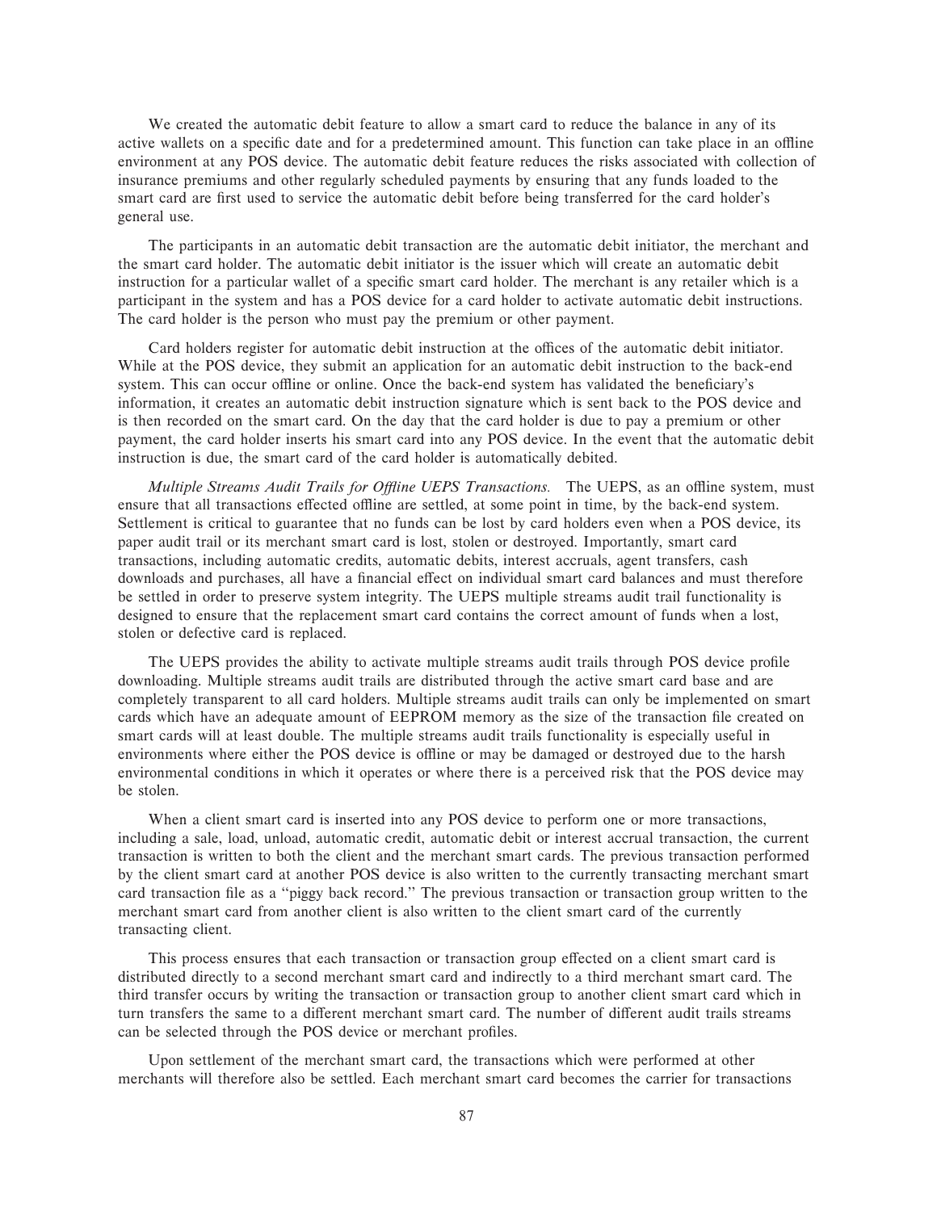We created the automatic debit feature to allow a smart card to reduce the balance in any of its active wallets on a specific date and for a predetermined amount. This function can take place in an offline environment at any POS device. The automatic debit feature reduces the risks associated with collection of insurance premiums and other regularly scheduled payments by ensuring that any funds loaded to the smart card are first used to service the automatic debit before being transferred for the card holder's general use.

The participants in an automatic debit transaction are the automatic debit initiator, the merchant and the smart card holder. The automatic debit initiator is the issuer which will create an automatic debit instruction for a particular wallet of a specific smart card holder. The merchant is any retailer which is a participant in the system and has a POS device for a card holder to activate automatic debit instructions. The card holder is the person who must pay the premium or other payment.

Card holders register for automatic debit instruction at the offices of the automatic debit initiator. While at the POS device, they submit an application for an automatic debit instruction to the back-end system. This can occur offline or online. Once the back-end system has validated the beneficiary's information, it creates an automatic debit instruction signature which is sent back to the POS device and is then recorded on the smart card. On the day that the card holder is due to pay a premium or other payment, the card holder inserts his smart card into any POS device. In the event that the automatic debit instruction is due, the smart card of the card holder is automatically debited.

*Multiple Streams Audit Trails for Offline UEPS Transactions.* The UEPS, as an offline system, must ensure that all transactions effected offline are settled, at some point in time, by the back-end system. Settlement is critical to guarantee that no funds can be lost by card holders even when a POS device, its paper audit trail or its merchant smart card is lost, stolen or destroyed. Importantly, smart card transactions, including automatic credits, automatic debits, interest accruals, agent transfers, cash downloads and purchases, all have a financial effect on individual smart card balances and must therefore be settled in order to preserve system integrity. The UEPS multiple streams audit trail functionality is designed to ensure that the replacement smart card contains the correct amount of funds when a lost, stolen or defective card is replaced.

The UEPS provides the ability to activate multiple streams audit trails through POS device profile downloading. Multiple streams audit trails are distributed through the active smart card base and are completely transparent to all card holders. Multiple streams audit trails can only be implemented on smart cards which have an adequate amount of EEPROM memory as the size of the transaction file created on smart cards will at least double. The multiple streams audit trails functionality is especially useful in environments where either the POS device is offline or may be damaged or destroyed due to the harsh environmental conditions in which it operates or where there is a perceived risk that the POS device may be stolen.

When a client smart card is inserted into any POS device to perform one or more transactions, including a sale, load, unload, automatic credit, automatic debit or interest accrual transaction, the current transaction is written to both the client and the merchant smart cards. The previous transaction performed by the client smart card at another POS device is also written to the currently transacting merchant smart card transaction file as a "piggy back record." The previous transaction or transaction group written to the merchant smart card from another client is also written to the client smart card of the currently transacting client.

This process ensures that each transaction or transaction group effected on a client smart card is distributed directly to a second merchant smart card and indirectly to a third merchant smart card. The third transfer occurs by writing the transaction or transaction group to another client smart card which in turn transfers the same to a different merchant smart card. The number of different audit trails streams can be selected through the POS device or merchant profiles.

Upon settlement of the merchant smart card, the transactions which were performed at other merchants will therefore also be settled. Each merchant smart card becomes the carrier for transactions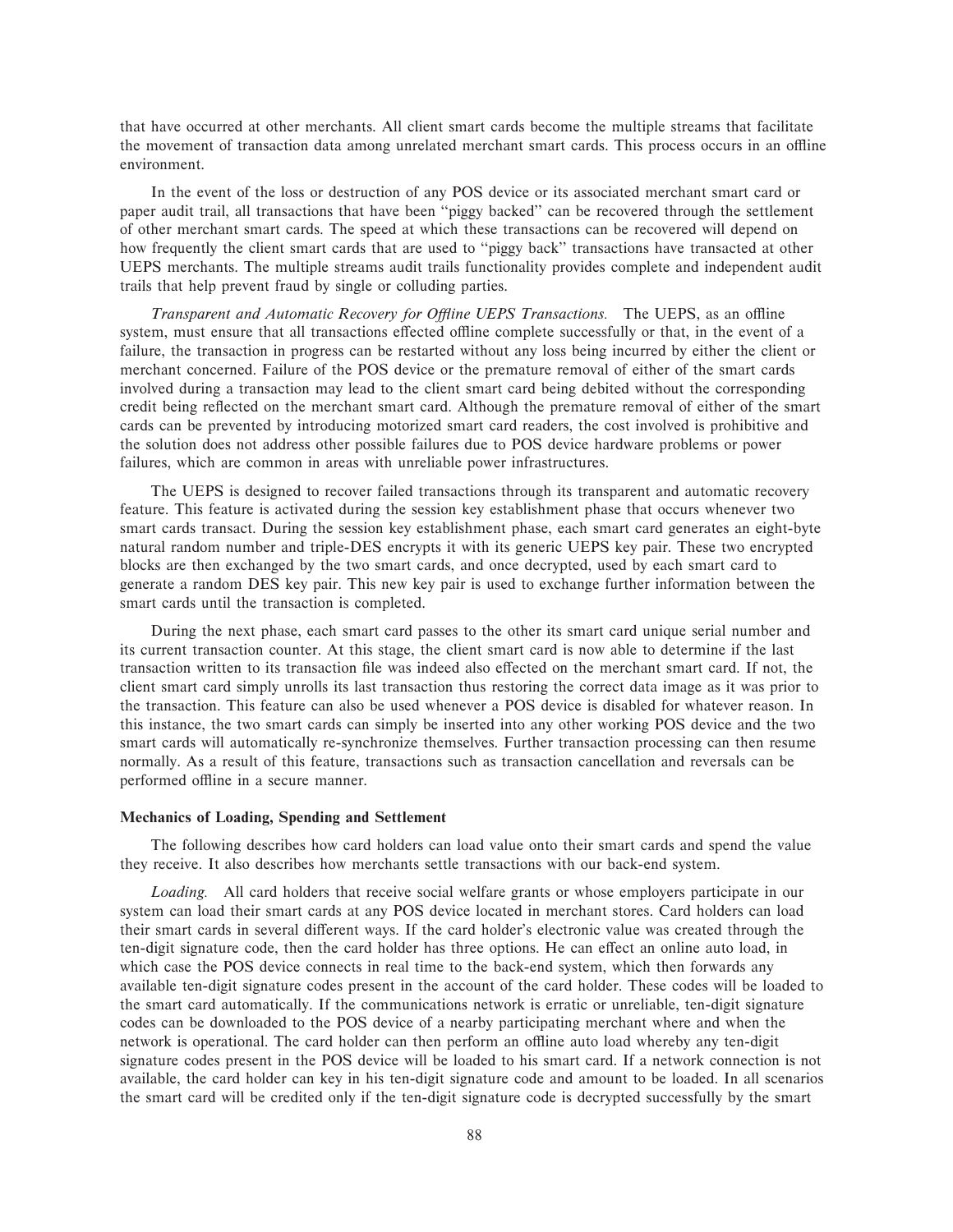that have occurred at other merchants. All client smart cards become the multiple streams that facilitate the movement of transaction data among unrelated merchant smart cards. This process occurs in an offline environment.

In the event of the loss or destruction of any POS device or its associated merchant smart card or paper audit trail, all transactions that have been "piggy backed" can be recovered through the settlement of other merchant smart cards. The speed at which these transactions can be recovered will depend on how frequently the client smart cards that are used to "piggy back" transactions have transacted at other UEPS merchants. The multiple streams audit trails functionality provides complete and independent audit trails that help prevent fraud by single or colluding parties.

*Transparent and Automatic Recovery for Offline UEPS Transactions.* The UEPS, as an offline system, must ensure that all transactions effected offline complete successfully or that, in the event of a failure, the transaction in progress can be restarted without any loss being incurred by either the client or merchant concerned. Failure of the POS device or the premature removal of either of the smart cards involved during a transaction may lead to the client smart card being debited without the corresponding credit being reflected on the merchant smart card. Although the premature removal of either of the smart cards can be prevented by introducing motorized smart card readers, the cost involved is prohibitive and the solution does not address other possible failures due to POS device hardware problems or power failures, which are common in areas with unreliable power infrastructures.

The UEPS is designed to recover failed transactions through its transparent and automatic recovery feature. This feature is activated during the session key establishment phase that occurs whenever two smart cards transact. During the session key establishment phase, each smart card generates an eight-byte natural random number and triple-DES encrypts it with its generic UEPS key pair. These two encrypted blocks are then exchanged by the two smart cards, and once decrypted, used by each smart card to generate a random DES key pair. This new key pair is used to exchange further information between the smart cards until the transaction is completed.

During the next phase, each smart card passes to the other its smart card unique serial number and its current transaction counter. At this stage, the client smart card is now able to determine if the last transaction written to its transaction file was indeed also effected on the merchant smart card. If not, the client smart card simply unrolls its last transaction thus restoring the correct data image as it was prior to the transaction. This feature can also be used whenever a POS device is disabled for whatever reason. In this instance, the two smart cards can simply be inserted into any other working POS device and the two smart cards will automatically re-synchronize themselves. Further transaction processing can then resume normally. As a result of this feature, transactions such as transaction cancellation and reversals can be performed offline in a secure manner.

**Mechanics of Loading, Spending and Settlement**

The following describes how card holders can load value onto their smart cards and spend the value they receive. It also describes how merchants settle transactions with our back-end system.

*Loading.* All card holders that receive social welfare grants or whose employers participate in our system can load their smart cards at any POS device located in merchant stores. Card holders can load their smart cards in several different ways. If the card holder's electronic value was created through the ten-digit signature code, then the card holder has three options. He can effect an online auto load, in which case the POS device connects in real time to the back-end system, which then forwards any available ten-digit signature codes present in the account of the card holder. These codes will be loaded to the smart card automatically. If the communications network is erratic or unreliable, ten-digit signature codes can be downloaded to the POS device of a nearby participating merchant where and when the network is operational. The card holder can then perform an offline auto load whereby any ten-digit signature codes present in the POS device will be loaded to his smart card. If a network connection is not available, the card holder can key in his ten-digit signature code and amount to be loaded. In all scenarios the smart card will be credited only if the ten-digit signature code is decrypted successfully by the smart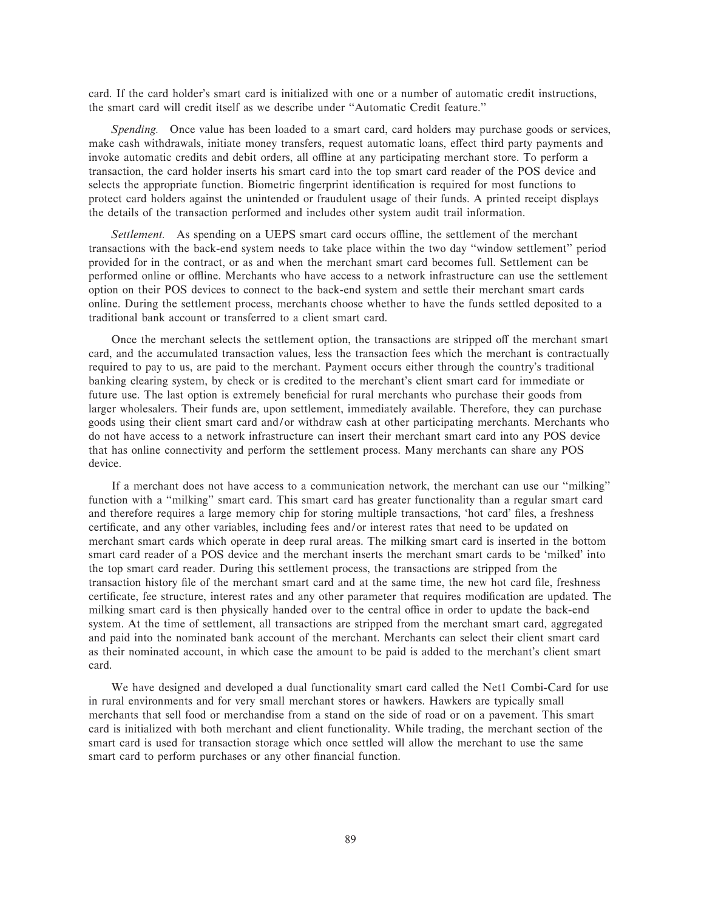card. If the card holder's smart card is initialized with one or a number of automatic credit instructions, the smart card will credit itself as we describe under ''Automatic Credit feature.''

*Spending.* Once value has been loaded to a smart card, card holders may purchase goods or services, make cash withdrawals, initiate money transfers, request automatic loans, effect third party payments and invoke automatic credits and debit orders, all offline at any participating merchant store. To perform a transaction, the card holder inserts his smart card into the top smart card reader of the POS device and selects the appropriate function. Biometric fingerprint identification is required for most functions to protect card holders against the unintended or fraudulent usage of their funds. A printed receipt displays the details of the transaction performed and includes other system audit trail information.

*Settlement.* As spending on a UEPS smart card occurs offline, the settlement of the merchant transactions with the back-end system needs to take place within the two day ''window settlement'' period provided for in the contract, or as and when the merchant smart card becomes full. Settlement can be performed online or offline. Merchants who have access to a network infrastructure can use the settlement option on their POS devices to connect to the back-end system and settle their merchant smart cards online. During the settlement process, merchants choose whether to have the funds settled deposited to a traditional bank account or transferred to a client smart card.

Once the merchant selects the settlement option, the transactions are stripped off the merchant smart card, and the accumulated transaction values, less the transaction fees which the merchant is contractually required to pay to us, are paid to the merchant. Payment occurs either through the country's traditional banking clearing system, by check or is credited to the merchant's client smart card for immediate or future use. The last option is extremely beneficial for rural merchants who purchase their goods from larger wholesalers. Their funds are, upon settlement, immediately available. Therefore, they can purchase goods using their client smart card and/or withdraw cash at other participating merchants. Merchants who do not have access to a network infrastructure can insert their merchant smart card into any POS device that has online connectivity and perform the settlement process. Many merchants can share any POS device.

If a merchant does not have access to a communication network, the merchant can use our ''milking'' function with a ''milking'' smart card. This smart card has greater functionality than a regular smart card and therefore requires a large memory chip for storing multiple transactions, 'hot card' files, a freshness certificate, and any other variables, including fees and/or interest rates that need to be updated on merchant smart cards which operate in deep rural areas. The milking smart card is inserted in the bottom smart card reader of a POS device and the merchant inserts the merchant smart cards to be 'milked' into the top smart card reader. During this settlement process, the transactions are stripped from the transaction history file of the merchant smart card and at the same time, the new hot card file, freshness certificate, fee structure, interest rates and any other parameter that requires modification are updated. The milking smart card is then physically handed over to the central office in order to update the back-end system. At the time of settlement, all transactions are stripped from the merchant smart card, aggregated and paid into the nominated bank account of the merchant. Merchants can select their client smart card as their nominated account, in which case the amount to be paid is added to the merchant's client smart card.

We have designed and developed a dual functionality smart card called the Net1 Combi-Card for use in rural environments and for very small merchant stores or hawkers. Hawkers are typically small merchants that sell food or merchandise from a stand on the side of road or on a pavement. This smart card is initialized with both merchant and client functionality. While trading, the merchant section of the smart card is used for transaction storage which once settled will allow the merchant to use the same smart card to perform purchases or any other financial function.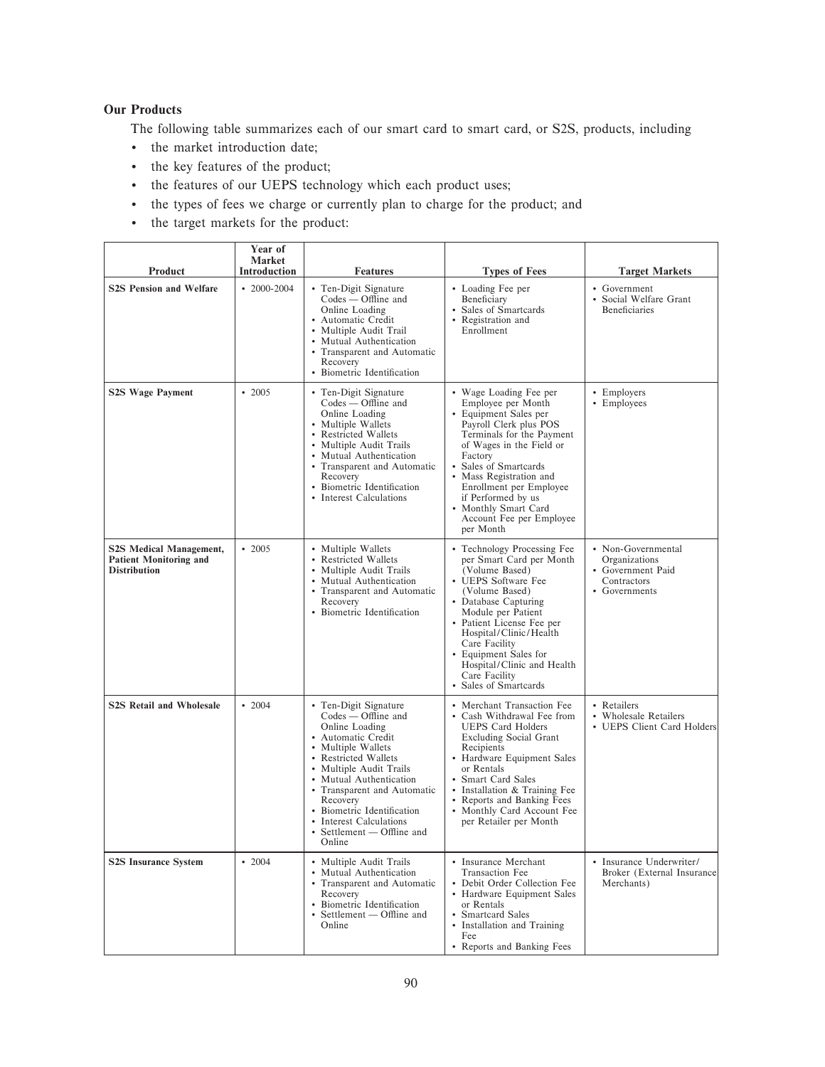**Our Products**

The following table summarizes each of our smart card to smart card, or S2S, products, including

- the market introduction date;
- the key features of the product;
- the features of our UEPS technology which each product uses;
- the types of fees we charge or currently plan to charge for the product; and
- the target markets for the product:

| Product | Year of Market Introduction | Features | Types of Fees | Target Markets |
|---|---|---|---|---|
| **S2S Pension and Welfare** | • 2000-2004 | • Ten-Digit Signature Codes — Offline and Online Loading<br>• Automatic Credit<br>• Multiple Audit Trail<br>• Mutual Authentication<br>• Transparent and Automatic Recovery<br>• Biometric Identification | • Loading Fee per Beneficiary<br>• Sales of Smartcards<br>• Registration and Enrollment | • Government<br>• Social Welfare Grant Beneficiaries |
| **S2S Wage Payment** | • 2005 | • Ten-Digit Signature Codes — Offline and Online Loading<br>• Multiple Wallets<br>• Restricted Wallets<br>• Multiple Audit Trails<br>• Mutual Authentication<br>• Transparent and Automatic Recovery<br>• Biometric Identification<br>• Interest Calculations | • Wage Loading Fee per Employee per Month<br>• Equipment Sales per Payroll Clerk plus POS Terminals for the Payment of Wages in the Field or Factory<br>• Sales of Smartcards<br>• Mass Registration and Enrollment per Employee if Performed by us<br>• Monthly Smart Card Account Fee per Employee per Month | • Employers<br>• Employees |
| **S2S Medical Management, Patient Monitoring and Distribution** | • 2005 | • Multiple Wallets<br>• Restricted Wallets<br>• Multiple Audit Trails<br>• Mutual Authentication<br>• Transparent and Automatic Recovery<br>• Biometric Identification | • Technology Processing Fee per Smart Card per Month (Volume Based)<br>• UEPS Software Fee (Volume Based)<br>• Database Capturing Module per Patient<br>• Patient License Fee per Hospital/Clinic/Health Care Facility<br>• Equipment Sales for Hospital/Clinic and Health Care Facility<br>• Sales of Smartcards | • Non-Governmental Organizations<br>• Government Paid Contractors<br>• Governments |
| **S2S Retail and Wholesale** | • 2004 | • Ten-Digit Signature Codes — Offline and Online Loading<br>• Automatic Credit<br>• Multiple Wallets<br>• Restricted Wallets<br>• Multiple Audit Trails<br>• Mutual Authentication<br>• Transparent and Automatic Recovery<br>• Biometric Identification<br>• Interest Calculations<br>• Settlement — Offline and Online | • Merchant Transaction Fee<br>• Cash Withdrawal Fee from UEPS Card Holders Excluding Social Grant Recipients<br>• Hardware Equipment Sales or Rentals<br>• Smart Card Sales<br>• Installation & Training Fee<br>• Reports and Banking Fees<br>• Monthly Card Account Fee per Retailer per Month | • Retailers<br>• Wholesale Retailers<br>• UEPS Client Card Holders |
| **S2S Insurance System** | • 2004 | • Multiple Audit Trails<br>• Mutual Authentication<br>• Transparent and Automatic Recovery<br>• Biometric Identification<br>• Settlement — Offline and Online | • Insurance Merchant Transaction Fee<br>• Debit Order Collection Fee<br>• Hardware Equipment Sales or Rentals<br>• Smartcard Sales<br>• Installation and Training Fee<br>• Reports and Banking Fees | • Insurance Underwriter/ Broker (External Insurance Merchants) |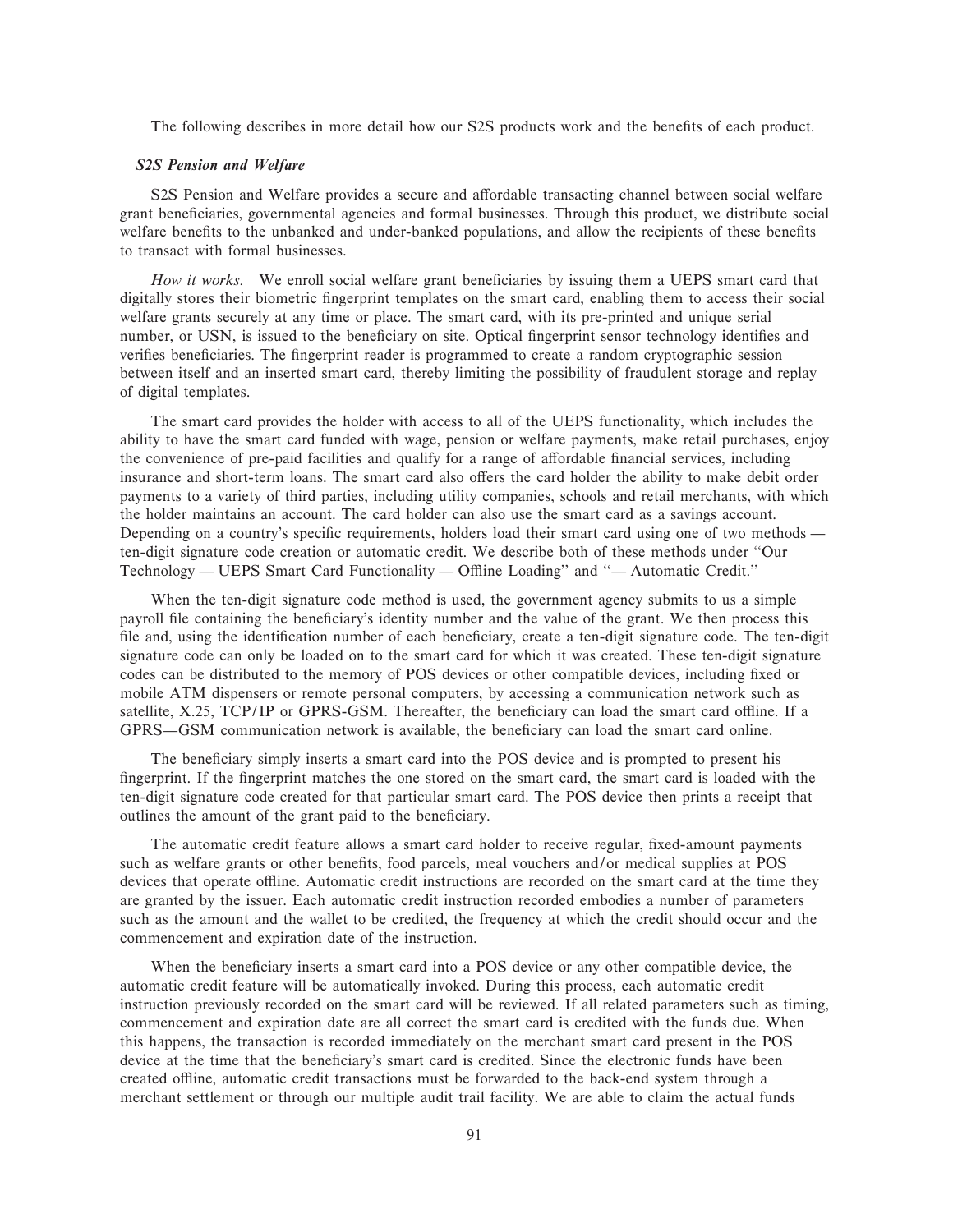The following describes in more detail how our S2S products work and the benefits of each product.

***S2S Pension and Welfare***

S2S Pension and Welfare provides a secure and affordable transacting channel between social welfare grant beneficiaries, governmental agencies and formal businesses. Through this product, we distribute social welfare benefits to the unbanked and under-banked populations, and allow the recipients of these benefits to transact with formal businesses.

*How it works.* We enroll social welfare grant beneficiaries by issuing them a UEPS smart card that digitally stores their biometric fingerprint templates on the smart card, enabling them to access their social welfare grants securely at any time or place. The smart card, with its pre-printed and unique serial number, or USN, is issued to the beneficiary on site. Optical fingerprint sensor technology identifies and verifies beneficiaries. The fingerprint reader is programmed to create a random cryptographic session between itself and an inserted smart card, thereby limiting the possibility of fraudulent storage and replay of digital templates.

The smart card provides the holder with access to all of the UEPS functionality, which includes the ability to have the smart card funded with wage, pension or welfare payments, make retail purchases, enjoy the convenience of pre-paid facilities and qualify for a range of affordable financial services, including insurance and short-term loans. The smart card also offers the card holder the ability to make debit order payments to a variety of third parties, including utility companies, schools and retail merchants, with which the holder maintains an account. The card holder can also use the smart card as a savings account. Depending on a country's specific requirements, holders load their smart card using one of two methods — ten-digit signature code creation or automatic credit. We describe both of these methods under "Our Technology — UEPS Smart Card Functionality — Offline Loading" and "— Automatic Credit."

When the ten-digit signature code method is used, the government agency submits to us a simple payroll file containing the beneficiary's identity number and the value of the grant. We then process this file and, using the identification number of each beneficiary, create a ten-digit signature code. The ten-digit signature code can only be loaded on to the smart card for which it was created. These ten-digit signature codes can be distributed to the memory of POS devices or other compatible devices, including fixed or mobile ATM dispensers or remote personal computers, by accessing a communication network such as satellite, X.25, TCP/IP or GPRS-GSM. Thereafter, the beneficiary can load the smart card offline. If a GPRS—GSM communication network is available, the beneficiary can load the smart card online.

The beneficiary simply inserts a smart card into the POS device and is prompted to present his fingerprint. If the fingerprint matches the one stored on the smart card, the smart card is loaded with the ten-digit signature code created for that particular smart card. The POS device then prints a receipt that outlines the amount of the grant paid to the beneficiary.

The automatic credit feature allows a smart card holder to receive regular, fixed-amount payments such as welfare grants or other benefits, food parcels, meal vouchers and/or medical supplies at POS devices that operate offline. Automatic credit instructions are recorded on the smart card at the time they are granted by the issuer. Each automatic credit instruction recorded embodies a number of parameters such as the amount and the wallet to be credited, the frequency at which the credit should occur and the commencement and expiration date of the instruction.

When the beneficiary inserts a smart card into a POS device or any other compatible device, the automatic credit feature will be automatically invoked. During this process, each automatic credit instruction previously recorded on the smart card will be reviewed. If all related parameters such as timing, commencement and expiration date are all correct the smart card is credited with the funds due. When this happens, the transaction is recorded immediately on the merchant smart card present in the POS device at the time that the beneficiary's smart card is credited. Since the electronic funds have been created offline, automatic credit transactions must be forwarded to the back-end system through a merchant settlement or through our multiple audit trail facility. We are able to claim the actual funds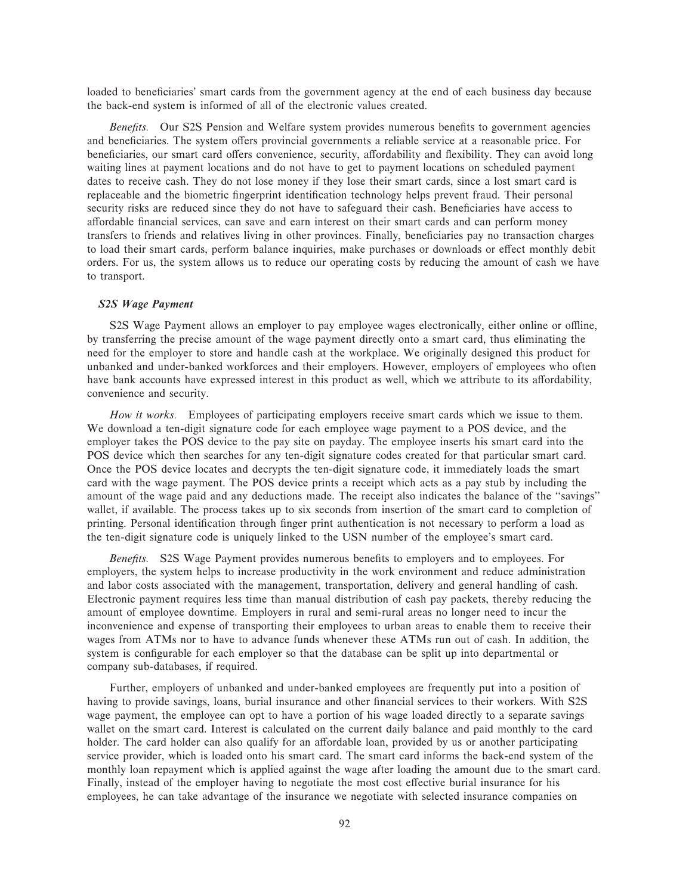loaded to beneficiaries' smart cards from the government agency at the end of each business day because the back-end system is informed of all of the electronic values created.

*Benefits.* Our S2S Pension and Welfare system provides numerous benefits to government agencies and beneficiaries. The system offers provincial governments a reliable service at a reasonable price. For beneficiaries, our smart card offers convenience, security, affordability and flexibility. They can avoid long waiting lines at payment locations and do not have to get to payment locations on scheduled payment dates to receive cash. They do not lose money if they lose their smart cards, since a lost smart card is replaceable and the biometric fingerprint identification technology helps prevent fraud. Their personal security risks are reduced since they do not have to safeguard their cash. Beneficiaries have access to affordable financial services, can save and earn interest on their smart cards and can perform money transfers to friends and relatives living in other provinces. Finally, beneficiaries pay no transaction charges to load their smart cards, perform balance inquiries, make purchases or downloads or effect monthly debit orders. For us, the system allows us to reduce our operating costs by reducing the amount of cash we have to transport.

***S2S Wage Payment***

S2S Wage Payment allows an employer to pay employee wages electronically, either online or offline, by transferring the precise amount of the wage payment directly onto a smart card, thus eliminating the need for the employer to store and handle cash at the workplace. We originally designed this product for unbanked and under-banked workforces and their employers. However, employers of employees who often have bank accounts have expressed interest in this product as well, which we attribute to its affordability, convenience and security.

*How it works.* Employees of participating employers receive smart cards which we issue to them. We download a ten-digit signature code for each employee wage payment to a POS device, and the employer takes the POS device to the pay site on payday. The employee inserts his smart card into the POS device which then searches for any ten-digit signature codes created for that particular smart card. Once the POS device locates and decrypts the ten-digit signature code, it immediately loads the smart card with the wage payment. The POS device prints a receipt which acts as a pay stub by including the amount of the wage paid and any deductions made. The receipt also indicates the balance of the ''savings'' wallet, if available. The process takes up to six seconds from insertion of the smart card to completion of printing. Personal identification through finger print authentication is not necessary to perform a load as the ten-digit signature code is uniquely linked to the USN number of the employee's smart card.

*Benefits.* S2S Wage Payment provides numerous benefits to employers and to employees. For employers, the system helps to increase productivity in the work environment and reduce administration and labor costs associated with the management, transportation, delivery and general handling of cash. Electronic payment requires less time than manual distribution of cash pay packets, thereby reducing the amount of employee downtime. Employers in rural and semi-rural areas no longer need to incur the inconvenience and expense of transporting their employees to urban areas to enable them to receive their wages from ATMs nor to have to advance funds whenever these ATMs run out of cash. In addition, the system is configurable for each employer so that the database can be split up into departmental or company sub-databases, if required.

Further, employers of unbanked and under-banked employees are frequently put into a position of having to provide savings, loans, burial insurance and other financial services to their workers. With S2S wage payment, the employee can opt to have a portion of his wage loaded directly to a separate savings wallet on the smart card. Interest is calculated on the current daily balance and paid monthly to the card holder. The card holder can also qualify for an affordable loan, provided by us or another participating service provider, which is loaded onto his smart card. The smart card informs the back-end system of the monthly loan repayment which is applied against the wage after loading the amount due to the smart card. Finally, instead of the employer having to negotiate the most cost effective burial insurance for his employees, he can take advantage of the insurance we negotiate with selected insurance companies on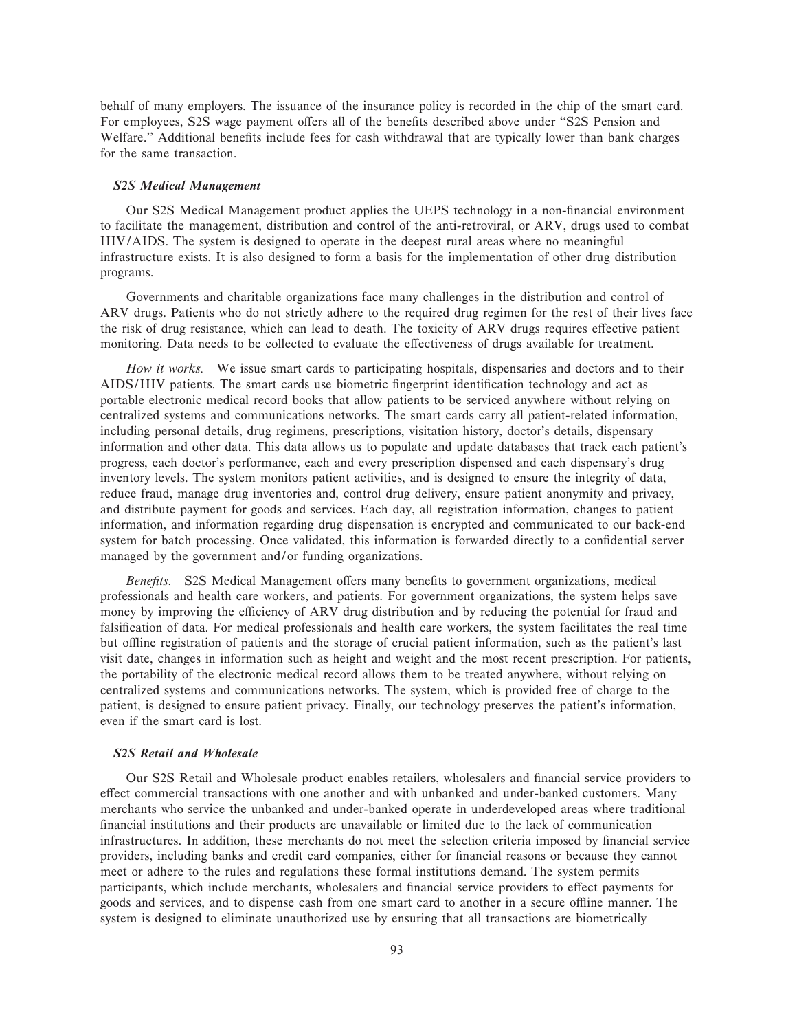behalf of many employers. The issuance of the insurance policy is recorded in the chip of the smart card. For employees, S2S wage payment offers all of the benefits described above under "S2S Pension and Welfare." Additional benefits include fees for cash withdrawal that are typically lower than bank charges for the same transaction.

### *S2S Medical Management*

Our S2S Medical Management product applies the UEPS technology in a non-financial environment to facilitate the management, distribution and control of the anti-retroviral, or ARV, drugs used to combat HIV/AIDS. The system is designed to operate in the deepest rural areas where no meaningful infrastructure exists. It is also designed to form a basis for the implementation of other drug distribution programs.

Governments and charitable organizations face many challenges in the distribution and control of ARV drugs. Patients who do not strictly adhere to the required drug regimen for the rest of their lives face the risk of drug resistance, which can lead to death. The toxicity of ARV drugs requires effective patient monitoring. Data needs to be collected to evaluate the effectiveness of drugs available for treatment.

*How it works.* We issue smart cards to participating hospitals, dispensaries and doctors and to their AIDS/HIV patients. The smart cards use biometric fingerprint identification technology and act as portable electronic medical record books that allow patients to be serviced anywhere without relying on centralized systems and communications networks. The smart cards carry all patient-related information, including personal details, drug regimens, prescriptions, visitation history, doctor's details, dispensary information and other data. This data allows us to populate and update databases that track each patient's progress, each doctor's performance, each and every prescription dispensed and each dispensary's drug inventory levels. The system monitors patient activities, and is designed to ensure the integrity of data, reduce fraud, manage drug inventories and, control drug delivery, ensure patient anonymity and privacy, and distribute payment for goods and services. Each day, all registration information, changes to patient information, and information regarding drug dispensation is encrypted and communicated to our back-end system for batch processing. Once validated, this information is forwarded directly to a confidential server managed by the government and/or funding organizations.

*Benefits.* S2S Medical Management offers many benefits to government organizations, medical professionals and health care workers, and patients. For government organizations, the system helps save money by improving the efficiency of ARV drug distribution and by reducing the potential for fraud and falsification of data. For medical professionals and health care workers, the system facilitates the real time but offline registration of patients and the storage of crucial patient information, such as the patient's last visit date, changes in information such as height and weight and the most recent prescription. For patients, the portability of the electronic medical record allows them to be treated anywhere, without relying on centralized systems and communications networks. The system, which is provided free of charge to the patient, is designed to ensure patient privacy. Finally, our technology preserves the patient's information, even if the smart card is lost.

### *S2S Retail and Wholesale*

Our S2S Retail and Wholesale product enables retailers, wholesalers and financial service providers to effect commercial transactions with one another and with unbanked and under-banked customers. Many merchants who service the unbanked and under-banked operate in underdeveloped areas where traditional financial institutions and their products are unavailable or limited due to the lack of communication infrastructures. In addition, these merchants do not meet the selection criteria imposed by financial service providers, including banks and credit card companies, either for financial reasons or because they cannot meet or adhere to the rules and regulations these formal institutions demand. The system permits participants, which include merchants, wholesalers and financial service providers to effect payments for goods and services, and to dispense cash from one smart card to another in a secure offline manner. The system is designed to eliminate unauthorized use by ensuring that all transactions are biometrically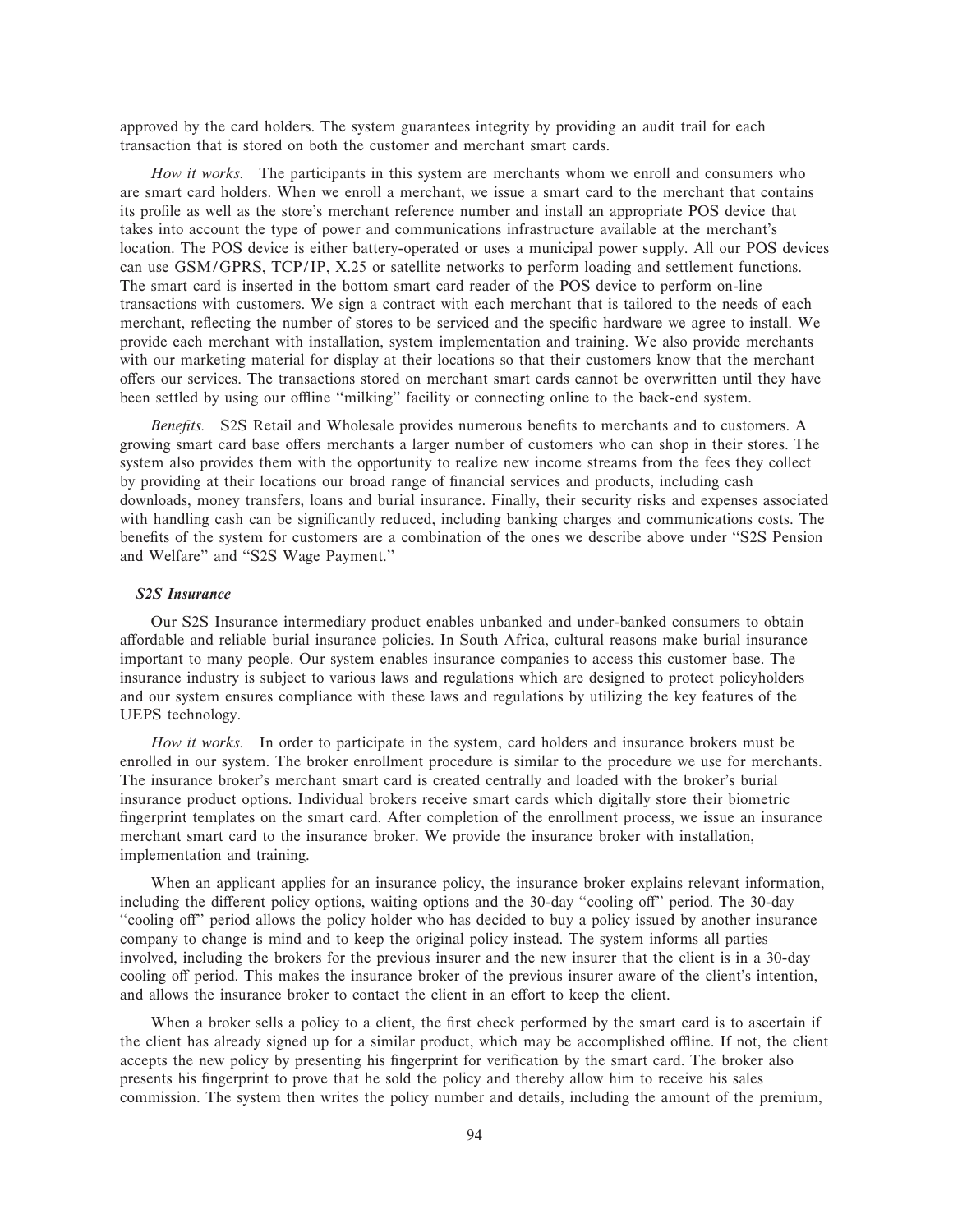approved by the card holders. The system guarantees integrity by providing an audit trail for each transaction that is stored on both the customer and merchant smart cards.

*How it works.* The participants in this system are merchants whom we enroll and consumers who are smart card holders. When we enroll a merchant, we issue a smart card to the merchant that contains its profile as well as the store's merchant reference number and install an appropriate POS device that takes into account the type of power and communications infrastructure available at the merchant's location. The POS device is either battery-operated or uses a municipal power supply. All our POS devices can use GSM/GPRS, TCP/IP, X.25 or satellite networks to perform loading and settlement functions. The smart card is inserted in the bottom smart card reader of the POS device to perform on-line transactions with customers. We sign a contract with each merchant that is tailored to the needs of each merchant, reflecting the number of stores to be serviced and the specific hardware we agree to install. We provide each merchant with installation, system implementation and training. We also provide merchants with our marketing material for display at their locations so that their customers know that the merchant offers our services. The transactions stored on merchant smart cards cannot be overwritten until they have been settled by using our offline "milking" facility or connecting online to the back-end system.

*Benefits.* S2S Retail and Wholesale provides numerous benefits to merchants and to customers. A growing smart card base offers merchants a larger number of customers who can shop in their stores. The system also provides them with the opportunity to realize new income streams from the fees they collect by providing at their locations our broad range of financial services and products, including cash downloads, money transfers, loans and burial insurance. Finally, their security risks and expenses associated with handling cash can be significantly reduced, including banking charges and communications costs. The benefits of the system for customers are a combination of the ones we describe above under "S2S Pension and Welfare" and "S2S Wage Payment."

### *S2S Insurance*

Our S2S Insurance intermediary product enables unbanked and under-banked consumers to obtain affordable and reliable burial insurance policies. In South Africa, cultural reasons make burial insurance important to many people. Our system enables insurance companies to access this customer base. The insurance industry is subject to various laws and regulations which are designed to protect policyholders and our system ensures compliance with these laws and regulations by utilizing the key features of the UEPS technology.

*How it works.* In order to participate in the system, card holders and insurance brokers must be enrolled in our system. The broker enrollment procedure is similar to the procedure we use for merchants. The insurance broker's merchant smart card is created centrally and loaded with the broker's burial insurance product options. Individual brokers receive smart cards which digitally store their biometric fingerprint templates on the smart card. After completion of the enrollment process, we issue an insurance merchant smart card to the insurance broker. We provide the insurance broker with installation, implementation and training.

When an applicant applies for an insurance policy, the insurance broker explains relevant information, including the different policy options, waiting options and the 30-day "cooling off" period. The 30-day "cooling off" period allows the policy holder who has decided to buy a policy issued by another insurance company to change is mind and to keep the original policy instead. The system informs all parties involved, including the brokers for the previous insurer and the new insurer that the client is in a 30-day cooling off period. This makes the insurance broker of the previous insurer aware of the client's intention, and allows the insurance broker to contact the client in an effort to keep the client.

When a broker sells a policy to a client, the first check performed by the smart card is to ascertain if the client has already signed up for a similar product, which may be accomplished offline. If not, the client accepts the new policy by presenting his fingerprint for verification by the smart card. The broker also presents his fingerprint to prove that he sold the policy and thereby allow him to receive his sales commission. The system then writes the policy number and details, including the amount of the premium,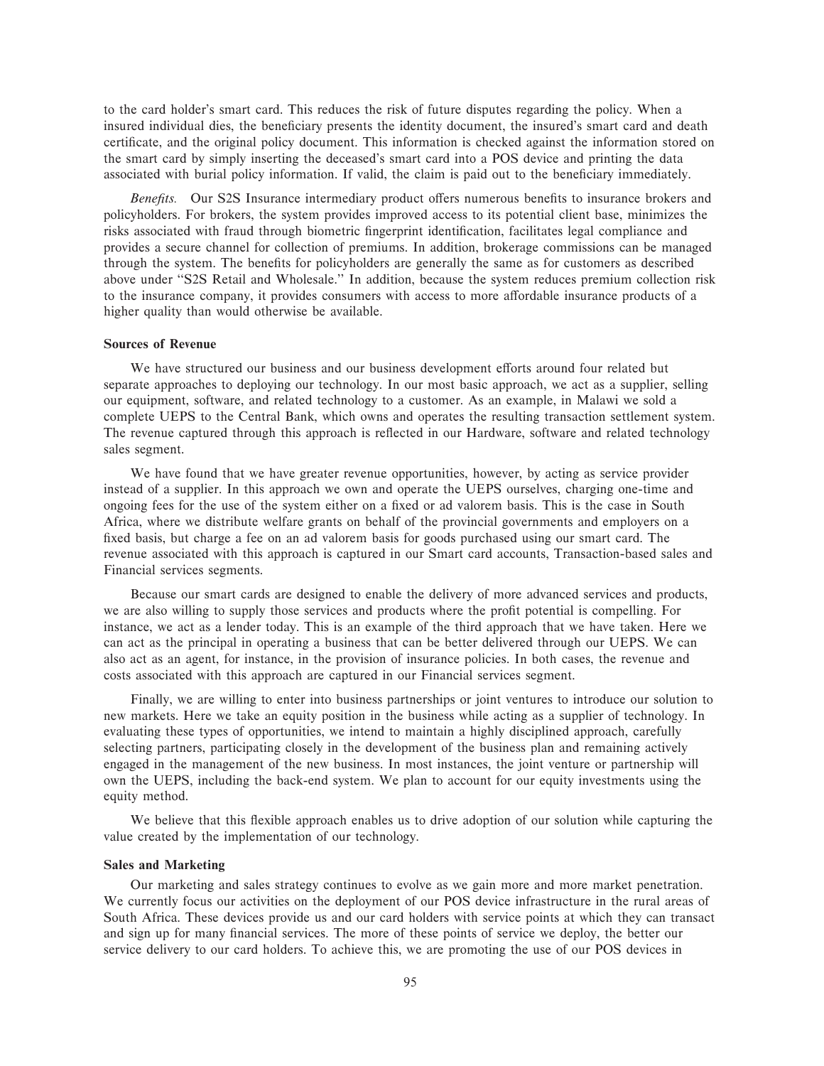to the card holder's smart card. This reduces the risk of future disputes regarding the policy. When a insured individual dies, the beneficiary presents the identity document, the insured's smart card and death certificate, and the original policy document. This information is checked against the information stored on the smart card by simply inserting the deceased's smart card into a POS device and printing the data associated with burial policy information. If valid, the claim is paid out to the beneficiary immediately.

*Benefits.* Our S2S Insurance intermediary product offers numerous benefits to insurance brokers and policyholders. For brokers, the system provides improved access to its potential client base, minimizes the risks associated with fraud through biometric fingerprint identification, facilitates legal compliance and provides a secure channel for collection of premiums. In addition, brokerage commissions can be managed through the system. The benefits for policyholders are generally the same as for customers as described above under "S2S Retail and Wholesale." In addition, because the system reduces premium collection risk to the insurance company, it provides consumers with access to more affordable insurance products of a higher quality than would otherwise be available.

**Sources of Revenue**

We have structured our business and our business development efforts around four related but separate approaches to deploying our technology. In our most basic approach, we act as a supplier, selling our equipment, software, and related technology to a customer. As an example, in Malawi we sold a complete UEPS to the Central Bank, which owns and operates the resulting transaction settlement system. The revenue captured through this approach is reflected in our Hardware, software and related technology sales segment.

We have found that we have greater revenue opportunities, however, by acting as service provider instead of a supplier. In this approach we own and operate the UEPS ourselves, charging one-time and ongoing fees for the use of the system either on a fixed or ad valorem basis. This is the case in South Africa, where we distribute welfare grants on behalf of the provincial governments and employers on a fixed basis, but charge a fee on an ad valorem basis for goods purchased using our smart card. The revenue associated with this approach is captured in our Smart card accounts, Transaction-based sales and Financial services segments.

Because our smart cards are designed to enable the delivery of more advanced services and products, we are also willing to supply those services and products where the profit potential is compelling. For instance, we act as a lender today. This is an example of the third approach that we have taken. Here we can act as the principal in operating a business that can be better delivered through our UEPS. We can also act as an agent, for instance, in the provision of insurance policies. In both cases, the revenue and costs associated with this approach are captured in our Financial services segment.

Finally, we are willing to enter into business partnerships or joint ventures to introduce our solution to new markets. Here we take an equity position in the business while acting as a supplier of technology. In evaluating these types of opportunities, we intend to maintain a highly disciplined approach, carefully selecting partners, participating closely in the development of the business plan and remaining actively engaged in the management of the new business. In most instances, the joint venture or partnership will own the UEPS, including the back-end system. We plan to account for our equity investments using the equity method.

We believe that this flexible approach enables us to drive adoption of our solution while capturing the value created by the implementation of our technology.

**Sales and Marketing**

Our marketing and sales strategy continues to evolve as we gain more and more market penetration. We currently focus our activities on the deployment of our POS device infrastructure in the rural areas of South Africa. These devices provide us and our card holders with service points at which they can transact and sign up for many financial services. The more of these points of service we deploy, the better our service delivery to our card holders. To achieve this, we are promoting the use of our POS devices in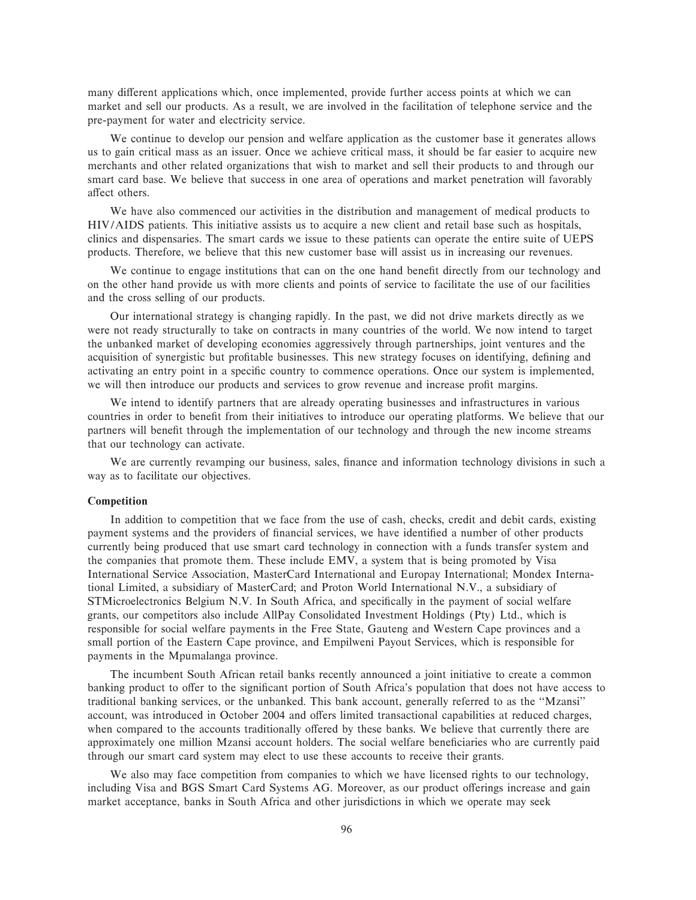many different applications which, once implemented, provide further access points at which we can market and sell our products. As a result, we are involved in the facilitation of telephone service and the pre-payment for water and electricity service.

We continue to develop our pension and welfare application as the customer base it generates allows us to gain critical mass as an issuer. Once we achieve critical mass, it should be far easier to acquire new merchants and other related organizations that wish to market and sell their products to and through our smart card base. We believe that success in one area of operations and market penetration will favorably affect others.

We have also commenced our activities in the distribution and management of medical products to HIV/AIDS patients. This initiative assists us to acquire a new client and retail base such as hospitals, clinics and dispensaries. The smart cards we issue to these patients can operate the entire suite of UEPS products. Therefore, we believe that this new customer base will assist us in increasing our revenues.

We continue to engage institutions that can on the one hand benefit directly from our technology and on the other hand provide us with more clients and points of service to facilitate the use of our facilities and the cross selling of our products.

Our international strategy is changing rapidly. In the past, we did not drive markets directly as we were not ready structurally to take on contracts in many countries of the world. We now intend to target the unbanked market of developing economies aggressively through partnerships, joint ventures and the acquisition of synergistic but profitable businesses. This new strategy focuses on identifying, defining and activating an entry point in a specific country to commence operations. Once our system is implemented, we will then introduce our products and services to grow revenue and increase profit margins.

We intend to identify partners that are already operating businesses and infrastructures in various countries in order to benefit from their initiatives to introduce our operating platforms. We believe that our partners will benefit through the implementation of our technology and through the new income streams that our technology can activate.

We are currently revamping our business, sales, finance and information technology divisions in such a way as to facilitate our objectives.

**Competition**

In addition to competition that we face from the use of cash, checks, credit and debit cards, existing payment systems and the providers of financial services, we have identified a number of other products currently being produced that use smart card technology in connection with a funds transfer system and the companies that promote them. These include EMV, a system that is being promoted by Visa International Service Association, MasterCard International and Europay International; Mondex International Limited, a subsidiary of MasterCard; and Proton World International N.V., a subsidiary of STMicroelectronics Belgium N.V. In South Africa, and specifically in the payment of social welfare grants, our competitors also include AllPay Consolidated Investment Holdings (Pty) Ltd., which is responsible for social welfare payments in the Free State, Gauteng and Western Cape provinces and a small portion of the Eastern Cape province, and Empilweni Payout Services, which is responsible for payments in the Mpumalanga province.

The incumbent South African retail banks recently announced a joint initiative to create a common banking product to offer to the significant portion of South Africa's population that does not have access to traditional banking services, or the unbanked. This bank account, generally referred to as the "Mzansi" account, was introduced in October 2004 and offers limited transactional capabilities at reduced charges, when compared to the accounts traditionally offered by these banks. We believe that currently there are approximately one million Mzansi account holders. The social welfare beneficiaries who are currently paid through our smart card system may elect to use these accounts to receive their grants.

We also may face competition from companies to which we have licensed rights to our technology, including Visa and BGS Smart Card Systems AG. Moreover, as our product offerings increase and gain market acceptance, banks in South Africa and other jurisdictions in which we operate may seek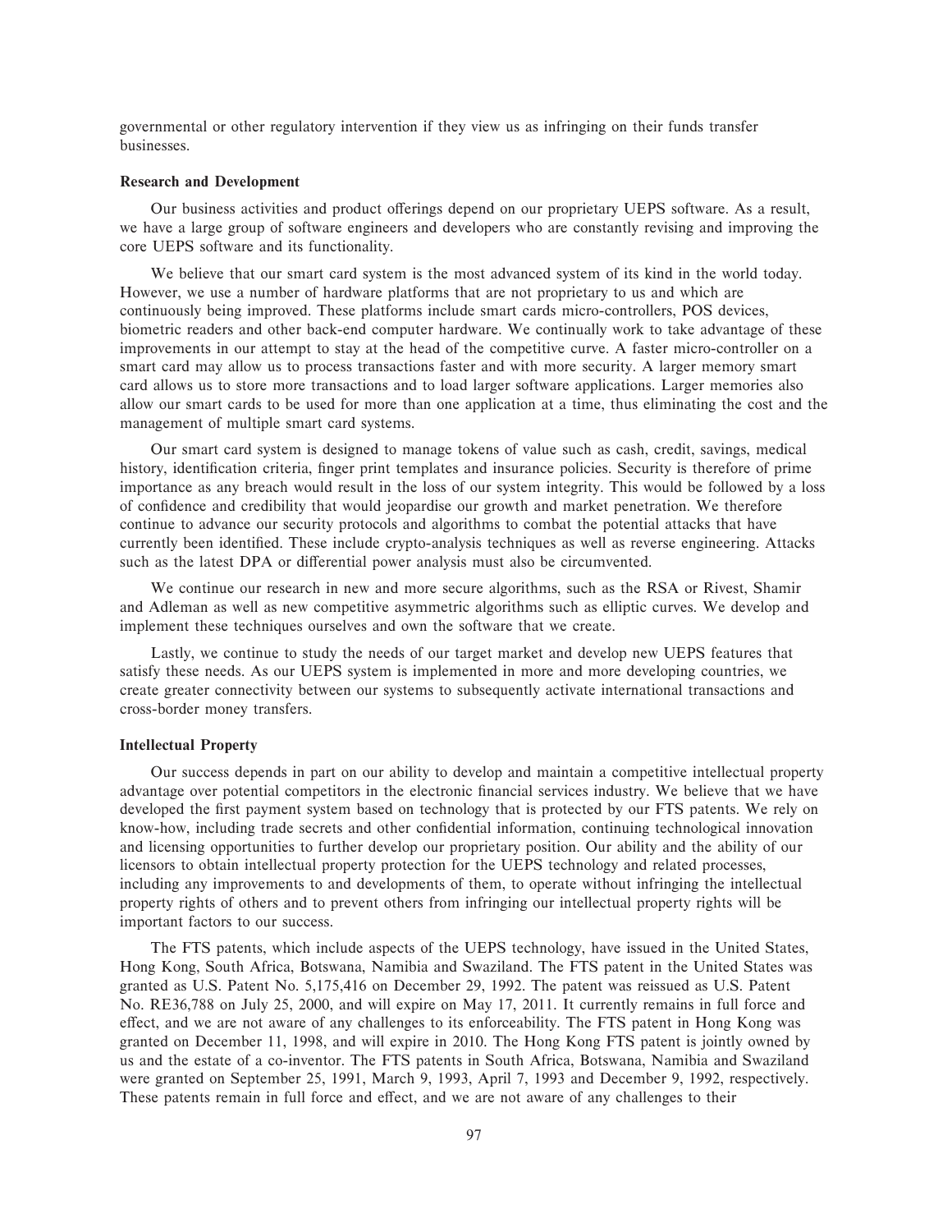governmental or other regulatory intervention if they view us as infringing on their funds transfer businesses.

**Research and Development**

Our business activities and product offerings depend on our proprietary UEPS software. As a result, we have a large group of software engineers and developers who are constantly revising and improving the core UEPS software and its functionality.

We believe that our smart card system is the most advanced system of its kind in the world today. However, we use a number of hardware platforms that are not proprietary to us and which are continuously being improved. These platforms include smart cards micro-controllers, POS devices, biometric readers and other back-end computer hardware. We continually work to take advantage of these improvements in our attempt to stay at the head of the competitive curve. A faster micro-controller on a smart card may allow us to process transactions faster and with more security. A larger memory smart card allows us to store more transactions and to load larger software applications. Larger memories also allow our smart cards to be used for more than one application at a time, thus eliminating the cost and the management of multiple smart card systems.

Our smart card system is designed to manage tokens of value such as cash, credit, savings, medical history, identification criteria, finger print templates and insurance policies. Security is therefore of prime importance as any breach would result in the loss of our system integrity. This would be followed by a loss of confidence and credibility that would jeopardise our growth and market penetration. We therefore continue to advance our security protocols and algorithms to combat the potential attacks that have currently been identified. These include crypto-analysis techniques as well as reverse engineering. Attacks such as the latest DPA or differential power analysis must also be circumvented.

We continue our research in new and more secure algorithms, such as the RSA or Rivest, Shamir and Adleman as well as new competitive asymmetric algorithms such as elliptic curves. We develop and implement these techniques ourselves and own the software that we create.

Lastly, we continue to study the needs of our target market and develop new UEPS features that satisfy these needs. As our UEPS system is implemented in more and more developing countries, we create greater connectivity between our systems to subsequently activate international transactions and cross-border money transfers.

**Intellectual Property**

Our success depends in part on our ability to develop and maintain a competitive intellectual property advantage over potential competitors in the electronic financial services industry. We believe that we have developed the first payment system based on technology that is protected by our FTS patents. We rely on know-how, including trade secrets and other confidential information, continuing technological innovation and licensing opportunities to further develop our proprietary position. Our ability and the ability of our licensors to obtain intellectual property protection for the UEPS technology and related processes, including any improvements to and developments of them, to operate without infringing the intellectual property rights of others and to prevent others from infringing our intellectual property rights will be important factors to our success.

The FTS patents, which include aspects of the UEPS technology, have issued in the United States, Hong Kong, South Africa, Botswana, Namibia and Swaziland. The FTS patent in the United States was granted as U.S. Patent No. 5,175,416 on December 29, 1992. The patent was reissued as U.S. Patent No. RE36,788 on July 25, 2000, and will expire on May 17, 2011. It currently remains in full force and effect, and we are not aware of any challenges to its enforceability. The FTS patent in Hong Kong was granted on December 11, 1998, and will expire in 2010. The Hong Kong FTS patent is jointly owned by us and the estate of a co-inventor. The FTS patents in South Africa, Botswana, Namibia and Swaziland were granted on September 25, 1991, March 9, 1993, April 7, 1993 and December 9, 1992, respectively. These patents remain in full force and effect, and we are not aware of any challenges to their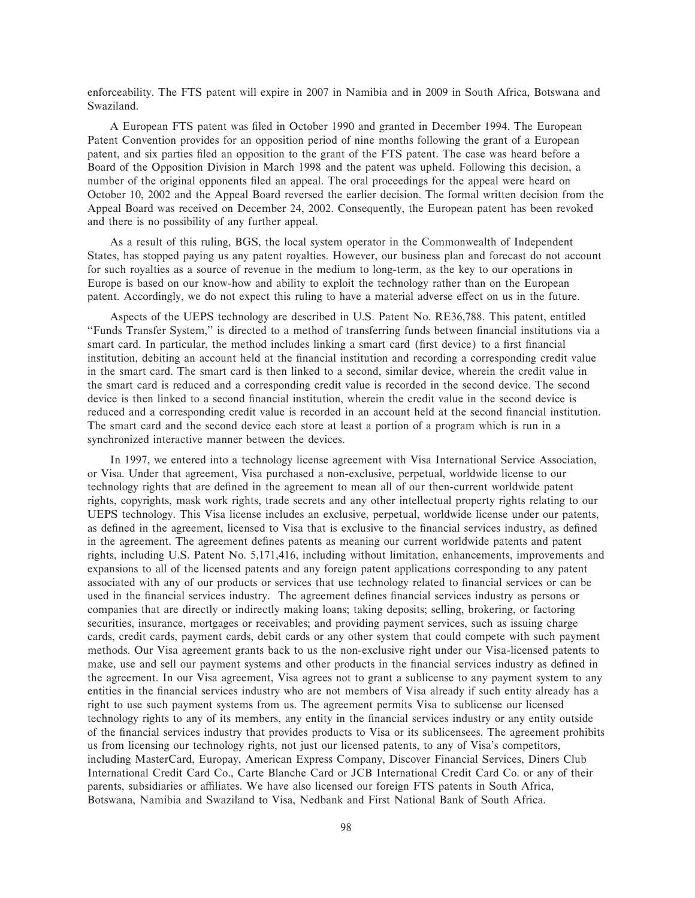enforceability. The FTS patent will expire in 2007 in Namibia and in 2009 in South Africa, Botswana and Swaziland.

A European FTS patent was filed in October 1990 and granted in December 1994. The European Patent Convention provides for an opposition period of nine months following the grant of a European patent, and six parties filed an opposition to the grant of the FTS patent. The case was heard before a Board of the Opposition Division in March 1998 and the patent was upheld. Following this decision, a number of the original opponents filed an appeal. The oral proceedings for the appeal were heard on October 10, 2002 and the Appeal Board reversed the earlier decision. The formal written decision from the Appeal Board was received on December 24, 2002. Consequently, the European patent has been revoked and there is no possibility of any further appeal.

As a result of this ruling, BGS, the local system operator in the Commonwealth of Independent States, has stopped paying us any patent royalties. However, our business plan and forecast do not account for such royalties as a source of revenue in the medium to long-term, as the key to our operations in Europe is based on our know-how and ability to exploit the technology rather than on the European patent. Accordingly, we do not expect this ruling to have a material adverse effect on us in the future.

Aspects of the UEPS technology are described in U.S. Patent No. RE36,788. This patent, entitled "Funds Transfer System," is directed to a method of transferring funds between financial institutions via a smart card. In particular, the method includes linking a smart card (first device) to a first financial institution, debiting an account held at the financial institution and recording a corresponding credit value in the smart card. The smart card is then linked to a second, similar device, wherein the credit value in the smart card is reduced and a corresponding credit value is recorded in the second device. The second device is then linked to a second financial institution, wherein the credit value in the second device is reduced and a corresponding credit value is recorded in an account held at the second financial institution. The smart card and the second device each store at least a portion of a program which is run in a synchronized interactive manner between the devices.

In 1997, we entered into a technology license agreement with Visa International Service Association, or Visa. Under that agreement, Visa purchased a non-exclusive, perpetual, worldwide license to our technology rights that are defined in the agreement to mean all of our then-current worldwide patent rights, copyrights, mask work rights, trade secrets and any other intellectual property rights relating to our UEPS technology. This Visa license includes an exclusive, perpetual, worldwide license under our patents, as defined in the agreement, licensed to Visa that is exclusive to the financial services industry, as defined in the agreement. The agreement defines patents as meaning our current worldwide patents and patent rights, including U.S. Patent No. 5,171,416, including without limitation, enhancements, improvements and expansions to all of the licensed patents and any foreign patent applications corresponding to any patent associated with any of our products or services that use technology related to financial services or can be used in the financial services industry. The agreement defines financial services industry as persons or companies that are directly or indirectly making loans; taking deposits; selling, brokering, or factoring securities, insurance, mortgages or receivables; and providing payment services, such as issuing charge cards, credit cards, payment cards, debit cards or any other system that could compete with such payment methods. Our Visa agreement grants back to us the non-exclusive right under our Visa-licensed patents to make, use and sell our payment systems and other products in the financial services industry as defined in the agreement. In our Visa agreement, Visa agrees not to grant a sublicense to any payment system to any entities in the financial services industry who are not members of Visa already if such entity already has a right to use such payment systems from us. The agreement permits Visa to sublicense our licensed technology rights to any of its members, any entity in the financial services industry or any entity outside of the financial services industry that provides products to Visa or its sublicensees. The agreement prohibits us from licensing our technology rights, not just our licensed patents, to any of Visa's competitors, including MasterCard, Europay, American Express Company, Discover Financial Services, Diners Club International Credit Card Co., Carte Blanche Card or JCB International Credit Card Co. or any of their parents, subsidiaries or affiliates. We have also licensed our foreign FTS patents in South Africa, Botswana, Namibia and Swaziland to Visa, Nedbank and First National Bank of South Africa.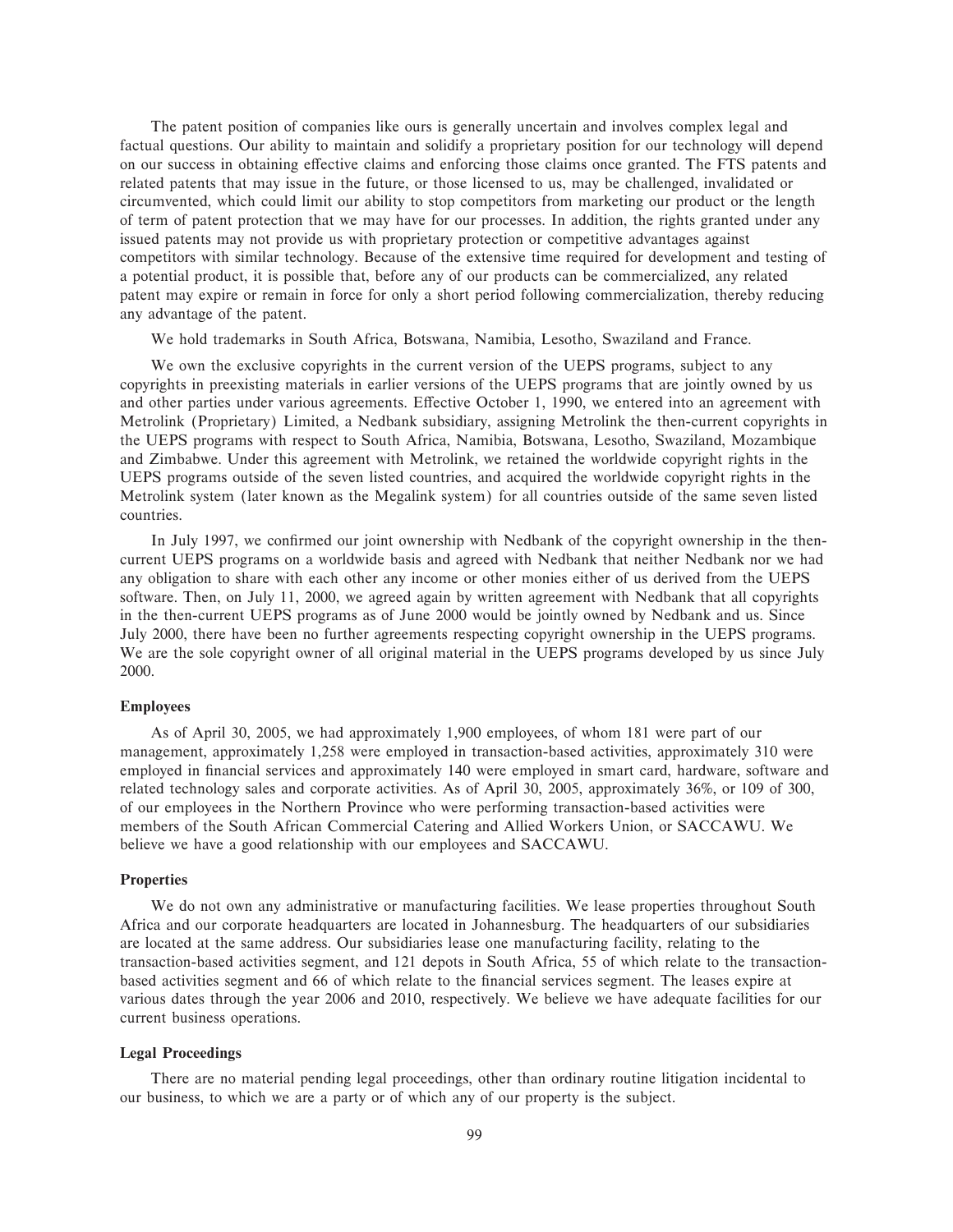The patent position of companies like ours is generally uncertain and involves complex legal and factual questions. Our ability to maintain and solidify a proprietary position for our technology will depend on our success in obtaining effective claims and enforcing those claims once granted. The FTS patents and related patents that may issue in the future, or those licensed to us, may be challenged, invalidated or circumvented, which could limit our ability to stop competitors from marketing our product or the length of term of patent protection that we may have for our processes. In addition, the rights granted under any issued patents may not provide us with proprietary protection or competitive advantages against competitors with similar technology. Because of the extensive time required for development and testing of a potential product, it is possible that, before any of our products can be commercialized, any related patent may expire or remain in force for only a short period following commercialization, thereby reducing any advantage of the patent.

We hold trademarks in South Africa, Botswana, Namibia, Lesotho, Swaziland and France.

We own the exclusive copyrights in the current version of the UEPS programs, subject to any copyrights in preexisting materials in earlier versions of the UEPS programs that are jointly owned by us and other parties under various agreements. Effective October 1, 1990, we entered into an agreement with Metrolink (Proprietary) Limited, a Nedbank subsidiary, assigning Metrolink the then-current copyrights in the UEPS programs with respect to South Africa, Namibia, Botswana, Lesotho, Swaziland, Mozambique and Zimbabwe. Under this agreement with Metrolink, we retained the worldwide copyright rights in the UEPS programs outside of the seven listed countries, and acquired the worldwide copyright rights in the Metrolink system (later known as the Megalink system) for all countries outside of the same seven listed countries.

In July 1997, we confirmed our joint ownership with Nedbank of the copyright ownership in the then-current UEPS programs on a worldwide basis and agreed with Nedbank that neither Nedbank nor we had any obligation to share with each other any income or other monies either of us derived from the UEPS software. Then, on July 11, 2000, we agreed again by written agreement with Nedbank that all copyrights in the then-current UEPS programs as of June 2000 would be jointly owned by Nedbank and us. Since July 2000, there have been no further agreements respecting copyright ownership in the UEPS programs. We are the sole copyright owner of all original material in the UEPS programs developed by us since July 2000.

### Employees

As of April 30, 2005, we had approximately 1,900 employees, of whom 181 were part of our management, approximately 1,258 were employed in transaction-based activities, approximately 310 were employed in financial services and approximately 140 were employed in smart card, hardware, software and related technology sales and corporate activities. As of April 30, 2005, approximately 36%, or 109 of 300, of our employees in the Northern Province who were performing transaction-based activities were members of the South African Commercial Catering and Allied Workers Union, or SACCAWU. We believe we have a good relationship with our employees and SACCAWU.

### Properties

We do not own any administrative or manufacturing facilities. We lease properties throughout South Africa and our corporate headquarters are located in Johannesburg. The headquarters of our subsidiaries are located at the same address. Our subsidiaries lease one manufacturing facility, relating to the transaction-based activities segment, and 121 depots in South Africa, 55 of which relate to the transaction-based activities segment and 66 of which relate to the financial services segment. The leases expire at various dates through the year 2006 and 2010, respectively. We believe we have adequate facilities for our current business operations.

### Legal Proceedings

There are no material pending legal proceedings, other than ordinary routine litigation incidental to our business, to which we are a party or of which any of our property is the subject.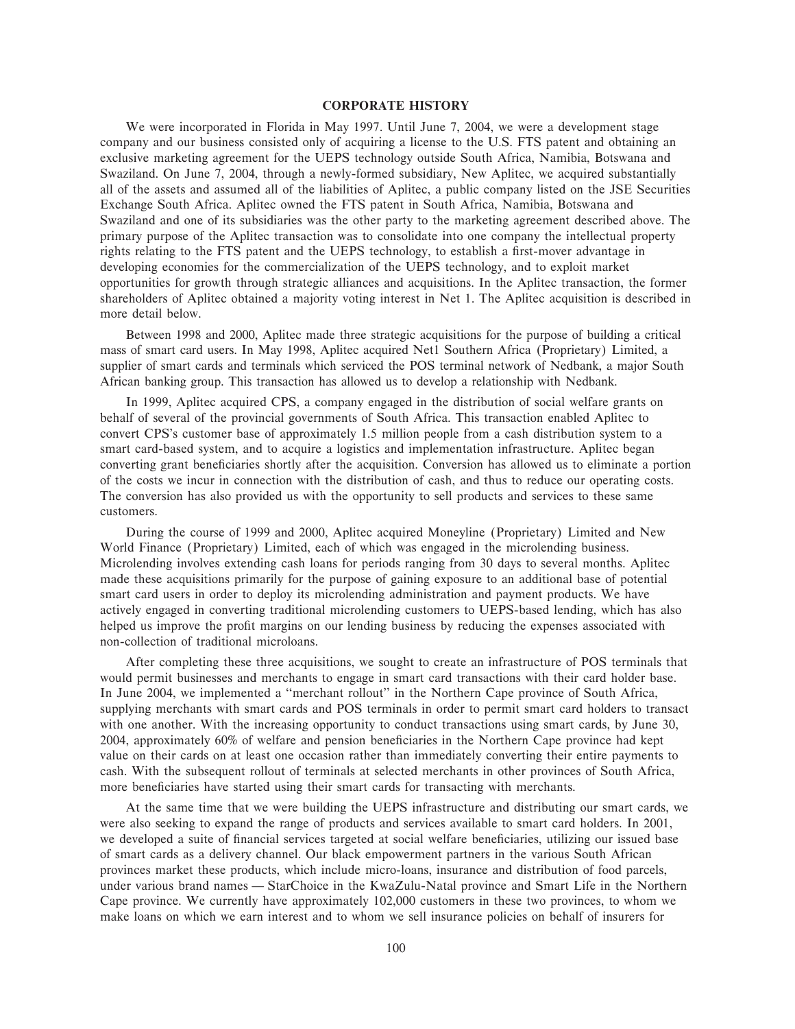## CORPORATE HISTORY

We were incorporated in Florida in May 1997. Until June 7, 2004, we were a development stage company and our business consisted only of acquiring a license to the U.S. FTS patent and obtaining an exclusive marketing agreement for the UEPS technology outside South Africa, Namibia, Botswana and Swaziland. On June 7, 2004, through a newly-formed subsidiary, New Aplitec, we acquired substantially all of the assets and assumed all of the liabilities of Aplitec, a public company listed on the JSE Securities Exchange South Africa. Aplitec owned the FTS patent in South Africa, Namibia, Botswana and Swaziland and one of its subsidiaries was the other party to the marketing agreement described above. The primary purpose of the Aplitec transaction was to consolidate into one company the intellectual property rights relating to the FTS patent and the UEPS technology, to establish a first-mover advantage in developing economies for the commercialization of the UEPS technology, and to exploit market opportunities for growth through strategic alliances and acquisitions. In the Aplitec transaction, the former shareholders of Aplitec obtained a majority voting interest in Net 1. The Aplitec acquisition is described in more detail below.

Between 1998 and 2000, Aplitec made three strategic acquisitions for the purpose of building a critical mass of smart card users. In May 1998, Aplitec acquired Net1 Southern Africa (Proprietary) Limited, a supplier of smart cards and terminals which serviced the POS terminal network of Nedbank, a major South African banking group. This transaction has allowed us to develop a relationship with Nedbank.

In 1999, Aplitec acquired CPS, a company engaged in the distribution of social welfare grants on behalf of several of the provincial governments of South Africa. This transaction enabled Aplitec to convert CPS's customer base of approximately 1.5 million people from a cash distribution system to a smart card-based system, and to acquire a logistics and implementation infrastructure. Aplitec began converting grant beneficiaries shortly after the acquisition. Conversion has allowed us to eliminate a portion of the costs we incur in connection with the distribution of cash, and thus to reduce our operating costs. The conversion has also provided us with the opportunity to sell products and services to these same customers.

During the course of 1999 and 2000, Aplitec acquired Moneyline (Proprietary) Limited and New World Finance (Proprietary) Limited, each of which was engaged in the microlending business. Microlending involves extending cash loans for periods ranging from 30 days to several months. Aplitec made these acquisitions primarily for the purpose of gaining exposure to an additional base of potential smart card users in order to deploy its microlending administration and payment products. We have actively engaged in converting traditional microlending customers to UEPS-based lending, which has also helped us improve the profit margins on our lending business by reducing the expenses associated with non-collection of traditional microloans.

After completing these three acquisitions, we sought to create an infrastructure of POS terminals that would permit businesses and merchants to engage in smart card transactions with their card holder base. In June 2004, we implemented a "merchant rollout" in the Northern Cape province of South Africa, supplying merchants with smart cards and POS terminals in order to permit smart card holders to transact with one another. With the increasing opportunity to conduct transactions using smart cards, by June 30, 2004, approximately 60% of welfare and pension beneficiaries in the Northern Cape province had kept value on their cards on at least one occasion rather than immediately converting their entire payments to cash. With the subsequent rollout of terminals at selected merchants in other provinces of South Africa, more beneficiaries have started using their smart cards for transacting with merchants.

At the same time that we were building the UEPS infrastructure and distributing our smart cards, we were also seeking to expand the range of products and services available to smart card holders. In 2001, we developed a suite of financial services targeted at social welfare beneficiaries, utilizing our issued base of smart cards as a delivery channel. Our black empowerment partners in the various South African provinces market these products, which include micro-loans, insurance and distribution of food parcels, under various brand names — StarChoice in the KwaZulu-Natal province and Smart Life in the Northern Cape province. We currently have approximately 102,000 customers in these two provinces, to whom we make loans on which we earn interest and to whom we sell insurance policies on behalf of insurers for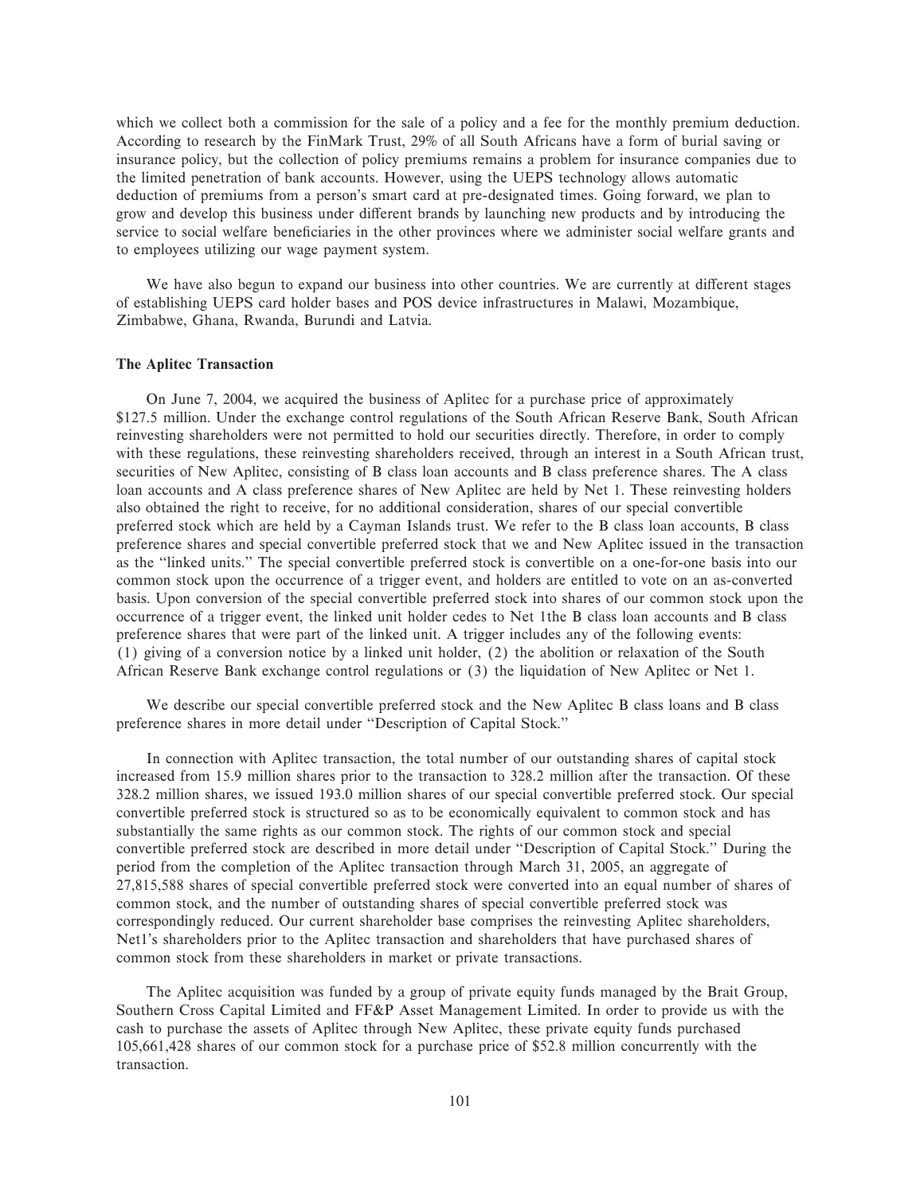which we collect both a commission for the sale of a policy and a fee for the monthly premium deduction. According to research by the FinMark Trust, 29% of all South Africans have a form of burial saving or insurance policy, but the collection of policy premiums remains a problem for insurance companies due to the limited penetration of bank accounts. However, using the UEPS technology allows automatic deduction of premiums from a person's smart card at pre-designated times. Going forward, we plan to grow and develop this business under different brands by launching new products and by introducing the service to social welfare beneficiaries in the other provinces where we administer social welfare grants and to employees utilizing our wage payment system.

We have also begun to expand our business into other countries. We are currently at different stages of establishing UEPS card holder bases and POS device infrastructures in Malawi, Mozambique, Zimbabwe, Ghana, Rwanda, Burundi and Latvia.

**The Aplitec Transaction**

On June 7, 2004, we acquired the business of Aplitec for a purchase price of approximately $127.5 million. Under the exchange control regulations of the South African Reserve Bank, South African reinvesting shareholders were not permitted to hold our securities directly. Therefore, in order to comply with these regulations, these reinvesting shareholders received, through an interest in a South African trust, securities of New Aplitec, consisting of B class loan accounts and B class preference shares. The A class loan accounts and A class preference shares of New Aplitec are held by Net 1. These reinvesting holders also obtained the right to receive, for no additional consideration, shares of our special convertible preferred stock which are held by a Cayman Islands trust. We refer to the B class loan accounts, B class preference shares and special convertible preferred stock that we and New Aplitec issued in the transaction as the "linked units." The special convertible preferred stock is convertible on a one-for-one basis into our common stock upon the occurrence of a trigger event, and holders are entitled to vote on an as-converted basis. Upon conversion of the special convertible preferred stock into shares of our common stock upon the occurrence of a trigger event, the linked unit holder cedes to Net 1the B class loan accounts and B class preference shares that were part of the linked unit. A trigger includes any of the following events: (1) giving of a conversion notice by a linked unit holder, (2) the abolition or relaxation of the South African Reserve Bank exchange control regulations or (3) the liquidation of New Aplitec or Net 1.

We describe our special convertible preferred stock and the New Aplitec B class loans and B class preference shares in more detail under "Description of Capital Stock."

In connection with Aplitec transaction, the total number of our outstanding shares of capital stock increased from 15.9 million shares prior to the transaction to 328.2 million after the transaction. Of these 328.2 million shares, we issued 193.0 million shares of our special convertible preferred stock. Our special convertible preferred stock is structured so as to be economically equivalent to common stock and has substantially the same rights as our common stock. The rights of our common stock and special convertible preferred stock are described in more detail under "Description of Capital Stock." During the period from the completion of the Aplitec transaction through March 31, 2005, an aggregate of 27,815,588 shares of special convertible preferred stock were converted into an equal number of shares of common stock, and the number of outstanding shares of special convertible preferred stock was correspondingly reduced. Our current shareholder base comprises the reinvesting Aplitec shareholders, Net1's shareholders prior to the Aplitec transaction and shareholders that have purchased shares of common stock from these shareholders in market or private transactions.

The Aplitec acquisition was funded by a group of private equity funds managed by the Brait Group, Southern Cross Capital Limited and FF&P Asset Management Limited. In order to provide us with the cash to purchase the assets of Aplitec through New Aplitec, these private equity funds purchased 105,661,428 shares of our common stock for a purchase price of $52.8 million concurrently with the transaction.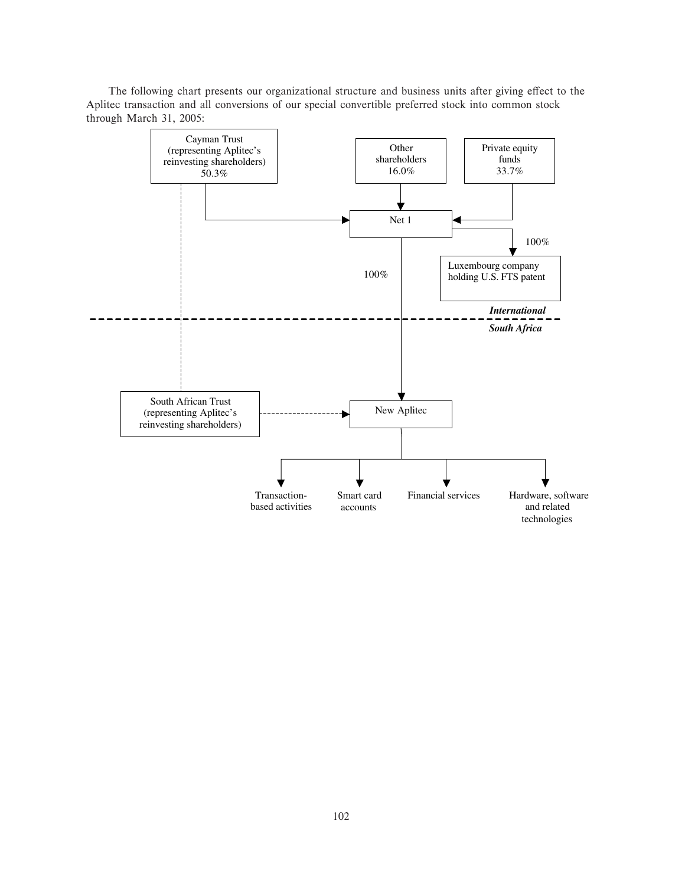The following chart presents our organizational structure and business units after giving effect to the Aplitec transaction and all conversions of our special convertible preferred stock into common stock through March 31, 2005:

Cayman Trust (representing Aplitec's reinvesting shareholders) 50.3%

Other shareholders 16.0%

Private equity funds 33.7%

Net 1

100%

Luxembourg company holding U.S. FTS patent

100%

***International***

***South Africa***

South African Trust (representing Aplitec's reinvesting shareholders)

New Aplitec

Transaction-based activities

Smart card accounts

Financial services

Hardware, software and related technologies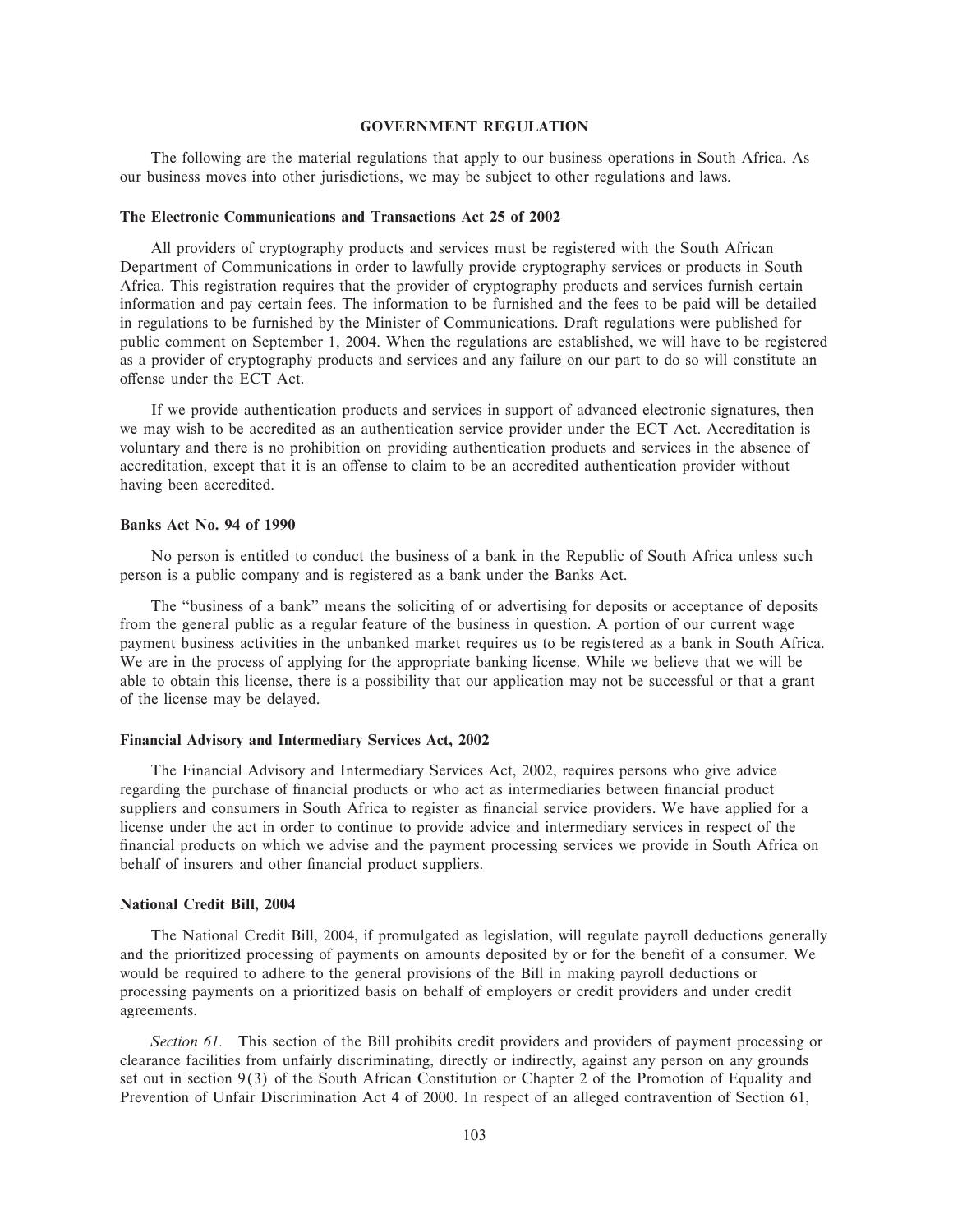# GOVERNMENT REGULATION

The following are the material regulations that apply to our business operations in South Africa. As our business moves into other jurisdictions, we may be subject to other regulations and laws.

### The Electronic Communications and Transactions Act 25 of 2002

All providers of cryptography products and services must be registered with the South African Department of Communications in order to lawfully provide cryptography services or products in South Africa. This registration requires that the provider of cryptography products and services furnish certain information and pay certain fees. The information to be furnished and the fees to be paid will be detailed in regulations to be furnished by the Minister of Communications. Draft regulations were published for public comment on September 1, 2004. When the regulations are established, we will have to be registered as a provider of cryptography products and services and any failure on our part to do so will constitute an offense under the ECT Act.

If we provide authentication products and services in support of advanced electronic signatures, then we may wish to be accredited as an authentication service provider under the ECT Act. Accreditation is voluntary and there is no prohibition on providing authentication products and services in the absence of accreditation, except that it is an offense to claim to be an accredited authentication provider without having been accredited.

### Banks Act No. 94 of 1990

No person is entitled to conduct the business of a bank in the Republic of South Africa unless such person is a public company and is registered as a bank under the Banks Act.

The "business of a bank" means the soliciting of or advertising for deposits or acceptance of deposits from the general public as a regular feature of the business in question. A portion of our current wage payment business activities in the unbanked market requires us to be registered as a bank in South Africa. We are in the process of applying for the appropriate banking license. While we believe that we will be able to obtain this license, there is a possibility that our application may not be successful or that a grant of the license may be delayed.

### Financial Advisory and Intermediary Services Act, 2002

The Financial Advisory and Intermediary Services Act, 2002, requires persons who give advice regarding the purchase of financial products or who act as intermediaries between financial product suppliers and consumers in South Africa to register as financial service providers. We have applied for a license under the act in order to continue to provide advice and intermediary services in respect of the financial products on which we advise and the payment processing services we provide in South Africa on behalf of insurers and other financial product suppliers.

### National Credit Bill, 2004

The National Credit Bill, 2004, if promulgated as legislation, will regulate payroll deductions generally and the prioritized processing of payments on amounts deposited by or for the benefit of a consumer. We would be required to adhere to the general provisions of the Bill in making payroll deductions or processing payments on a prioritized basis on behalf of employers or credit providers and under credit agreements.

*Section 61.* This section of the Bill prohibits credit providers and providers of payment processing or clearance facilities from unfairly discriminating, directly or indirectly, against any person on any grounds set out in section 9(3) of the South African Constitution or Chapter 2 of the Promotion of Equality and Prevention of Unfair Discrimination Act 4 of 2000. In respect of an alleged contravention of Section 61,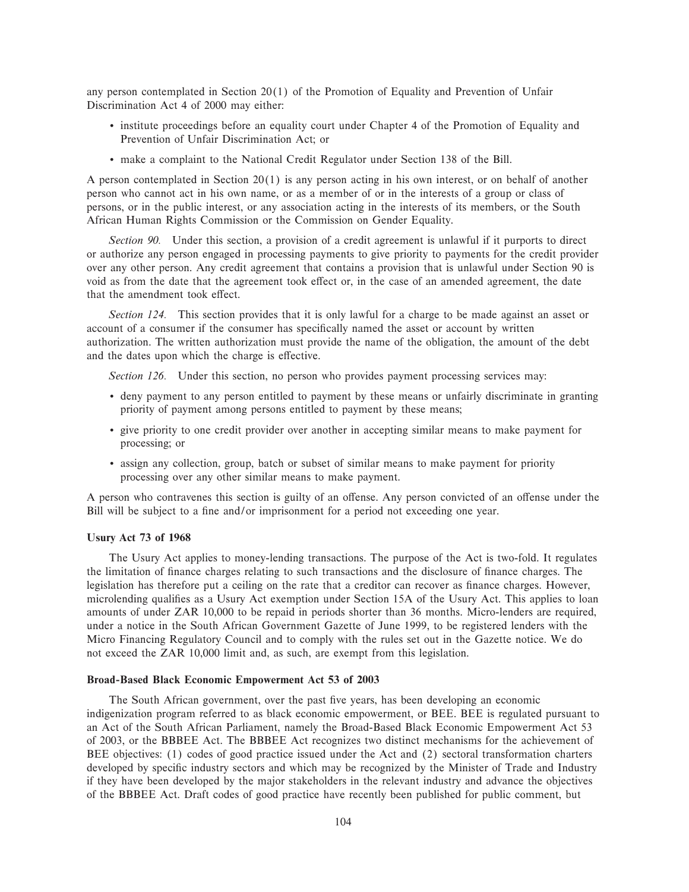any person contemplated in Section 20(1) of the Promotion of Equality and Prevention of Unfair Discrimination Act 4 of 2000 may either:

- institute proceedings before an equality court under Chapter 4 of the Promotion of Equality and Prevention of Unfair Discrimination Act; or
- make a complaint to the National Credit Regulator under Section 138 of the Bill.

A person contemplated in Section 20(1) is any person acting in his own interest, or on behalf of another person who cannot act in his own name, or as a member of or in the interests of a group or class of persons, or in the public interest, or any association acting in the interests of its members, or the South African Human Rights Commission or the Commission on Gender Equality.

*Section 90.* Under this section, a provision of a credit agreement is unlawful if it purports to direct or authorize any person engaged in processing payments to give priority to payments for the credit provider over any other person. Any credit agreement that contains a provision that is unlawful under Section 90 is void as from the date that the agreement took effect or, in the case of an amended agreement, the date that the amendment took effect.

*Section 124.* This section provides that it is only lawful for a charge to be made against an asset or account of a consumer if the consumer has specifically named the asset or account by written authorization. The written authorization must provide the name of the obligation, the amount of the debt and the dates upon which the charge is effective.

*Section 126.* Under this section, no person who provides payment processing services may:

- deny payment to any person entitled to payment by these means or unfairly discriminate in granting priority of payment among persons entitled to payment by these means;
- give priority to one credit provider over another in accepting similar means to make payment for processing; or
- assign any collection, group, batch or subset of similar means to make payment for priority processing over any other similar means to make payment.

A person who contravenes this section is guilty of an offense. Any person convicted of an offense under the Bill will be subject to a fine and/or imprisonment for a period not exceeding one year.

### Usury Act 73 of 1968

The Usury Act applies to money-lending transactions. The purpose of the Act is two-fold. It regulates the limitation of finance charges relating to such transactions and the disclosure of finance charges. The legislation has therefore put a ceiling on the rate that a creditor can recover as finance charges. However, microlending qualifies as a Usury Act exemption under Section 15A of the Usury Act. This applies to loan amounts of under ZAR 10,000 to be repaid in periods shorter than 36 months. Micro-lenders are required, under a notice in the South African Government Gazette of June 1999, to be registered lenders with the Micro Financing Regulatory Council and to comply with the rules set out in the Gazette notice. We do not exceed the ZAR 10,000 limit and, as such, are exempt from this legislation.

### Broad-Based Black Economic Empowerment Act 53 of 2003

The South African government, over the past five years, has been developing an economic indigenization program referred to as black economic empowerment, or BEE. BEE is regulated pursuant to an Act of the South African Parliament, namely the Broad-Based Black Economic Empowerment Act 53 of 2003, or the BBBEE Act. The BBBEE Act recognizes two distinct mechanisms for the achievement of BEE objectives: (1) codes of good practice issued under the Act and (2) sectoral transformation charters developed by specific industry sectors and which may be recognized by the Minister of Trade and Industry if they have been developed by the major stakeholders in the relevant industry and advance the objectives of the BBBEE Act. Draft codes of good practice have recently been published for public comment, but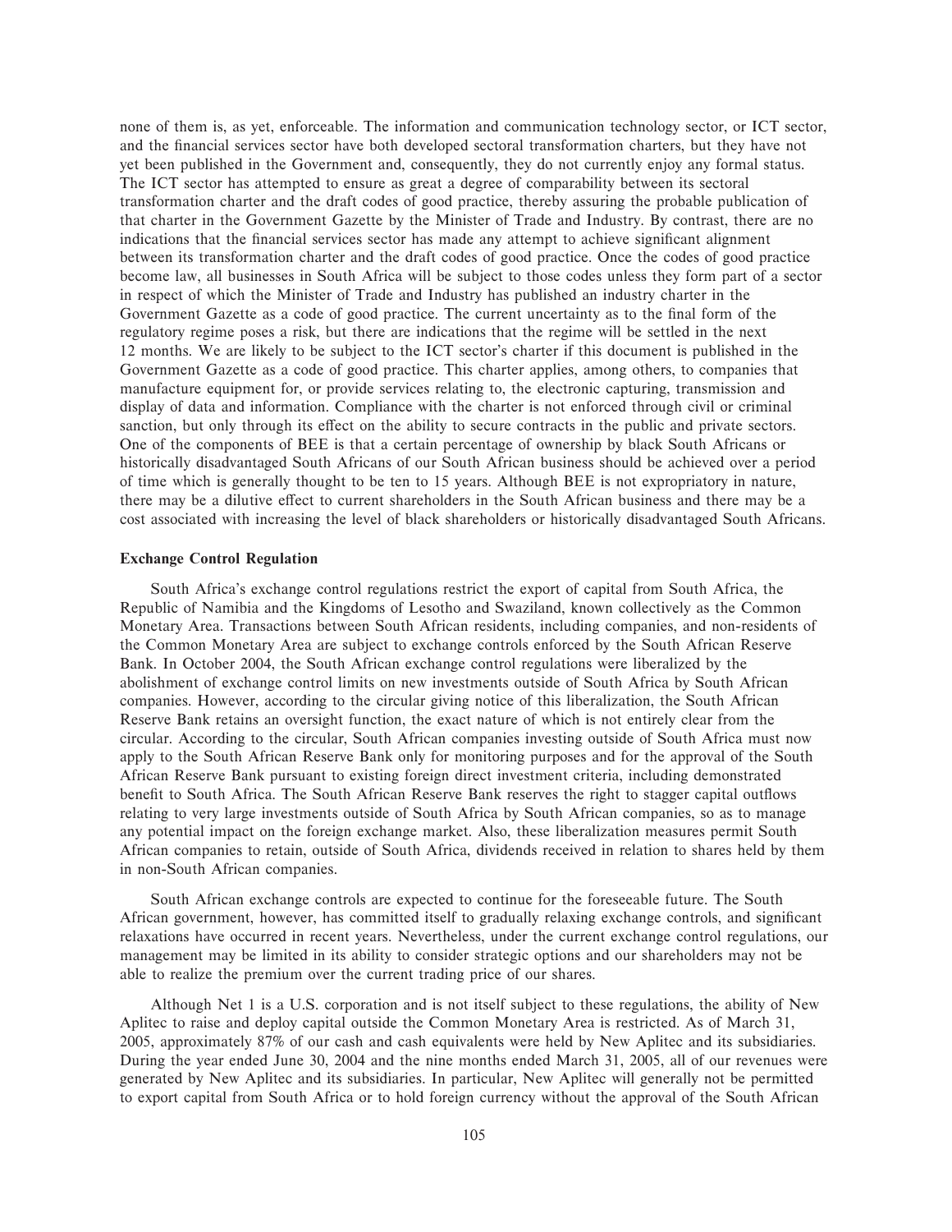none of them is, as yet, enforceable. The information and communication technology sector, or ICT sector, and the financial services sector have both developed sectoral transformation charters, but they have not yet been published in the Government and, consequently, they do not currently enjoy any formal status. The ICT sector has attempted to ensure as great a degree of comparability between its sectoral transformation charter and the draft codes of good practice, thereby assuring the probable publication of that charter in the Government Gazette by the Minister of Trade and Industry. By contrast, there are no indications that the financial services sector has made any attempt to achieve significant alignment between its transformation charter and the draft codes of good practice. Once the codes of good practice become law, all businesses in South Africa will be subject to those codes unless they form part of a sector in respect of which the Minister of Trade and Industry has published an industry charter in the Government Gazette as a code of good practice. The current uncertainty as to the final form of the regulatory regime poses a risk, but there are indications that the regime will be settled in the next 12 months. We are likely to be subject to the ICT sector's charter if this document is published in the Government Gazette as a code of good practice. This charter applies, among others, to companies that manufacture equipment for, or provide services relating to, the electronic capturing, transmission and display of data and information. Compliance with the charter is not enforced through civil or criminal sanction, but only through its effect on the ability to secure contracts in the public and private sectors. One of the components of BEE is that a certain percentage of ownership by black South Africans or historically disadvantaged South Africans of our South African business should be achieved over a period of time which is generally thought to be ten to 15 years. Although BEE is not expropriatory in nature, there may be a dilutive effect to current shareholders in the South African business and there may be a cost associated with increasing the level of black shareholders or historically disadvantaged South Africans.

**Exchange Control Regulation**

South Africa's exchange control regulations restrict the export of capital from South Africa, the Republic of Namibia and the Kingdoms of Lesotho and Swaziland, known collectively as the Common Monetary Area. Transactions between South African residents, including companies, and non-residents of the Common Monetary Area are subject to exchange controls enforced by the South African Reserve Bank. In October 2004, the South African exchange control regulations were liberalized by the abolishment of exchange control limits on new investments outside of South Africa by South African companies. However, according to the circular giving notice of this liberalization, the South African Reserve Bank retains an oversight function, the exact nature of which is not entirely clear from the circular. According to the circular, South African companies investing outside of South Africa must now apply to the South African Reserve Bank only for monitoring purposes and for the approval of the South African Reserve Bank pursuant to existing foreign direct investment criteria, including demonstrated benefit to South Africa. The South African Reserve Bank reserves the right to stagger capital outflows relating to very large investments outside of South Africa by South African companies, so as to manage any potential impact on the foreign exchange market. Also, these liberalization measures permit South African companies to retain, outside of South Africa, dividends received in relation to shares held by them in non-South African companies.

South African exchange controls are expected to continue for the foreseeable future. The South African government, however, has committed itself to gradually relaxing exchange controls, and significant relaxations have occurred in recent years. Nevertheless, under the current exchange control regulations, our management may be limited in its ability to consider strategic options and our shareholders may not be able to realize the premium over the current trading price of our shares.

Although Net 1 is a U.S. corporation and is not itself subject to these regulations, the ability of New Aplitec to raise and deploy capital outside the Common Monetary Area is restricted. As of March 31, 2005, approximately 87% of our cash and cash equivalents were held by New Aplitec and its subsidiaries. During the year ended June 30, 2004 and the nine months ended March 31, 2005, all of our revenues were generated by New Aplitec and its subsidiaries. In particular, New Aplitec will generally not be permitted to export capital from South Africa or to hold foreign currency without the approval of the South African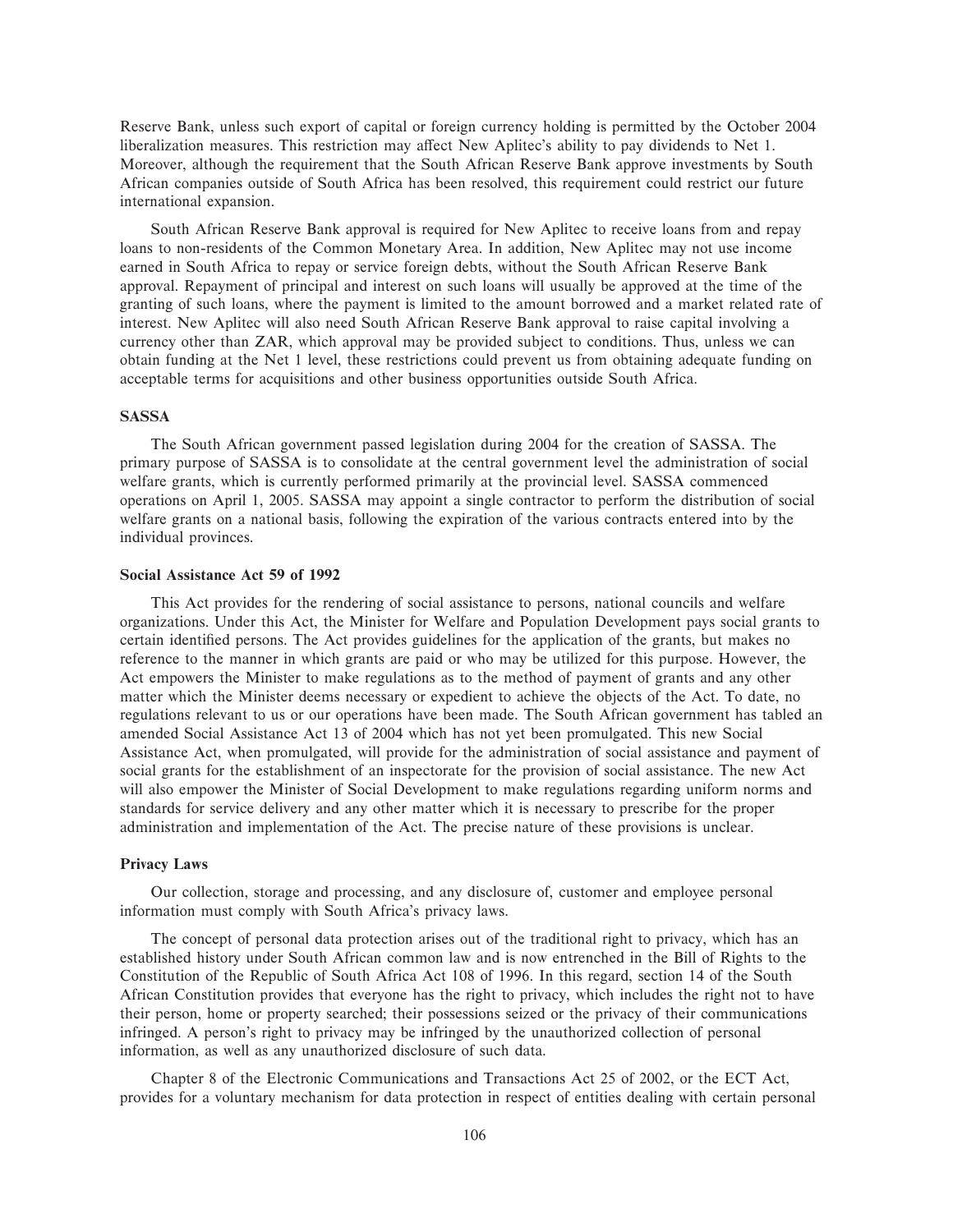Reserve Bank, unless such export of capital or foreign currency holding is permitted by the October 2004 liberalization measures. This restriction may affect New Aplitec's ability to pay dividends to Net 1. Moreover, although the requirement that the South African Reserve Bank approve investments by South African companies outside of South Africa has been resolved, this requirement could restrict our future international expansion.

South African Reserve Bank approval is required for New Aplitec to receive loans from and repay loans to non-residents of the Common Monetary Area. In addition, New Aplitec may not use income earned in South Africa to repay or service foreign debts, without the South African Reserve Bank approval. Repayment of principal and interest on such loans will usually be approved at the time of the granting of such loans, where the payment is limited to the amount borrowed and a market related rate of interest. New Aplitec will also need South African Reserve Bank approval to raise capital involving a currency other than ZAR, which approval may be provided subject to conditions. Thus, unless we can obtain funding at the Net 1 level, these restrictions could prevent us from obtaining adequate funding on acceptable terms for acquisitions and other business opportunities outside South Africa.

### SASSA

The South African government passed legislation during 2004 for the creation of SASSA. The primary purpose of SASSA is to consolidate at the central government level the administration of social welfare grants, which is currently performed primarily at the provincial level. SASSA commenced operations on April 1, 2005. SASSA may appoint a single contractor to perform the distribution of social welfare grants on a national basis, following the expiration of the various contracts entered into by the individual provinces.

### Social Assistance Act 59 of 1992

This Act provides for the rendering of social assistance to persons, national councils and welfare organizations. Under this Act, the Minister for Welfare and Population Development pays social grants to certain identified persons. The Act provides guidelines for the application of the grants, but makes no reference to the manner in which grants are paid or who may be utilized for this purpose. However, the Act empowers the Minister to make regulations as to the method of payment of grants and any other matter which the Minister deems necessary or expedient to achieve the objects of the Act. To date, no regulations relevant to us or our operations have been made. The South African government has tabled an amended Social Assistance Act 13 of 2004 which has not yet been promulgated. This new Social Assistance Act, when promulgated, will provide for the administration of social assistance and payment of social grants for the establishment of an inspectorate for the provision of social assistance. The new Act will also empower the Minister of Social Development to make regulations regarding uniform norms and standards for service delivery and any other matter which it is necessary to prescribe for the proper administration and implementation of the Act. The precise nature of these provisions is unclear.

### Privacy Laws

Our collection, storage and processing, and any disclosure of, customer and employee personal information must comply with South Africa's privacy laws.

The concept of personal data protection arises out of the traditional right to privacy, which has an established history under South African common law and is now entrenched in the Bill of Rights to the Constitution of the Republic of South Africa Act 108 of 1996. In this regard, section 14 of the South African Constitution provides that everyone has the right to privacy, which includes the right not to have their person, home or property searched; their possessions seized or the privacy of their communications infringed. A person's right to privacy may be infringed by the unauthorized collection of personal information, as well as any unauthorized disclosure of such data.

Chapter 8 of the Electronic Communications and Transactions Act 25 of 2002, or the ECT Act, provides for a voluntary mechanism for data protection in respect of entities dealing with certain personal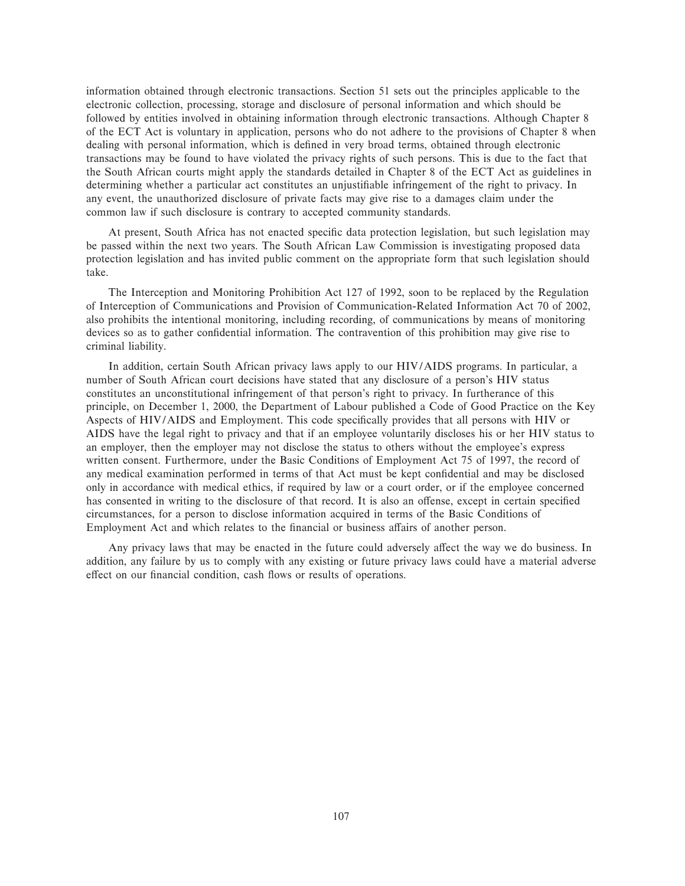information obtained through electronic transactions. Section 51 sets out the principles applicable to the electronic collection, processing, storage and disclosure of personal information and which should be followed by entities involved in obtaining information through electronic transactions. Although Chapter 8 of the ECT Act is voluntary in application, persons who do not adhere to the provisions of Chapter 8 when dealing with personal information, which is defined in very broad terms, obtained through electronic transactions may be found to have violated the privacy rights of such persons. This is due to the fact that the South African courts might apply the standards detailed in Chapter 8 of the ECT Act as guidelines in determining whether a particular act constitutes an unjustifiable infringement of the right to privacy. In any event, the unauthorized disclosure of private facts may give rise to a damages claim under the common law if such disclosure is contrary to accepted community standards.

At present, South Africa has not enacted specific data protection legislation, but such legislation may be passed within the next two years. The South African Law Commission is investigating proposed data protection legislation and has invited public comment on the appropriate form that such legislation should take.

The Interception and Monitoring Prohibition Act 127 of 1992, soon to be replaced by the Regulation of Interception of Communications and Provision of Communication-Related Information Act 70 of 2002, also prohibits the intentional monitoring, including recording, of communications by means of monitoring devices so as to gather confidential information. The contravention of this prohibition may give rise to criminal liability.

In addition, certain South African privacy laws apply to our HIV/AIDS programs. In particular, a number of South African court decisions have stated that any disclosure of a person's HIV status constitutes an unconstitutional infringement of that person's right to privacy. In furtherance of this principle, on December 1, 2000, the Department of Labour published a Code of Good Practice on the Key Aspects of HIV/AIDS and Employment. This code specifically provides that all persons with HIV or AIDS have the legal right to privacy and that if an employee voluntarily discloses his or her HIV status to an employer, then the employer may not disclose the status to others without the employee's express written consent. Furthermore, under the Basic Conditions of Employment Act 75 of 1997, the record of any medical examination performed in terms of that Act must be kept confidential and may be disclosed only in accordance with medical ethics, if required by law or a court order, or if the employee concerned has consented in writing to the disclosure of that record. It is also an offense, except in certain specified circumstances, for a person to disclose information acquired in terms of the Basic Conditions of Employment Act and which relates to the financial or business affairs of another person.

Any privacy laws that may be enacted in the future could adversely affect the way we do business. In addition, any failure by us to comply with any existing or future privacy laws could have a material adverse effect on our financial condition, cash flows or results of operations.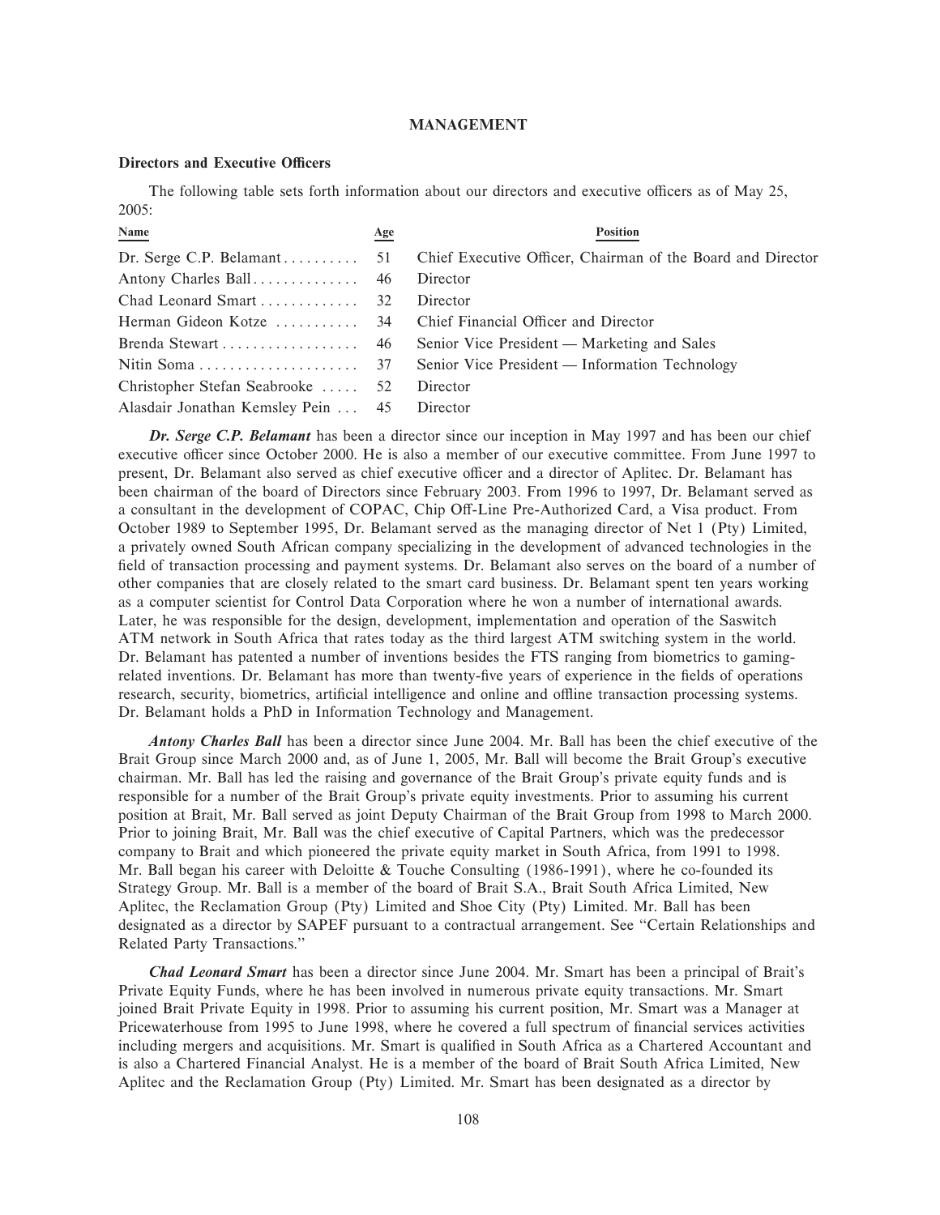## MANAGEMENT

### Directors and Executive Officers

The following table sets forth information about our directors and executive officers as of May 25, 2005:

| Name | Age | Position |
|---|---|---|
| Dr. Serge C.P. Belamant | 51 | Chief Executive Officer, Chairman of the Board and Director |
| Antony Charles Ball | 46 | Director |
| Chad Leonard Smart | 32 | Director |
| Herman Gideon Kotze | 34 | Chief Financial Officer and Director |
| Brenda Stewart | 46 | Senior Vice President — Marketing and Sales |
| Nitin Soma | 37 | Senior Vice President — Information Technology |
| Christopher Stefan Seabrooke | 52 | Director |
| Alasdair Jonathan Kemsley Pein | 45 | Director |

***Dr. Serge C.P. Belamant*** has been a director since our inception in May 1997 and has been our chief executive officer since October 2000. He is also a member of our executive committee. From June 1997 to present, Dr. Belamant also served as chief executive officer and a director of Aplitec. Dr. Belamant has been chairman of the board of Directors since February 2003. From 1996 to 1997, Dr. Belamant served as a consultant in the development of COPAC, Chip Off-Line Pre-Authorized Card, a Visa product. From October 1989 to September 1995, Dr. Belamant served as the managing director of Net 1 (Pty) Limited, a privately owned South African company specializing in the development of advanced technologies in the field of transaction processing and payment systems. Dr. Belamant also serves on the board of a number of other companies that are closely related to the smart card business. Dr. Belamant spent ten years working as a computer scientist for Control Data Corporation where he won a number of international awards. Later, he was responsible for the design, development, implementation and operation of the Saswitch ATM network in South Africa that rates today as the third largest ATM switching system in the world. Dr. Belamant has patented a number of inventions besides the FTS ranging from biometrics to gaming-related inventions. Dr. Belamant has more than twenty-five years of experience in the fields of operations research, security, biometrics, artificial intelligence and online and offline transaction processing systems. Dr. Belamant holds a PhD in Information Technology and Management.

***Antony Charles Ball*** has been a director since June 2004. Mr. Ball has been the chief executive of the Brait Group since March 2000 and, as of June 1, 2005, Mr. Ball will become the Brait Group's executive chairman. Mr. Ball has led the raising and governance of the Brait Group's private equity funds and is responsible for a number of the Brait Group's private equity investments. Prior to assuming his current position at Brait, Mr. Ball served as joint Deputy Chairman of the Brait Group from 1998 to March 2000. Prior to joining Brait, Mr. Ball was the chief executive of Capital Partners, which was the predecessor company to Brait and which pioneered the private equity market in South Africa, from 1991 to 1998. Mr. Ball began his career with Deloitte & Touche Consulting (1986-1991), where he co-founded its Strategy Group. Mr. Ball is a member of the board of Brait S.A., Brait South Africa Limited, New Aplitec, the Reclamation Group (Pty) Limited and Shoe City (Pty) Limited. Mr. Ball has been designated as a director by SAPEF pursuant to a contractual arrangement. See "Certain Relationships and Related Party Transactions."

***Chad Leonard Smart*** has been a director since June 2004. Mr. Smart has been a principal of Brait's Private Equity Funds, where he has been involved in numerous private equity transactions. Mr. Smart joined Brait Private Equity in 1998. Prior to assuming his current position, Mr. Smart was a Manager at Pricewaterhouse from 1995 to June 1998, where he covered a full spectrum of financial services activities including mergers and acquisitions. Mr. Smart is qualified in South Africa as a Chartered Accountant and is also a Chartered Financial Analyst. He is a member of the board of Brait South Africa Limited, New Aplitec and the Reclamation Group (Pty) Limited. Mr. Smart has been designated as a director by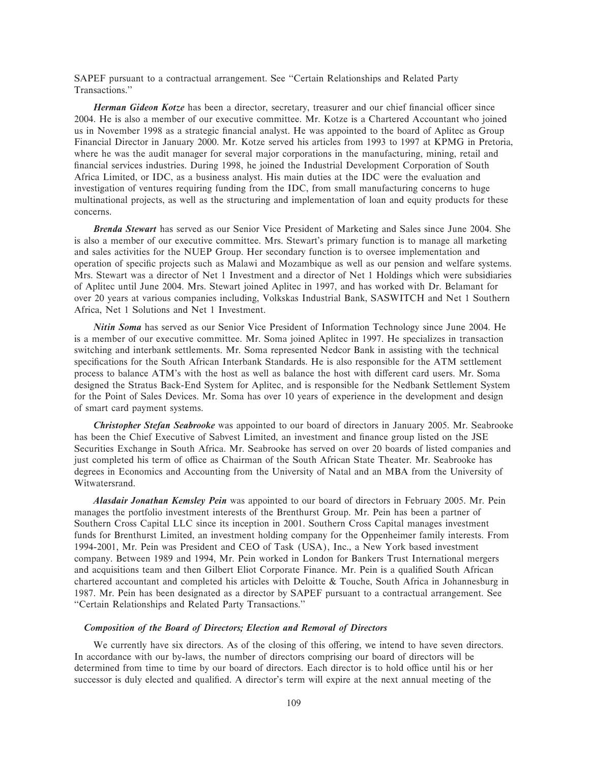SAPEF pursuant to a contractual arrangement. See "Certain Relationships and Related Party Transactions."

***Herman Gideon Kotze*** has been a director, secretary, treasurer and our chief financial officer since 2004. He is also a member of our executive committee. Mr. Kotze is a Chartered Accountant who joined us in November 1998 as a strategic financial analyst. He was appointed to the board of Aplitec as Group Financial Director in January 2000. Mr. Kotze served his articles from 1993 to 1997 at KPMG in Pretoria, where he was the audit manager for several major corporations in the manufacturing, mining, retail and financial services industries. During 1998, he joined the Industrial Development Corporation of South Africa Limited, or IDC, as a business analyst. His main duties at the IDC were the evaluation and investigation of ventures requiring funding from the IDC, from small manufacturing concerns to huge multinational projects, as well as the structuring and implementation of loan and equity products for these concerns.

***Brenda Stewart*** has served as our Senior Vice President of Marketing and Sales since June 2004. She is also a member of our executive committee. Mrs. Stewart's primary function is to manage all marketing and sales activities for the NUEP Group. Her secondary function is to oversee implementation and operation of specific projects such as Malawi and Mozambique as well as our pension and welfare systems. Mrs. Stewart was a director of Net 1 Investment and a director of Net 1 Holdings which were subsidiaries of Aplitec until June 2004. Mrs. Stewart joined Aplitec in 1997, and has worked with Dr. Belamant for over 20 years at various companies including, Volkskas Industrial Bank, SASWITCH and Net 1 Southern Africa, Net 1 Solutions and Net 1 Investment.

***Nitin Soma*** has served as our Senior Vice President of Information Technology since June 2004. He is a member of our executive committee. Mr. Soma joined Aplitec in 1997. He specializes in transaction switching and interbank settlements. Mr. Soma represented Nedcor Bank in assisting with the technical specifications for the South African Interbank Standards. He is also responsible for the ATM settlement process to balance ATM's with the host as well as balance the host with different card users. Mr. Soma designed the Stratus Back-End System for Aplitec, and is responsible for the Nedbank Settlement System for the Point of Sales Devices. Mr. Soma has over 10 years of experience in the development and design of smart card payment systems.

***Christopher Stefan Seabrooke*** was appointed to our board of directors in January 2005. Mr. Seabrooke has been the Chief Executive of Sabvest Limited, an investment and finance group listed on the JSE Securities Exchange in South Africa. Mr. Seabrooke has served on over 20 boards of listed companies and just completed his term of office as Chairman of the South African State Theater. Mr. Seabrooke has degrees in Economics and Accounting from the University of Natal and an MBA from the University of Witwatersrand.

***Alasdair Jonathan Kemsley Pein*** was appointed to our board of directors in February 2005. Mr. Pein manages the portfolio investment interests of the Brenthurst Group. Mr. Pein has been a partner of Southern Cross Capital LLC since its inception in 2001. Southern Cross Capital manages investment funds for Brenthurst Limited, an investment holding company for the Oppenheimer family interests. From 1994-2001, Mr. Pein was President and CEO of Task (USA), Inc., a New York based investment company. Between 1989 and 1994, Mr. Pein worked in London for Bankers Trust International mergers and acquisitions team and then Gilbert Eliot Corporate Finance. Mr. Pein is a qualified South African chartered accountant and completed his articles with Deloitte & Touche, South Africa in Johannesburg in 1987. Mr. Pein has been designated as a director by SAPEF pursuant to a contractual arrangement. See "Certain Relationships and Related Party Transactions."

### *Composition of the Board of Directors; Election and Removal of Directors*

We currently have six directors. As of the closing of this offering, we intend to have seven directors. In accordance with our by-laws, the number of directors comprising our board of directors will be determined from time to time by our board of directors. Each director is to hold office until his or her successor is duly elected and qualified. A director's term will expire at the next annual meeting of the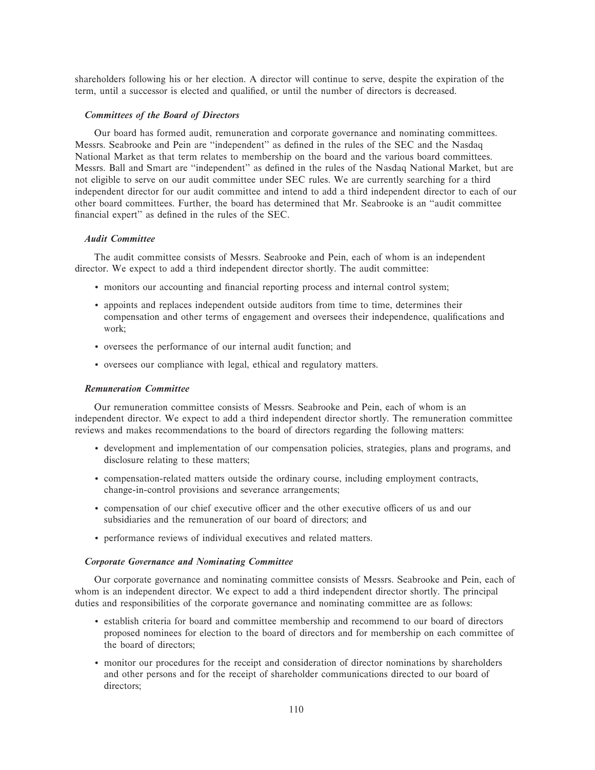shareholders following his or her election. A director will continue to serve, despite the expiration of the term, until a successor is elected and qualified, or until the number of directors is decreased.

### *Committees of the Board of Directors*

Our board has formed audit, remuneration and corporate governance and nominating committees. Messrs. Seabrooke and Pein are "independent" as defined in the rules of the SEC and the Nasdaq National Market as that term relates to membership on the board and the various board committees. Messrs. Ball and Smart are "independent" as defined in the rules of the Nasdaq National Market, but are not eligible to serve on our audit committee under SEC rules. We are currently searching for a third independent director for our audit committee and intend to add a third independent director to each of our other board committees. Further, the board has determined that Mr. Seabrooke is an "audit committee financial expert" as defined in the rules of the SEC.

### *Audit Committee*

The audit committee consists of Messrs. Seabrooke and Pein, each of whom is an independent director. We expect to add a third independent director shortly. The audit committee:

- monitors our accounting and financial reporting process and internal control system;
- appoints and replaces independent outside auditors from time to time, determines their compensation and other terms of engagement and oversees their independence, qualifications and work;
- oversees the performance of our internal audit function; and
- oversees our compliance with legal, ethical and regulatory matters.

### *Remuneration Committee*

Our remuneration committee consists of Messrs. Seabrooke and Pein, each of whom is an independent director. We expect to add a third independent director shortly. The remuneration committee reviews and makes recommendations to the board of directors regarding the following matters:

- development and implementation of our compensation policies, strategies, plans and programs, and disclosure relating to these matters;
- compensation-related matters outside the ordinary course, including employment contracts, change-in-control provisions and severance arrangements;
- compensation of our chief executive officer and the other executive officers of us and our subsidiaries and the remuneration of our board of directors; and
- performance reviews of individual executives and related matters.

### *Corporate Governance and Nominating Committee*

Our corporate governance and nominating committee consists of Messrs. Seabrooke and Pein, each of whom is an independent director. We expect to add a third independent director shortly. The principal duties and responsibilities of the corporate governance and nominating committee are as follows:

- establish criteria for board and committee membership and recommend to our board of directors proposed nominees for election to the board of directors and for membership on each committee of the board of directors;
- monitor our procedures for the receipt and consideration of director nominations by shareholders and other persons and for the receipt of shareholder communications directed to our board of directors;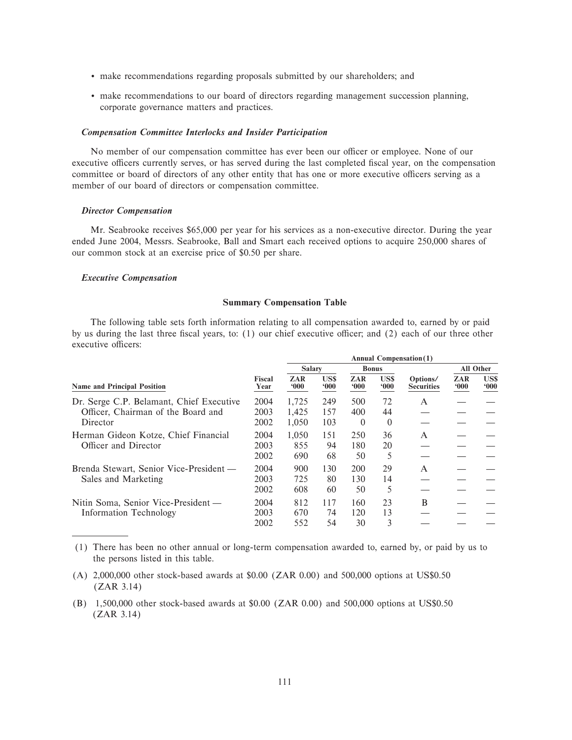- make recommendations regarding proposals submitted by our shareholders; and
- make recommendations to our board of directors regarding management succession planning, corporate governance matters and practices.

### *Compensation Committee Interlocks and Insider Participation*

No member of our compensation committee has ever been our officer or employee. None of our executive officers currently serves, or has served during the last completed fiscal year, on the compensation committee or board of directors of any other entity that has one or more executive officers serving as a member of our board of directors or compensation committee.

### *Director Compensation*

Mr. Seabrooke receives $65,000 per year for his services as a non-executive director. During the year ended June 2004, Messrs. Seabrooke, Ball and Smart each received options to acquire 250,000 shares of our common stock at an exercise price of $0.50 per share.

### *Executive Compensation*

**Summary Compensation Table**

The following table sets forth information relating to all compensation awarded to, earned by or paid by us during the last three fiscal years, to: (1) our chief executive officer; and (2) each of our three other executive officers:

| | | Annual Compensation(1) | | | | | | |
|---|---|---|---|---|---|---|---|---|
| | | Salary | | Bonus | | | All Other | |
| Name and Principal Position | Fiscal Year | ZAR '000 | US$ '000 | ZAR '000 | US$ '000 | Options/ Securities | ZAR '000 | US$ '000 |
| Dr. Serge C.P. Belamant, Chief Executive Officer, Chairman of the Board and Director | 2004 | 1,725 | 249 | 500 | 72 | A | — | — |
| | 2003 | 1,425 | 157 | 400 | 44 | — | — | — |
| | 2002 | 1,050 | 103 | 0 | 0 | — | — | — |
| Herman Gideon Kotze, Chief Financial Officer and Director | 2004 | 1,050 | 151 | 250 | 36 | A | — | — |
| | 2003 | 855 | 94 | 180 | 20 | — | — | — |
| | 2002 | 690 | 68 | 50 | 5 | — | — | — |
| Brenda Stewart, Senior Vice-President — Sales and Marketing | 2004 | 900 | 130 | 200 | 29 | A | — | — |
| | 2003 | 725 | 80 | 130 | 14 | — | — | — |
| | 2002 | 608 | 60 | 50 | 5 | — | — | — |
| Nitin Soma, Senior Vice-President — Information Technology | 2004 | 812 | 117 | 160 | 23 | B | — | — |
| | 2003 | 670 | 74 | 120 | 13 | — | — | — |
| | 2002 | 552 | 54 | 30 | 3 | — | — | — |

(1) There has been no other annual or long-term compensation awarded to, earned by, or paid by us to the persons listed in this table.

(A) 2,000,000 other stock-based awards at $0.00 (ZAR 0.00) and 500,000 options at US$0.50 (ZAR 3.14)

(B) 1,500,000 other stock-based awards at $0.00 (ZAR 0.00) and 500,000 options at US$0.50 (ZAR 3.14)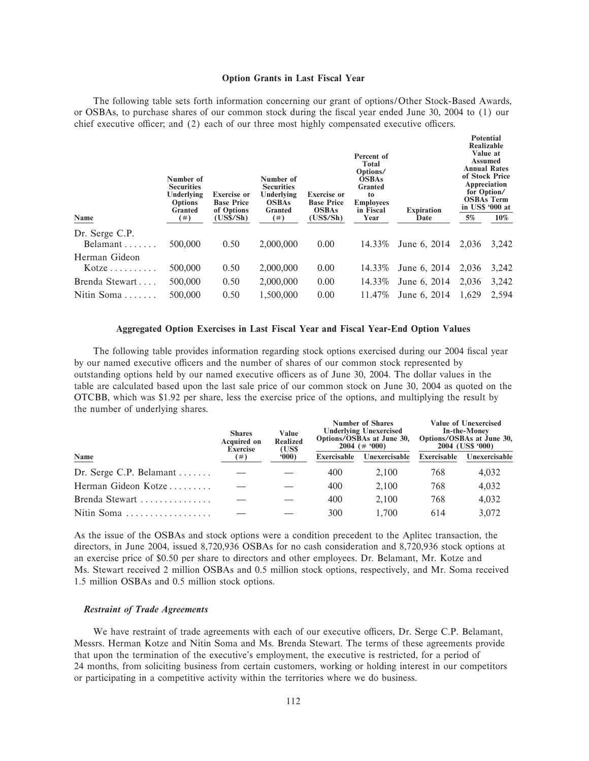### Option Grants in Last Fiscal Year

The following table sets forth information concerning our grant of options/Other Stock-Based Awards, or OSBAs, to purchase shares of our common stock during the fiscal year ended June 30, 2004 to (1) our chief executive officer; and (2) each of our three most highly compensated executive officers.

| Name | Number of Securities Underlying Options Granted (#) | Exercise or Base Price of Options (US$/Sh) | Number of Securities Underlying OSBAs Granted (#) | Exercise or Base Price OSBAs (US$/Sh) | Percent of Total Options/ OSBAs Granted to Employees in Fiscal Year | Expiration Date | Potential Realizable Value at Assumed Annual Rates of Stock Price Appreciation for Option/ OSBAs Term in US$ '000 at | |
|---|---|---|---|---|---|---|---|---|
| | | | | | | | 5% | 10% |
| Dr. Serge C.P. Belamant | 500,000 | 0.50 | 2,000,000 | 0.00 | 14.33% | June 6, 2014 | 2,036 | 3,242 |
| Herman Gideon Kotze | 500,000 | 0.50 | 2,000,000 | 0.00 | 14.33% | June 6, 2014 | 2,036 | 3,242 |
| Brenda Stewart | 500,000 | 0.50 | 2,000,000 | 0.00 | 14.33% | June 6, 2014 | 2,036 | 3,242 |
| Nitin Soma | 500,000 | 0.50 | 1,500,000 | 0.00 | 11.47% | June 6, 2014 | 1,629 | 2,594 |

### Aggregated Option Exercises in Last Fiscal Year and Fiscal Year-End Option Values

The following table provides information regarding stock options exercised during our 2004 fiscal year by our named executive officers and the number of shares of our common stock represented by outstanding options held by our named executive officers as of June 30, 2004. The dollar values in the table are calculated based upon the last sale price of our common stock on June 30, 2004 as quoted on the OTCBB, which was $1.92 per share, less the exercise price of the options, and multiplying the result by the number of underlying shares.

| Name | Shares Acquired on Exercise (#) | Value Realized (US$ '000) | Number of Shares Underlying Unexercised Options/OSBAs at June 30, 2004 (# '000) | | Value of Unexercised In-the-Money Options/OSBAs at June 30, 2004 (US$ '000) | |
|---|---|---|---|---|---|---|
| | | | Exercisable | Unexercisable | Exercisable | Unexercisable |
| Dr. Serge C.P. Belamant | — | — | 400 | 2,100 | 768 | 4,032 |
| Herman Gideon Kotze | — | — | 400 | 2,100 | 768 | 4,032 |
| Brenda Stewart | — | — | 400 | 2,100 | 768 | 4,032 |
| Nitin Soma | — | — | 300 | 1,700 | 614 | 3,072 |

As the issue of the OSBAs and stock options were a condition precedent to the Aplitec transaction, the directors, in June 2004, issued 8,720,936 OSBAs for no cash consideration and 8,720,936 stock options at an exercise price of $0.50 per share to directors and other employees. Dr. Belamant, Mr. Kotze and Ms. Stewart received 2 million OSBAs and 0.5 million stock options, respectively, and Mr. Soma received 1.5 million OSBAs and 0.5 million stock options.

***Restraint of Trade Agreements***

We have restraint of trade agreements with each of our executive officers, Dr. Serge C.P. Belamant, Messrs. Herman Kotze and Nitin Soma and Ms. Brenda Stewart. The terms of these agreements provide that upon the termination of the executive's employment, the executive is restricted, for a period of 24 months, from soliciting business from certain customers, working or holding interest in our competitors or participating in a competitive activity within the territories where we do business.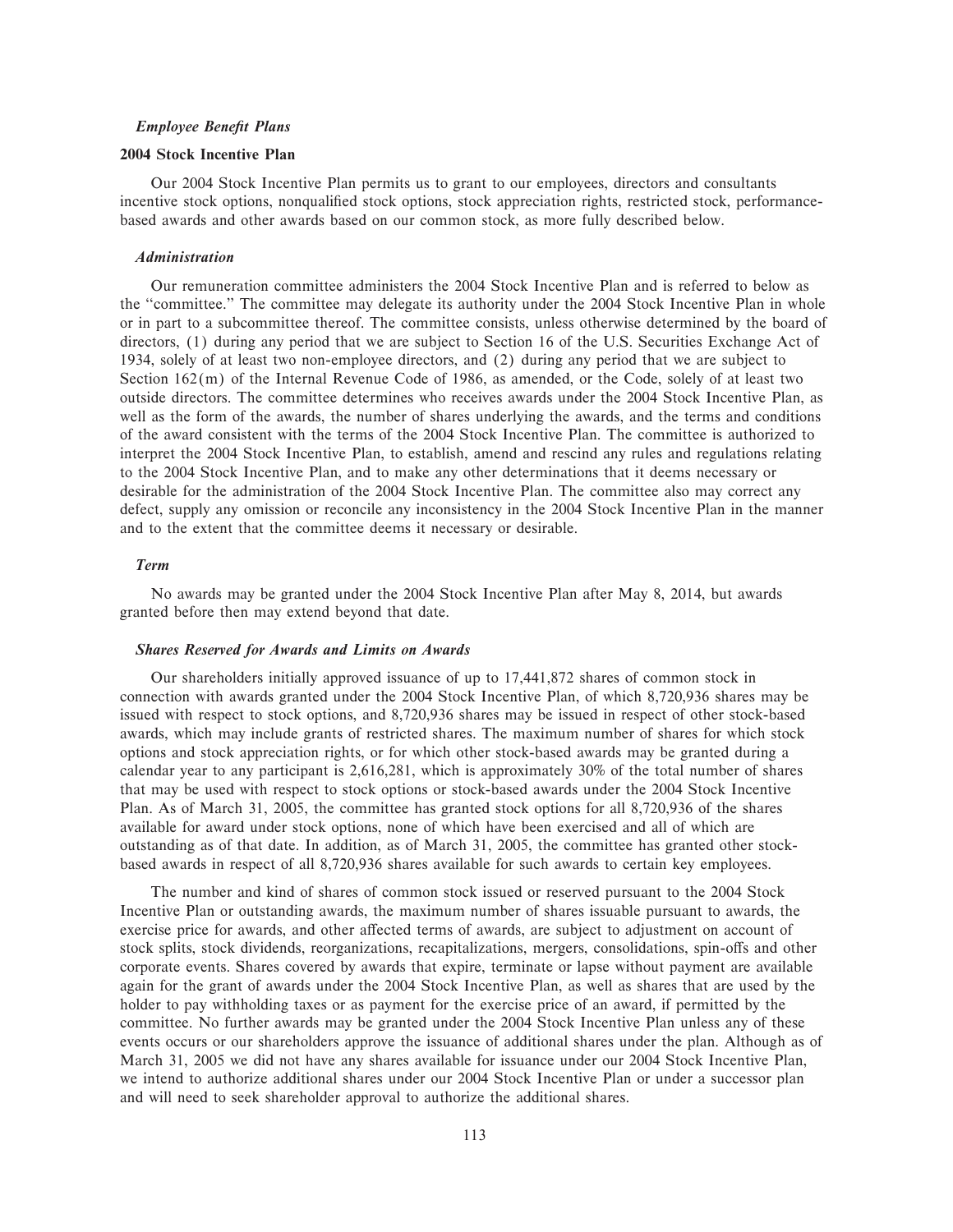### *Employee Benefit Plans*

**2004 Stock Incentive Plan**

Our 2004 Stock Incentive Plan permits us to grant to our employees, directors and consultants incentive stock options, nonqualified stock options, stock appreciation rights, restricted stock, performance-based awards and other awards based on our common stock, as more fully described below.

#### *Administration*

Our remuneration committee administers the 2004 Stock Incentive Plan and is referred to below as the "committee." The committee may delegate its authority under the 2004 Stock Incentive Plan in whole or in part to a subcommittee thereof. The committee consists, unless otherwise determined by the board of directors, (1) during any period that we are subject to Section 16 of the U.S. Securities Exchange Act of 1934, solely of at least two non-employee directors, and (2) during any period that we are subject to Section 162(m) of the Internal Revenue Code of 1986, as amended, or the Code, solely of at least two outside directors. The committee determines who receives awards under the 2004 Stock Incentive Plan, as well as the form of the awards, the number of shares underlying the awards, and the terms and conditions of the award consistent with the terms of the 2004 Stock Incentive Plan. The committee is authorized to interpret the 2004 Stock Incentive Plan, to establish, amend and rescind any rules and regulations relating to the 2004 Stock Incentive Plan, and to make any other determinations that it deems necessary or desirable for the administration of the 2004 Stock Incentive Plan. The committee also may correct any defect, supply any omission or reconcile any inconsistency in the 2004 Stock Incentive Plan in the manner and to the extent that the committee deems it necessary or desirable.

#### *Term*

No awards may be granted under the 2004 Stock Incentive Plan after May 8, 2014, but awards granted before then may extend beyond that date.

#### *Shares Reserved for Awards and Limits on Awards*

Our shareholders initially approved issuance of up to 17,441,872 shares of common stock in connection with awards granted under the 2004 Stock Incentive Plan, of which 8,720,936 shares may be issued with respect to stock options, and 8,720,936 shares may be issued in respect of other stock-based awards, which may include grants of restricted shares. The maximum number of shares for which stock options and stock appreciation rights, or for which other stock-based awards may be granted during a calendar year to any participant is 2,616,281, which is approximately 30% of the total number of shares that may be used with respect to stock options or stock-based awards under the 2004 Stock Incentive Plan. As of March 31, 2005, the committee has granted stock options for all 8,720,936 of the shares available for award under stock options, none of which have been exercised and all of which are outstanding as of that date. In addition, as of March 31, 2005, the committee has granted other stock-based awards in respect of all 8,720,936 shares available for such awards to certain key employees.

The number and kind of shares of common stock issued or reserved pursuant to the 2004 Stock Incentive Plan or outstanding awards, the maximum number of shares issuable pursuant to awards, the exercise price for awards, and other affected terms of awards, are subject to adjustment on account of stock splits, stock dividends, reorganizations, recapitalizations, mergers, consolidations, spin-offs and other corporate events. Shares covered by awards that expire, terminate or lapse without payment are available again for the grant of awards under the 2004 Stock Incentive Plan, as well as shares that are used by the holder to pay withholding taxes or as payment for the exercise price of an award, if permitted by the committee. No further awards may be granted under the 2004 Stock Incentive Plan unless any of these events occurs or our shareholders approve the issuance of additional shares under the plan. Although as of March 31, 2005 we did not have any shares available for issuance under our 2004 Stock Incentive Plan, we intend to authorize additional shares under our 2004 Stock Incentive Plan or under a successor plan and will need to seek shareholder approval to authorize the additional shares.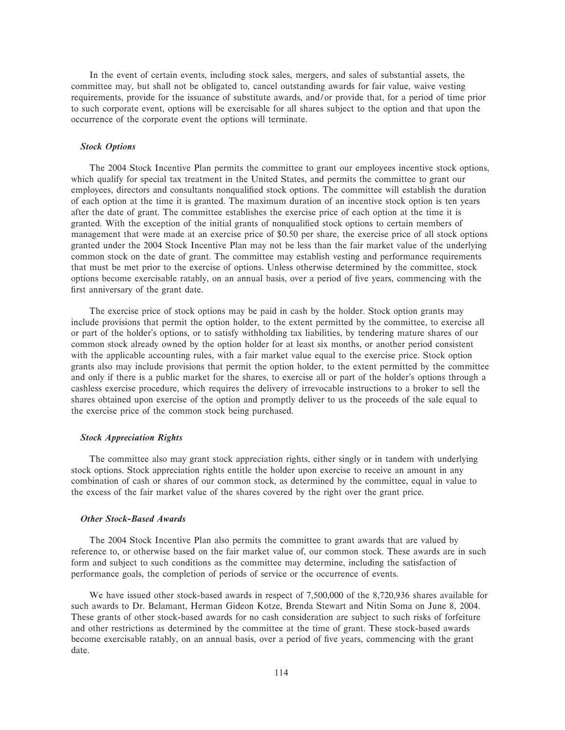In the event of certain events, including stock sales, mergers, and sales of substantial assets, the committee may, but shall not be obligated to, cancel outstanding awards for fair value, waive vesting requirements, provide for the issuance of substitute awards, and/or provide that, for a period of time prior to such corporate event, options will be exercisable for all shares subject to the option and that upon the occurrence of the corporate event the options will terminate.

***Stock Options***

The 2004 Stock Incentive Plan permits the committee to grant our employees incentive stock options, which qualify for special tax treatment in the United States, and permits the committee to grant our employees, directors and consultants nonqualified stock options. The committee will establish the duration of each option at the time it is granted. The maximum duration of an incentive stock option is ten years after the date of grant. The committee establishes the exercise price of each option at the time it is granted. With the exception of the initial grants of nonqualified stock options to certain members of management that were made at an exercise price of $0.50 per share, the exercise price of all stock options granted under the 2004 Stock Incentive Plan may not be less than the fair market value of the underlying common stock on the date of grant. The committee may establish vesting and performance requirements that must be met prior to the exercise of options. Unless otherwise determined by the committee, stock options become exercisable ratably, on an annual basis, over a period of five years, commencing with the first anniversary of the grant date.

The exercise price of stock options may be paid in cash by the holder. Stock option grants may include provisions that permit the option holder, to the extent permitted by the committee, to exercise all or part of the holder's options, or to satisfy withholding tax liabilities, by tendering mature shares of our common stock already owned by the option holder for at least six months, or another period consistent with the applicable accounting rules, with a fair market value equal to the exercise price. Stock option grants also may include provisions that permit the option holder, to the extent permitted by the committee and only if there is a public market for the shares, to exercise all or part of the holder's options through a cashless exercise procedure, which requires the delivery of irrevocable instructions to a broker to sell the shares obtained upon exercise of the option and promptly deliver to us the proceeds of the sale equal to the exercise price of the common stock being purchased.

***Stock Appreciation Rights***

The committee also may grant stock appreciation rights, either singly or in tandem with underlying stock options. Stock appreciation rights entitle the holder upon exercise to receive an amount in any combination of cash or shares of our common stock, as determined by the committee, equal in value to the excess of the fair market value of the shares covered by the right over the grant price.

***Other Stock-Based Awards***

The 2004 Stock Incentive Plan also permits the committee to grant awards that are valued by reference to, or otherwise based on the fair market value of, our common stock. These awards are in such form and subject to such conditions as the committee may determine, including the satisfaction of performance goals, the completion of periods of service or the occurrence of events.

We have issued other stock-based awards in respect of 7,500,000 of the 8,720,936 shares available for such awards to Dr. Belamant, Herman Gideon Kotze, Brenda Stewart and Nitin Soma on June 8, 2004. These grants of other stock-based awards for no cash consideration are subject to such risks of forfeiture and other restrictions as determined by the committee at the time of grant. These stock-based awards become exercisable ratably, on an annual basis, over a period of five years, commencing with the grant date.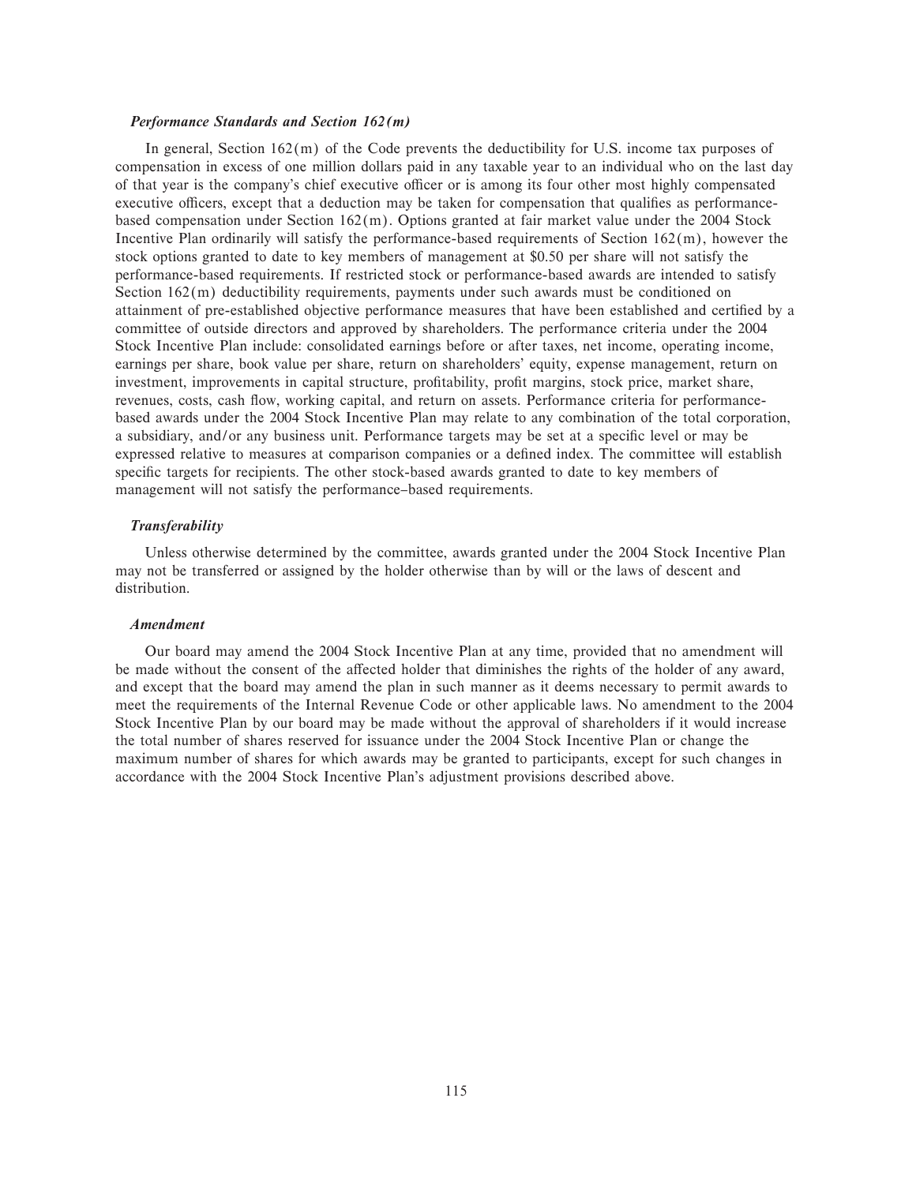### *Performance Standards and Section 162(m)*

In general, Section 162(m) of the Code prevents the deductibility for U.S. income tax purposes of compensation in excess of one million dollars paid in any taxable year to an individual who on the last day of that year is the company's chief executive officer or is among its four other most highly compensated executive officers, except that a deduction may be taken for compensation that qualifies as performance-based compensation under Section 162(m). Options granted at fair market value under the 2004 Stock Incentive Plan ordinarily will satisfy the performance-based requirements of Section 162(m), however the stock options granted to date to key members of management at $0.50 per share will not satisfy the performance-based requirements. If restricted stock or performance-based awards are intended to satisfy Section 162(m) deductibility requirements, payments under such awards must be conditioned on attainment of pre-established objective performance measures that have been established and certified by a committee of outside directors and approved by shareholders. The performance criteria under the 2004 Stock Incentive Plan include: consolidated earnings before or after taxes, net income, operating income, earnings per share, book value per share, return on shareholders' equity, expense management, return on investment, improvements in capital structure, profitability, profit margins, stock price, market share, revenues, costs, cash flow, working capital, and return on assets. Performance criteria for performance-based awards under the 2004 Stock Incentive Plan may relate to any combination of the total corporation, a subsidiary, and/or any business unit. Performance targets may be set at a specific level or may be expressed relative to measures at comparison companies or a defined index. The committee will establish specific targets for recipients. The other stock-based awards granted to date to key members of management will not satisfy the performance–based requirements.

### *Transferability*

Unless otherwise determined by the committee, awards granted under the 2004 Stock Incentive Plan may not be transferred or assigned by the holder otherwise than by will or the laws of descent and distribution.

### *Amendment*

Our board may amend the 2004 Stock Incentive Plan at any time, provided that no amendment will be made without the consent of the affected holder that diminishes the rights of the holder of any award, and except that the board may amend the plan in such manner as it deems necessary to permit awards to meet the requirements of the Internal Revenue Code or other applicable laws. No amendment to the 2004 Stock Incentive Plan by our board may be made without the approval of shareholders if it would increase the total number of shares reserved for issuance under the 2004 Stock Incentive Plan or change the maximum number of shares for which awards may be granted to participants, except for such changes in accordance with the 2004 Stock Incentive Plan's adjustment provisions described above.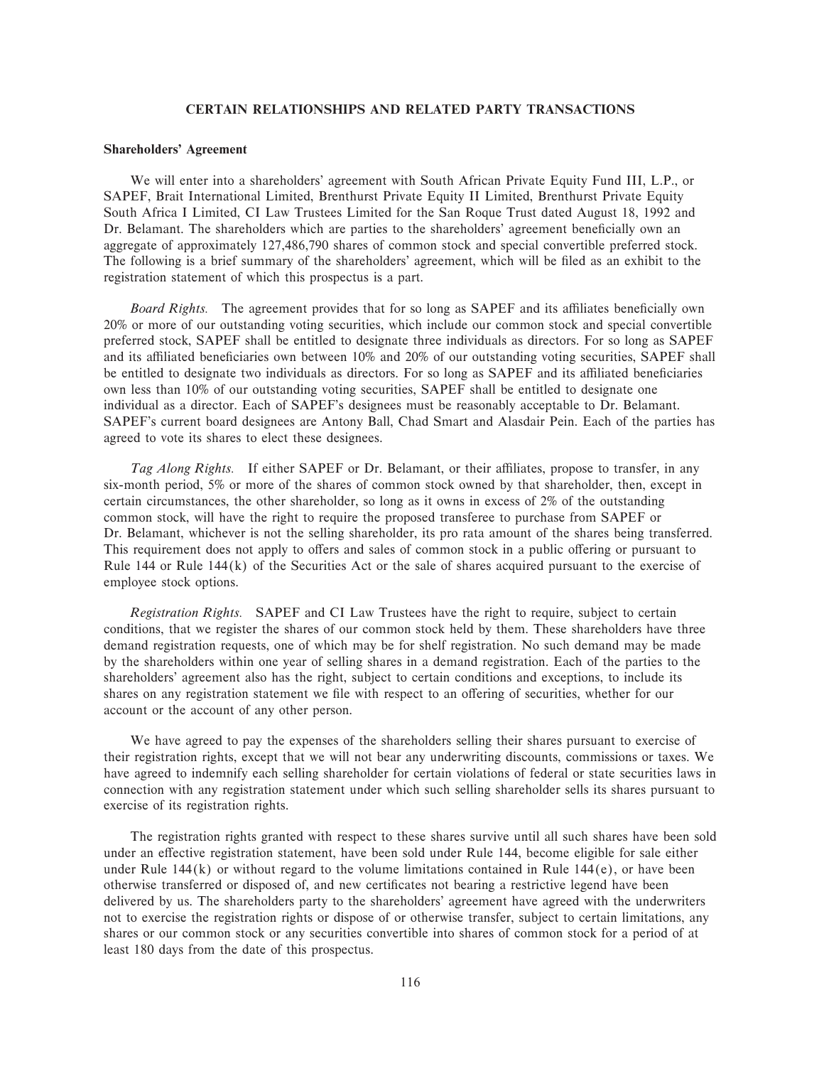## CERTAIN RELATIONSHIPS AND RELATED PARTY TRANSACTIONS

### Shareholders' Agreement

We will enter into a shareholders' agreement with South African Private Equity Fund III, L.P., or SAPEF, Brait International Limited, Brenthurst Private Equity II Limited, Brenthurst Private Equity South Africa I Limited, CI Law Trustees Limited for the San Roque Trust dated August 18, 1992 and Dr. Belamant. The shareholders which are parties to the shareholders' agreement beneficially own an aggregate of approximately 127,486,790 shares of common stock and special convertible preferred stock. The following is a brief summary of the shareholders' agreement, which will be filed as an exhibit to the registration statement of which this prospectus is a part.

*Board Rights.* The agreement provides that for so long as SAPEF and its affiliates beneficially own 20% or more of our outstanding voting securities, which include our common stock and special convertible preferred stock, SAPEF shall be entitled to designate three individuals as directors. For so long as SAPEF and its affiliated beneficiaries own between 10% and 20% of our outstanding voting securities, SAPEF shall be entitled to designate two individuals as directors. For so long as SAPEF and its affiliated beneficiaries own less than 10% of our outstanding voting securities, SAPEF shall be entitled to designate one individual as a director. Each of SAPEF's designees must be reasonably acceptable to Dr. Belamant. SAPEF's current board designees are Antony Ball, Chad Smart and Alasdair Pein. Each of the parties has agreed to vote its shares to elect these designees.

*Tag Along Rights.* If either SAPEF or Dr. Belamant, or their affiliates, propose to transfer, in any six-month period, 5% or more of the shares of common stock owned by that shareholder, then, except in certain circumstances, the other shareholder, so long as it owns in excess of 2% of the outstanding common stock, will have the right to require the proposed transferee to purchase from SAPEF or Dr. Belamant, whichever is not the selling shareholder, its pro rata amount of the shares being transferred. This requirement does not apply to offers and sales of common stock in a public offering or pursuant to Rule 144 or Rule 144(k) of the Securities Act or the sale of shares acquired pursuant to the exercise of employee stock options.

*Registration Rights.* SAPEF and CI Law Trustees have the right to require, subject to certain conditions, that we register the shares of our common stock held by them. These shareholders have three demand registration requests, one of which may be for shelf registration. No such demand may be made by the shareholders within one year of selling shares in a demand registration. Each of the parties to the shareholders' agreement also has the right, subject to certain conditions and exceptions, to include its shares on any registration statement we file with respect to an offering of securities, whether for our account or the account of any other person.

We have agreed to pay the expenses of the shareholders selling their shares pursuant to exercise of their registration rights, except that we will not bear any underwriting discounts, commissions or taxes. We have agreed to indemnify each selling shareholder for certain violations of federal or state securities laws in connection with any registration statement under which such selling shareholder sells its shares pursuant to exercise of its registration rights.

The registration rights granted with respect to these shares survive until all such shares have been sold under an effective registration statement, have been sold under Rule 144, become eligible for sale either under Rule 144(k) or without regard to the volume limitations contained in Rule 144(e), or have been otherwise transferred or disposed of, and new certificates not bearing a restrictive legend have been delivered by us. The shareholders party to the shareholders' agreement have agreed with the underwriters not to exercise the registration rights or dispose of or otherwise transfer, subject to certain limitations, any shares or our common stock or any securities convertible into shares of common stock for a period of at least 180 days from the date of this prospectus.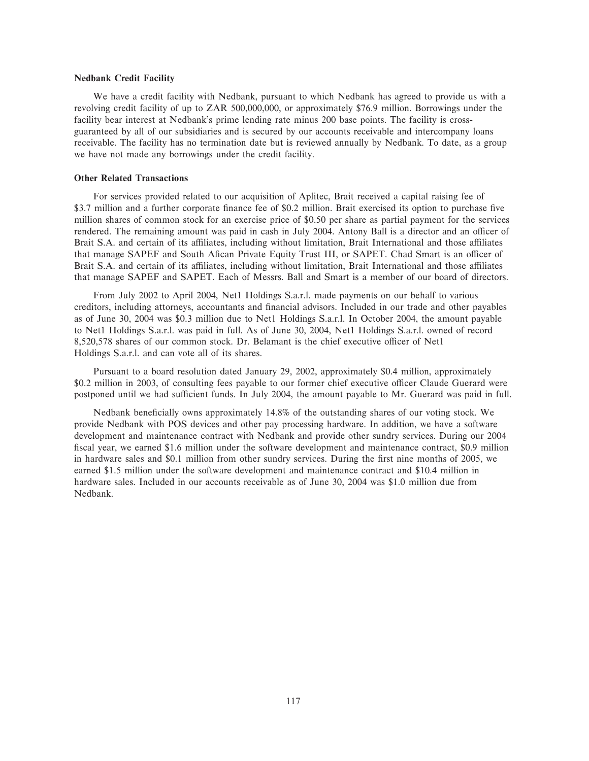**Nedbank Credit Facility**

We have a credit facility with Nedbank, pursuant to which Nedbank has agreed to provide us with a revolving credit facility of up to ZAR 500,000,000, or approximately $76.9 million. Borrowings under the facility bear interest at Nedbank's prime lending rate minus 200 base points. The facility is cross-guaranteed by all of our subsidiaries and is secured by our accounts receivable and intercompany loans receivable. The facility has no termination date but is reviewed annually by Nedbank. To date, as a group we have not made any borrowings under the credit facility.

**Other Related Transactions**

For services provided related to our acquisition of Aplitec, Brait received a capital raising fee of $3.7 million and a further corporate finance fee of $0.2 million. Brait exercised its option to purchase five million shares of common stock for an exercise price of $0.50 per share as partial payment for the services rendered. The remaining amount was paid in cash in July 2004. Antony Ball is a director and an officer of Brait S.A. and certain of its affiliates, including without limitation, Brait International and those affiliates that manage SAPEF and South Afican Private Equity Trust III, or SAPET. Chad Smart is an officer of Brait S.A. and certain of its affiliates, including without limitation, Brait International and those affiliates that manage SAPEF and SAPET. Each of Messrs. Ball and Smart is a member of our board of directors.

From July 2002 to April 2004, Net1 Holdings S.a.r.l. made payments on our behalf to various creditors, including attorneys, accountants and financial advisors. Included in our trade and other payables as of June 30, 2004 was $0.3 million due to Net1 Holdings S.a.r.l. In October 2004, the amount payable to Net1 Holdings S.a.r.l. was paid in full. As of June 30, 2004, Net1 Holdings S.a.r.l. owned of record 8,520,578 shares of our common stock. Dr. Belamant is the chief executive officer of Net1 Holdings S.a.r.l. and can vote all of its shares.

Pursuant to a board resolution dated January 29, 2002, approximately $0.4 million, approximately $0.2 million in 2003, of consulting fees payable to our former chief executive officer Claude Guerard were postponed until we had sufficient funds. In July 2004, the amount payable to Mr. Guerard was paid in full.

Nedbank beneficially owns approximately 14.8% of the outstanding shares of our voting stock. We provide Nedbank with POS devices and other pay processing hardware. In addition, we have a software development and maintenance contract with Nedbank and provide other sundry services. During our 2004 fiscal year, we earned $1.6 million under the software development and maintenance contract, $0.9 million in hardware sales and $0.1 million from other sundry services. During the first nine months of 2005, we earned $1.5 million under the software development and maintenance contract and $10.4 million in hardware sales. Included in our accounts receivable as of June 30, 2004 was $1.0 million due from Nedbank.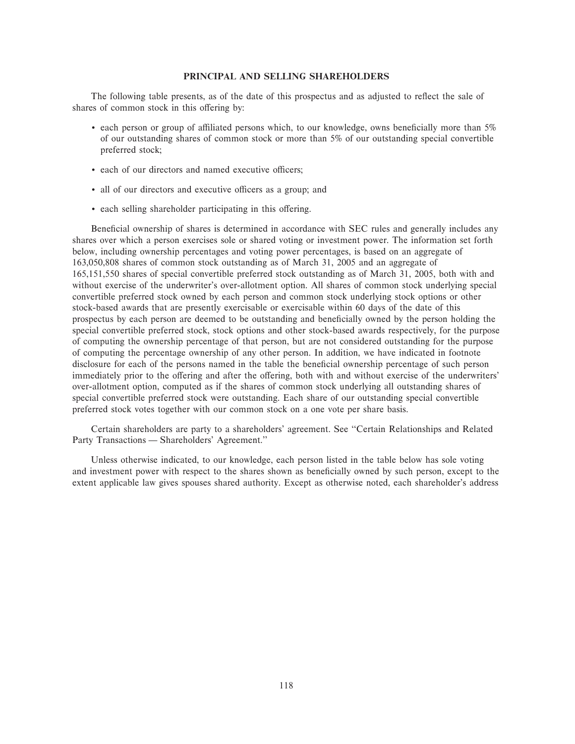## PRINCIPAL AND SELLING SHAREHOLDERS

The following table presents, as of the date of this prospectus and as adjusted to reflect the sale of shares of common stock in this offering by:

- each person or group of affiliated persons which, to our knowledge, owns beneficially more than 5% of our outstanding shares of common stock or more than 5% of our outstanding special convertible preferred stock;
- each of our directors and named executive officers;
- all of our directors and executive officers as a group; and
- each selling shareholder participating in this offering.

Beneficial ownership of shares is determined in accordance with SEC rules and generally includes any shares over which a person exercises sole or shared voting or investment power. The information set forth below, including ownership percentages and voting power percentages, is based on an aggregate of 163,050,808 shares of common stock outstanding as of March 31, 2005 and an aggregate of 165,151,550 shares of special convertible preferred stock outstanding as of March 31, 2005, both with and without exercise of the underwriter's over-allotment option. All shares of common stock underlying special convertible preferred stock owned by each person and common stock underlying stock options or other stock-based awards that are presently exercisable or exercisable within 60 days of the date of this prospectus by each person are deemed to be outstanding and beneficially owned by the person holding the special convertible preferred stock, stock options and other stock-based awards respectively, for the purpose of computing the ownership percentage of that person, but are not considered outstanding for the purpose of computing the percentage ownership of any other person. In addition, we have indicated in footnote disclosure for each of the persons named in the table the beneficial ownership percentage of such person immediately prior to the offering and after the offering, both with and without exercise of the underwriters' over-allotment option, computed as if the shares of common stock underlying all outstanding shares of special convertible preferred stock were outstanding. Each share of our outstanding special convertible preferred stock votes together with our common stock on a one vote per share basis.

Certain shareholders are party to a shareholders' agreement. See "Certain Relationships and Related Party Transactions — Shareholders' Agreement."

Unless otherwise indicated, to our knowledge, each person listed in the table below has sole voting and investment power with respect to the shares shown as beneficially owned by such person, except to the extent applicable law gives spouses shared authority. Except as otherwise noted, each shareholder's address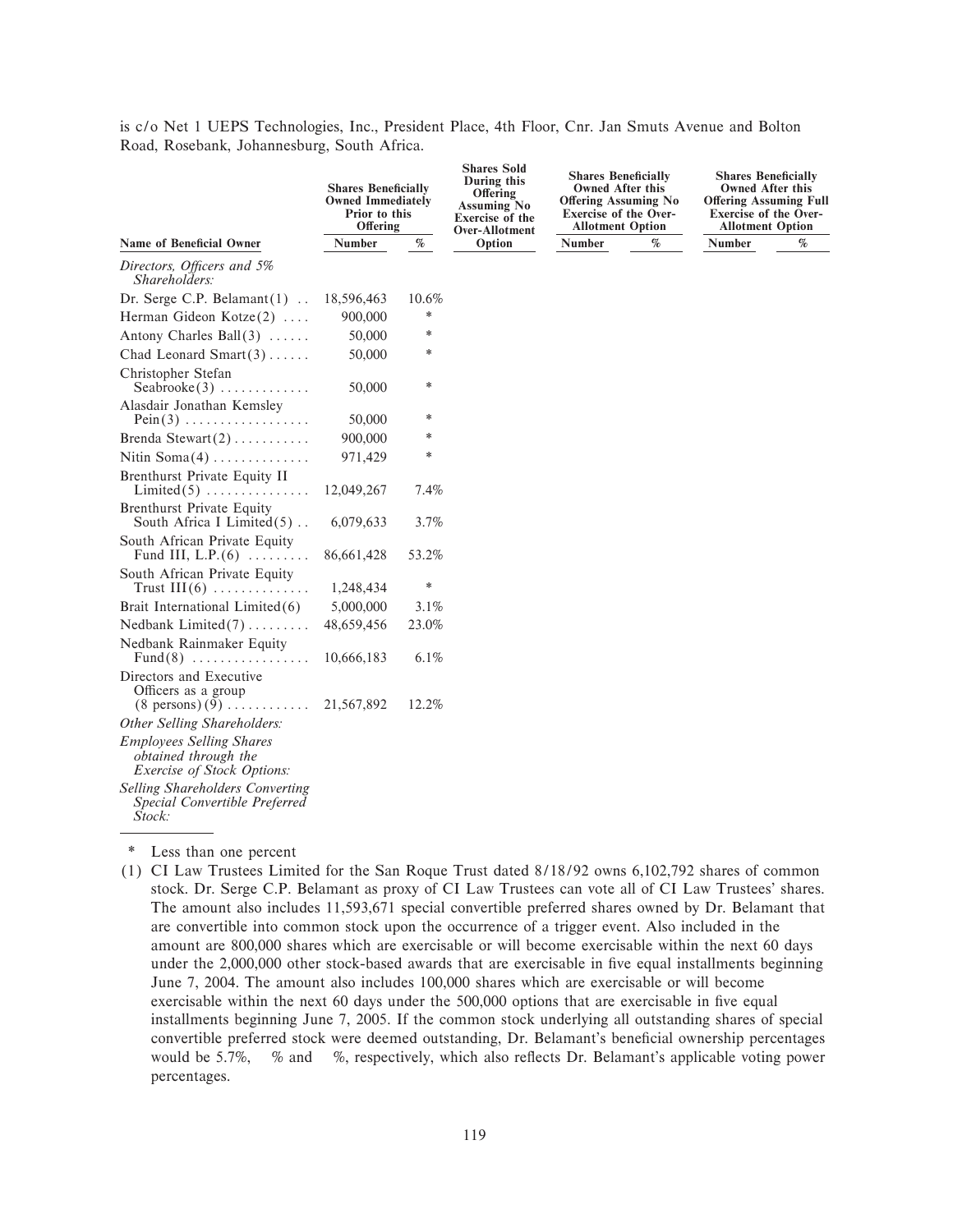is c/o Net 1 UEPS Technologies, Inc., President Place, 4th Floor, Cnr. Jan Smuts Avenue and Bolton Road, Rosebank, Johannesburg, South Africa.

| Name of Beneficial Owner | Shares Beneficially Owned Immediately Prior to this Offering | | Shares Sold During this Offering Assuming No Exercise of the Over-Allotment Option | Shares Beneficially Owned After this Offering Assuming No Exercise of the Over-Allotment Option | | Shares Beneficially Owned After this Offering Assuming Full Exercise of the Over-Allotment Option | |
|---|---|---|---|---|---|---|---|
| | Number | % | | Number | % | Number | % |
| *Directors, Officers and 5% Shareholders:* | | | | | | | |
| Dr. Serge C.P. Belamant(1) | 18,596,463 | 10.6% | | | | | |
| Herman Gideon Kotze(2) | 900,000 | * | | | | | |
| Antony Charles Ball(3) | 50,000 | * | | | | | |
| Chad Leonard Smart(3) | 50,000 | * | | | | | |
| Christopher Stefan Seabrooke(3) | 50,000 | * | | | | | |
| Alasdair Jonathan Kemsley Pein(3) | 50,000 | * | | | | | |
| Brenda Stewart(2) | 900,000 | * | | | | | |
| Nitin Soma(4) | 971,429 | * | | | | | |
| Brenthurst Private Equity II Limited(5) | 12,049,267 | 7.4% | | | | | |
| Brenthurst Private Equity South Africa I Limited(5) | 6,079,633 | 3.7% | | | | | |
| South African Private Equity Fund III, L.P.(6) | 86,661,428 | 53.2% | | | | | |
| South African Private Equity Trust III(6) | 1,248,434 | * | | | | | |
| Brait International Limited(6) | 5,000,000 | 3.1% | | | | | |
| Nedbank Limited(7) | 48,659,456 | 23.0% | | | | | |
| Nedbank Rainmaker Equity Fund(8) | 10,666,183 | 6.1% | | | | | |
| Directors and Executive Officers as a group (8 persons)(9) | 21,567,892 | 12.2% | | | | | |
| *Other Selling Shareholders:* | | | | | | | |
| *Employees Selling Shares obtained through the Exercise of Stock Options:* | | | | | | | |
| *Selling Shareholders Converting Special Convertible Preferred Stock:* | | | | | | | |

\* Less than one percent

(1) CI Law Trustees Limited for the San Roque Trust dated 8/18/92 owns 6,102,792 shares of common stock. Dr. Serge C.P. Belamant as proxy of CI Law Trustees can vote all of CI Law Trustees' shares. The amount also includes 11,593,671 special convertible preferred shares owned by Dr. Belamant that are convertible into common stock upon the occurrence of a trigger event. Also included in the amount are 800,000 shares which are exercisable or will become exercisable within the next 60 days under the 2,000,000 other stock-based awards that are exercisable in five equal installments beginning June 7, 2004. The amount also includes 100,000 shares which are exercisable or will become exercisable within the next 60 days under the 500,000 options that are exercisable in five equal installments beginning June 7, 2005. If the common stock underlying all outstanding shares of special convertible preferred stock were deemed outstanding, Dr. Belamant's beneficial ownership percentages would be 5.7%, % and %, respectively, which also reflects Dr. Belamant's applicable voting power percentages.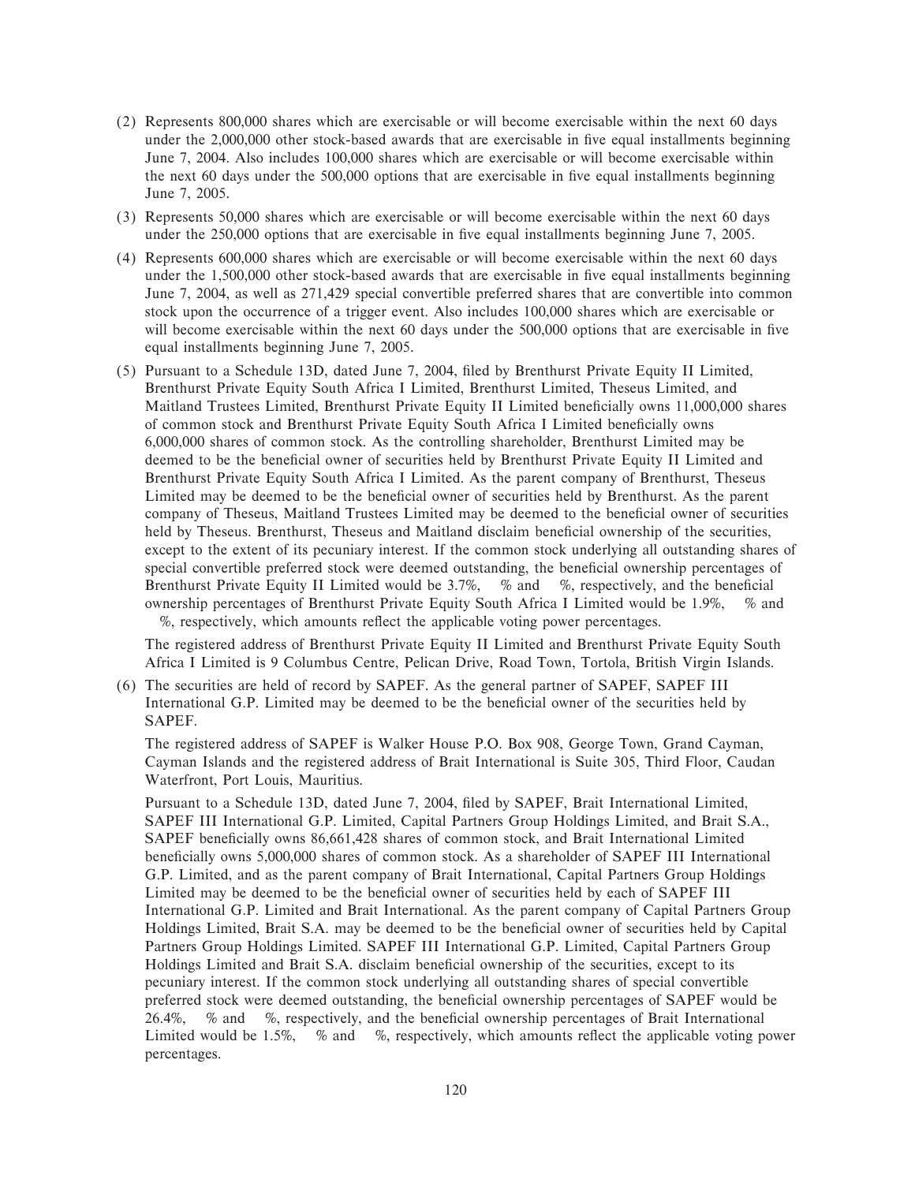(2) Represents 800,000 shares which are exercisable or will become exercisable within the next 60 days under the 2,000,000 other stock-based awards that are exercisable in five equal installments beginning June 7, 2004. Also includes 100,000 shares which are exercisable or will become exercisable within the next 60 days under the 500,000 options that are exercisable in five equal installments beginning June 7, 2005.

(3) Represents 50,000 shares which are exercisable or will become exercisable within the next 60 days under the 250,000 options that are exercisable in five equal installments beginning June 7, 2005.

(4) Represents 600,000 shares which are exercisable or will become exercisable within the next 60 days under the 1,500,000 other stock-based awards that are exercisable in five equal installments beginning June 7, 2004, as well as 271,429 special convertible preferred shares that are convertible into common stock upon the occurrence of a trigger event. Also includes 100,000 shares which are exercisable or will become exercisable within the next 60 days under the 500,000 options that are exercisable in five equal installments beginning June 7, 2005.

(5) Pursuant to a Schedule 13D, dated June 7, 2004, filed by Brenthurst Private Equity II Limited, Brenthurst Private Equity South Africa I Limited, Brenthurst Limited, Theseus Limited, and Maitland Trustees Limited, Brenthurst Private Equity II Limited beneficially owns 11,000,000 shares of common stock and Brenthurst Private Equity South Africa I Limited beneficially owns 6,000,000 shares of common stock. As the controlling shareholder, Brenthurst Limited may be deemed to be the beneficial owner of securities held by Brenthurst Private Equity II Limited and Brenthurst Private Equity South Africa I Limited. As the parent company of Brenthurst, Theseus Limited may be deemed to be the beneficial owner of securities held by Brenthurst. As the parent company of Theseus, Maitland Trustees Limited may be deemed to the beneficial owner of securities held by Theseus. Brenthurst, Theseus and Maitland disclaim beneficial ownership of the securities, except to the extent of its pecuniary interest. If the common stock underlying all outstanding shares of special convertible preferred stock were deemed outstanding, the beneficial ownership percentages of Brenthurst Private Equity II Limited would be 3.7%, % and %, respectively, and the beneficial ownership percentages of Brenthurst Private Equity South Africa I Limited would be 1.9%, % and %, respectively, which amounts reflect the applicable voting power percentages.

The registered address of Brenthurst Private Equity II Limited and Brenthurst Private Equity South Africa I Limited is 9 Columbus Centre, Pelican Drive, Road Town, Tortola, British Virgin Islands.

(6) The securities are held of record by SAPEF. As the general partner of SAPEF, SAPEF III International G.P. Limited may be deemed to be the beneficial owner of the securities held by SAPEF.

The registered address of SAPEF is Walker House P.O. Box 908, George Town, Grand Cayman, Cayman Islands and the registered address of Brait International is Suite 305, Third Floor, Caudan Waterfront, Port Louis, Mauritius.

Pursuant to a Schedule 13D, dated June 7, 2004, filed by SAPEF, Brait International Limited, SAPEF III International G.P. Limited, Capital Partners Group Holdings Limited, and Brait S.A., SAPEF beneficially owns 86,661,428 shares of common stock, and Brait International Limited beneficially owns 5,000,000 shares of common stock. As a shareholder of SAPEF III International G.P. Limited, and as the parent company of Brait International, Capital Partners Group Holdings Limited may be deemed to be the beneficial owner of securities held by each of SAPEF III International G.P. Limited and Brait International. As the parent company of Capital Partners Group Holdings Limited, Brait S.A. may be deemed to be the beneficial owner of securities held by Capital Partners Group Holdings Limited. SAPEF III International G.P. Limited, Capital Partners Group Holdings Limited and Brait S.A. disclaim beneficial ownership of the securities, except to its pecuniary interest. If the common stock underlying all outstanding shares of special convertible preferred stock were deemed outstanding, the beneficial ownership percentages of SAPEF would be 26.4%, % and %, respectively, and the beneficial ownership percentages of Brait International Limited would be 1.5%, % and %, respectively, which amounts reflect the applicable voting power percentages.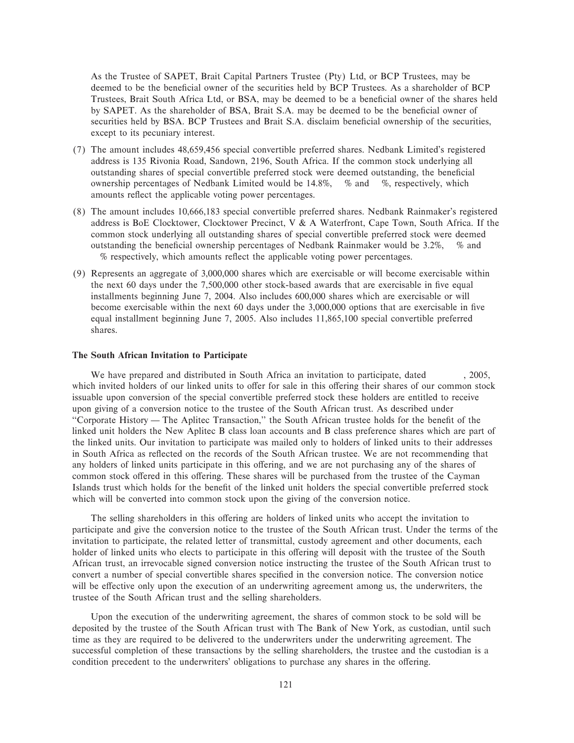As the Trustee of SAPET, Brait Capital Partners Trustee (Pty) Ltd, or BCP Trustees, may be deemed to be the beneficial owner of the securities held by BCP Trustees. As a shareholder of BCP Trustees, Brait South Africa Ltd, or BSA, may be deemed to be a beneficial owner of the shares held by SAPET. As the shareholder of BSA, Brait S.A. may be deemed to be the beneficial owner of securities held by BSA. BCP Trustees and Brait S.A. disclaim beneficial ownership of the securities, except to its pecuniary interest.

(7) The amount includes 48,659,456 special convertible preferred shares. Nedbank Limited's registered address is 135 Rivonia Road, Sandown, 2196, South Africa. If the common stock underlying all outstanding shares of special convertible preferred stock were deemed outstanding, the beneficial ownership percentages of Nedbank Limited would be 14.8%, % and %, respectively, which amounts reflect the applicable voting power percentages.

(8) The amount includes 10,666,183 special convertible preferred shares. Nedbank Rainmaker's registered address is BoE Clocktower, Clocktower Precinct, V & A Waterfront, Cape Town, South Africa. If the common stock underlying all outstanding shares of special convertible preferred stock were deemed outstanding the beneficial ownership percentages of Nedbank Rainmaker would be 3.2%, % and % respectively, which amounts reflect the applicable voting power percentages.

(9) Represents an aggregate of 3,000,000 shares which are exercisable or will become exercisable within the next 60 days under the 7,500,000 other stock-based awards that are exercisable in five equal installments beginning June 7, 2004. Also includes 600,000 shares which are exercisable or will become exercisable within the next 60 days under the 3,000,000 options that are exercisable in five equal installment beginning June 7, 2005. Also includes 11,865,100 special convertible preferred shares.

**The South African Invitation to Participate**

We have prepared and distributed in South Africa an invitation to participate, dated , 2005, which invited holders of our linked units to offer for sale in this offering their shares of our common stock issuable upon conversion of the special convertible preferred stock these holders are entitled to receive upon giving of a conversion notice to the trustee of the South African trust. As described under "Corporate History — The Aplitec Transaction," the South African trustee holds for the benefit of the linked unit holders the New Aplitec B class loan accounts and B class preference shares which are part of the linked units. Our invitation to participate was mailed only to holders of linked units to their addresses in South Africa as reflected on the records of the South African trustee. We are not recommending that any holders of linked units participate in this offering, and we are not purchasing any of the shares of common stock offered in this offering. These shares will be purchased from the trustee of the Cayman Islands trust which holds for the benefit of the linked unit holders the special convertible preferred stock which will be converted into common stock upon the giving of the conversion notice.

The selling shareholders in this offering are holders of linked units who accept the invitation to participate and give the conversion notice to the trustee of the South African trust. Under the terms of the invitation to participate, the related letter of transmittal, custody agreement and other documents, each holder of linked units who elects to participate in this offering will deposit with the trustee of the South African trust, an irrevocable signed conversion notice instructing the trustee of the South African trust to convert a number of special convertible shares specified in the conversion notice. The conversion notice will be effective only upon the execution of an underwriting agreement among us, the underwriters, the trustee of the South African trust and the selling shareholders.

Upon the execution of the underwriting agreement, the shares of common stock to be sold will be deposited by the trustee of the South African trust with The Bank of New York, as custodian, until such time as they are required to be delivered to the underwriters under the underwriting agreement. The successful completion of these transactions by the selling shareholders, the trustee and the custodian is a condition precedent to the underwriters' obligations to purchase any shares in the offering.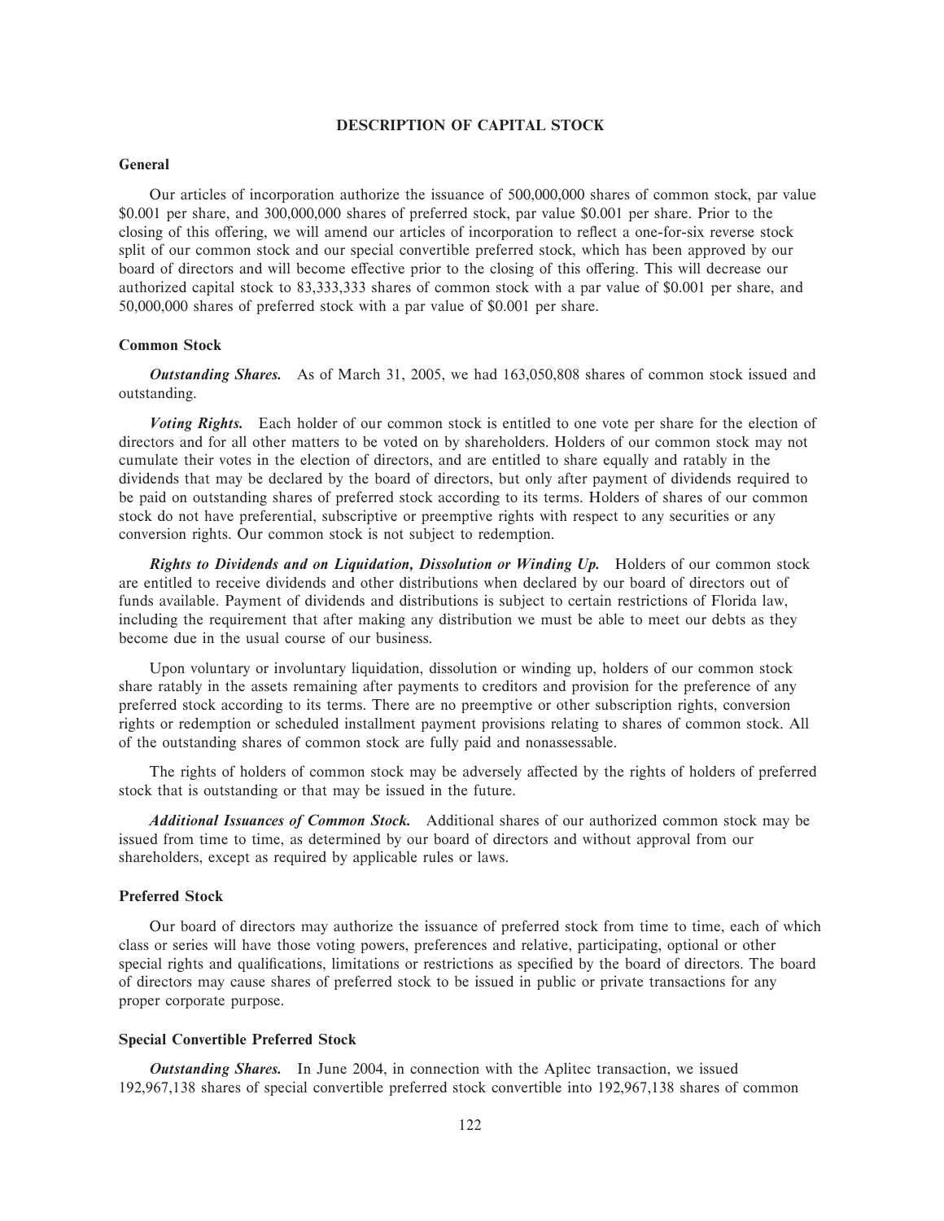## DESCRIPTION OF CAPITAL STOCK

### General

Our articles of incorporation authorize the issuance of 500,000,000 shares of common stock, par value $0.001 per share, and 300,000,000 shares of preferred stock, par value $0.001 per share. Prior to the closing of this offering, we will amend our articles of incorporation to reflect a one-for-six reverse stock split of our common stock and our special convertible preferred stock, which has been approved by our board of directors and will become effective prior to the closing of this offering. This will decrease our authorized capital stock to 83,333,333 shares of common stock with a par value of $0.001 per share, and 50,000,000 shares of preferred stock with a par value of $0.001 per share.

### Common Stock

***Outstanding Shares.*** As of March 31, 2005, we had 163,050,808 shares of common stock issued and outstanding.

***Voting Rights.*** Each holder of our common stock is entitled to one vote per share for the election of directors and for all other matters to be voted on by shareholders. Holders of our common stock may not cumulate their votes in the election of directors, and are entitled to share equally and ratably in the dividends that may be declared by the board of directors, but only after payment of dividends required to be paid on outstanding shares of preferred stock according to its terms. Holders of shares of our common stock do not have preferential, subscriptive or preemptive rights with respect to any securities or any conversion rights. Our common stock is not subject to redemption.

***Rights to Dividends and on Liquidation, Dissolution or Winding Up.*** Holders of our common stock are entitled to receive dividends and other distributions when declared by our board of directors out of funds available. Payment of dividends and distributions is subject to certain restrictions of Florida law, including the requirement that after making any distribution we must be able to meet our debts as they become due in the usual course of our business.

Upon voluntary or involuntary liquidation, dissolution or winding up, holders of our common stock share ratably in the assets remaining after payments to creditors and provision for the preference of any preferred stock according to its terms. There are no preemptive or other subscription rights, conversion rights or redemption or scheduled installment payment provisions relating to shares of common stock. All of the outstanding shares of common stock are fully paid and nonassessable.

The rights of holders of common stock may be adversely affected by the rights of holders of preferred stock that is outstanding or that may be issued in the future.

***Additional Issuances of Common Stock.*** Additional shares of our authorized common stock may be issued from time to time, as determined by our board of directors and without approval from our shareholders, except as required by applicable rules or laws.

### Preferred Stock

Our board of directors may authorize the issuance of preferred stock from time to time, each of which class or series will have those voting powers, preferences and relative, participating, optional or other special rights and qualifications, limitations or restrictions as specified by the board of directors. The board of directors may cause shares of preferred stock to be issued in public or private transactions for any proper corporate purpose.

### Special Convertible Preferred Stock

***Outstanding Shares.*** In June 2004, in connection with the Aplitec transaction, we issued 192,967,138 shares of special convertible preferred stock convertible into 192,967,138 shares of common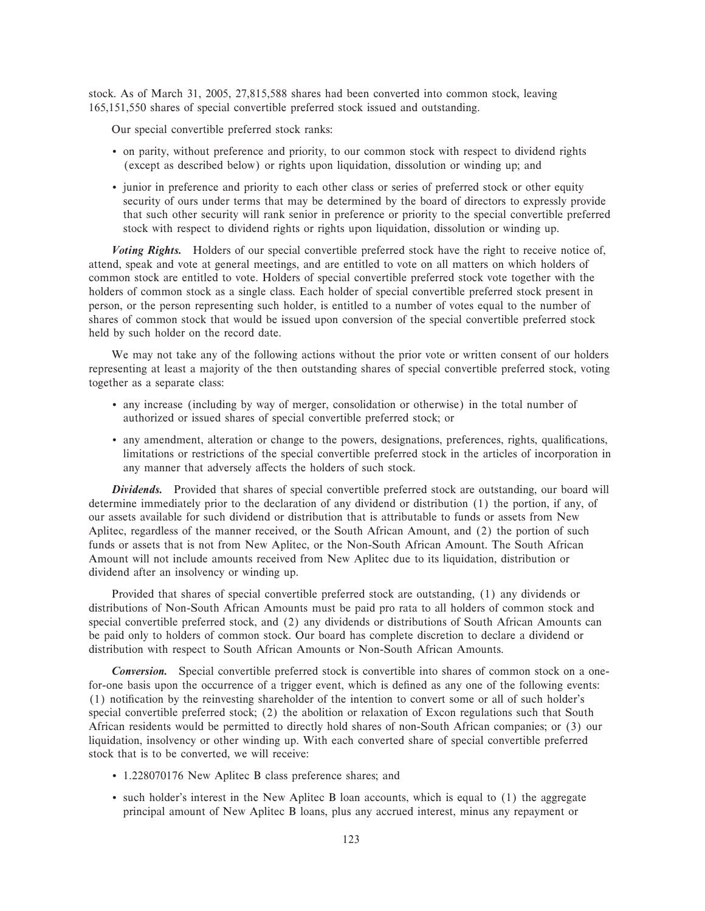stock. As of March 31, 2005, 27,815,588 shares had been converted into common stock, leaving 165,151,550 shares of special convertible preferred stock issued and outstanding.

Our special convertible preferred stock ranks:

- on parity, without preference and priority, to our common stock with respect to dividend rights (except as described below) or rights upon liquidation, dissolution or winding up; and
- junior in preference and priority to each other class or series of preferred stock or other equity security of ours under terms that may be determined by the board of directors to expressly provide that such other security will rank senior in preference or priority to the special convertible preferred stock with respect to dividend rights or rights upon liquidation, dissolution or winding up.

***Voting Rights.*** Holders of our special convertible preferred stock have the right to receive notice of, attend, speak and vote at general meetings, and are entitled to vote on all matters on which holders of common stock are entitled to vote. Holders of special convertible preferred stock vote together with the holders of common stock as a single class. Each holder of special convertible preferred stock present in person, or the person representing such holder, is entitled to a number of votes equal to the number of shares of common stock that would be issued upon conversion of the special convertible preferred stock held by such holder on the record date.

We may not take any of the following actions without the prior vote or written consent of our holders representing at least a majority of the then outstanding shares of special convertible preferred stock, voting together as a separate class:

- any increase (including by way of merger, consolidation or otherwise) in the total number of authorized or issued shares of special convertible preferred stock; or
- any amendment, alteration or change to the powers, designations, preferences, rights, qualifications, limitations or restrictions of the special convertible preferred stock in the articles of incorporation in any manner that adversely affects the holders of such stock.

***Dividends.*** Provided that shares of special convertible preferred stock are outstanding, our board will determine immediately prior to the declaration of any dividend or distribution (1) the portion, if any, of our assets available for such dividend or distribution that is attributable to funds or assets from New Aplitec, regardless of the manner received, or the South African Amount, and (2) the portion of such funds or assets that is not from New Aplitec, or the Non-South African Amount. The South African Amount will not include amounts received from New Aplitec due to its liquidation, distribution or dividend after an insolvency or winding up.

Provided that shares of special convertible preferred stock are outstanding, (1) any dividends or distributions of Non-South African Amounts must be paid pro rata to all holders of common stock and special convertible preferred stock, and (2) any dividends or distributions of South African Amounts can be paid only to holders of common stock. Our board has complete discretion to declare a dividend or distribution with respect to South African Amounts or Non-South African Amounts.

***Conversion.*** Special convertible preferred stock is convertible into shares of common stock on a one-for-one basis upon the occurrence of a trigger event, which is defined as any one of the following events: (1) notification by the reinvesting shareholder of the intention to convert some or all of such holder's special convertible preferred stock; (2) the abolition or relaxation of Excon regulations such that South African residents would be permitted to directly hold shares of non-South African companies; or (3) our liquidation, insolvency or other winding up. With each converted share of special convertible preferred stock that is to be converted, we will receive:

- 1.228070176 New Aplitec B class preference shares; and
- such holder's interest in the New Aplitec B loan accounts, which is equal to (1) the aggregate principal amount of New Aplitec B loans, plus any accrued interest, minus any repayment or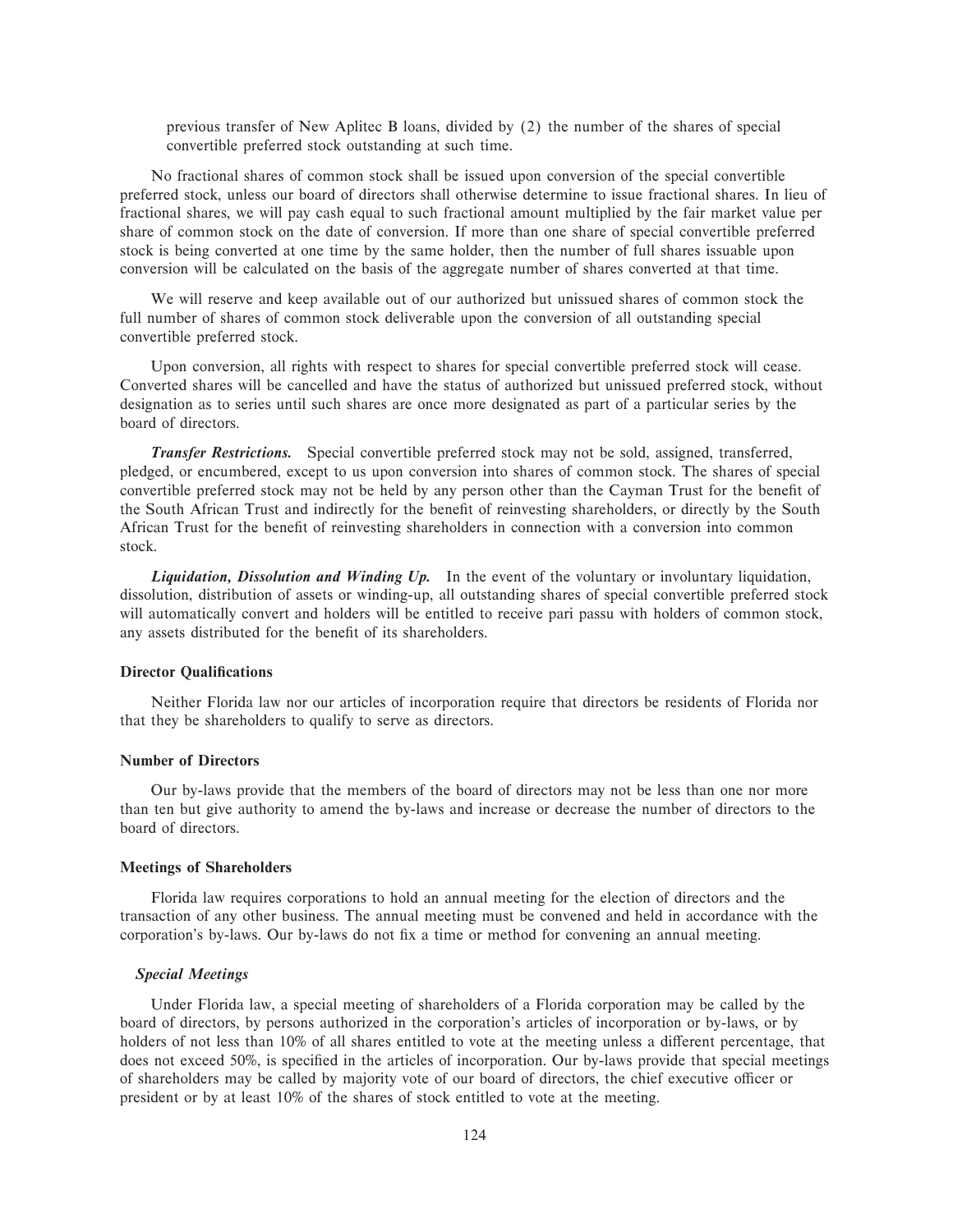previous transfer of New Aplitec B loans, divided by (2) the number of the shares of special convertible preferred stock outstanding at such time.

No fractional shares of common stock shall be issued upon conversion of the special convertible preferred stock, unless our board of directors shall otherwise determine to issue fractional shares. In lieu of fractional shares, we will pay cash equal to such fractional amount multiplied by the fair market value per share of common stock on the date of conversion. If more than one share of special convertible preferred stock is being converted at one time by the same holder, then the number of full shares issuable upon conversion will be calculated on the basis of the aggregate number of shares converted at that time.

We will reserve and keep available out of our authorized but unissued shares of common stock the full number of shares of common stock deliverable upon the conversion of all outstanding special convertible preferred stock.

Upon conversion, all rights with respect to shares for special convertible preferred stock will cease. Converted shares will be cancelled and have the status of authorized but unissued preferred stock, without designation as to series until such shares are once more designated as part of a particular series by the board of directors.

***Transfer Restrictions.*** Special convertible preferred stock may not be sold, assigned, transferred, pledged, or encumbered, except to us upon conversion into shares of common stock. The shares of special convertible preferred stock may not be held by any person other than the Cayman Trust for the benefit of the South African Trust and indirectly for the benefit of reinvesting shareholders, or directly by the South African Trust for the benefit of reinvesting shareholders in connection with a conversion into common stock.

***Liquidation, Dissolution and Winding Up.*** In the event of the voluntary or involuntary liquidation, dissolution, distribution of assets or winding-up, all outstanding shares of special convertible preferred stock will automatically convert and holders will be entitled to receive pari passu with holders of common stock, any assets distributed for the benefit of its shareholders.

### Director Qualifications

Neither Florida law nor our articles of incorporation require that directors be residents of Florida nor that they be shareholders to qualify to serve as directors.

### Number of Directors

Our by-laws provide that the members of the board of directors may not be less than one nor more than ten but give authority to amend the by-laws and increase or decrease the number of directors to the board of directors.

### Meetings of Shareholders

Florida law requires corporations to hold an annual meeting for the election of directors and the transaction of any other business. The annual meeting must be convened and held in accordance with the corporation's by-laws. Our by-laws do not fix a time or method for convening an annual meeting.

#### *Special Meetings*

Under Florida law, a special meeting of shareholders of a Florida corporation may be called by the board of directors, by persons authorized in the corporation's articles of incorporation or by-laws, or by holders of not less than 10% of all shares entitled to vote at the meeting unless a different percentage, that does not exceed 50%, is specified in the articles of incorporation. Our by-laws provide that special meetings of shareholders may be called by majority vote of our board of directors, the chief executive officer or president or by at least 10% of the shares of stock entitled to vote at the meeting.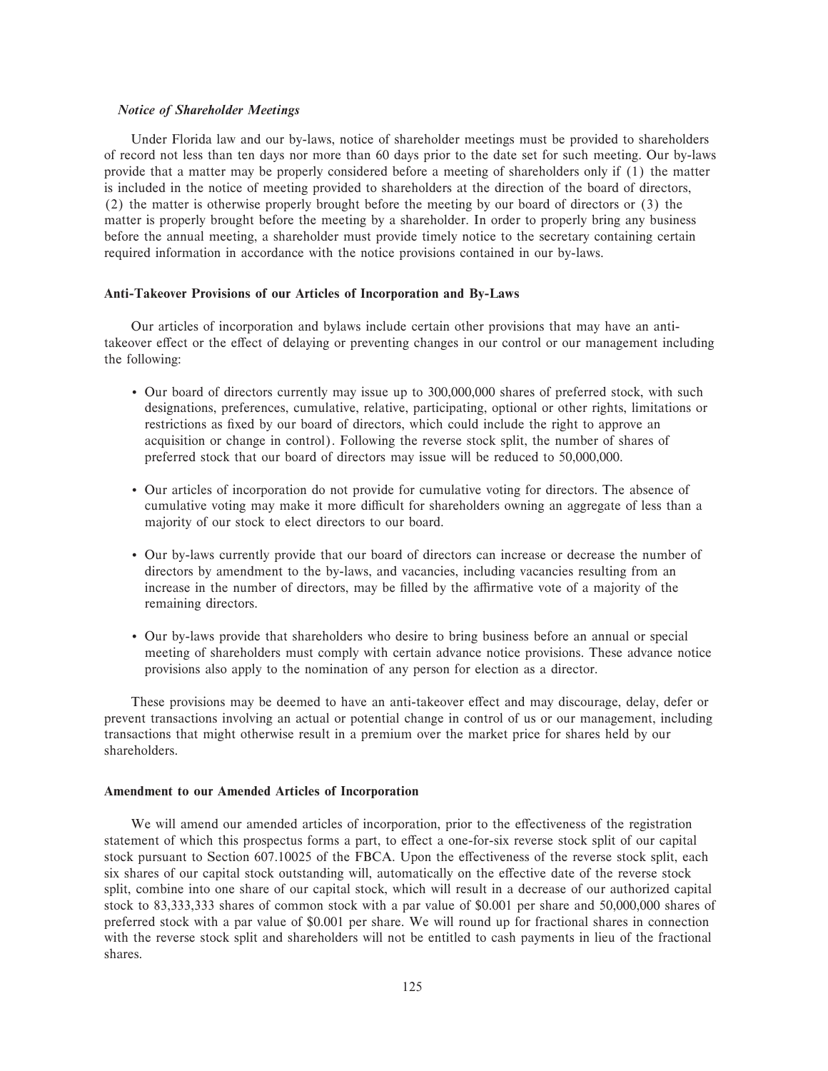***Notice of Shareholder Meetings***

Under Florida law and our by-laws, notice of shareholder meetings must be provided to shareholders of record not less than ten days nor more than 60 days prior to the date set for such meeting. Our by-laws provide that a matter may be properly considered before a meeting of shareholders only if (1) the matter is included in the notice of meeting provided to shareholders at the direction of the board of directors, (2) the matter is otherwise properly brought before the meeting by our board of directors or (3) the matter is properly brought before the meeting by a shareholder. In order to properly bring any business before the annual meeting, a shareholder must provide timely notice to the secretary containing certain required information in accordance with the notice provisions contained in our by-laws.

**Anti-Takeover Provisions of our Articles of Incorporation and By-Laws**

Our articles of incorporation and bylaws include certain other provisions that may have an anti-takeover effect or the effect of delaying or preventing changes in our control or our management including the following:

- Our board of directors currently may issue up to 300,000,000 shares of preferred stock, with such designations, preferences, cumulative, relative, participating, optional or other rights, limitations or restrictions as fixed by our board of directors, which could include the right to approve an acquisition or change in control). Following the reverse stock split, the number of shares of preferred stock that our board of directors may issue will be reduced to 50,000,000.
- Our articles of incorporation do not provide for cumulative voting for directors. The absence of cumulative voting may make it more difficult for shareholders owning an aggregate of less than a majority of our stock to elect directors to our board.
- Our by-laws currently provide that our board of directors can increase or decrease the number of directors by amendment to the by-laws, and vacancies, including vacancies resulting from an increase in the number of directors, may be filled by the affirmative vote of a majority of the remaining directors.
- Our by-laws provide that shareholders who desire to bring business before an annual or special meeting of shareholders must comply with certain advance notice provisions. These advance notice provisions also apply to the nomination of any person for election as a director.

These provisions may be deemed to have an anti-takeover effect and may discourage, delay, defer or prevent transactions involving an actual or potential change in control of us or our management, including transactions that might otherwise result in a premium over the market price for shares held by our shareholders.

**Amendment to our Amended Articles of Incorporation**

We will amend our amended articles of incorporation, prior to the effectiveness of the registration statement of which this prospectus forms a part, to effect a one-for-six reverse stock split of our capital stock pursuant to Section 607.10025 of the FBCA. Upon the effectiveness of the reverse stock split, each six shares of our capital stock outstanding will, automatically on the effective date of the reverse stock split, combine into one share of our capital stock, which will result in a decrease of our authorized capital stock to 83,333,333 shares of common stock with a par value of $0.001 per share and 50,000,000 shares of preferred stock with a par value of $0.001 per share. We will round up for fractional shares in connection with the reverse stock split and shareholders will not be entitled to cash payments in lieu of the fractional shares.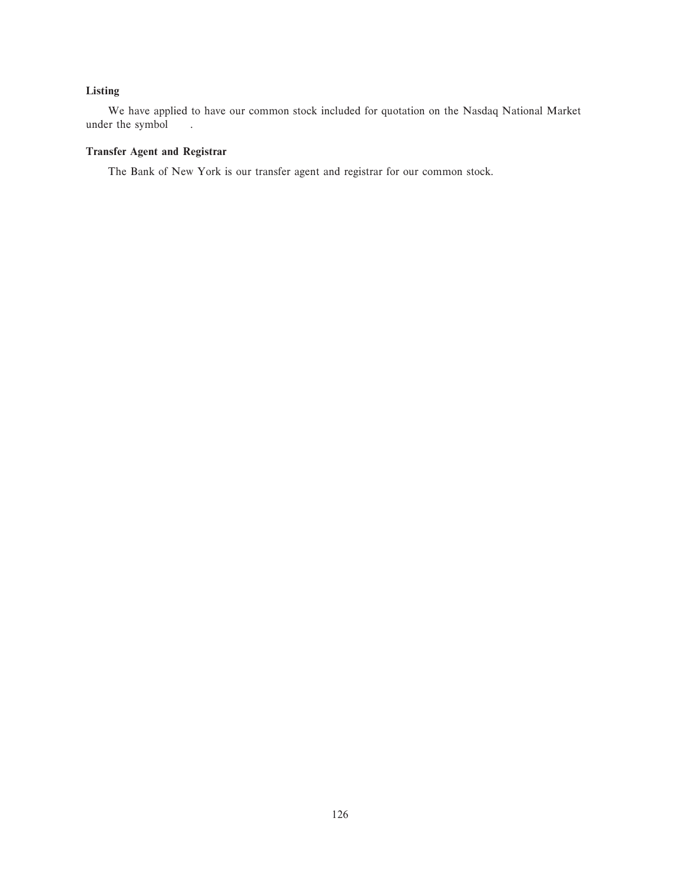### Listing

We have applied to have our common stock included for quotation on the Nasdaq National Market under the symbol .

### Transfer Agent and Registrar

The Bank of New York is our transfer agent and registrar for our common stock.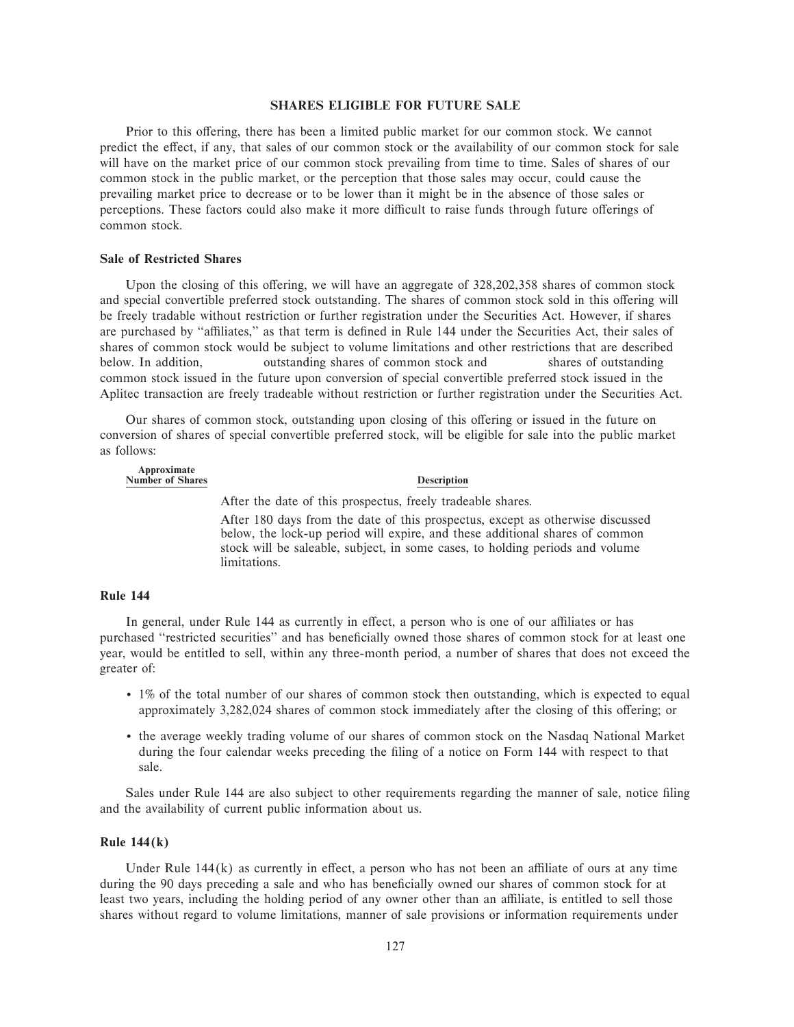## SHARES ELIGIBLE FOR FUTURE SALE

Prior to this offering, there has been a limited public market for our common stock. We cannot predict the effect, if any, that sales of our common stock or the availability of our common stock for sale will have on the market price of our common stock prevailing from time to time. Sales of shares of our common stock in the public market, or the perception that those sales may occur, could cause the prevailing market price to decrease or to be lower than it might be in the absence of those sales or perceptions. These factors could also make it more difficult to raise funds through future offerings of common stock.

### Sale of Restricted Shares

Upon the closing of this offering, we will have an aggregate of 328,202,358 shares of common stock and special convertible preferred stock outstanding. The shares of common stock sold in this offering will be freely tradable without restriction or further registration under the Securities Act. However, if shares are purchased by "affiliates," as that term is defined in Rule 144 under the Securities Act, their sales of shares of common stock would be subject to volume limitations and other restrictions that are described below. In addition, outstanding shares of common stock and shares of outstanding common stock issued in the future upon conversion of special convertible preferred stock issued in the Aplitec transaction are freely tradeable without restriction or further registration under the Securities Act.

Our shares of common stock, outstanding upon closing of this offering or issued in the future on conversion of shares of special convertible preferred stock, will be eligible for sale into the public market as follows:

| Approximate Number of Shares | Description |
|---|---|
| | After the date of this prospectus, freely tradeable shares. |
| | After 180 days from the date of this prospectus, except as otherwise discussed below, the lock-up period will expire, and these additional shares of common stock will be saleable, subject, in some cases, to holding periods and volume limitations. |

### Rule 144

In general, under Rule 144 as currently in effect, a person who is one of our affiliates or has purchased "restricted securities" and has beneficially owned those shares of common stock for at least one year, would be entitled to sell, within any three-month period, a number of shares that does not exceed the greater of:

- 1% of the total number of our shares of common stock then outstanding, which is expected to equal approximately 3,282,024 shares of common stock immediately after the closing of this offering; or
- the average weekly trading volume of our shares of common stock on the Nasdaq National Market during the four calendar weeks preceding the filing of a notice on Form 144 with respect to that sale.

Sales under Rule 144 are also subject to other requirements regarding the manner of sale, notice filing and the availability of current public information about us.

### Rule 144(k)

Under Rule 144(k) as currently in effect, a person who has not been an affiliate of ours at any time during the 90 days preceding a sale and who has beneficially owned our shares of common stock for at least two years, including the holding period of any owner other than an affiliate, is entitled to sell those shares without regard to volume limitations, manner of sale provisions or information requirements under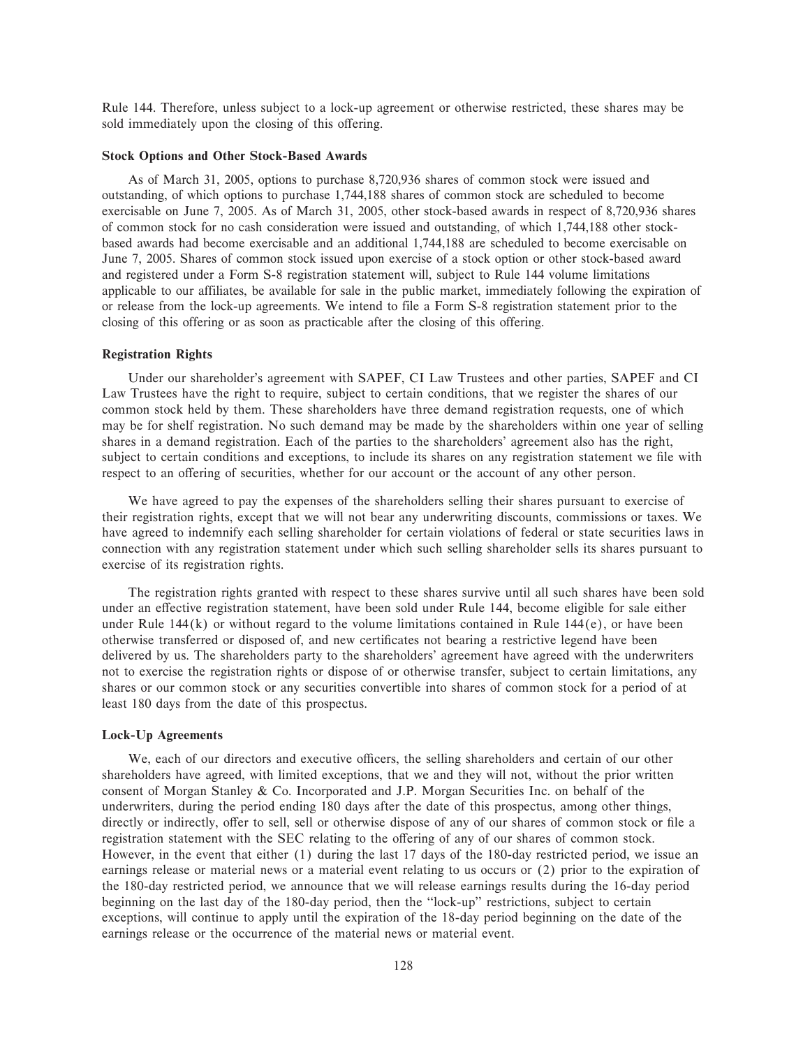Rule 144. Therefore, unless subject to a lock-up agreement or otherwise restricted, these shares may be sold immediately upon the closing of this offering.

### Stock Options and Other Stock-Based Awards

As of March 31, 2005, options to purchase 8,720,936 shares of common stock were issued and outstanding, of which options to purchase 1,744,188 shares of common stock are scheduled to become exercisable on June 7, 2005. As of March 31, 2005, other stock-based awards in respect of 8,720,936 shares of common stock for no cash consideration were issued and outstanding, of which 1,744,188 other stock-based awards had become exercisable and an additional 1,744,188 are scheduled to become exercisable on June 7, 2005. Shares of common stock issued upon exercise of a stock option or other stock-based award and registered under a Form S-8 registration statement will, subject to Rule 144 volume limitations applicable to our affiliates, be available for sale in the public market, immediately following the expiration of or release from the lock-up agreements. We intend to file a Form S-8 registration statement prior to the closing of this offering or as soon as practicable after the closing of this offering.

### Registration Rights

Under our shareholder's agreement with SAPEF, CI Law Trustees and other parties, SAPEF and CI Law Trustees have the right to require, subject to certain conditions, that we register the shares of our common stock held by them. These shareholders have three demand registration requests, one of which may be for shelf registration. No such demand may be made by the shareholders within one year of selling shares in a demand registration. Each of the parties to the shareholders' agreement also has the right, subject to certain conditions and exceptions, to include its shares on any registration statement we file with respect to an offering of securities, whether for our account or the account of any other person.

We have agreed to pay the expenses of the shareholders selling their shares pursuant to exercise of their registration rights, except that we will not bear any underwriting discounts, commissions or taxes. We have agreed to indemnify each selling shareholder for certain violations of federal or state securities laws in connection with any registration statement under which such selling shareholder sells its shares pursuant to exercise of its registration rights.

The registration rights granted with respect to these shares survive until all such shares have been sold under an effective registration statement, have been sold under Rule 144, become eligible for sale either under Rule 144(k) or without regard to the volume limitations contained in Rule 144(e), or have been otherwise transferred or disposed of, and new certificates not bearing a restrictive legend have been delivered by us. The shareholders party to the shareholders' agreement have agreed with the underwriters not to exercise the registration rights or dispose of or otherwise transfer, subject to certain limitations, any shares or our common stock or any securities convertible into shares of common stock for a period of at least 180 days from the date of this prospectus.

### Lock-Up Agreements

We, each of our directors and executive officers, the selling shareholders and certain of our other shareholders have agreed, with limited exceptions, that we and they will not, without the prior written consent of Morgan Stanley & Co. Incorporated and J.P. Morgan Securities Inc. on behalf of the underwriters, during the period ending 180 days after the date of this prospectus, among other things, directly or indirectly, offer to sell, sell or otherwise dispose of any of our shares of common stock or file a registration statement with the SEC relating to the offering of any of our shares of common stock. However, in the event that either (1) during the last 17 days of the 180-day restricted period, we issue an earnings release or material news or a material event relating to us occurs or (2) prior to the expiration of the 180-day restricted period, we announce that we will release earnings results during the 16-day period beginning on the last day of the 180-day period, then the "lock-up" restrictions, subject to certain exceptions, will continue to apply until the expiration of the 18-day period beginning on the date of the earnings release or the occurrence of the material news or material event.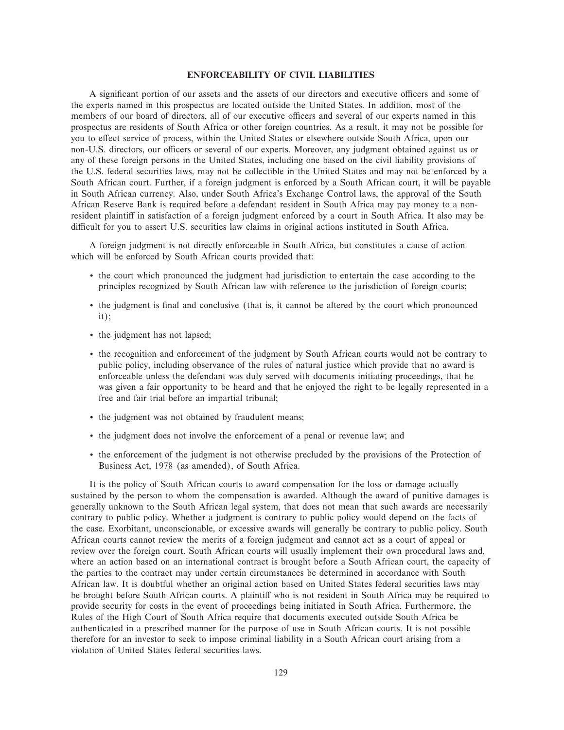## ENFORCEABILITY OF CIVIL LIABILITIES

A significant portion of our assets and the assets of our directors and executive officers and some of the experts named in this prospectus are located outside the United States. In addition, most of the members of our board of directors, all of our executive officers and several of our experts named in this prospectus are residents of South Africa or other foreign countries. As a result, it may not be possible for you to effect service of process, within the United States or elsewhere outside South Africa, upon our non-U.S. directors, our officers or several of our experts. Moreover, any judgment obtained against us or any of these foreign persons in the United States, including one based on the civil liability provisions of the U.S. federal securities laws, may not be collectible in the United States and may not be enforced by a South African court. Further, if a foreign judgment is enforced by a South African court, it will be payable in South African currency. Also, under South Africa's Exchange Control laws, the approval of the South African Reserve Bank is required before a defendant resident in South Africa may pay money to a non-resident plaintiff in satisfaction of a foreign judgment enforced by a court in South Africa. It also may be difficult for you to assert U.S. securities law claims in original actions instituted in South Africa.

A foreign judgment is not directly enforceable in South Africa, but constitutes a cause of action which will be enforced by South African courts provided that:

- the court which pronounced the judgment had jurisdiction to entertain the case according to the principles recognized by South African law with reference to the jurisdiction of foreign courts;
- the judgment is final and conclusive (that is, it cannot be altered by the court which pronounced it);
- the judgment has not lapsed;
- the recognition and enforcement of the judgment by South African courts would not be contrary to public policy, including observance of the rules of natural justice which provide that no award is enforceable unless the defendant was duly served with documents initiating proceedings, that he was given a fair opportunity to be heard and that he enjoyed the right to be legally represented in a free and fair trial before an impartial tribunal;
- the judgment was not obtained by fraudulent means;
- the judgment does not involve the enforcement of a penal or revenue law; and
- the enforcement of the judgment is not otherwise precluded by the provisions of the Protection of Business Act, 1978 (as amended), of South Africa.

It is the policy of South African courts to award compensation for the loss or damage actually sustained by the person to whom the compensation is awarded. Although the award of punitive damages is generally unknown to the South African legal system, that does not mean that such awards are necessarily contrary to public policy. Whether a judgment is contrary to public policy would depend on the facts of the case. Exorbitant, unconscionable, or excessive awards will generally be contrary to public policy. South African courts cannot review the merits of a foreign judgment and cannot act as a court of appeal or review over the foreign court. South African courts will usually implement their own procedural laws and, where an action based on an international contract is brought before a South African court, the capacity of the parties to the contract may under certain circumstances be determined in accordance with South African law. It is doubtful whether an original action based on United States federal securities laws may be brought before South African courts. A plaintiff who is not resident in South Africa may be required to provide security for costs in the event of proceedings being initiated in South Africa. Furthermore, the Rules of the High Court of South Africa require that documents executed outside South Africa be authenticated in a prescribed manner for the purpose of use in South African courts. It is not possible therefore for an investor to seek to impose criminal liability in a South African court arising from a violation of United States federal securities laws.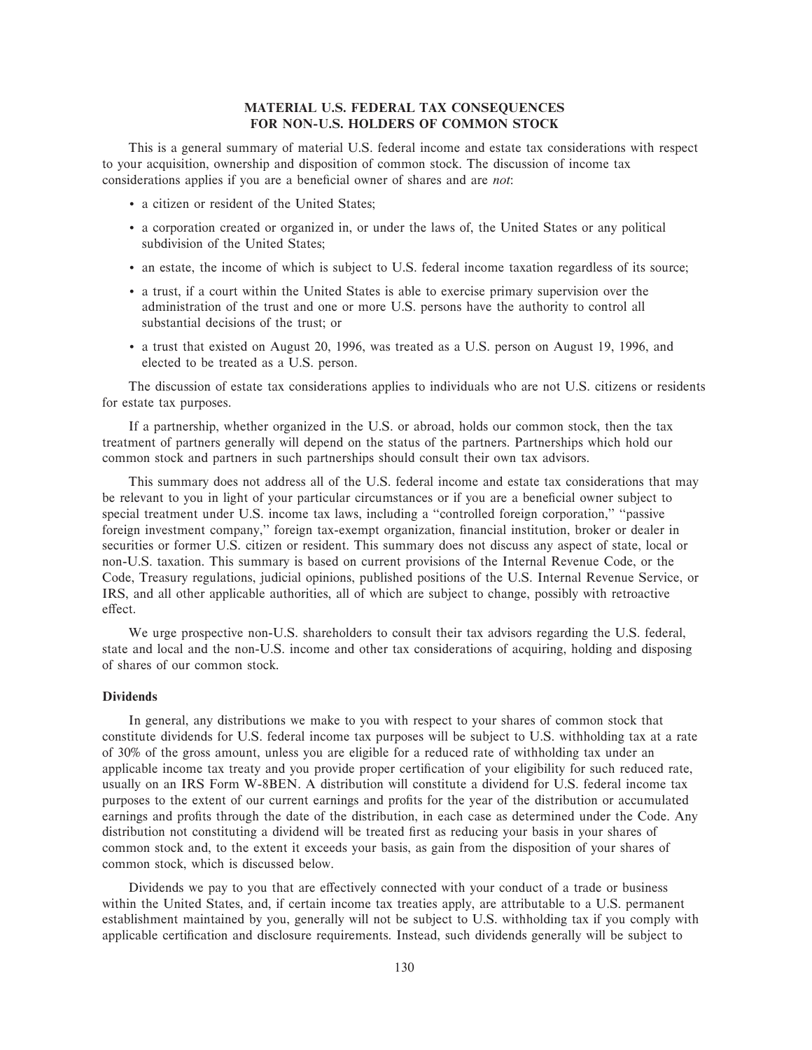## MATERIAL U.S. FEDERAL TAX CONSEQUENCES FOR NON-U.S. HOLDERS OF COMMON STOCK

This is a general summary of material U.S. federal income and estate tax considerations with respect to your acquisition, ownership and disposition of common stock. The discussion of income tax considerations applies if you are a beneficial owner of shares and are *not*:

- a citizen or resident of the United States;
- a corporation created or organized in, or under the laws of, the United States or any political subdivision of the United States;
- an estate, the income of which is subject to U.S. federal income taxation regardless of its source;
- a trust, if a court within the United States is able to exercise primary supervision over the administration of the trust and one or more U.S. persons have the authority to control all substantial decisions of the trust; or
- a trust that existed on August 20, 1996, was treated as a U.S. person on August 19, 1996, and elected to be treated as a U.S. person.

The discussion of estate tax considerations applies to individuals who are not U.S. citizens or residents for estate tax purposes.

If a partnership, whether organized in the U.S. or abroad, holds our common stock, then the tax treatment of partners generally will depend on the status of the partners. Partnerships which hold our common stock and partners in such partnerships should consult their own tax advisors.

This summary does not address all of the U.S. federal income and estate tax considerations that may be relevant to you in light of your particular circumstances or if you are a beneficial owner subject to special treatment under U.S. income tax laws, including a ''controlled foreign corporation,'' ''passive foreign investment company,'' foreign tax-exempt organization, financial institution, broker or dealer in securities or former U.S. citizen or resident. This summary does not discuss any aspect of state, local or non-U.S. taxation. This summary is based on current provisions of the Internal Revenue Code, or the Code, Treasury regulations, judicial opinions, published positions of the U.S. Internal Revenue Service, or IRS, and all other applicable authorities, all of which are subject to change, possibly with retroactive effect.

We urge prospective non-U.S. shareholders to consult their tax advisors regarding the U.S. federal, state and local and the non-U.S. income and other tax considerations of acquiring, holding and disposing of shares of our common stock.

### Dividends

In general, any distributions we make to you with respect to your shares of common stock that constitute dividends for U.S. federal income tax purposes will be subject to U.S. withholding tax at a rate of 30% of the gross amount, unless you are eligible for a reduced rate of withholding tax under an applicable income tax treaty and you provide proper certification of your eligibility for such reduced rate, usually on an IRS Form W-8BEN. A distribution will constitute a dividend for U.S. federal income tax purposes to the extent of our current earnings and profits for the year of the distribution or accumulated earnings and profits through the date of the distribution, in each case as determined under the Code. Any distribution not constituting a dividend will be treated first as reducing your basis in your shares of common stock and, to the extent it exceeds your basis, as gain from the disposition of your shares of common stock, which is discussed below.

Dividends we pay to you that are effectively connected with your conduct of a trade or business within the United States, and, if certain income tax treaties apply, are attributable to a U.S. permanent establishment maintained by you, generally will not be subject to U.S. withholding tax if you comply with applicable certification and disclosure requirements. Instead, such dividends generally will be subject to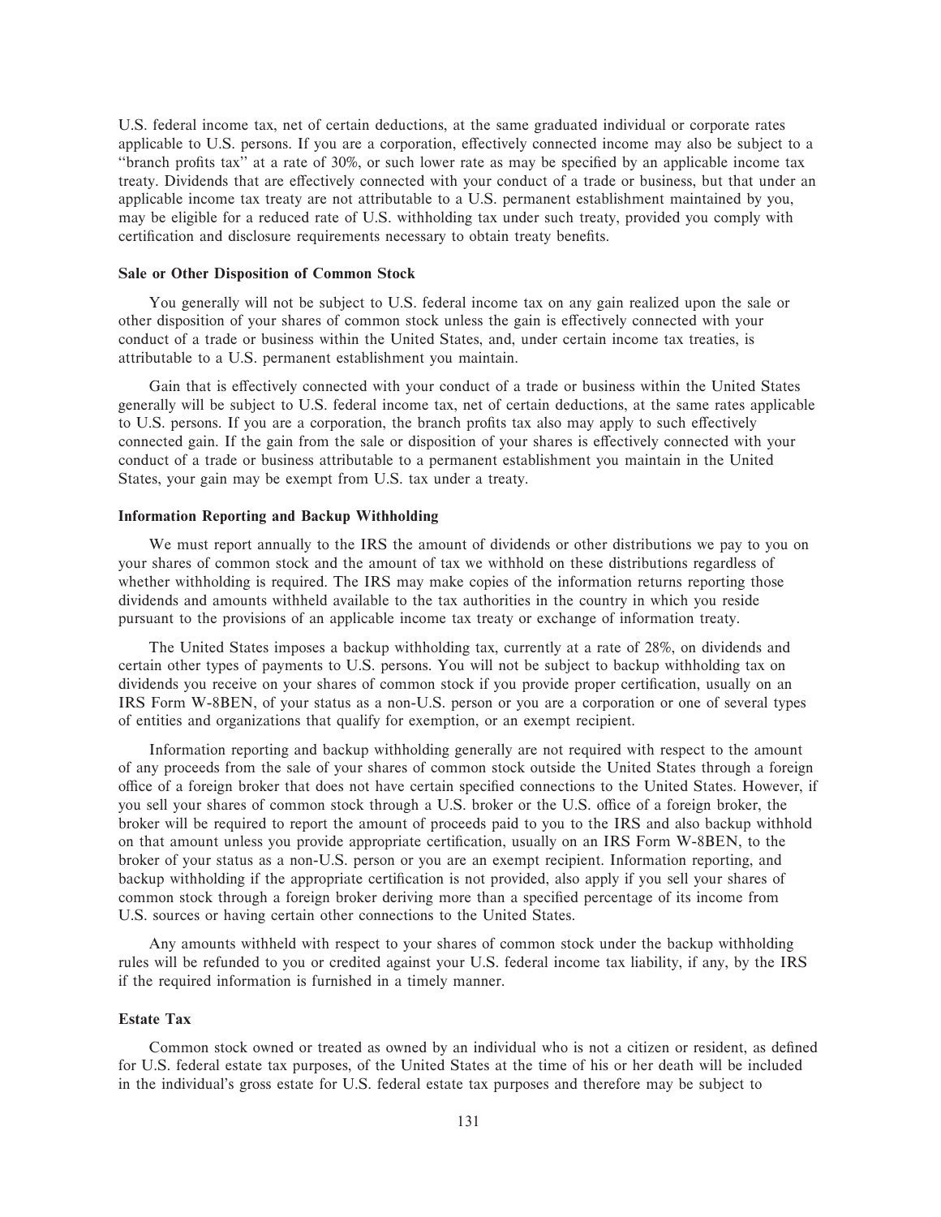U.S. federal income tax, net of certain deductions, at the same graduated individual or corporate rates applicable to U.S. persons. If you are a corporation, effectively connected income may also be subject to a "branch profits tax" at a rate of 30%, or such lower rate as may be specified by an applicable income tax treaty. Dividends that are effectively connected with your conduct of a trade or business, but that under an applicable income tax treaty are not attributable to a U.S. permanent establishment maintained by you, may be eligible for a reduced rate of U.S. withholding tax under such treaty, provided you comply with certification and disclosure requirements necessary to obtain treaty benefits.

### Sale or Other Disposition of Common Stock

You generally will not be subject to U.S. federal income tax on any gain realized upon the sale or other disposition of your shares of common stock unless the gain is effectively connected with your conduct of a trade or business within the United States, and, under certain income tax treaties, is attributable to a U.S. permanent establishment you maintain.

Gain that is effectively connected with your conduct of a trade or business within the United States generally will be subject to U.S. federal income tax, net of certain deductions, at the same rates applicable to U.S. persons. If you are a corporation, the branch profits tax also may apply to such effectively connected gain. If the gain from the sale or disposition of your shares is effectively connected with your conduct of a trade or business attributable to a permanent establishment you maintain in the United States, your gain may be exempt from U.S. tax under a treaty.

### Information Reporting and Backup Withholding

We must report annually to the IRS the amount of dividends or other distributions we pay to you on your shares of common stock and the amount of tax we withhold on these distributions regardless of whether withholding is required. The IRS may make copies of the information returns reporting those dividends and amounts withheld available to the tax authorities in the country in which you reside pursuant to the provisions of an applicable income tax treaty or exchange of information treaty.

The United States imposes a backup withholding tax, currently at a rate of 28%, on dividends and certain other types of payments to U.S. persons. You will not be subject to backup withholding tax on dividends you receive on your shares of common stock if you provide proper certification, usually on an IRS Form W-8BEN, of your status as a non-U.S. person or you are a corporation or one of several types of entities and organizations that qualify for exemption, or an exempt recipient.

Information reporting and backup withholding generally are not required with respect to the amount of any proceeds from the sale of your shares of common stock outside the United States through a foreign office of a foreign broker that does not have certain specified connections to the United States. However, if you sell your shares of common stock through a U.S. broker or the U.S. office of a foreign broker, the broker will be required to report the amount of proceeds paid to you to the IRS and also backup withhold on that amount unless you provide appropriate certification, usually on an IRS Form W-8BEN, to the broker of your status as a non-U.S. person or you are an exempt recipient. Information reporting, and backup withholding if the appropriate certification is not provided, also apply if you sell your shares of common stock through a foreign broker deriving more than a specified percentage of its income from U.S. sources or having certain other connections to the United States.

Any amounts withheld with respect to your shares of common stock under the backup withholding rules will be refunded to you or credited against your U.S. federal income tax liability, if any, by the IRS if the required information is furnished in a timely manner.

### Estate Tax

Common stock owned or treated as owned by an individual who is not a citizen or resident, as defined for U.S. federal estate tax purposes, of the United States at the time of his or her death will be included in the individual's gross estate for U.S. federal estate tax purposes and therefore may be subject to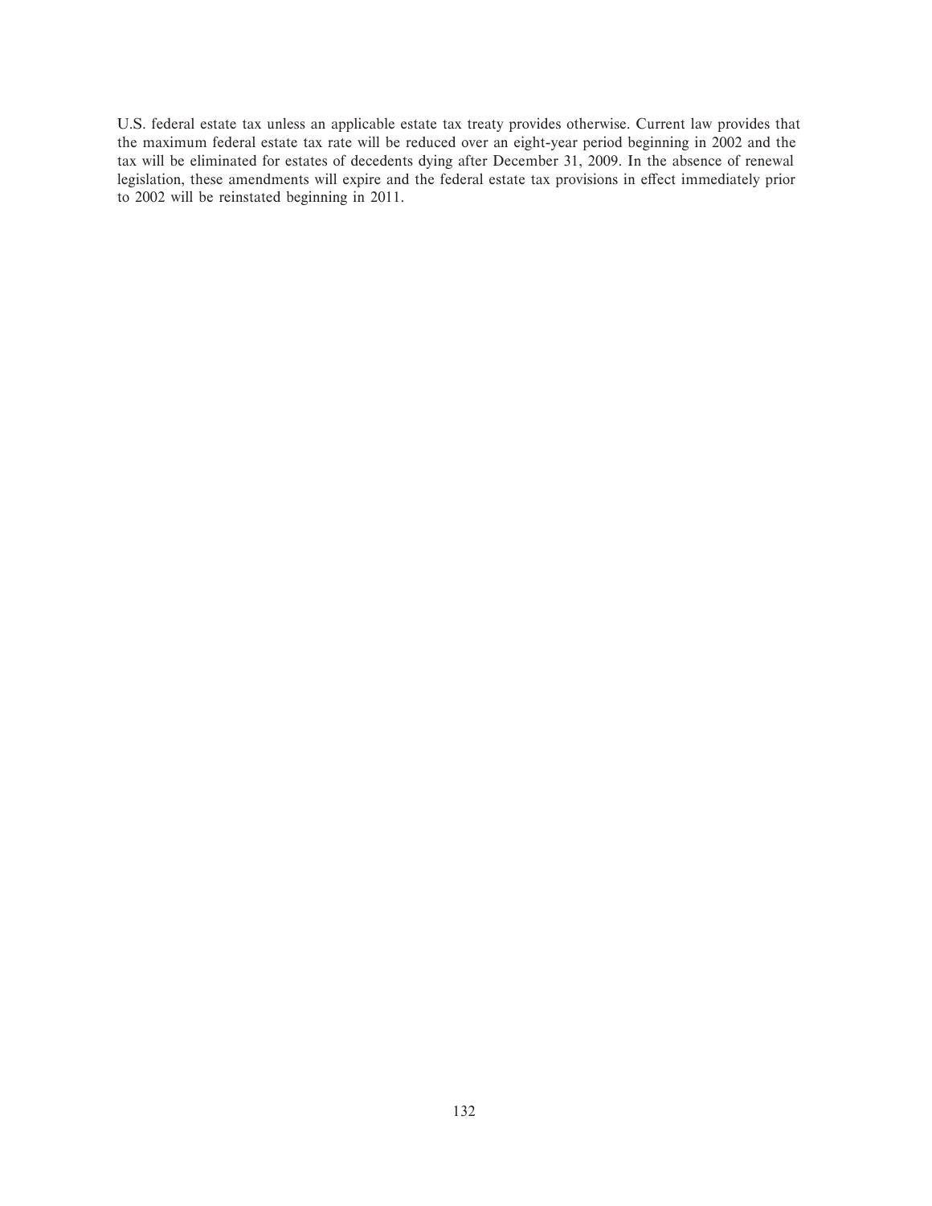U.S. federal estate tax unless an applicable estate tax treaty provides otherwise. Current law provides that the maximum federal estate tax rate will be reduced over an eight-year period beginning in 2002 and the tax will be eliminated for estates of decedents dying after December 31, 2009. In the absence of renewal legislation, these amendments will expire and the federal estate tax provisions in effect immediately prior to 2002 will be reinstated beginning in 2011.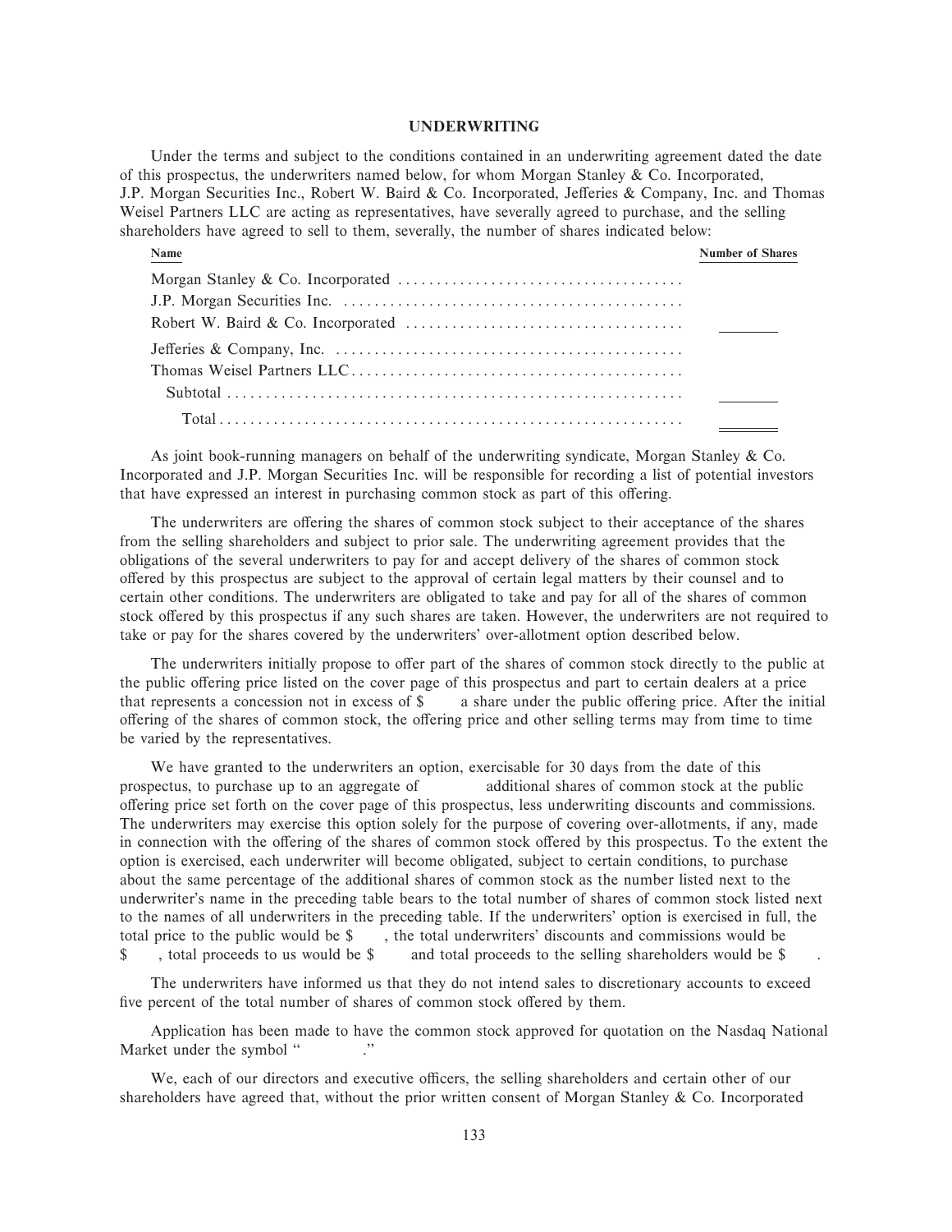## UNDERWRITING

Under the terms and subject to the conditions contained in an underwriting agreement dated the date of this prospectus, the underwriters named below, for whom Morgan Stanley & Co. Incorporated, J.P. Morgan Securities Inc., Robert W. Baird & Co. Incorporated, Jefferies & Company, Inc. and Thomas Weisel Partners LLC are acting as representatives, have severally agreed to purchase, and the selling shareholders have agreed to sell to them, severally, the number of shares indicated below:

| Name | Number of Shares |
|---|---|
| Morgan Stanley & Co. Incorporated | |
| J.P. Morgan Securities Inc. | |
| Robert W. Baird & Co. Incorporated | |
| Jefferies & Company, Inc. | |
| Thomas Weisel Partners LLC | |
| Subtotal | |
| Total | |

As joint book-running managers on behalf of the underwriting syndicate, Morgan Stanley & Co. Incorporated and J.P. Morgan Securities Inc. will be responsible for recording a list of potential investors that have expressed an interest in purchasing common stock as part of this offering.

The underwriters are offering the shares of common stock subject to their acceptance of the shares from the selling shareholders and subject to prior sale. The underwriting agreement provides that the obligations of the several underwriters to pay for and accept delivery of the shares of common stock offered by this prospectus are subject to the approval of certain legal matters by their counsel and to certain other conditions. The underwriters are obligated to take and pay for all of the shares of common stock offered by this prospectus if any such shares are taken. However, the underwriters are not required to take or pay for the shares covered by the underwriters' over-allotment option described below.

The underwriters initially propose to offer part of the shares of common stock directly to the public at the public offering price listed on the cover page of this prospectus and part to certain dealers at a price that represents a concession not in excess of $ a share under the public offering price. After the initial offering of the shares of common stock, the offering price and other selling terms may from time to time be varied by the representatives.

We have granted to the underwriters an option, exercisable for 30 days from the date of this prospectus, to purchase up to an aggregate of additional shares of common stock at the public offering price set forth on the cover page of this prospectus, less underwriting discounts and commissions. The underwriters may exercise this option solely for the purpose of covering over-allotments, if any, made in connection with the offering of the shares of common stock offered by this prospectus. To the extent the option is exercised, each underwriter will become obligated, subject to certain conditions, to purchase about the same percentage of the additional shares of common stock as the number listed next to the underwriter's name in the preceding table bears to the total number of shares of common stock listed next to the names of all underwriters in the preceding table. If the underwriters' option is exercised in full, the total price to the public would be $ , the total underwriters' discounts and commissions would be $ , total proceeds to us would be $ and total proceeds to the selling shareholders would be $ .

The underwriters have informed us that they do not intend sales to discretionary accounts to exceed five percent of the total number of shares of common stock offered by them.

Application has been made to have the common stock approved for quotation on the Nasdaq National Market under the symbol " ."

We, each of our directors and executive officers, the selling shareholders and certain other of our shareholders have agreed that, without the prior written consent of Morgan Stanley & Co. Incorporated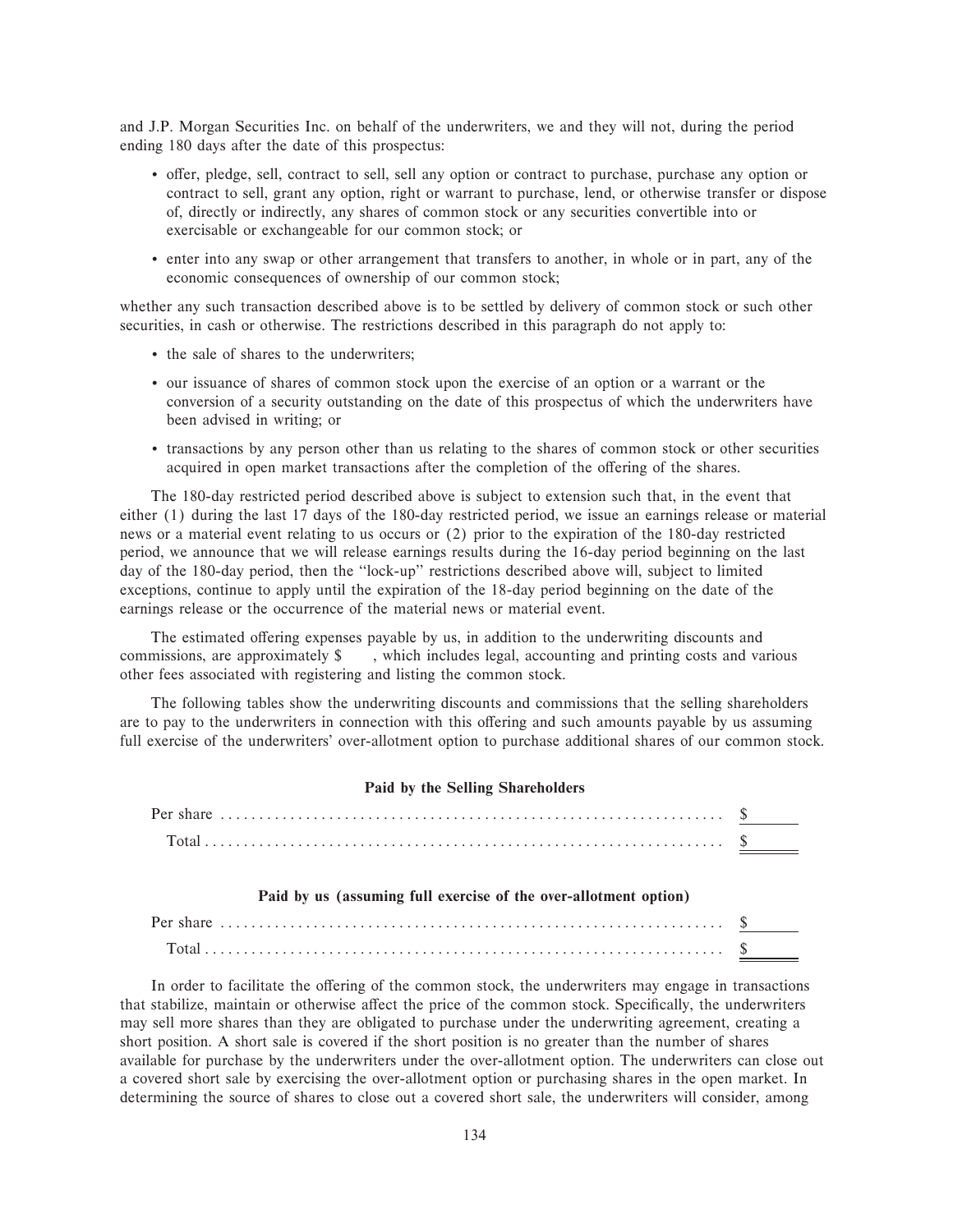and J.P. Morgan Securities Inc. on behalf of the underwriters, we and they will not, during the period ending 180 days after the date of this prospectus:

- offer, pledge, sell, contract to sell, sell any option or contract to purchase, purchase any option or contract to sell, grant any option, right or warrant to purchase, lend, or otherwise transfer or dispose of, directly or indirectly, any shares of common stock or any securities convertible into or exercisable or exchangeable for our common stock; or
- enter into any swap or other arrangement that transfers to another, in whole or in part, any of the economic consequences of ownership of our common stock;

whether any such transaction described above is to be settled by delivery of common stock or such other securities, in cash or otherwise. The restrictions described in this paragraph do not apply to:

- the sale of shares to the underwriters;
- our issuance of shares of common stock upon the exercise of an option or a warrant or the conversion of a security outstanding on the date of this prospectus of which the underwriters have been advised in writing; or
- transactions by any person other than us relating to the shares of common stock or other securities acquired in open market transactions after the completion of the offering of the shares.

The 180-day restricted period described above is subject to extension such that, in the event that either (1) during the last 17 days of the 180-day restricted period, we issue an earnings release or material news or a material event relating to us occurs or (2) prior to the expiration of the 180-day restricted period, we announce that we will release earnings results during the 16-day period beginning on the last day of the 180-day period, then the "lock-up" restrictions described above will, subject to limited exceptions, continue to apply until the expiration of the 18-day period beginning on the date of the earnings release or the occurrence of the material news or material event.

The estimated offering expenses payable by us, in addition to the underwriting discounts and commissions, are approximately $ , which includes legal, accounting and printing costs and various other fees associated with registering and listing the common stock.

The following tables show the underwriting discounts and commissions that the selling shareholders are to pay to the underwriters in connection with this offering and such amounts payable by us assuming full exercise of the underwriters' over-allotment option to purchase additional shares of our common stock.

**Paid by the Selling Shareholders**

| | |
|---|---|
| Per share | $ |
| Total | $ |

**Paid by us (assuming full exercise of the over-allotment option)**

| | |
|---|---|
| Per share | $ |
| Total | $ |

In order to facilitate the offering of the common stock, the underwriters may engage in transactions that stabilize, maintain or otherwise affect the price of the common stock. Specifically, the underwriters may sell more shares than they are obligated to purchase under the underwriting agreement, creating a short position. A short sale is covered if the short position is no greater than the number of shares available for purchase by the underwriters under the over-allotment option. The underwriters can close out a covered short sale by exercising the over-allotment option or purchasing shares in the open market. In determining the source of shares to close out a covered short sale, the underwriters will consider, among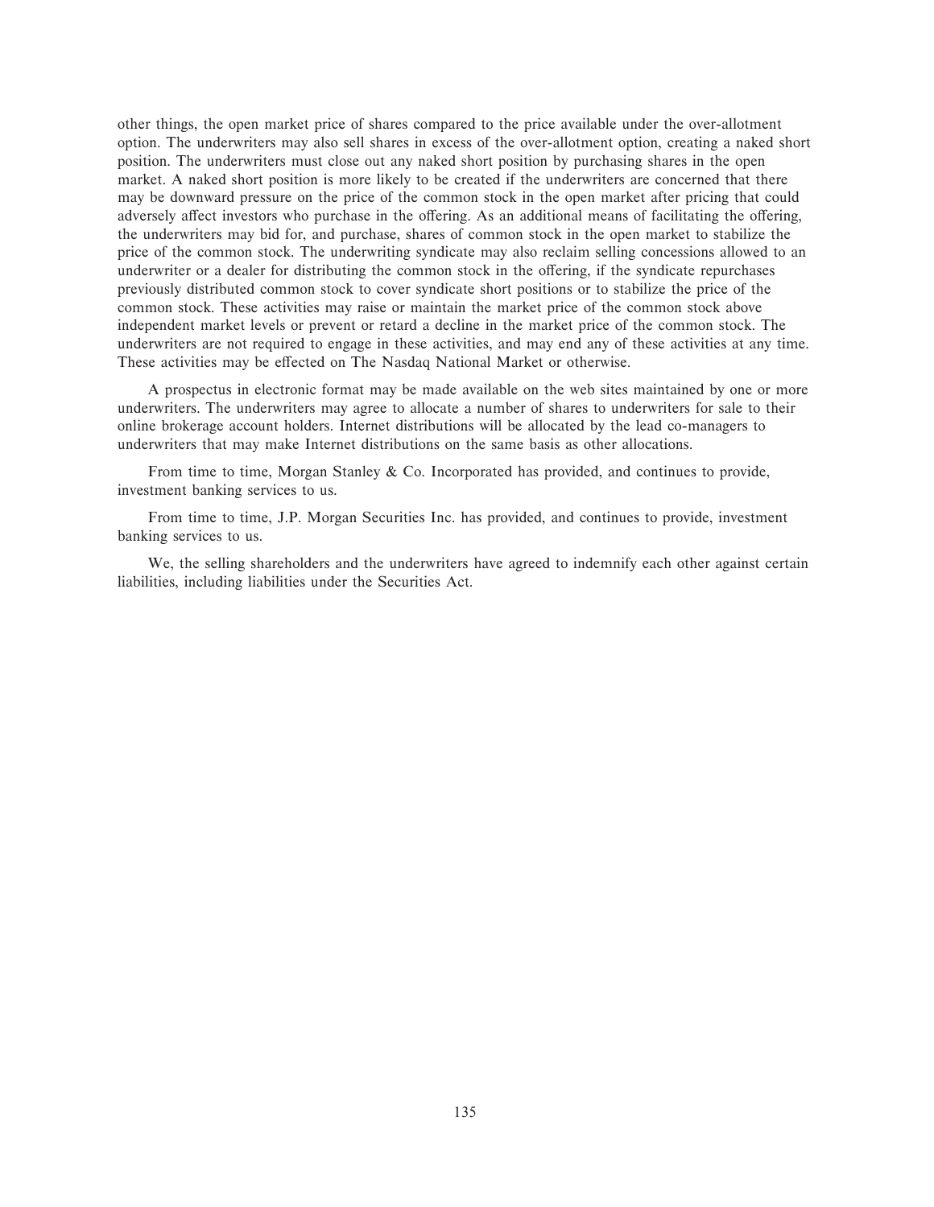other things, the open market price of shares compared to the price available under the over-allotment option. The underwriters may also sell shares in excess of the over-allotment option, creating a naked short position. The underwriters must close out any naked short position by purchasing shares in the open market. A naked short position is more likely to be created if the underwriters are concerned that there may be downward pressure on the price of the common stock in the open market after pricing that could adversely affect investors who purchase in the offering. As an additional means of facilitating the offering, the underwriters may bid for, and purchase, shares of common stock in the open market to stabilize the price of the common stock. The underwriting syndicate may also reclaim selling concessions allowed to an underwriter or a dealer for distributing the common stock in the offering, if the syndicate repurchases previously distributed common stock to cover syndicate short positions or to stabilize the price of the common stock. These activities may raise or maintain the market price of the common stock above independent market levels or prevent or retard a decline in the market price of the common stock. The underwriters are not required to engage in these activities, and may end any of these activities at any time. These activities may be effected on The Nasdaq National Market or otherwise.

A prospectus in electronic format may be made available on the web sites maintained by one or more underwriters. The underwriters may agree to allocate a number of shares to underwriters for sale to their online brokerage account holders. Internet distributions will be allocated by the lead co-managers to underwriters that may make Internet distributions on the same basis as other allocations.

From time to time, Morgan Stanley & Co. Incorporated has provided, and continues to provide, investment banking services to us.

From time to time, J.P. Morgan Securities Inc. has provided, and continues to provide, investment banking services to us.

We, the selling shareholders and the underwriters have agreed to indemnify each other against certain liabilities, including liabilities under the Securities Act.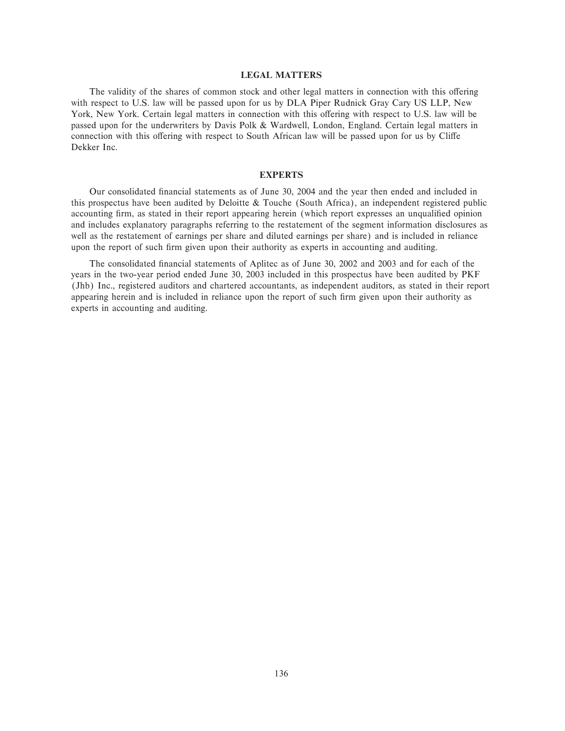## LEGAL MATTERS

The validity of the shares of common stock and other legal matters in connection with this offering with respect to U.S. law will be passed upon for us by DLA Piper Rudnick Gray Cary US LLP, New York, New York. Certain legal matters in connection with this offering with respect to U.S. law will be passed upon for the underwriters by Davis Polk & Wardwell, London, England. Certain legal matters in connection with this offering with respect to South African law will be passed upon for us by Cliffe Dekker Inc.

## EXPERTS

Our consolidated financial statements as of June 30, 2004 and the year then ended and included in this prospectus have been audited by Deloitte & Touche (South Africa), an independent registered public accounting firm, as stated in their report appearing herein (which report expresses an unqualified opinion and includes explanatory paragraphs referring to the restatement of the segment information disclosures as well as the restatement of earnings per share and diluted earnings per share) and is included in reliance upon the report of such firm given upon their authority as experts in accounting and auditing.

The consolidated financial statements of Aplitec as of June 30, 2002 and 2003 and for each of the years in the two-year period ended June 30, 2003 included in this prospectus have been audited by PKF (Jhb) Inc., registered auditors and chartered accountants, as independent auditors, as stated in their report appearing herein and is included in reliance upon the report of such firm given upon their authority as experts in accounting and auditing.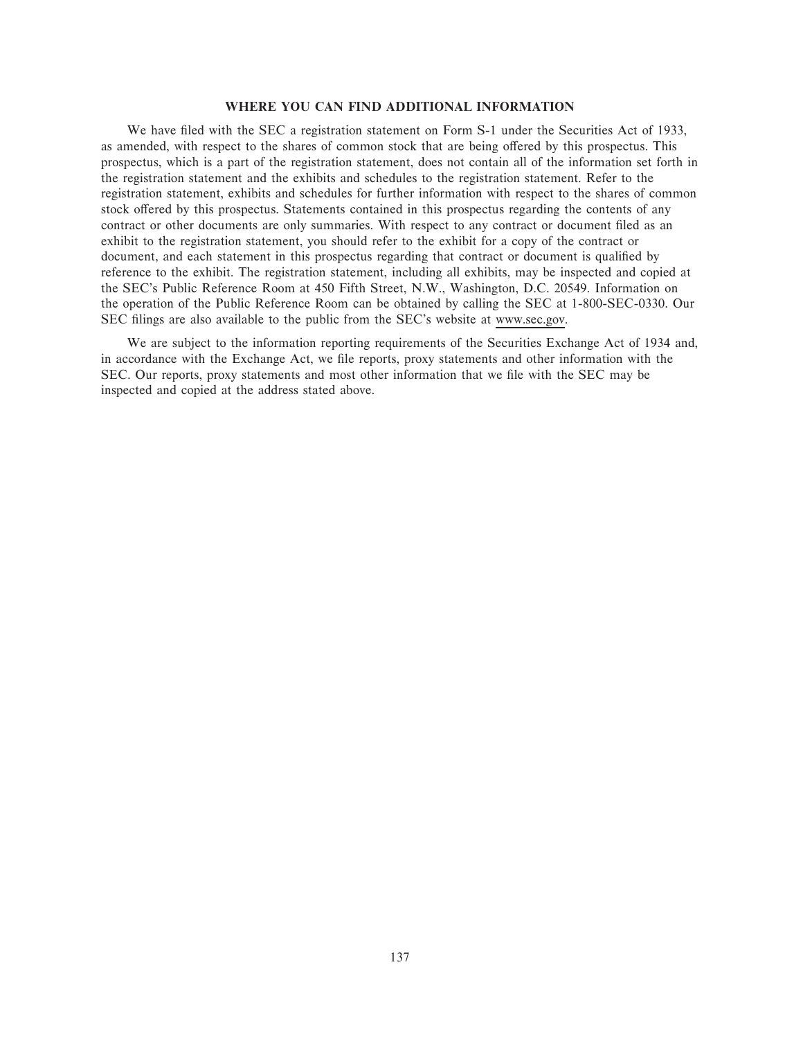## WHERE YOU CAN FIND ADDITIONAL INFORMATION

We have filed with the SEC a registration statement on Form S-1 under the Securities Act of 1933, as amended, with respect to the shares of common stock that are being offered by this prospectus. This prospectus, which is a part of the registration statement, does not contain all of the information set forth in the registration statement and the exhibits and schedules to the registration statement. Refer to the registration statement, exhibits and schedules for further information with respect to the shares of common stock offered by this prospectus. Statements contained in this prospectus regarding the contents of any contract or other documents are only summaries. With respect to any contract or document filed as an exhibit to the registration statement, you should refer to the exhibit for a copy of the contract or document, and each statement in this prospectus regarding that contract or document is qualified by reference to the exhibit. The registration statement, including all exhibits, may be inspected and copied at the SEC's Public Reference Room at 450 Fifth Street, N.W., Washington, D.C. 20549. Information on the operation of the Public Reference Room can be obtained by calling the SEC at 1-800-SEC-0330. Our SEC filings are also available to the public from the SEC's website at www.sec.gov.

We are subject to the information reporting requirements of the Securities Exchange Act of 1934 and, in accordance with the Exchange Act, we file reports, proxy statements and other information with the SEC. Our reports, proxy statements and most other information that we file with the SEC may be inspected and copied at the address stated above.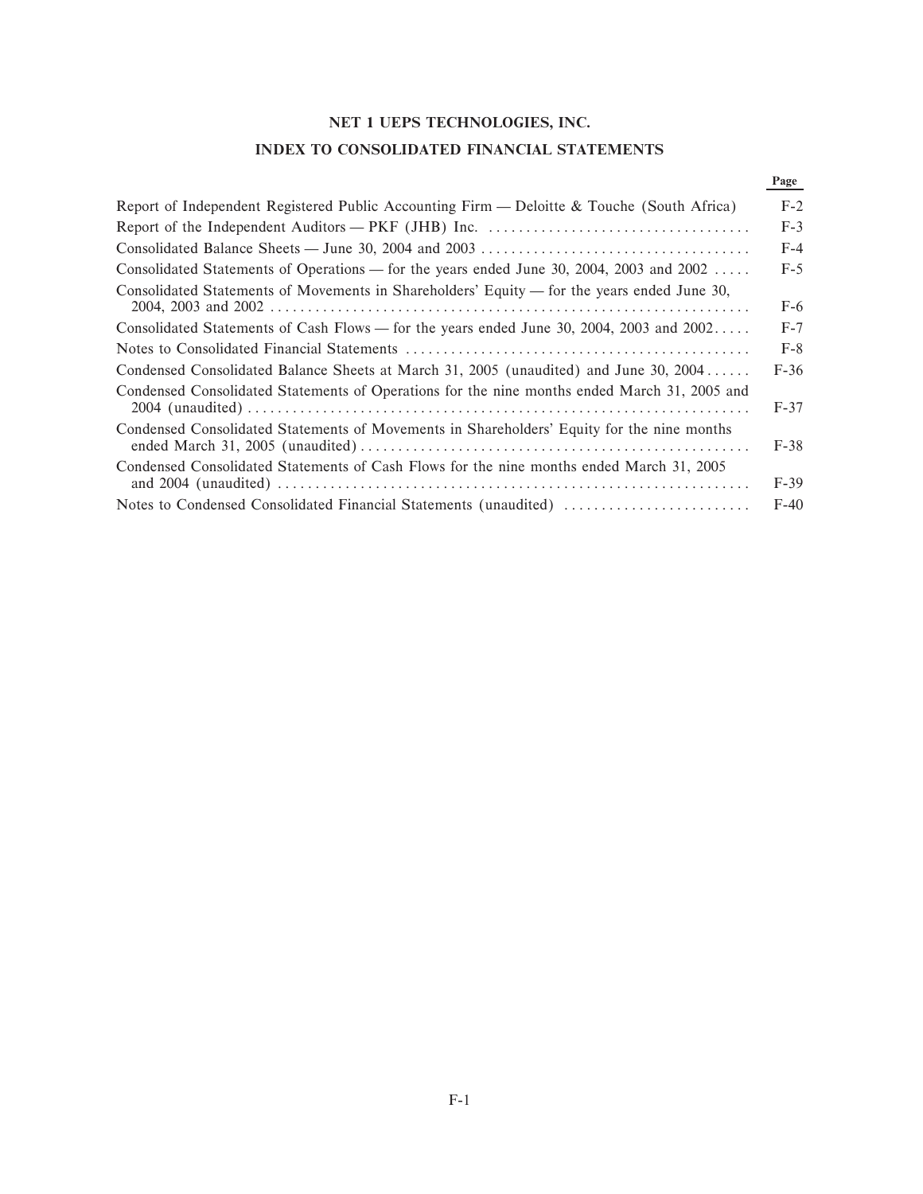# NET 1 UEPS TECHNOLOGIES, INC.

## INDEX TO CONSOLIDATED FINANCIAL STATEMENTS

| | Page |
|---|---|
| Report of Independent Registered Public Accounting Firm — Deloitte & Touche (South Africa) | F-2 |
| Report of the Independent Auditors — PKF (JHB) Inc. | F-3 |
| Consolidated Balance Sheets — June 30, 2004 and 2003 | F-4 |
| Consolidated Statements of Operations — for the years ended June 30, 2004, 2003 and 2002 | F-5 |
| Consolidated Statements of Movements in Shareholders' Equity — for the years ended June 30, 2004, 2003 and 2002 | F-6 |
| Consolidated Statements of Cash Flows — for the years ended June 30, 2004, 2003 and 2002 | F-7 |
| Notes to Consolidated Financial Statements | F-8 |
| Condensed Consolidated Balance Sheets at March 31, 2005 (unaudited) and June 30, 2004 | F-36 |
| Condensed Consolidated Statements of Operations for the nine months ended March 31, 2005 and 2004 (unaudited) | F-37 |
| Condensed Consolidated Statements of Movements in Shareholders' Equity for the nine months ended March 31, 2005 (unaudited) | F-38 |
| Condensed Consolidated Statements of Cash Flows for the nine months ended March 31, 2005 and 2004 (unaudited) | F-39 |
| Notes to Condensed Consolidated Financial Statements (unaudited) | F-40 |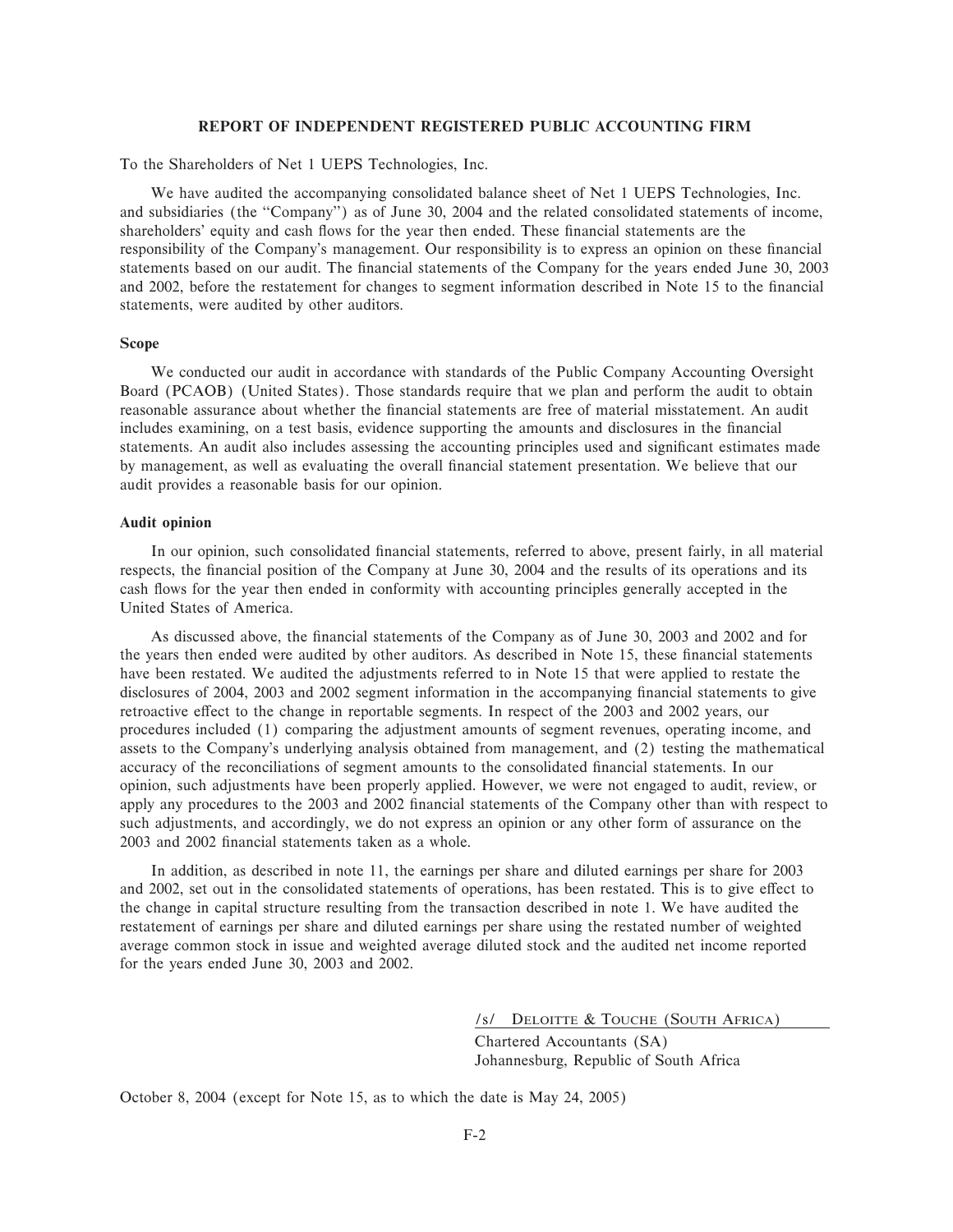## REPORT OF INDEPENDENT REGISTERED PUBLIC ACCOUNTING FIRM

To the Shareholders of Net 1 UEPS Technologies, Inc.

We have audited the accompanying consolidated balance sheet of Net 1 UEPS Technologies, Inc. and subsidiaries (the "Company") as of June 30, 2004 and the related consolidated statements of income, shareholders' equity and cash flows for the year then ended. These financial statements are the responsibility of the Company's management. Our responsibility is to express an opinion on these financial statements based on our audit. The financial statements of the Company for the years ended June 30, 2003 and 2002, before the restatement for changes to segment information described in Note 15 to the financial statements, were audited by other auditors.

### Scope

We conducted our audit in accordance with standards of the Public Company Accounting Oversight Board (PCAOB) (United States). Those standards require that we plan and perform the audit to obtain reasonable assurance about whether the financial statements are free of material misstatement. An audit includes examining, on a test basis, evidence supporting the amounts and disclosures in the financial statements. An audit also includes assessing the accounting principles used and significant estimates made by management, as well as evaluating the overall financial statement presentation. We believe that our audit provides a reasonable basis for our opinion.

### Audit opinion

In our opinion, such consolidated financial statements, referred to above, present fairly, in all material respects, the financial position of the Company at June 30, 2004 and the results of its operations and its cash flows for the year then ended in conformity with accounting principles generally accepted in the United States of America.

As discussed above, the financial statements of the Company as of June 30, 2003 and 2002 and for the years then ended were audited by other auditors. As described in Note 15, these financial statements have been restated. We audited the adjustments referred to in Note 15 that were applied to restate the disclosures of 2004, 2003 and 2002 segment information in the accompanying financial statements to give retroactive effect to the change in reportable segments. In respect of the 2003 and 2002 years, our procedures included (1) comparing the adjustment amounts of segment revenues, operating income, and assets to the Company's underlying analysis obtained from management, and (2) testing the mathematical accuracy of the reconciliations of segment amounts to the consolidated financial statements. In our opinion, such adjustments have been properly applied. However, we were not engaged to audit, review, or apply any procedures to the 2003 and 2002 financial statements of the Company other than with respect to such adjustments, and accordingly, we do not express an opinion or any other form of assurance on the 2003 and 2002 financial statements taken as a whole.

In addition, as described in note 11, the earnings per share and diluted earnings per share for 2003 and 2002, set out in the consolidated statements of operations, has been restated. This is to give effect to the change in capital structure resulting from the transaction described in note 1. We have audited the restatement of earnings per share and diluted earnings per share using the restated number of weighted average common stock in issue and weighted average diluted stock and the audited net income reported for the years ended June 30, 2003 and 2002.

/s/ DELOITTE & TOUCHE (SOUTH AFRICA)
Chartered Accountants (SA)
Johannesburg, Republic of South Africa

October 8, 2004 (except for Note 15, as to which the date is May 24, 2005)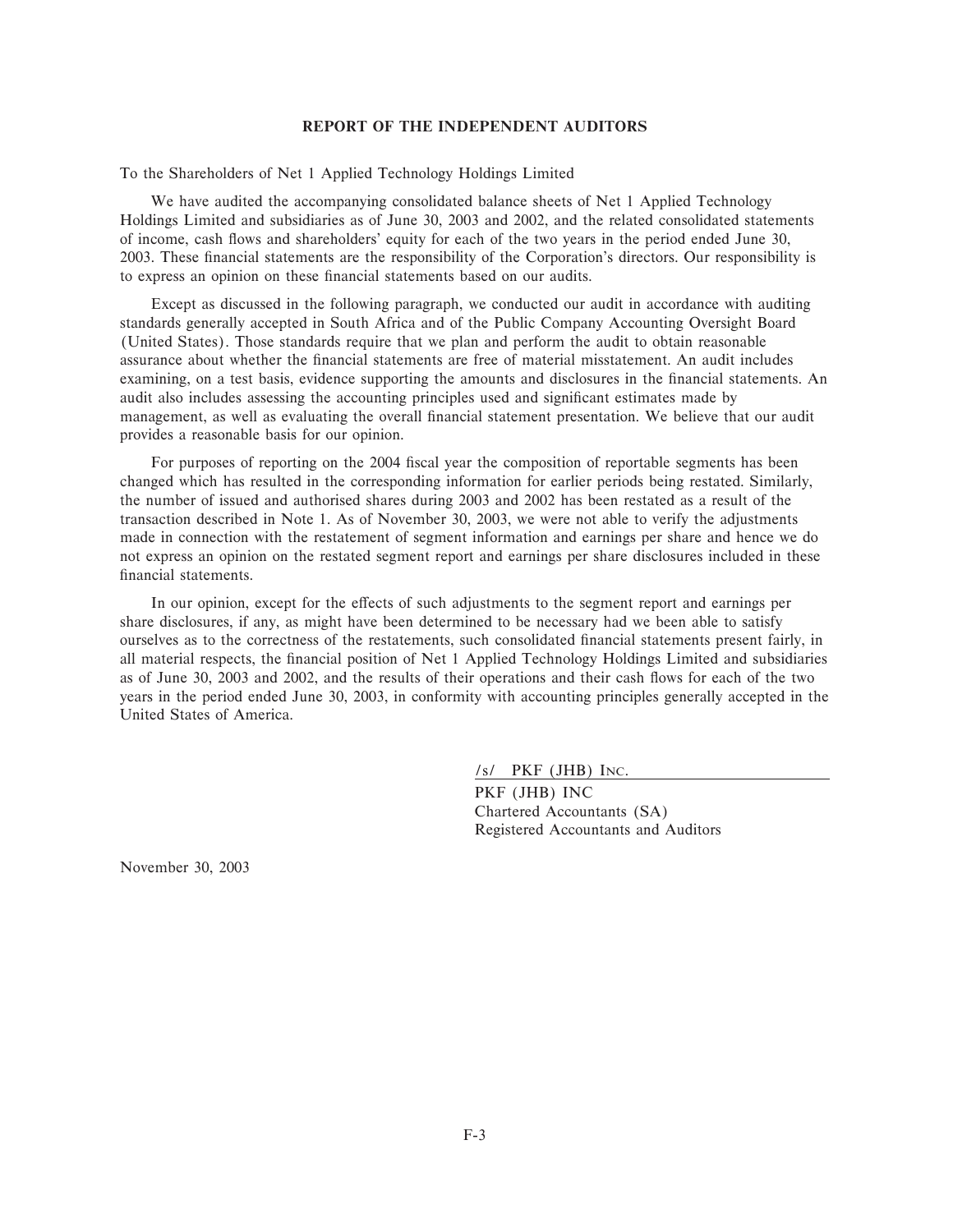## REPORT OF THE INDEPENDENT AUDITORS

To the Shareholders of Net 1 Applied Technology Holdings Limited

We have audited the accompanying consolidated balance sheets of Net 1 Applied Technology Holdings Limited and subsidiaries as of June 30, 2003 and 2002, and the related consolidated statements of income, cash flows and shareholders' equity for each of the two years in the period ended June 30, 2003. These financial statements are the responsibility of the Corporation's directors. Our responsibility is to express an opinion on these financial statements based on our audits.

Except as discussed in the following paragraph, we conducted our audit in accordance with auditing standards generally accepted in South Africa and of the Public Company Accounting Oversight Board (United States). Those standards require that we plan and perform the audit to obtain reasonable assurance about whether the financial statements are free of material misstatement. An audit includes examining, on a test basis, evidence supporting the amounts and disclosures in the financial statements. An audit also includes assessing the accounting principles used and significant estimates made by management, as well as evaluating the overall financial statement presentation. We believe that our audit provides a reasonable basis for our opinion.

For purposes of reporting on the 2004 fiscal year the composition of reportable segments has been changed which has resulted in the corresponding information for earlier periods being restated. Similarly, the number of issued and authorised shares during 2003 and 2002 has been restated as a result of the transaction described in Note 1. As of November 30, 2003, we were not able to verify the adjustments made in connection with the restatement of segment information and earnings per share and hence we do not express an opinion on the restated segment report and earnings per share disclosures included in these financial statements.

In our opinion, except for the effects of such adjustments to the segment report and earnings per share disclosures, if any, as might have been determined to be necessary had we been able to satisfy ourselves as to the correctness of the restatements, such consolidated financial statements present fairly, in all material respects, the financial position of Net 1 Applied Technology Holdings Limited and subsidiaries as of June 30, 2003 and 2002, and the results of their operations and their cash flows for each of the two years in the period ended June 30, 2003, in conformity with accounting principles generally accepted in the United States of America.

/s/ PKF (JHB) INC.

PKF (JHB) INC
Chartered Accountants (SA)
Registered Accountants and Auditors

November 30, 2003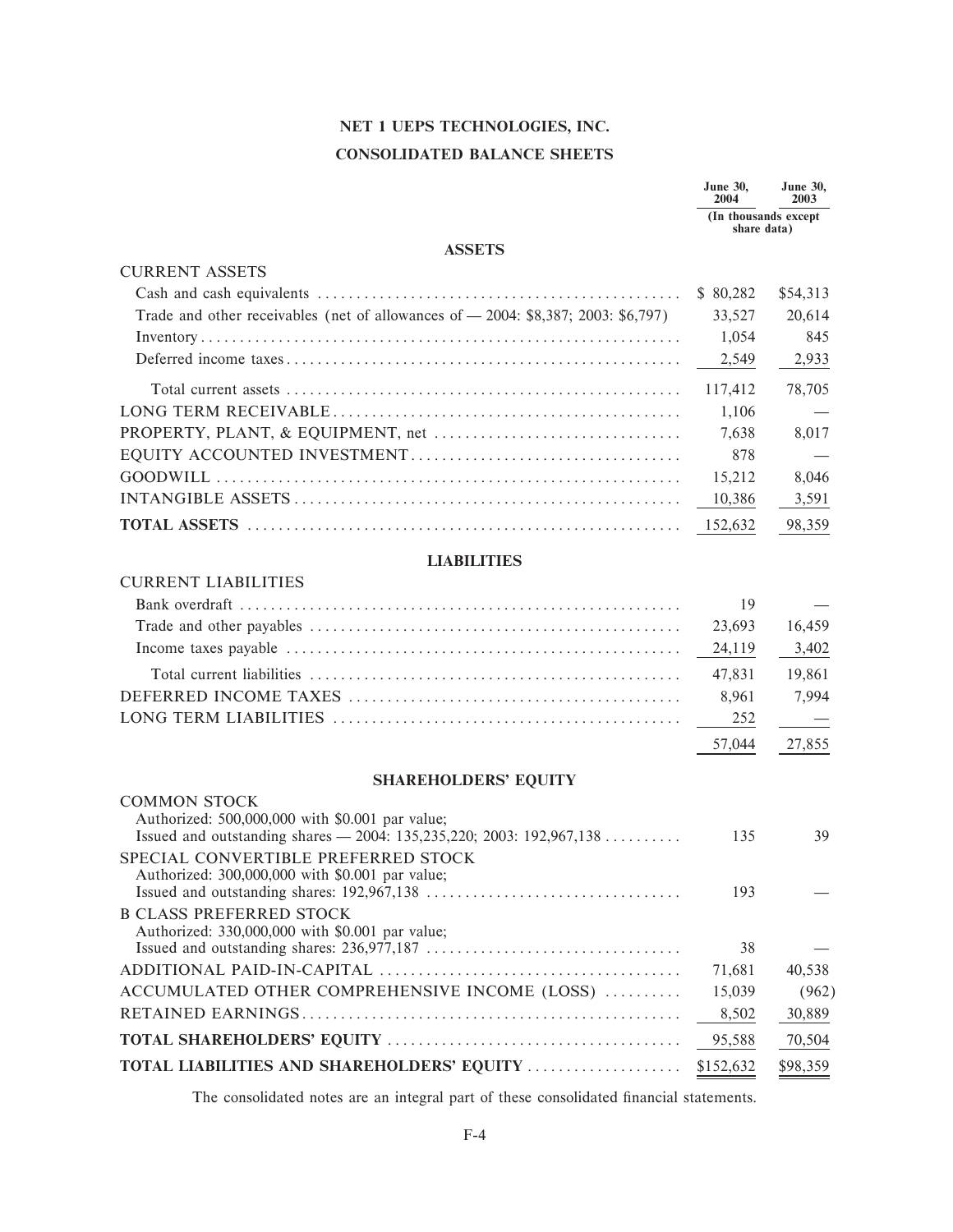# NET 1 UEPS TECHNOLOGIES, INC.

## CONSOLIDATED BALANCE SHEETS

| | June 30, 2004 | June 30, 2003 |
|---|---|---|
| | (In thousands except share data) | |
| **ASSETS** | | |
| CURRENT ASSETS | | |
| Cash and cash equivalents | $ 80,282 | $54,313 |
| Trade and other receivables (net of allowances of — 2004: $8,387; 2003: $6,797) | 33,527 | 20,614 |
| Inventory | 1,054 | 845 |
| Deferred income taxes | 2,549 | 2,933 |
| Total current assets | 117,412 | 78,705 |
| LONG TERM RECEIVABLE | 1,106 | — |
| PROPERTY, PLANT, & EQUIPMENT, net | 7,638 | 8,017 |
| EQUITY ACCOUNTED INVESTMENT | 878 | — |
| GOODWILL | 15,212 | 8,046 |
| INTANGIBLE ASSETS | 10,386 | 3,591 |
| **TOTAL ASSETS** | 152,632 | 98,359 |
| **LIABILITIES** | | |
| CURRENT LIABILITIES | | |
| Bank overdraft | 19 | — |
| Trade and other payables | 23,693 | 16,459 |
| Income taxes payable | 24,119 | 3,402 |
| Total current liabilities | 47,831 | 19,861 |
| DEFERRED INCOME TAXES | 8,961 | 7,994 |
| LONG TERM LIABILITIES | 252 | — |
| | 57,044 | 27,855 |
| **SHAREHOLDERS' EQUITY** | | |
| COMMON STOCK<br>Authorized: 500,000,000 with $0.001 par value;<br>Issued and outstanding shares — 2004: 135,235,220; 2003: 192,967,138 | 135 | 39 |
| SPECIAL CONVERTIBLE PREFERRED STOCK<br>Authorized: 300,000,000 with $0.001 par value;<br>Issued and outstanding shares: 192,967,138 | 193 | — |
| B CLASS PREFERRED STOCK<br>Authorized: 330,000,000 with $0.001 par value;<br>Issued and outstanding shares: 236,977,187 | 38 | — |
| ADDITIONAL PAID-IN-CAPITAL | 71,681 | 40,538 |
| ACCUMULATED OTHER COMPREHENSIVE INCOME (LOSS) | 15,039 | (962) |
| RETAINED EARNINGS | 8,502 | 30,889 |
| **TOTAL SHAREHOLDERS' EQUITY** | 95,588 | 70,504 |
| **TOTAL LIABILITIES AND SHAREHOLDERS' EQUITY** | $152,632 | $98,359 |

The consolidated notes are an integral part of these consolidated financial statements.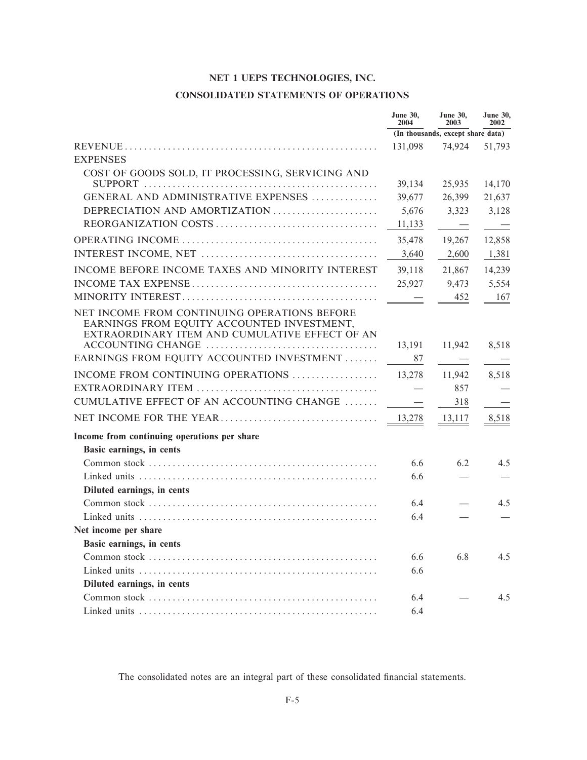# NET 1 UEPS TECHNOLOGIES, INC.

## CONSOLIDATED STATEMENTS OF OPERATIONS

| | June 30, 2004 | June 30, 2003 | June 30, 2002 |
|---|---|---|---|
| | (In thousands, except share data) | | |
| REVENUE | 131,098 | 74,924 | 51,793 |
| EXPENSES | | | |
| COST OF GOODS SOLD, IT PROCESSING, SERVICING AND SUPPORT | 39,134 | 25,935 | 14,170 |
| GENERAL AND ADMINISTRATIVE EXPENSES | 39,677 | 26,399 | 21,637 |
| DEPRECIATION AND AMORTIZATION | 5,676 | 3,323 | 3,128 |
| REORGANIZATION COSTS | 11,133 | — | — |
| OPERATING INCOME | 35,478 | 19,267 | 12,858 |
| INTEREST INCOME, NET | 3,640 | 2,600 | 1,381 |
| INCOME BEFORE INCOME TAXES AND MINORITY INTEREST | 39,118 | 21,867 | 14,239 |
| INCOME TAX EXPENSE | 25,927 | 9,473 | 5,554 |
| MINORITY INTEREST | — | 452 | 167 |
| NET INCOME FROM CONTINUING OPERATIONS BEFORE EARNINGS FROM EQUITY ACCOUNTED INVESTMENT, EXTRAORDINARY ITEM AND CUMULATIVE EFFECT OF AN ACCOUNTING CHANGE | 13,191 | 11,942 | 8,518 |
| EARNINGS FROM EQUITY ACCOUNTED INVESTMENT | 87 | — | — |
| INCOME FROM CONTINUING OPERATIONS | 13,278 | 11,942 | 8,518 |
| EXTRAORDINARY ITEM | — | 857 | — |
| CUMULATIVE EFFECT OF AN ACCOUNTING CHANGE | — | 318 | — |
| NET INCOME FOR THE YEAR | 13,278 | 13,117 | 8,518 |
| **Income from continuing operations per share** | | | |
| **Basic earnings, in cents** | | | |
| Common stock | 6.6 | 6.2 | 4.5 |
| Linked units | 6.6 | — | — |
| **Diluted earnings, in cents** | | | |
| Common stock | 6.4 | — | 4.5 |
| Linked units | 6.4 | — | — |
| **Net income per share** | | | |
| **Basic earnings, in cents** | | | |
| Common stock | 6.6 | 6.8 | 4.5 |
| Linked units | 6.6 | | |
| **Diluted earnings, in cents** | | | |
| Common stock | 6.4 | — | 4.5 |
| Linked units | 6.4 | | |

The consolidated notes are an integral part of these consolidated financial statements.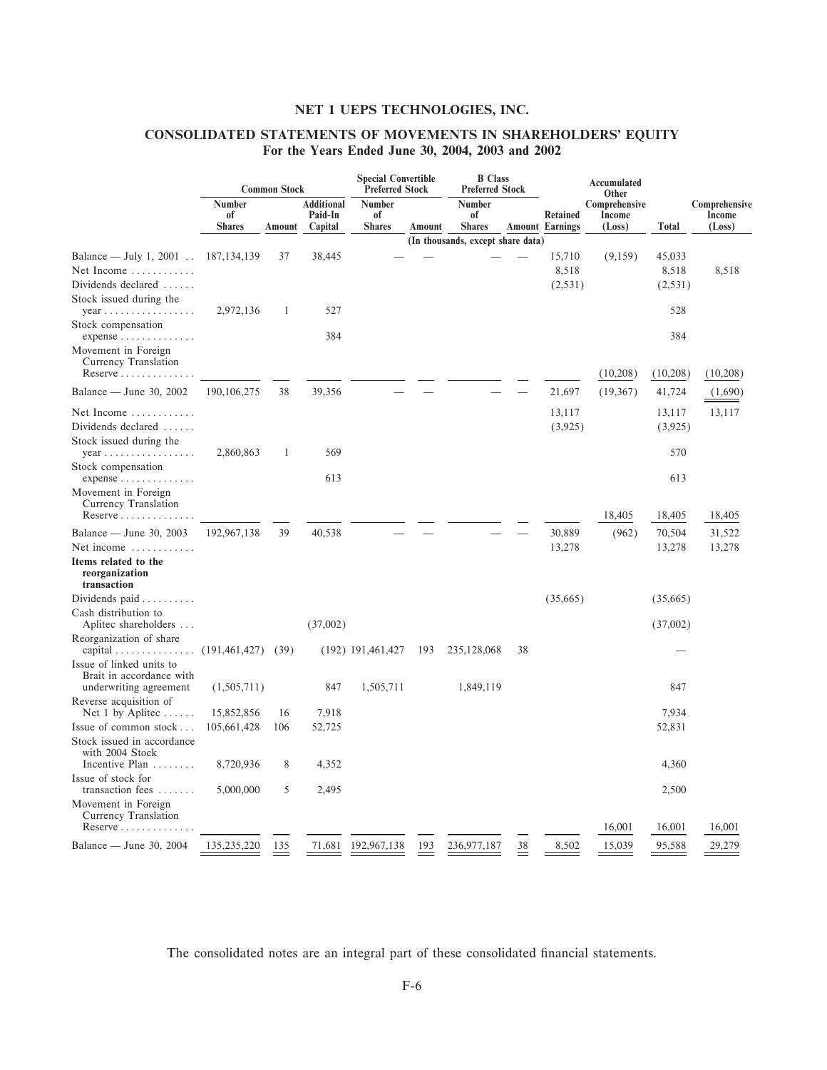# NET 1 UEPS TECHNOLOGIES, INC.

## CONSOLIDATED STATEMENTS OF MOVEMENTS IN SHAREHOLDERS' EQUITY
### For the Years Ended June 30, 2004, 2003 and 2002

| | Common Stock | | | Special Convertible Preferred Stock | | B Class Preferred Stock | | | Accumulated Other | | |
|---|---|---|---|---|---|---|---|---|---|---|---|
| | Number of Shares | Amount | Additional Paid-In Capital | Number of Shares | Amount | Number of Shares | Amount | Retained Earnings | Comprehensive Income (Loss) | Total | Comprehensive Income (Loss) |
| | | | | | (In thousands, except share data) | | | | | | |
| Balance — July 1, 2001 | 187,134,139 | 37 | 38,445 | — | — | — | — | 15,710 | (9,159) | 45,033 | |
| Net Income | | | | | | | | 8,518 | | 8,518 | 8,518 |
| Dividends declared | | | | | | | | (2,531) | | (2,531) | |
| Stock issued during the year | 2,972,136 | 1 | 527 | | | | | | | 528 | |
| Stock compensation expense | | | 384 | | | | | | | 384 | |
| Movement in Foreign Currency Translation Reserve | | | | | | | | | (10,208) | (10,208) | (10,208) |
| Balance — June 30, 2002 | 190,106,275 | 38 | 39,356 | — | — | — | — | 21,697 | (19,367) | 41,724 | (1,690) |
| Net Income | | | | | | | | 13,117 | | 13,117 | 13,117 |
| Dividends declared | | | | | | | | (3,925) | | (3,925) | |
| Stock issued during the year | 2,860,863 | 1 | 569 | | | | | | | 570 | |
| Stock compensation expense | | | 613 | | | | | | | 613 | |
| Movement in Foreign Currency Translation Reserve | | | | | | | | | 18,405 | 18,405 | 18,405 |
| Balance — June 30, 2003 | 192,967,138 | 39 | 40,538 | — | — | — | — | 30,889 | (962) | 70,504 | 31,522 |
| Net income | | | | | | | | 13,278 | | 13,278 | 13,278 |
| **Items related to the reorganization transaction** | | | | | | | | | | | |
| Dividends paid | | | | | | | | (35,665) | | (35,665) | |
| Cash distribution to Aplitec shareholders | | | (37,002) | | | | | | | (37,002) | |
| Reorganization of share capital | (191,461,427) | (39) | (192) | 191,461,427 | 193 | 235,128,068 | 38 | | | — | |
| Issue of linked units to Brait in accordance with underwriting agreement | (1,505,711) | | 847 | 1,505,711 | | 1,849,119 | | | | 847 | |
| Reverse acquisition of Net 1 by Aplitec | 15,852,856 | 16 | 7,918 | | | | | | | 7,934 | |
| Issue of common stock | 105,661,428 | 106 | 52,725 | | | | | | | 52,831 | |
| Stock issued in accordance with 2004 Stock Incentive Plan | 8,720,936 | 8 | 4,352 | | | | | | | 4,360 | |
| Issue of stock for transaction fees | 5,000,000 | 5 | 2,495 | | | | | | | 2,500 | |
| Movement in Foreign Currency Translation Reserve | | | | | | | | | 16,001 | 16,001 | 16,001 |
| Balance — June 30, 2004 | 135,235,220 | 135 | 71,681 | 192,967,138 | 193 | 236,977,187 | 38 | 8,502 | 15,039 | 95,588 | 29,279 |

The consolidated notes are an integral part of these consolidated financial statements.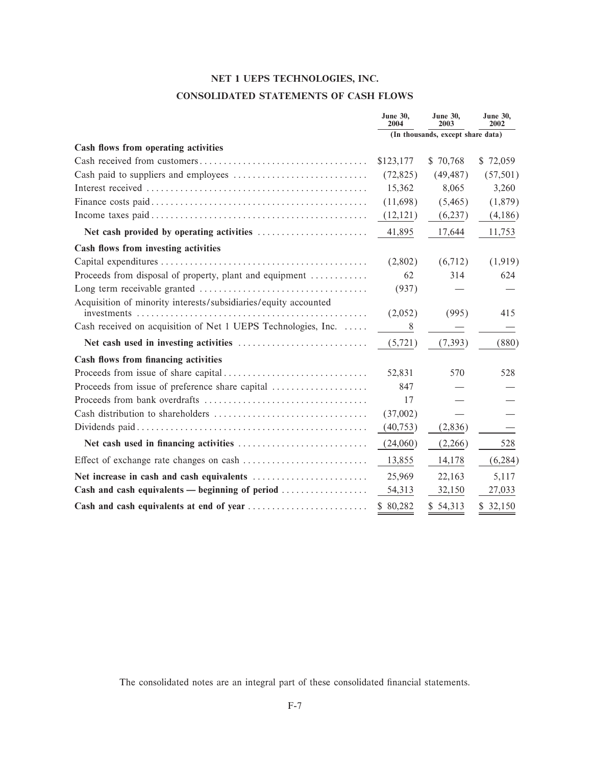# NET 1 UEPS TECHNOLOGIES, INC.

## CONSOLIDATED STATEMENTS OF CASH FLOWS

| | June 30, 2004 | June 30, 2003 | June 30, 2002 |
|---|---|---|---|
| | (In thousands, except share data) | | |
| **Cash flows from operating activities** | | | |
| Cash received from customers | $123,177 | $ 70,768 | $ 72,059 |
| Cash paid to suppliers and employees | (72,825) | (49,487) | (57,501) |
| Interest received | 15,362 | 8,065 | 3,260 |
| Finance costs paid | (11,698) | (5,465) | (1,879) |
| Income taxes paid | (12,121) | (6,237) | (4,186) |
| **Net cash provided by operating activities** | 41,895 | 17,644 | 11,753 |
| **Cash flows from investing activities** | | | |
| Capital expenditures | (2,802) | (6,712) | (1,919) |
| Proceeds from disposal of property, plant and equipment | 62 | 314 | 624 |
| Long term receivable granted | (937) | — | — |
| Acquisition of minority interests/subsidiaries/equity accounted investments | (2,052) | (995) | 415 |
| Cash received on acquisition of Net 1 UEPS Technologies, Inc. | 8 | — | — |
| **Net cash used in investing activities** | (5,721) | (7,393) | (880) |
| **Cash flows from financing activities** | | | |
| Proceeds from issue of share capital | 52,831 | 570 | 528 |
| Proceeds from issue of preference share capital | 847 | — | — |
| Proceeds from bank overdrafts | 17 | — | — |
| Cash distribution to shareholders | (37,002) | — | — |
| Dividends paid | (40,753) | (2,836) | — |
| **Net cash used in financing activities** | (24,060) | (2,266) | 528 |
| Effect of exchange rate changes on cash | 13,855 | 14,178 | (6,284) |
| **Net increase in cash and cash equivalents** | 25,969 | 22,163 | 5,117 |
| **Cash and cash equivalents — beginning of period** | 54,313 | 32,150 | 27,033 |
| **Cash and cash equivalents at end of year** | $ 80,282 | $ 54,313 | $ 32,150 |

The consolidated notes are an integral part of these consolidated financial statements.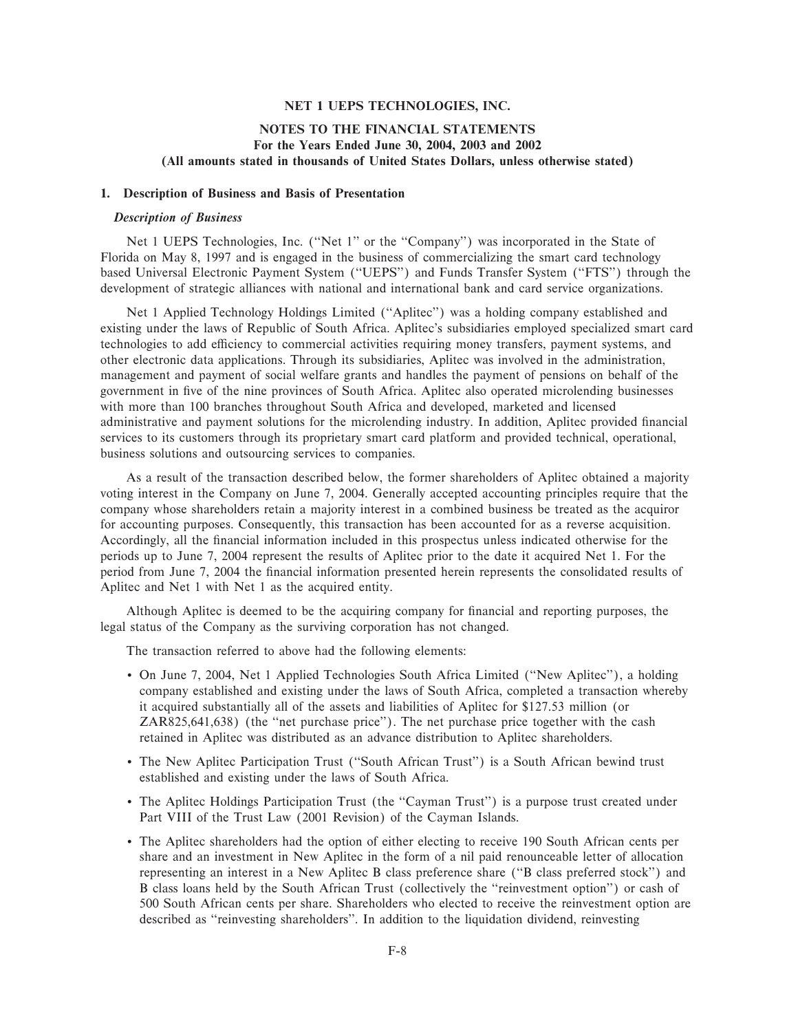# NET 1 UEPS TECHNOLOGIES, INC.

## NOTES TO THE FINANCIAL STATEMENTS
### For the Years Ended June 30, 2004, 2003 and 2002
### (All amounts stated in thousands of United States Dollars, unless otherwise stated)

### 1. Description of Business and Basis of Presentation

#### *Description of Business*

Net 1 UEPS Technologies, Inc. (''Net 1'' or the ''Company'') was incorporated in the State of Florida on May 8, 1997 and is engaged in the business of commercializing the smart card technology based Universal Electronic Payment System (''UEPS'') and Funds Transfer System (''FTS'') through the development of strategic alliances with national and international bank and card service organizations.

Net 1 Applied Technology Holdings Limited (''Aplitec'') was a holding company established and existing under the laws of Republic of South Africa. Aplitec's subsidiaries employed specialized smart card technologies to add efficiency to commercial activities requiring money transfers, payment systems, and other electronic data applications. Through its subsidiaries, Aplitec was involved in the administration, management and payment of social welfare grants and handles the payment of pensions on behalf of the government in five of the nine provinces of South Africa. Aplitec also operated microlending businesses with more than 100 branches throughout South Africa and developed, marketed and licensed administrative and payment solutions for the microlending industry. In addition, Aplitec provided financial services to its customers through its proprietary smart card platform and provided technical, operational, business solutions and outsourcing services to companies.

As a result of the transaction described below, the former shareholders of Aplitec obtained a majority voting interest in the Company on June 7, 2004. Generally accepted accounting principles require that the company whose shareholders retain a majority interest in a combined business be treated as the acquiror for accounting purposes. Consequently, this transaction has been accounted for as a reverse acquisition. Accordingly, all the financial information included in this prospectus unless indicated otherwise for the periods up to June 7, 2004 represent the results of Aplitec prior to the date it acquired Net 1. For the period from June 7, 2004 the financial information presented herein represents the consolidated results of Aplitec and Net 1 with Net 1 as the acquired entity.

Although Aplitec is deemed to be the acquiring company for financial and reporting purposes, the legal status of the Company as the surviving corporation has not changed.

The transaction referred to above had the following elements:

- On June 7, 2004, Net 1 Applied Technologies South Africa Limited (''New Aplitec''), a holding company established and existing under the laws of South Africa, completed a transaction whereby it acquired substantially all of the assets and liabilities of Aplitec for $127.53 million (or ZAR825,641,638) (the ''net purchase price''). The net purchase price together with the cash retained in Aplitec was distributed as an advance distribution to Aplitec shareholders.
- The New Aplitec Participation Trust (''South African Trust'') is a South African bewind trust established and existing under the laws of South Africa.
- The Aplitec Holdings Participation Trust (the ''Cayman Trust'') is a purpose trust created under Part VIII of the Trust Law (2001 Revision) of the Cayman Islands.
- The Aplitec shareholders had the option of either electing to receive 190 South African cents per share and an investment in New Aplitec in the form of a nil paid renounceable letter of allocation representing an interest in a New Aplitec B class preference share (''B class preferred stock'') and B class loans held by the South African Trust (collectively the ''reinvestment option'') or cash of 500 South African cents per share. Shareholders who elected to receive the reinvestment option are described as ''reinvesting shareholders''. In addition to the liquidation dividend, reinvesting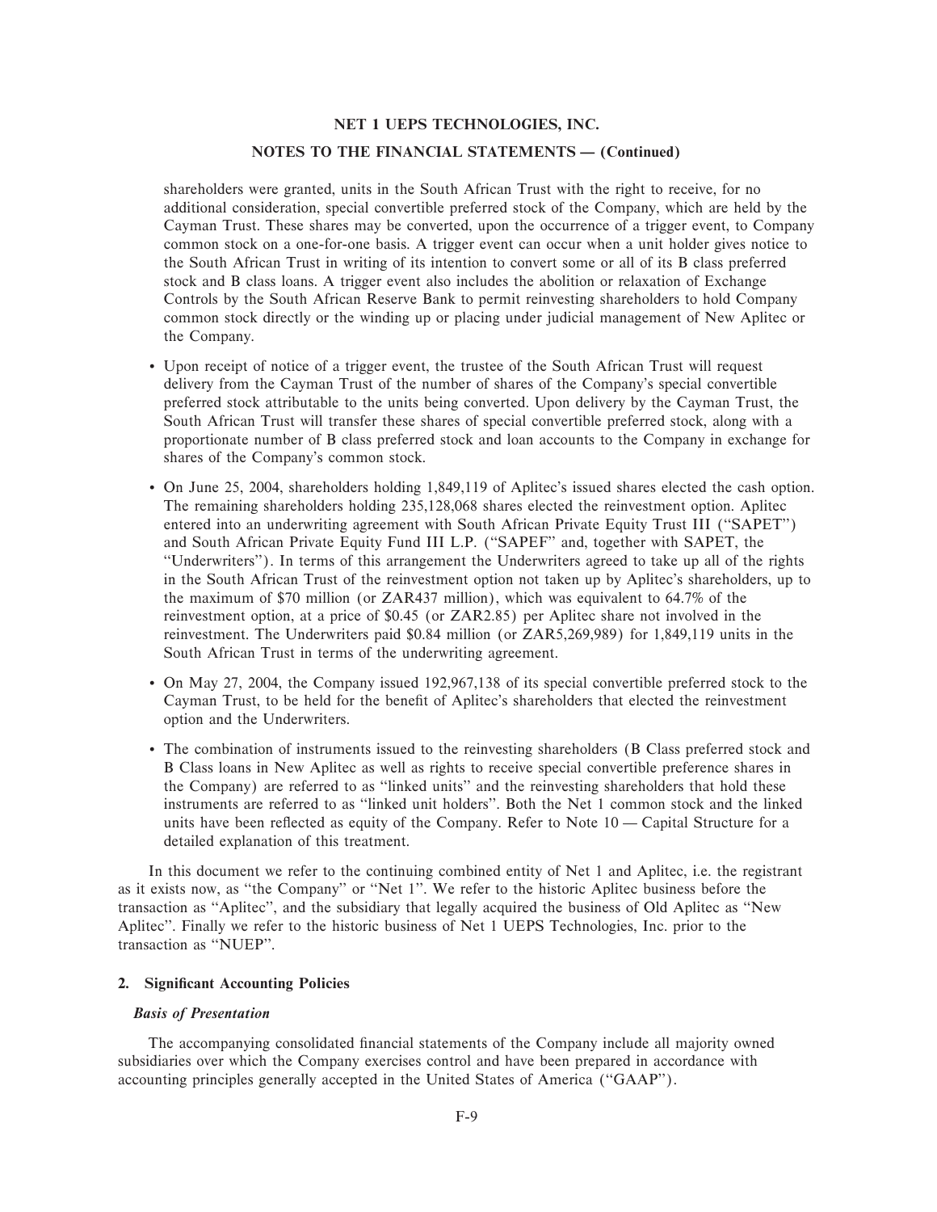shareholders were granted, units in the South African Trust with the right to receive, for no additional consideration, special convertible preferred stock of the Company, which are held by the Cayman Trust. These shares may be converted, upon the occurrence of a trigger event, to Company common stock on a one-for-one basis. A trigger event can occur when a unit holder gives notice to the South African Trust in writing of its intention to convert some or all of its B class preferred stock and B class loans. A trigger event also includes the abolition or relaxation of Exchange Controls by the South African Reserve Bank to permit reinvesting shareholders to hold Company common stock directly or the winding up or placing under judicial management of New Aplitec or the Company.

- Upon receipt of notice of a trigger event, the trustee of the South African Trust will request delivery from the Cayman Trust of the number of shares of the Company's special convertible preferred stock attributable to the units being converted. Upon delivery by the Cayman Trust, the South African Trust will transfer these shares of special convertible preferred stock, along with a proportionate number of B class preferred stock and loan accounts to the Company in exchange for shares of the Company's common stock.

- On June 25, 2004, shareholders holding 1,849,119 of Aplitec's issued shares elected the cash option. The remaining shareholders holding 235,128,068 shares elected the reinvestment option. Aplitec entered into an underwriting agreement with South African Private Equity Trust III ("SAPET") and South African Private Equity Fund III L.P. ("SAPEF" and, together with SAPET, the "Underwriters"). In terms of this arrangement the Underwriters agreed to take up all of the rights in the South African Trust of the reinvestment option not taken up by Aplitec's shareholders, up to the maximum of $70 million (or ZAR437 million), which was equivalent to 64.7% of the reinvestment option, at a price of $0.45 (or ZAR2.85) per Aplitec share not involved in the reinvestment. The Underwriters paid $0.84 million (or ZAR5,269,989) for 1,849,119 units in the South African Trust in terms of the underwriting agreement.

- On May 27, 2004, the Company issued 192,967,138 of its special convertible preferred stock to the Cayman Trust, to be held for the benefit of Aplitec's shareholders that elected the reinvestment option and the Underwriters.

- The combination of instruments issued to the reinvesting shareholders (B Class preferred stock and B Class loans in New Aplitec as well as rights to receive special convertible preference shares in the Company) are referred to as "linked units" and the reinvesting shareholders that hold these instruments are referred to as "linked unit holders". Both the Net 1 common stock and the linked units have been reflected as equity of the Company. Refer to Note 10 — Capital Structure for a detailed explanation of this treatment.

In this document we refer to the continuing combined entity of Net 1 and Aplitec, i.e. the registrant as it exists now, as "the Company" or "Net 1". We refer to the historic Aplitec business before the transaction as "Aplitec", and the subsidiary that legally acquired the business of Old Aplitec as "New Aplitec". Finally we refer to the historic business of Net 1 UEPS Technologies, Inc. prior to the transaction as "NUEP".

## 2. Significant Accounting Policies

### *Basis of Presentation*

The accompanying consolidated financial statements of the Company include all majority owned subsidiaries over which the Company exercises control and have been prepared in accordance with accounting principles generally accepted in the United States of America ("GAAP").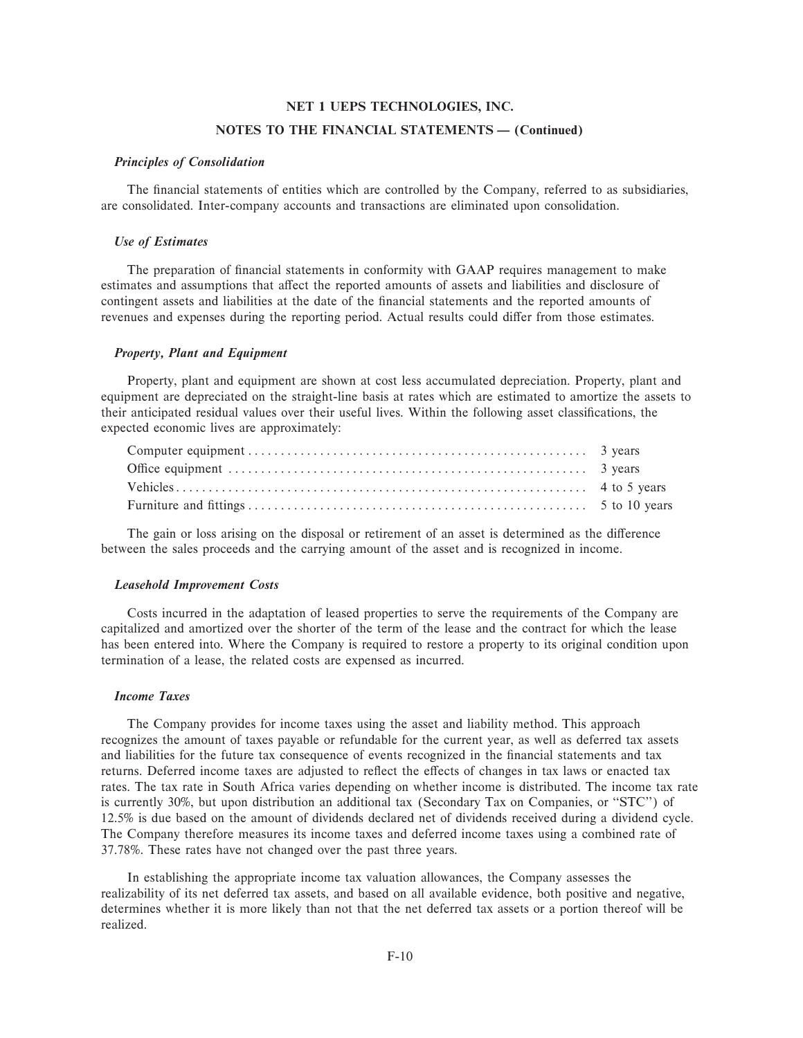# NET 1 UEPS TECHNOLOGIES, INC.

## NOTES TO THE FINANCIAL STATEMENTS — (Continued)

***Principles of Consolidation***

The financial statements of entities which are controlled by the Company, referred to as subsidiaries, are consolidated. Inter-company accounts and transactions are eliminated upon consolidation.

***Use of Estimates***

The preparation of financial statements in conformity with GAAP requires management to make estimates and assumptions that affect the reported amounts of assets and liabilities and disclosure of contingent assets and liabilities at the date of the financial statements and the reported amounts of revenues and expenses during the reporting period. Actual results could differ from those estimates.

***Property, Plant and Equipment***

Property, plant and equipment are shown at cost less accumulated depreciation. Property, plant and equipment are depreciated on the straight-line basis at rates which are estimated to amortize the assets to their anticipated residual values over their useful lives. Within the following asset classifications, the expected economic lives are approximately:

| | |
|---|---|
| Computer equipment | 3 years |
| Office equipment | 3 years |
| Vehicles | 4 to 5 years |
| Furniture and fittings | 5 to 10 years |

The gain or loss arising on the disposal or retirement of an asset is determined as the difference between the sales proceeds and the carrying amount of the asset and is recognized in income.

***Leasehold Improvement Costs***

Costs incurred in the adaptation of leased properties to serve the requirements of the Company are capitalized and amortized over the shorter of the term of the lease and the contract for which the lease has been entered into. Where the Company is required to restore a property to its original condition upon termination of a lease, the related costs are expensed as incurred.

***Income Taxes***

The Company provides for income taxes using the asset and liability method. This approach recognizes the amount of taxes payable or refundable for the current year, as well as deferred tax assets and liabilities for the future tax consequence of events recognized in the financial statements and tax returns. Deferred income taxes are adjusted to reflect the effects of changes in tax laws or enacted tax rates. The tax rate in South Africa varies depending on whether income is distributed. The income tax rate is currently 30%, but upon distribution an additional tax (Secondary Tax on Companies, or "STC") of 12.5% is due based on the amount of dividends declared net of dividends received during a dividend cycle. The Company therefore measures its income taxes and deferred income taxes using a combined rate of 37.78%. These rates have not changed over the past three years.

In establishing the appropriate income tax valuation allowances, the Company assesses the realizability of its net deferred tax assets, and based on all available evidence, both positive and negative, determines whether it is more likely than not that the net deferred tax assets or a portion thereof will be realized.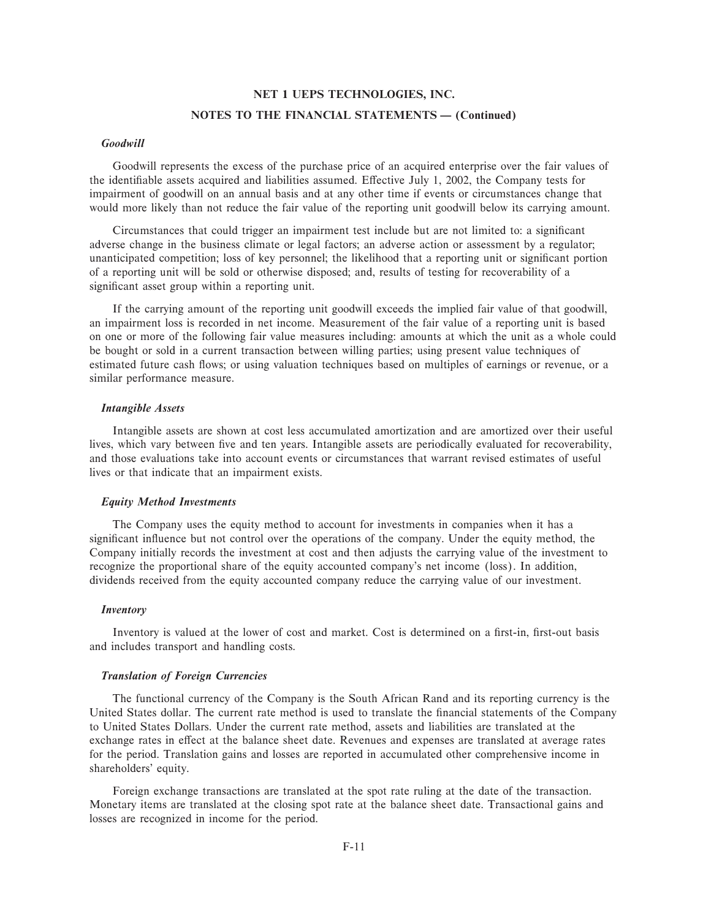***Goodwill***

Goodwill represents the excess of the purchase price of an acquired enterprise over the fair values of the identifiable assets acquired and liabilities assumed. Effective July 1, 2002, the Company tests for impairment of goodwill on an annual basis and at any other time if events or circumstances change that would more likely than not reduce the fair value of the reporting unit goodwill below its carrying amount.

Circumstances that could trigger an impairment test include but are not limited to: a significant adverse change in the business climate or legal factors; an adverse action or assessment by a regulator; unanticipated competition; loss of key personnel; the likelihood that a reporting unit or significant portion of a reporting unit will be sold or otherwise disposed; and, results of testing for recoverability of a significant asset group within a reporting unit.

If the carrying amount of the reporting unit goodwill exceeds the implied fair value of that goodwill, an impairment loss is recorded in net income. Measurement of the fair value of a reporting unit is based on one or more of the following fair value measures including: amounts at which the unit as a whole could be bought or sold in a current transaction between willing parties; using present value techniques of estimated future cash flows; or using valuation techniques based on multiples of earnings or revenue, or a similar performance measure.

***Intangible Assets***

Intangible assets are shown at cost less accumulated amortization and are amortized over their useful lives, which vary between five and ten years. Intangible assets are periodically evaluated for recoverability, and those evaluations take into account events or circumstances that warrant revised estimates of useful lives or that indicate that an impairment exists.

***Equity Method Investments***

The Company uses the equity method to account for investments in companies when it has a significant influence but not control over the operations of the company. Under the equity method, the Company initially records the investment at cost and then adjusts the carrying value of the investment to recognize the proportional share of the equity accounted company's net income (loss). In addition, dividends received from the equity accounted company reduce the carrying value of our investment.

***Inventory***

Inventory is valued at the lower of cost and market. Cost is determined on a first-in, first-out basis and includes transport and handling costs.

***Translation of Foreign Currencies***

The functional currency of the Company is the South African Rand and its reporting currency is the United States dollar. The current rate method is used to translate the financial statements of the Company to United States Dollars. Under the current rate method, assets and liabilities are translated at the exchange rates in effect at the balance sheet date. Revenues and expenses are translated at average rates for the period. Translation gains and losses are reported in accumulated other comprehensive income in shareholders' equity.

Foreign exchange transactions are translated at the spot rate ruling at the date of the transaction. Monetary items are translated at the closing spot rate at the balance sheet date. Transactional gains and losses are recognized in income for the period.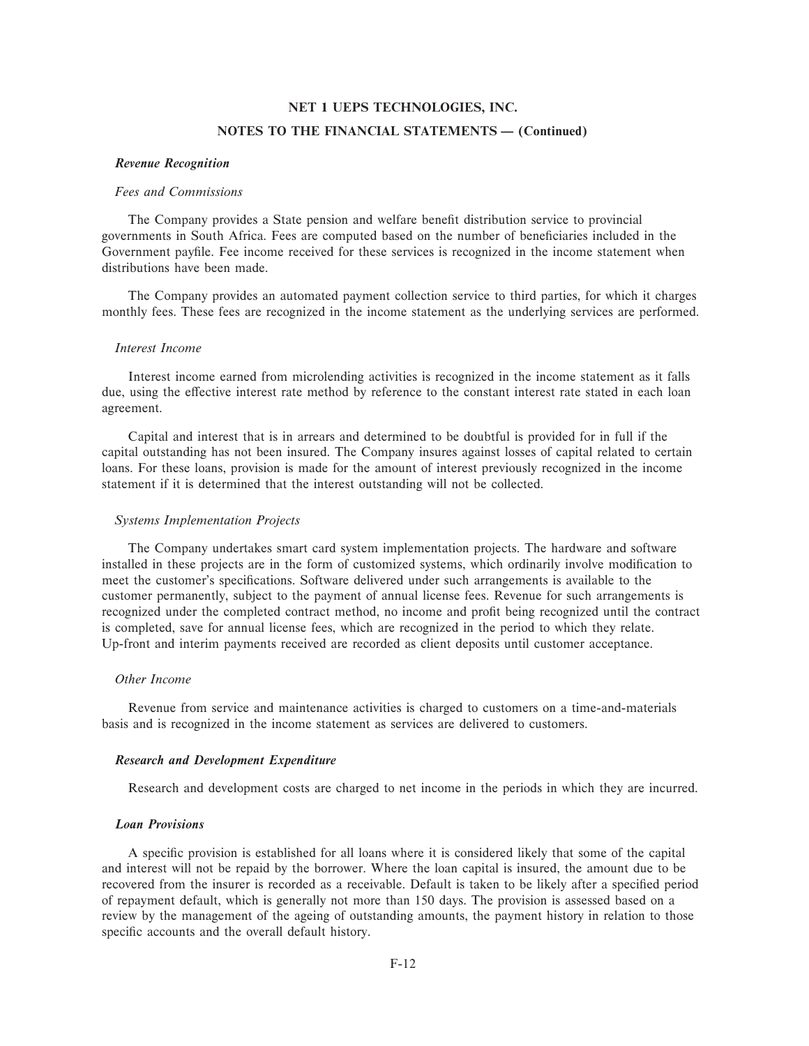## NET 1 UEPS TECHNOLOGIES, INC.

## NOTES TO THE FINANCIAL STATEMENTS — (Continued)

***Revenue Recognition***

*Fees and Commissions*

The Company provides a State pension and welfare benefit distribution service to provincial governments in South Africa. Fees are computed based on the number of beneficiaries included in the Government payfile. Fee income received for these services is recognized in the income statement when distributions have been made.

The Company provides an automated payment collection service to third parties, for which it charges monthly fees. These fees are recognized in the income statement as the underlying services are performed.

*Interest Income*

Interest income earned from microlending activities is recognized in the income statement as it falls due, using the effective interest rate method by reference to the constant interest rate stated in each loan agreement.

Capital and interest that is in arrears and determined to be doubtful is provided for in full if the capital outstanding has not been insured. The Company insures against losses of capital related to certain loans. For these loans, provision is made for the amount of interest previously recognized in the income statement if it is determined that the interest outstanding will not be collected.

*Systems Implementation Projects*

The Company undertakes smart card system implementation projects. The hardware and software installed in these projects are in the form of customized systems, which ordinarily involve modification to meet the customer's specifications. Software delivered under such arrangements is available to the customer permanently, subject to the payment of annual license fees. Revenue for such arrangements is recognized under the completed contract method, no income and profit being recognized until the contract is completed, save for annual license fees, which are recognized in the period to which they relate. Up-front and interim payments received are recorded as client deposits until customer acceptance.

*Other Income*

Revenue from service and maintenance activities is charged to customers on a time-and-materials basis and is recognized in the income statement as services are delivered to customers.

***Research and Development Expenditure***

Research and development costs are charged to net income in the periods in which they are incurred.

***Loan Provisions***

A specific provision is established for all loans where it is considered likely that some of the capital and interest will not be repaid by the borrower. Where the loan capital is insured, the amount due to be recovered from the insurer is recorded as a receivable. Default is taken to be likely after a specified period of repayment default, which is generally not more than 150 days. The provision is assessed based on a review by the management of the ageing of outstanding amounts, the payment history in relation to those specific accounts and the overall default history.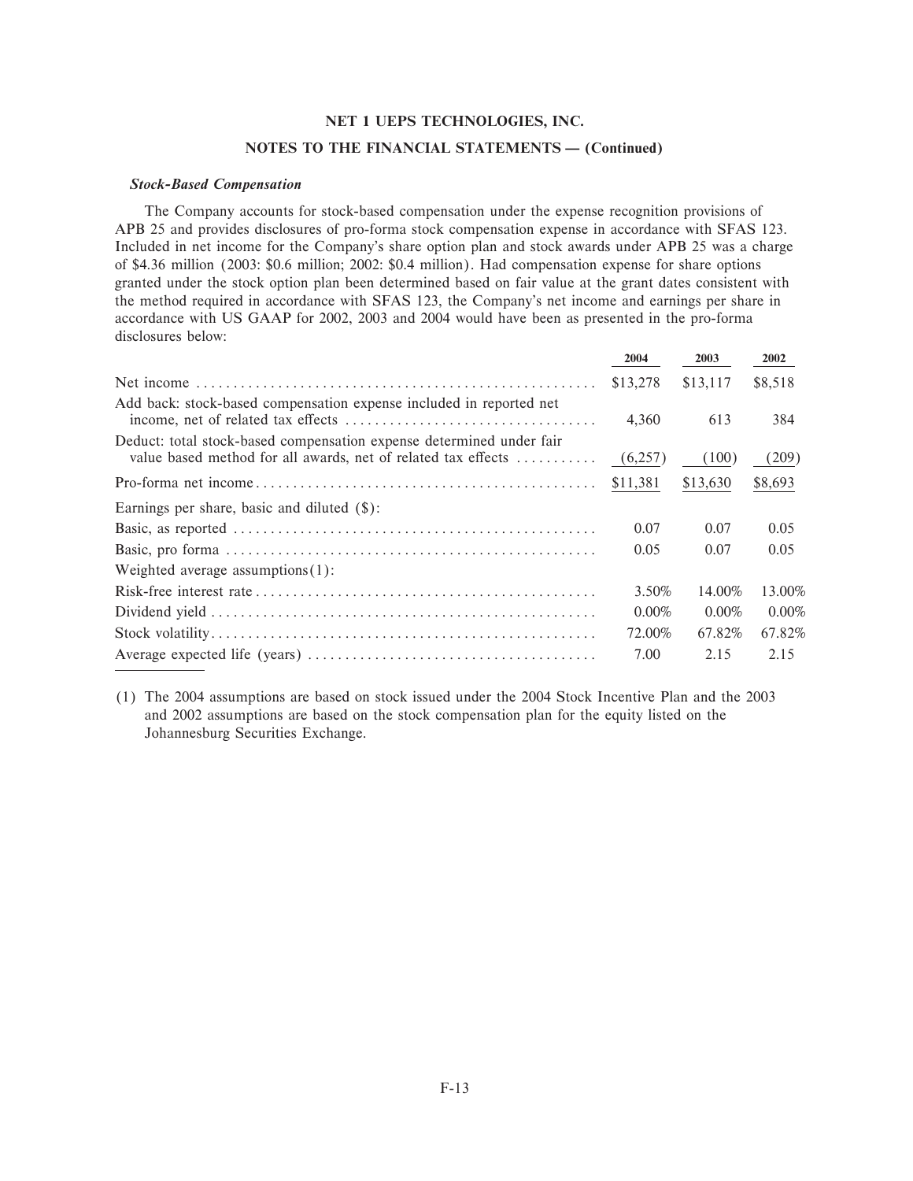**NET 1 UEPS TECHNOLOGIES, INC.**

**NOTES TO THE FINANCIAL STATEMENTS — (Continued)**

***Stock-Based Compensation***

The Company accounts for stock-based compensation under the expense recognition provisions of APB 25 and provides disclosures of pro-forma stock compensation expense in accordance with SFAS 123. Included in net income for the Company's share option plan and stock awards under APB 25 was a charge of $4.36 million (2003: $0.6 million; 2002: $0.4 million). Had compensation expense for share options granted under the stock option plan been determined based on fair value at the grant dates consistent with the method required in accordance with SFAS 123, the Company's net income and earnings per share in accordance with US GAAP for 2002, 2003 and 2004 would have been as presented in the pro-forma disclosures below:

| | 2004 | 2003 | 2002 |
|---|---|---|---|
| Net income | $13,278 | $13,117 | $8,518 |
| Add back: stock-based compensation expense included in reported net income, net of related tax effects | 4,360 | 613 | 384 |
| Deduct: total stock-based compensation expense determined under fair value based method for all awards, net of related tax effects | (6,257) | (100) | (209) |
| Pro-forma net income | $11,381 | $13,630 | $8,693 |
| Earnings per share, basic and diluted ($): | | | |
| Basic, as reported | 0.07 | 0.07 | 0.05 |
| Basic, pro forma | 0.05 | 0.07 | 0.05 |
| Weighted average assumptions(1): | | | |
| Risk-free interest rate | 3.50% | 14.00% | 13.00% |
| Dividend yield | 0.00% | 0.00% | 0.00% |
| Stock volatility | 72.00% | 67.82% | 67.82% |
| Average expected life (years) | 7.00 | 2.15 | 2.15 |

(1) The 2004 assumptions are based on stock issued under the 2004 Stock Incentive Plan and the 2003 and 2002 assumptions are based on the stock compensation plan for the equity listed on the Johannesburg Securities Exchange.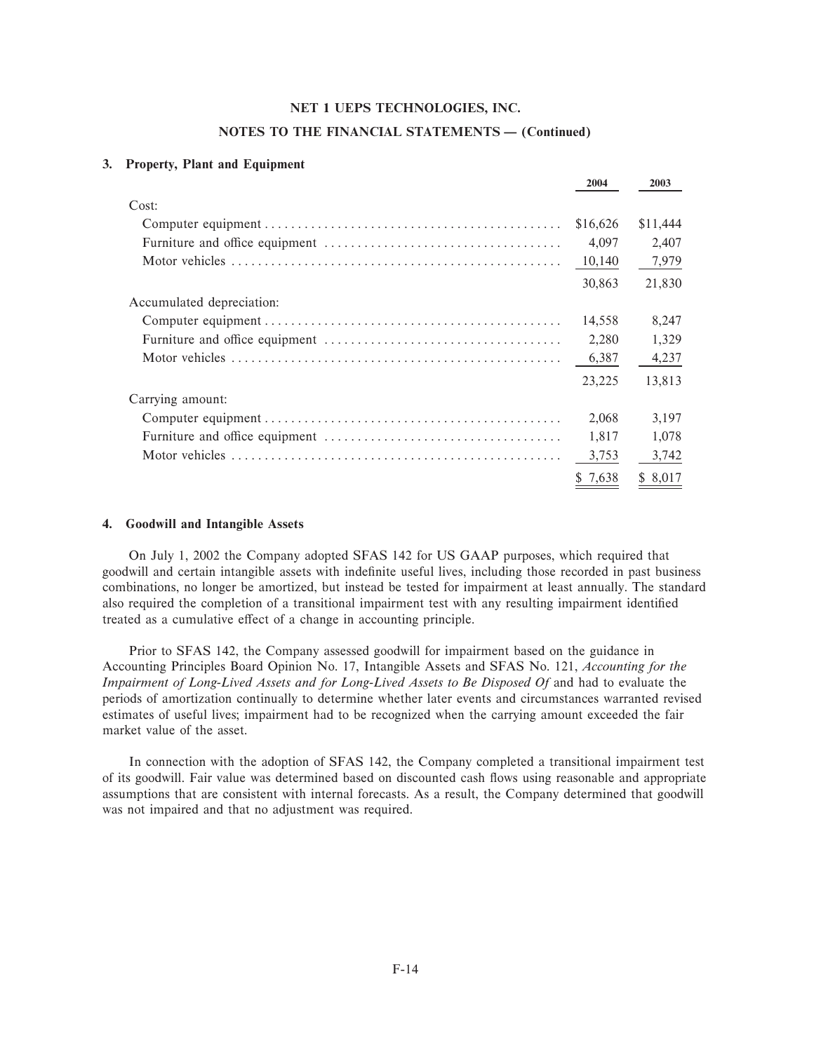**NET 1 UEPS TECHNOLOGIES, INC.**

**NOTES TO THE FINANCIAL STATEMENTS — (Continued)**

### 3. Property, Plant and Equipment

| | 2004 | 2003 |
|---|---|---|
| Cost: | | |
| Computer equipment | $16,626 | $11,444 |
| Furniture and office equipment | 4,097 | 2,407 |
| Motor vehicles | 10,140 | 7,979 |
| | 30,863 | 21,830 |
| Accumulated depreciation: | | |
| Computer equipment | 14,558 | 8,247 |
| Furniture and office equipment | 2,280 | 1,329 |
| Motor vehicles | 6,387 | 4,237 |
| | 23,225 | 13,813 |
| Carrying amount: | | |
| Computer equipment | 2,068 | 3,197 |
| Furniture and office equipment | 1,817 | 1,078 |
| Motor vehicles | 3,753 | 3,742 |
| | $ 7,638 | $ 8,017 |

### 4. Goodwill and Intangible Assets

On July 1, 2002 the Company adopted SFAS 142 for US GAAP purposes, which required that goodwill and certain intangible assets with indefinite useful lives, including those recorded in past business combinations, no longer be amortized, but instead be tested for impairment at least annually. The standard also required the completion of a transitional impairment test with any resulting impairment identified treated as a cumulative effect of a change in accounting principle.

Prior to SFAS 142, the Company assessed goodwill for impairment based on the guidance in Accounting Principles Board Opinion No. 17, Intangible Assets and SFAS No. 121, *Accounting for the Impairment of Long-Lived Assets and for Long-Lived Assets to Be Disposed Of* and had to evaluate the periods of amortization continually to determine whether later events and circumstances warranted revised estimates of useful lives; impairment had to be recognized when the carrying amount exceeded the fair market value of the asset.

In connection with the adoption of SFAS 142, the Company completed a transitional impairment test of its goodwill. Fair value was determined based on discounted cash flows using reasonable and appropriate assumptions that are consistent with internal forecasts. As a result, the Company determined that goodwill was not impaired and that no adjustment was required.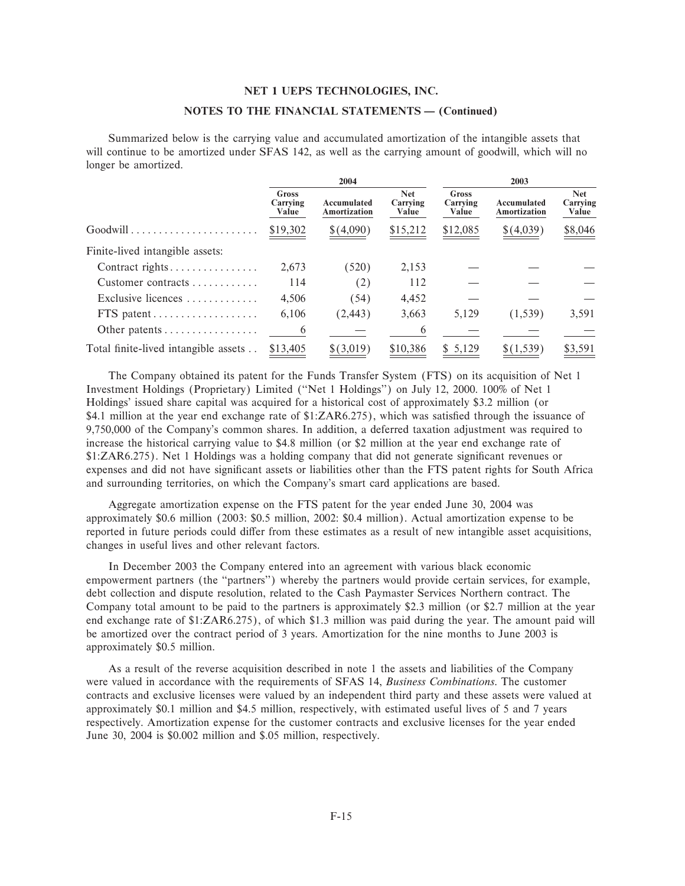**NET 1 UEPS TECHNOLOGIES, INC.**

**NOTES TO THE FINANCIAL STATEMENTS — (Continued)**

Summarized below is the carrying value and accumulated amortization of the intangible assets that will continue to be amortized under SFAS 142, as well as the carrying amount of goodwill, which will no longer be amortized.

| | 2004 | | | 2003 | | |
|---|---|---|---|---|---|---|
| | Gross Carrying Value | Accumulated Amortization | Net Carrying Value | Gross Carrying Value | Accumulated Amortization | Net Carrying Value |
| Goodwill | $19,302 | $(4,090) | $15,212 | $12,085 | $(4,039) | $8,046 |
| Finite-lived intangible assets: | | | | | | |
| Contract rights | 2,673 | (520) | 2,153 | — | — | — |
| Customer contracts | 114 | (2) | 112 | — | — | — |
| Exclusive licences | 4,506 | (54) | 4,452 | — | — | — |
| FTS patent | 6,106 | (2,443) | 3,663 | 5,129 | (1,539) | 3,591 |
| Other patents | 6 | — | 6 | — | — | — |
| Total finite-lived intangible assets | $13,405 | $(3,019) | $10,386 | $ 5,129 | $(1,539) | $3,591 |

The Company obtained its patent for the Funds Transfer System (FTS) on its acquisition of Net 1 Investment Holdings (Proprietary) Limited ("Net 1 Holdings") on July 12, 2000. 100% of Net 1 Holdings' issued share capital was acquired for a historical cost of approximately $3.2 million (or $4.1 million at the year end exchange rate of $1:ZAR6.275), which was satisfied through the issuance of 9,750,000 of the Company's common shares. In addition, a deferred taxation adjustment was required to increase the historical carrying value to $4.8 million (or $2 million at the year end exchange rate of $1:ZAR6.275). Net 1 Holdings was a holding company that did not generate significant revenues or expenses and did not have significant assets or liabilities other than the FTS patent rights for South Africa and surrounding territories, on which the Company's smart card applications are based.

Aggregate amortization expense on the FTS patent for the year ended June 30, 2004 was approximately $0.6 million (2003: $0.5 million, 2002: $0.4 million). Actual amortization expense to be reported in future periods could differ from these estimates as a result of new intangible asset acquisitions, changes in useful lives and other relevant factors.

In December 2003 the Company entered into an agreement with various black economic empowerment partners (the "partners") whereby the partners would provide certain services, for example, debt collection and dispute resolution, related to the Cash Paymaster Services Northern contract. The Company total amount to be paid to the partners is approximately $2.3 million (or $2.7 million at the year end exchange rate of $1:ZAR6.275), of which $1.3 million was paid during the year. The amount paid will be amortized over the contract period of 3 years. Amortization for the nine months to June 2003 is approximately $0.5 million.

As a result of the reverse acquisition described in note 1 the assets and liabilities of the Company were valued in accordance with the requirements of SFAS 14, *Business Combinations*. The customer contracts and exclusive licenses were valued by an independent third party and these assets were valued at approximately $0.1 million and $4.5 million, respectively, with estimated useful lives of 5 and 7 years respectively. Amortization expense for the customer contracts and exclusive licenses for the year ended June 30, 2004 is $0.002 million and $.05 million, respectively.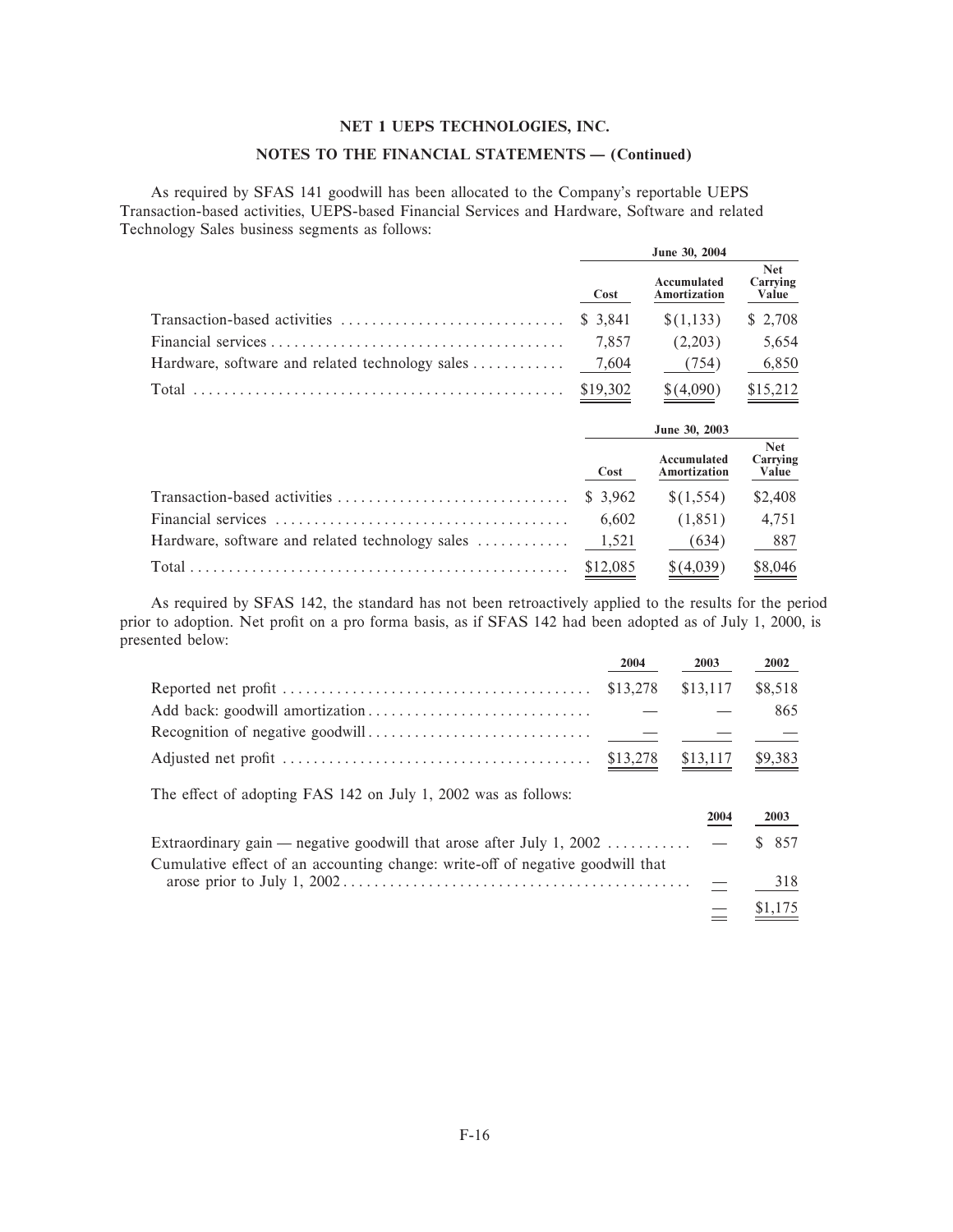**NET 1 UEPS TECHNOLOGIES, INC.**

**NOTES TO THE FINANCIAL STATEMENTS — (Continued)**

As required by SFAS 141 goodwill has been allocated to the Company's reportable UEPS Transaction-based activities, UEPS-based Financial Services and Hardware, Software and related Technology Sales business segments as follows:

| | June 30, 2004 | | |
|---|---|---|---|
| | Cost | Accumulated Amortization | Net Carrying Value |
| Transaction-based activities | $ 3,841 | $(1,133) | $ 2,708 |
| Financial services | 7,857 | (2,203) | 5,654 |
| Hardware, software and related technology sales | 7,604 | (754) | 6,850 |
| Total | $19,302 | $(4,090) | $15,212 |

| | June 30, 2003 | | |
|---|---|---|---|
| | Cost | Accumulated Amortization | Net Carrying Value |
| Transaction-based activities | $ 3,962 | $(1,554) | $2,408 |
| Financial services | 6,602 | (1,851) | 4,751 |
| Hardware, software and related technology sales | 1,521 | (634) | 887 |
| Total | $12,085 | $(4,039) | $8,046 |

As required by SFAS 142, the standard has not been retroactively applied to the results for the period prior to adoption. Net profit on a pro forma basis, as if SFAS 142 had been adopted as of July 1, 2000, is presented below:

| | 2004 | 2003 | 2002 |
|---|---|---|---|
| Reported net profit | $13,278 | $13,117 | $8,518 |
| Add back: goodwill amortization | — | — | 865 |
| Recognition of negative goodwill | — | — | — |
| Adjusted net profit | $13,278 | $13,117 | $9,383 |

The effect of adopting FAS 142 on July 1, 2002 was as follows:

| | 2004 | 2003 |
|---|---|---|
| Extraordinary gain — negative goodwill that arose after July 1, 2002 | — | $ 857 |
| Cumulative effect of an accounting change: write-off of negative goodwill that arose prior to July 1, 2002 | — | 318 |
| | — | $1,175 |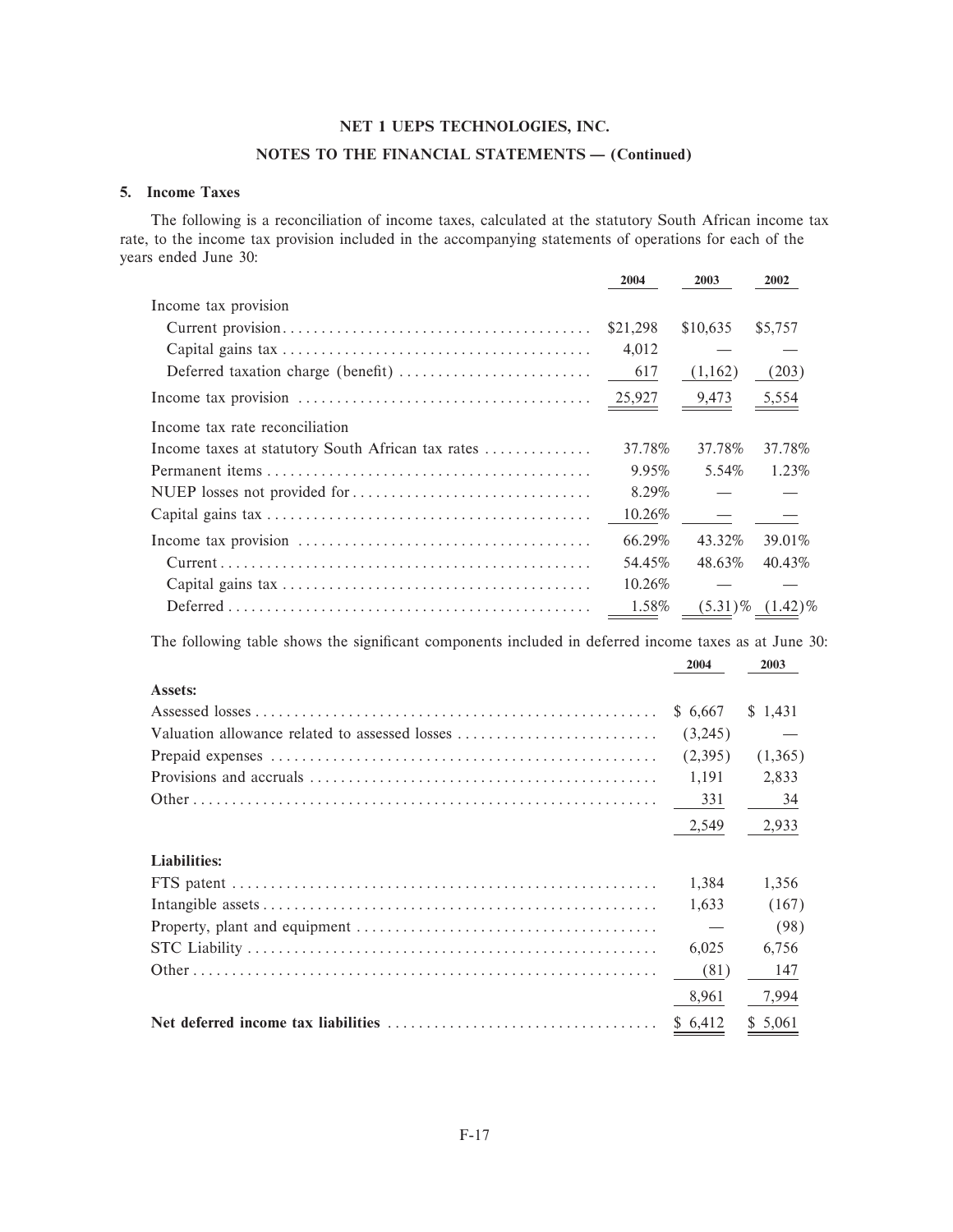**NET 1 UEPS TECHNOLOGIES, INC.**

**NOTES TO THE FINANCIAL STATEMENTS — (Continued)**

### 5. Income Taxes

The following is a reconciliation of income taxes, calculated at the statutory South African income tax rate, to the income tax provision included in the accompanying statements of operations for each of the years ended June 30:

| | 2004 | 2003 | 2002 |
|---|---|---|---|
| Income tax provision | | | |
| Current provision | $21,298 | $10,635 | $5,757 |
| Capital gains tax | 4,012 | — | — |
| Deferred taxation charge (benefit) | 617 | (1,162) | (203) |
| Income tax provision | 25,927 | 9,473 | 5,554 |
| Income tax rate reconciliation | | | |
| Income taxes at statutory South African tax rates | 37.78% | 37.78% | 37.78% |
| Permanent items | 9.95% | 5.54% | 1.23% |
| NUEP losses not provided for | 8.29% | — | — |
| Capital gains tax | 10.26% | — | — |
| Income tax provision | 66.29% | 43.32% | 39.01% |
| Current | 54.45% | 48.63% | 40.43% |
| Capital gains tax | 10.26% | — | — |
| Deferred | 1.58% | (5.31)% | (1.42)% |

The following table shows the significant components included in deferred income taxes as at June 30:

| | 2004 | 2003 |
|---|---|---|
| **Assets:** | | |
| Assessed losses | $ 6,667 | $ 1,431 |
| Valuation allowance related to assessed losses | (3,245) | — |
| Prepaid expenses | (2,395) | (1,365) |
| Provisions and accruals | 1,191 | 2,833 |
| Other | 331 | 34 |
| | 2,549 | 2,933 |
| **Liabilities:** | | |
| FTS patent | 1,384 | 1,356 |
| Intangible assets | 1,633 | (167) |
| Property, plant and equipment | — | (98) |
| STC Liability | 6,025 | 6,756 |
| Other | (81) | 147 |
| | 8,961 | 7,994 |
| **Net deferred income tax liabilities** | $ 6,412 | $ 5,061 |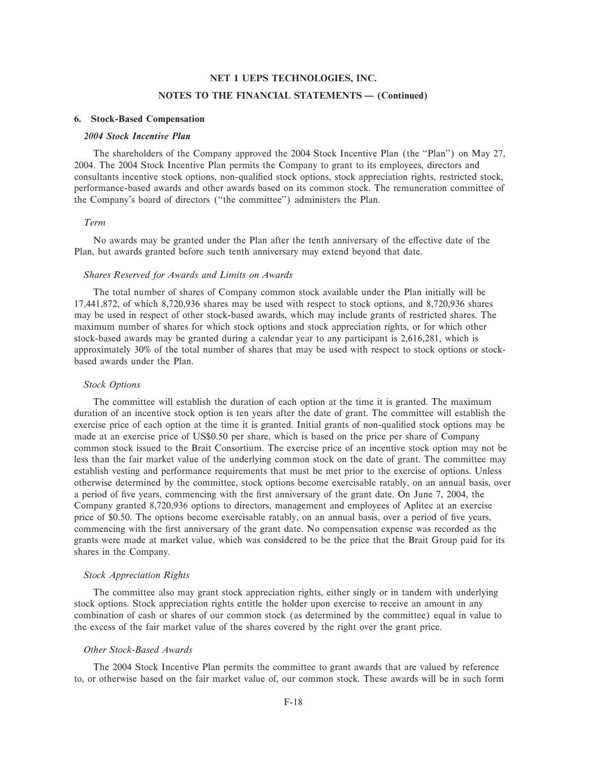# NET 1 UEPS TECHNOLOGIES, INC.

## NOTES TO THE FINANCIAL STATEMENTS — (Continued)

### 6. Stock-Based Compensation

#### *2004 Stock Incentive Plan*

The shareholders of the Company approved the 2004 Stock Incentive Plan (the ''Plan'') on May 27, 2004. The 2004 Stock Incentive Plan permits the Company to grant to its employees, directors and consultants incentive stock options, non-qualified stock options, stock appreciation rights, restricted stock, performance-based awards and other awards based on its common stock. The remuneration committee of the Company's board of directors (''the committee'') administers the Plan.

*Term*

No awards may be granted under the Plan after the tenth anniversary of the effective date of the Plan, but awards granted before such tenth anniversary may extend beyond that date.

*Shares Reserved for Awards and Limits on Awards*

The total number of shares of Company common stock available under the Plan initially will be 17,441,872, of which 8,720,936 shares may be used with respect to stock options, and 8,720,936 shares may be used in respect of other stock-based awards, which may include grants of restricted shares. The maximum number of shares for which stock options and stock appreciation rights, or for which other stock-based awards may be granted during a calendar year to any participant is 2,616,281, which is approximately 30% of the total number of shares that may be used with respect to stock options or stock-based awards under the Plan.

*Stock Options*

The committee will establish the duration of each option at the time it is granted. The maximum duration of an incentive stock option is ten years after the date of grant. The committee will establish the exercise price of each option at the time it is granted. Initial grants of non-qualified stock options may be made at an exercise price of US$0.50 per share, which is based on the price per share of Company common stock issued to the Brait Consortium. The exercise price of an incentive stock option may not be less than the fair market value of the underlying common stock on the date of grant. The committee may establish vesting and performance requirements that must be met prior to the exercise of options. Unless otherwise determined by the committee, stock options become exercisable ratably, on an annual basis, over a period of five years, commencing with the first anniversary of the grant date. On June 7, 2004, the Company granted 8,720,936 options to directors, management and employees of Aplitec at an exercise price of $0.50. The options become exercisable ratably, on an annual basis, over a period of five years, commencing with the first anniversary of the grant date. No compensation expense was recorded as the grants were made at market value, which was considered to be the price that the Brait Group paid for its shares in the Company.

*Stock Appreciation Rights*

The committee also may grant stock appreciation rights, either singly or in tandem with underlying stock options. Stock appreciation rights entitle the holder upon exercise to receive an amount in any combination of cash or shares of our common stock (as determined by the committee) equal in value to the excess of the fair market value of the shares covered by the right over the grant price.

*Other Stock-Based Awards*

The 2004 Stock Incentive Plan permits the committee to grant awards that are valued by reference to, or otherwise based on the fair market value of, our common stock. These awards will be in such form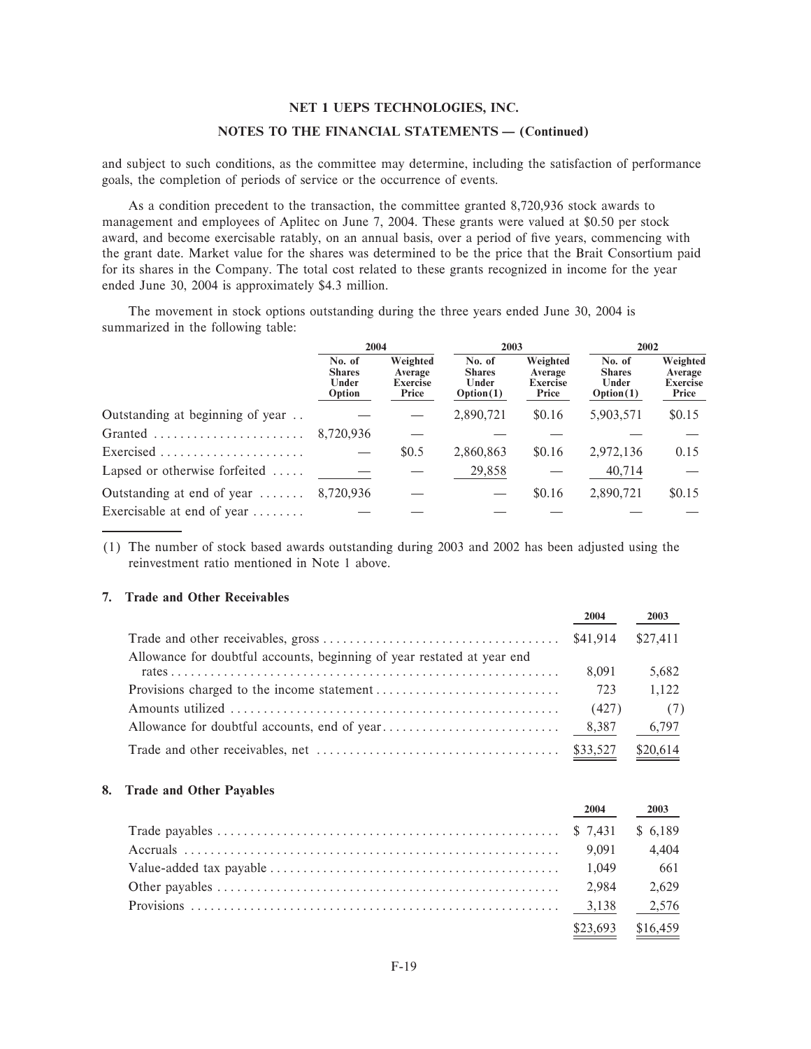and subject to such conditions, as the committee may determine, including the satisfaction of performance goals, the completion of periods of service or the occurrence of events.

As a condition precedent to the transaction, the committee granted 8,720,936 stock awards to management and employees of Aplitec on June 7, 2004. These grants were valued at $0.50 per stock award, and become exercisable ratably, on an annual basis, over a period of five years, commencing with the grant date. Market value for the shares was determined to be the price that the Brait Consortium paid for its shares in the Company. The total cost related to these grants recognized in income for the year ended June 30, 2004 is approximately $4.3 million.

The movement in stock options outstanding during the three years ended June 30, 2004 is summarized in the following table:

| | 2004 | | 2003 | | 2002 | |
|---|---|---|---|---|---|---|
| | No. of Shares Under Option | Weighted Average Exercise Price | No. of Shares Under Option(1) | Weighted Average Exercise Price | No. of Shares Under Option(1) | Weighted Average Exercise Price |
| Outstanding at beginning of year | — | — | 2,890,721 | $0.16 | 5,903,571 | $0.15 |
| Granted | 8,720,936 | — | — | — | — | — |
| Exercised | — | $0.5 | 2,860,863 | $0.16 | 2,972,136 | 0.15 |
| Lapsed or otherwise forfeited | — | — | 29,858 | — | 40,714 | — |
| Outstanding at end of year | 8,720,936 | — | — | $0.16 | 2,890,721 | $0.15 |
| Exercisable at end of year | — | — | — | — | — | — |

(1) The number of stock based awards outstanding during 2003 and 2002 has been adjusted using the reinvestment ratio mentioned in Note 1 above.

## 7. Trade and Other Receivables

| | 2004 | 2003 |
|---|---|---|
| Trade and other receivables, gross | $41,914 | $27,411 |
| Allowance for doubtful accounts, beginning of year restated at year end rates | 8,091 | 5,682 |
| Provisions charged to the income statement | 723 | 1,122 |
| Amounts utilized | (427) | (7) |
| Allowance for doubtful accounts, end of year | 8,387 | 6,797 |
| Trade and other receivables, net | $33,527 | $20,614 |

## 8. Trade and Other Payables

| | 2004 | 2003 |
|---|---|---|
| Trade payables | $ 7,431 | $ 6,189 |
| Accruals | 9,091 | 4,404 |
| Value-added tax payable | 1,049 | 661 |
| Other payables | 2,984 | 2,629 |
| Provisions | 3,138 | 2,576 |
| | $23,693 | $16,459 |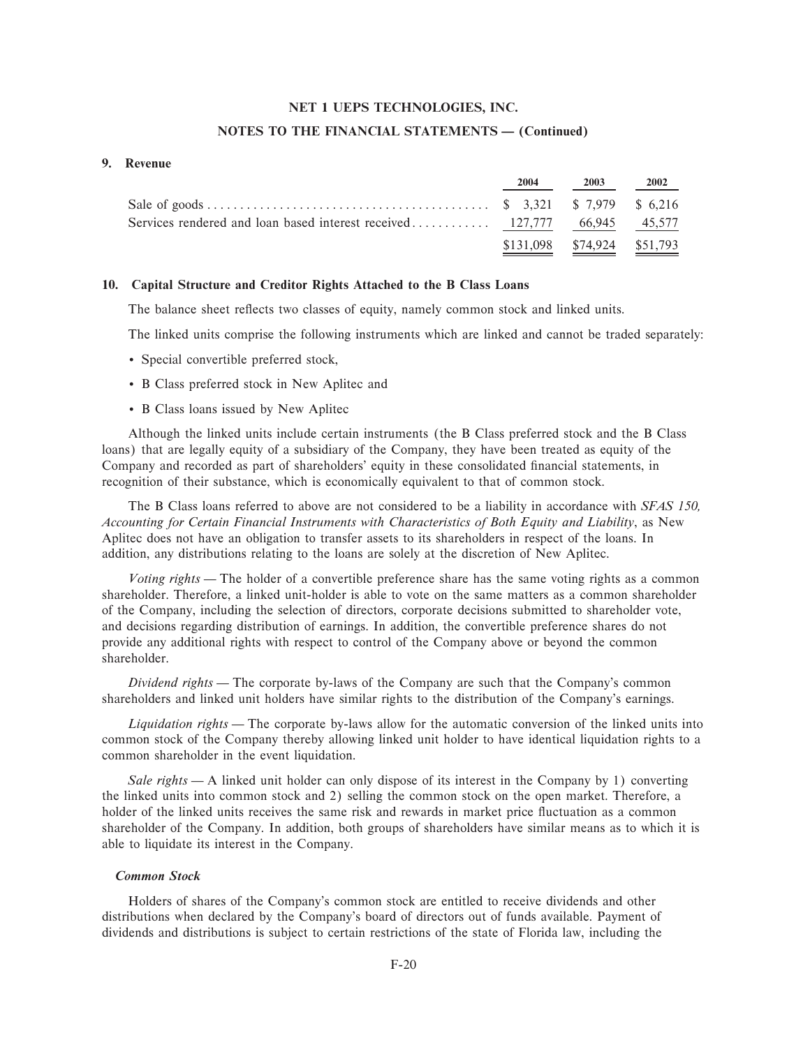**NET 1 UEPS TECHNOLOGIES, INC.**

**NOTES TO THE FINANCIAL STATEMENTS — (Continued)**

## 9. Revenue

| | 2004 | 2003 | 2002 |
|---|---|---|---|
| Sale of goods | $ 3,321 | $ 7,979 | $ 6,216 |
| Services rendered and loan based interest received | 127,777 | 66,945 | 45,577 |
| | $131,098 | $74,924 | $51,793 |

## 10. Capital Structure and Creditor Rights Attached to the B Class Loans

The balance sheet reflects two classes of equity, namely common stock and linked units.

The linked units comprise the following instruments which are linked and cannot be traded separately:

- Special convertible preferred stock,
- B Class preferred stock in New Aplitec and
- B Class loans issued by New Aplitec

Although the linked units include certain instruments (the B Class preferred stock and the B Class loans) that are legally equity of a subsidiary of the Company, they have been treated as equity of the Company and recorded as part of shareholders' equity in these consolidated financial statements, in recognition of their substance, which is economically equivalent to that of common stock.

The B Class loans referred to above are not considered to be a liability in accordance with *SFAS 150, Accounting for Certain Financial Instruments with Characteristics of Both Equity and Liability*, as New Aplitec does not have an obligation to transfer assets to its shareholders in respect of the loans. In addition, any distributions relating to the loans are solely at the discretion of New Aplitec.

*Voting rights* — The holder of a convertible preference share has the same voting rights as a common shareholder. Therefore, a linked unit-holder is able to vote on the same matters as a common shareholder of the Company, including the selection of directors, corporate decisions submitted to shareholder vote, and decisions regarding distribution of earnings. In addition, the convertible preference shares do not provide any additional rights with respect to control of the Company above or beyond the common shareholder.

*Dividend rights* — The corporate by-laws of the Company are such that the Company's common shareholders and linked unit holders have similar rights to the distribution of the Company's earnings.

*Liquidation rights* — The corporate by-laws allow for the automatic conversion of the linked units into common stock of the Company thereby allowing linked unit holder to have identical liquidation rights to a common shareholder in the event liquidation.

*Sale rights* — A linked unit holder can only dispose of its interest in the Company by 1) converting the linked units into common stock and 2) selling the common stock on the open market. Therefore, a holder of the linked units receives the same risk and rewards in market price fluctuation as a common shareholder of the Company. In addition, both groups of shareholders have similar means as to which it is able to liquidate its interest in the Company.

### *Common Stock*

Holders of shares of the Company's common stock are entitled to receive dividends and other distributions when declared by the Company's board of directors out of funds available. Payment of dividends and distributions is subject to certain restrictions of the state of Florida law, including the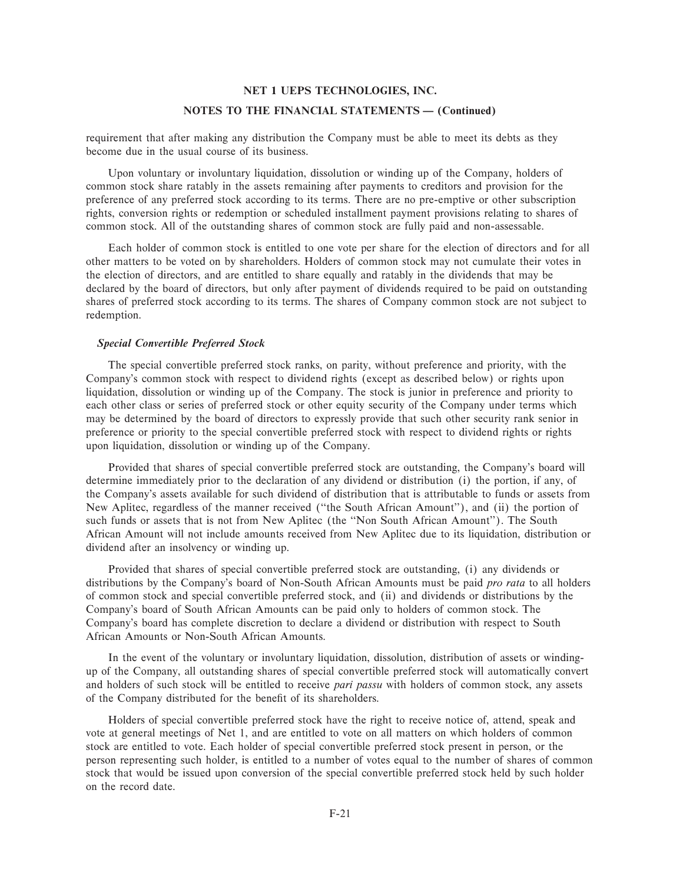requirement that after making any distribution the Company must be able to meet its debts as they become due in the usual course of its business.

Upon voluntary or involuntary liquidation, dissolution or winding up of the Company, holders of common stock share ratably in the assets remaining after payments to creditors and provision for the preference of any preferred stock according to its terms. There are no pre-emptive or other subscription rights, conversion rights or redemption or scheduled installment payment provisions relating to shares of common stock. All of the outstanding shares of common stock are fully paid and non-assessable.

Each holder of common stock is entitled to one vote per share for the election of directors and for all other matters to be voted on by shareholders. Holders of common stock may not cumulate their votes in the election of directors, and are entitled to share equally and ratably in the dividends that may be declared by the board of directors, but only after payment of dividends required to be paid on outstanding shares of preferred stock according to its terms. The shares of Company common stock are not subject to redemption.

***Special Convertible Preferred Stock***

The special convertible preferred stock ranks, on parity, without preference and priority, with the Company's common stock with respect to dividend rights (except as described below) or rights upon liquidation, dissolution or winding up of the Company. The stock is junior in preference and priority to each other class or series of preferred stock or other equity security of the Company under terms which may be determined by the board of directors to expressly provide that such other security rank senior in preference or priority to the special convertible preferred stock with respect to dividend rights or rights upon liquidation, dissolution or winding up of the Company.

Provided that shares of special convertible preferred stock are outstanding, the Company's board will determine immediately prior to the declaration of any dividend or distribution (i) the portion, if any, of the Company's assets available for such dividend of distribution that is attributable to funds or assets from New Aplitec, regardless of the manner received ("the South African Amount"), and (ii) the portion of such funds or assets that is not from New Aplitec (the "Non South African Amount"). The South African Amount will not include amounts received from New Aplitec due to its liquidation, distribution or dividend after an insolvency or winding up.

Provided that shares of special convertible preferred stock are outstanding, (i) any dividends or distributions by the Company's board of Non-South African Amounts must be paid *pro rata* to all holders of common stock and special convertible preferred stock, and (ii) and dividends or distributions by the Company's board of South African Amounts can be paid only to holders of common stock. The Company's board has complete discretion to declare a dividend or distribution with respect to South African Amounts or Non-South African Amounts.

In the event of the voluntary or involuntary liquidation, dissolution, distribution of assets or winding-up of the Company, all outstanding shares of special convertible preferred stock will automatically convert and holders of such stock will be entitled to receive *pari passu* with holders of common stock, any assets of the Company distributed for the benefit of its shareholders.

Holders of special convertible preferred stock have the right to receive notice of, attend, speak and vote at general meetings of Net 1, and are entitled to vote on all matters on which holders of common stock are entitled to vote. Each holder of special convertible preferred stock present in person, or the person representing such holder, is entitled to a number of votes equal to the number of shares of common stock that would be issued upon conversion of the special convertible preferred stock held by such holder on the record date.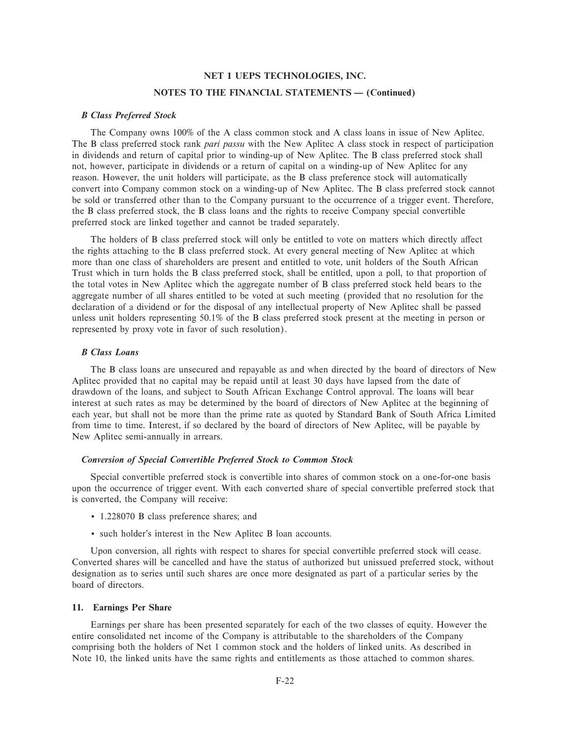**NET 1 UEPS TECHNOLOGIES, INC.**

**NOTES TO THE FINANCIAL STATEMENTS — (Continued)**

***B Class Preferred Stock***

The Company owns 100% of the A class common stock and A class loans in issue of New Aplitec. The B class preferred stock rank *pari passu* with the New Aplitec A class stock in respect of participation in dividends and return of capital prior to winding-up of New Aplitec. The B class preferred stock shall not, however, participate in dividends or a return of capital on a winding-up of New Aplitec for any reason. However, the unit holders will participate, as the B class preference stock will automatically convert into Company common stock on a winding-up of New Aplitec. The B class preferred stock cannot be sold or transferred other than to the Company pursuant to the occurrence of a trigger event. Therefore, the B class preferred stock, the B class loans and the rights to receive Company special convertible preferred stock are linked together and cannot be traded separately.

The holders of B class preferred stock will only be entitled to vote on matters which directly affect the rights attaching to the B class preferred stock. At every general meeting of New Aplitec at which more than one class of shareholders are present and entitled to vote, unit holders of the South African Trust which in turn holds the B class preferred stock, shall be entitled, upon a poll, to that proportion of the total votes in New Aplitec which the aggregate number of B class preferred stock held bears to the aggregate number of all shares entitled to be voted at such meeting (provided that no resolution for the declaration of a dividend or for the disposal of any intellectual property of New Aplitec shall be passed unless unit holders representing 50.1% of the B class preferred stock present at the meeting in person or represented by proxy vote in favor of such resolution).

***B Class Loans***

The B class loans are unsecured and repayable as and when directed by the board of directors of New Aplitec provided that no capital may be repaid until at least 30 days have lapsed from the date of drawdown of the loans, and subject to South African Exchange Control approval. The loans will bear interest at such rates as may be determined by the board of directors of New Aplitec at the beginning of each year, but shall not be more than the prime rate as quoted by Standard Bank of South Africa Limited from time to time. Interest, if so declared by the board of directors of New Aplitec, will be payable by New Aplitec semi-annually in arrears.

***Conversion of Special Convertible Preferred Stock to Common Stock***

Special convertible preferred stock is convertible into shares of common stock on a one-for-one basis upon the occurrence of trigger event. With each converted share of special convertible preferred stock that is converted, the Company will receive:

- 1.228070 B class preference shares; and
- such holder's interest in the New Aplitec B loan accounts.

Upon conversion, all rights with respect to shares for special convertible preferred stock will cease. Converted shares will be cancelled and have the status of authorized but unissued preferred stock, without designation as to series until such shares are once more designated as part of a particular series by the board of directors.

**11. Earnings Per Share**

Earnings per share has been presented separately for each of the two classes of equity. However the entire consolidated net income of the Company is attributable to the shareholders of the Company comprising both the holders of Net 1 common stock and the holders of linked units. As described in Note 10, the linked units have the same rights and entitlements as those attached to common shares.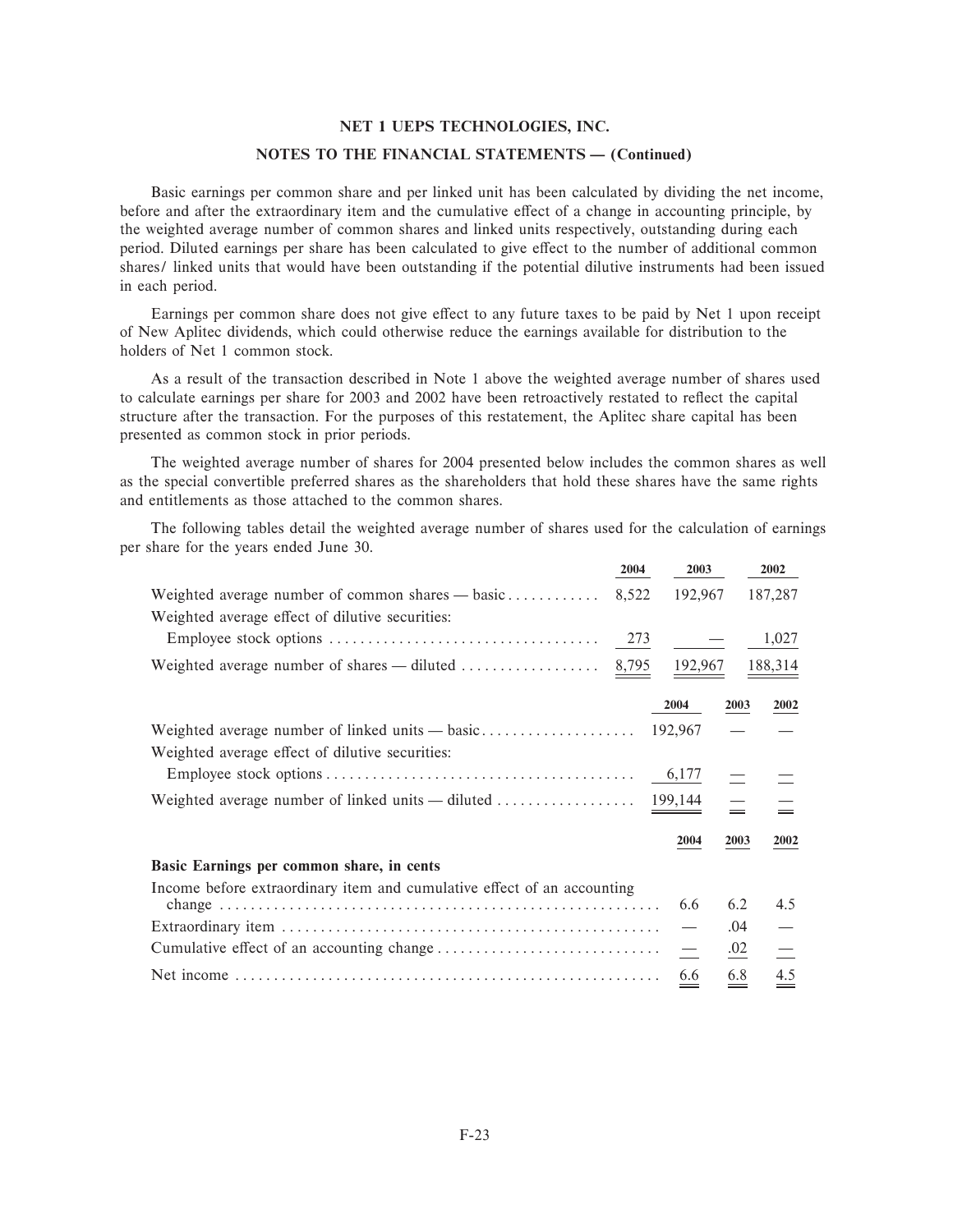## NET 1 UEPS TECHNOLOGIES, INC.

### NOTES TO THE FINANCIAL STATEMENTS — (Continued)

Basic earnings per common share and per linked unit has been calculated by dividing the net income, before and after the extraordinary item and the cumulative effect of a change in accounting principle, by the weighted average number of common shares and linked units respectively, outstanding during each period. Diluted earnings per share has been calculated to give effect to the number of additional common shares/ linked units that would have been outstanding if the potential dilutive instruments had been issued in each period.

Earnings per common share does not give effect to any future taxes to be paid by Net 1 upon receipt of New Aplitec dividends, which could otherwise reduce the earnings available for distribution to the holders of Net 1 common stock.

As a result of the transaction described in Note 1 above the weighted average number of shares used to calculate earnings per share for 2003 and 2002 have been retroactively restated to reflect the capital structure after the transaction. For the purposes of this restatement, the Aplitec share capital has been presented as common stock in prior periods.

The weighted average number of shares for 2004 presented below includes the common shares as well as the special convertible preferred shares as the shareholders that hold these shares have the same rights and entitlements as those attached to the common shares.

The following tables detail the weighted average number of shares used for the calculation of earnings per share for the years ended June 30.

| | 2004 | 2003 | 2002 |
|---|---|---|---|
| Weighted average number of common shares — basic | 8,522 | 192,967 | 187,287 |
| Weighted average effect of dilutive securities: | | | |
| Employee stock options | 273 | — | 1,027 |
| Weighted average number of shares — diluted | 8,795 | 192,967 | 188,314 |

| | 2004 | 2003 | 2002 |
|---|---|---|---|
| Weighted average number of linked units — basic | 192,967 | — | — |
| Weighted average effect of dilutive securities: | | | |
| Employee stock options | 6,177 | — | — |
| Weighted average number of linked units — diluted | 199,144 | — | — |

| | 2004 | 2003 | 2002 |
|---|---|---|---|
| **Basic Earnings per common share, in cents** | | | |
| Income before extraordinary item and cumulative effect of an accounting change | 6.6 | 6.2 | 4.5 |
| Extraordinary item | — | .04 | — |
| Cumulative effect of an accounting change | — | .02 | — |
| Net income | 6.6 | 6.8 | 4.5 |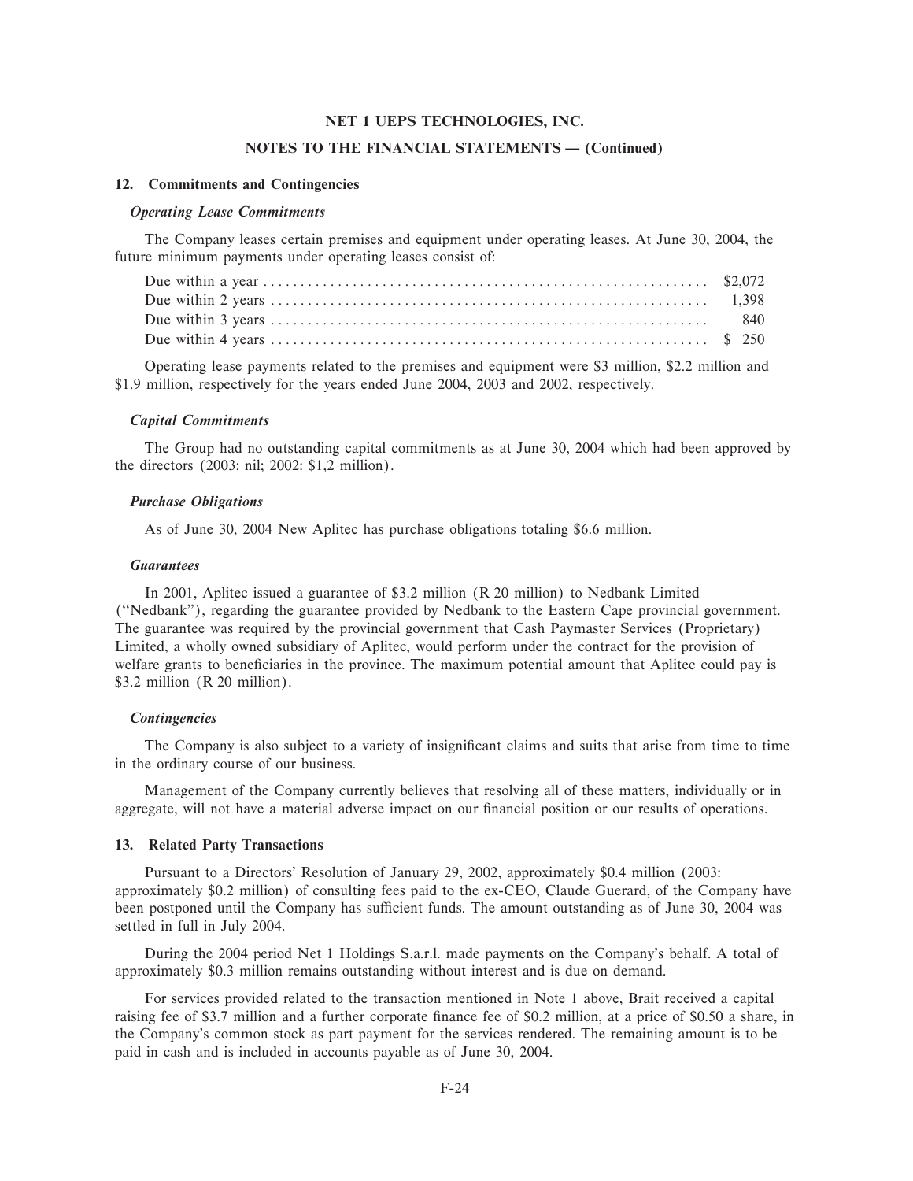# NET 1 UEPS TECHNOLOGIES, INC.

## NOTES TO THE FINANCIAL STATEMENTS — (Continued)

### 12. Commitments and Contingencies

***Operating Lease Commitments***

The Company leases certain premises and equipment under operating leases. At June 30, 2004, the future minimum payments under operating leases consist of:

| | |
|---|---|
| Due within a year | $2,072 |
| Due within 2 years | 1,398 |
| Due within 3 years | 840 |
| Due within 4 years | $ 250 |

Operating lease payments related to the premises and equipment were $3 million, $2.2 million and $1.9 million, respectively for the years ended June 2004, 2003 and 2002, respectively.

***Capital Commitments***

The Group had no outstanding capital commitments as at June 30, 2004 which had been approved by the directors (2003: nil; 2002: $1,2 million).

***Purchase Obligations***

As of June 30, 2004 New Aplitec has purchase obligations totaling $6.6 million.

***Guarantees***

In 2001, Aplitec issued a guarantee of $3.2 million (R 20 million) to Nedbank Limited ("Nedbank"), regarding the guarantee provided by Nedbank to the Eastern Cape provincial government. The guarantee was required by the provincial government that Cash Paymaster Services (Proprietary) Limited, a wholly owned subsidiary of Aplitec, would perform under the contract for the provision of welfare grants to beneficiaries in the province. The maximum potential amount that Aplitec could pay is $3.2 million (R 20 million).

***Contingencies***

The Company is also subject to a variety of insignificant claims and suits that arise from time to time in the ordinary course of our business.

Management of the Company currently believes that resolving all of these matters, individually or in aggregate, will not have a material adverse impact on our financial position or our results of operations.

### 13. Related Party Transactions

Pursuant to a Directors' Resolution of January 29, 2002, approximately $0.4 million (2003: approximately $0.2 million) of consulting fees paid to the ex-CEO, Claude Guerard, of the Company have been postponed until the Company has sufficient funds. The amount outstanding as of June 30, 2004 was settled in full in July 2004.

During the 2004 period Net 1 Holdings S.a.r.l. made payments on the Company's behalf. A total of approximately $0.3 million remains outstanding without interest and is due on demand.

For services provided related to the transaction mentioned in Note 1 above, Brait received a capital raising fee of $3.7 million and a further corporate finance fee of $0.2 million, at a price of $0.50 a share, in the Company's common stock as part payment for the services rendered. The remaining amount is to be paid in cash and is included in accounts payable as of June 30, 2004.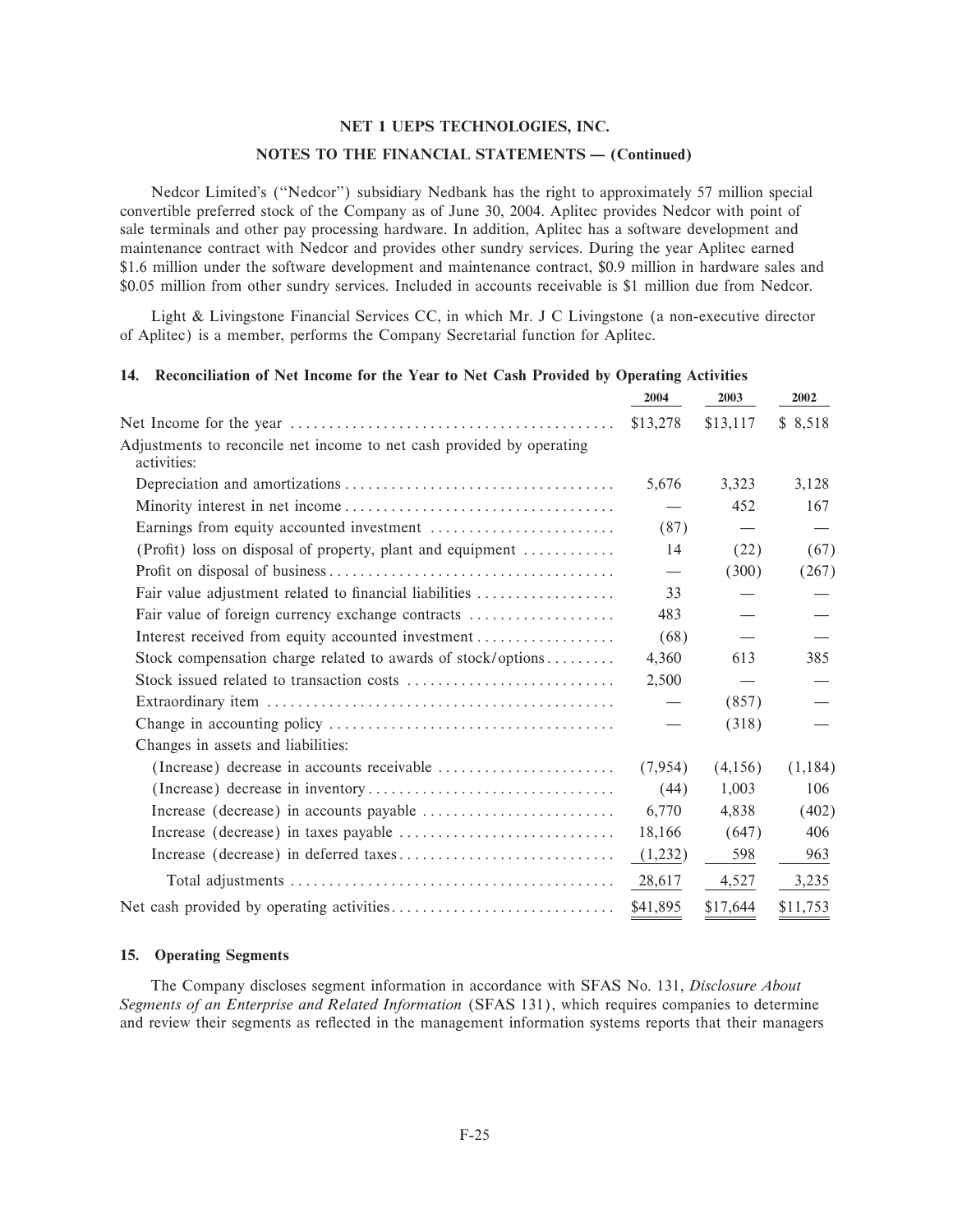Nedcor Limited's ("Nedcor") subsidiary Nedbank has the right to approximately 57 million special convertible preferred stock of the Company as of June 30, 2004. Aplitec provides Nedcor with point of sale terminals and other pay processing hardware. In addition, Aplitec has a software development and maintenance contract with Nedcor and provides other sundry services. During the year Aplitec earned $1.6 million under the software development and maintenance contract, $0.9 million in hardware sales and $0.05 million from other sundry services. Included in accounts receivable is $1 million due from Nedcor.

Light & Livingstone Financial Services CC, in which Mr. J C Livingstone (a non-executive director of Aplitec) is a member, performs the Company Secretarial function for Aplitec.

## 14. Reconciliation of Net Income for the Year to Net Cash Provided by Operating Activities

| | 2004 | 2003 | 2002 |
|---|---|---|---|
| Net Income for the year | $13,278 | $13,117 | $ 8,518 |
| Adjustments to reconcile net income to net cash provided by operating activities: | | | |
| Depreciation and amortizations | 5,676 | 3,323 | 3,128 |
| Minority interest in net income | — | 452 | 167 |
| Earnings from equity accounted investment | (87) | — | — |
| (Profit) loss on disposal of property, plant and equipment | 14 | (22) | (67) |
| Profit on disposal of business | — | (300) | (267) |
| Fair value adjustment related to financial liabilities | 33 | — | — |
| Fair value of foreign currency exchange contracts | 483 | — | — |
| Interest received from equity accounted investment | (68) | — | — |
| Stock compensation charge related to awards of stock/options | 4,360 | 613 | 385 |
| Stock issued related to transaction costs | 2,500 | — | — |
| Extraordinary item | — | (857) | — |
| Change in accounting policy | — | (318) | — |
| Changes in assets and liabilities: | | | |
| (Increase) decrease in accounts receivable | (7,954) | (4,156) | (1,184) |
| (Increase) decrease in inventory | (44) | 1,003 | 106 |
| Increase (decrease) in accounts payable | 6,770 | 4,838 | (402) |
| Increase (decrease) in taxes payable | 18,166 | (647) | 406 |
| Increase (decrease) in deferred taxes | (1,232) | 598 | 963 |
| Total adjustments | 28,617 | 4,527 | 3,235 |
| Net cash provided by operating activities | $41,895 | $17,644 | $11,753 |

## 15. Operating Segments

The Company discloses segment information in accordance with SFAS No. 131, *Disclosure About Segments of an Enterprise and Related Information* (SFAS 131), which requires companies to determine and review their segments as reflected in the management information systems reports that their managers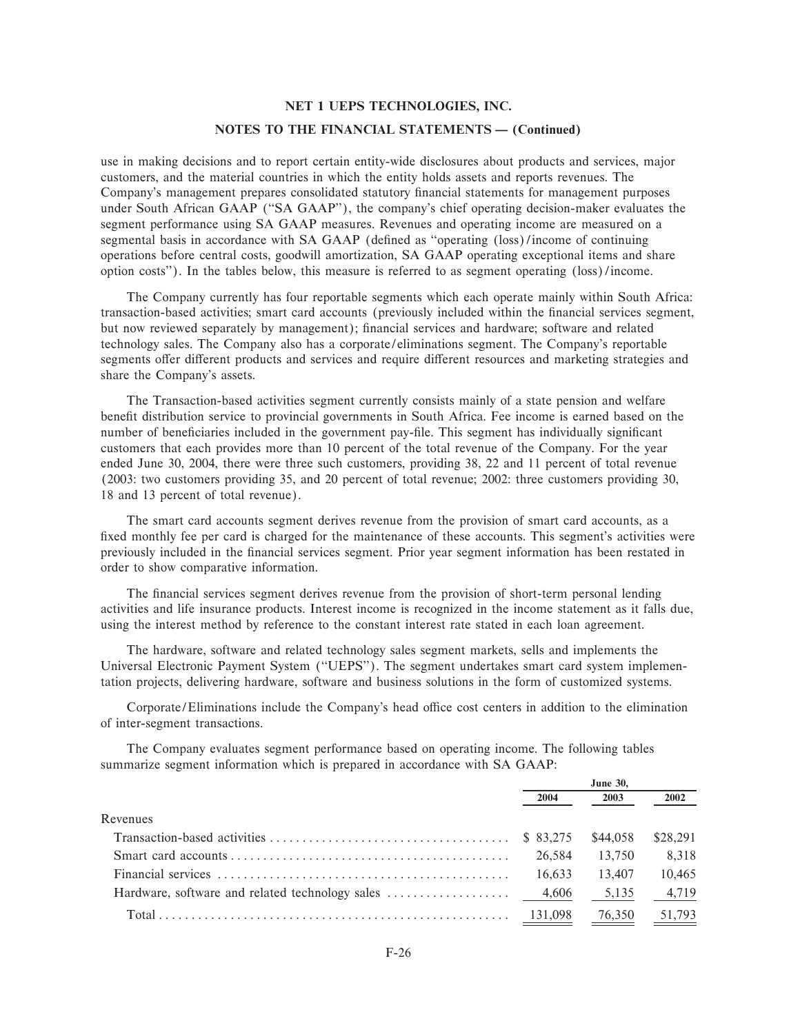use in making decisions and to report certain entity-wide disclosures about products and services, major customers, and the material countries in which the entity holds assets and reports revenues. The Company's management prepares consolidated statutory financial statements for management purposes under South African GAAP ("SA GAAP"), the company's chief operating decision-maker evaluates the segment performance using SA GAAP measures. Revenues and operating income are measured on a segmental basis in accordance with SA GAAP (defined as "operating (loss)/income of continuing operations before central costs, goodwill amortization, SA GAAP operating exceptional items and share option costs"). In the tables below, this measure is referred to as segment operating (loss)/income.

The Company currently has four reportable segments which each operate mainly within South Africa: transaction-based activities; smart card accounts (previously included within the financial services segment, but now reviewed separately by management); financial services and hardware; software and related technology sales. The Company also has a corporate/eliminations segment. The Company's reportable segments offer different products and services and require different resources and marketing strategies and share the Company's assets.

The Transaction-based activities segment currently consists mainly of a state pension and welfare benefit distribution service to provincial governments in South Africa. Fee income is earned based on the number of beneficiaries included in the government pay-file. This segment has individually significant customers that each provides more than 10 percent of the total revenue of the Company. For the year ended June 30, 2004, there were three such customers, providing 38, 22 and 11 percent of total revenue (2003: two customers providing 35, and 20 percent of total revenue; 2002: three customers providing 30, 18 and 13 percent of total revenue).

The smart card accounts segment derives revenue from the provision of smart card accounts, as a fixed monthly fee per card is charged for the maintenance of these accounts. This segment's activities were previously included in the financial services segment. Prior year segment information has been restated in order to show comparative information.

The financial services segment derives revenue from the provision of short-term personal lending activities and life insurance products. Interest income is recognized in the income statement as it falls due, using the interest method by reference to the constant interest rate stated in each loan agreement.

The hardware, software and related technology sales segment markets, sells and implements the Universal Electronic Payment System ("UEPS"). The segment undertakes smart card system implementation projects, delivering hardware, software and business solutions in the form of customized systems.

Corporate/Eliminations include the Company's head office cost centers in addition to the elimination of inter-segment transactions.

The Company evaluates segment performance based on operating income. The following tables summarize segment information which is prepared in accordance with SA GAAP:

| | June 30, | | |
|---|---|---|---|
| | 2004 | 2003 | 2002 |
| Revenues | | | |
| Transaction-based activities | $ 83,275 | $44,058 | $28,291 |
| Smart card accounts | 26,584 | 13,750 | 8,318 |
| Financial services | 16,633 | 13,407 | 10,465 |
| Hardware, software and related technology sales | 4,606 | 5,135 | 4,719 |
| Total | 131,098 | 76,350 | 51,793 |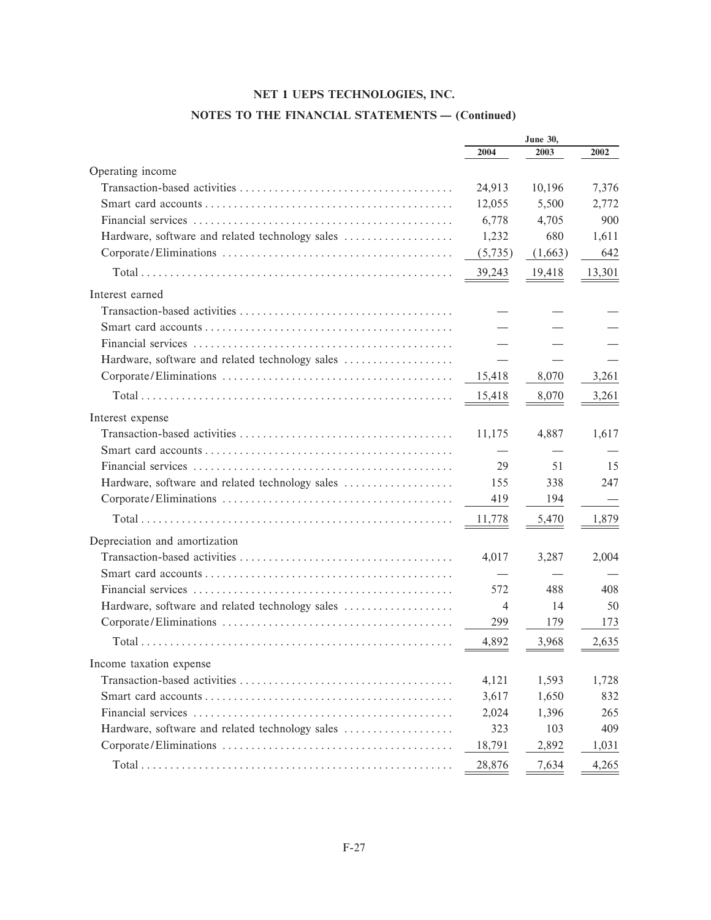## NET 1 UEPS TECHNOLOGIES, INC.

## NOTES TO THE FINANCIAL STATEMENTS — (Continued)

| | June 30, | | |
|---|---|---|---|
| | 2004 | 2003 | 2002 |
| **Operating income** | | | |
| Transaction-based activities | 24,913 | 10,196 | 7,376 |
| Smart card accounts | 12,055 | 5,500 | 2,772 |
| Financial services | 6,778 | 4,705 | 900 |
| Hardware, software and related technology sales | 1,232 | 680 | 1,611 |
| Corporate/Eliminations | (5,735) | (1,663) | 642 |
| Total | 39,243 | 19,418 | 13,301 |
| **Interest earned** | | | |
| Transaction-based activities | — | — | — |
| Smart card accounts | — | — | — |
| Financial services | — | — | — |
| Hardware, software and related technology sales | — | — | — |
| Corporate/Eliminations | 15,418 | 8,070 | 3,261 |
| Total | 15,418 | 8,070 | 3,261 |
| **Interest expense** | | | |
| Transaction-based activities | 11,175 | 4,887 | 1,617 |
| Smart card accounts | — | — | — |
| Financial services | 29 | 51 | 15 |
| Hardware, software and related technology sales | 155 | 338 | 247 |
| Corporate/Eliminations | 419 | 194 | — |
| Total | 11,778 | 5,470 | 1,879 |
| **Depreciation and amortization** | | | |
| Transaction-based activities | 4,017 | 3,287 | 2,004 |
| Smart card accounts | — | — | — |
| Financial services | 572 | 488 | 408 |
| Hardware, software and related technology sales | 4 | 14 | 50 |
| Corporate/Eliminations | 299 | 179 | 173 |
| Total | 4,892 | 3,968 | 2,635 |
| **Income taxation expense** | | | |
| Transaction-based activities | 4,121 | 1,593 | 1,728 |
| Smart card accounts | 3,617 | 1,650 | 832 |
| Financial services | 2,024 | 1,396 | 265 |
| Hardware, software and related technology sales | 323 | 103 | 409 |
| Corporate/Eliminations | 18,791 | 2,892 | 1,031 |
| Total | 28,876 | 7,634 | 4,265 |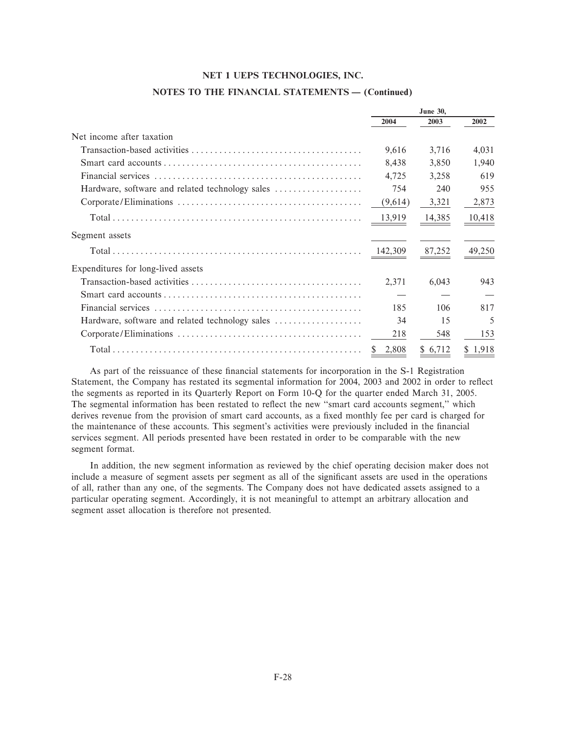**NET 1 UEPS TECHNOLOGIES, INC.**

**NOTES TO THE FINANCIAL STATEMENTS — (Continued)**

| | June 30, | | |
|---|---|---|---|
| | 2004 | 2003 | 2002 |
| Net income after taxation | | | |
| Transaction-based activities | 9,616 | 3,716 | 4,031 |
| Smart card accounts | 8,438 | 3,850 | 1,940 |
| Financial services | 4,725 | 3,258 | 619 |
| Hardware, software and related technology sales | 754 | 240 | 955 |
| Corporate/Eliminations | (9,614) | 3,321 | 2,873 |
| Total | 13,919 | 14,385 | 10,418 |
| Segment assets | | | |
| Total | 142,309 | 87,252 | 49,250 |
| Expenditures for long-lived assets | | | |
| Transaction-based activities | 2,371 | 6,043 | 943 |
| Smart card accounts | — | — | — |
| Financial services | 185 | 106 | 817 |
| Hardware, software and related technology sales | 34 | 15 | 5 |
| Corporate/Eliminations | 218 | 548 | 153 |
| Total | $ 2,808 | $ 6,712 | $ 1,918 |

As part of the reissuance of these financial statements for incorporation in the S-1 Registration Statement, the Company has restated its segmental information for 2004, 2003 and 2002 in order to reflect the segments as reported in its Quarterly Report on Form 10-Q for the quarter ended March 31, 2005. The segmental information has been restated to reflect the new "smart card accounts segment," which derives revenue from the provision of smart card accounts, as a fixed monthly fee per card is charged for the maintenance of these accounts. This segment's activities were previously included in the financial services segment. All periods presented have been restated in order to be comparable with the new segment format.

In addition, the new segment information as reviewed by the chief operating decision maker does not include a measure of segment assets per segment as all of the significant assets are used in the operations of all, rather than any one, of the segments. The Company does not have dedicated assets assigned to a particular operating segment. Accordingly, it is not meaningful to attempt an arbitrary allocation and segment asset allocation is therefore not presented.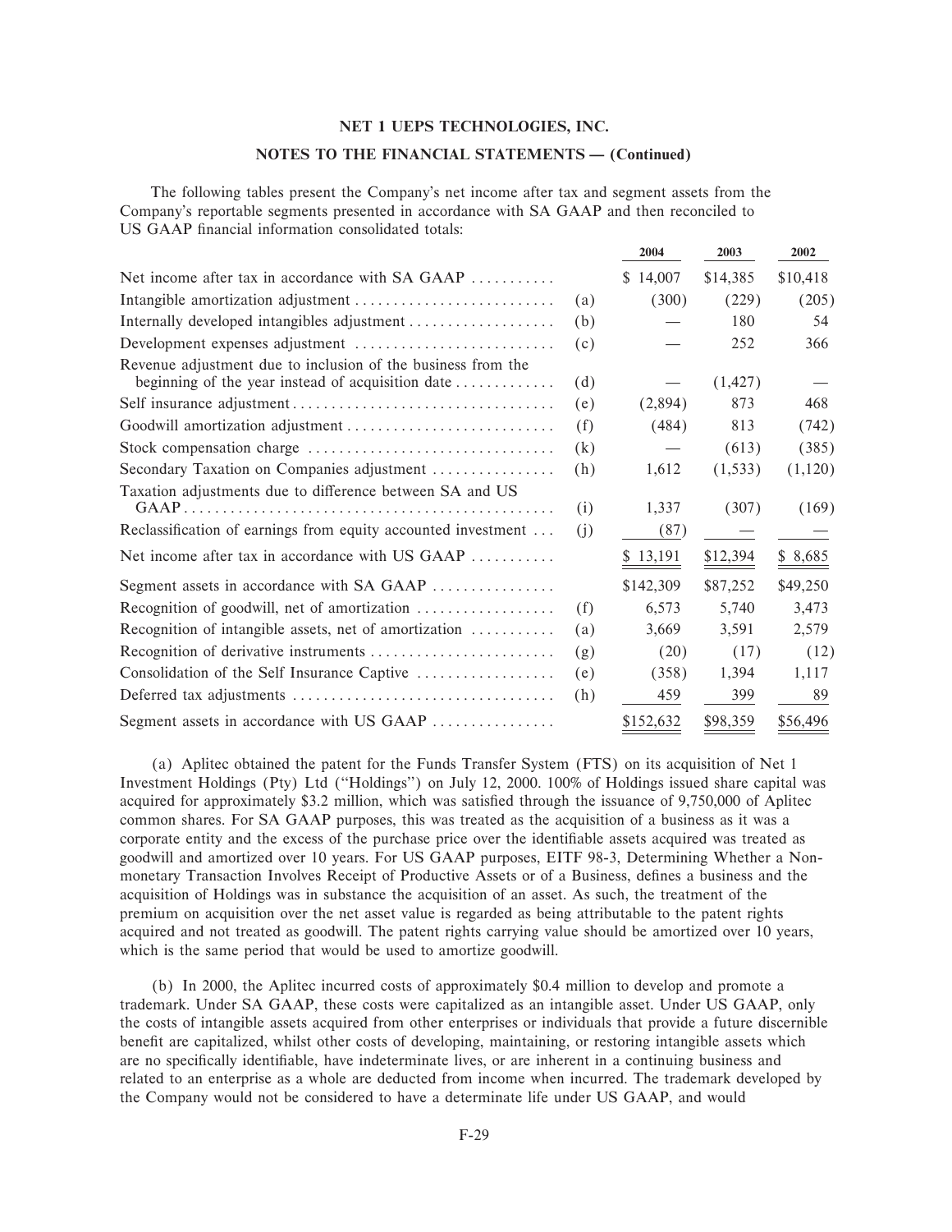**NET 1 UEPS TECHNOLOGIES, INC.**

**NOTES TO THE FINANCIAL STATEMENTS — (Continued)**

The following tables present the Company's net income after tax and segment assets from the Company's reportable segments presented in accordance with SA GAAP and then reconciled to US GAAP financial information consolidated totals:

| | | 2004 | 2003 | 2002 |
|---|---|---|---|---|
| Net income after tax in accordance with SA GAAP | | $ 14,007 | $14,385 | $10,418 |
| Intangible amortization adjustment | (a) | (300) | (229) | (205) |
| Internally developed intangibles adjustment | (b) | — | 180 | 54 |
| Development expenses adjustment | (c) | — | 252 | 366 |
| Revenue adjustment due to inclusion of the business from the beginning of the year instead of acquisition date | (d) | — | (1,427) | — |
| Self insurance adjustment | (e) | (2,894) | 873 | 468 |
| Goodwill amortization adjustment | (f) | (484) | 813 | (742) |
| Stock compensation charge | (k) | — | (613) | (385) |
| Secondary Taxation on Companies adjustment | (h) | 1,612 | (1,533) | (1,120) |
| Taxation adjustments due to difference between SA and US GAAP | (i) | 1,337 | (307) | (169) |
| Reclassification of earnings from equity accounted investment | (j) | (87) | — | — |
| Net income after tax in accordance with US GAAP | | $ 13,191 | $12,394 | $ 8,685 |
| Segment assets in accordance with SA GAAP | | $142,309 | $87,252 | $49,250 |
| Recognition of goodwill, net of amortization | (f) | 6,573 | 5,740 | 3,473 |
| Recognition of intangible assets, net of amortization | (a) | 3,669 | 3,591 | 2,579 |
| Recognition of derivative instruments | (g) | (20) | (17) | (12) |
| Consolidation of the Self Insurance Captive | (e) | (358) | 1,394 | 1,117 |
| Deferred tax adjustments | (h) | 459 | 399 | 89 |
| Segment assets in accordance with US GAAP | | $152,632 | $98,359 | $56,496 |

(a) Aplitec obtained the patent for the Funds Transfer System (FTS) on its acquisition of Net 1 Investment Holdings (Pty) Ltd ("Holdings") on July 12, 2000. 100% of Holdings issued share capital was acquired for approximately $3.2 million, which was satisfied through the issuance of 9,750,000 of Aplitec common shares. For SA GAAP purposes, this was treated as the acquisition of a business as it was a corporate entity and the excess of the purchase price over the identifiable assets acquired was treated as goodwill and amortized over 10 years. For US GAAP purposes, EITF 98-3, Determining Whether a Non-monetary Transaction Involves Receipt of Productive Assets or of a Business, defines a business and the acquisition of Holdings was in substance the acquisition of an asset. As such, the treatment of the premium on acquisition over the net asset value is regarded as being attributable to the patent rights acquired and not treated as goodwill. The patent rights carrying value should be amortized over 10 years, which is the same period that would be used to amortize goodwill.

(b) In 2000, the Aplitec incurred costs of approximately $0.4 million to develop and promote a trademark. Under SA GAAP, these costs were capitalized as an intangible asset. Under US GAAP, only the costs of intangible assets acquired from other enterprises or individuals that provide a future discernible benefit are capitalized, whilst other costs of developing, maintaining, or restoring intangible assets which are no specifically identifiable, have indeterminate lives, or are inherent in a continuing business and related to an enterprise as a whole are deducted from income when incurred. The trademark developed by the Company would not be considered to have a determinate life under US GAAP, and would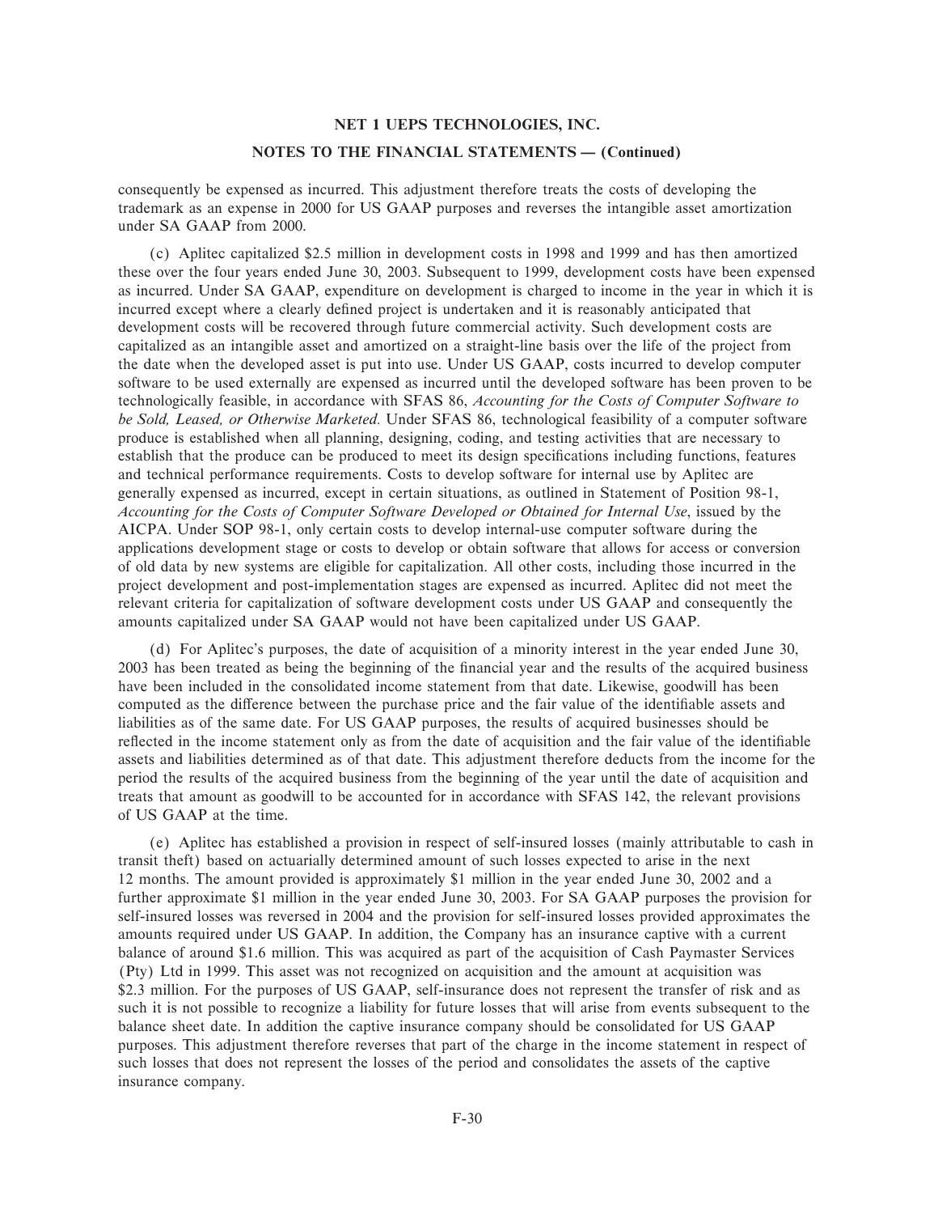consequently be expensed as incurred. This adjustment therefore treats the costs of developing the trademark as an expense in 2000 for US GAAP purposes and reverses the intangible asset amortization under SA GAAP from 2000.

(c) Aplitec capitalized $2.5 million in development costs in 1998 and 1999 and has then amortized these over the four years ended June 30, 2003. Subsequent to 1999, development costs have been expensed as incurred. Under SA GAAP, expenditure on development is charged to income in the year in which it is incurred except where a clearly defined project is undertaken and it is reasonably anticipated that development costs will be recovered through future commercial activity. Such development costs are capitalized as an intangible asset and amortized on a straight-line basis over the life of the project from the date when the developed asset is put into use. Under US GAAP, costs incurred to develop computer software to be used externally are expensed as incurred until the developed software has been proven to be technologically feasible, in accordance with SFAS 86, *Accounting for the Costs of Computer Software to be Sold, Leased, or Otherwise Marketed.* Under SFAS 86, technological feasibility of a computer software produce is established when all planning, designing, coding, and testing activities that are necessary to establish that the produce can be produced to meet its design specifications including functions, features and technical performance requirements. Costs to develop software for internal use by Aplitec are generally expensed as incurred, except in certain situations, as outlined in Statement of Position 98-1, *Accounting for the Costs of Computer Software Developed or Obtained for Internal Use*, issued by the AICPA. Under SOP 98-1, only certain costs to develop internal-use computer software during the applications development stage or costs to develop or obtain software that allows for access or conversion of old data by new systems are eligible for capitalization. All other costs, including those incurred in the project development and post-implementation stages are expensed as incurred. Aplitec did not meet the relevant criteria for capitalization of software development costs under US GAAP and consequently the amounts capitalized under SA GAAP would not have been capitalized under US GAAP.

(d) For Aplitec's purposes, the date of acquisition of a minority interest in the year ended June 30, 2003 has been treated as being the beginning of the financial year and the results of the acquired business have been included in the consolidated income statement from that date. Likewise, goodwill has been computed as the difference between the purchase price and the fair value of the identifiable assets and liabilities as of the same date. For US GAAP purposes, the results of acquired businesses should be reflected in the income statement only as from the date of acquisition and the fair value of the identifiable assets and liabilities determined as of that date. This adjustment therefore deducts from the income for the period the results of the acquired business from the beginning of the year until the date of acquisition and treats that amount as goodwill to be accounted for in accordance with SFAS 142, the relevant provisions of US GAAP at the time.

(e) Aplitec has established a provision in respect of self-insured losses (mainly attributable to cash in transit theft) based on actuarially determined amount of such losses expected to arise in the next 12 months. The amount provided is approximately $1 million in the year ended June 30, 2002 and a further approximate $1 million in the year ended June 30, 2003. For SA GAAP purposes the provision for self-insured losses was reversed in 2004 and the provision for self-insured losses provided approximates the amounts required under US GAAP. In addition, the Company has an insurance captive with a current balance of around $1.6 million. This was acquired as part of the acquisition of Cash Paymaster Services (Pty) Ltd in 1999. This asset was not recognized on acquisition and the amount at acquisition was $2.3 million. For the purposes of US GAAP, self-insurance does not represent the transfer of risk and as such it is not possible to recognize a liability for future losses that will arise from events subsequent to the balance sheet date. In addition the captive insurance company should be consolidated for US GAAP purposes. This adjustment therefore reverses that part of the charge in the income statement in respect of such losses that does not represent the losses of the period and consolidates the assets of the captive insurance company.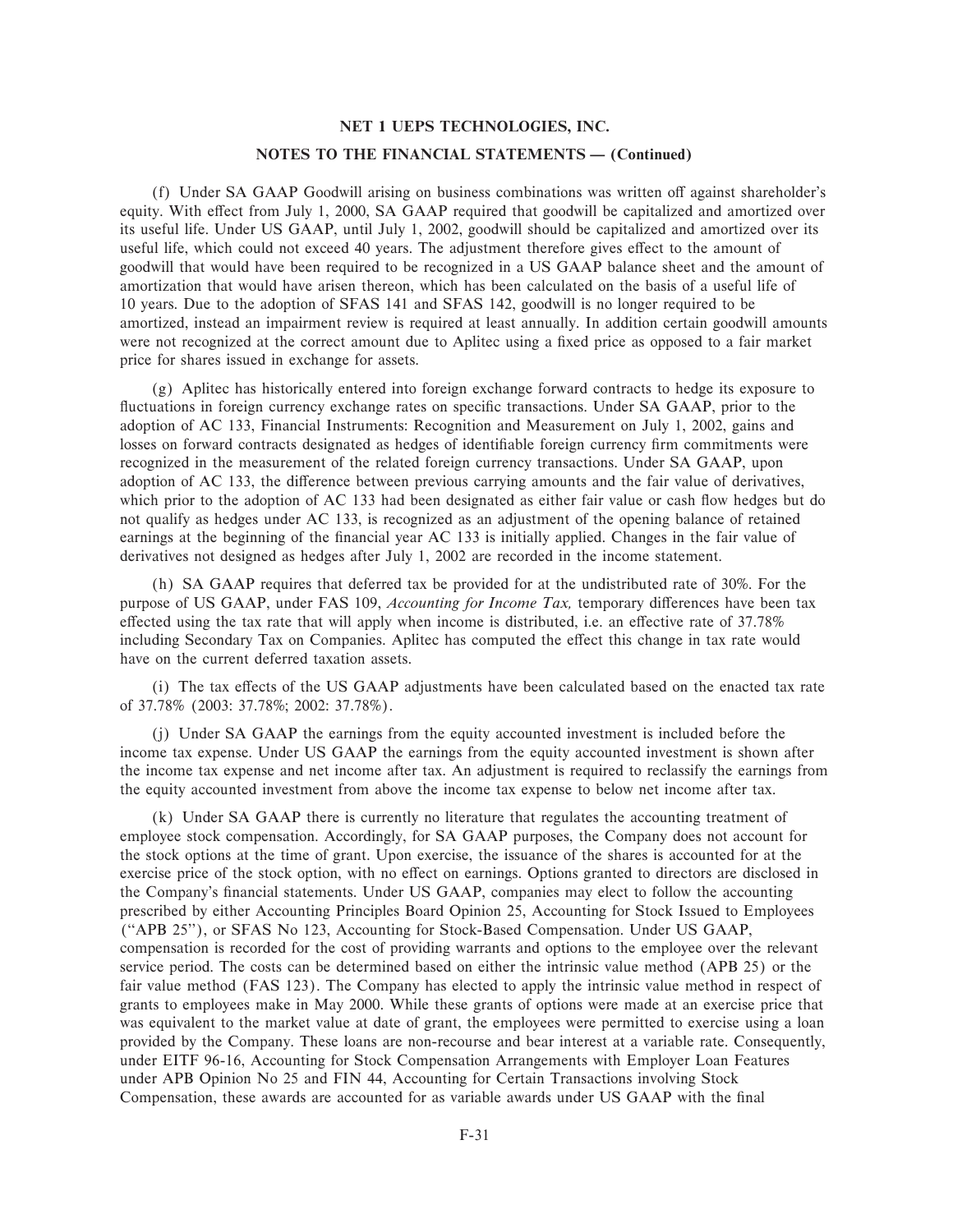**NET 1 UEPS TECHNOLOGIES, INC.**

**NOTES TO THE FINANCIAL STATEMENTS — (Continued)**

(f) Under SA GAAP Goodwill arising on business combinations was written off against shareholder's equity. With effect from July 1, 2000, SA GAAP required that goodwill be capitalized and amortized over its useful life. Under US GAAP, until July 1, 2002, goodwill should be capitalized and amortized over its useful life, which could not exceed 40 years. The adjustment therefore gives effect to the amount of goodwill that would have been required to be recognized in a US GAAP balance sheet and the amount of amortization that would have arisen thereon, which has been calculated on the basis of a useful life of 10 years. Due to the adoption of SFAS 141 and SFAS 142, goodwill is no longer required to be amortized, instead an impairment review is required at least annually. In addition certain goodwill amounts were not recognized at the correct amount due to Aplitec using a fixed price as opposed to a fair market price for shares issued in exchange for assets.

(g) Aplitec has historically entered into foreign exchange forward contracts to hedge its exposure to fluctuations in foreign currency exchange rates on specific transactions. Under SA GAAP, prior to the adoption of AC 133, Financial Instruments: Recognition and Measurement on July 1, 2002, gains and losses on forward contracts designated as hedges of identifiable foreign currency firm commitments were recognized in the measurement of the related foreign currency transactions. Under SA GAAP, upon adoption of AC 133, the difference between previous carrying amounts and the fair value of derivatives, which prior to the adoption of AC 133 had been designated as either fair value or cash flow hedges but do not qualify as hedges under AC 133, is recognized as an adjustment of the opening balance of retained earnings at the beginning of the financial year AC 133 is initially applied. Changes in the fair value of derivatives not designed as hedges after July 1, 2002 are recorded in the income statement.

(h) SA GAAP requires that deferred tax be provided for at the undistributed rate of 30%. For the purpose of US GAAP, under FAS 109, *Accounting for Income Tax,* temporary differences have been tax effected using the tax rate that will apply when income is distributed, i.e. an effective rate of 37.78% including Secondary Tax on Companies. Aplitec has computed the effect this change in tax rate would have on the current deferred taxation assets.

(i) The tax effects of the US GAAP adjustments have been calculated based on the enacted tax rate of 37.78% (2003: 37.78%; 2002: 37.78%).

(j) Under SA GAAP the earnings from the equity accounted investment is included before the income tax expense. Under US GAAP the earnings from the equity accounted investment is shown after the income tax expense and net income after tax. An adjustment is required to reclassify the earnings from the equity accounted investment from above the income tax expense to below net income after tax.

(k) Under SA GAAP there is currently no literature that regulates the accounting treatment of employee stock compensation. Accordingly, for SA GAAP purposes, the Company does not account for the stock options at the time of grant. Upon exercise, the issuance of the shares is accounted for at the exercise price of the stock option, with no effect on earnings. Options granted to directors are disclosed in the Company's financial statements. Under US GAAP, companies may elect to follow the accounting prescribed by either Accounting Principles Board Opinion 25, Accounting for Stock Issued to Employees ("APB 25"), or SFAS No 123, Accounting for Stock-Based Compensation. Under US GAAP, compensation is recorded for the cost of providing warrants and options to the employee over the relevant service period. The costs can be determined based on either the intrinsic value method (APB 25) or the fair value method (FAS 123). The Company has elected to apply the intrinsic value method in respect of grants to employees make in May 2000. While these grants of options were made at an exercise price that was equivalent to the market value at date of grant, the employees were permitted to exercise using a loan provided by the Company. These loans are non-recourse and bear interest at a variable rate. Consequently, under EITF 96-16, Accounting for Stock Compensation Arrangements with Employer Loan Features under APB Opinion No 25 and FIN 44, Accounting for Certain Transactions involving Stock Compensation, these awards are accounted for as variable awards under US GAAP with the final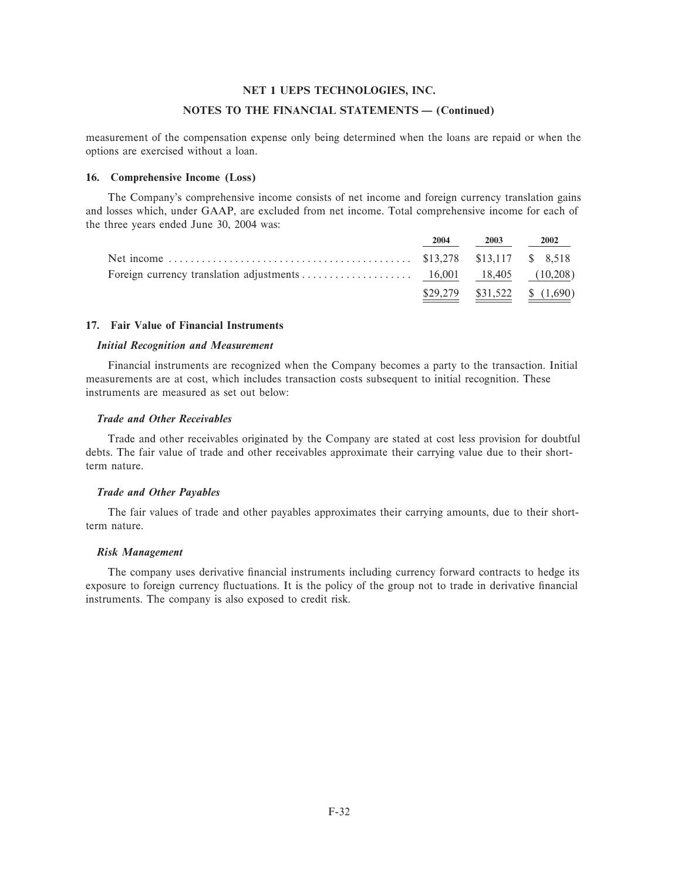measurement of the compensation expense only being determined when the loans are repaid or when the options are exercised without a loan.

### 16. Comprehensive Income (Loss)

The Company's comprehensive income consists of net income and foreign currency translation gains and losses which, under GAAP, are excluded from net income. Total comprehensive income for each of the three years ended June 30, 2004 was:

| | 2004 | 2003 | 2002 |
|---|---|---|---|
| Net income | $13,278 | $13,117 | $ 8,518 |
| Foreign currency translation adjustments | 16,001 | 18,405 | (10,208) |
| | $29,279 | $31,522 | $ (1,690) |

### 17. Fair Value of Financial Instruments

***Initial Recognition and Measurement***

Financial instruments are recognized when the Company becomes a party to the transaction. Initial measurements are at cost, which includes transaction costs subsequent to initial recognition. These instruments are measured as set out below:

***Trade and Other Receivables***

Trade and other receivables originated by the Company are stated at cost less provision for doubtful debts. The fair value of trade and other receivables approximate their carrying value due to their short-term nature.

***Trade and Other Payables***

The fair values of trade and other payables approximates their carrying amounts, due to their short-term nature.

***Risk Management***

The company uses derivative financial instruments including currency forward contracts to hedge its exposure to foreign currency fluctuations. It is the policy of the group not to trade in derivative financial instruments. The company is also exposed to credit risk.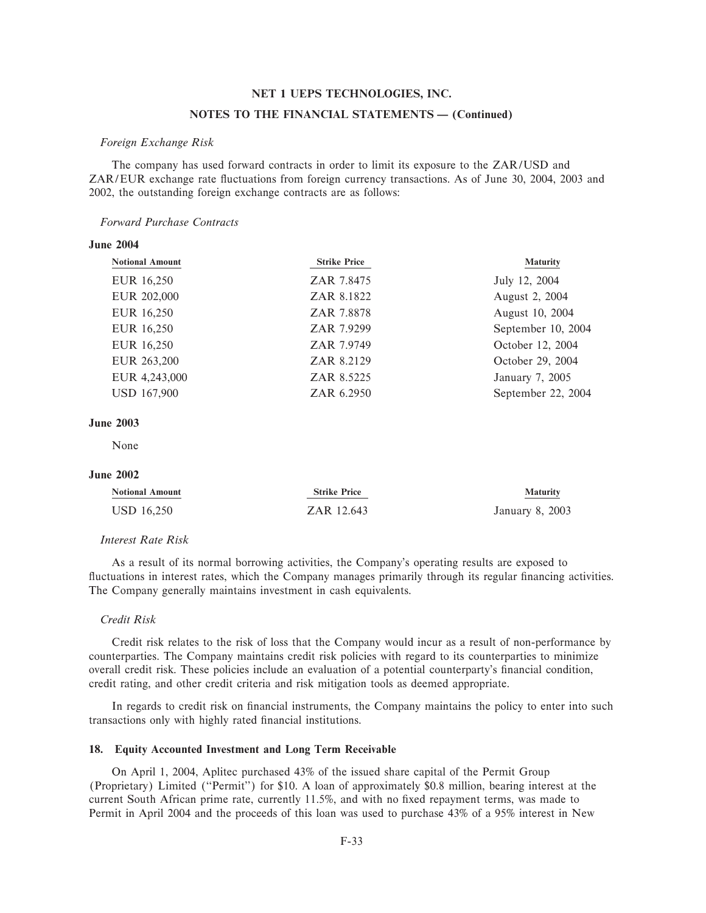## NET 1 UEPS TECHNOLOGIES, INC.

## NOTES TO THE FINANCIAL STATEMENTS — (Continued)

*Foreign Exchange Risk*

The company has used forward contracts in order to limit its exposure to the ZAR/USD and ZAR/EUR exchange rate fluctuations from foreign currency transactions. As of June 30, 2004, 2003 and 2002, the outstanding foreign exchange contracts are as follows:

*Forward Purchase Contracts*

**June 2004**

| Notional Amount | Strike Price | Maturity |
|---|---|---|
| EUR 16,250 | ZAR 7.8475 | July 12, 2004 |
| EUR 202,000 | ZAR 8.1822 | August 2, 2004 |
| EUR 16,250 | ZAR 7.8878 | August 10, 2004 |
| EUR 16,250 | ZAR 7.9299 | September 10, 2004 |
| EUR 16,250 | ZAR 7.9749 | October 12, 2004 |
| EUR 263,200 | ZAR 8.2129 | October 29, 2004 |
| EUR 4,243,000 | ZAR 8.5225 | January 7, 2005 |
| USD 167,900 | ZAR 6.2950 | September 22, 2004 |

**June 2003**

None

**June 2002**

| Notional Amount | Strike Price | Maturity |
|---|---|---|
| USD 16,250 | ZAR 12.643 | January 8, 2003 |

*Interest Rate Risk*

As a result of its normal borrowing activities, the Company's operating results are exposed to fluctuations in interest rates, which the Company manages primarily through its regular financing activities. The Company generally maintains investment in cash equivalents.

*Credit Risk*

Credit risk relates to the risk of loss that the Company would incur as a result of non-performance by counterparties. The Company maintains credit risk policies with regard to its counterparties to minimize overall credit risk. These policies include an evaluation of a potential counterparty's financial condition, credit rating, and other credit criteria and risk mitigation tools as deemed appropriate.

In regards to credit risk on financial instruments, the Company maintains the policy to enter into such transactions only with highly rated financial institutions.

### 18. Equity Accounted Investment and Long Term Receivable

On April 1, 2004, Aplitec purchased 43% of the issued share capital of the Permit Group (Proprietary) Limited (''Permit'') for $10. A loan of approximately $0.8 million, bearing interest at the current South African prime rate, currently 11.5%, and with no fixed repayment terms, was made to Permit in April 2004 and the proceeds of this loan was used to purchase 43% of a 95% interest in New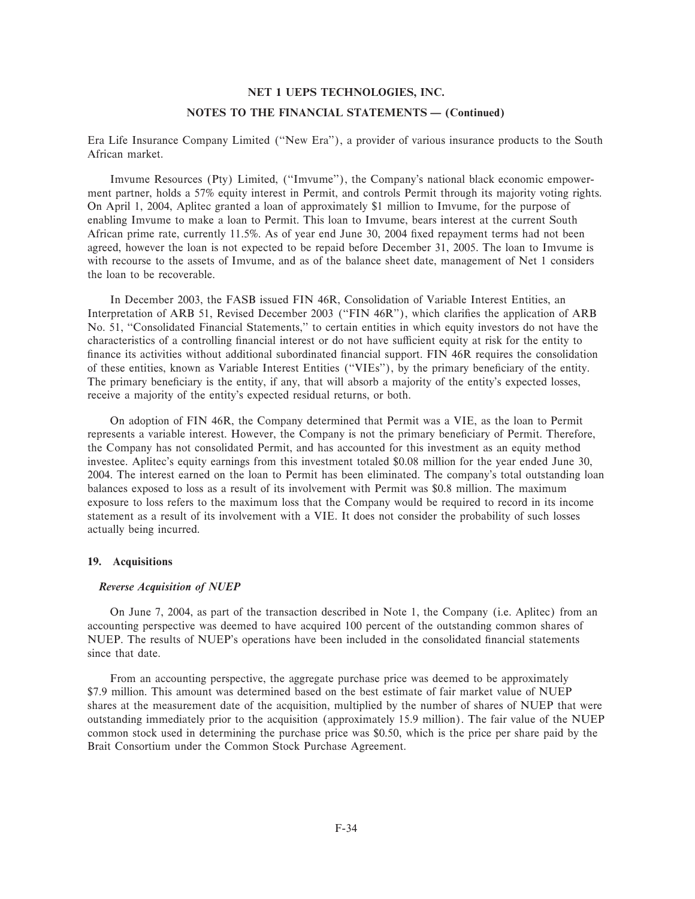Era Life Insurance Company Limited ("New Era"), a provider of various insurance products to the South African market.

Imvume Resources (Pty) Limited, ("Imvume"), the Company's national black economic empowerment partner, holds a 57% equity interest in Permit, and controls Permit through its majority voting rights. On April 1, 2004, Aplitec granted a loan of approximately $1 million to Imvume, for the purpose of enabling Imvume to make a loan to Permit. This loan to Imvume, bears interest at the current South African prime rate, currently 11.5%. As of year end June 30, 2004 fixed repayment terms had not been agreed, however the loan is not expected to be repaid before December 31, 2005. The loan to Imvume is with recourse to the assets of Imvume, and as of the balance sheet date, management of Net 1 considers the loan to be recoverable.

In December 2003, the FASB issued FIN 46R, Consolidation of Variable Interest Entities, an Interpretation of ARB 51, Revised December 2003 ("FIN 46R"), which clarifies the application of ARB No. 51, "Consolidated Financial Statements," to certain entities in which equity investors do not have the characteristics of a controlling financial interest or do not have sufficient equity at risk for the entity to finance its activities without additional subordinated financial support. FIN 46R requires the consolidation of these entities, known as Variable Interest Entities ("VIEs"), by the primary beneficiary of the entity. The primary beneficiary is the entity, if any, that will absorb a majority of the entity's expected losses, receive a majority of the entity's expected residual returns, or both.

On adoption of FIN 46R, the Company determined that Permit was a VIE, as the loan to Permit represents a variable interest. However, the Company is not the primary beneficiary of Permit. Therefore, the Company has not consolidated Permit, and has accounted for this investment as an equity method investee. Aplitec's equity earnings from this investment totaled $0.08 million for the year ended June 30, 2004. The interest earned on the loan to Permit has been eliminated. The company's total outstanding loan balances exposed to loss as a result of its involvement with Permit was $0.8 million. The maximum exposure to loss refers to the maximum loss that the Company would be required to record in its income statement as a result of its involvement with a VIE. It does not consider the probability of such losses actually being incurred.

## 19. Acquisitions

### *Reverse Acquisition of NUEP*

On June 7, 2004, as part of the transaction described in Note 1, the Company (i.e. Aplitec) from an accounting perspective was deemed to have acquired 100 percent of the outstanding common shares of NUEP. The results of NUEP's operations have been included in the consolidated financial statements since that date.

From an accounting perspective, the aggregate purchase price was deemed to be approximately $7.9 million. This amount was determined based on the best estimate of fair market value of NUEP shares at the measurement date of the acquisition, multiplied by the number of shares of NUEP that were outstanding immediately prior to the acquisition (approximately 15.9 million). The fair value of the NUEP common stock used in determining the purchase price was $0.50, which is the price per share paid by the Brait Consortium under the Common Stock Purchase Agreement.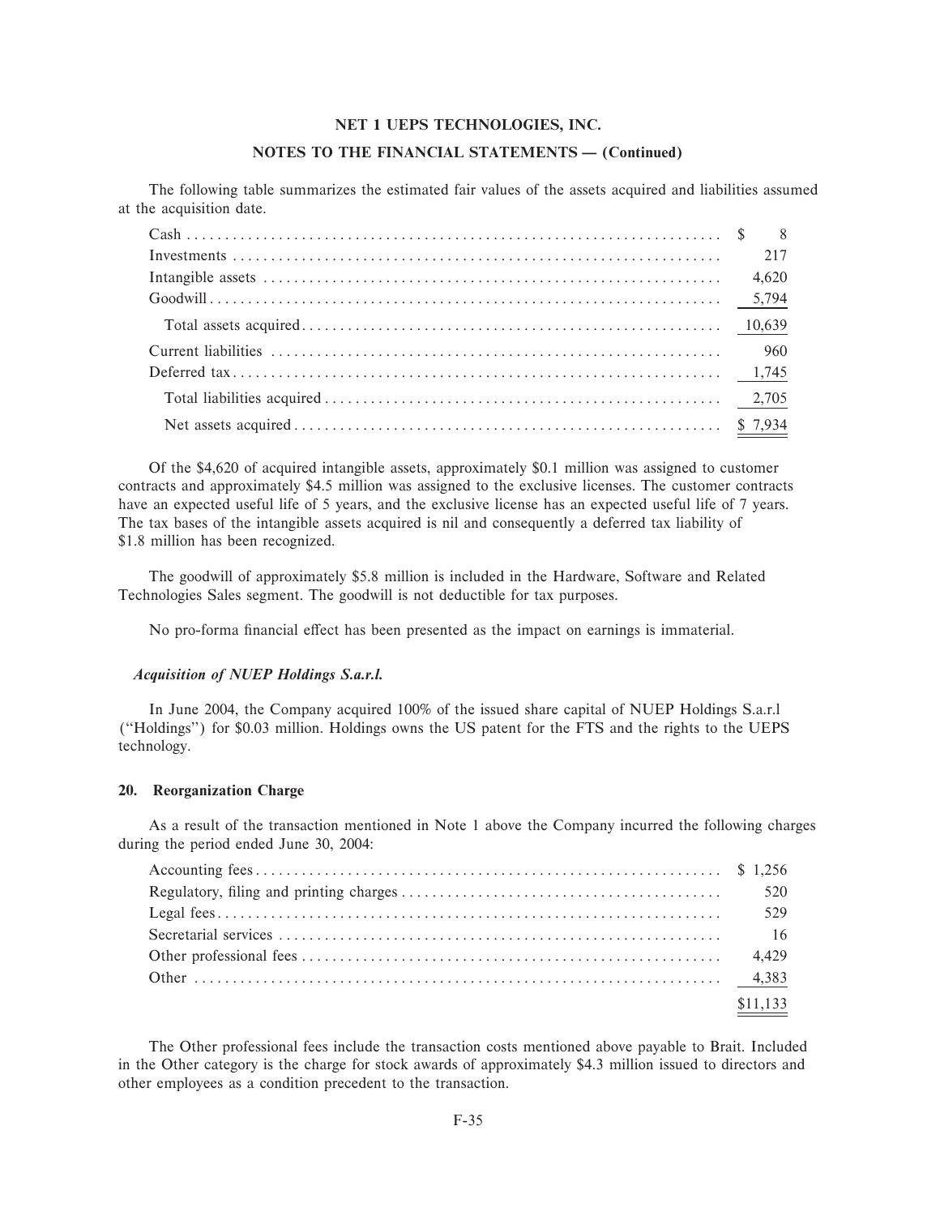The following table summarizes the estimated fair values of the assets acquired and liabilities assumed at the acquisition date.

| | |
|---|---|
| Cash | $ 8 |
| Investments | 217 |
| Intangible assets | 4,620 |
| Goodwill | 5,794 |
| Total assets acquired | 10,639 |
| Current liabilities | 960 |
| Deferred tax | 1,745 |
| Total liabilities acquired | 2,705 |
| Net assets acquired | $ 7,934 |

Of the $4,620 of acquired intangible assets, approximately $0.1 million was assigned to customer contracts and approximately $4.5 million was assigned to the exclusive licenses. The customer contracts have an expected useful life of 5 years, and the exclusive license has an expected useful life of 7 years. The tax bases of the intangible assets acquired is nil and consequently a deferred tax liability of $1.8 million has been recognized.

The goodwill of approximately $5.8 million is included in the Hardware, Software and Related Technologies Sales segment. The goodwill is not deductible for tax purposes.

No pro-forma financial effect has been presented as the impact on earnings is immaterial.

***Acquisition of NUEP Holdings S.a.r.l.***

In June 2004, the Company acquired 100% of the issued share capital of NUEP Holdings S.a.r.l ("Holdings") for $0.03 million. Holdings owns the US patent for the FTS and the rights to the UEPS technology.

## 20. Reorganization Charge

As a result of the transaction mentioned in Note 1 above the Company incurred the following charges during the period ended June 30, 2004:

| | |
|---|---|
| Accounting fees | $ 1,256 |
| Regulatory, filing and printing charges | 520 |
| Legal fees | 529 |
| Secretarial services | 16 |
| Other professional fees | 4,429 |
| Other | 4,383 |
| | $11,133 |

The Other professional fees include the transaction costs mentioned above payable to Brait. Included in the Other category is the charge for stock awards of approximately $4.3 million issued to directors and other employees as a condition precedent to the transaction.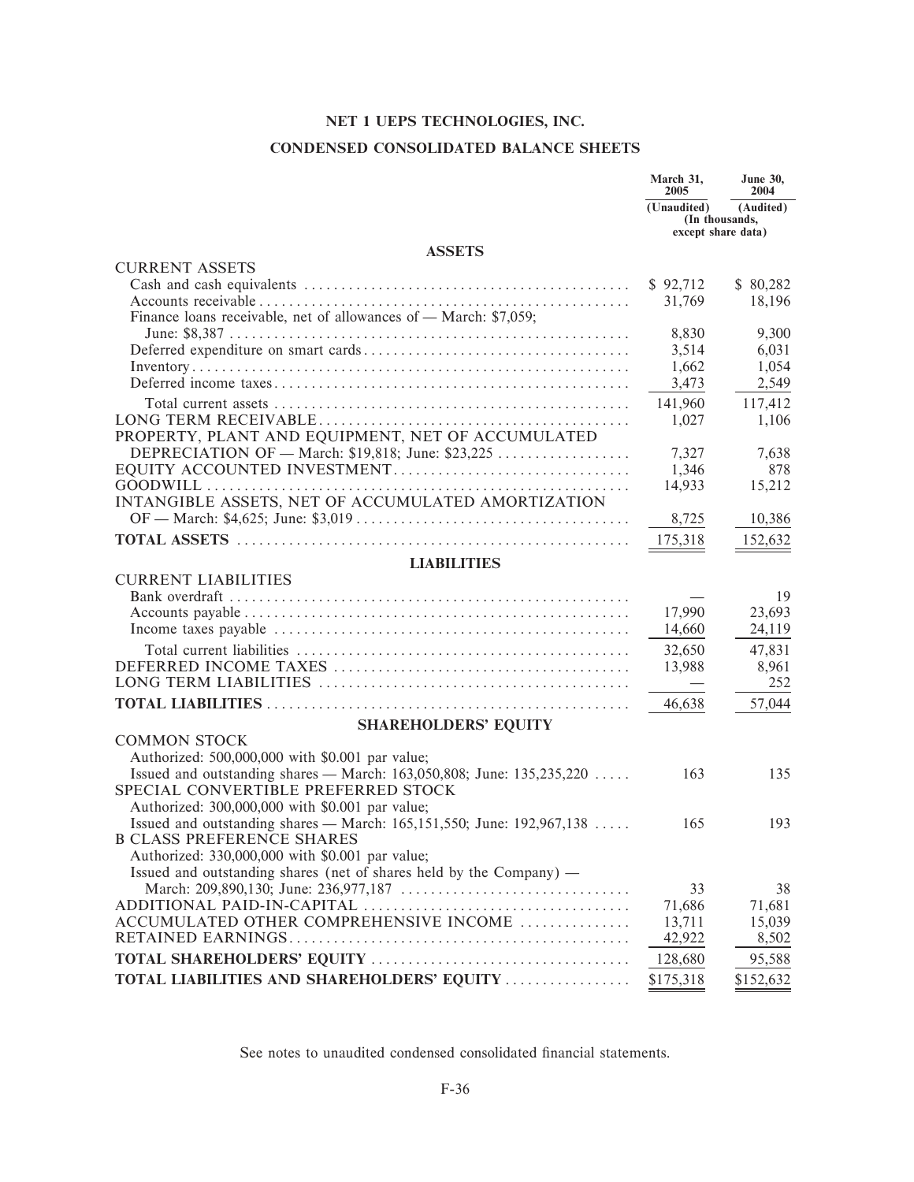# NET 1 UEPS TECHNOLOGIES, INC.

## CONDENSED CONSOLIDATED BALANCE SHEETS

| | March 31, 2005 | June 30, 2004 |
|---|---|---|
| | (Unaudited) | (Audited) |
| | (In thousands, except share data) | |
| **ASSETS** | | |
| CURRENT ASSETS | | |
| Cash and cash equivalents | $ 92,712 | $ 80,282 |
| Accounts receivable | 31,769 | 18,196 |
| Finance loans receivable, net of allowances of — March: $7,059; June: $8,387 | 8,830 | 9,300 |
| Deferred expenditure on smart cards | 3,514 | 6,031 |
| Inventory | 1,662 | 1,054 |
| Deferred income taxes | 3,473 | 2,549 |
| Total current assets | 141,960 | 117,412 |
| LONG TERM RECEIVABLE | 1,027 | 1,106 |
| PROPERTY, PLANT AND EQUIPMENT, NET OF ACCUMULATED DEPRECIATION OF — March: $19,818; June: $23,225 | 7,327 | 7,638 |
| EQUITY ACCOUNTED INVESTMENT | 1,346 | 878 |
| GOODWILL | 14,933 | 15,212 |
| INTANGIBLE ASSETS, NET OF ACCUMULATED AMORTIZATION OF — March: $4,625; June: $3,019 | 8,725 | 10,386 |
| **TOTAL ASSETS** | 175,318 | 152,632 |
| **LIABILITIES** | | |
| CURRENT LIABILITIES | | |
| Bank overdraft | — | 19 |
| Accounts payable | 17,990 | 23,693 |
| Income taxes payable | 14,660 | 24,119 |
| Total current liabilities | 32,650 | 47,831 |
| DEFERRED INCOME TAXES | 13,988 | 8,961 |
| LONG TERM LIABILITIES | — | 252 |
| **TOTAL LIABILITIES** | 46,638 | 57,044 |
| **SHAREHOLDERS' EQUITY** | | |
| COMMON STOCK | | |
| Authorized: 500,000,000 with $0.001 par value; Issued and outstanding shares — March: 163,050,808; June: 135,235,220 | 163 | 135 |
| SPECIAL CONVERTIBLE PREFERRED STOCK | | |
| Authorized: 300,000,000 with $0.001 par value; Issued and outstanding shares — March: 165,151,550; June: 192,967,138 | 165 | 193 |
| B CLASS PREFERENCE SHARES | | |
| Authorized: 330,000,000 with $0.001 par value; Issued and outstanding shares (net of shares held by the Company) — March: 209,890,130; June: 236,977,187 | 33 | 38 |
| ADDITIONAL PAID-IN-CAPITAL | 71,686 | 71,681 |
| ACCUMULATED OTHER COMPREHENSIVE INCOME | 13,711 | 15,039 |
| RETAINED EARNINGS | 42,922 | 8,502 |
| **TOTAL SHAREHOLDERS' EQUITY** | 128,680 | 95,588 |
| **TOTAL LIABILITIES AND SHAREHOLDERS' EQUITY** | $175,318 | $152,632 |

See notes to unaudited condensed consolidated financial statements.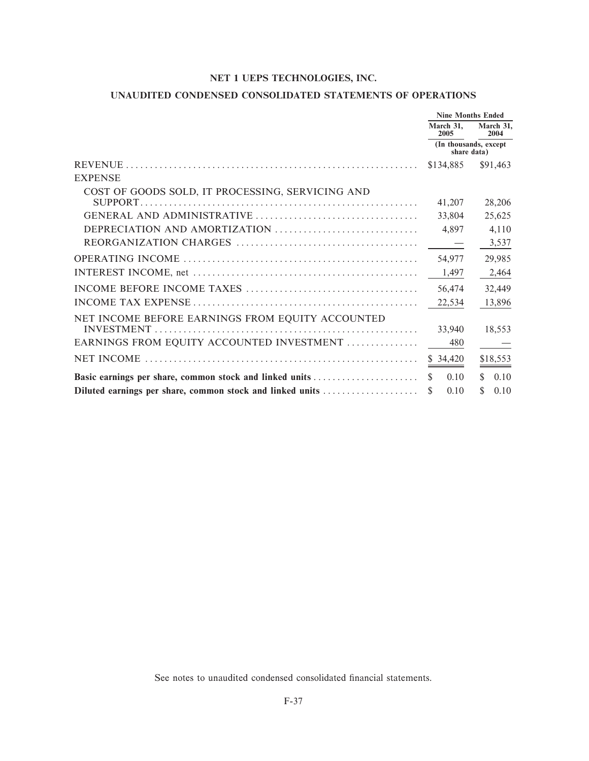# NET 1 UEPS TECHNOLOGIES, INC.

## UNAUDITED CONDENSED CONSOLIDATED STATEMENTS OF OPERATIONS

| | Nine Months Ended | |
|---|---|---|
| | March 31, 2005 | March 31, 2004 |
| | (In thousands, except share data) | |
| REVENUE | $134,885 | $91,463 |
| EXPENSE | | |
| COST OF GOODS SOLD, IT PROCESSING, SERVICING AND SUPPORT | 41,207 | 28,206 |
| GENERAL AND ADMINISTRATIVE | 33,804 | 25,625 |
| DEPRECIATION AND AMORTIZATION | 4,897 | 4,110 |
| REORGANIZATION CHARGES | — | 3,537 |
| OPERATING INCOME | 54,977 | 29,985 |
| INTEREST INCOME, net | 1,497 | 2,464 |
| INCOME BEFORE INCOME TAXES | 56,474 | 32,449 |
| INCOME TAX EXPENSE | 22,534 | 13,896 |
| NET INCOME BEFORE EARNINGS FROM EQUITY ACCOUNTED INVESTMENT | 33,940 | 18,553 |
| EARNINGS FROM EQUITY ACCOUNTED INVESTMENT | 480 | — |
| NET INCOME | $ 34,420 | $18,553 |
| **Basic earnings per share, common stock and linked units** | $ 0.10 | $ 0.10 |
| **Diluted earnings per share, common stock and linked units** | $ 0.10 | $ 0.10 |

See notes to unaudited condensed consolidated financial statements.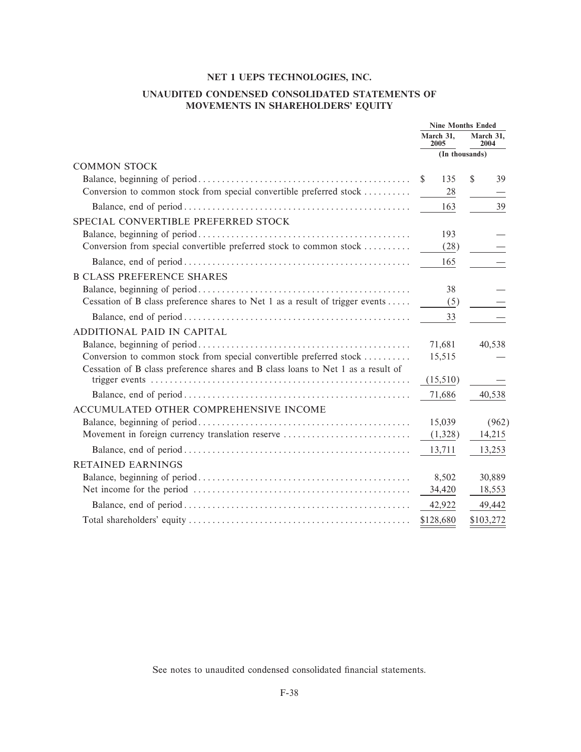# NET 1 UEPS TECHNOLOGIES, INC.

## UNAUDITED CONDENSED CONSOLIDATED STATEMENTS OF MOVEMENTS IN SHAREHOLDERS' EQUITY

| | Nine Months Ended | |
|---|---|---|
| | March 31, 2005 | March 31, 2004 |
| | (In thousands) | |
| COMMON STOCK | | |
| Balance, beginning of period | $ 135 | $ 39 |
| Conversion to common stock from special convertible preferred stock | 28 | — |
| Balance, end of period | 163 | 39 |
| SPECIAL CONVERTIBLE PREFERRED STOCK | | |
| Balance, beginning of period | 193 | — |
| Conversion from special convertible preferred stock to common stock | (28) | — |
| Balance, end of period | 165 | — |
| B CLASS PREFERENCE SHARES | | |
| Balance, beginning of period | 38 | — |
| Cessation of B class preference shares to Net 1 as a result of trigger events | (5) | — |
| Balance, end of period | 33 | — |
| ADDITIONAL PAID IN CAPITAL | | |
| Balance, beginning of period | 71,681 | 40,538 |
| Conversion to common stock from special convertible preferred stock | 15,515 | — |
| Cessation of B class preference shares and B class loans to Net 1 as a result of trigger events | (15,510) | — |
| Balance, end of period | 71,686 | 40,538 |
| ACCUMULATED OTHER COMPREHENSIVE INCOME | | |
| Balance, beginning of period | 15,039 | (962) |
| Movement in foreign currency translation reserve | (1,328) | 14,215 |
| Balance, end of period | 13,711 | 13,253 |
| RETAINED EARNINGS | | |
| Balance, beginning of period | 8,502 | 30,889 |
| Net income for the period | 34,420 | 18,553 |
| Balance, end of period | 42,922 | 49,442 |
| Total shareholders' equity | $128,680 | $103,272 |

See notes to unaudited condensed consolidated financial statements.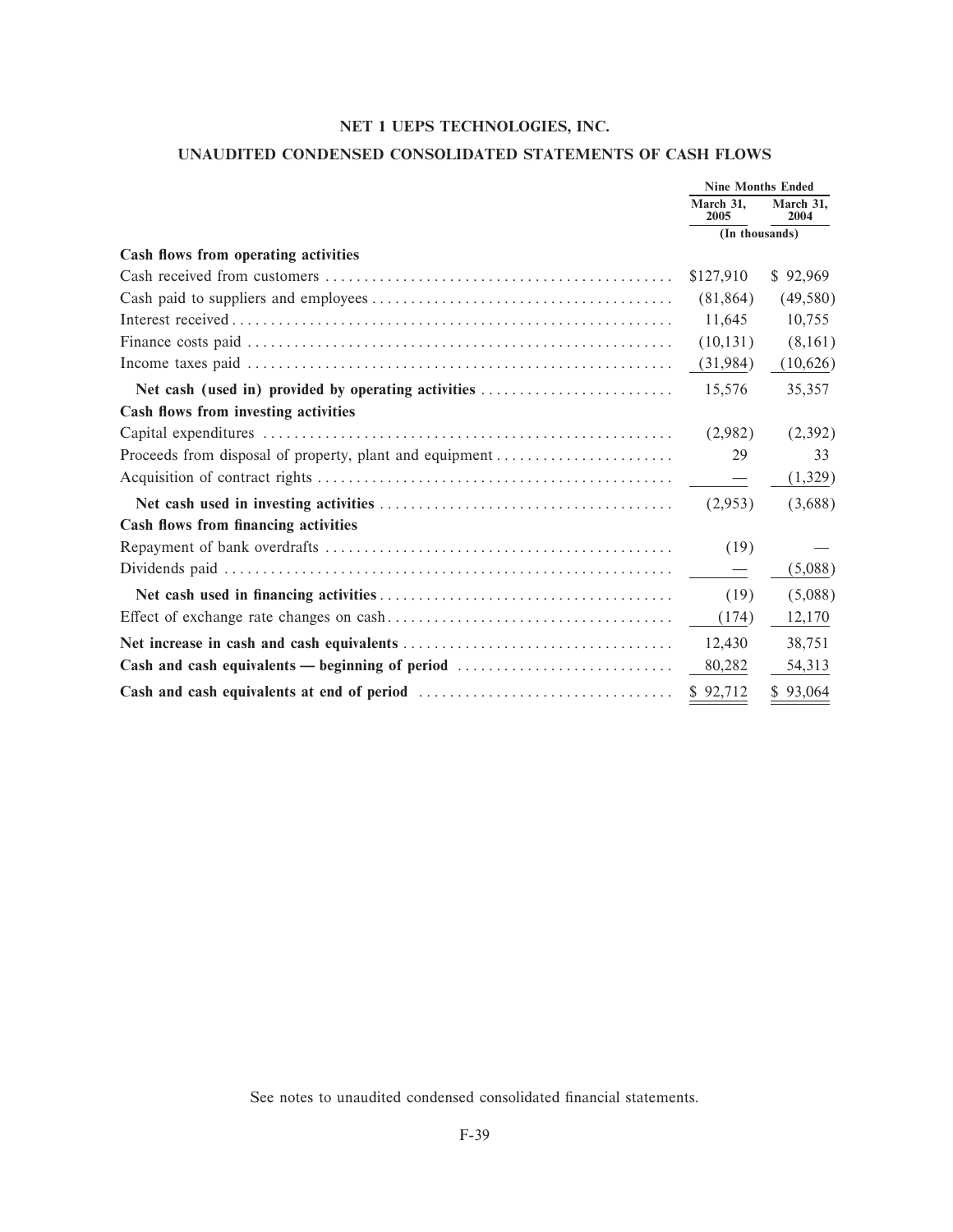# NET 1 UEPS TECHNOLOGIES, INC.

## UNAUDITED CONDENSED CONSOLIDATED STATEMENTS OF CASH FLOWS

| | Nine Months Ended | |
|---|---|---|
| | March 31, 2005 | March 31, 2004 |
| | (In thousands) | |
| **Cash flows from operating activities** | | |
| Cash received from customers | $127,910 | $ 92,969 |
| Cash paid to suppliers and employees | (81,864) | (49,580) |
| Interest received | 11,645 | 10,755 |
| Finance costs paid | (10,131) | (8,161) |
| Income taxes paid | (31,984) | (10,626) |
| **Net cash (used in) provided by operating activities** | 15,576 | 35,357 |
| **Cash flows from investing activities** | | |
| Capital expenditures | (2,982) | (2,392) |
| Proceeds from disposal of property, plant and equipment | 29 | 33 |
| Acquisition of contract rights | — | (1,329) |
| **Net cash used in investing activities** | (2,953) | (3,688) |
| **Cash flows from financing activities** | | |
| Repayment of bank overdrafts | (19) | — |
| Dividends paid | — | (5,088) |
| **Net cash used in financing activities** | (19) | (5,088) |
| Effect of exchange rate changes on cash | (174) | 12,170 |
| **Net increase in cash and cash equivalents** | 12,430 | 38,751 |
| **Cash and cash equivalents — beginning of period** | 80,282 | 54,313 |
| **Cash and cash equivalents at end of period** | $ 92,712 | $ 93,064 |

See notes to unaudited condensed consolidated financial statements.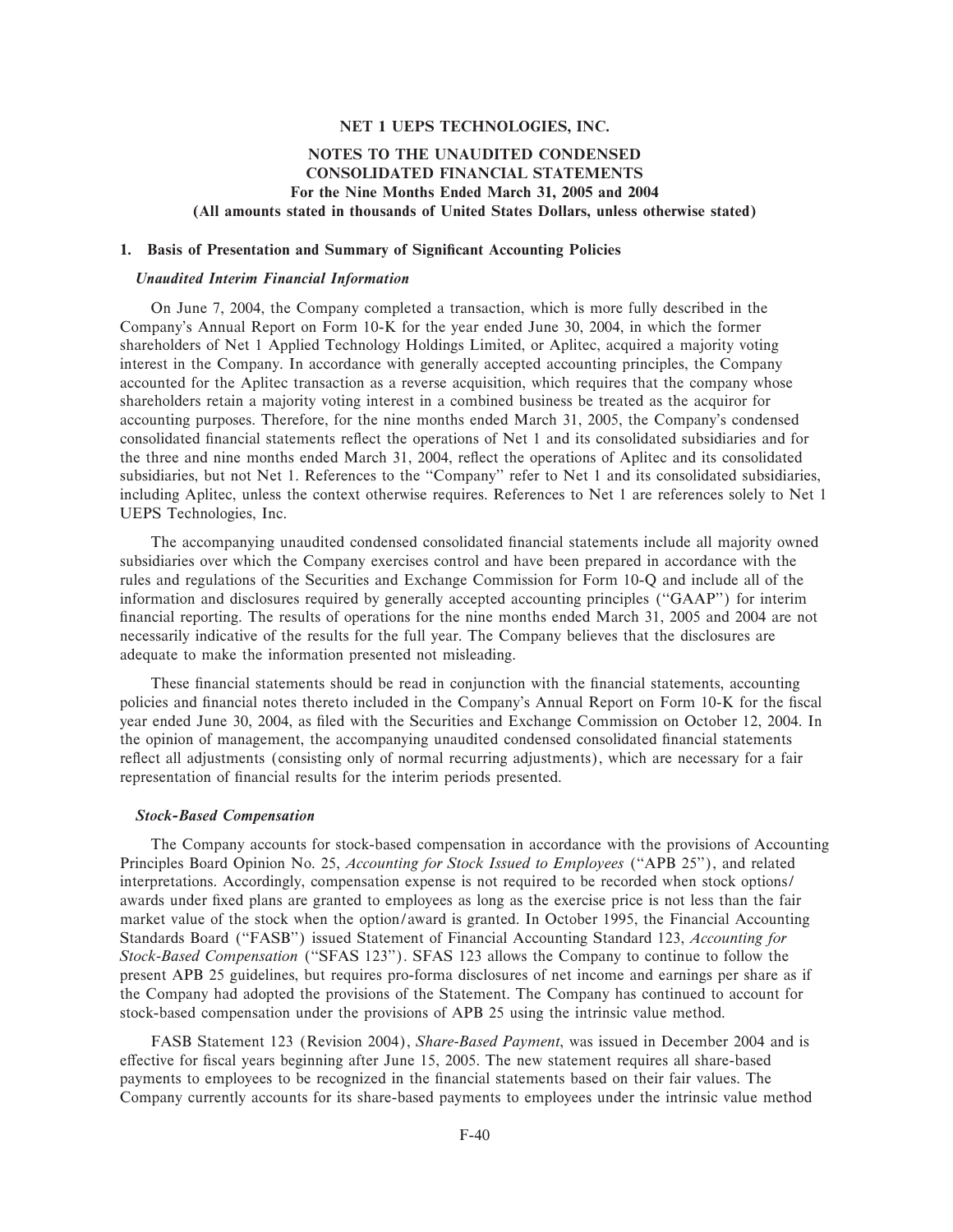**NET 1 UEPS TECHNOLOGIES, INC.**

**NOTES TO THE UNAUDITED CONDENSED CONSOLIDATED FINANCIAL STATEMENTS**
**For the Nine Months Ended March 31, 2005 and 2004**
**(All amounts stated in thousands of United States Dollars, unless otherwise stated)**

## 1. Basis of Presentation and Summary of Significant Accounting Policies

### *Unaudited Interim Financial Information*

On June 7, 2004, the Company completed a transaction, which is more fully described in the Company's Annual Report on Form 10-K for the year ended June 30, 2004, in which the former shareholders of Net 1 Applied Technology Holdings Limited, or Aplitec, acquired a majority voting interest in the Company. In accordance with generally accepted accounting principles, the Company accounted for the Aplitec transaction as a reverse acquisition, which requires that the company whose shareholders retain a majority voting interest in a combined business be treated as the acquiror for accounting purposes. Therefore, for the nine months ended March 31, 2005, the Company's condensed consolidated financial statements reflect the operations of Net 1 and its consolidated subsidiaries and for the three and nine months ended March 31, 2004, reflect the operations of Aplitec and its consolidated subsidiaries, but not Net 1. References to the "Company" refer to Net 1 and its consolidated subsidiaries, including Aplitec, unless the context otherwise requires. References to Net 1 are references solely to Net 1 UEPS Technologies, Inc.

The accompanying unaudited condensed consolidated financial statements include all majority owned subsidiaries over which the Company exercises control and have been prepared in accordance with the rules and regulations of the Securities and Exchange Commission for Form 10-Q and include all of the information and disclosures required by generally accepted accounting principles ("GAAP") for interim financial reporting. The results of operations for the nine months ended March 31, 2005 and 2004 are not necessarily indicative of the results for the full year. The Company believes that the disclosures are adequate to make the information presented not misleading.

These financial statements should be read in conjunction with the financial statements, accounting policies and financial notes thereto included in the Company's Annual Report on Form 10-K for the fiscal year ended June 30, 2004, as filed with the Securities and Exchange Commission on October 12, 2004. In the opinion of management, the accompanying unaudited condensed consolidated financial statements reflect all adjustments (consisting only of normal recurring adjustments), which are necessary for a fair representation of financial results for the interim periods presented.

### *Stock-Based Compensation*

The Company accounts for stock-based compensation in accordance with the provisions of Accounting Principles Board Opinion No. 25, *Accounting for Stock Issued to Employees* ("APB 25"), and related interpretations. Accordingly, compensation expense is not required to be recorded when stock options/awards under fixed plans are granted to employees as long as the exercise price is not less than the fair market value of the stock when the option/award is granted. In October 1995, the Financial Accounting Standards Board ("FASB") issued Statement of Financial Accounting Standard 123, *Accounting for Stock-Based Compensation* ("SFAS 123"). SFAS 123 allows the Company to continue to follow the present APB 25 guidelines, but requires pro-forma disclosures of net income and earnings per share as if the Company had adopted the provisions of the Statement. The Company has continued to account for stock-based compensation under the provisions of APB 25 using the intrinsic value method.

FASB Statement 123 (Revision 2004), *Share-Based Payment*, was issued in December 2004 and is effective for fiscal years beginning after June 15, 2005. The new statement requires all share-based payments to employees to be recognized in the financial statements based on their fair values. The Company currently accounts for its share-based payments to employees under the intrinsic value method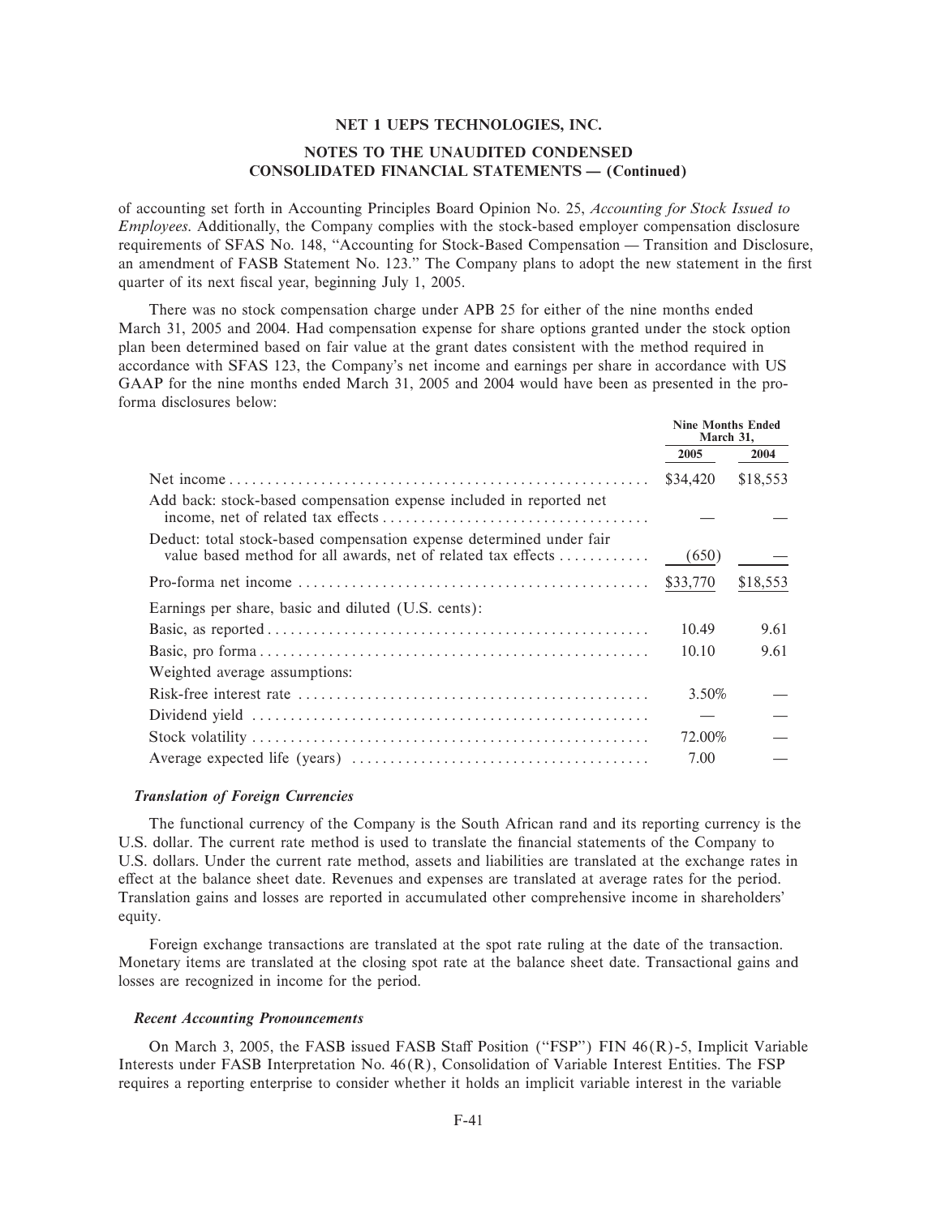## NET 1 UEPS TECHNOLOGIES, INC.

## NOTES TO THE UNAUDITED CONDENSED CONSOLIDATED FINANCIAL STATEMENTS — (Continued)

of accounting set forth in Accounting Principles Board Opinion No. 25, *Accounting for Stock Issued to Employees*. Additionally, the Company complies with the stock-based employer compensation disclosure requirements of SFAS No. 148, "Accounting for Stock-Based Compensation — Transition and Disclosure, an amendment of FASB Statement No. 123." The Company plans to adopt the new statement in the first quarter of its next fiscal year, beginning July 1, 2005.

There was no stock compensation charge under APB 25 for either of the nine months ended March 31, 2005 and 2004. Had compensation expense for share options granted under the stock option plan been determined based on fair value at the grant dates consistent with the method required in accordance with SFAS 123, the Company's net income and earnings per share in accordance with US GAAP for the nine months ended March 31, 2005 and 2004 would have been as presented in the pro-forma disclosures below:

| | Nine Months Ended March 31, | |
|---|---|---|
| | 2005 | 2004 |
| Net income | $34,420 | $18,553 |
| Add back: stock-based compensation expense included in reported net income, net of related tax effects | — | — |
| Deduct: total stock-based compensation expense determined under fair value based method for all awards, net of related tax effects | (650) | — |
| Pro-forma net income | $33,770 | $18,553 |
| Earnings per share, basic and diluted (U.S. cents): | | |
| Basic, as reported | 10.49 | 9.61 |
| Basic, pro forma | 10.10 | 9.61 |
| Weighted average assumptions: | | |
| Risk-free interest rate | 3.50% | — |
| Dividend yield | — | — |
| Stock volatility | 72.00% | — |
| Average expected life (years) | 7.00 | — |

### *Translation of Foreign Currencies*

The functional currency of the Company is the South African rand and its reporting currency is the U.S. dollar. The current rate method is used to translate the financial statements of the Company to U.S. dollars. Under the current rate method, assets and liabilities are translated at the exchange rates in effect at the balance sheet date. Revenues and expenses are translated at average rates for the period. Translation gains and losses are reported in accumulated other comprehensive income in shareholders' equity.

Foreign exchange transactions are translated at the spot rate ruling at the date of the transaction. Monetary items are translated at the closing spot rate at the balance sheet date. Transactional gains and losses are recognized in income for the period.

### *Recent Accounting Pronouncements*

On March 3, 2005, the FASB issued FASB Staff Position ("FSP") FIN 46(R)-5, Implicit Variable Interests under FASB Interpretation No. 46(R), Consolidation of Variable Interest Entities. The FSP requires a reporting enterprise to consider whether it holds an implicit variable interest in the variable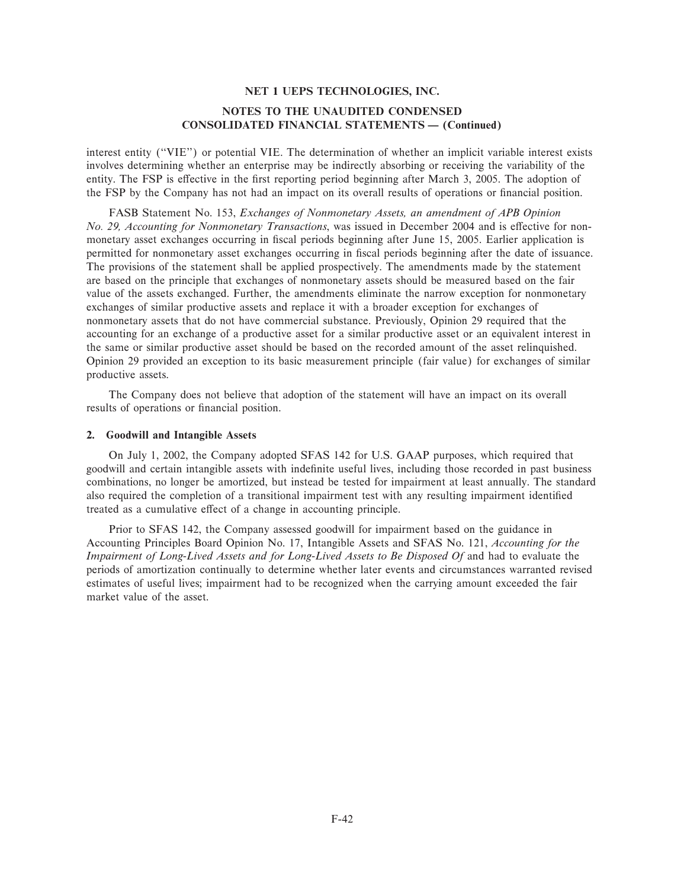## NET 1 UEPS TECHNOLOGIES, INC.

## NOTES TO THE UNAUDITED CONDENSED CONSOLIDATED FINANCIAL STATEMENTS — (Continued)

interest entity ("VIE") or potential VIE. The determination of whether an implicit variable interest exists involves determining whether an enterprise may be indirectly absorbing or receiving the variability of the entity. The FSP is effective in the first reporting period beginning after March 3, 2005. The adoption of the FSP by the Company has not had an impact on its overall results of operations or financial position.

FASB Statement No. 153, *Exchanges of Nonmonetary Assets, an amendment of APB Opinion No. 29, Accounting for Nonmonetary Transactions*, was issued in December 2004 and is effective for non-monetary asset exchanges occurring in fiscal periods beginning after June 15, 2005. Earlier application is permitted for nonmonetary asset exchanges occurring in fiscal periods beginning after the date of issuance. The provisions of the statement shall be applied prospectively. The amendments made by the statement are based on the principle that exchanges of nonmonetary assets should be measured based on the fair value of the assets exchanged. Further, the amendments eliminate the narrow exception for nonmonetary exchanges of similar productive assets and replace it with a broader exception for exchanges of nonmonetary assets that do not have commercial substance. Previously, Opinion 29 required that the accounting for an exchange of a productive asset for a similar productive asset or an equivalent interest in the same or similar productive asset should be based on the recorded amount of the asset relinquished. Opinion 29 provided an exception to its basic measurement principle (fair value) for exchanges of similar productive assets.

The Company does not believe that adoption of the statement will have an impact on its overall results of operations or financial position.

### 2. Goodwill and Intangible Assets

On July 1, 2002, the Company adopted SFAS 142 for U.S. GAAP purposes, which required that goodwill and certain intangible assets with indefinite useful lives, including those recorded in past business combinations, no longer be amortized, but instead be tested for impairment at least annually. The standard also required the completion of a transitional impairment test with any resulting impairment identified treated as a cumulative effect of a change in accounting principle.

Prior to SFAS 142, the Company assessed goodwill for impairment based on the guidance in Accounting Principles Board Opinion No. 17, Intangible Assets and SFAS No. 121, *Accounting for the Impairment of Long-Lived Assets and for Long-Lived Assets to Be Disposed Of* and had to evaluate the periods of amortization continually to determine whether later events and circumstances warranted revised estimates of useful lives; impairment had to be recognized when the carrying amount exceeded the fair market value of the asset.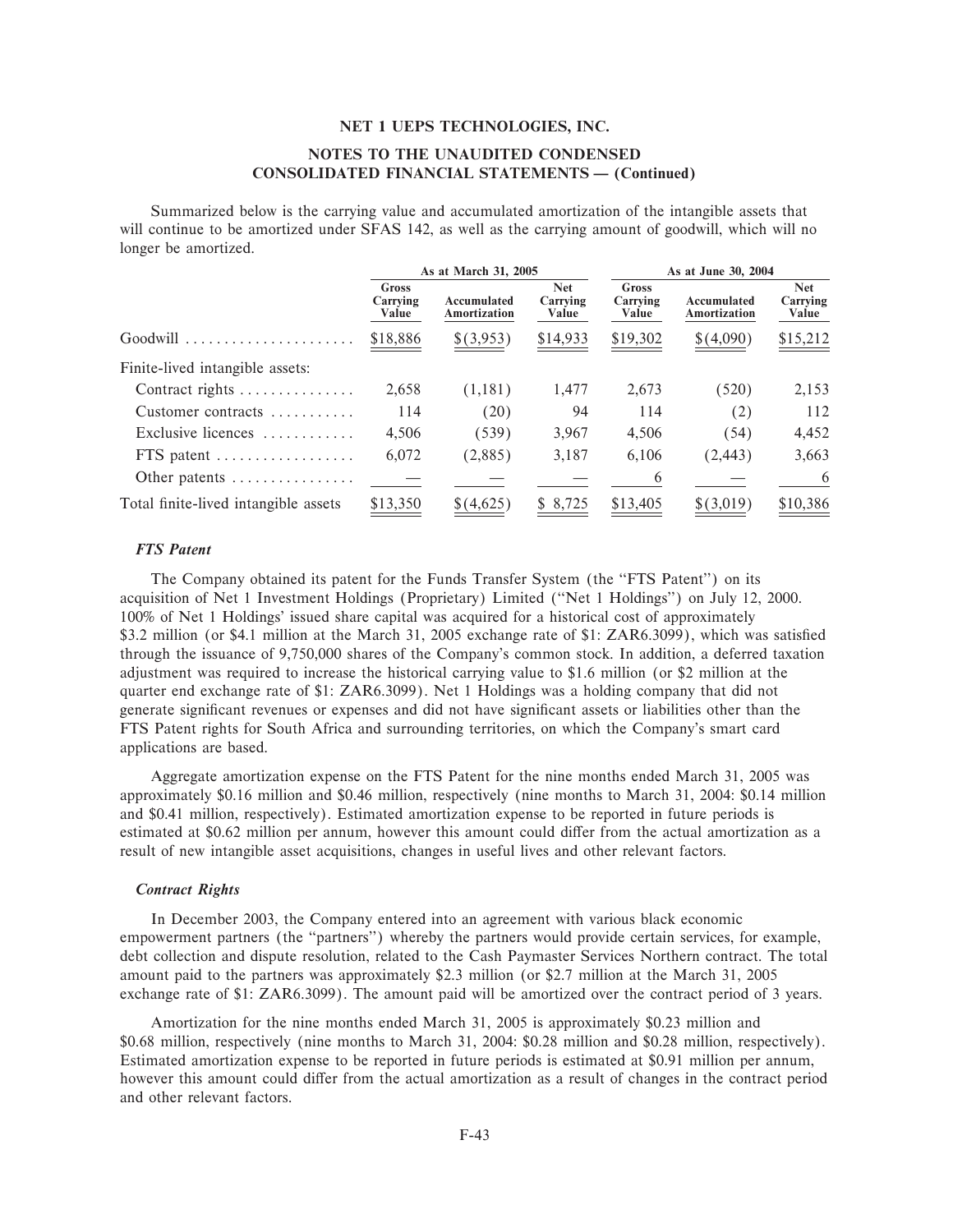# NET 1 UEPS TECHNOLOGIES, INC.

## NOTES TO THE UNAUDITED CONDENSED CONSOLIDATED FINANCIAL STATEMENTS — (Continued)

Summarized below is the carrying value and accumulated amortization of the intangible assets that will continue to be amortized under SFAS 142, as well as the carrying amount of goodwill, which will no longer be amortized.

| | As at March 31, 2005 | | | As at June 30, 2004 | | |
|---|---|---|---|---|---|---|
| | Gross Carrying Value | Accumulated Amortization | Net Carrying Value | Gross Carrying Value | Accumulated Amortization | Net Carrying Value |
| Goodwill | $18,886 | $(3,953) | $14,933 | $19,302 | $(4,090) | $15,212 |
| Finite-lived intangible assets: | | | | | | |
| Contract rights | 2,658 | (1,181) | 1,477 | 2,673 | (520) | 2,153 |
| Customer contracts | 114 | (20) | 94 | 114 | (2) | 112 |
| Exclusive licences | 4,506 | (539) | 3,967 | 4,506 | (54) | 4,452 |
| FTS patent | 6,072 | (2,885) | 3,187 | 6,106 | (2,443) | 3,663 |
| Other patents | — | — | — | 6 | — | 6 |
| Total finite-lived intangible assets | $13,350 | $(4,625) | $ 8,725 | $13,405 | $(3,019) | $10,386 |

### *FTS Patent*

The Company obtained its patent for the Funds Transfer System (the "FTS Patent") on its acquisition of Net 1 Investment Holdings (Proprietary) Limited ("Net 1 Holdings") on July 12, 2000. 100% of Net 1 Holdings' issued share capital was acquired for a historical cost of approximately $3.2 million (or $4.1 million at the March 31, 2005 exchange rate of $1: ZAR6.3099), which was satisfied through the issuance of 9,750,000 shares of the Company's common stock. In addition, a deferred taxation adjustment was required to increase the historical carrying value to $1.6 million (or $2 million at the quarter end exchange rate of $1: ZAR6.3099). Net 1 Holdings was a holding company that did not generate significant revenues or expenses and did not have significant assets or liabilities other than the FTS Patent rights for South Africa and surrounding territories, on which the Company's smart card applications are based.

Aggregate amortization expense on the FTS Patent for the nine months ended March 31, 2005 was approximately $0.16 million and $0.46 million, respectively (nine months to March 31, 2004: $0.14 million and $0.41 million, respectively). Estimated amortization expense to be reported in future periods is estimated at $0.62 million per annum, however this amount could differ from the actual amortization as a result of new intangible asset acquisitions, changes in useful lives and other relevant factors.

### *Contract Rights*

In December 2003, the Company entered into an agreement with various black economic empowerment partners (the "partners") whereby the partners would provide certain services, for example, debt collection and dispute resolution, related to the Cash Paymaster Services Northern contract. The total amount paid to the partners was approximately $2.3 million (or $2.7 million at the March 31, 2005 exchange rate of $1: ZAR6.3099). The amount paid will be amortized over the contract period of 3 years.

Amortization for the nine months ended March 31, 2005 is approximately $0.23 million and $0.68 million, respectively (nine months to March 31, 2004: $0.28 million and $0.28 million, respectively). Estimated amortization expense to be reported in future periods is estimated at $0.91 million per annum, however this amount could differ from the actual amortization as a result of changes in the contract period and other relevant factors.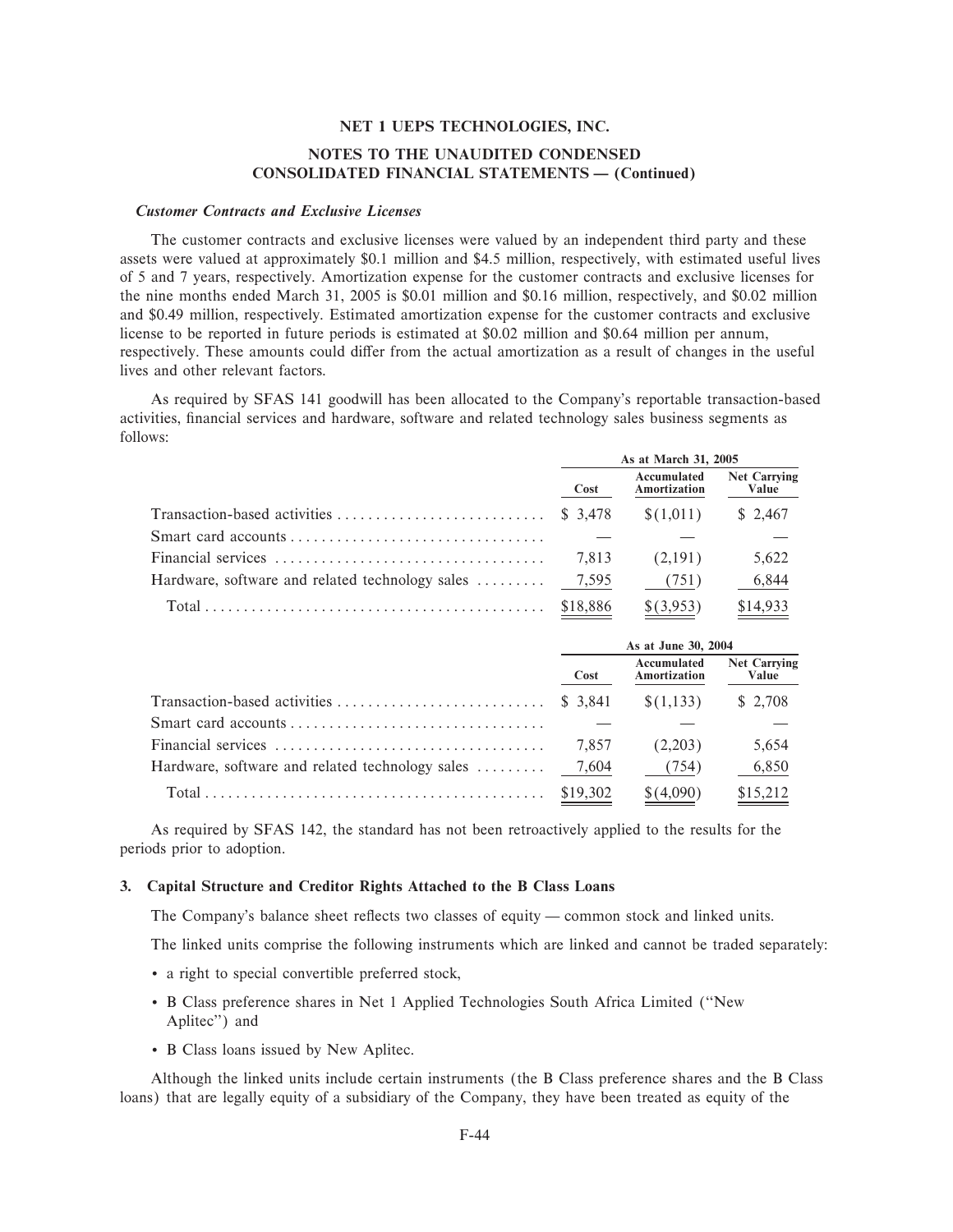### *Customer Contracts and Exclusive Licenses*

The customer contracts and exclusive licenses were valued by an independent third party and these assets were valued at approximately \$0.1 million and \$4.5 million, respectively, with estimated useful lives of 5 and 7 years, respectively. Amortization expense for the customer contracts and exclusive licenses for the nine months ended March 31, 2005 is \$0.01 million and \$0.16 million, respectively, and \$0.02 million and \$0.49 million, respectively. Estimated amortization expense for the customer contracts and exclusive license to be reported in future periods is estimated at \$0.02 million and \$0.64 million per annum, respectively. These amounts could differ from the actual amortization as a result of changes in the useful lives and other relevant factors.

As required by SFAS 141 goodwill has been allocated to the Company's reportable transaction-based activities, financial services and hardware, software and related technology sales business segments as follows:

| | As at March 31, 2005 | | |
|---|---|---|---|
| | Cost | Accumulated Amortization | Net Carrying Value |
| Transaction-based activities | \$ 3,478 | \$(1,011) | \$ 2,467 |
| Smart card accounts | — | — | — |
| Financial services | 7,813 | (2,191) | 5,622 |
| Hardware, software and related technology sales | 7,595 | (751) | 6,844 |
| Total | \$18,886 | \$(3,953) | \$14,933 |

| | As at June 30, 2004 | | |
|---|---|---|---|
| | Cost | Accumulated Amortization | Net Carrying Value |
| Transaction-based activities | \$ 3,841 | \$(1,133) | \$ 2,708 |
| Smart card accounts | — | — | — |
| Financial services | 7,857 | (2,203) | 5,654 |
| Hardware, software and related technology sales | 7,604 | (754) | 6,850 |
| Total | \$19,302 | \$(4,090) | \$15,212 |

As required by SFAS 142, the standard has not been retroactively applied to the results for the periods prior to adoption.

## 3. Capital Structure and Creditor Rights Attached to the B Class Loans

The Company's balance sheet reflects two classes of equity — common stock and linked units.

The linked units comprise the following instruments which are linked and cannot be traded separately:

- a right to special convertible preferred stock,
- B Class preference shares in Net 1 Applied Technologies South Africa Limited ("New Aplitec") and
- B Class loans issued by New Aplitec.

Although the linked units include certain instruments (the B Class preference shares and the B Class loans) that are legally equity of a subsidiary of the Company, they have been treated as equity of the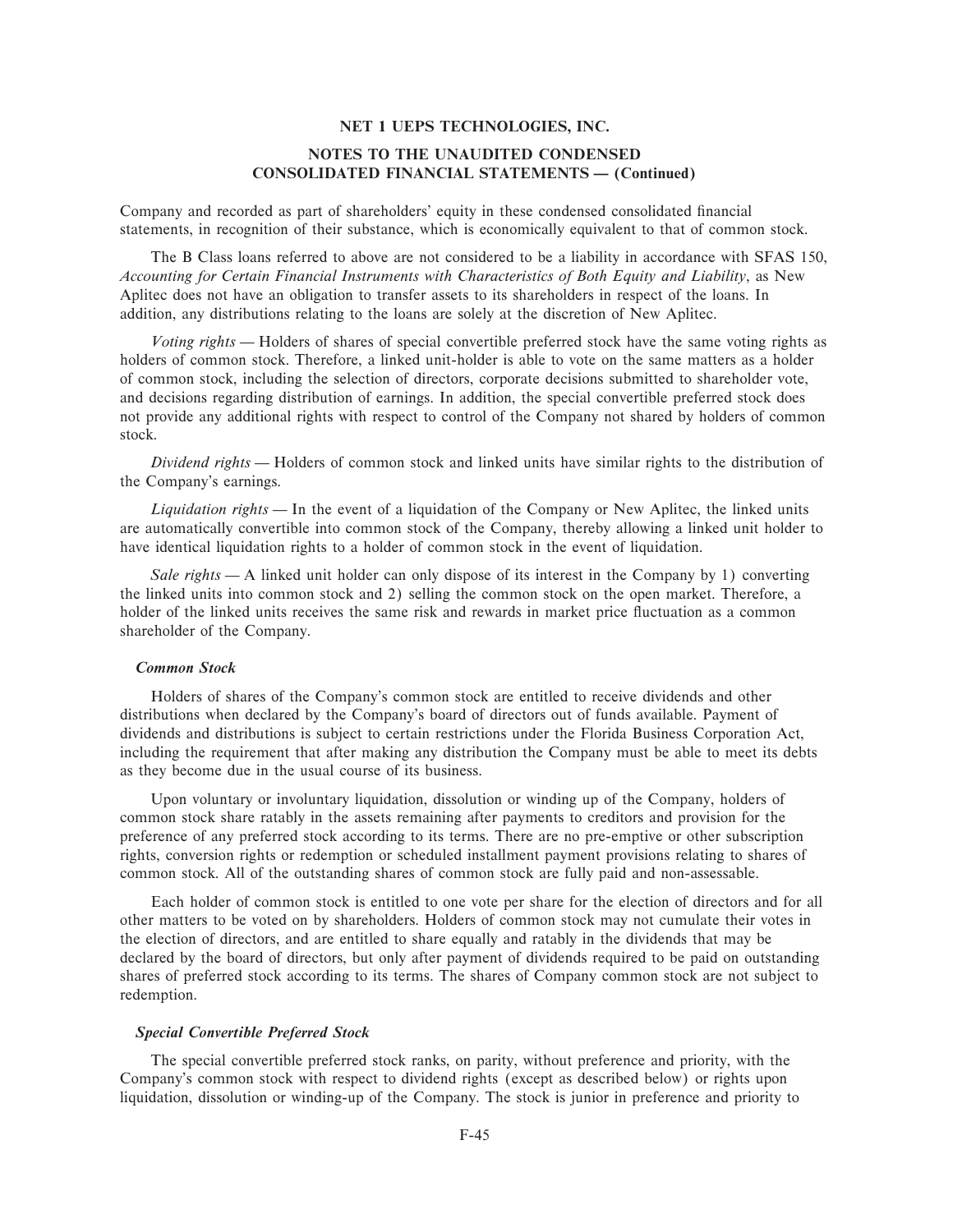Company and recorded as part of shareholders' equity in these condensed consolidated financial statements, in recognition of their substance, which is economically equivalent to that of common stock.

The B Class loans referred to above are not considered to be a liability in accordance with SFAS 150, *Accounting for Certain Financial Instruments with Characteristics of Both Equity and Liability*, as New Aplitec does not have an obligation to transfer assets to its shareholders in respect of the loans. In addition, any distributions relating to the loans are solely at the discretion of New Aplitec.

*Voting rights* — Holders of shares of special convertible preferred stock have the same voting rights as holders of common stock. Therefore, a linked unit-holder is able to vote on the same matters as a holder of common stock, including the selection of directors, corporate decisions submitted to shareholder vote, and decisions regarding distribution of earnings. In addition, the special convertible preferred stock does not provide any additional rights with respect to control of the Company not shared by holders of common stock.

*Dividend rights* — Holders of common stock and linked units have similar rights to the distribution of the Company's earnings.

*Liquidation rights* — In the event of a liquidation of the Company or New Aplitec, the linked units are automatically convertible into common stock of the Company, thereby allowing a linked unit holder to have identical liquidation rights to a holder of common stock in the event of liquidation.

*Sale rights* — A linked unit holder can only dispose of its interest in the Company by 1) converting the linked units into common stock and 2) selling the common stock on the open market. Therefore, a holder of the linked units receives the same risk and rewards in market price fluctuation as a common shareholder of the Company.

***Common Stock***

Holders of shares of the Company's common stock are entitled to receive dividends and other distributions when declared by the Company's board of directors out of funds available. Payment of dividends and distributions is subject to certain restrictions under the Florida Business Corporation Act, including the requirement that after making any distribution the Company must be able to meet its debts as they become due in the usual course of its business.

Upon voluntary or involuntary liquidation, dissolution or winding up of the Company, holders of common stock share ratably in the assets remaining after payments to creditors and provision for the preference of any preferred stock according to its terms. There are no pre-emptive or other subscription rights, conversion rights or redemption or scheduled installment payment provisions relating to shares of common stock. All of the outstanding shares of common stock are fully paid and non-assessable.

Each holder of common stock is entitled to one vote per share for the election of directors and for all other matters to be voted on by shareholders. Holders of common stock may not cumulate their votes in the election of directors, and are entitled to share equally and ratably in the dividends that may be declared by the board of directors, but only after payment of dividends required to be paid on outstanding shares of preferred stock according to its terms. The shares of Company common stock are not subject to redemption.

***Special Convertible Preferred Stock***

The special convertible preferred stock ranks, on parity, without preference and priority, with the Company's common stock with respect to dividend rights (except as described below) or rights upon liquidation, dissolution or winding-up of the Company. The stock is junior in preference and priority to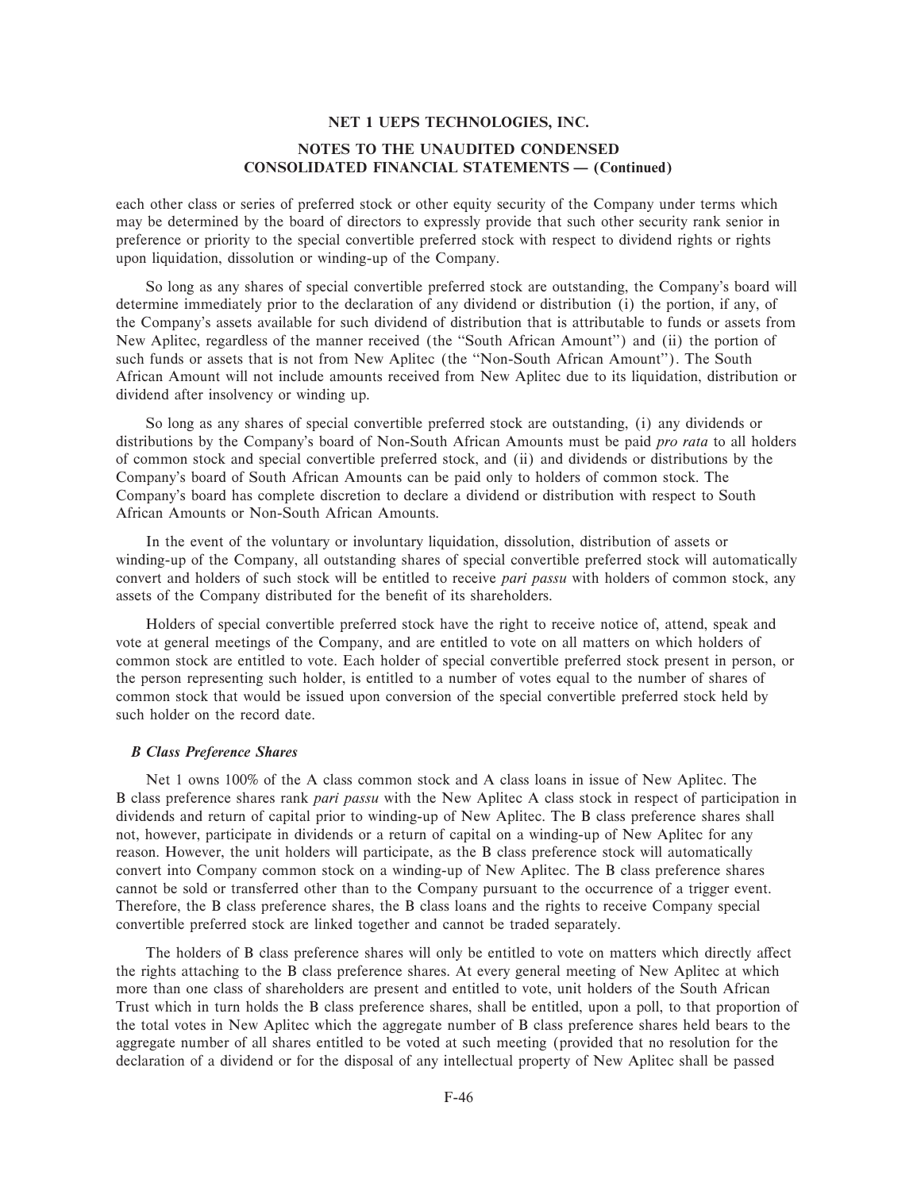each other class or series of preferred stock or other equity security of the Company under terms which may be determined by the board of directors to expressly provide that such other security rank senior in preference or priority to the special convertible preferred stock with respect to dividend rights or rights upon liquidation, dissolution or winding-up of the Company.

So long as any shares of special convertible preferred stock are outstanding, the Company's board will determine immediately prior to the declaration of any dividend or distribution (i) the portion, if any, of the Company's assets available for such dividend of distribution that is attributable to funds or assets from New Aplitec, regardless of the manner received (the "South African Amount") and (ii) the portion of such funds or assets that is not from New Aplitec (the "Non-South African Amount"). The South African Amount will not include amounts received from New Aplitec due to its liquidation, distribution or dividend after insolvency or winding up.

So long as any shares of special convertible preferred stock are outstanding, (i) any dividends or distributions by the Company's board of Non-South African Amounts must be paid *pro rata* to all holders of common stock and special convertible preferred stock, and (ii) and dividends or distributions by the Company's board of South African Amounts can be paid only to holders of common stock. The Company's board has complete discretion to declare a dividend or distribution with respect to South African Amounts or Non-South African Amounts.

In the event of the voluntary or involuntary liquidation, dissolution, distribution of assets or winding-up of the Company, all outstanding shares of special convertible preferred stock will automatically convert and holders of such stock will be entitled to receive *pari passu* with holders of common stock, any assets of the Company distributed for the benefit of its shareholders.

Holders of special convertible preferred stock have the right to receive notice of, attend, speak and vote at general meetings of the Company, and are entitled to vote on all matters on which holders of common stock are entitled to vote. Each holder of special convertible preferred stock present in person, or the person representing such holder, is entitled to a number of votes equal to the number of shares of common stock that would be issued upon conversion of the special convertible preferred stock held by such holder on the record date.

***B Class Preference Shares***

Net 1 owns 100% of the A class common stock and A class loans in issue of New Aplitec. The B class preference shares rank *pari passu* with the New Aplitec A class stock in respect of participation in dividends and return of capital prior to winding-up of New Aplitec. The B class preference shares shall not, however, participate in dividends or a return of capital on a winding-up of New Aplitec for any reason. However, the unit holders will participate, as the B class preference stock will automatically convert into Company common stock on a winding-up of New Aplitec. The B class preference shares cannot be sold or transferred other than to the Company pursuant to the occurrence of a trigger event. Therefore, the B class preference shares, the B class loans and the rights to receive Company special convertible preferred stock are linked together and cannot be traded separately.

The holders of B class preference shares will only be entitled to vote on matters which directly affect the rights attaching to the B class preference shares. At every general meeting of New Aplitec at which more than one class of shareholders are present and entitled to vote, unit holders of the South African Trust which in turn holds the B class preference shares, shall be entitled, upon a poll, to that proportion of the total votes in New Aplitec which the aggregate number of B class preference shares held bears to the aggregate number of all shares entitled to be voted at such meeting (provided that no resolution for the declaration of a dividend or for the disposal of any intellectual property of New Aplitec shall be passed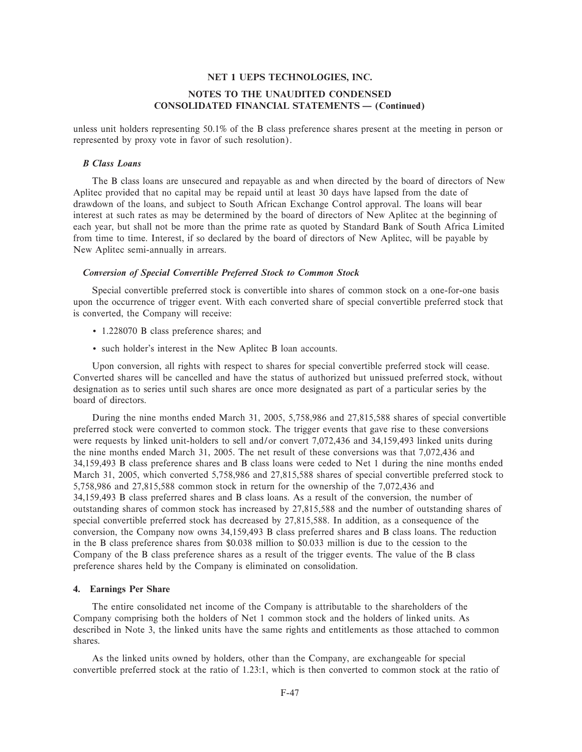unless unit holders representing 50.1% of the B class preference shares present at the meeting in person or represented by proxy vote in favor of such resolution).

### *B Class Loans*

The B class loans are unsecured and repayable as and when directed by the board of directors of New Aplitec provided that no capital may be repaid until at least 30 days have lapsed from the date of drawdown of the loans, and subject to South African Exchange Control approval. The loans will bear interest at such rates as may be determined by the board of directors of New Aplitec at the beginning of each year, but shall not be more than the prime rate as quoted by Standard Bank of South Africa Limited from time to time. Interest, if so declared by the board of directors of New Aplitec, will be payable by New Aplitec semi-annually in arrears.

### *Conversion of Special Convertible Preferred Stock to Common Stock*

Special convertible preferred stock is convertible into shares of common stock on a one-for-one basis upon the occurrence of trigger event. With each converted share of special convertible preferred stock that is converted, the Company will receive:

- 1.228070 B class preference shares; and
- such holder's interest in the New Aplitec B loan accounts.

Upon conversion, all rights with respect to shares for special convertible preferred stock will cease. Converted shares will be cancelled and have the status of authorized but unissued preferred stock, without designation as to series until such shares are once more designated as part of a particular series by the board of directors.

During the nine months ended March 31, 2005, 5,758,986 and 27,815,588 shares of special convertible preferred stock were converted to common stock. The trigger events that gave rise to these conversions were requests by linked unit-holders to sell and/or convert 7,072,436 and 34,159,493 linked units during the nine months ended March 31, 2005. The net result of these conversions was that 7,072,436 and 34,159,493 B class preference shares and B class loans were ceded to Net 1 during the nine months ended March 31, 2005, which converted 5,758,986 and 27,815,588 shares of special convertible preferred stock to 5,758,986 and 27,815,588 common stock in return for the ownership of the 7,072,436 and 34,159,493 B class preferred shares and B class loans. As a result of the conversion, the number of outstanding shares of common stock has increased by 27,815,588 and the number of outstanding shares of special convertible preferred stock has decreased by 27,815,588. In addition, as a consequence of the conversion, the Company now owns 34,159,493 B class preferred shares and B class loans. The reduction in the B class preference shares from \$0.038 million to \$0.033 million is due to the cession to the Company of the B class preference shares as a result of the trigger events. The value of the B class preference shares held by the Company is eliminated on consolidation.

## 4. Earnings Per Share

The entire consolidated net income of the Company is attributable to the shareholders of the Company comprising both the holders of Net 1 common stock and the holders of linked units. As described in Note 3, the linked units have the same rights and entitlements as those attached to common shares.

As the linked units owned by holders, other than the Company, are exchangeable for special convertible preferred stock at the ratio of 1.23:1, which is then converted to common stock at the ratio of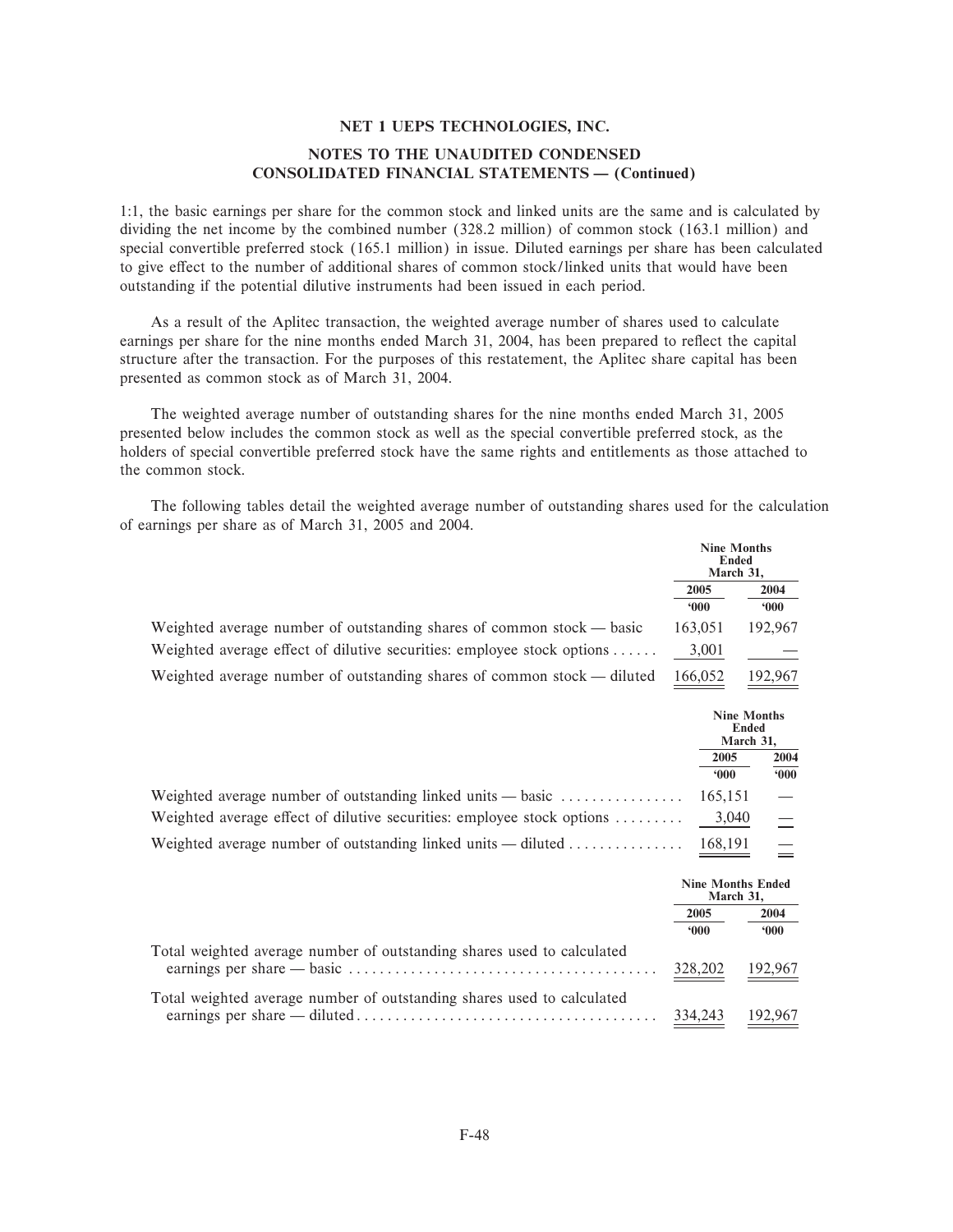1:1, the basic earnings per share for the common stock and linked units are the same and is calculated by dividing the net income by the combined number (328.2 million) of common stock (163.1 million) and special convertible preferred stock (165.1 million) in issue. Diluted earnings per share has been calculated to give effect to the number of additional shares of common stock/linked units that would have been outstanding if the potential dilutive instruments had been issued in each period.

As a result of the Aplitec transaction, the weighted average number of shares used to calculate earnings per share for the nine months ended March 31, 2004, has been prepared to reflect the capital structure after the transaction. For the purposes of this restatement, the Aplitec share capital has been presented as common stock as of March 31, 2004.

The weighted average number of outstanding shares for the nine months ended March 31, 2005 presented below includes the common stock as well as the special convertible preferred stock, as the holders of special convertible preferred stock have the same rights and entitlements as those attached to the common stock.

The following tables detail the weighted average number of outstanding shares used for the calculation of earnings per share as of March 31, 2005 and 2004.

| | Nine Months Ended March 31, | |
|---|---|---|
| | 2005 | 2004 |
| | '000 | '000 |
| Weighted average number of outstanding shares of common stock — basic | 163,051 | 192,967 |
| Weighted average effect of dilutive securities: employee stock options | 3,001 | — |
| Weighted average number of outstanding shares of common stock — diluted | 166,052 | 192,967 |

| | Nine Months Ended March 31, | |
|---|---|---|
| | 2005 | 2004 |
| | '000 | '000 |
| Weighted average number of outstanding linked units — basic | 165,151 | — |
| Weighted average effect of dilutive securities: employee stock options | 3,040 | — |
| Weighted average number of outstanding linked units — diluted | 168,191 | — |

| | Nine Months Ended March 31, | |
|---|---|---|
| | 2005 | 2004 |
| | '000 | '000 |
| Total weighted average number of outstanding shares used to calculated earnings per share — basic | 328,202 | 192,967 |
| Total weighted average number of outstanding shares used to calculated earnings per share — diluted | 334,243 | 192,967 |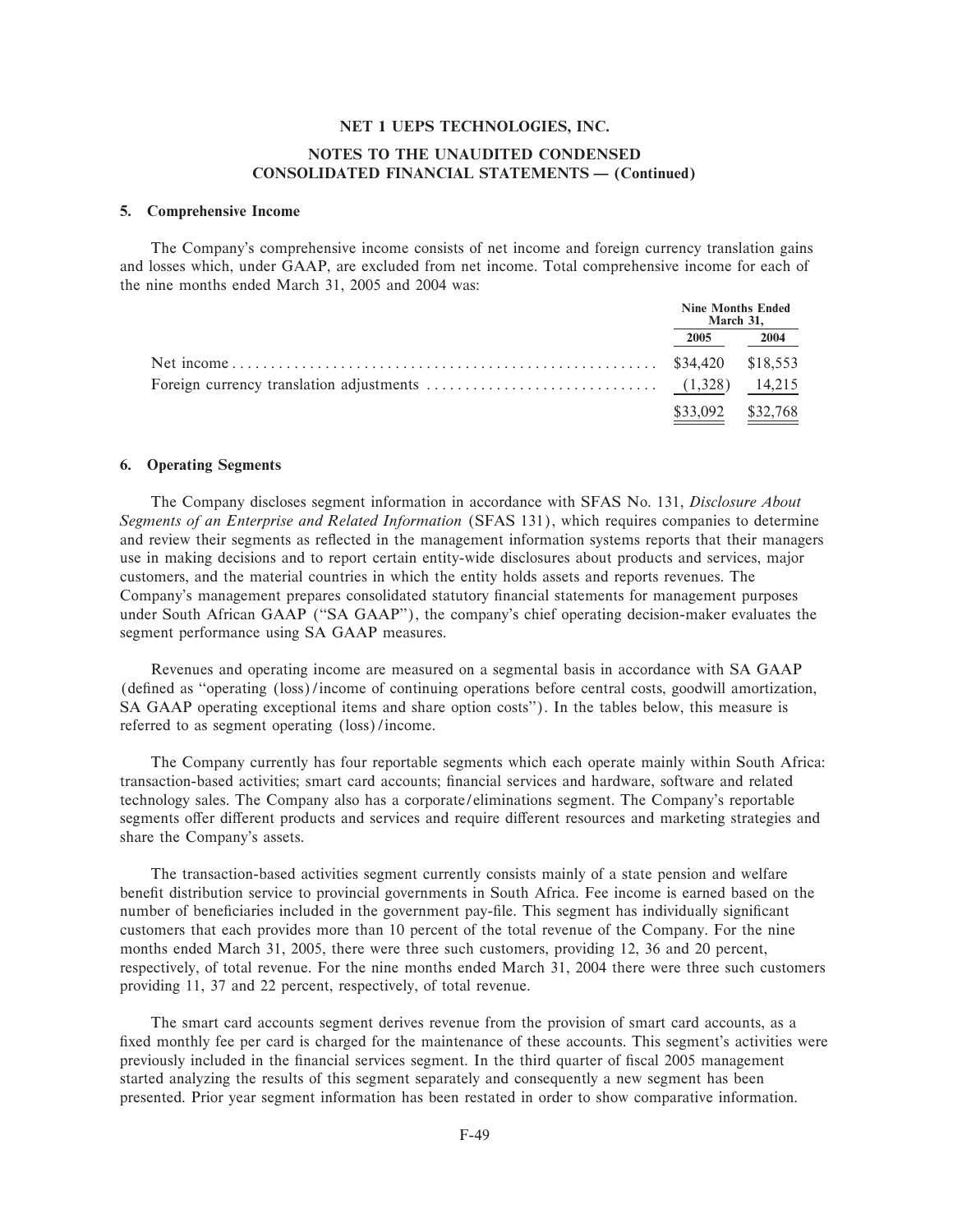## NET 1 UEPS TECHNOLOGIES, INC.

## NOTES TO THE UNAUDITED CONDENSED CONSOLIDATED FINANCIAL STATEMENTS — (Continued)

### 5. Comprehensive Income

The Company's comprehensive income consists of net income and foreign currency translation gains and losses which, under GAAP, are excluded from net income. Total comprehensive income for each of the nine months ended March 31, 2005 and 2004 was:

| | Nine Months Ended March 31, | |
|---|---|---|
| | 2005 | 2004 |
| Net income | $34,420 | $18,553 |
| Foreign currency translation adjustments | (1,328) | 14,215 |
| | $33,092 | $32,768 |

### 6. Operating Segments

The Company discloses segment information in accordance with SFAS No. 131, *Disclosure About Segments of an Enterprise and Related Information* (SFAS 131), which requires companies to determine and review their segments as reflected in the management information systems reports that their managers use in making decisions and to report certain entity-wide disclosures about products and services, major customers, and the material countries in which the entity holds assets and reports revenues. The Company's management prepares consolidated statutory financial statements for management purposes under South African GAAP ("SA GAAP"), the company's chief operating decision-maker evaluates the segment performance using SA GAAP measures.

Revenues and operating income are measured on a segmental basis in accordance with SA GAAP (defined as "operating (loss)/income of continuing operations before central costs, goodwill amortization, SA GAAP operating exceptional items and share option costs"). In the tables below, this measure is referred to as segment operating (loss)/income.

The Company currently has four reportable segments which each operate mainly within South Africa: transaction-based activities; smart card accounts; financial services and hardware, software and related technology sales. The Company also has a corporate/eliminations segment. The Company's reportable segments offer different products and services and require different resources and marketing strategies and share the Company's assets.

The transaction-based activities segment currently consists mainly of a state pension and welfare benefit distribution service to provincial governments in South Africa. Fee income is earned based on the number of beneficiaries included in the government pay-file. This segment has individually significant customers that each provides more than 10 percent of the total revenue of the Company. For the nine months ended March 31, 2005, there were three such customers, providing 12, 36 and 20 percent, respectively, of total revenue. For the nine months ended March 31, 2004 there were three such customers providing 11, 37 and 22 percent, respectively, of total revenue.

The smart card accounts segment derives revenue from the provision of smart card accounts, as a fixed monthly fee per card is charged for the maintenance of these accounts. This segment's activities were previously included in the financial services segment. In the third quarter of fiscal 2005 management started analyzing the results of this segment separately and consequently a new segment has been presented. Prior year segment information has been restated in order to show comparative information.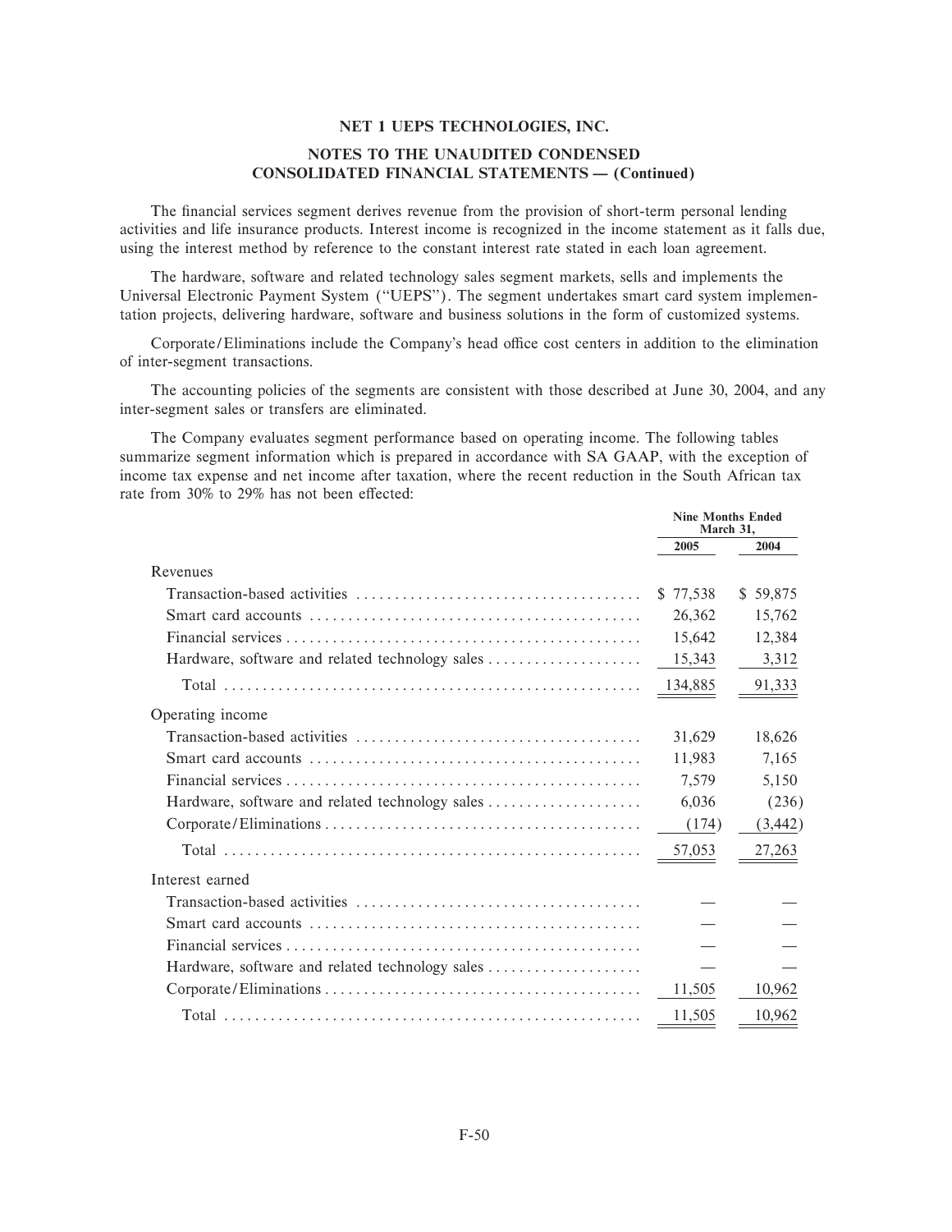## NET 1 UEPS TECHNOLOGIES, INC.

## NOTES TO THE UNAUDITED CONDENSED CONSOLIDATED FINANCIAL STATEMENTS — (Continued)

The financial services segment derives revenue from the provision of short-term personal lending activities and life insurance products. Interest income is recognized in the income statement as it falls due, using the interest method by reference to the constant interest rate stated in each loan agreement.

The hardware, software and related technology sales segment markets, sells and implements the Universal Electronic Payment System ("UEPS"). The segment undertakes smart card system implementation projects, delivering hardware, software and business solutions in the form of customized systems.

Corporate/Eliminations include the Company's head office cost centers in addition to the elimination of inter-segment transactions.

The accounting policies of the segments are consistent with those described at June 30, 2004, and any inter-segment sales or transfers are eliminated.

The Company evaluates segment performance based on operating income. The following tables summarize segment information which is prepared in accordance with SA GAAP, with the exception of income tax expense and net income after taxation, where the recent reduction in the South African tax rate from 30% to 29% has not been effected:

| | Nine Months Ended March 31, | |
|---|---|---|
| | 2005 | 2004 |
| Revenues | | |
| Transaction-based activities | $ 77,538 | $ 59,875 |
| Smart card accounts | 26,362 | 15,762 |
| Financial services | 15,642 | 12,384 |
| Hardware, software and related technology sales | 15,343 | 3,312 |
| Total | 134,885 | 91,333 |
| Operating income | | |
| Transaction-based activities | 31,629 | 18,626 |
| Smart card accounts | 11,983 | 7,165 |
| Financial services | 7,579 | 5,150 |
| Hardware, software and related technology sales | 6,036 | (236) |
| Corporate/Eliminations | (174) | (3,442) |
| Total | 57,053 | 27,263 |
| Interest earned | | |
| Transaction-based activities | — | — |
| Smart card accounts | — | — |
| Financial services | — | — |
| Hardware, software and related technology sales | — | — |
| Corporate/Eliminations | 11,505 | 10,962 |
| Total | 11,505 | 10,962 |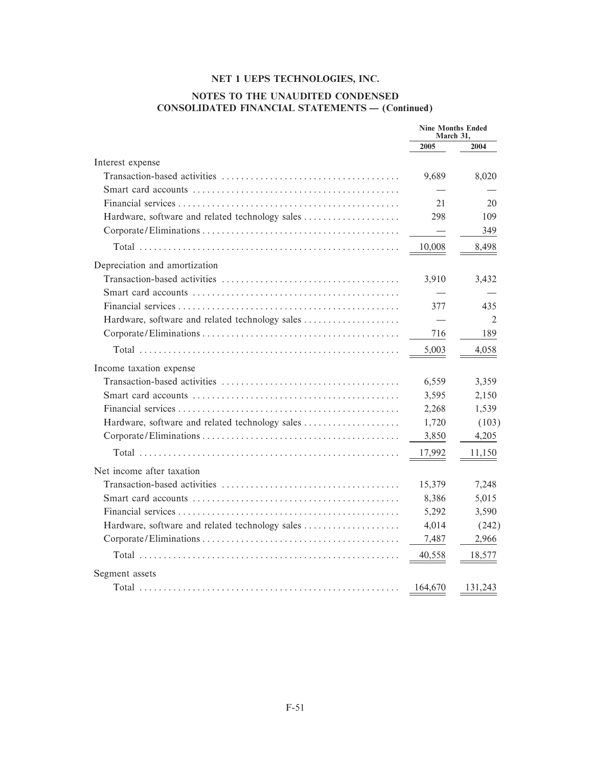**NET 1 UEPS TECHNOLOGIES, INC.**

**NOTES TO THE UNAUDITED CONDENSED CONSOLIDATED FINANCIAL STATEMENTS — (Continued)**

| | Nine Months Ended March 31, | |
|---|---|---|
| | 2005 | 2004 |
| **Interest expense** | | |
| Transaction-based activities | 9,689 | 8,020 |
| Smart card accounts | — | — |
| Financial services | 21 | 20 |
| Hardware, software and related technology sales | 298 | 109 |
| Corporate/Eliminations | — | 349 |
| Total | 10,008 | 8,498 |
| **Depreciation and amortization** | | |
| Transaction-based activities | 3,910 | 3,432 |
| Smart card accounts | — | — |
| Financial services | 377 | 435 |
| Hardware, software and related technology sales | — | 2 |
| Corporate/Eliminations | 716 | 189 |
| Total | 5,003 | 4,058 |
| **Income taxation expense** | | |
| Transaction-based activities | 6,559 | 3,359 |
| Smart card accounts | 3,595 | 2,150 |
| Financial services | 2,268 | 1,539 |
| Hardware, software and related technology sales | 1,720 | (103) |
| Corporate/Eliminations | 3,850 | 4,205 |
| Total | 17,992 | 11,150 |
| **Net income after taxation** | | |
| Transaction-based activities | 15,379 | 7,248 |
| Smart card accounts | 8,386 | 5,015 |
| Financial services | 5,292 | 3,590 |
| Hardware, software and related technology sales | 4,014 | (242) |
| Corporate/Eliminations | 7,487 | 2,966 |
| Total | 40,558 | 18,577 |
| **Segment assets** | | |
| Total | 164,670 | 131,243 |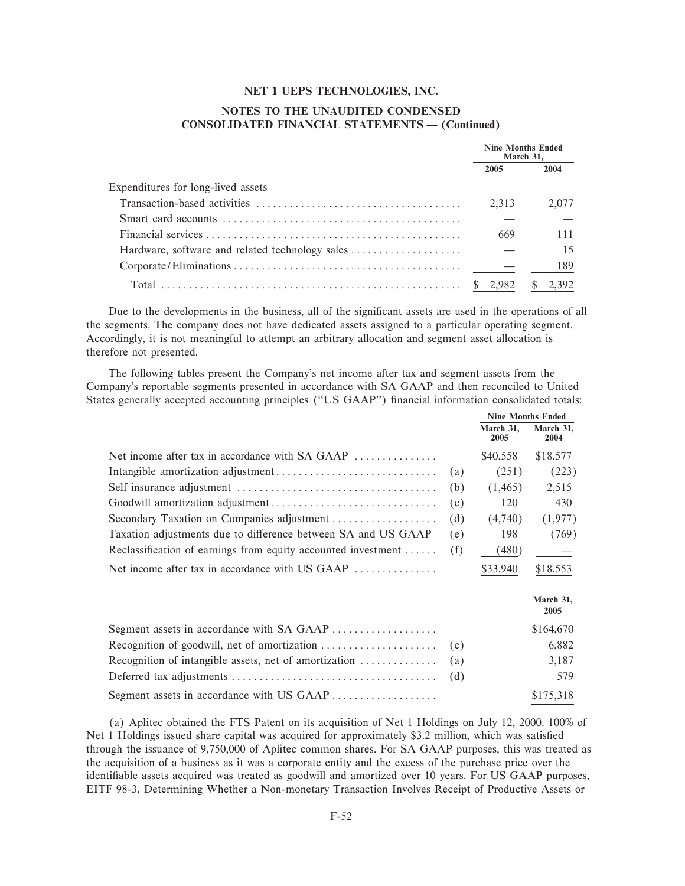## NET 1 UEPS TECHNOLOGIES, INC.

## NOTES TO THE UNAUDITED CONDENSED CONSOLIDATED FINANCIAL STATEMENTS — (Continued)

| | Nine Months Ended March 31, | |
|---|---|---|
| | 2005 | 2004 |
| Expenditures for long-lived assets | | |
| Transaction-based activities | 2,313 | 2,077 |
| Smart card accounts | — | — |
| Financial services | 669 | 111 |
| Hardware, software and related technology sales | — | 15 |
| Corporate/Eliminations | — | 189 |
| Total | $ 2,982 | $ 2,392 |

Due to the developments in the business, all of the significant assets are used in the operations of all the segments. The company does not have dedicated assets assigned to a particular operating segment. Accordingly, it is not meaningful to attempt an arbitrary allocation and segment asset allocation is therefore not presented.

The following tables present the Company's net income after tax and segment assets from the Company's reportable segments presented in accordance with SA GAAP and then reconciled to United States generally accepted accounting principles ("US GAAP") financial information consolidated totals:

| | | Nine Months Ended | |
|---|---|---|---|
| | | March 31, 2005 | March 31, 2004 |
| Net income after tax in accordance with SA GAAP | | $40,558 | $18,577 |
| Intangible amortization adjustment | (a) | (251) | (223) |
| Self insurance adjustment | (b) | (1,465) | 2,515 |
| Goodwill amortization adjustment | (c) | 120 | 430 |
| Secondary Taxation on Companies adjustment | (d) | (4,740) | (1,977) |
| Taxation adjustments due to difference between SA and US GAAP | (e) | 198 | (769) |
| Reclassification of earnings from equity accounted investment | (f) | (480) | — |
| Net income after tax in accordance with US GAAP | | $33,940 | $18,553 |

| | | March 31, 2005 |
|---|---|---|
| Segment assets in accordance with SA GAAP | | $164,670 |
| Recognition of goodwill, net of amortization | (c) | 6,882 |
| Recognition of intangible assets, net of amortization | (a) | 3,187 |
| Deferred tax adjustments | (d) | 579 |
| Segment assets in accordance with US GAAP | | $175,318 |

(a) Aplitec obtained the FTS Patent on its acquisition of Net 1 Holdings on July 12, 2000. 100% of Net 1 Holdings issued share capital was acquired for approximately $3.2 million, which was satisfied through the issuance of 9,750,000 of Aplitec common shares. For SA GAAP purposes, this was treated as the acquisition of a business as it was a corporate entity and the excess of the purchase price over the identifiable assets acquired was treated as goodwill and amortized over 10 years. For US GAAP purposes, EITF 98-3, Determining Whether a Non-monetary Transaction Involves Receipt of Productive Assets or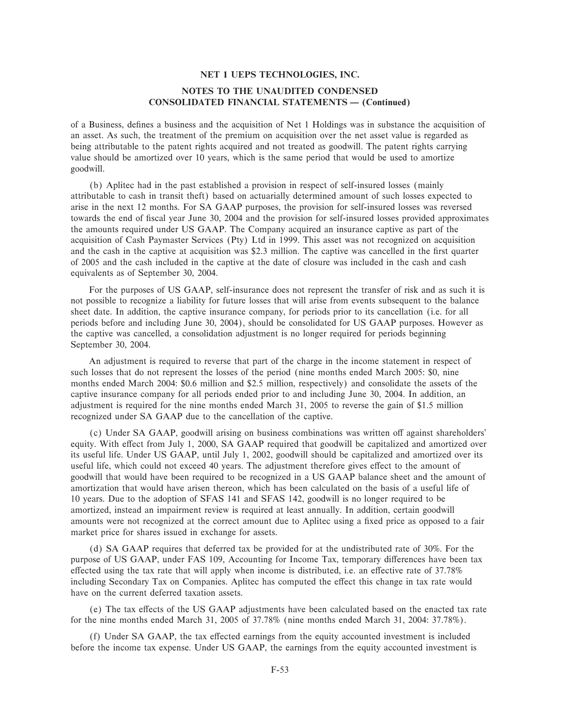of a Business, defines a business and the acquisition of Net 1 Holdings was in substance the acquisition of an asset. As such, the treatment of the premium on acquisition over the net asset value is regarded as being attributable to the patent rights acquired and not treated as goodwill. The patent rights carrying value should be amortized over 10 years, which is the same period that would be used to amortize goodwill.

(b) Aplitec had in the past established a provision in respect of self-insured losses (mainly attributable to cash in transit theft) based on actuarially determined amount of such losses expected to arise in the next 12 months. For SA GAAP purposes, the provision for self-insured losses was reversed towards the end of fiscal year June 30, 2004 and the provision for self-insured losses provided approximates the amounts required under US GAAP. The Company acquired an insurance captive as part of the acquisition of Cash Paymaster Services (Pty) Ltd in 1999. This asset was not recognized on acquisition and the cash in the captive at acquisition was $2.3 million. The captive was cancelled in the first quarter of 2005 and the cash included in the captive at the date of closure was included in the cash and cash equivalents as of September 30, 2004.

For the purposes of US GAAP, self-insurance does not represent the transfer of risk and as such it is not possible to recognize a liability for future losses that will arise from events subsequent to the balance sheet date. In addition, the captive insurance company, for periods prior to its cancellation (i.e. for all periods before and including June 30, 2004), should be consolidated for US GAAP purposes. However as the captive was cancelled, a consolidation adjustment is no longer required for periods beginning September 30, 2004.

An adjustment is required to reverse that part of the charge in the income statement in respect of such losses that do not represent the losses of the period (nine months ended March 2005: $0, nine months ended March 2004: $0.6 million and $2.5 million, respectively) and consolidate the assets of the captive insurance company for all periods ended prior to and including June 30, 2004. In addition, an adjustment is required for the nine months ended March 31, 2005 to reverse the gain of $1.5 million recognized under SA GAAP due to the cancellation of the captive.

(c) Under SA GAAP, goodwill arising on business combinations was written off against shareholders' equity. With effect from July 1, 2000, SA GAAP required that goodwill be capitalized and amortized over its useful life. Under US GAAP, until July 1, 2002, goodwill should be capitalized and amortized over its useful life, which could not exceed 40 years. The adjustment therefore gives effect to the amount of goodwill that would have been required to be recognized in a US GAAP balance sheet and the amount of amortization that would have arisen thereon, which has been calculated on the basis of a useful life of 10 years. Due to the adoption of SFAS 141 and SFAS 142, goodwill is no longer required to be amortized, instead an impairment review is required at least annually. In addition, certain goodwill amounts were not recognized at the correct amount due to Aplitec using a fixed price as opposed to a fair market price for shares issued in exchange for assets.

(d) SA GAAP requires that deferred tax be provided for at the undistributed rate of 30%. For the purpose of US GAAP, under FAS 109, Accounting for Income Tax, temporary differences have been tax effected using the tax rate that will apply when income is distributed, i.e. an effective rate of 37.78% including Secondary Tax on Companies. Aplitec has computed the effect this change in tax rate would have on the current deferred taxation assets.

(e) The tax effects of the US GAAP adjustments have been calculated based on the enacted tax rate for the nine months ended March 31, 2005 of 37.78% (nine months ended March 31, 2004: 37.78%).

(f) Under SA GAAP, the tax effected earnings from the equity accounted investment is included before the income tax expense. Under US GAAP, the earnings from the equity accounted investment is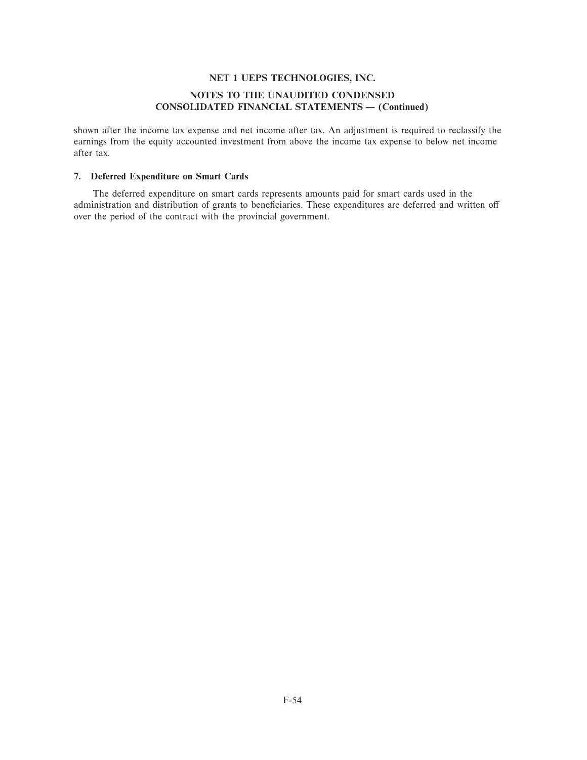shown after the income tax expense and net income after tax. An adjustment is required to reclassify the earnings from the equity accounted investment from above the income tax expense to below net income after tax.

### 7. Deferred Expenditure on Smart Cards

The deferred expenditure on smart cards represents amounts paid for smart cards used in the administration and distribution of grants to beneficiaries. These expenditures are deferred and written off over the period of the contract with the provincial government.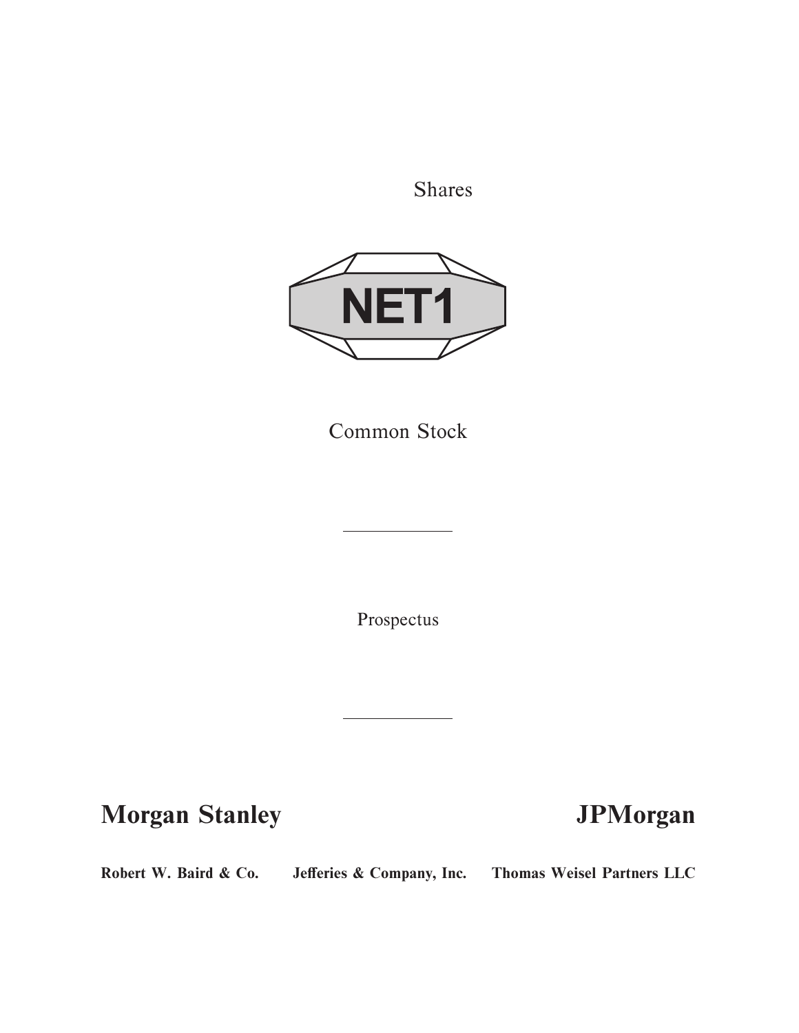Shares

NET1

Common Stock

---

Prospectus

---

**Morgan Stanley** **JPMorgan**

**Robert W. Baird & Co.** **Jefferies & Company, Inc.** **Thomas Weisel Partners LLC**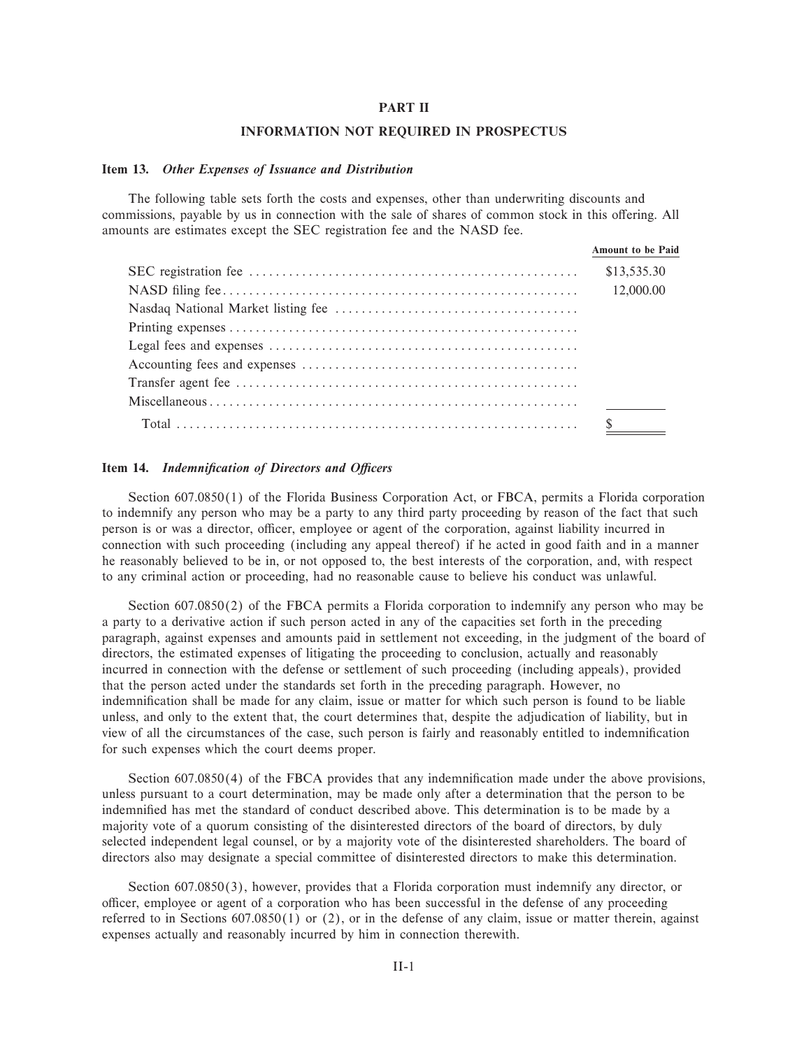# PART II

## INFORMATION NOT REQUIRED IN PROSPECTUS

### Item 13. *Other Expenses of Issuance and Distribution*

The following table sets forth the costs and expenses, other than underwriting discounts and commissions, payable by us in connection with the sale of shares of common stock in this offering. All amounts are estimates except the SEC registration fee and the NASD fee.

| | Amount to be Paid |
|---|---|
| SEC registration fee | $13,535.30 |
| NASD filing fee | 12,000.00 |
| Nasdaq National Market listing fee | |
| Printing expenses | |
| Legal fees and expenses | |
| Accounting fees and expenses | |
| Transfer agent fee | |
| Miscellaneous | |
| Total | $ |

### Item 14. *Indemnification of Directors and Officers*

Section 607.0850(1) of the Florida Business Corporation Act, or FBCA, permits a Florida corporation to indemnify any person who may be a party to any third party proceeding by reason of the fact that such person is or was a director, officer, employee or agent of the corporation, against liability incurred in connection with such proceeding (including any appeal thereof) if he acted in good faith and in a manner he reasonably believed to be in, or not opposed to, the best interests of the corporation, and, with respect to any criminal action or proceeding, had no reasonable cause to believe his conduct was unlawful.

Section 607.0850(2) of the FBCA permits a Florida corporation to indemnify any person who may be a party to a derivative action if such person acted in any of the capacities set forth in the preceding paragraph, against expenses and amounts paid in settlement not exceeding, in the judgment of the board of directors, the estimated expenses of litigating the proceeding to conclusion, actually and reasonably incurred in connection with the defense or settlement of such proceeding (including appeals), provided that the person acted under the standards set forth in the preceding paragraph. However, no indemnification shall be made for any claim, issue or matter for which such person is found to be liable unless, and only to the extent that, the court determines that, despite the adjudication of liability, but in view of all the circumstances of the case, such person is fairly and reasonably entitled to indemnification for such expenses which the court deems proper.

Section 607.0850(4) of the FBCA provides that any indemnification made under the above provisions, unless pursuant to a court determination, may be made only after a determination that the person to be indemnified has met the standard of conduct described above. This determination is to be made by a majority vote of a quorum consisting of the disinterested directors of the board of directors, by duly selected independent legal counsel, or by a majority vote of the disinterested shareholders. The board of directors also may designate a special committee of disinterested directors to make this determination.

Section 607.0850(3), however, provides that a Florida corporation must indemnify any director, or officer, employee or agent of a corporation who has been successful in the defense of any proceeding referred to in Sections 607.0850(1) or (2), or in the defense of any claim, issue or matter therein, against expenses actually and reasonably incurred by him in connection therewith.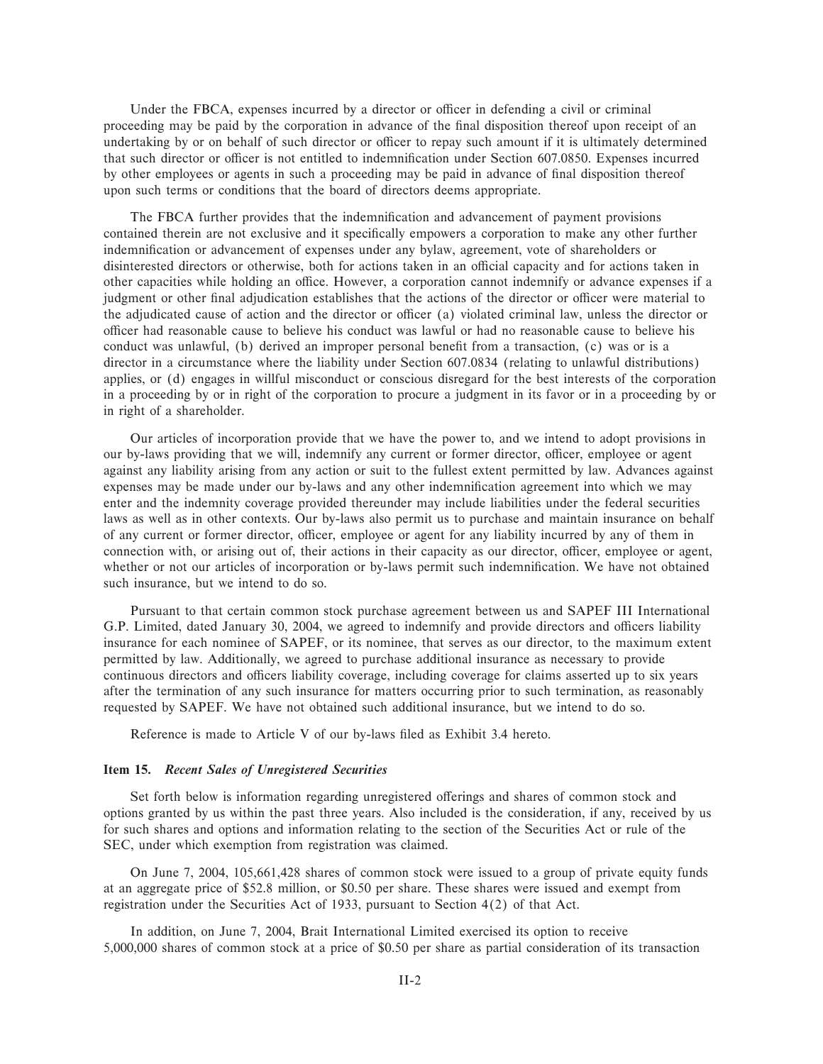Under the FBCA, expenses incurred by a director or officer in defending a civil or criminal proceeding may be paid by the corporation in advance of the final disposition thereof upon receipt of an undertaking by or on behalf of such director or officer to repay such amount if it is ultimately determined that such director or officer is not entitled to indemnification under Section 607.0850. Expenses incurred by other employees or agents in such a proceeding may be paid in advance of final disposition thereof upon such terms or conditions that the board of directors deems appropriate.

The FBCA further provides that the indemnification and advancement of payment provisions contained therein are not exclusive and it specifically empowers a corporation to make any other further indemnification or advancement of expenses under any bylaw, agreement, vote of shareholders or disinterested directors or otherwise, both for actions taken in an official capacity and for actions taken in other capacities while holding an office. However, a corporation cannot indemnify or advance expenses if a judgment or other final adjudication establishes that the actions of the director or officer were material to the adjudicated cause of action and the director or officer (a) violated criminal law, unless the director or officer had reasonable cause to believe his conduct was lawful or had no reasonable cause to believe his conduct was unlawful, (b) derived an improper personal benefit from a transaction, (c) was or is a director in a circumstance where the liability under Section 607.0834 (relating to unlawful distributions) applies, or (d) engages in willful misconduct or conscious disregard for the best interests of the corporation in a proceeding by or in right of the corporation to procure a judgment in its favor or in a proceeding by or in right of a shareholder.

Our articles of incorporation provide that we have the power to, and we intend to adopt provisions in our by-laws providing that we will, indemnify any current or former director, officer, employee or agent against any liability arising from any action or suit to the fullest extent permitted by law. Advances against expenses may be made under our by-laws and any other indemnification agreement into which we may enter and the indemnity coverage provided thereunder may include liabilities under the federal securities laws as well as in other contexts. Our by-laws also permit us to purchase and maintain insurance on behalf of any current or former director, officer, employee or agent for any liability incurred by any of them in connection with, or arising out of, their actions in their capacity as our director, officer, employee or agent, whether or not our articles of incorporation or by-laws permit such indemnification. We have not obtained such insurance, but we intend to do so.

Pursuant to that certain common stock purchase agreement between us and SAPEF III International G.P. Limited, dated January 30, 2004, we agreed to indemnify and provide directors and officers liability insurance for each nominee of SAPEF, or its nominee, that serves as our director, to the maximum extent permitted by law. Additionally, we agreed to purchase additional insurance as necessary to provide continuous directors and officers liability coverage, including coverage for claims asserted up to six years after the termination of any such insurance for matters occurring prior to such termination, as reasonably requested by SAPEF. We have not obtained such additional insurance, but we intend to do so.

Reference is made to Article V of our by-laws filed as Exhibit 3.4 hereto.

### Item 15. *Recent Sales of Unregistered Securities*

Set forth below is information regarding unregistered offerings and shares of common stock and options granted by us within the past three years. Also included is the consideration, if any, received by us for such shares and options and information relating to the section of the Securities Act or rule of the SEC, under which exemption from registration was claimed.

On June 7, 2004, 105,661,428 shares of common stock were issued to a group of private equity funds at an aggregate price of $52.8 million, or $0.50 per share. These shares were issued and exempt from registration under the Securities Act of 1933, pursuant to Section 4(2) of that Act.

In addition, on June 7, 2004, Brait International Limited exercised its option to receive 5,000,000 shares of common stock at a price of $0.50 per share as partial consideration of its transaction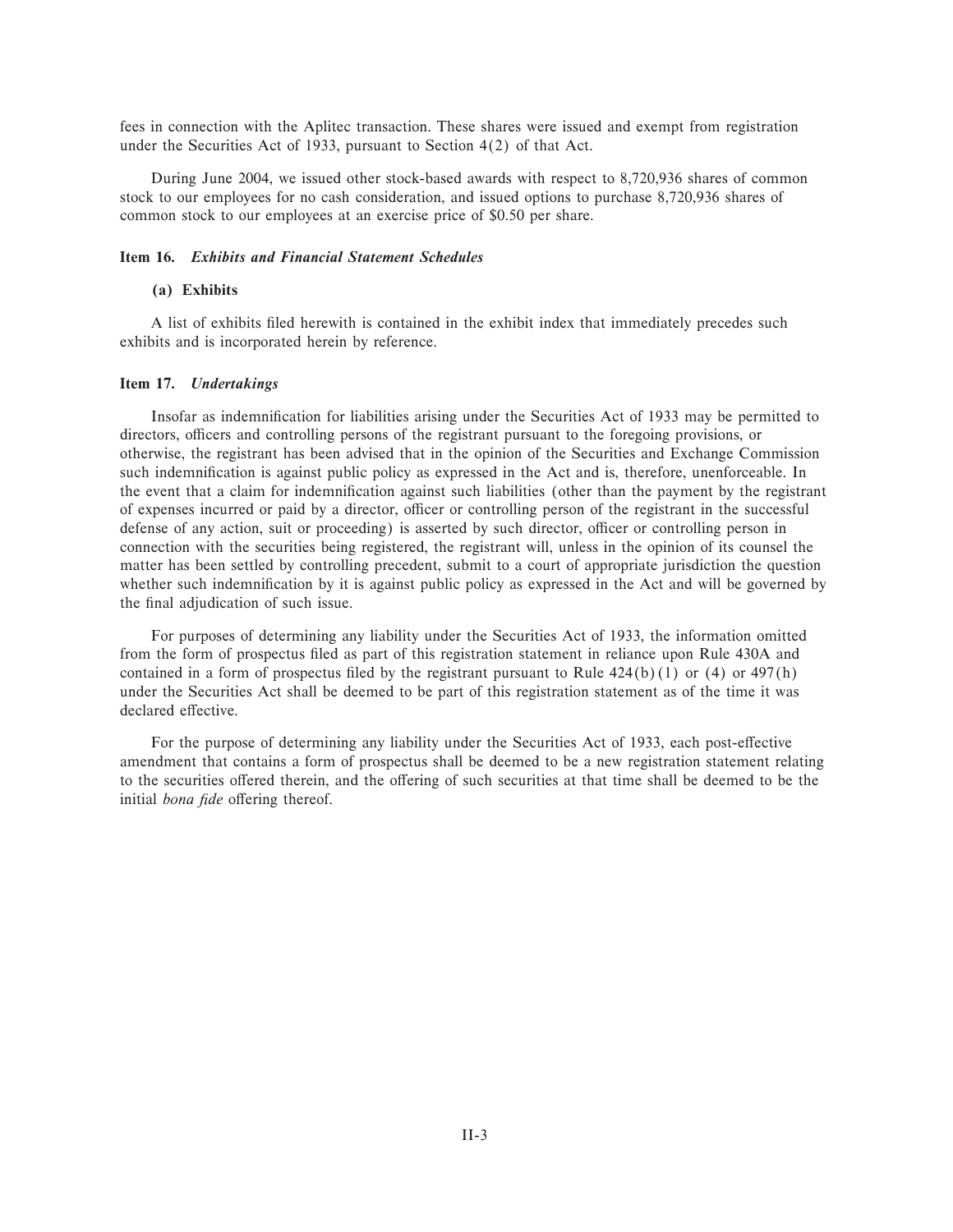fees in connection with the Aplitec transaction. These shares were issued and exempt from registration under the Securities Act of 1933, pursuant to Section 4(2) of that Act.

During June 2004, we issued other stock-based awards with respect to 8,720,936 shares of common stock to our employees for no cash consideration, and issued options to purchase 8,720,936 shares of common stock to our employees at an exercise price of $0.50 per share.

### Item 16. *Exhibits and Financial Statement Schedules*

#### (a) Exhibits

A list of exhibits filed herewith is contained in the exhibit index that immediately precedes such exhibits and is incorporated herein by reference.

### Item 17. *Undertakings*

Insofar as indemnification for liabilities arising under the Securities Act of 1933 may be permitted to directors, officers and controlling persons of the registrant pursuant to the foregoing provisions, or otherwise, the registrant has been advised that in the opinion of the Securities and Exchange Commission such indemnification is against public policy as expressed in the Act and is, therefore, unenforceable. In the event that a claim for indemnification against such liabilities (other than the payment by the registrant of expenses incurred or paid by a director, officer or controlling person of the registrant in the successful defense of any action, suit or proceeding) is asserted by such director, officer or controlling person in connection with the securities being registered, the registrant will, unless in the opinion of its counsel the matter has been settled by controlling precedent, submit to a court of appropriate jurisdiction the question whether such indemnification by it is against public policy as expressed in the Act and will be governed by the final adjudication of such issue.

For purposes of determining any liability under the Securities Act of 1933, the information omitted from the form of prospectus filed as part of this registration statement in reliance upon Rule 430A and contained in a form of prospectus filed by the registrant pursuant to Rule 424(b)(1) or (4) or 497(h) under the Securities Act shall be deemed to be part of this registration statement as of the time it was declared effective.

For the purpose of determining any liability under the Securities Act of 1933, each post-effective amendment that contains a form of prospectus shall be deemed to be a new registration statement relating to the securities offered therein, and the offering of such securities at that time shall be deemed to be the initial *bona fide* offering thereof.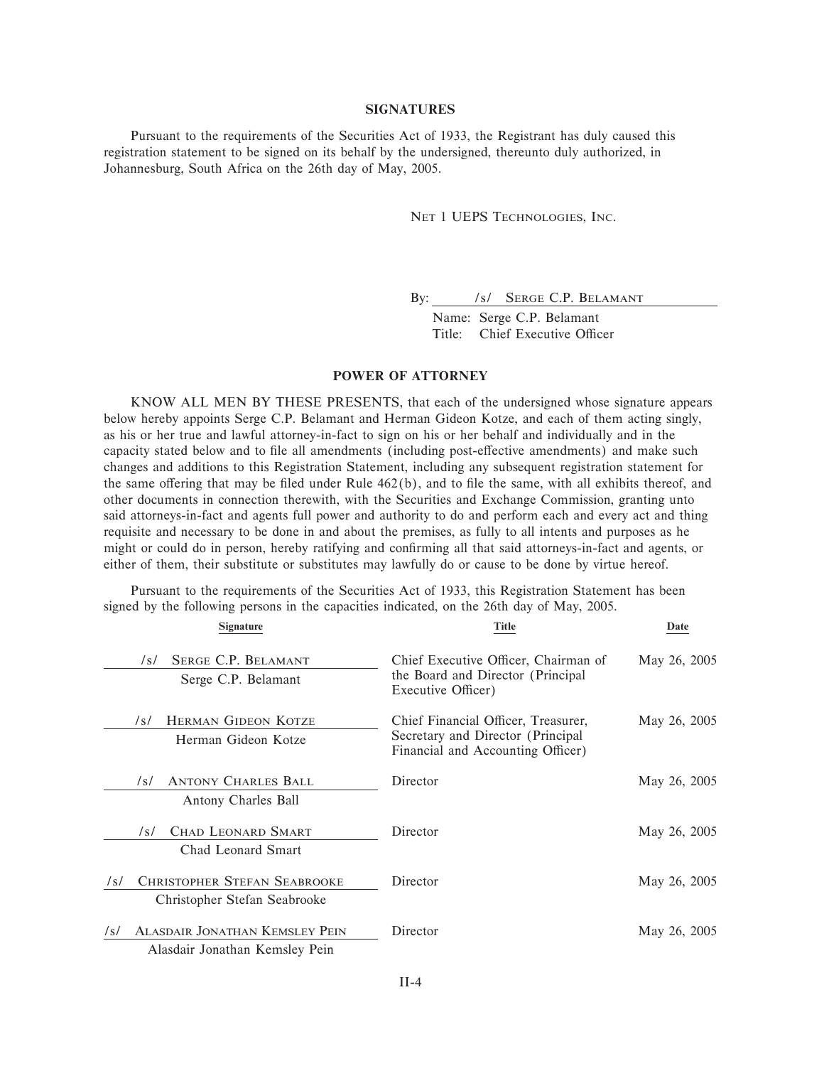## SIGNATURES

Pursuant to the requirements of the Securities Act of 1933, the Registrant has duly caused this registration statement to be signed on its behalf by the undersigned, thereunto duly authorized, in Johannesburg, South Africa on the 26th day of May, 2005.

NET 1 UEPS TECHNOLOGIES, INC.

By: /s/ SERGE C.P. BELAMANT
Name: Serge C.P. Belamant
Title: Chief Executive Officer

## POWER OF ATTORNEY

KNOW ALL MEN BY THESE PRESENTS, that each of the undersigned whose signature appears below hereby appoints Serge C.P. Belamant and Herman Gideon Kotze, and each of them acting singly, as his or her true and lawful attorney-in-fact to sign on his or her behalf and individually and in the capacity stated below and to file all amendments (including post-effective amendments) and make such changes and additions to this Registration Statement, including any subsequent registration statement for the same offering that may be filed under Rule 462(b), and to file the same, with all exhibits thereof, and other documents in connection therewith, with the Securities and Exchange Commission, granting unto said attorneys-in-fact and agents full power and authority to do and perform each and every act and thing requisite and necessary to be done in and about the premises, as fully to all intents and purposes as he might or could do in person, hereby ratifying and confirming all that said attorneys-in-fact and agents, or either of them, their substitute or substitutes may lawfully do or cause to be done by virtue hereof.

Pursuant to the requirements of the Securities Act of 1933, this Registration Statement has been signed by the following persons in the capacities indicated, on the 26th day of May, 2005.

| Signature | Title | Date |
|---|---|---|
| /s/ SERGE C.P. BELAMANT<br>Serge C.P. Belamant | Chief Executive Officer, Chairman of the Board and Director (Principal Executive Officer) | May 26, 2005 |
| /s/ HERMAN GIDEON KOTZE<br>Herman Gideon Kotze | Chief Financial Officer, Treasurer, Secretary and Director (Principal Financial and Accounting Officer) | May 26, 2005 |
| /s/ ANTONY CHARLES BALL<br>Antony Charles Ball | Director | May 26, 2005 |
| /s/ CHAD LEONARD SMART<br>Chad Leonard Smart | Director | May 26, 2005 |
| /s/ CHRISTOPHER STEFAN SEABROOKE<br>Christopher Stefan Seabrooke | Director | May 26, 2005 |
| /s/ ALASDAIR JONATHAN KEMSLEY PEIN<br>Alasdair Jonathan Kemsley Pein | Director | May 26, 2005 |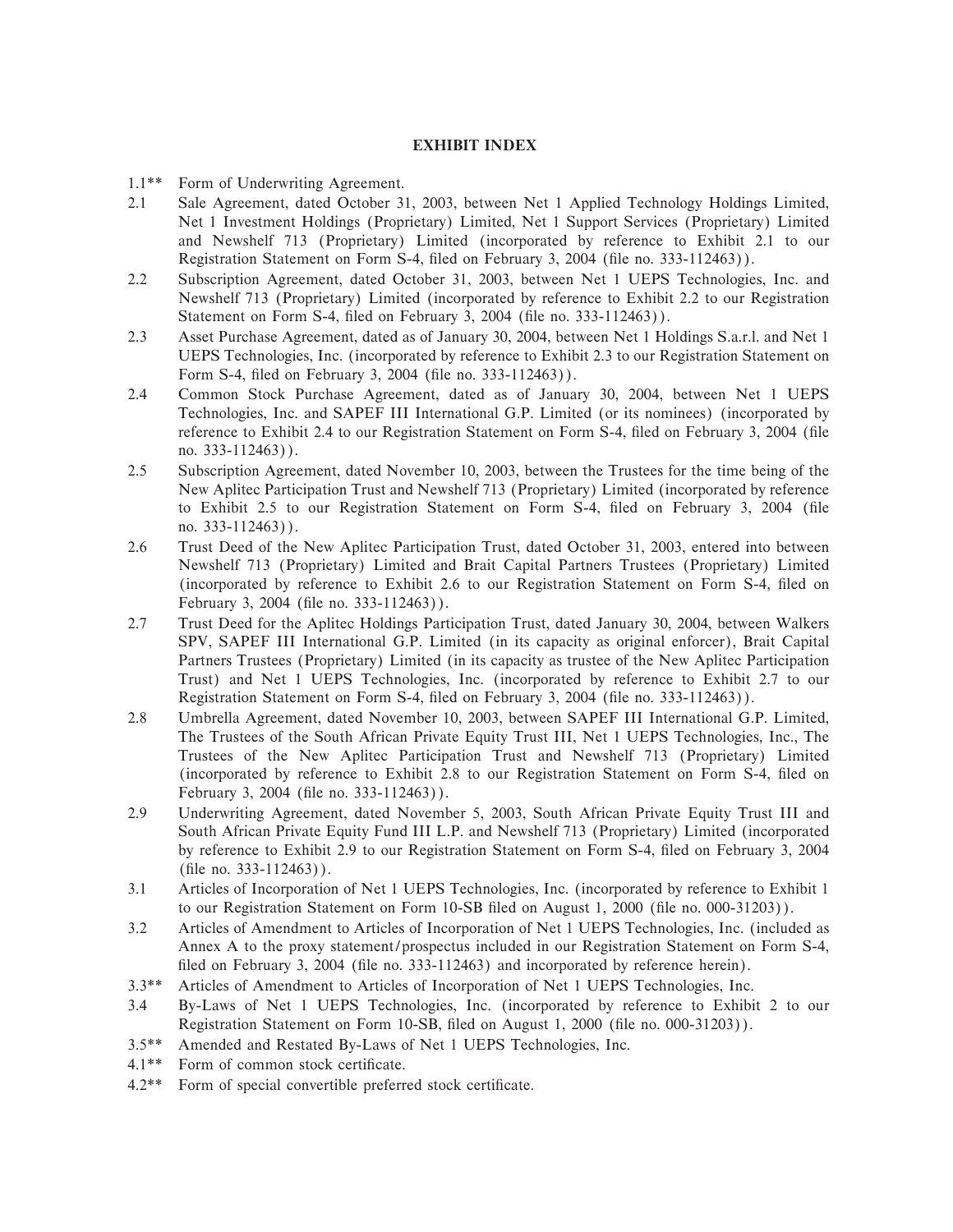## EXHIBIT INDEX

1.1** Form of Underwriting Agreement.

2.1 Sale Agreement, dated October 31, 2003, between Net 1 Applied Technology Holdings Limited, Net 1 Investment Holdings (Proprietary) Limited, Net 1 Support Services (Proprietary) Limited and Newshelf 713 (Proprietary) Limited (incorporated by reference to Exhibit 2.1 to our Registration Statement on Form S-4, filed on February 3, 2004 (file no. 333-112463)).

2.2 Subscription Agreement, dated October 31, 2003, between Net 1 UEPS Technologies, Inc. and Newshelf 713 (Proprietary) Limited (incorporated by reference to Exhibit 2.2 to our Registration Statement on Form S-4, filed on February 3, 2004 (file no. 333-112463)).

2.3 Asset Purchase Agreement, dated as of January 30, 2004, between Net 1 Holdings S.a.r.l. and Net 1 UEPS Technologies, Inc. (incorporated by reference to Exhibit 2.3 to our Registration Statement on Form S-4, filed on February 3, 2004 (file no. 333-112463)).

2.4 Common Stock Purchase Agreement, dated as of January 30, 2004, between Net 1 UEPS Technologies, Inc. and SAPEF III International G.P. Limited (or its nominees) (incorporated by reference to Exhibit 2.4 to our Registration Statement on Form S-4, filed on February 3, 2004 (file no. 333-112463)).

2.5 Subscription Agreement, dated November 10, 2003, between the Trustees for the time being of the New Aplitec Participation Trust and Newshelf 713 (Proprietary) Limited (incorporated by reference to Exhibit 2.5 to our Registration Statement on Form S-4, filed on February 3, 2004 (file no. 333-112463)).

2.6 Trust Deed of the New Aplitec Participation Trust, dated October 31, 2003, entered into between Newshelf 713 (Proprietary) Limited and Brait Capital Partners Trustees (Proprietary) Limited (incorporated by reference to Exhibit 2.6 to our Registration Statement on Form S-4, filed on February 3, 2004 (file no. 333-112463)).

2.7 Trust Deed for the Aplitec Holdings Participation Trust, dated January 30, 2004, between Walkers SPV, SAPEF III International G.P. Limited (in its capacity as original enforcer), Brait Capital Partners Trustees (Proprietary) Limited (in its capacity as trustee of the New Aplitec Participation Trust) and Net 1 UEPS Technologies, Inc. (incorporated by reference to Exhibit 2.7 to our Registration Statement on Form S-4, filed on February 3, 2004 (file no. 333-112463)).

2.8 Umbrella Agreement, dated November 10, 2003, between SAPEF III International G.P. Limited, The Trustees of the South African Private Equity Trust III, Net 1 UEPS Technologies, Inc., The Trustees of the New Aplitec Participation Trust and Newshelf 713 (Proprietary) Limited (incorporated by reference to Exhibit 2.8 to our Registration Statement on Form S-4, filed on February 3, 2004 (file no. 333-112463)).

2.9 Underwriting Agreement, dated November 5, 2003, South African Private Equity Trust III and South African Private Equity Fund III L.P. and Newshelf 713 (Proprietary) Limited (incorporated by reference to Exhibit 2.9 to our Registration Statement on Form S-4, filed on February 3, 2004 (file no. 333-112463)).

3.1 Articles of Incorporation of Net 1 UEPS Technologies, Inc. (incorporated by reference to Exhibit 1 to our Registration Statement on Form 10-SB filed on August 1, 2000 (file no. 000-31203)).

3.2 Articles of Amendment to Articles of Incorporation of Net 1 UEPS Technologies, Inc. (included as Annex A to the proxy statement/prospectus included in our Registration Statement on Form S-4, filed on February 3, 2004 (file no. 333-112463) and incorporated by reference herein).

3.3** Articles of Amendment to Articles of Incorporation of Net 1 UEPS Technologies, Inc.

3.4 By-Laws of Net 1 UEPS Technologies, Inc. (incorporated by reference to Exhibit 2 to our Registration Statement on Form 10-SB, filed on August 1, 2000 (file no. 000-31203)).

3.5** Amended and Restated By-Laws of Net 1 UEPS Technologies, Inc.

4.1** Form of common stock certificate.

4.2** Form of special convertible preferred stock certificate.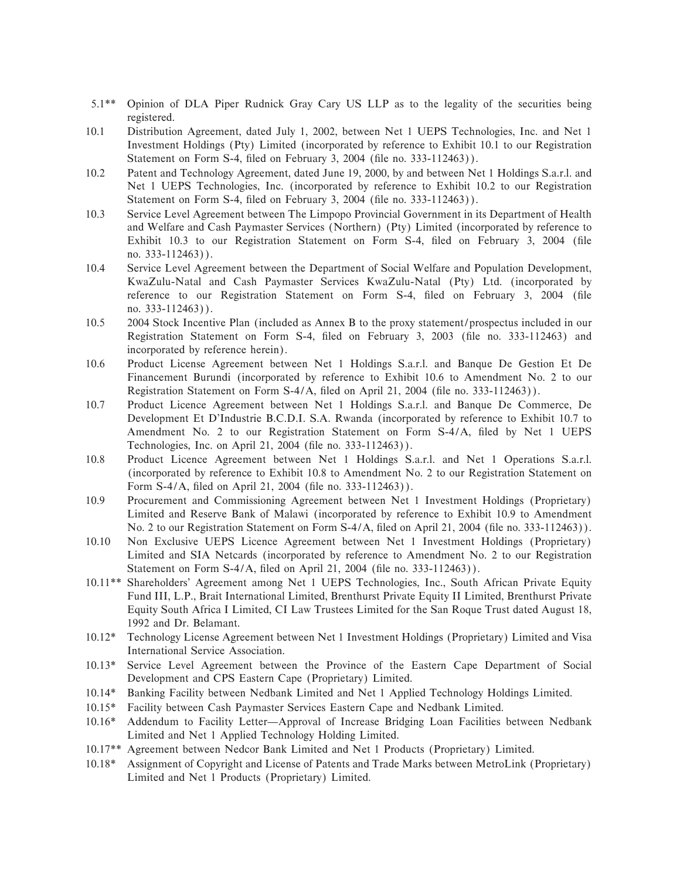5.1** Opinion of DLA Piper Rudnick Gray Cary US LLP as to the legality of the securities being registered.

10.1 Distribution Agreement, dated July 1, 2002, between Net 1 UEPS Technologies, Inc. and Net 1 Investment Holdings (Pty) Limited (incorporated by reference to Exhibit 10.1 to our Registration Statement on Form S-4, filed on February 3, 2004 (file no. 333-112463)).

10.2 Patent and Technology Agreement, dated June 19, 2000, by and between Net 1 Holdings S.a.r.l. and Net 1 UEPS Technologies, Inc. (incorporated by reference to Exhibit 10.2 to our Registration Statement on Form S-4, filed on February 3, 2004 (file no. 333-112463)).

10.3 Service Level Agreement between The Limpopo Provincial Government in its Department of Health and Welfare and Cash Paymaster Services (Northern) (Pty) Limited (incorporated by reference to Exhibit 10.3 to our Registration Statement on Form S-4, filed on February 3, 2004 (file no. 333-112463)).

10.4 Service Level Agreement between the Department of Social Welfare and Population Development, KwaZulu-Natal and Cash Paymaster Services KwaZulu-Natal (Pty) Ltd. (incorporated by reference to our Registration Statement on Form S-4, filed on February 3, 2004 (file no. 333-112463)).

10.5 2004 Stock Incentive Plan (included as Annex B to the proxy statement/prospectus included in our Registration Statement on Form S-4, filed on February 3, 2003 (file no. 333-112463) and incorporated by reference herein).

10.6 Product License Agreement between Net 1 Holdings S.a.r.l. and Banque De Gestion Et De Financement Burundi (incorporated by reference to Exhibit 10.6 to Amendment No. 2 to our Registration Statement on Form S-4/A, filed on April 21, 2004 (file no. 333-112463)).

10.7 Product Licence Agreement between Net 1 Holdings S.a.r.l. and Banque De Commerce, De Development Et D'Industrie B.C.D.I. S.A. Rwanda (incorporated by reference to Exhibit 10.7 to Amendment No. 2 to our Registration Statement on Form S-4/A, filed by Net 1 UEPS Technologies, Inc. on April 21, 2004 (file no. 333-112463)).

10.8 Product Licence Agreement between Net 1 Holdings S.a.r.l. and Net 1 Operations S.a.r.l. (incorporated by reference to Exhibit 10.8 to Amendment No. 2 to our Registration Statement on Form S-4/A, filed on April 21, 2004 (file no. 333-112463)).

10.9 Procurement and Commissioning Agreement between Net 1 Investment Holdings (Proprietary) Limited and Reserve Bank of Malawi (incorporated by reference to Exhibit 10.9 to Amendment No. 2 to our Registration Statement on Form S-4/A, filed on April 21, 2004 (file no. 333-112463)).

10.10 Non Exclusive UEPS Licence Agreement between Net 1 Investment Holdings (Proprietary) Limited and SIA Netcards (incorporated by reference to Amendment No. 2 to our Registration Statement on Form S-4/A, filed on April 21, 2004 (file no. 333-112463)).

10.11** Shareholders' Agreement among Net 1 UEPS Technologies, Inc., South African Private Equity Fund III, L.P., Brait International Limited, Brenthurst Private Equity II Limited, Brenthurst Private Equity South Africa I Limited, CI Law Trustees Limited for the San Roque Trust dated August 18, 1992 and Dr. Belamant.

10.12* Technology License Agreement between Net 1 Investment Holdings (Proprietary) Limited and Visa International Service Association.

10.13* Service Level Agreement between the Province of the Eastern Cape Department of Social Development and CPS Eastern Cape (Proprietary) Limited.

10.14* Banking Facility between Nedbank Limited and Net 1 Applied Technology Holdings Limited.

10.15* Facility between Cash Paymaster Services Eastern Cape and Nedbank Limited.

10.16* Addendum to Facility Letter—Approval of Increase Bridging Loan Facilities between Nedbank Limited and Net 1 Applied Technology Holding Limited.

10.17** Agreement between Nedcor Bank Limited and Net 1 Products (Proprietary) Limited.

10.18* Assignment of Copyright and License of Patents and Trade Marks between MetroLink (Proprietary) Limited and Net 1 Products (Proprietary) Limited.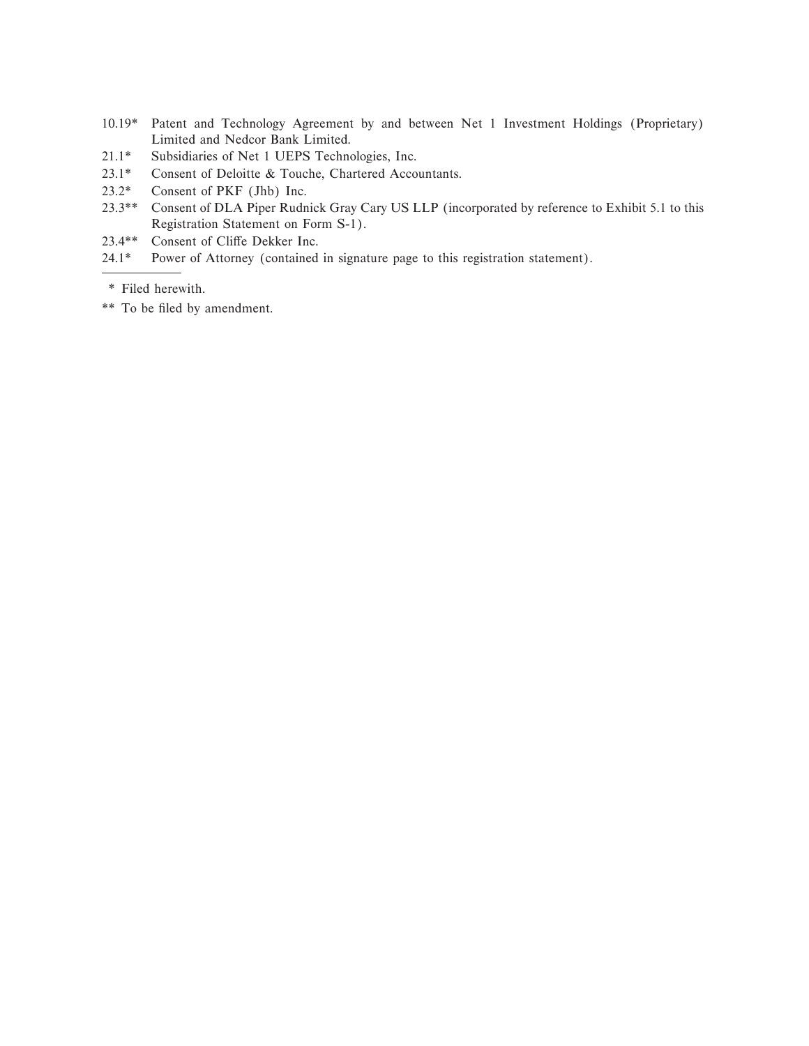10.19* Patent and Technology Agreement by and between Net 1 Investment Holdings (Proprietary) Limited and Nedcor Bank Limited.

21.1* Subsidiaries of Net 1 UEPS Technologies, Inc.

23.1* Consent of Deloitte & Touche, Chartered Accountants.

23.2* Consent of PKF (Jhb) Inc.

23.3** Consent of DLA Piper Rudnick Gray Cary US LLP (incorporated by reference to Exhibit 5.1 to this Registration Statement on Form S-1).

23.4** Consent of Cliffe Dekker Inc.

24.1* Power of Attorney (contained in signature page to this registration statement).

---

\* Filed herewith.

** To be filed by amendment.